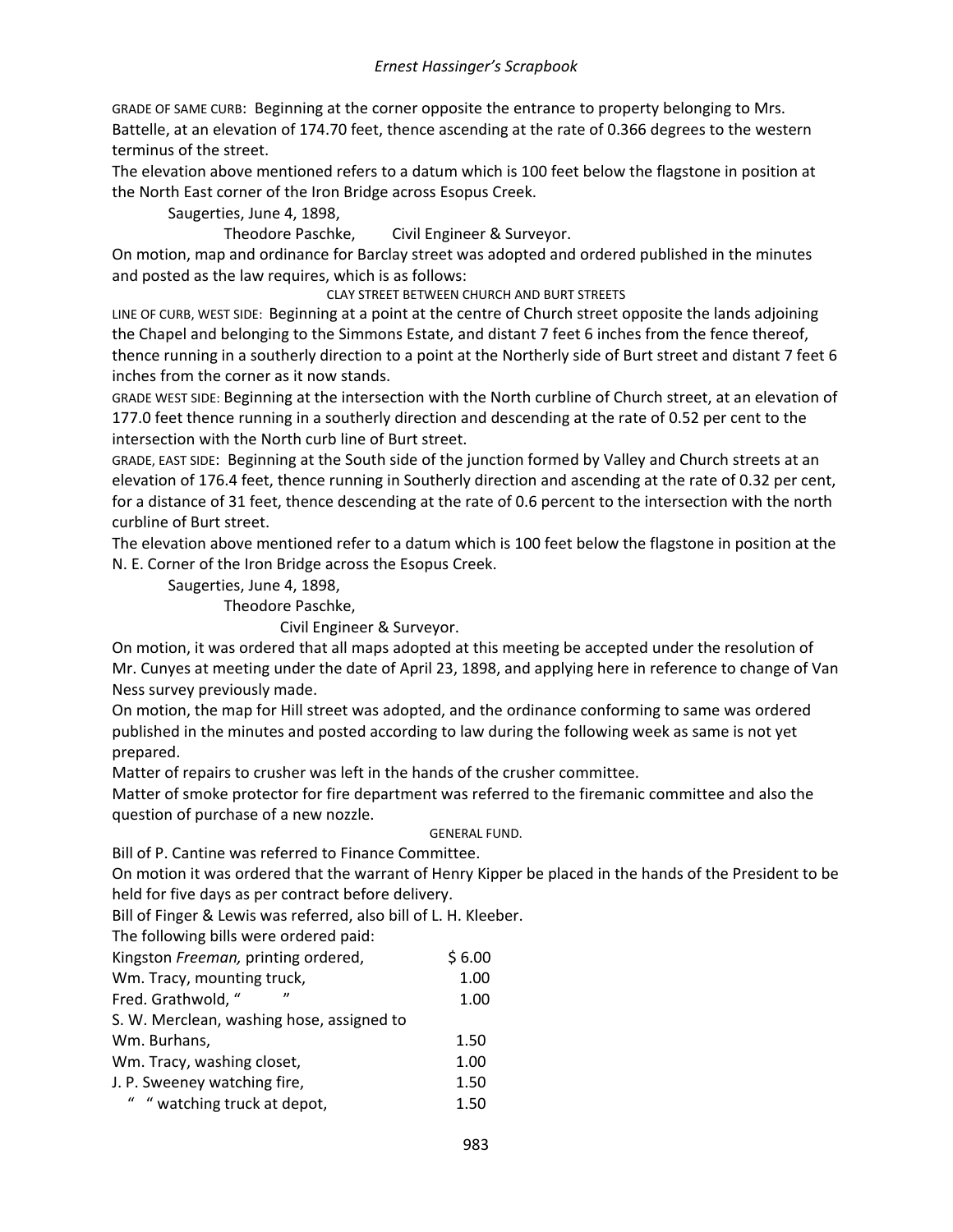GRADE OF SAME CURB: Beginning at the corner opposite the entrance to property belonging to Mrs. Battelle, at an elevation of 174.70 feet, thence ascending at the rate of 0.366 degrees to the western terminus of the street.

The elevation above mentioned refers to a datum which is 100 feet below the flagstone in position at the North East corner of the Iron Bridge across Esopus Creek.

Saugerties, June 4, 1898,

Theodore Paschke, Civil Engineer & Surveyor.

On motion, map and ordinance for Barclay street was adopted and ordered published in the minutes and posted as the law requires, which is as follows:

CLAY STREET BETWEEN CHURCH AND BURT STREETS

LINE OF CURB, WEST SIDE: Beginning at a point at the centre of Church street opposite the lands adjoining the Chapel and belonging to the Simmons Estate, and distant 7 feet 6 inches from the fence thereof, thence running in a southerly direction to a point at the Northerly side of Burt street and distant 7 feet 6 inches from the corner as it now stands.

GRADE WEST SIDE: Beginning at the intersection with the North curbline of Church street, at an elevation of 177.0 feet thence running in a southerly direction and descending at the rate of 0.52 per cent to the intersection with the North curb line of Burt street.

GRADE, EAST SIDE: Beginning at the South side of the junction formed by Valley and Church streets at an elevation of 176.4 feet, thence running in Southerly direction and ascending at the rate of 0.32 per cent, for a distance of 31 feet, thence descending at the rate of 0.6 percent to the intersection with the north curbline of Burt street.

The elevation above mentioned refer to a datum which is 100 feet below the flagstone in position at the N. E. Corner of the Iron Bridge across the Esopus Creek.

Saugerties, June 4, 1898,

Theodore Paschke,

Civil Engineer & Surveyor.

On motion, it was ordered that all maps adopted at this meeting be accepted under the resolution of Mr. Cunyes at meeting under the date of April 23, 1898, and applying here in reference to change of Van Ness survey previously made.

On motion, the map for Hill street was adopted, and the ordinance conforming to same was ordered published in the minutes and posted according to law during the following week as same is not yet prepared.

Matter of repairs to crusher was left in the hands of the crusher committee.

Matter of smoke protector for fire department was referred to the firemanic committee and also the question of purchase of a new nozzle.

GENERAL FUND.

Bill of P. Cantine was referred to Finance Committee.

On motion it was ordered that the warrant of Henry Kipper be placed in the hands of the President to be held for five days as per contract before delivery.

Bill of Finger & Lewis was referred, also bill of L. H. Kleeber.

The following bills were ordered paid:

| | |
|---|---|
| Kingston *Freeman,* printing ordered, | $ 6.00 |
| Wm. Tracy, mounting truck, | 1.00 |
| Fred. Grathwold, " " | 1.00 |
| S. W. Merclean, washing hose, assigned to | |
| Wm. Burhans, | 1.50 |
| Wm. Tracy, washing closet, | 1.00 |
| J. P. Sweeney watching fire, | 1.50 |
| " " watching truck at depot, | 1.50 |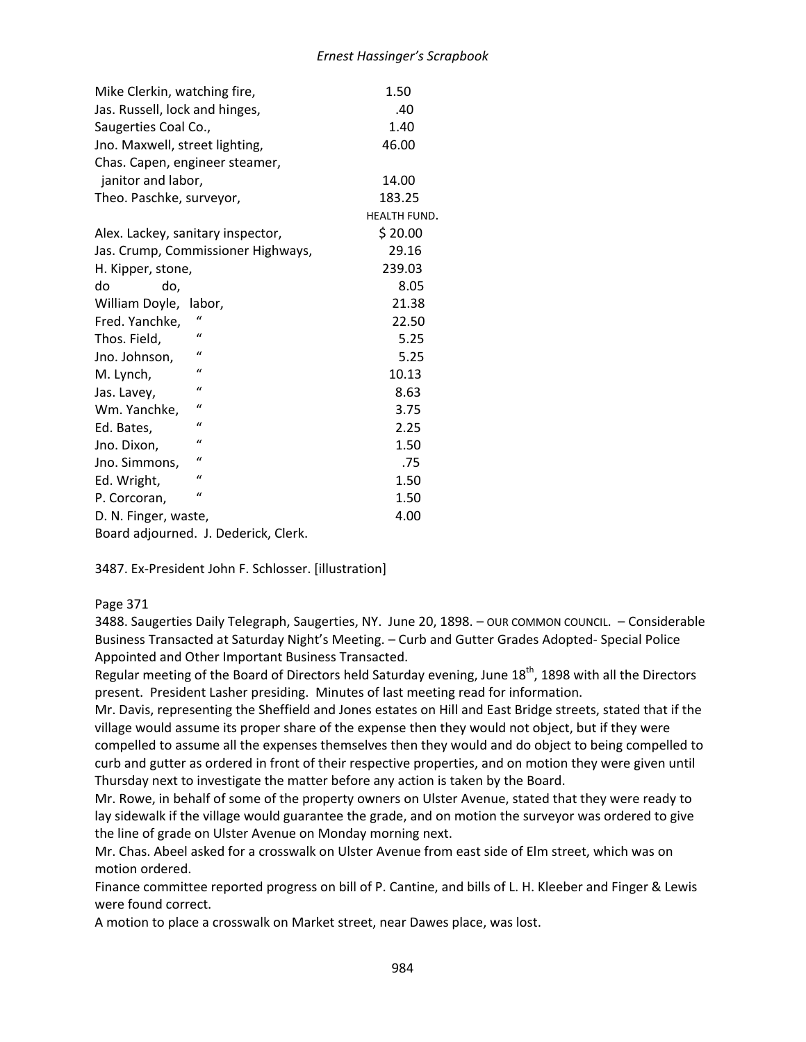| | |
|---|---|
| Mike Clerkin, watching fire, | 1.50 |
| Jas. Russell, lock and hinges, | .40 |
| Saugerties Coal Co., | 1.40 |
| Jno. Maxwell, street lighting, | 46.00 |
| Chas. Capen, engineer steamer, janitor and labor, | 14.00 |
| Theo. Paschke, surveyor, | 183.25 |
| | HEALTH FUND. |
| Alex. Lackey, sanitary inspector, | $ 20.00 |
| Jas. Crump, Commissioner Highways, | 29.16 |
| H. Kipper, stone, | 239.03 |
| do do, | 8.05 |
| William Doyle, labor, | 21.38 |
| Fred. Yanchke, " | 22.50 |
| Thos. Field, " | 5.25 |
| Jno. Johnson, " | 5.25 |
| M. Lynch, " | 10.13 |
| Jas. Lavey, " | 8.63 |
| Wm. Yanchke, " | 3.75 |
| Ed. Bates, " | 2.25 |
| Jno. Dixon, " | 1.50 |
| Jno. Simmons, " | .75 |
| Ed. Wright, " | 1.50 |
| P. Corcoran, " | 1.50 |
| D. N. Finger, waste, | 4.00 |

Board adjourned. J. Dederick, Clerk.

3487. Ex-President John F. Schlosser. [illustration]

Page 371

3488. Saugerties Daily Telegraph, Saugerties, NY. June 20, 1898. – OUR COMMON COUNCIL. – Considerable Business Transacted at Saturday Night's Meeting. – Curb and Gutter Grades Adopted- Special Police Appointed and Other Important Business Transacted.

Regular meeting of the Board of Directors held Saturday evening, June 18th, 1898 with all the Directors present. President Lasher presiding. Minutes of last meeting read for information.

Mr. Davis, representing the Sheffield and Jones estates on Hill and East Bridge streets, stated that if the village would assume its proper share of the expense then they would not object, but if they were compelled to assume all the expenses themselves then they would and do object to being compelled to curb and gutter as ordered in front of their respective properties, and on motion they were given until Thursday next to investigate the matter before any action is taken by the Board.

Mr. Rowe, in behalf of some of the property owners on Ulster Avenue, stated that they were ready to lay sidewalk if the village would guarantee the grade, and on motion the surveyor was ordered to give the line of grade on Ulster Avenue on Monday morning next.

Mr. Chas. Abeel asked for a crosswalk on Ulster Avenue from east side of Elm street, which was on motion ordered.

Finance committee reported progress on bill of P. Cantine, and bills of L. H. Kleeber and Finger & Lewis were found correct.

A motion to place a crosswalk on Market street, near Dawes place, was lost.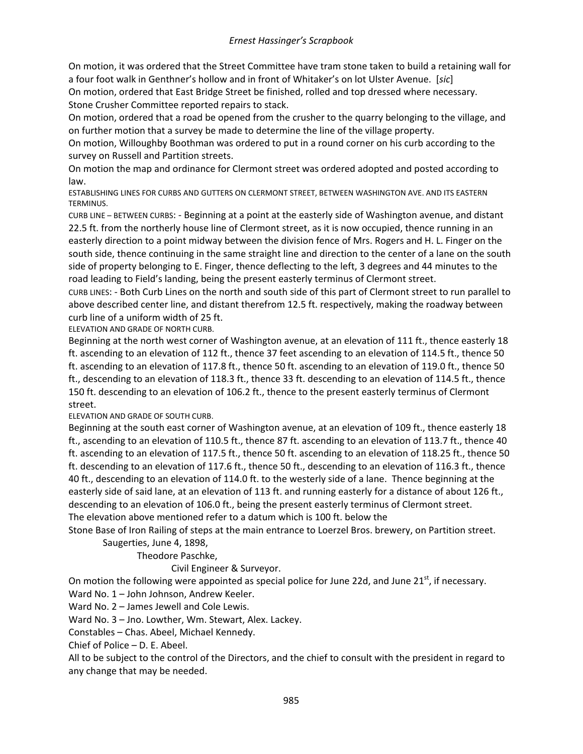On motion, it was ordered that the Street Committee have tram stone taken to build a retaining wall for a four foot walk in Genthner's hollow and in front of Whitaker's on lot Ulster Avenue. [*sic*]

On motion, ordered that East Bridge Street be finished, rolled and top dressed where necessary.

Stone Crusher Committee reported repairs to stack.

On motion, ordered that a road be opened from the crusher to the quarry belonging to the village, and on further motion that a survey be made to determine the line of the village property.

On motion, Willoughby Boothman was ordered to put in a round corner on his curb according to the survey on Russell and Partition streets.

On motion the map and ordinance for Clermont street was ordered adopted and posted according to law.

ESTABLISHING LINES FOR CURBS AND GUTTERS ON CLERMONT STREET, BETWEEN WASHINGTON AVE. AND ITS EASTERN TERMINUS.

CURB LINE – BETWEEN CURBS: - Beginning at a point at the easterly side of Washington avenue, and distant 22.5 ft. from the northerly house line of Clermont street, as it is now occupied, thence running in an easterly direction to a point midway between the division fence of Mrs. Rogers and H. L. Finger on the south side, thence continuing in the same straight line and direction to the center of a lane on the south side of property belonging to E. Finger, thence deflecting to the left, 3 degrees and 44 minutes to the road leading to Field's landing, being the present easterly terminus of Clermont street.

CURB LINES: - Both Curb Lines on the north and south side of this part of Clermont street to run parallel to above described center line, and distant therefrom 12.5 ft. respectively, making the roadway between curb line of a uniform width of 25 ft.

ELEVATION AND GRADE OF NORTH CURB.

Beginning at the north west corner of Washington avenue, at an elevation of 111 ft., thence easterly 18 ft. ascending to an elevation of 112 ft., thence 37 feet ascending to an elevation of 114.5 ft., thence 50 ft. ascending to an elevation of 117.8 ft., thence 50 ft. ascending to an elevation of 119.0 ft., thence 50 ft., descending to an elevation of 118.3 ft., thence 33 ft. descending to an elevation of 114.5 ft., thence 150 ft. descending to an elevation of 106.2 ft., thence to the present easterly terminus of Clermont street.

ELEVATION AND GRADE OF SOUTH CURB.

Beginning at the south east corner of Washington avenue, at an elevation of 109 ft., thence easterly 18 ft., ascending to an elevation of 110.5 ft., thence 87 ft. ascending to an elevation of 113.7 ft., thence 40 ft. ascending to an elevation of 117.5 ft., thence 50 ft. ascending to an elevation of 118.25 ft., thence 50 ft. descending to an elevation of 117.6 ft., thence 50 ft., descending to an elevation of 116.3 ft., thence 40 ft., descending to an elevation of 114.0 ft. to the westerly side of a lane. Thence beginning at the easterly side of said lane, at an elevation of 113 ft. and running easterly for a distance of about 126 ft., descending to an elevation of 106.0 ft., being the present easterly terminus of Clermont street.

The elevation above mentioned refer to a datum which is 100 ft. below the

Stone Base of Iron Railing of steps at the main entrance to Loerzel Bros. brewery, on Partition street.

Saugerties, June 4, 1898,

Theodore Paschke,

Civil Engineer & Surveyor.

On motion the following were appointed as special police for June 22d, and June 21st, if necessary.

Ward No. 1 – John Johnson, Andrew Keeler.

Ward No. 2 – James Jewell and Cole Lewis.

Ward No. 3 – Jno. Lowther, Wm. Stewart, Alex. Lackey.

Constables – Chas. Abeel, Michael Kennedy.

Chief of Police – D. E. Abeel.

All to be subject to the control of the Directors, and the chief to consult with the president in regard to any change that may be needed.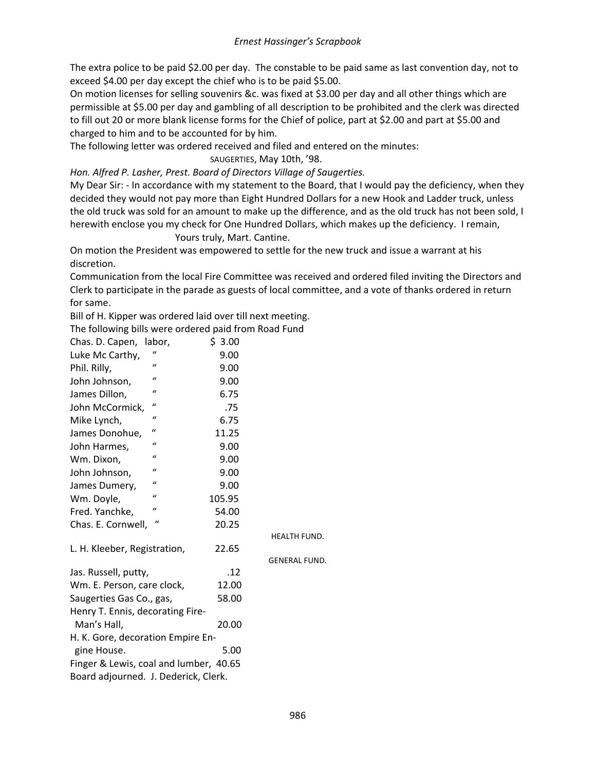The extra police to be paid $2.00 per day. The constable to be paid same as last convention day, not to exceed $4.00 per day except the chief who is to be paid $5.00.

On motion licenses for selling souvenirs &c. was fixed at $3.00 per day and all other things which are permissible at $5.00 per day and gambling of all description to be prohibited and the clerk was directed to fill out 20 or more blank license forms for the Chief of police, part at $2.00 and part at $5.00 and charged to him and to be accounted for by him.

The following letter was ordered received and filed and entered on the minutes:

SAUGERTIES, May 10th, '98.

*Hon. Alfred P. Lasher, Prest. Board of Directors Village of Saugerties.*

My Dear Sir: - In accordance with my statement to the Board, that I would pay the deficiency, when they decided they would not pay more than Eight Hundred Dollars for a new Hook and Ladder truck, unless the old truck was sold for an amount to make up the difference, and as the old truck has not been sold, I herewith enclose you my check for One Hundred Dollars, which makes up the deficiency. I remain,

Yours truly, Mart. Cantine.

On motion the President was empowered to settle for the new truck and issue a warrant at his discretion.

Communication from the local Fire Committee was received and ordered filed inviting the Directors and Clerk to participate in the parade as guests of local committee, and a vote of thanks ordered in return for same.

Bill of H. Kipper was ordered laid over till next meeting.

The following bills were ordered paid from Road Fund

| | | |
|---|---|---|
| Chas. D. Capen, | labor, | $ 3.00 |
| Luke Mc Carthy, | " | 9.00 |
| Phil. Rilly, | " | 9.00 |
| John Johnson, | " | 9.00 |
| James Dillon, | " | 6.75 |
| John McCormick, | " | .75 |
| Mike Lynch, | " | 6.75 |
| James Donohue, | " | 11.25 |
| John Harmes, | " | 9.00 |
| Wm. Dixon, | " | 9.00 |
| John Johnson, | " | 9.00 |
| James Dumery, | " | 9.00 |
| Wm. Doyle, | " | 105.95 |
| Fred. Yanchke, | " | 54.00 |
| Chas. E. Cornwell, | " | 20.25 |

HEALTH FUND.

| | |
|---|---|
| L. H. Kleeber, Registration, | 22.65 |

GENERAL FUND.

| | |
|---|---|
| Jas. Russell, putty, | .12 |
| Wm. E. Person, care clock, | 12.00 |
| Saugerties Gas Co., gas, | 58.00 |
| Henry T. Ennis, decorating Fire-Man's Hall, | 20.00 |
| H. K. Gore, decoration Empire Engine House. | 5.00 |
| Finger & Lewis, coal and lumber, | 40.65 |

Board adjourned. J. Dederick, Clerk.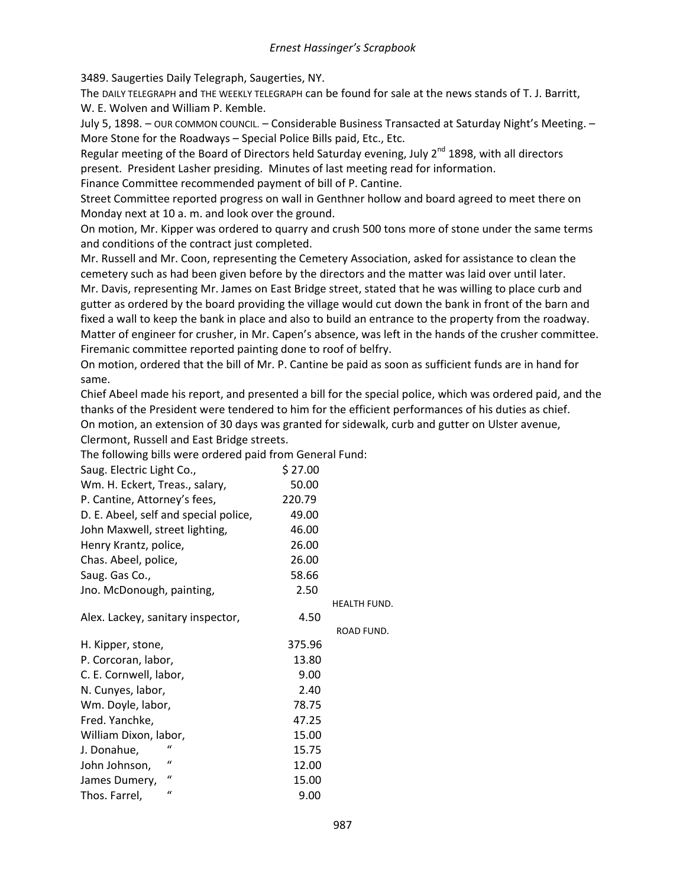3489. Saugerties Daily Telegraph, Saugerties, NY.

The DAILY TELEGRAPH and THE WEEKLY TELEGRAPH can be found for sale at the news stands of T. J. Barritt, W. E. Wolven and William P. Kemble.

July 5, 1898. – OUR COMMON COUNCIL. – Considerable Business Transacted at Saturday Night's Meeting. – More Stone for the Roadways – Special Police Bills paid, Etc., Etc.

Regular meeting of the Board of Directors held Saturday evening, July 2nd 1898, with all directors present. President Lasher presiding. Minutes of last meeting read for information.

Finance Committee recommended payment of bill of P. Cantine.

Street Committee reported progress on wall in Genthner hollow and board agreed to meet there on Monday next at 10 a. m. and look over the ground.

On motion, Mr. Kipper was ordered to quarry and crush 500 tons more of stone under the same terms and conditions of the contract just completed.

Mr. Russell and Mr. Coon, representing the Cemetery Association, asked for assistance to clean the cemetery such as had been given before by the directors and the matter was laid over until later.

Mr. Davis, representing Mr. James on East Bridge street, stated that he was willing to place curb and gutter as ordered by the board providing the village would cut down the bank in front of the barn and fixed a wall to keep the bank in place and also to build an entrance to the property from the roadway.

Matter of engineer for crusher, in Mr. Capen's absence, was left in the hands of the crusher committee.

Firemanic committee reported painting done to roof of belfry.

On motion, ordered that the bill of Mr. P. Cantine be paid as soon as sufficient funds are in hand for same.

Chief Abeel made his report, and presented a bill for the special police, which was ordered paid, and the thanks of the President were tendered to him for the efficient performances of his duties as chief.

On motion, an extension of 30 days was granted for sidewalk, curb and gutter on Ulster avenue, Clermont, Russell and East Bridge streets.

The following bills were ordered paid from General Fund:

| | |
|---|---|
| Saug. Electric Light Co., | $ 27.00 |
| Wm. H. Eckert, Treas., salary, | 50.00 |
| P. Cantine, Attorney's fees, | 220.79 |
| D. E. Abeel, self and special police, | 49.00 |
| John Maxwell, street lighting, | 46.00 |
| Henry Krantz, police, | 26.00 |
| Chas. Abeel, police, | 26.00 |
| Saug. Gas Co., | 58.66 |
| Jno. McDonough, painting, | 2.50 |
| HEALTH FUND. | |
| Alex. Lackey, sanitary inspector, | 4.50 |
| ROAD FUND. | |
| H. Kipper, stone, | 375.96 |
| P. Corcoran, labor, | 13.80 |
| C. E. Cornwell, labor, | 9.00 |
| N. Cunyes, labor, | 2.40 |
| Wm. Doyle, labor, | 78.75 |
| Fred. Yanchke, | 47.25 |
| William Dixon, labor, | 15.00 |
| J. Donahue, " | 15.75 |
| John Johnson, " | 12.00 |
| James Dumery, " | 15.00 |
| Thos. Farrel, " | 9.00 |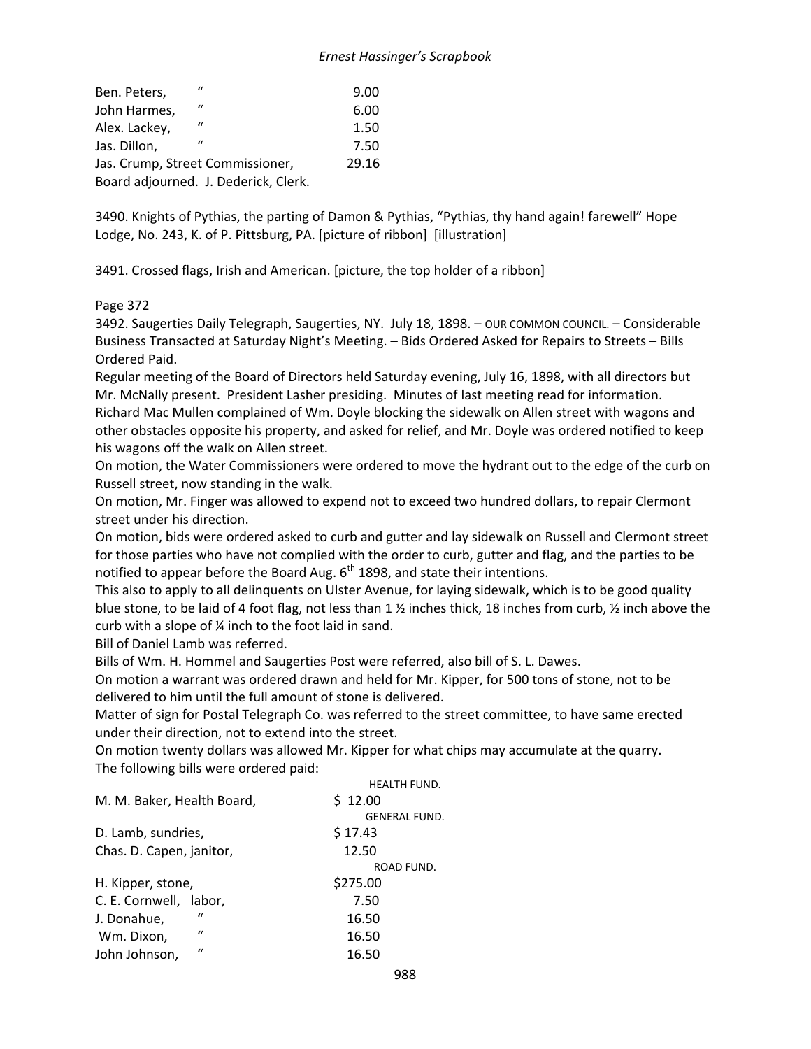| | | |
|---|---|---|
| Ben. Peters, | " | 9.00 |
| John Harmes, | " | 6.00 |
| Alex. Lackey, | " | 1.50 |
| Jas. Dillon, | " | 7.50 |
| Jas. Crump, Street Commissioner, | | 29.16 |

Board adjourned. J. Dederick, Clerk.

3490. Knights of Pythias, the parting of Damon & Pythias, "Pythias, thy hand again! farewell" Hope Lodge, No. 243, K. of P. Pittsburg, PA. [picture of ribbon] [illustration]

3491. Crossed flags, Irish and American. [picture, the top holder of a ribbon]

Page 372

3492. Saugerties Daily Telegraph, Saugerties, NY. July 18, 1898. – OUR COMMON COUNCIL. – Considerable Business Transacted at Saturday Night's Meeting. – Bids Ordered Asked for Repairs to Streets – Bills Ordered Paid.

Regular meeting of the Board of Directors held Saturday evening, July 16, 1898, with all directors but Mr. McNally present. President Lasher presiding. Minutes of last meeting read for information.

Richard Mac Mullen complained of Wm. Doyle blocking the sidewalk on Allen street with wagons and other obstacles opposite his property, and asked for relief, and Mr. Doyle was ordered notified to keep his wagons off the walk on Allen street.

On motion, the Water Commissioners were ordered to move the hydrant out to the edge of the curb on Russell street, now standing in the walk.

On motion, Mr. Finger was allowed to expend not to exceed two hundred dollars, to repair Clermont street under his direction.

On motion, bids were ordered asked to curb and gutter and lay sidewalk on Russell and Clermont street for those parties who have not complied with the order to curb, gutter and flag, and the parties to be notified to appear before the Board Aug. 6th 1898, and state their intentions.

This also to apply to all delinquents on Ulster Avenue, for laying sidewalk, which is to be good quality blue stone, to be laid of 4 foot flag, not less than 1 ½ inches thick, 18 inches from curb, ½ inch above the curb with a slope of ¼ inch to the foot laid in sand.

Bill of Daniel Lamb was referred.

Bills of Wm. H. Hommel and Saugerties Post were referred, also bill of S. L. Dawes.

On motion a warrant was ordered drawn and held for Mr. Kipper, for 500 tons of stone, not to be delivered to him until the full amount of stone is delivered.

Matter of sign for Postal Telegraph Co. was referred to the street committee, to have same erected under their direction, not to extend into the street.

On motion twenty dollars was allowed Mr. Kipper for what chips may accumulate at the quarry.

The following bills were ordered paid:

| | | |
|---|---|---|
| | | HEALTH FUND. |
| M. M. Baker, Health Board, | | $ 12.00 |
| | | GENERAL FUND. |
| D. Lamb, sundries, | | $ 17.43 |
| Chas. D. Capen, janitor, | | 12.50 |
| | | ROAD FUND. |
| H. Kipper, stone, | | $275.00 |
| C. E. Cornwell, | labor, | 7.50 |
| J. Donahue, | " | 16.50 |
| Wm. Dixon, | " | 16.50 |
| John Johnson, | " | 16.50 |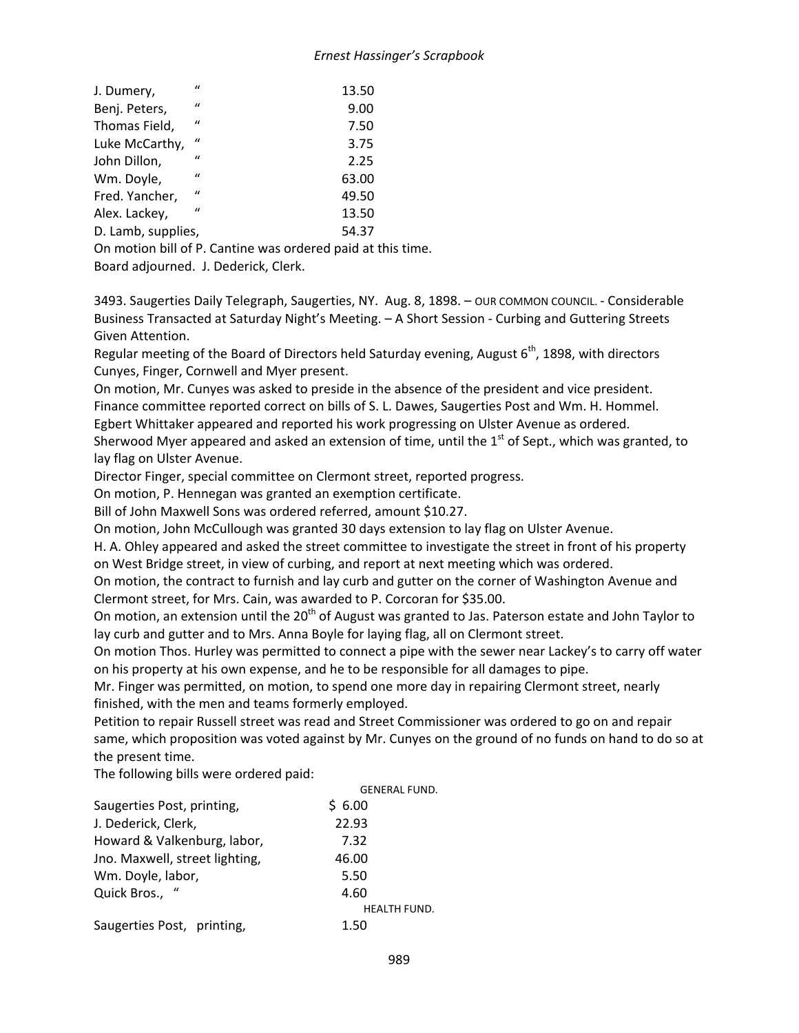| | | |
|---|---|---|
| J. Dumery, | " | 13.50 |
| Benj. Peters, | " | 9.00 |
| Thomas Field, | " | 7.50 |
| Luke McCarthy, | " | 3.75 |
| John Dillon, | " | 2.25 |
| Wm. Doyle, | " | 63.00 |
| Fred. Yancher, | " | 49.50 |
| Alex. Lackey, | " | 13.50 |
| D. Lamb, supplies, | | 54.37 |

On motion bill of P. Cantine was ordered paid at this time.
Board adjourned. J. Dederick, Clerk.

3493. Saugerties Daily Telegraph, Saugerties, NY. Aug. 8, 1898. – OUR COMMON COUNCIL. - Considerable Business Transacted at Saturday Night's Meeting. – A Short Session - Curbing and Guttering Streets Given Attention.

Regular meeting of the Board of Directors held Saturday evening, August 6th, 1898, with directors Cunyes, Finger, Cornwell and Myer present.

On motion, Mr. Cunyes was asked to preside in the absence of the president and vice president.

Finance committee reported correct on bills of S. L. Dawes, Saugerties Post and Wm. H. Hommel.

Egbert Whittaker appeared and reported his work progressing on Ulster Avenue as ordered.

Sherwood Myer appeared and asked an extension of time, until the 1st of Sept., which was granted, to lay flag on Ulster Avenue.

Director Finger, special committee on Clermont street, reported progress.

On motion, P. Hennegan was granted an exemption certificate.

Bill of John Maxwell Sons was ordered referred, amount $10.27.

On motion, John McCullough was granted 30 days extension to lay flag on Ulster Avenue.

H. A. Ohley appeared and asked the street committee to investigate the street in front of his property on West Bridge street, in view of curbing, and report at next meeting which was ordered.

On motion, the contract to furnish and lay curb and gutter on the corner of Washington Avenue and Clermont street, for Mrs. Cain, was awarded to P. Corcoran for $35.00.

On motion, an extension until the 20th of August was granted to Jas. Paterson estate and John Taylor to lay curb and gutter and to Mrs. Anna Boyle for laying flag, all on Clermont street.

On motion Thos. Hurley was permitted to connect a pipe with the sewer near Lackey's to carry off water on his property at his own expense, and he to be responsible for all damages to pipe.

Mr. Finger was permitted, on motion, to spend one more day in repairing Clermont street, nearly finished, with the men and teams formerly employed.

Petition to repair Russell street was read and Street Commissioner was ordered to go on and repair same, which proposition was voted against by Mr. Cunyes on the ground of no funds on hand to do so at the present time.

The following bills were ordered paid:

| | GENERAL FUND. |
|---|---|
| Saugerties Post, printing, | $ 6.00 |
| J. Dederick, Clerk, | 22.93 |
| Howard & Valkenburg, labor, | 7.32 |
| Jno. Maxwell, street lighting, | 46.00 |
| Wm. Doyle, labor, | 5.50 |
| Quick Bros., " | 4.60 |
| | HEALTH FUND. |
| Saugerties Post, printing, | 1.50 |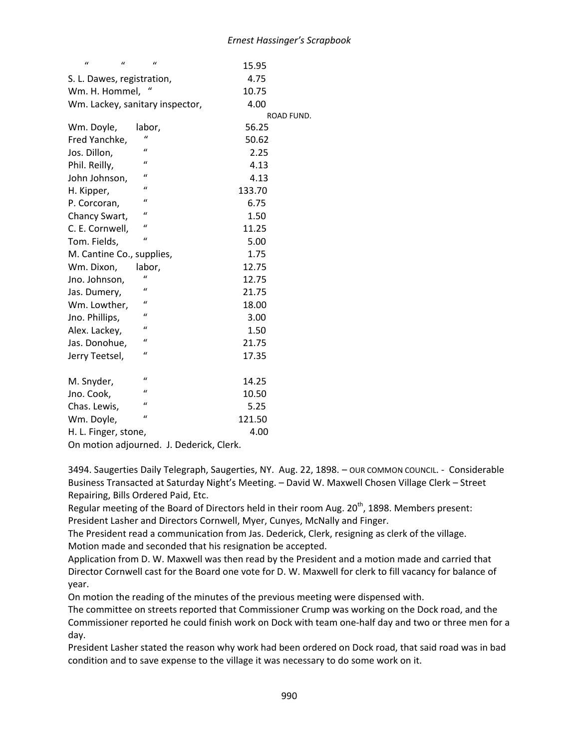| | |
|---|---|
| " " " | 15.95 |
| S. L. Dawes, registration, | 4.75 |
| Wm. H. Hommel, " | 10.75 |
| Wm. Lackey, sanitary inspector, | 4.00 |
| ROAD FUND. | |
| Wm. Doyle, labor, | 56.25 |
| Fred Yanchke, " | 50.62 |
| Jos. Dillon, " | 2.25 |
| Phil. Reilly, " | 4.13 |
| John Johnson, " | 4.13 |
| H. Kipper, " | 133.70 |
| P. Corcoran, " | 6.75 |
| Chancy Swart, " | 1.50 |
| C. E. Cornwell, " | 11.25 |
| Tom. Fields, " | 5.00 |
| M. Cantine Co., supplies, | 1.75 |
| Wm. Dixon, labor, | 12.75 |
| Jno. Johnson, " | 12.75 |
| Jas. Dumery, " | 21.75 |
| Wm. Lowther, " | 18.00 |
| Jno. Phillips, " | 3.00 |
| Alex. Lackey, " | 1.50 |
| Jas. Donohue, " | 21.75 |
| Jerry Teetsel, " | 17.35 |
| M. Snyder, " | 14.25 |
| Jno. Cook, " | 10.50 |
| Chas. Lewis, " | 5.25 |
| Wm. Doyle, " | 121.50 |
| H. L. Finger, stone, | 4.00 |

On motion adjourned. J. Dederick, Clerk.

3494. Saugerties Daily Telegraph, Saugerties, NY. Aug. 22, 1898. – OUR COMMON COUNCIL. - Considerable Business Transacted at Saturday Night's Meeting. – David W. Maxwell Chosen Village Clerk – Street Repairing, Bills Ordered Paid, Etc.

Regular meeting of the Board of Directors held in their room Aug. 20th, 1898. Members present: President Lasher and Directors Cornwell, Myer, Cunyes, McNally and Finger.

The President read a communication from Jas. Dederick, Clerk, resigning as clerk of the village.

Motion made and seconded that his resignation be accepted.

Application from D. W. Maxwell was then read by the President and a motion made and carried that Director Cornwell cast for the Board one vote for D. W. Maxwell for clerk to fill vacancy for balance of year.

On motion the reading of the minutes of the previous meeting were dispensed with.

The committee on streets reported that Commissioner Crump was working on the Dock road, and the Commissioner reported he could finish work on Dock with team one-half day and two or three men for a day.

President Lasher stated the reason why work had been ordered on Dock road, that said road was in bad condition and to save expense to the village it was necessary to do some work on it.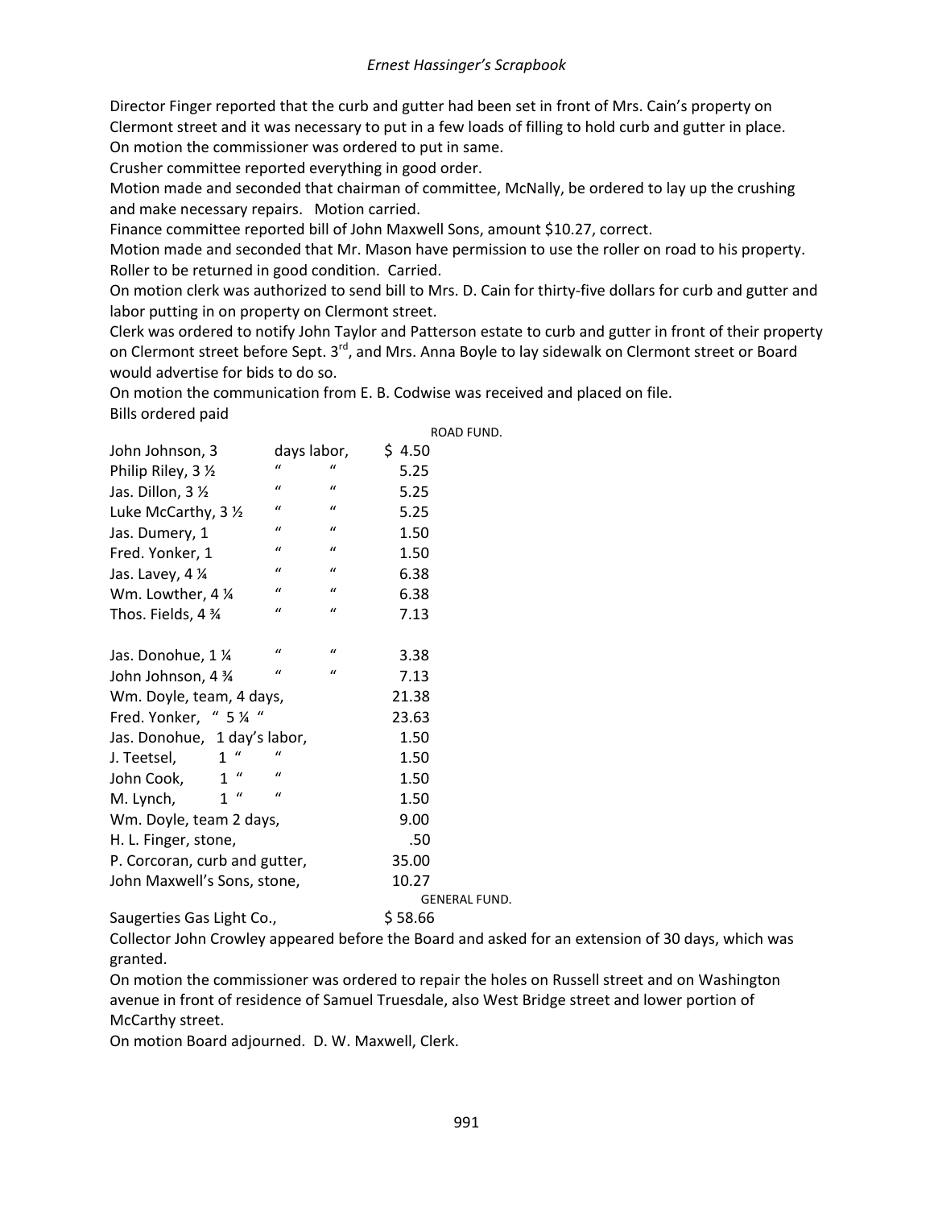Director Finger reported that the curb and gutter had been set in front of Mrs. Cain's property on Clermont street and it was necessary to put in a few loads of filling to hold curb and gutter in place. On motion the commissioner was ordered to put in same.

Crusher committee reported everything in good order.

Motion made and seconded that chairman of committee, McNally, be ordered to lay up the crushing and make necessary repairs. Motion carried.

Finance committee reported bill of John Maxwell Sons, amount $10.27, correct.

Motion made and seconded that Mr. Mason have permission to use the roller on road to his property. Roller to be returned in good condition. Carried.

On motion clerk was authorized to send bill to Mrs. D. Cain for thirty-five dollars for curb and gutter and labor putting in on property on Clermont street.

Clerk was ordered to notify John Taylor and Patterson estate to curb and gutter in front of their property on Clermont street before Sept. 3rd, and Mrs. Anna Boyle to lay sidewalk on Clermont street or Board would advertise for bids to do so.

On motion the communication from E. B. Codwise was received and placed on file.

Bills ordered paid

ROAD FUND.

| | | | |
|---|---|---|---|
| John Johnson, 3 | days labor, | | $ 4.50 |
| Philip Riley, 3 ½ | " | " | 5.25 |
| Jas. Dillon, 3 ½ | " | " | 5.25 |
| Luke McCarthy, 3 ½ | " | " | 5.25 |
| Jas. Dumery, 1 | " | " | 1.50 |
| Fred. Yonker, 1 | " | " | 1.50 |
| Jas. Lavey, 4 ¼ | " | " | 6.38 |
| Wm. Lowther, 4 ¼ | " | " | 6.38 |
| Thos. Fields, 4 ¾ | " | " | 7.13 |
| Jas. Donohue, 1 ¼ | " | " | 3.38 |
| John Johnson, 4 ¾ | " | " | 7.13 |
| Wm. Doyle, team, 4 days, | | | 21.38 |
| Fred. Yonker, " 5 ¼ " | | | 23.63 |
| Jas. Donohue, 1 day's labor, | | | 1.50 |
| J. Teetsel, 1 " | " | | 1.50 |
| John Cook, 1 " | " | | 1.50 |
| M. Lynch, 1 " | " | | 1.50 |
| Wm. Doyle, team 2 days, | | | 9.00 |
| H. L. Finger, stone, | | | .50 |
| P. Corcoran, curb and gutter, | | | 35.00 |
| John Maxwell's Sons, stone, | | | 10.27 |

GENERAL FUND.

| | |
|---|---|
| Saugerties Gas Light Co., | $ 58.66 |

Collector John Crowley appeared before the Board and asked for an extension of 30 days, which was granted.

On motion the commissioner was ordered to repair the holes on Russell street and on Washington avenue in front of residence of Samuel Truesdale, also West Bridge street and lower portion of McCarthy street.

On motion Board adjourned. D. W. Maxwell, Clerk.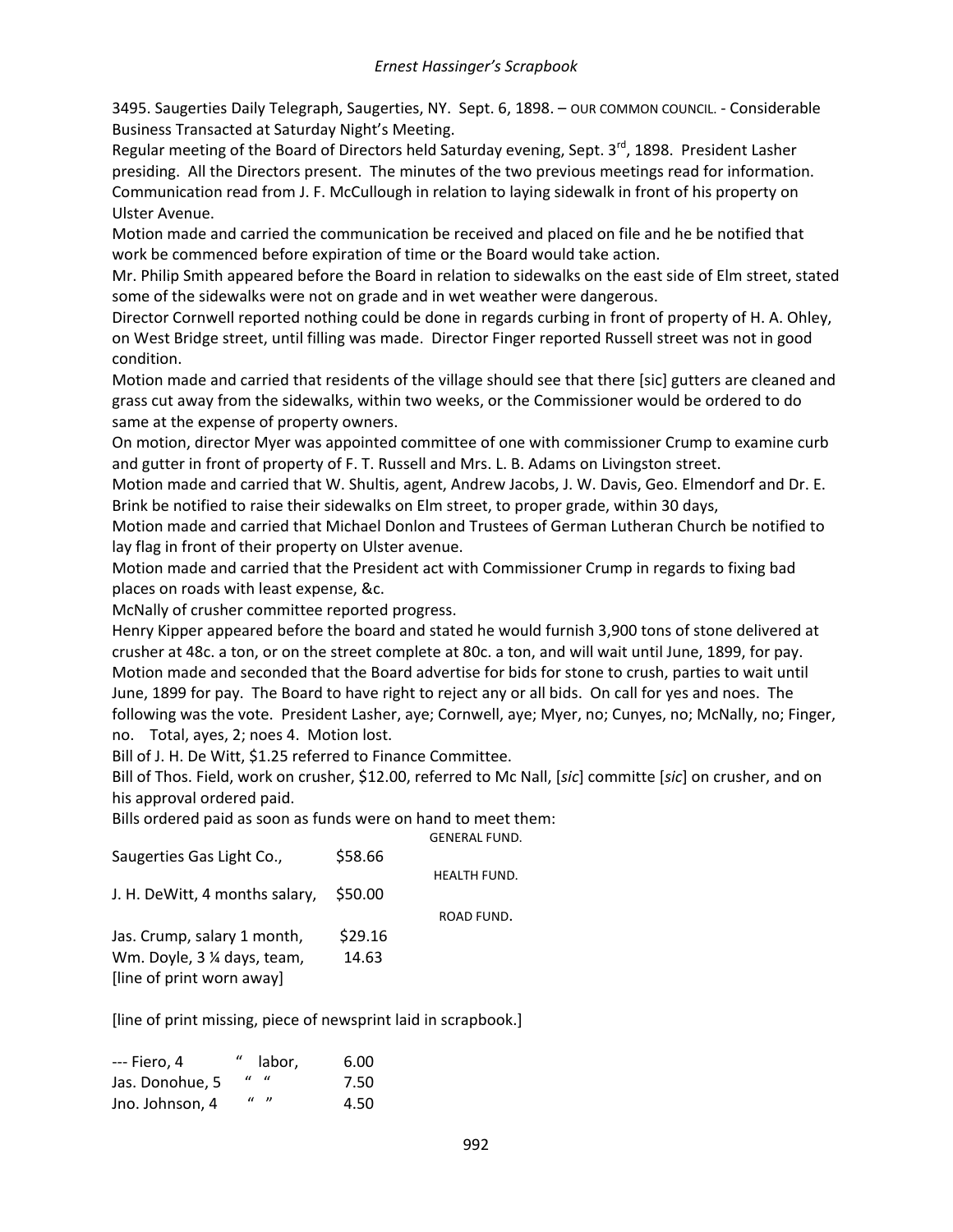3495. Saugerties Daily Telegraph, Saugerties, NY. Sept. 6, 1898. – OUR COMMON COUNCIL. - Considerable Business Transacted at Saturday Night's Meeting.

Regular meeting of the Board of Directors held Saturday evening, Sept. 3rd, 1898. President Lasher presiding. All the Directors present. The minutes of the two previous meetings read for information.

Communication read from J. F. McCullough in relation to laying sidewalk in front of his property on Ulster Avenue.

Motion made and carried the communication be received and placed on file and he be notified that work be commenced before expiration of time or the Board would take action.

Mr. Philip Smith appeared before the Board in relation to sidewalks on the east side of Elm street, stated some of the sidewalks were not on grade and in wet weather were dangerous.

Director Cornwell reported nothing could be done in regards curbing in front of property of H. A. Ohley, on West Bridge street, until filling was made. Director Finger reported Russell street was not in good condition.

Motion made and carried that residents of the village should see that there [sic] gutters are cleaned and grass cut away from the sidewalks, within two weeks, or the Commissioner would be ordered to do same at the expense of property owners.

On motion, director Myer was appointed committee of one with commissioner Crump to examine curb and gutter in front of property of F. T. Russell and Mrs. L. B. Adams on Livingston street.

Motion made and carried that W. Shultis, agent, Andrew Jacobs, J. W. Davis, Geo. Elmendorf and Dr. E. Brink be notified to raise their sidewalks on Elm street, to proper grade, within 30 days,

Motion made and carried that Michael Donlon and Trustees of German Lutheran Church be notified to lay flag in front of their property on Ulster avenue.

Motion made and carried that the President act with Commissioner Crump in regards to fixing bad places on roads with least expense, &c.

McNally of crusher committee reported progress.

Henry Kipper appeared before the board and stated he would furnish 3,900 tons of stone delivered at crusher at 48c. a ton, or on the street complete at 80c. a ton, and will wait until June, 1899, for pay.

Motion made and seconded that the Board advertise for bids for stone to crush, parties to wait until June, 1899 for pay. The Board to have right to reject any or all bids. On call for yes and noes. The following was the vote. President Lasher, aye; Cornwell, aye; Myer, no; Cunyes, no; McNally, no; Finger, no. Total, ayes, 2; noes 4. Motion lost.

Bill of J. H. De Witt, $1.25 referred to Finance Committee.

Bill of Thos. Field, work on crusher, $12.00, referred to Mc Nall, [*sic*] committe [*sic*] on crusher, and on his approval ordered paid.

Bills ordered paid as soon as funds were on hand to meet them:

GENERAL FUND.

Saugerties Gas Light Co., $58.66

HEALTH FUND.

J. H. DeWitt, 4 months salary, $50.00

ROAD FUND.

Jas. Crump, salary 1 month, $29.16
Wm. Doyle, 3 ¼ days, team, 14.63
[line of print worn away]

[line of print missing, piece of newsprint laid in scrapbook.]

--- Fiero, 4 " labor, 6.00
Jas. Donohue, 5 " " 7.50
Jno. Johnson, 4 " " 4.50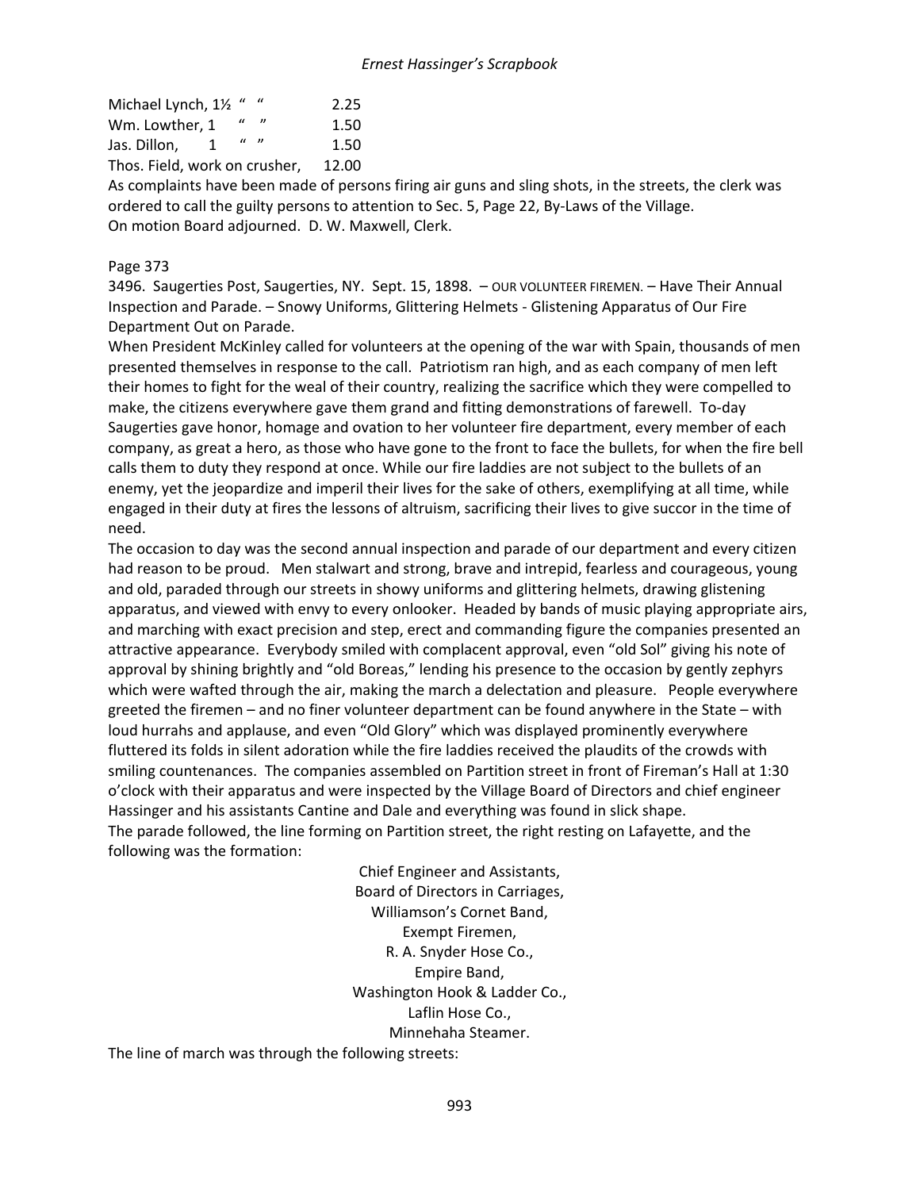Michael Lynch, 1½ " " 2.25
Wm. Lowther, 1 " " 1.50
Jas. Dillon, 1 " " 1.50
Thos. Field, work on crusher, 12.00

As complaints have been made of persons firing air guns and sling shots, in the streets, the clerk was ordered to call the guilty persons to attention to Sec. 5, Page 22, By-Laws of the Village.
On motion Board adjourned. D. W. Maxwell, Clerk.

Page 373

3496. Saugerties Post, Saugerties, NY. Sept. 15, 1898. – OUR VOLUNTEER FIREMEN. – Have Their Annual Inspection and Parade. – Snowy Uniforms, Glittering Helmets - Glistening Apparatus of Our Fire Department Out on Parade.

When President McKinley called for volunteers at the opening of the war with Spain, thousands of men presented themselves in response to the call. Patriotism ran high, and as each company of men left their homes to fight for the weal of their country, realizing the sacrifice which they were compelled to make, the citizens everywhere gave them grand and fitting demonstrations of farewell. To-day Saugerties gave honor, homage and ovation to her volunteer fire department, every member of each company, as great a hero, as those who have gone to the front to face the bullets, for when the fire bell calls them to duty they respond at once. While our fire laddies are not subject to the bullets of an enemy, yet the jeopardize and imperil their lives for the sake of others, exemplifying at all time, while engaged in their duty at fires the lessons of altruism, sacrificing their lives to give succor in the time of need.

The occasion to day was the second annual inspection and parade of our department and every citizen had reason to be proud. Men stalwart and strong, brave and intrepid, fearless and courageous, young and old, paraded through our streets in showy uniforms and glittering helmets, drawing glistening apparatus, and viewed with envy to every onlooker. Headed by bands of music playing appropriate airs, and marching with exact precision and step, erect and commanding figure the companies presented an attractive appearance. Everybody smiled with complacent approval, even "old Sol" giving his note of approval by shining brightly and "old Boreas," lending his presence to the occasion by gently zephyrs which were wafted through the air, making the march a delectation and pleasure. People everywhere greeted the firemen – and no finer volunteer department can be found anywhere in the State – with loud hurrahs and applause, and even "Old Glory" which was displayed prominently everywhere fluttered its folds in silent adoration while the fire laddies received the plaudits of the crowds with smiling countenances. The companies assembled on Partition street in front of Fireman's Hall at 1:30 o'clock with their apparatus and were inspected by the Village Board of Directors and chief engineer Hassinger and his assistants Cantine and Dale and everything was found in slick shape.

The parade followed, the line forming on Partition street, the right resting on Lafayette, and the following was the formation:

Chief Engineer and Assistants,
Board of Directors in Carriages,
Williamson's Cornet Band,
Exempt Firemen,
R. A. Snyder Hose Co.,
Empire Band,
Washington Hook & Ladder Co.,
Laflin Hose Co.,
Minnehaha Steamer.

The line of march was through the following streets: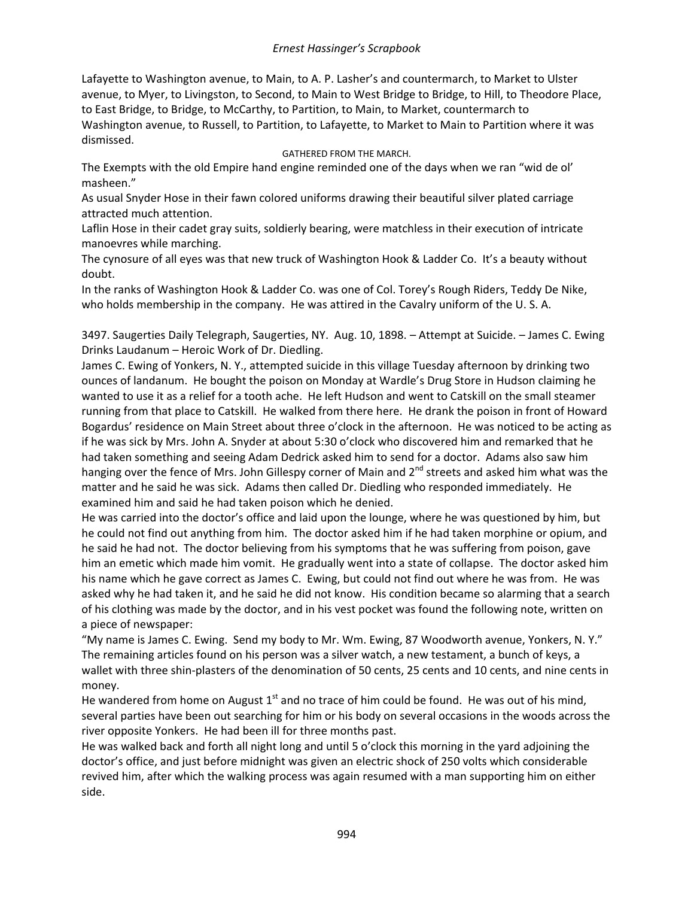Lafayette to Washington avenue, to Main, to A. P. Lasher's and countermarch, to Market to Ulster avenue, to Myer, to Livingston, to Second, to Main to West Bridge to Bridge, to Hill, to Theodore Place, to East Bridge, to Bridge, to McCarthy, to Partition, to Main, to Market, countermarch to Washington avenue, to Russell, to Partition, to Lafayette, to Market to Main to Partition where it was dismissed.

GATHERED FROM THE MARCH.

The Exempts with the old Empire hand engine reminded one of the days when we ran "wid de ol' masheen."

As usual Snyder Hose in their fawn colored uniforms drawing their beautiful silver plated carriage attracted much attention.

Laflin Hose in their cadet gray suits, soldierly bearing, were matchless in their execution of intricate manoevres while marching.

The cynosure of all eyes was that new truck of Washington Hook & Ladder Co. It's a beauty without doubt.

In the ranks of Washington Hook & Ladder Co. was one of Col. Torey's Rough Riders, Teddy De Nike, who holds membership in the company. He was attired in the Cavalry uniform of the U. S. A.

3497. Saugerties Daily Telegraph, Saugerties, NY. Aug. 10, 1898. – Attempt at Suicide. – James C. Ewing Drinks Laudanum – Heroic Work of Dr. Diedling.

James C. Ewing of Yonkers, N. Y., attempted suicide in this village Tuesday afternoon by drinking two ounces of landanum. He bought the poison on Monday at Wardle's Drug Store in Hudson claiming he wanted to use it as a relief for a tooth ache. He left Hudson and went to Catskill on the small steamer running from that place to Catskill. He walked from there here. He drank the poison in front of Howard Bogardus' residence on Main Street about three o'clock in the afternoon. He was noticed to be acting as if he was sick by Mrs. John A. Snyder at about 5:30 o'clock who discovered him and remarked that he had taken something and seeing Adam Dedrick asked him to send for a doctor. Adams also saw him hanging over the fence of Mrs. John Gillespy corner of Main and 2nd streets and asked him what was the matter and he said he was sick. Adams then called Dr. Diedling who responded immediately. He examined him and said he had taken poison which he denied.

He was carried into the doctor's office and laid upon the lounge, where he was questioned by him, but he could not find out anything from him. The doctor asked him if he had taken morphine or opium, and he said he had not. The doctor believing from his symptoms that he was suffering from poison, gave him an emetic which made him vomit. He gradually went into a state of collapse. The doctor asked him his name which he gave correct as James C. Ewing, but could not find out where he was from. He was asked why he had taken it, and he said he did not know. His condition became so alarming that a search of his clothing was made by the doctor, and in his vest pocket was found the following note, written on a piece of newspaper:

"My name is James C. Ewing. Send my body to Mr. Wm. Ewing, 87 Woodworth avenue, Yonkers, N. Y." The remaining articles found on his person was a silver watch, a new testament, a bunch of keys, a wallet with three shin-plasters of the denomination of 50 cents, 25 cents and 10 cents, and nine cents in money.

He wandered from home on August 1st and no trace of him could be found. He was out of his mind, several parties have been out searching for him or his body on several occasions in the woods across the river opposite Yonkers. He had been ill for three months past.

He was walked back and forth all night long and until 5 o'clock this morning in the yard adjoining the doctor's office, and just before midnight was given an electric shock of 250 volts which considerable revived him, after which the walking process was again resumed with a man supporting him on either side.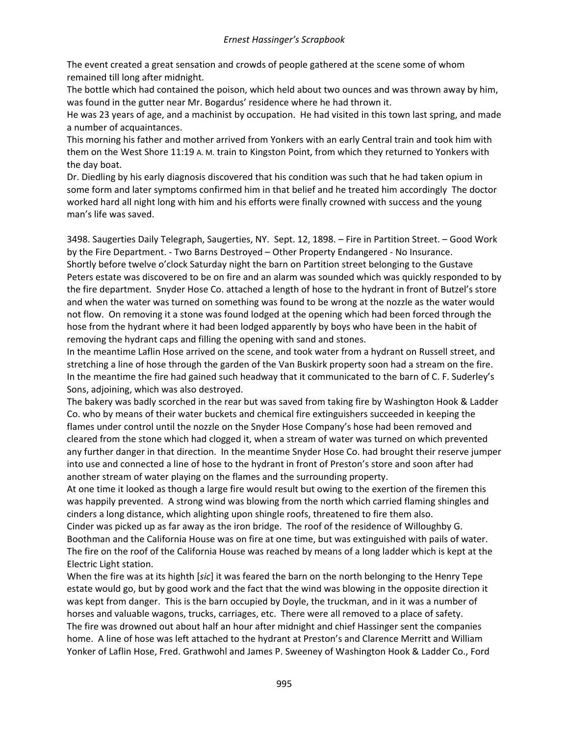The event created a great sensation and crowds of people gathered at the scene some of whom remained till long after midnight.

The bottle which had contained the poison, which held about two ounces and was thrown away by him, was found in the gutter near Mr. Bogardus' residence where he had thrown it.

He was 23 years of age, and a machinist by occupation. He had visited in this town last spring, and made a number of acquaintances.

This morning his father and mother arrived from Yonkers with an early Central train and took him with them on the West Shore 11:19 A. M. train to Kingston Point, from which they returned to Yonkers with the day boat.

Dr. Diedling by his early diagnosis discovered that his condition was such that he had taken opium in some form and later symptoms confirmed him in that belief and he treated him accordingly The doctor worked hard all night long with him and his efforts were finally crowned with success and the young man's life was saved.

3498. Saugerties Daily Telegraph, Saugerties, NY. Sept. 12, 1898. – Fire in Partition Street. – Good Work by the Fire Department. - Two Barns Destroyed – Other Property Endangered - No Insurance.

Shortly before twelve o'clock Saturday night the barn on Partition street belonging to the Gustave Peters estate was discovered to be on fire and an alarm was sounded which was quickly responded to by the fire department. Snyder Hose Co. attached a length of hose to the hydrant in front of Butzel's store and when the water was turned on something was found to be wrong at the nozzle as the water would not flow. On removing it a stone was found lodged at the opening which had been forced through the hose from the hydrant where it had been lodged apparently by boys who have been in the habit of removing the hydrant caps and filling the opening with sand and stones.

In the meantime Laflin Hose arrived on the scene, and took water from a hydrant on Russell street, and stretching a line of hose through the garden of the Van Buskirk property soon had a stream on the fire. In the meantime the fire had gained such headway that it communicated to the barn of C. F. Suderley's Sons, adjoining, which was also destroyed.

The bakery was badly scorched in the rear but was saved from taking fire by Washington Hook & Ladder Co. who by means of their water buckets and chemical fire extinguishers succeeded in keeping the flames under control until the nozzle on the Snyder Hose Company's hose had been removed and cleared from the stone which had clogged it, when a stream of water was turned on which prevented any further danger in that direction. In the meantime Snyder Hose Co. had brought their reserve jumper into use and connected a line of hose to the hydrant in front of Preston's store and soon after had another stream of water playing on the flames and the surrounding property.

At one time it looked as though a large fire would result but owing to the exertion of the firemen this was happily prevented. A strong wind was blowing from the north which carried flaming shingles and cinders a long distance, which alighting upon shingle roofs, threatened to fire them also.

Cinder was picked up as far away as the iron bridge. The roof of the residence of Willoughby G. Boothman and the California House was on fire at one time, but was extinguished with pails of water. The fire on the roof of the California House was reached by means of a long ladder which is kept at the Electric Light station.

When the fire was at its highth [*sic*] it was feared the barn on the north belonging to the Henry Tepe estate would go, but by good work and the fact that the wind was blowing in the opposite direction it was kept from danger. This is the barn occupied by Doyle, the truckman, and in it was a number of horses and valuable wagons, trucks, carriages, etc. There were all removed to a place of safety.

The fire was drowned out about half an hour after midnight and chief Hassinger sent the companies home. A line of hose was left attached to the hydrant at Preston's and Clarence Merritt and William Yonker of Laflin Hose, Fred. Grathwohl and James P. Sweeney of Washington Hook & Ladder Co., Ford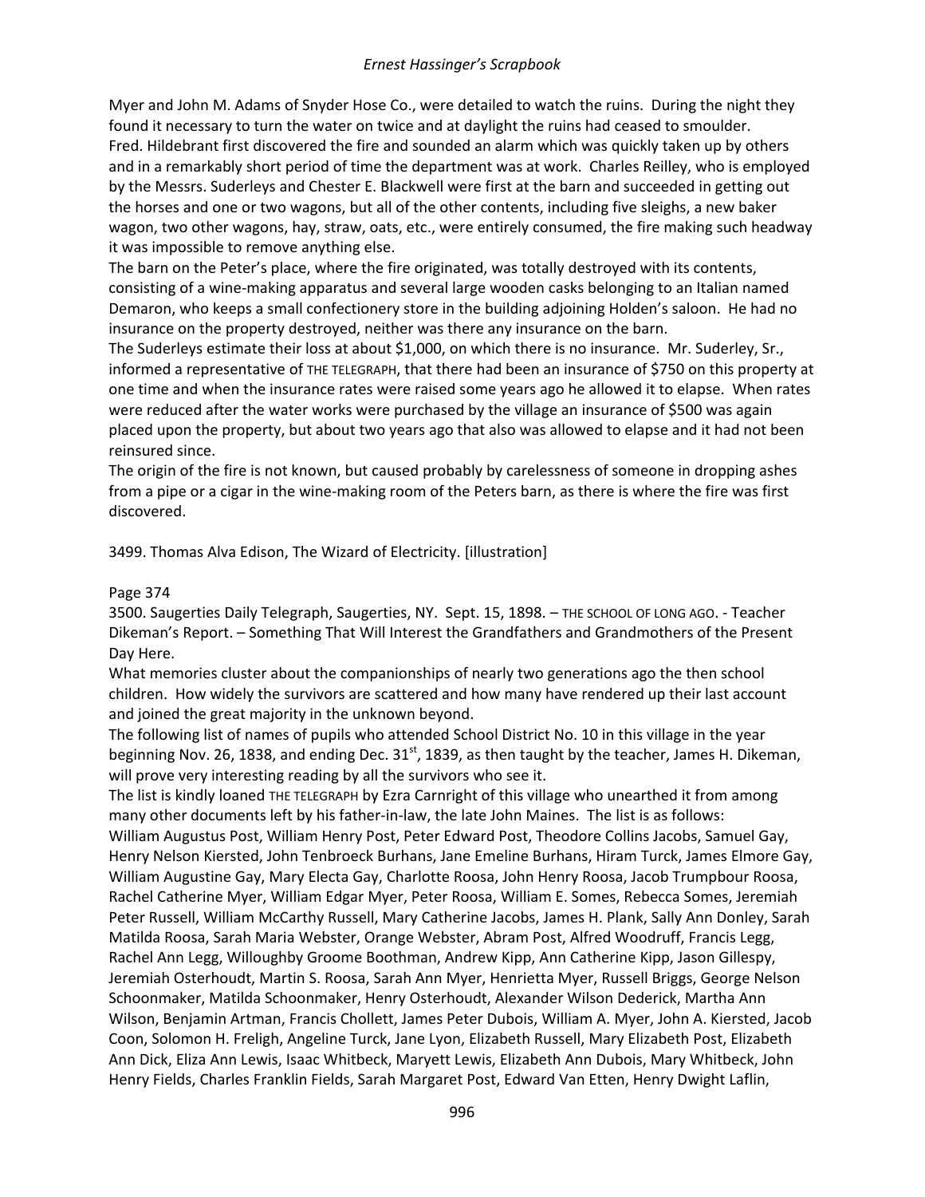Myer and John M. Adams of Snyder Hose Co., were detailed to watch the ruins. During the night they found it necessary to turn the water on twice and at daylight the ruins had ceased to smoulder.
Fred. Hildebrant first discovered the fire and sounded an alarm which was quickly taken up by others and in a remarkably short period of time the department was at work. Charles Reilley, who is employed by the Messrs. Suderleys and Chester E. Blackwell were first at the barn and succeeded in getting out the horses and one or two wagons, but all of the other contents, including five sleighs, a new baker wagon, two other wagons, hay, straw, oats, etc., were entirely consumed, the fire making such headway it was impossible to remove anything else.
The barn on the Peter's place, where the fire originated, was totally destroyed with its contents, consisting of a wine-making apparatus and several large wooden casks belonging to an Italian named Demaron, who keeps a small confectionery store in the building adjoining Holden's saloon. He had no insurance on the property destroyed, neither was there any insurance on the barn.
The Suderleys estimate their loss at about $1,000, on which there is no insurance. Mr. Suderley, Sr., informed a representative of THE TELEGRAPH, that there had been an insurance of $750 on this property at one time and when the insurance rates were raised some years ago he allowed it to elapse. When rates were reduced after the water works were purchased by the village an insurance of $500 was again placed upon the property, but about two years ago that also was allowed to elapse and it had not been reinsured since.
The origin of the fire is not known, but caused probably by carelessness of someone in dropping ashes from a pipe or a cigar in the wine-making room of the Peters barn, as there is where the fire was first discovered.

3499. Thomas Alva Edison, The Wizard of Electricity. [illustration]

Page 374
3500. Saugerties Daily Telegraph, Saugerties, NY. Sept. 15, 1898. – THE SCHOOL OF LONG AGO. - Teacher Dikeman's Report. – Something That Will Interest the Grandfathers and Grandmothers of the Present Day Here.
What memories cluster about the companionships of nearly two generations ago the then school children. How widely the survivors are scattered and how many have rendered up their last account and joined the great majority in the unknown beyond.
The following list of names of pupils who attended School District No. 10 in this village in the year beginning Nov. 26, 1838, and ending Dec. 31st, 1839, as then taught by the teacher, James H. Dikeman, will prove very interesting reading by all the survivors who see it.
The list is kindly loaned THE TELEGRAPH by Ezra Carnright of this village who unearthed it from among many other documents left by his father-in-law, the late John Maines. The list is as follows:
William Augustus Post, William Henry Post, Peter Edward Post, Theodore Collins Jacobs, Samuel Gay, Henry Nelson Kiersted, John Tenbroeck Burhans, Jane Emeline Burhans, Hiram Turck, James Elmore Gay, William Augustine Gay, Mary Electa Gay, Charlotte Roosa, John Henry Roosa, Jacob Trumpbour Roosa, Rachel Catherine Myer, William Edgar Myer, Peter Roosa, William E. Somes, Rebecca Somes, Jeremiah Peter Russell, William McCarthy Russell, Mary Catherine Jacobs, James H. Plank, Sally Ann Donley, Sarah Matilda Roosa, Sarah Maria Webster, Orange Webster, Abram Post, Alfred Woodruff, Francis Legg, Rachel Ann Legg, Willoughby Groome Boothman, Andrew Kipp, Ann Catherine Kipp, Jason Gillespy, Jeremiah Osterhoudt, Martin S. Roosa, Sarah Ann Myer, Henrietta Myer, Russell Briggs, George Nelson Schoonmaker, Matilda Schoonmaker, Henry Osterhoudt, Alexander Wilson Dederick, Martha Ann Wilson, Benjamin Artman, Francis Chollett, James Peter Dubois, William A. Myer, John A. Kiersted, Jacob Coon, Solomon H. Freligh, Angeline Turck, Jane Lyon, Elizabeth Russell, Mary Elizabeth Post, Elizabeth Ann Dick, Eliza Ann Lewis, Isaac Whitbeck, Maryett Lewis, Elizabeth Ann Dubois, Mary Whitbeck, John Henry Fields, Charles Franklin Fields, Sarah Margaret Post, Edward Van Etten, Henry Dwight Laflin,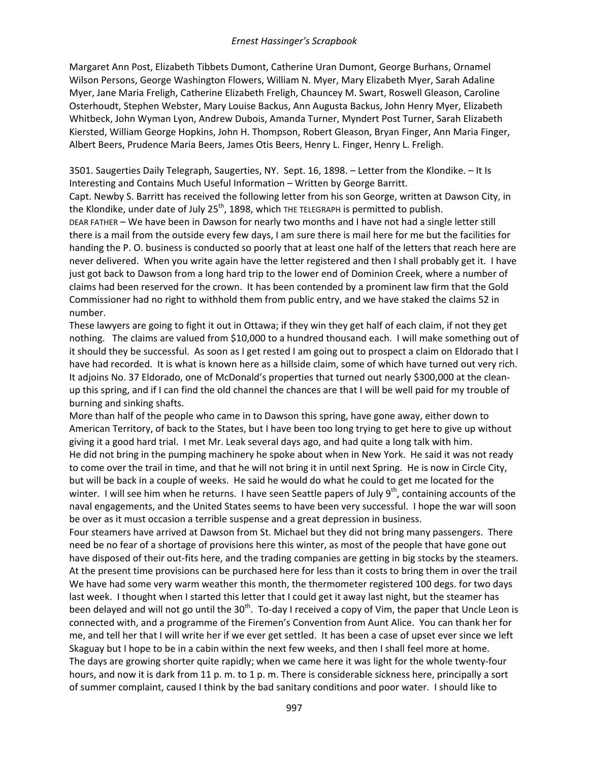Margaret Ann Post, Elizabeth Tibbets Dumont, Catherine Uran Dumont, George Burhans, Ornamel Wilson Persons, George Washington Flowers, William N. Myer, Mary Elizabeth Myer, Sarah Adaline Myer, Jane Maria Freligh, Catherine Elizabeth Freligh, Chauncey M. Swart, Roswell Gleason, Caroline Osterhoudt, Stephen Webster, Mary Louise Backus, Ann Augusta Backus, John Henry Myer, Elizabeth Whitbeck, John Wyman Lyon, Andrew Dubois, Amanda Turner, Myndert Post Turner, Sarah Elizabeth Kiersted, William George Hopkins, John H. Thompson, Robert Gleason, Bryan Finger, Ann Maria Finger, Albert Beers, Prudence Maria Beers, James Otis Beers, Henry L. Finger, Henry L. Freligh.

3501. Saugerties Daily Telegraph, Saugerties, NY. Sept. 16, 1898. – Letter from the Klondike. – It Is Interesting and Contains Much Useful Information – Written by George Barritt.

Capt. Newby S. Barritt has received the following letter from his son George, written at Dawson City, in the Klondike, under date of July 25th, 1898, which THE TELEGRAPH is permitted to publish.

DEAR FATHER – We have been in Dawson for nearly two months and I have not had a single letter still there is a mail from the outside every few days, I am sure there is mail here for me but the facilities for handing the P. O. business is conducted so poorly that at least one half of the letters that reach here are never delivered. When you write again have the letter registered and then I shall probably get it. I have just got back to Dawson from a long hard trip to the lower end of Dominion Creek, where a number of claims had been reserved for the crown. It has been contended by a prominent law firm that the Gold Commissioner had no right to withhold them from public entry, and we have staked the claims 52 in number.

These lawyers are going to fight it out in Ottawa; if they win they get half of each claim, if not they get nothing. The claims are valued from $10,000 to a hundred thousand each. I will make something out of it should they be successful. As soon as I get rested I am going out to prospect a claim on Eldorado that I have had recorded. It is what is known here as a hillside claim, some of which have turned out very rich. It adjoins No. 37 Eldorado, one of McDonald's properties that turned out nearly $300,000 at the clean-up this spring, and if I can find the old channel the chances are that I will be well paid for my trouble of burning and sinking shafts.

More than half of the people who came in to Dawson this spring, have gone away, either down to American Territory, of back to the States, but I have been too long trying to get here to give up without giving it a good hard trial. I met Mr. Leak several days ago, and had quite a long talk with him.

He did not bring in the pumping machinery he spoke about when in New York. He said it was not ready to come over the trail in time, and that he will not bring it in until next Spring. He is now in Circle City, but will be back in a couple of weeks. He said he would do what he could to get me located for the winter. I will see him when he returns. I have seen Seattle papers of July 9th, containing accounts of the naval engagements, and the United States seems to have been very successful. I hope the war will soon be over as it must occasion a terrible suspense and a great depression in business.

Four steamers have arrived at Dawson from St. Michael but they did not bring many passengers. There need be no fear of a shortage of provisions here this winter, as most of the people that have gone out have disposed of their out-fits here, and the trading companies are getting in big stocks by the steamers. At the present time provisions can be purchased here for less than it costs to bring them in over the trail We have had some very warm weather this month, the thermometer registered 100 degs. for two days last week. I thought when I started this letter that I could get it away last night, but the steamer has been delayed and will not go until the 30th. To-day I received a copy of Vim, the paper that Uncle Leon is connected with, and a programme of the Firemen's Convention from Aunt Alice. You can thank her for me, and tell her that I will write her if we ever get settled. It has been a case of upset ever since we left Skaguay but I hope to be in a cabin within the next few weeks, and then I shall feel more at home.

The days are growing shorter quite rapidly; when we came here it was light for the whole twenty-four hours, and now it is dark from 11 p. m. to 1 p. m. There is considerable sickness here, principally a sort of summer complaint, caused I think by the bad sanitary conditions and poor water. I should like to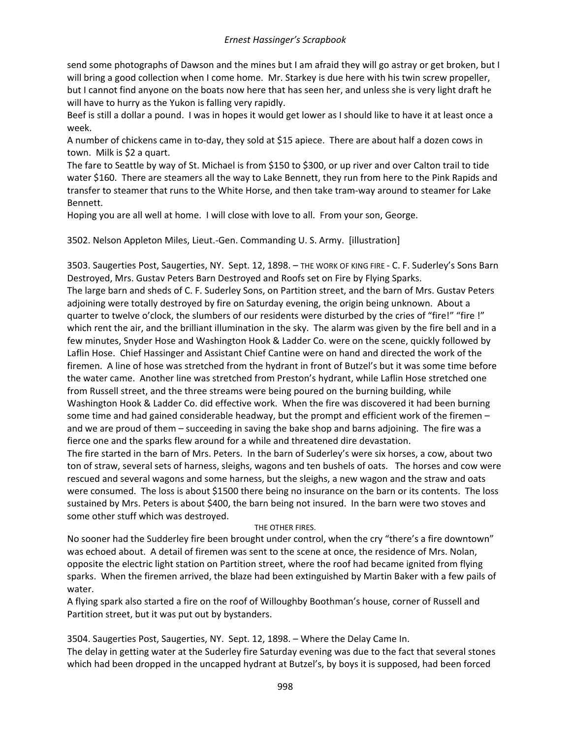send some photographs of Dawson and the mines but I am afraid they will go astray or get broken, but I will bring a good collection when I come home. Mr. Starkey is due here with his twin screw propeller, but I cannot find anyone on the boats now here that has seen her, and unless she is very light draft he will have to hurry as the Yukon is falling very rapidly.

Beef is still a dollar a pound. I was in hopes it would get lower as I should like to have it at least once a week.

A number of chickens came in to-day, they sold at $15 apiece. There are about half a dozen cows in town. Milk is $2 a quart.

The fare to Seattle by way of St. Michael is from $150 to $300, or up river and over Calton trail to tide water $160. There are steamers all the way to Lake Bennett, they run from here to the Pink Rapids and transfer to steamer that runs to the White Horse, and then take tram-way around to steamer for Lake Bennett.

Hoping you are all well at home. I will close with love to all. From your son, George.

3502. Nelson Appleton Miles, Lieut.-Gen. Commanding U. S. Army. [illustration]

3503. Saugerties Post, Saugerties, NY. Sept. 12, 1898. – THE WORK OF KING FIRE - C. F. Suderley's Sons Barn Destroyed, Mrs. Gustav Peters Barn Destroyed and Roofs set on Fire by Flying Sparks.

The large barn and sheds of C. F. Suderley Sons, on Partition street, and the barn of Mrs. Gustav Peters adjoining were totally destroyed by fire on Saturday evening, the origin being unknown. About a quarter to twelve o'clock, the slumbers of our residents were disturbed by the cries of "fire!" "fire !" which rent the air, and the brilliant illumination in the sky. The alarm was given by the fire bell and in a few minutes, Snyder Hose and Washington Hook & Ladder Co. were on the scene, quickly followed by Laflin Hose. Chief Hassinger and Assistant Chief Cantine were on hand and directed the work of the firemen. A line of hose was stretched from the hydrant in front of Butzel's but it was some time before the water came. Another line was stretched from Preston's hydrant, while Laflin Hose stretched one from Russell street, and the three streams were being poured on the burning building, while Washington Hook & Ladder Co. did effective work. When the fire was discovered it had been burning some time and had gained considerable headway, but the prompt and efficient work of the firemen – and we are proud of them – succeeding in saving the bake shop and barns adjoining. The fire was a fierce one and the sparks flew around for a while and threatened dire devastation.

The fire started in the barn of Mrs. Peters. In the barn of Suderley's were six horses, a cow, about two ton of straw, several sets of harness, sleighs, wagons and ten bushels of oats. The horses and cow were rescued and several wagons and some harness, but the sleighs, a new wagon and the straw and oats were consumed. The loss is about $1500 there being no insurance on the barn or its contents. The loss sustained by Mrs. Peters is about $400, the barn being not insured. In the barn were two stoves and some other stuff which was destroyed.

THE OTHER FIRES.

No sooner had the Sudderley fire been brought under control, when the cry "there's a fire downtown" was echoed about. A detail of firemen was sent to the scene at once, the residence of Mrs. Nolan, opposite the electric light station on Partition street, where the roof had became ignited from flying sparks. When the firemen arrived, the blaze had been extinguished by Martin Baker with a few pails of water.

A flying spark also started a fire on the roof of Willoughby Boothman's house, corner of Russell and Partition street, but it was put out by bystanders.

3504. Saugerties Post, Saugerties, NY. Sept. 12, 1898. – Where the Delay Came In.

The delay in getting water at the Suderley fire Saturday evening was due to the fact that several stones which had been dropped in the uncapped hydrant at Butzel's, by boys it is supposed, had been forced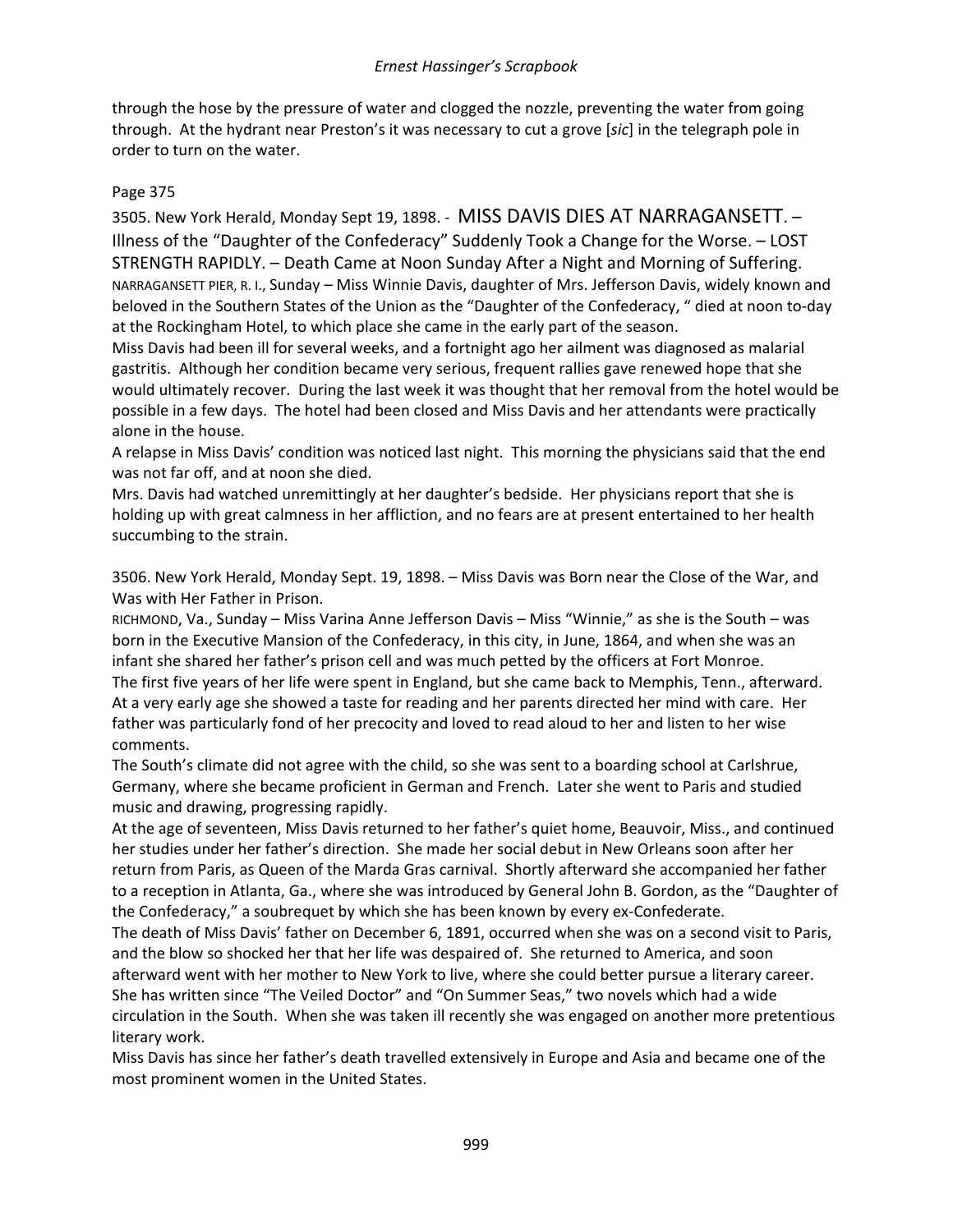through the hose by the pressure of water and clogged the nozzle, preventing the water from going through. At the hydrant near Preston's it was necessary to cut a grove [*sic*] in the telegraph pole in order to turn on the water.

Page 375

3505. New York Herald, Monday Sept 19, 1898. - MISS DAVIS DIES AT NARRAGANSETT. – Illness of the "Daughter of the Confederacy" Suddenly Took a Change for the Worse. – LOST STRENGTH RAPIDLY. – Death Came at Noon Sunday After a Night and Morning of Suffering.
NARRAGANSETT PIER, R. I., Sunday – Miss Winnie Davis, daughter of Mrs. Jefferson Davis, widely known and beloved in the Southern States of the Union as the "Daughter of the Confederacy, " died at noon to-day at the Rockingham Hotel, to which place she came in the early part of the season.
Miss Davis had been ill for several weeks, and a fortnight ago her ailment was diagnosed as malarial gastritis. Although her condition became very serious, frequent rallies gave renewed hope that she would ultimately recover. During the last week it was thought that her removal from the hotel would be possible in a few days. The hotel had been closed and Miss Davis and her attendants were practically alone in the house.
A relapse in Miss Davis' condition was noticed last night. This morning the physicians said that the end was not far off, and at noon she died.
Mrs. Davis had watched unremittingly at her daughter's bedside. Her physicians report that she is holding up with great calmness in her affliction, and no fears are at present entertained to her health succumbing to the strain.

3506. New York Herald, Monday Sept. 19, 1898. – Miss Davis was Born near the Close of the War, and Was with Her Father in Prison.
RICHMOND, Va., Sunday – Miss Varina Anne Jefferson Davis – Miss "Winnie," as she is the South – was born in the Executive Mansion of the Confederacy, in this city, in June, 1864, and when she was an infant she shared her father's prison cell and was much petted by the officers at Fort Monroe.
The first five years of her life were spent in England, but she came back to Memphis, Tenn., afterward. At a very early age she showed a taste for reading and her parents directed her mind with care. Her father was particularly fond of her precocity and loved to read aloud to her and listen to her wise comments.
The South's climate did not agree with the child, so she was sent to a boarding school at Carlshrue, Germany, where she became proficient in German and French. Later she went to Paris and studied music and drawing, progressing rapidly.
At the age of seventeen, Miss Davis returned to her father's quiet home, Beauvoir, Miss., and continued her studies under her father's direction. She made her social debut in New Orleans soon after her return from Paris, as Queen of the Marda Gras carnival. Shortly afterward she accompanied her father to a reception in Atlanta, Ga., where she was introduced by General John B. Gordon, as the "Daughter of the Confederacy," a soubrequet by which she has been known by every ex-Confederate.
The death of Miss Davis' father on December 6, 1891, occurred when she was on a second visit to Paris, and the blow so shocked her that her life was despaired of. She returned to America, and soon afterward went with her mother to New York to live, where she could better pursue a literary career. She has written since "The Veiled Doctor" and "On Summer Seas," two novels which had a wide circulation in the South. When she was taken ill recently she was engaged on another more pretentious literary work.
Miss Davis has since her father's death travelled extensively in Europe and Asia and became one of the most prominent women in the United States.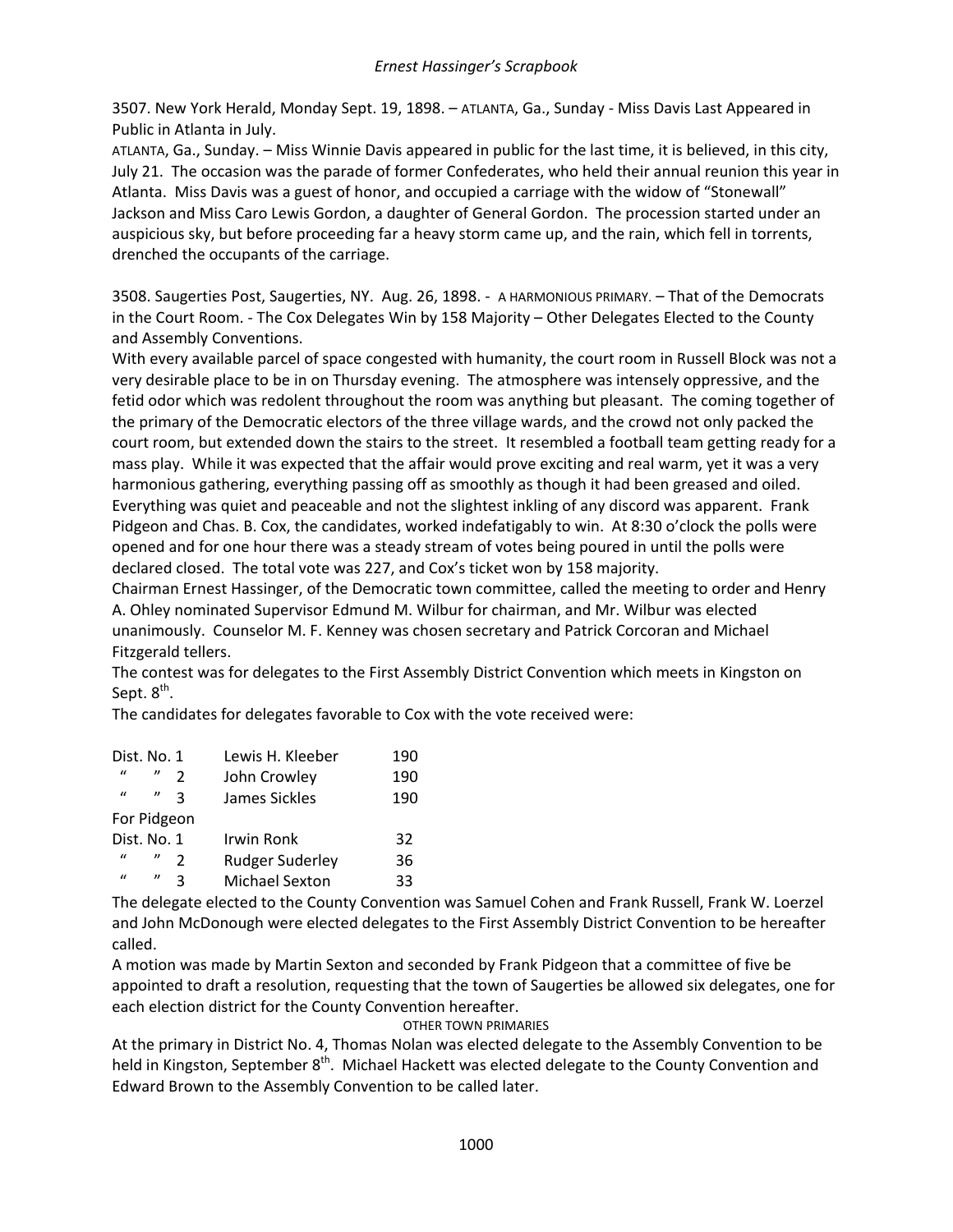3507. New York Herald, Monday Sept. 19, 1898. – ATLANTA, Ga., Sunday - Miss Davis Last Appeared in Public in Atlanta in July.

ATLANTA, Ga., Sunday. – Miss Winnie Davis appeared in public for the last time, it is believed, in this city, July 21. The occasion was the parade of former Confederates, who held their annual reunion this year in Atlanta. Miss Davis was a guest of honor, and occupied a carriage with the widow of "Stonewall" Jackson and Miss Caro Lewis Gordon, a daughter of General Gordon. The procession started under an auspicious sky, but before proceeding far a heavy storm came up, and the rain, which fell in torrents, drenched the occupants of the carriage.

3508. Saugerties Post, Saugerties, NY. Aug. 26, 1898. - A HARMONIOUS PRIMARY. – That of the Democrats in the Court Room. - The Cox Delegates Win by 158 Majority – Other Delegates Elected to the County and Assembly Conventions.

With every available parcel of space congested with humanity, the court room in Russell Block was not a very desirable place to be in on Thursday evening. The atmosphere was intensely oppressive, and the fetid odor which was redolent throughout the room was anything but pleasant. The coming together of the primary of the Democratic electors of the three village wards, and the crowd not only packed the court room, but extended down the stairs to the street. It resembled a football team getting ready for a mass play. While it was expected that the affair would prove exciting and real warm, yet it was a very harmonious gathering, everything passing off as smoothly as though it had been greased and oiled. Everything was quiet and peaceable and not the slightest inkling of any discord was apparent. Frank Pidgeon and Chas. B. Cox, the candidates, worked indefatigably to win. At 8:30 o'clock the polls were opened and for one hour there was a steady stream of votes being poured in until the polls were declared closed. The total vote was 227, and Cox's ticket won by 158 majority.

Chairman Ernest Hassinger, of the Democratic town committee, called the meeting to order and Henry A. Ohley nominated Supervisor Edmund M. Wilbur for chairman, and Mr. Wilbur was elected unanimously. Counselor M. F. Kenney was chosen secretary and Patrick Corcoran and Michael Fitzgerald tellers.

The contest was for delegates to the First Assembly District Convention which meets in Kingston on Sept. 8th.

The candidates for delegates favorable to Cox with the vote received were:

| | | |
|---|---|---|
| Dist. No. 1 | Lewis H. Kleeber | 190 |
| " " 2 | John Crowley | 190 |
| " " 3 | James Sickles | 190 |
| For Pidgeon | | |
| Dist. No. 1 | Irwin Ronk | 32 |
| " " 2 | Rudger Suderley | 36 |
| " " 3 | Michael Sexton | 33 |

The delegate elected to the County Convention was Samuel Cohen and Frank Russell, Frank W. Loerzel and John McDonough were elected delegates to the First Assembly District Convention to be hereafter called.

A motion was made by Martin Sexton and seconded by Frank Pidgeon that a committee of five be appointed to draft a resolution, requesting that the town of Saugerties be allowed six delegates, one for each election district for the County Convention hereafter.

OTHER TOWN PRIMARIES

At the primary in District No. 4, Thomas Nolan was elected delegate to the Assembly Convention to be held in Kingston, September 8th. Michael Hackett was elected delegate to the County Convention and Edward Brown to the Assembly Convention to be called later.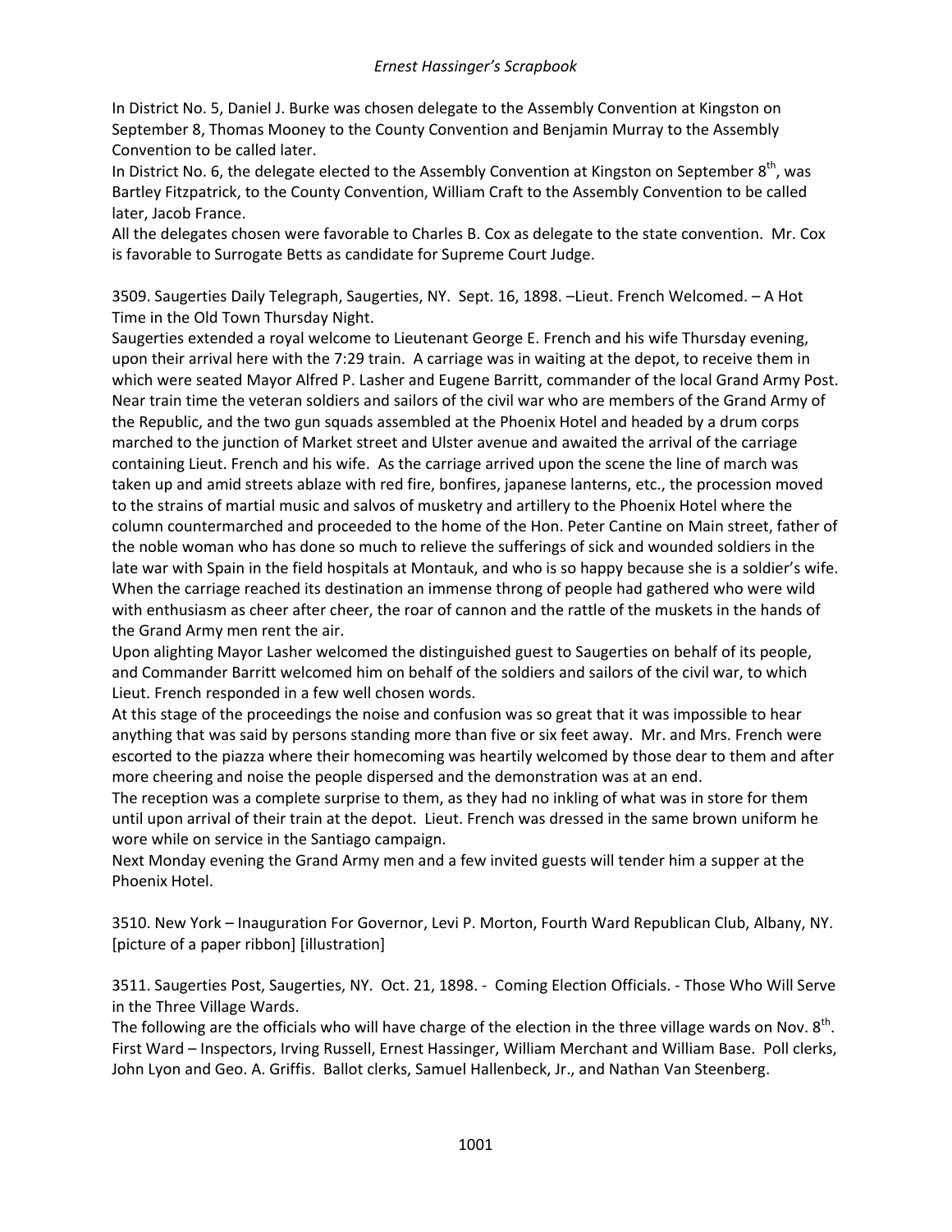In District No. 5, Daniel J. Burke was chosen delegate to the Assembly Convention at Kingston on September 8, Thomas Mooney to the County Convention and Benjamin Murray to the Assembly Convention to be called later.

In District No. 6, the delegate elected to the Assembly Convention at Kingston on September 8th, was Bartley Fitzpatrick, to the County Convention, William Craft to the Assembly Convention to be called later, Jacob France.

All the delegates chosen were favorable to Charles B. Cox as delegate to the state convention. Mr. Cox is favorable to Surrogate Betts as candidate for Supreme Court Judge.

3509. Saugerties Daily Telegraph, Saugerties, NY. Sept. 16, 1898. –Lieut. French Welcomed. – A Hot Time in the Old Town Thursday Night.

Saugerties extended a royal welcome to Lieutenant George E. French and his wife Thursday evening, upon their arrival here with the 7:29 train. A carriage was in waiting at the depot, to receive them in which were seated Mayor Alfred P. Lasher and Eugene Barritt, commander of the local Grand Army Post. Near train time the veteran soldiers and sailors of the civil war who are members of the Grand Army of the Republic, and the two gun squads assembled at the Phoenix Hotel and headed by a drum corps marched to the junction of Market street and Ulster avenue and awaited the arrival of the carriage containing Lieut. French and his wife. As the carriage arrived upon the scene the line of march was taken up and amid streets ablaze with red fire, bonfires, japanese lanterns, etc., the procession moved to the strains of martial music and salvos of musketry and artillery to the Phoenix Hotel where the column countermarched and proceeded to the home of the Hon. Peter Cantine on Main street, father of the noble woman who has done so much to relieve the sufferings of sick and wounded soldiers in the late war with Spain in the field hospitals at Montauk, and who is so happy because she is a soldier's wife. When the carriage reached its destination an immense throng of people had gathered who were wild with enthusiasm as cheer after cheer, the roar of cannon and the rattle of the muskets in the hands of the Grand Army men rent the air.

Upon alighting Mayor Lasher welcomed the distinguished guest to Saugerties on behalf of its people, and Commander Barritt welcomed him on behalf of the soldiers and sailors of the civil war, to which Lieut. French responded in a few well chosen words.

At this stage of the proceedings the noise and confusion was so great that it was impossible to hear anything that was said by persons standing more than five or six feet away. Mr. and Mrs. French were escorted to the piazza where their homecoming was heartily welcomed by those dear to them and after more cheering and noise the people dispersed and the demonstration was at an end.

The reception was a complete surprise to them, as they had no inkling of what was in store for them until upon arrival of their train at the depot. Lieut. French was dressed in the same brown uniform he wore while on service in the Santiago campaign.

Next Monday evening the Grand Army men and a few invited guests will tender him a supper at the Phoenix Hotel.

3510. New York – Inauguration For Governor, Levi P. Morton, Fourth Ward Republican Club, Albany, NY. [picture of a paper ribbon] [illustration]

3511. Saugerties Post, Saugerties, NY. Oct. 21, 1898. - Coming Election Officials. - Those Who Will Serve in the Three Village Wards.

The following are the officials who will have charge of the election in the three village wards on Nov. 8th. First Ward – Inspectors, Irving Russell, Ernest Hassinger, William Merchant and William Base. Poll clerks, John Lyon and Geo. A. Griffis. Ballot clerks, Samuel Hallenbeck, Jr., and Nathan Van Steenberg.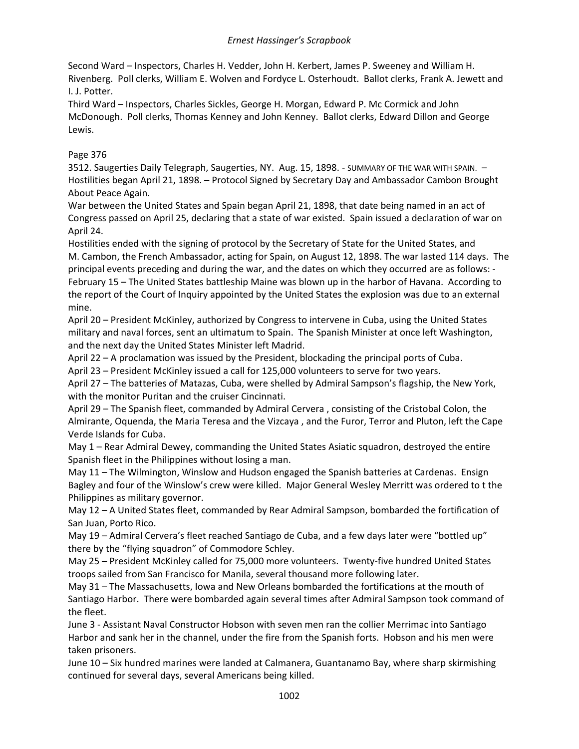Second Ward – Inspectors, Charles H. Vedder, John H. Kerbert, James P. Sweeney and William H. Rivenberg. Poll clerks, William E. Wolven and Fordyce L. Osterhoudt. Ballot clerks, Frank A. Jewett and I. J. Potter.

Third Ward – Inspectors, Charles Sickles, George H. Morgan, Edward P. Mc Cormick and John McDonough. Poll clerks, Thomas Kenney and John Kenney. Ballot clerks, Edward Dillon and George Lewis.

Page 376

3512. Saugerties Daily Telegraph, Saugerties, NY. Aug. 15, 1898. - SUMMARY OF THE WAR WITH SPAIN. – Hostilities began April 21, 1898. – Protocol Signed by Secretary Day and Ambassador Cambon Brought About Peace Again.

War between the United States and Spain began April 21, 1898, that date being named in an act of Congress passed on April 25, declaring that a state of war existed. Spain issued a declaration of war on April 24.

Hostilities ended with the signing of protocol by the Secretary of State for the United States, and M. Cambon, the French Ambassador, acting for Spain, on August 12, 1898. The war lasted 114 days. The principal events preceding and during the war, and the dates on which they occurred are as follows: -

February 15 – The United States battleship Maine was blown up in the harbor of Havana. According to the report of the Court of Inquiry appointed by the United States the explosion was due to an external mine.

April 20 – President McKinley, authorized by Congress to intervene in Cuba, using the United States military and naval forces, sent an ultimatum to Spain. The Spanish Minister at once left Washington, and the next day the United States Minister left Madrid.

April 22 – A proclamation was issued by the President, blockading the principal ports of Cuba.

April 23 – President McKinley issued a call for 125,000 volunteers to serve for two years.

April 27 – The batteries of Matazas, Cuba, were shelled by Admiral Sampson's flagship, the New York, with the monitor Puritan and the cruiser Cincinnati.

April 29 – The Spanish fleet, commanded by Admiral Cervera , consisting of the Cristobal Colon, the Almirante, Oquenda, the Maria Teresa and the Vizcaya , and the Furor, Terror and Pluton, left the Cape Verde Islands for Cuba.

May 1 – Rear Admiral Dewey, commanding the United States Asiatic squadron, destroyed the entire Spanish fleet in the Philippines without losing a man.

May 11 – The Wilmington, Winslow and Hudson engaged the Spanish batteries at Cardenas. Ensign Bagley and four of the Winslow's crew were killed. Major General Wesley Merritt was ordered to t the Philippines as military governor.

May 12 – A United States fleet, commanded by Rear Admiral Sampson, bombarded the fortification of San Juan, Porto Rico.

May 19 – Admiral Cervera's fleet reached Santiago de Cuba, and a few days later were "bottled up" there by the "flying squadron" of Commodore Schley.

May 25 – President McKinley called for 75,000 more volunteers. Twenty-five hundred United States troops sailed from San Francisco for Manila, several thousand more following later.

May 31 – The Massachusetts, Iowa and New Orleans bombarded the fortifications at the mouth of Santiago Harbor. There were bombarded again several times after Admiral Sampson took command of the fleet.

June 3 - Assistant Naval Constructor Hobson with seven men ran the collier Merrimac into Santiago Harbor and sank her in the channel, under the fire from the Spanish forts. Hobson and his men were taken prisoners.

June 10 – Six hundred marines were landed at Calmanera, Guantanamo Bay, where sharp skirmishing continued for several days, several Americans being killed.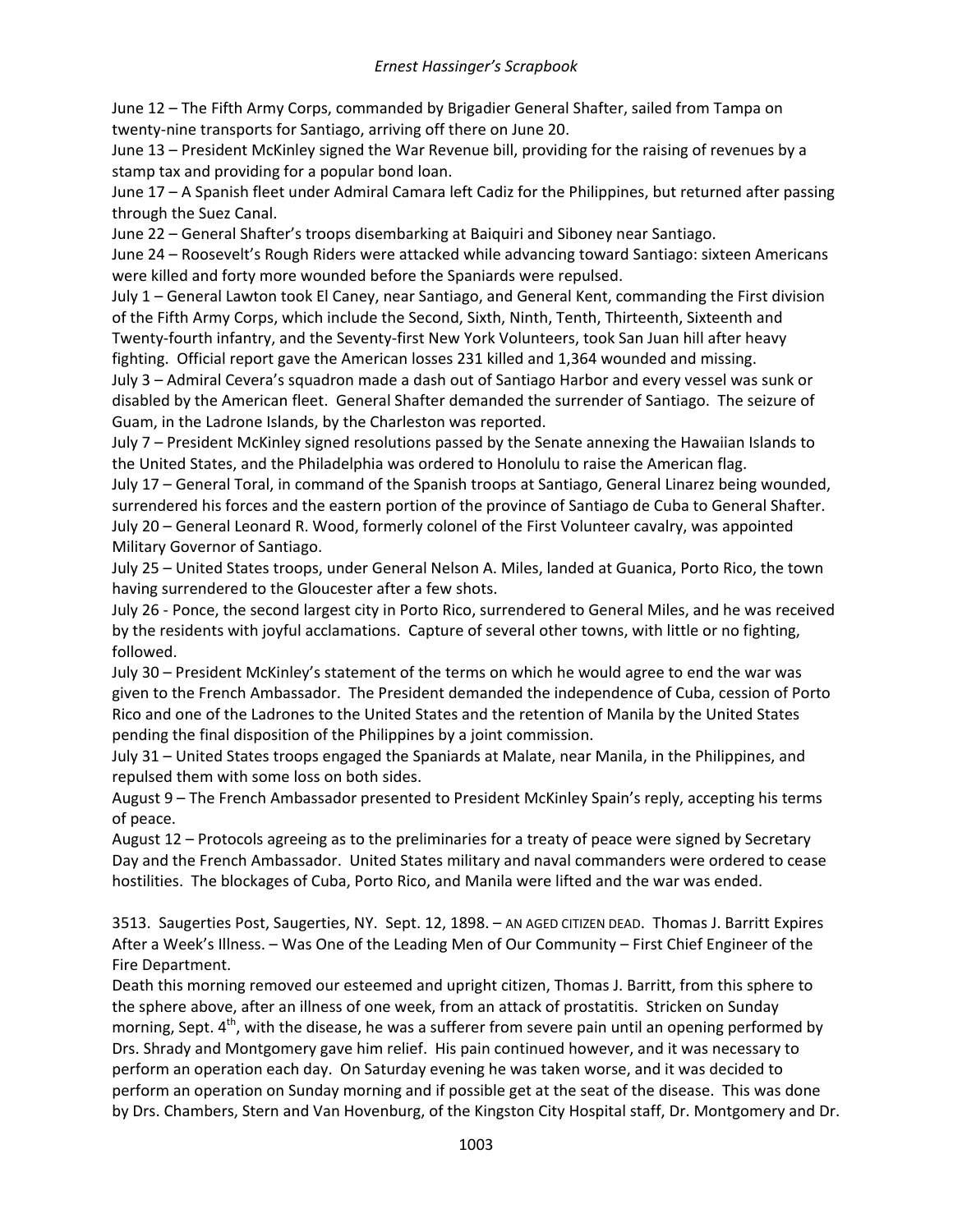June 12 – The Fifth Army Corps, commanded by Brigadier General Shafter, sailed from Tampa on twenty-nine transports for Santiago, arriving off there on June 20.
June 13 – President McKinley signed the War Revenue bill, providing for the raising of revenues by a stamp tax and providing for a popular bond loan.
June 17 – A Spanish fleet under Admiral Camara left Cadiz for the Philippines, but returned after passing through the Suez Canal.
June 22 – General Shafter's troops disembarking at Baiquiri and Siboney near Santiago.
June 24 – Roosevelt's Rough Riders were attacked while advancing toward Santiago: sixteen Americans were killed and forty more wounded before the Spaniards were repulsed.
July 1 – General Lawton took El Caney, near Santiago, and General Kent, commanding the First division of the Fifth Army Corps, which include the Second, Sixth, Ninth, Tenth, Thirteenth, Sixteenth and Twenty-fourth infantry, and the Seventy-first New York Volunteers, took San Juan hill after heavy fighting. Official report gave the American losses 231 killed and 1,364 wounded and missing.
July 3 – Admiral Cevera's squadron made a dash out of Santiago Harbor and every vessel was sunk or disabled by the American fleet. General Shafter demanded the surrender of Santiago. The seizure of Guam, in the Ladrone Islands, by the Charleston was reported.
July 7 – President McKinley signed resolutions passed by the Senate annexing the Hawaiian Islands to the United States, and the Philadelphia was ordered to Honolulu to raise the American flag.
July 17 – General Toral, in command of the Spanish troops at Santiago, General Linarez being wounded, surrendered his forces and the eastern portion of the province of Santiago de Cuba to General Shafter.
July 20 – General Leonard R. Wood, formerly colonel of the First Volunteer cavalry, was appointed Military Governor of Santiago.
July 25 – United States troops, under General Nelson A. Miles, landed at Guanica, Porto Rico, the town having surrendered to the Gloucester after a few shots.
July 26 - Ponce, the second largest city in Porto Rico, surrendered to General Miles, and he was received by the residents with joyful acclamations. Capture of several other towns, with little or no fighting, followed.
July 30 – President McKinley's statement of the terms on which he would agree to end the war was given to the French Ambassador. The President demanded the independence of Cuba, cession of Porto Rico and one of the Ladrones to the United States and the retention of Manila by the United States pending the final disposition of the Philippines by a joint commission.
July 31 – United States troops engaged the Spaniards at Malate, near Manila, in the Philippines, and repulsed them with some loss on both sides.
August 9 – The French Ambassador presented to President McKinley Spain's reply, accepting his terms of peace.
August 12 – Protocols agreeing as to the preliminaries for a treaty of peace were signed by Secretary Day and the French Ambassador. United States military and naval commanders were ordered to cease hostilities. The blockages of Cuba, Porto Rico, and Manila were lifted and the war was ended.

3513. Saugerties Post, Saugerties, NY. Sept. 12, 1898. – AN AGED CITIZEN DEAD. Thomas J. Barritt Expires After a Week's Illness. – Was One of the Leading Men of Our Community – First Chief Engineer of the Fire Department.
Death this morning removed our esteemed and upright citizen, Thomas J. Barritt, from this sphere to the sphere above, after an illness of one week, from an attack of prostatitis. Stricken on Sunday morning, Sept. 4th, with the disease, he was a sufferer from severe pain until an opening performed by Drs. Shrady and Montgomery gave him relief. His pain continued however, and it was necessary to perform an operation each day. On Saturday evening he was taken worse, and it was decided to perform an operation on Sunday morning and if possible get at the seat of the disease. This was done by Drs. Chambers, Stern and Van Hovenburg, of the Kingston City Hospital staff, Dr. Montgomery and Dr.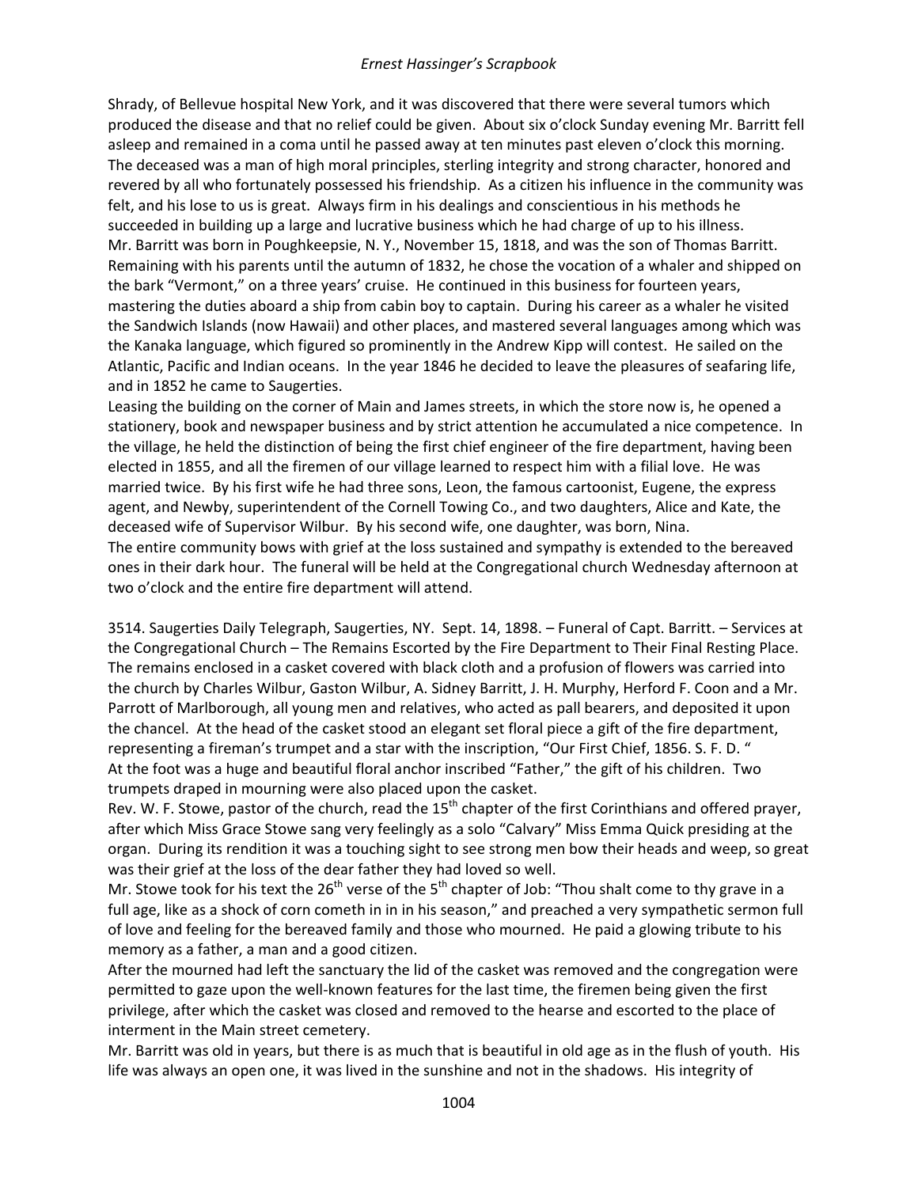Shrady, of Bellevue hospital New York, and it was discovered that there were several tumors which produced the disease and that no relief could be given. About six o'clock Sunday evening Mr. Barritt fell asleep and remained in a coma until he passed away at ten minutes past eleven o'clock this morning. The deceased was a man of high moral principles, sterling integrity and strong character, honored and revered by all who fortunately possessed his friendship. As a citizen his influence in the community was felt, and his lose to us is great. Always firm in his dealings and conscientious in his methods he succeeded in building up a large and lucrative business which he had charge of up to his illness.

Mr. Barritt was born in Poughkeepsie, N. Y., November 15, 1818, and was the son of Thomas Barritt. Remaining with his parents until the autumn of 1832, he chose the vocation of a whaler and shipped on the bark "Vermont," on a three years' cruise. He continued in this business for fourteen years, mastering the duties aboard a ship from cabin boy to captain. During his career as a whaler he visited the Sandwich Islands (now Hawaii) and other places, and mastered several languages among which was the Kanaka language, which figured so prominently in the Andrew Kipp will contest. He sailed on the Atlantic, Pacific and Indian oceans. In the year 1846 he decided to leave the pleasures of seafaring life, and in 1852 he came to Saugerties.

Leasing the building on the corner of Main and James streets, in which the store now is, he opened a stationery, book and newspaper business and by strict attention he accumulated a nice competence. In the village, he held the distinction of being the first chief engineer of the fire department, having been elected in 1855, and all the firemen of our village learned to respect him with a filial love. He was married twice. By his first wife he had three sons, Leon, the famous cartoonist, Eugene, the express agent, and Newby, superintendent of the Cornell Towing Co., and two daughters, Alice and Kate, the deceased wife of Supervisor Wilbur. By his second wife, one daughter, was born, Nina.

The entire community bows with grief at the loss sustained and sympathy is extended to the bereaved ones in their dark hour. The funeral will be held at the Congregational church Wednesday afternoon at two o'clock and the entire fire department will attend.

3514. Saugerties Daily Telegraph, Saugerties, NY. Sept. 14, 1898. – Funeral of Capt. Barritt. – Services at the Congregational Church – The Remains Escorted by the Fire Department to Their Final Resting Place. The remains enclosed in a casket covered with black cloth and a profusion of flowers was carried into the church by Charles Wilbur, Gaston Wilbur, A. Sidney Barritt, J. H. Murphy, Herford F. Coon and a Mr. Parrott of Marlborough, all young men and relatives, who acted as pall bearers, and deposited it upon the chancel. At the head of the casket stood an elegant set floral piece a gift of the fire department, representing a fireman's trumpet and a star with the inscription, "Our First Chief, 1856. S. F. D. "

At the foot was a huge and beautiful floral anchor inscribed "Father," the gift of his children. Two trumpets draped in mourning were also placed upon the casket.

Rev. W. F. Stowe, pastor of the church, read the 15th chapter of the first Corinthians and offered prayer, after which Miss Grace Stowe sang very feelingly as a solo "Calvary" Miss Emma Quick presiding at the organ. During its rendition it was a touching sight to see strong men bow their heads and weep, so great was their grief at the loss of the dear father they had loved so well.

Mr. Stowe took for his text the 26th verse of the 5th chapter of Job: "Thou shalt come to thy grave in a full age, like as a shock of corn cometh in in in his season," and preached a very sympathetic sermon full of love and feeling for the bereaved family and those who mourned. He paid a glowing tribute to his memory as a father, a man and a good citizen.

After the mourned had left the sanctuary the lid of the casket was removed and the congregation were permitted to gaze upon the well-known features for the last time, the firemen being given the first privilege, after which the casket was closed and removed to the hearse and escorted to the place of interment in the Main street cemetery.

Mr. Barritt was old in years, but there is as much that is beautiful in old age as in the flush of youth. His life was always an open one, it was lived in the sunshine and not in the shadows. His integrity of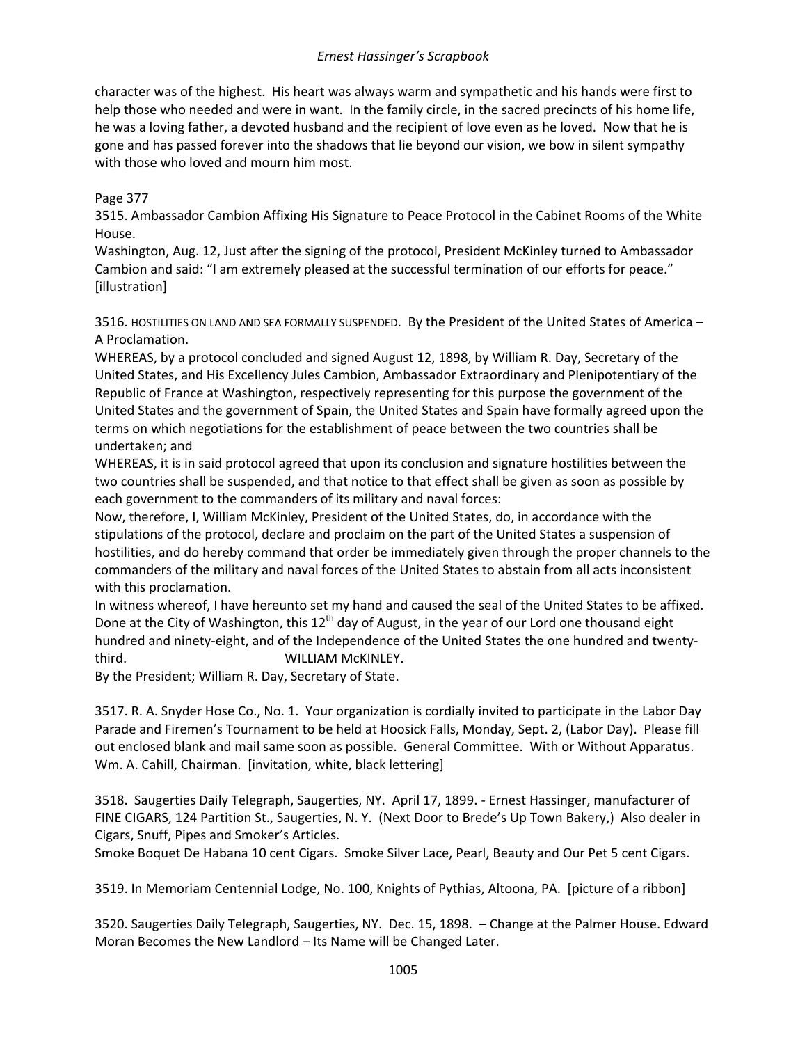character was of the highest. His heart was always warm and sympathetic and his hands were first to help those who needed and were in want. In the family circle, in the sacred precincts of his home life, he was a loving father, a devoted husband and the recipient of love even as he loved. Now that he is gone and has passed forever into the shadows that lie beyond our vision, we bow in silent sympathy with those who loved and mourn him most.

Page 377

3515. Ambassador Cambion Affixing His Signature to Peace Protocol in the Cabinet Rooms of the White House.

Washington, Aug. 12, Just after the signing of the protocol, President McKinley turned to Ambassador Cambion and said: "I am extremely pleased at the successful termination of our efforts for peace." [illustration]

3516. HOSTILITIES ON LAND AND SEA FORMALLY SUSPENDED. By the President of the United States of America – A Proclamation.

WHEREAS, by a protocol concluded and signed August 12, 1898, by William R. Day, Secretary of the United States, and His Excellency Jules Cambion, Ambassador Extraordinary and Plenipotentiary of the Republic of France at Washington, respectively representing for this purpose the government of the United States and the government of Spain, the United States and Spain have formally agreed upon the terms on which negotiations for the establishment of peace between the two countries shall be undertaken; and

WHEREAS, it is in said protocol agreed that upon its conclusion and signature hostilities between the two countries shall be suspended, and that notice to that effect shall be given as soon as possible by each government to the commanders of its military and naval forces:

Now, therefore, I, William McKinley, President of the United States, do, in accordance with the stipulations of the protocol, declare and proclaim on the part of the United States a suspension of hostilities, and do hereby command that order be immediately given through the proper channels to the commanders of the military and naval forces of the United States to abstain from all acts inconsistent with this proclamation.

In witness whereof, I have hereunto set my hand and caused the seal of the United States to be affixed. Done at the City of Washington, this 12th day of August, in the year of our Lord one thousand eight hundred and ninety-eight, and of the Independence of the United States the one hundred and twenty-third. WILLIAM McKINLEY.

By the President; William R. Day, Secretary of State.

3517. R. A. Snyder Hose Co., No. 1. Your organization is cordially invited to participate in the Labor Day Parade and Firemen's Tournament to be held at Hoosick Falls, Monday, Sept. 2, (Labor Day). Please fill out enclosed blank and mail same soon as possible. General Committee. With or Without Apparatus. Wm. A. Cahill, Chairman. [invitation, white, black lettering]

3518. Saugerties Daily Telegraph, Saugerties, NY. April 17, 1899. - Ernest Hassinger, manufacturer of FINE CIGARS, 124 Partition St., Saugerties, N. Y. (Next Door to Brede's Up Town Bakery,) Also dealer in Cigars, Snuff, Pipes and Smoker's Articles.

Smoke Boquet De Habana 10 cent Cigars. Smoke Silver Lace, Pearl, Beauty and Our Pet 5 cent Cigars.

3519. In Memoriam Centennial Lodge, No. 100, Knights of Pythias, Altoona, PA. [picture of a ribbon]

3520. Saugerties Daily Telegraph, Saugerties, NY. Dec. 15, 1898. – Change at the Palmer House. Edward Moran Becomes the New Landlord – Its Name will be Changed Later.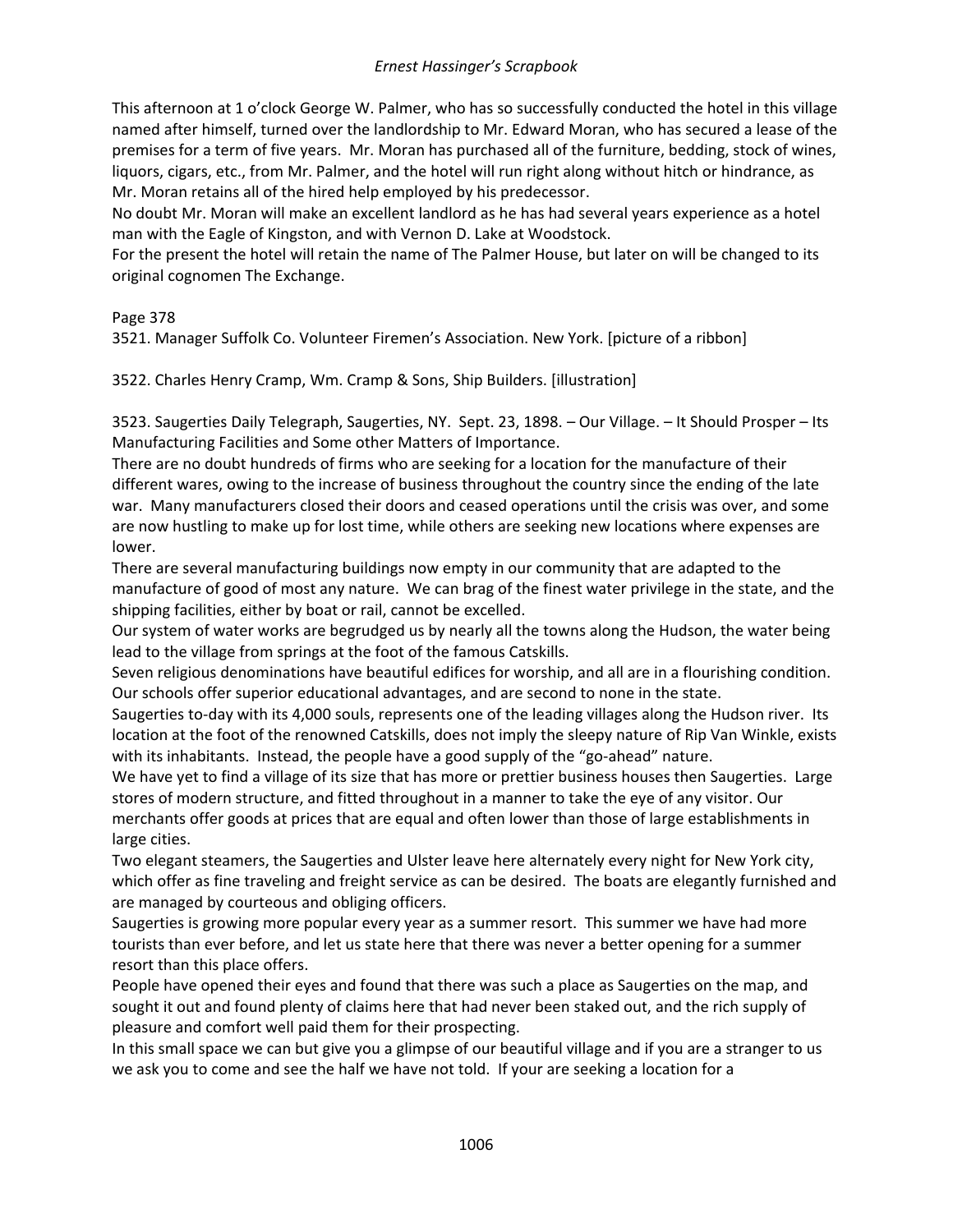This afternoon at 1 o'clock George W. Palmer, who has so successfully conducted the hotel in this village named after himself, turned over the landlordship to Mr. Edward Moran, who has secured a lease of the premises for a term of five years. Mr. Moran has purchased all of the furniture, bedding, stock of wines, liquors, cigars, etc., from Mr. Palmer, and the hotel will run right along without hitch or hindrance, as Mr. Moran retains all of the hired help employed by his predecessor.
No doubt Mr. Moran will make an excellent landlord as he has had several years experience as a hotel man with the Eagle of Kingston, and with Vernon D. Lake at Woodstock.
For the present the hotel will retain the name of The Palmer House, but later on will be changed to its original cognomen The Exchange.

Page 378
3521. Manager Suffolk Co. Volunteer Firemen's Association. New York. [picture of a ribbon]

3522. Charles Henry Cramp, Wm. Cramp & Sons, Ship Builders. [illustration]

3523. Saugerties Daily Telegraph, Saugerties, NY. Sept. 23, 1898. – Our Village. – It Should Prosper – Its Manufacturing Facilities and Some other Matters of Importance.
There are no doubt hundreds of firms who are seeking for a location for the manufacture of their different wares, owing to the increase of business throughout the country since the ending of the late war. Many manufacturers closed their doors and ceased operations until the crisis was over, and some are now hustling to make up for lost time, while others are seeking new locations where expenses are lower.
There are several manufacturing buildings now empty in our community that are adapted to the manufacture of good of most any nature. We can brag of the finest water privilege in the state, and the shipping facilities, either by boat or rail, cannot be excelled.
Our system of water works are begrudged us by nearly all the towns along the Hudson, the water being lead to the village from springs at the foot of the famous Catskills.
Seven religious denominations have beautiful edifices for worship, and all are in a flourishing condition. Our schools offer superior educational advantages, and are second to none in the state.
Saugerties to-day with its 4,000 souls, represents one of the leading villages along the Hudson river. Its location at the foot of the renowned Catskills, does not imply the sleepy nature of Rip Van Winkle, exists with its inhabitants. Instead, the people have a good supply of the "go-ahead" nature.
We have yet to find a village of its size that has more or prettier business houses then Saugerties. Large stores of modern structure, and fitted throughout in a manner to take the eye of any visitor. Our merchants offer goods at prices that are equal and often lower than those of large establishments in large cities.
Two elegant steamers, the Saugerties and Ulster leave here alternately every night for New York city, which offer as fine traveling and freight service as can be desired. The boats are elegantly furnished and are managed by courteous and obliging officers.
Saugerties is growing more popular every year as a summer resort. This summer we have had more tourists than ever before, and let us state here that there was never a better opening for a summer resort than this place offers.
People have opened their eyes and found that there was such a place as Saugerties on the map, and sought it out and found plenty of claims here that had never been staked out, and the rich supply of pleasure and comfort well paid them for their prospecting.
In this small space we can but give you a glimpse of our beautiful village and if you are a stranger to us we ask you to come and see the half we have not told. If your are seeking a location for a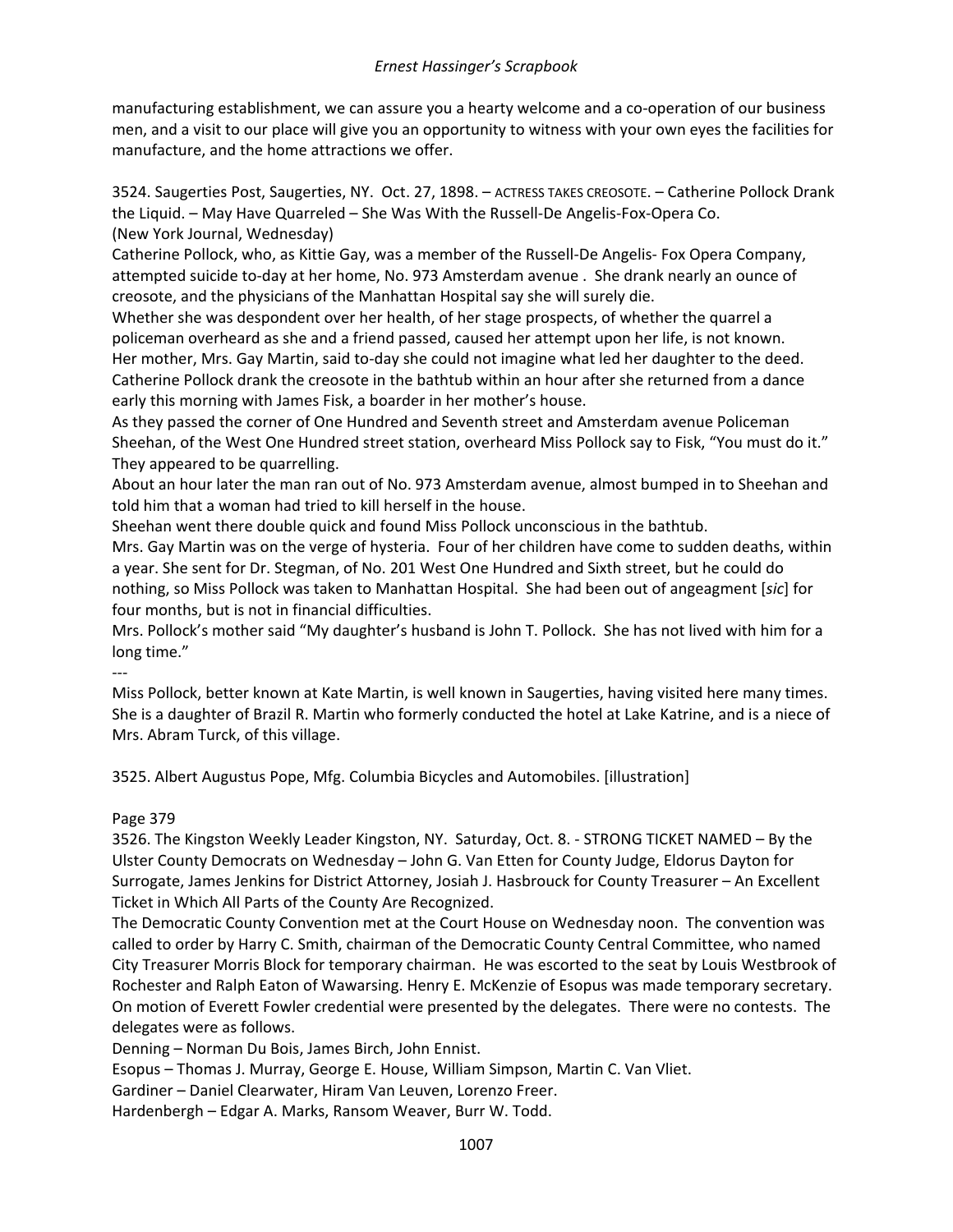manufacturing establishment, we can assure you a hearty welcome and a co-operation of our business men, and a visit to our place will give you an opportunity to witness with your own eyes the facilities for manufacture, and the home attractions we offer.

3524. Saugerties Post, Saugerties, NY. Oct. 27, 1898. – ACTRESS TAKES CREOSOTE. – Catherine Pollock Drank the Liquid. – May Have Quarreled – She Was With the Russell-De Angelis-Fox-Opera Co.
(New York Journal, Wednesday)
Catherine Pollock, who, as Kittie Gay, was a member of the Russell-De Angelis- Fox Opera Company, attempted suicide to-day at her home, No. 973 Amsterdam avenue . She drank nearly an ounce of creosote, and the physicians of the Manhattan Hospital say she will surely die.
Whether she was despondent over her health, of her stage prospects, of whether the quarrel a policeman overheard as she and a friend passed, caused her attempt upon her life, is not known.
Her mother, Mrs. Gay Martin, said to-day she could not imagine what led her daughter to the deed.
Catherine Pollock drank the creosote in the bathtub within an hour after she returned from a dance early this morning with James Fisk, a boarder in her mother's house.
As they passed the corner of One Hundred and Seventh street and Amsterdam avenue Policeman Sheehan, of the West One Hundred street station, overheard Miss Pollock say to Fisk, "You must do it." They appeared to be quarrelling.
About an hour later the man ran out of No. 973 Amsterdam avenue, almost bumped in to Sheehan and told him that a woman had tried to kill herself in the house.
Sheehan went there double quick and found Miss Pollock unconscious in the bathtub.
Mrs. Gay Martin was on the verge of hysteria. Four of her children have come to sudden deaths, within a year. She sent for Dr. Stegman, of No. 201 West One Hundred and Sixth street, but he could do nothing, so Miss Pollock was taken to Manhattan Hospital. She had been out of angeagment [*sic*] for four months, but is not in financial difficulties.
Mrs. Pollock's mother said "My daughter's husband is John T. Pollock. She has not lived with him for a long time."

---

Miss Pollock, better known at Kate Martin, is well known in Saugerties, having visited here many times. She is a daughter of Brazil R. Martin who formerly conducted the hotel at Lake Katrine, and is a niece of Mrs. Abram Turck, of this village.

3525. Albert Augustus Pope, Mfg. Columbia Bicycles and Automobiles. [illustration]

Page 379

3526. The Kingston Weekly Leader Kingston, NY. Saturday, Oct. 8. - STRONG TICKET NAMED – By the Ulster County Democrats on Wednesday – John G. Van Etten for County Judge, Eldorus Dayton for Surrogate, James Jenkins for District Attorney, Josiah J. Hasbrouck for County Treasurer – An Excellent Ticket in Which All Parts of the County Are Recognized.
The Democratic County Convention met at the Court House on Wednesday noon. The convention was called to order by Harry C. Smith, chairman of the Democratic County Central Committee, who named City Treasurer Morris Block for temporary chairman. He was escorted to the seat by Louis Westbrook of Rochester and Ralph Eaton of Wawarsing. Henry E. McKenzie of Esopus was made temporary secretary. On motion of Everett Fowler credential were presented by the delegates. There were no contests. The delegates were as follows.
Denning – Norman Du Bois, James Birch, John Ennist.
Esopus – Thomas J. Murray, George E. House, William Simpson, Martin C. Van Vliet.
Gardiner – Daniel Clearwater, Hiram Van Leuven, Lorenzo Freer.
Hardenbergh – Edgar A. Marks, Ransom Weaver, Burr W. Todd.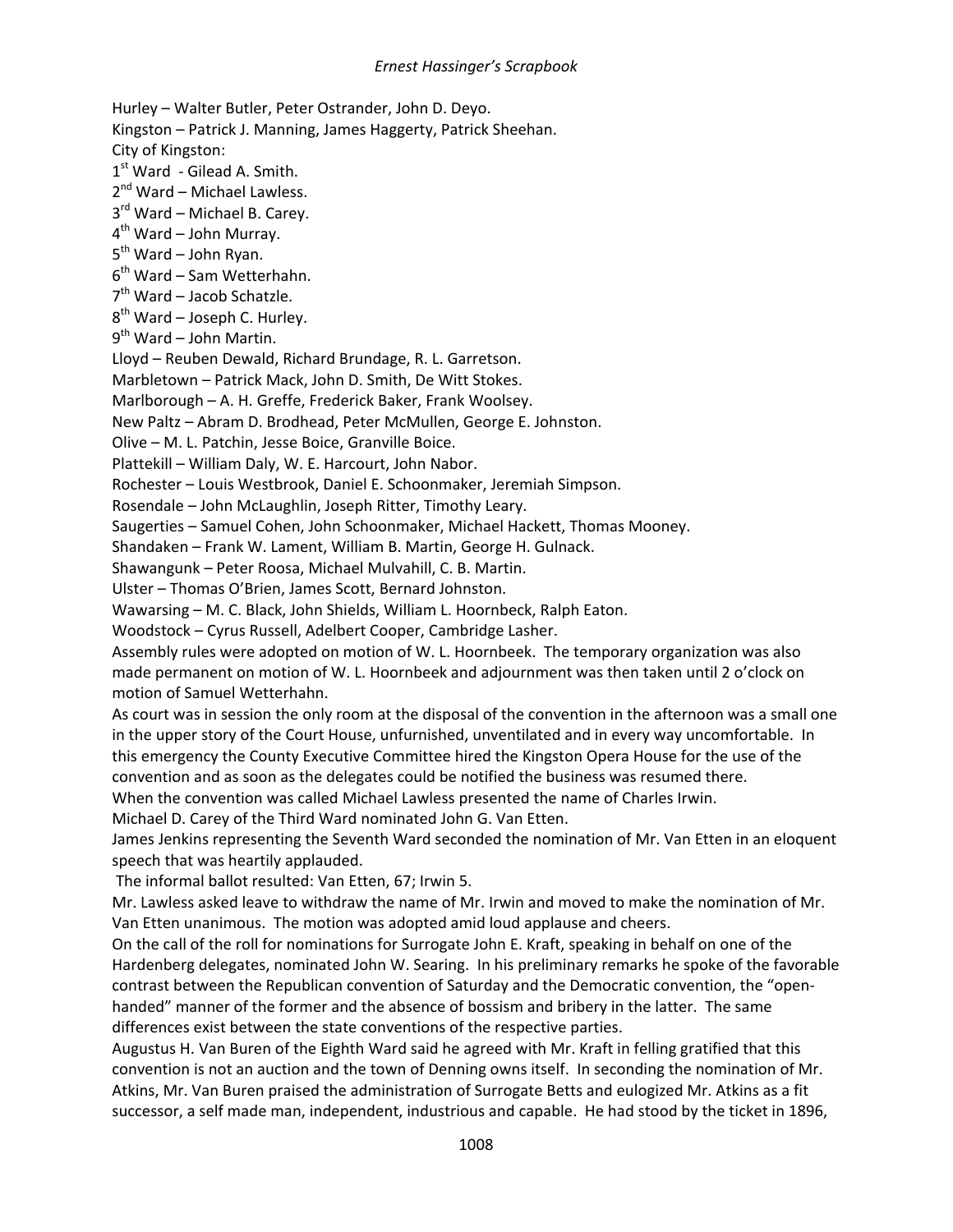Hurley – Walter Butler, Peter Ostrander, John D. Deyo.
Kingston – Patrick J. Manning, James Haggerty, Patrick Sheehan.
City of Kingston:
1st Ward - Gilead A. Smith.
2nd Ward – Michael Lawless.
3rd Ward – Michael B. Carey.
4th Ward – John Murray.
5th Ward – John Ryan.
6th Ward – Sam Wetterhahn.
7th Ward – Jacob Schatzle.
8th Ward – Joseph C. Hurley.
9th Ward – John Martin.
Lloyd – Reuben Dewald, Richard Brundage, R. L. Garretson.
Marbletown – Patrick Mack, John D. Smith, De Witt Stokes.
Marlborough – A. H. Greffe, Frederick Baker, Frank Woolsey.
New Paltz – Abram D. Brodhead, Peter McMullen, George E. Johnston.
Olive – M. L. Patchin, Jesse Boice, Granville Boice.
Plattekill – William Daly, W. E. Harcourt, John Nabor.
Rochester – Louis Westbrook, Daniel E. Schoonmaker, Jeremiah Simpson.
Rosendale – John McLaughlin, Joseph Ritter, Timothy Leary.
Saugerties – Samuel Cohen, John Schoonmaker, Michael Hackett, Thomas Mooney.
Shandaken – Frank W. Lament, William B. Martin, George H. Gulnack.
Shawangunk – Peter Roosa, Michael Mulvahill, C. B. Martin.
Ulster – Thomas O'Brien, James Scott, Bernard Johnston.
Wawarsing – M. C. Black, John Shields, William L. Hoornbeck, Ralph Eaton.
Woodstock – Cyrus Russell, Adelbert Cooper, Cambridge Lasher.

Assembly rules were adopted on motion of W. L. Hoornbeek. The temporary organization was also made permanent on motion of W. L. Hoornbeek and adjournment was then taken until 2 o'clock on motion of Samuel Wetterhahn.

As court was in session the only room at the disposal of the convention in the afternoon was a small one in the upper story of the Court House, unfurnished, unventilated and in every way uncomfortable. In this emergency the County Executive Committee hired the Kingston Opera House for the use of the convention and as soon as the delegates could be notified the business was resumed there.

When the convention was called Michael Lawless presented the name of Charles Irwin.

Michael D. Carey of the Third Ward nominated John G. Van Etten.

James Jenkins representing the Seventh Ward seconded the nomination of Mr. Van Etten in an eloquent speech that was heartily applauded.

The informal ballot resulted: Van Etten, 67; Irwin 5.

Mr. Lawless asked leave to withdraw the name of Mr. Irwin and moved to make the nomination of Mr. Van Etten unanimous. The motion was adopted amid loud applause and cheers.

On the call of the roll for nominations for Surrogate John E. Kraft, speaking in behalf on one of the Hardenberg delegates, nominated John W. Searing. In his preliminary remarks he spoke of the favorable contrast between the Republican convention of Saturday and the Democratic convention, the "open-handed" manner of the former and the absence of bossism and bribery in the latter. The same differences exist between the state conventions of the respective parties.

Augustus H. Van Buren of the Eighth Ward said he agreed with Mr. Kraft in felling gratified that this convention is not an auction and the town of Denning owns itself. In seconding the nomination of Mr. Atkins, Mr. Van Buren praised the administration of Surrogate Betts and eulogized Mr. Atkins as a fit successor, a self made man, independent, industrious and capable. He had stood by the ticket in 1896,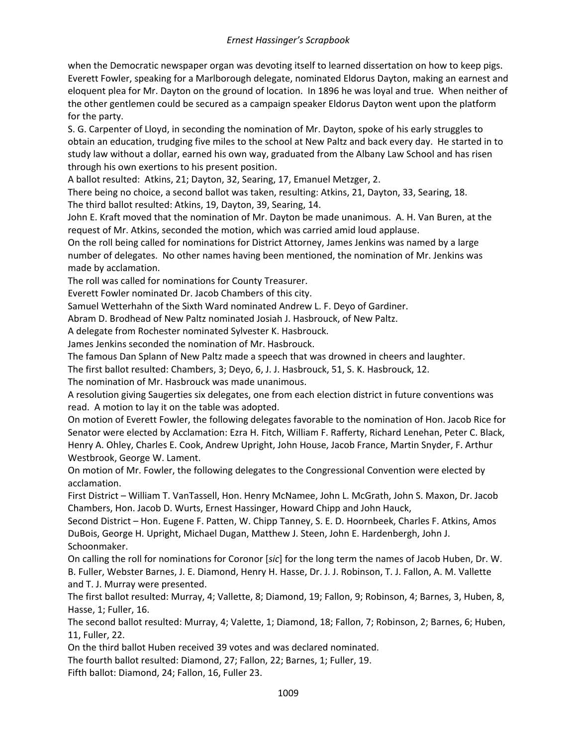when the Democratic newspaper organ was devoting itself to learned dissertation on how to keep pigs. Everett Fowler, speaking for a Marlborough delegate, nominated Eldorus Dayton, making an earnest and eloquent plea for Mr. Dayton on the ground of location. In 1896 he was loyal and true. When neither of the other gentlemen could be secured as a campaign speaker Eldorus Dayton went upon the platform for the party.

S. G. Carpenter of Lloyd, in seconding the nomination of Mr. Dayton, spoke of his early struggles to obtain an education, trudging five miles to the school at New Paltz and back every day. He started in to study law without a dollar, earned his own way, graduated from the Albany Law School and has risen through his own exertions to his present position.

A ballot resulted: Atkins, 21; Dayton, 32, Searing, 17, Emanuel Metzger, 2.

There being no choice, a second ballot was taken, resulting: Atkins, 21, Dayton, 33, Searing, 18.

The third ballot resulted: Atkins, 19, Dayton, 39, Searing, 14.

John E. Kraft moved that the nomination of Mr. Dayton be made unanimous. A. H. Van Buren, at the request of Mr. Atkins, seconded the motion, which was carried amid loud applause.

On the roll being called for nominations for District Attorney, James Jenkins was named by a large number of delegates. No other names having been mentioned, the nomination of Mr. Jenkins was made by acclamation.

The roll was called for nominations for County Treasurer.

Everett Fowler nominated Dr. Jacob Chambers of this city.

Samuel Wetterhahn of the Sixth Ward nominated Andrew L. F. Deyo of Gardiner.

Abram D. Brodhead of New Paltz nominated Josiah J. Hasbrouck, of New Paltz.

A delegate from Rochester nominated Sylvester K. Hasbrouck.

James Jenkins seconded the nomination of Mr. Hasbrouck.

The famous Dan Splann of New Paltz made a speech that was drowned in cheers and laughter.

The first ballot resulted: Chambers, 3; Deyo, 6, J. J. Hasbrouck, 51, S. K. Hasbrouck, 12.

The nomination of Mr. Hasbrouck was made unanimous.

A resolution giving Saugerties six delegates, one from each election district in future conventions was read. A motion to lay it on the table was adopted.

On motion of Everett Fowler, the following delegates favorable to the nomination of Hon. Jacob Rice for Senator were elected by Acclamation: Ezra H. Fitch, William F. Rafferty, Richard Lenehan, Peter C. Black, Henry A. Ohley, Charles E. Cook, Andrew Upright, John House, Jacob France, Martin Snyder, F. Arthur Westbrook, George W. Lament.

On motion of Mr. Fowler, the following delegates to the Congressional Convention were elected by acclamation.

First District – William T. VanTassell, Hon. Henry McNamee, John L. McGrath, John S. Maxon, Dr. Jacob Chambers, Hon. Jacob D. Wurts, Ernest Hassinger, Howard Chipp and John Hauck,

Second District – Hon. Eugene F. Patten, W. Chipp Tanney, S. E. D. Hoornbeek, Charles F. Atkins, Amos DuBois, George H. Upright, Michael Dugan, Matthew J. Steen, John E. Hardenbergh, John J. Schoonmaker.

On calling the roll for nominations for Coronor [*sic*] for the long term the names of Jacob Huben, Dr. W. B. Fuller, Webster Barnes, J. E. Diamond, Henry H. Hasse, Dr. J. J. Robinson, T. J. Fallon, A. M. Vallette and T. J. Murray were presented.

The first ballot resulted: Murray, 4; Vallette, 8; Diamond, 19; Fallon, 9; Robinson, 4; Barnes, 3, Huben, 8, Hasse, 1; Fuller, 16.

The second ballot resulted: Murray, 4; Valette, 1; Diamond, 18; Fallon, 7; Robinson, 2; Barnes, 6; Huben, 11, Fuller, 22.

On the third ballot Huben received 39 votes and was declared nominated.

The fourth ballot resulted: Diamond, 27; Fallon, 22; Barnes, 1; Fuller, 19.

Fifth ballot: Diamond, 24; Fallon, 16, Fuller 23.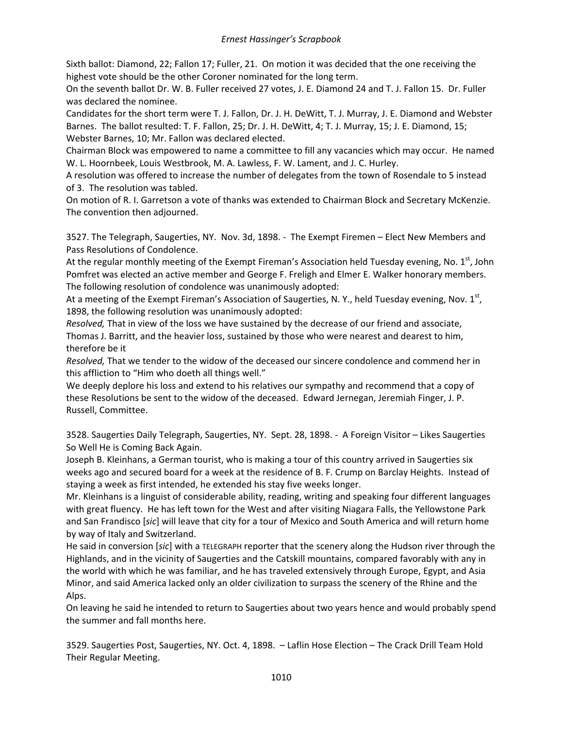Sixth ballot: Diamond, 22; Fallon 17; Fuller, 21. On motion it was decided that the one receiving the highest vote should be the other Coroner nominated for the long term.

On the seventh ballot Dr. W. B. Fuller received 27 votes, J. E. Diamond 24 and T. J. Fallon 15. Dr. Fuller was declared the nominee.

Candidates for the short term were T. J. Fallon, Dr. J. H. DeWitt, T. J. Murray, J. E. Diamond and Webster Barnes. The ballot resulted: T. F. Fallon, 25; Dr. J. H. DeWitt, 4; T. J. Murray, 15; J. E. Diamond, 15; Webster Barnes, 10; Mr. Fallon was declared elected.

Chairman Block was empowered to name a committee to fill any vacancies which may occur. He named W. L. Hoornbeek, Louis Westbrook, M. A. Lawless, F. W. Lament, and J. C. Hurley.

A resolution was offered to increase the number of delegates from the town of Rosendale to 5 instead of 3. The resolution was tabled.

On motion of R. I. Garretson a vote of thanks was extended to Chairman Block and Secretary McKenzie. The convention then adjourned.

3527. The Telegraph, Saugerties, NY. Nov. 3d, 1898. - The Exempt Firemen – Elect New Members and Pass Resolutions of Condolence.

At the regular monthly meeting of the Exempt Fireman's Association held Tuesday evening, No. 1st, John Pomfret was elected an active member and George F. Freligh and Elmer E. Walker honorary members. The following resolution of condolence was unanimously adopted:

At a meeting of the Exempt Fireman's Association of Saugerties, N. Y., held Tuesday evening, Nov. 1st, 1898, the following resolution was unanimously adopted:

*Resolved,* That in view of the loss we have sustained by the decrease of our friend and associate, Thomas J. Barritt, and the heavier loss, sustained by those who were nearest and dearest to him, therefore be it

*Resolved,* That we tender to the widow of the deceased our sincere condolence and commend her in this affliction to "Him who doeth all things well."

We deeply deplore his loss and extend to his relatives our sympathy and recommend that a copy of these Resolutions be sent to the widow of the deceased. Edward Jernegan, Jeremiah Finger, J. P. Russell, Committee.

3528. Saugerties Daily Telegraph, Saugerties, NY. Sept. 28, 1898. - A Foreign Visitor – Likes Saugerties So Well He is Coming Back Again.

Joseph B. Kleinhans, a German tourist, who is making a tour of this country arrived in Saugerties six weeks ago and secured board for a week at the residence of B. F. Crump on Barclay Heights. Instead of staying a week as first intended, he extended his stay five weeks longer.

Mr. Kleinhans is a linguist of considerable ability, reading, writing and speaking four different languages with great fluency. He has left town for the West and after visiting Niagara Falls, the Yellowstone Park and San Frandisco [*sic*] will leave that city for a tour of Mexico and South America and will return home by way of Italy and Switzerland.

He said in conversion [*sic*] with a TELEGRAPH reporter that the scenery along the Hudson river through the Highlands, and in the vicinity of Saugerties and the Catskill mountains, compared favorably with any in the world with which he was familiar, and he has traveled extensively through Europe, Egypt, and Asia Minor, and said America lacked only an older civilization to surpass the scenery of the Rhine and the Alps.

On leaving he said he intended to return to Saugerties about two years hence and would probably spend the summer and fall months here.

3529. Saugerties Post, Saugerties, NY. Oct. 4, 1898. – Laflin Hose Election – The Crack Drill Team Hold Their Regular Meeting.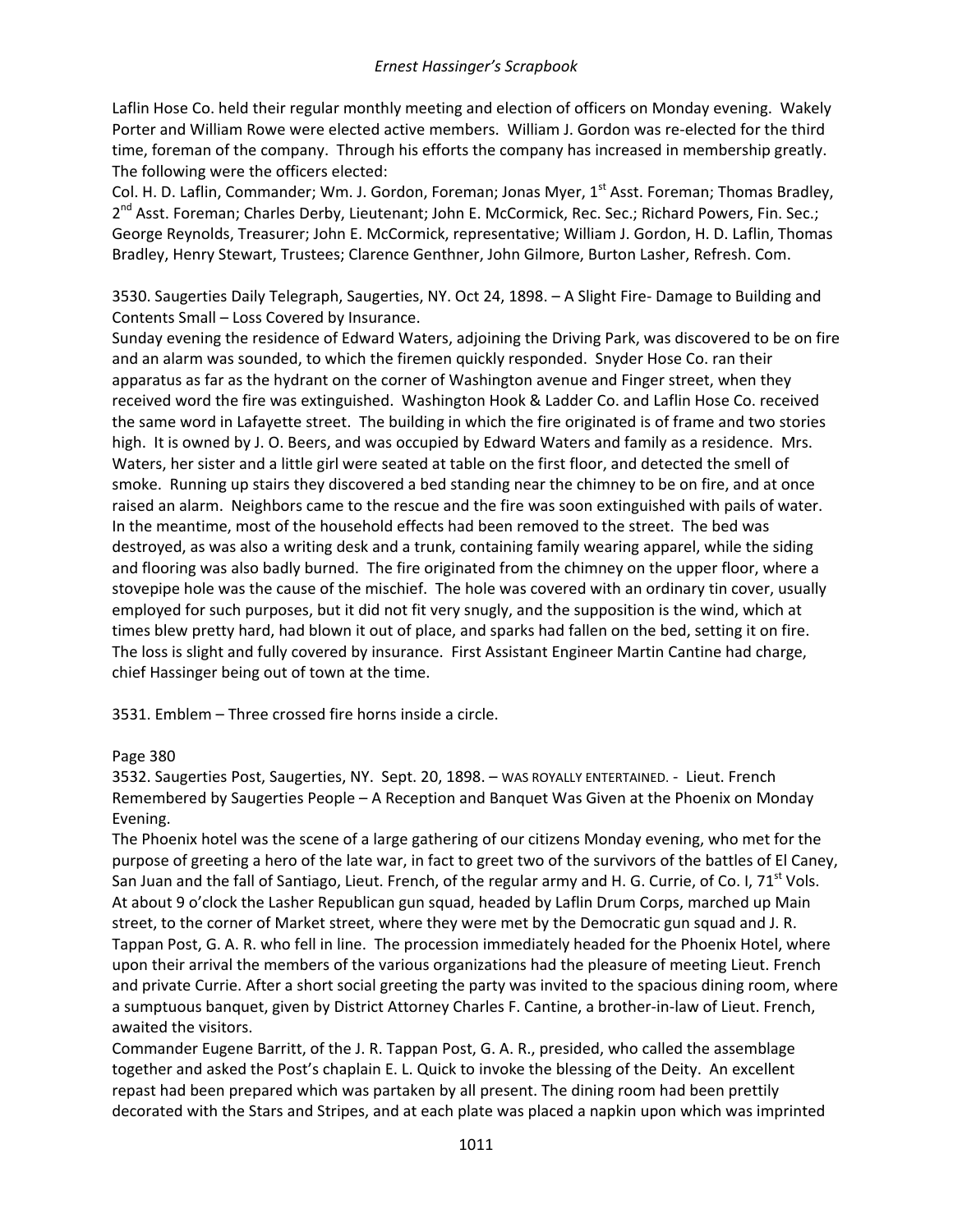Laflin Hose Co. held their regular monthly meeting and election of officers on Monday evening. Wakely Porter and William Rowe were elected active members. William J. Gordon was re-elected for the third time, foreman of the company. Through his efforts the company has increased in membership greatly. The following were the officers elected:
Col. H. D. Laflin, Commander; Wm. J. Gordon, Foreman; Jonas Myer, 1st Asst. Foreman; Thomas Bradley, 2nd Asst. Foreman; Charles Derby, Lieutenant; John E. McCormick, Rec. Sec.; Richard Powers, Fin. Sec.; George Reynolds, Treasurer; John E. McCormick, representative; William J. Gordon, H. D. Laflin, Thomas Bradley, Henry Stewart, Trustees; Clarence Genthner, John Gilmore, Burton Lasher, Refresh. Com.

3530. Saugerties Daily Telegraph, Saugerties, NY. Oct 24, 1898. – A Slight Fire- Damage to Building and Contents Small – Loss Covered by Insurance.
Sunday evening the residence of Edward Waters, adjoining the Driving Park, was discovered to be on fire and an alarm was sounded, to which the firemen quickly responded. Snyder Hose Co. ran their apparatus as far as the hydrant on the corner of Washington avenue and Finger street, when they received word the fire was extinguished. Washington Hook & Ladder Co. and Laflin Hose Co. received the same word in Lafayette street. The building in which the fire originated is of frame and two stories high. It is owned by J. O. Beers, and was occupied by Edward Waters and family as a residence. Mrs. Waters, her sister and a little girl were seated at table on the first floor, and detected the smell of smoke. Running up stairs they discovered a bed standing near the chimney to be on fire, and at once raised an alarm. Neighbors came to the rescue and the fire was soon extinguished with pails of water. In the meantime, most of the household effects had been removed to the street. The bed was destroyed, as was also a writing desk and a trunk, containing family wearing apparel, while the siding and flooring was also badly burned. The fire originated from the chimney on the upper floor, where a stovepipe hole was the cause of the mischief. The hole was covered with an ordinary tin cover, usually employed for such purposes, but it did not fit very snugly, and the supposition is the wind, which at times blew pretty hard, had blown it out of place, and sparks had fallen on the bed, setting it on fire. The loss is slight and fully covered by insurance. First Assistant Engineer Martin Cantine had charge, chief Hassinger being out of town at the time.

3531. Emblem – Three crossed fire horns inside a circle.

Page 380

3532. Saugerties Post, Saugerties, NY. Sept. 20, 1898. – WAS ROYALLY ENTERTAINED. - Lieut. French Remembered by Saugerties People – A Reception and Banquet Was Given at the Phoenix on Monday Evening.
The Phoenix hotel was the scene of a large gathering of our citizens Monday evening, who met for the purpose of greeting a hero of the late war, in fact to greet two of the survivors of the battles of El Caney, San Juan and the fall of Santiago, Lieut. French, of the regular army and H. G. Currie, of Co. I, 71st Vols. At about 9 o'clock the Lasher Republican gun squad, headed by Laflin Drum Corps, marched up Main street, to the corner of Market street, where they were met by the Democratic gun squad and J. R. Tappan Post, G. A. R. who fell in line. The procession immediately headed for the Phoenix Hotel, where upon their arrival the members of the various organizations had the pleasure of meeting Lieut. French and private Currie. After a short social greeting the party was invited to the spacious dining room, where a sumptuous banquet, given by District Attorney Charles F. Cantine, a brother-in-law of Lieut. French, awaited the visitors.
Commander Eugene Barritt, of the J. R. Tappan Post, G. A. R., presided, who called the assemblage together and asked the Post's chaplain E. L. Quick to invoke the blessing of the Deity. An excellent repast had been prepared which was partaken by all present. The dining room had been prettily decorated with the Stars and Stripes, and at each plate was placed a napkin upon which was imprinted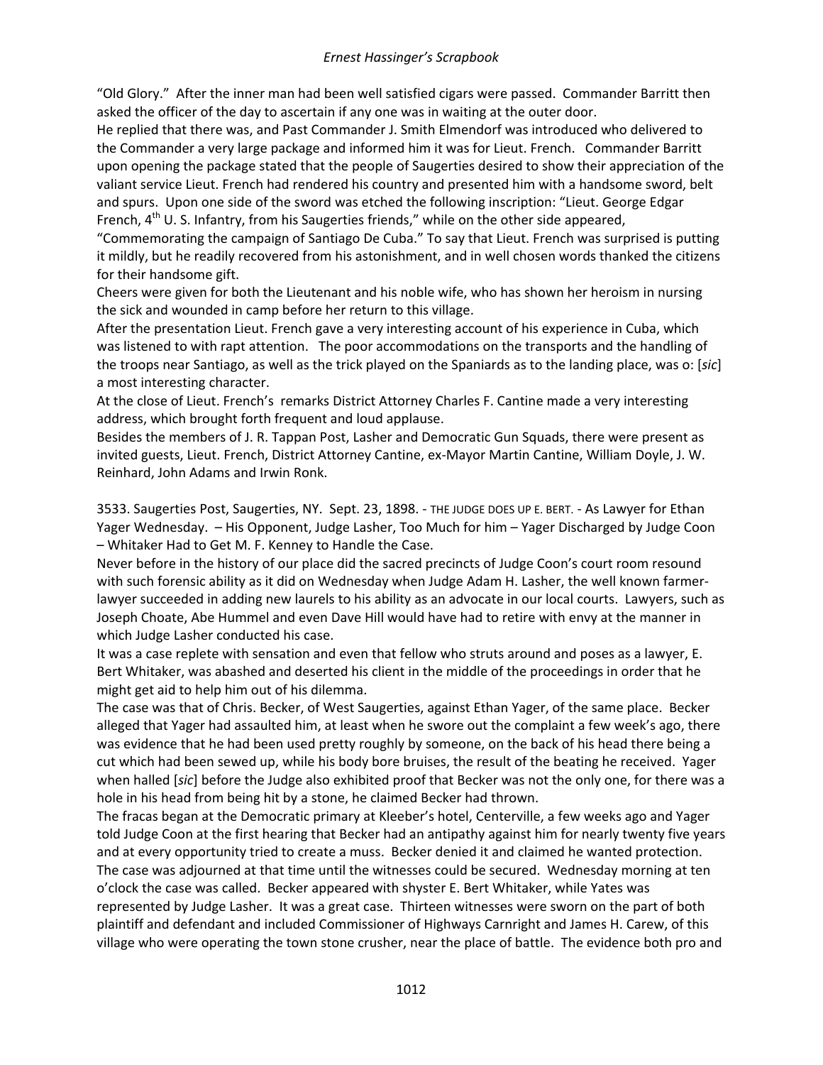"Old Glory." After the inner man had been well satisfied cigars were passed. Commander Barritt then asked the officer of the day to ascertain if any one was in waiting at the outer door.

He replied that there was, and Past Commander J. Smith Elmendorf was introduced who delivered to the Commander a very large package and informed him it was for Lieut. French. Commander Barritt upon opening the package stated that the people of Saugerties desired to show their appreciation of the valiant service Lieut. French had rendered his country and presented him with a handsome sword, belt and spurs. Upon one side of the sword was etched the following inscription: "Lieut. George Edgar French, 4th U. S. Infantry, from his Saugerties friends," while on the other side appeared, "Commemorating the campaign of Santiago De Cuba." To say that Lieut. French was surprised is putting it mildly, but he readily recovered from his astonishment, and in well chosen words thanked the citizens for their handsome gift.

Cheers were given for both the Lieutenant and his noble wife, who has shown her heroism in nursing the sick and wounded in camp before her return to this village.

After the presentation Lieut. French gave a very interesting account of his experience in Cuba, which was listened to with rapt attention. The poor accommodations on the transports and the handling of the troops near Santiago, as well as the trick played on the Spaniards as to the landing place, was o: [*sic*] a most interesting character.

At the close of Lieut. French's remarks District Attorney Charles F. Cantine made a very interesting address, which brought forth frequent and loud applause.

Besides the members of J. R. Tappan Post, Lasher and Democratic Gun Squads, there were present as invited guests, Lieut. French, District Attorney Cantine, ex-Mayor Martin Cantine, William Doyle, J. W. Reinhard, John Adams and Irwin Ronk.

3533. Saugerties Post, Saugerties, NY. Sept. 23, 1898. - THE JUDGE DOES UP E. BERT. - As Lawyer for Ethan Yager Wednesday. – His Opponent, Judge Lasher, Too Much for him – Yager Discharged by Judge Coon – Whitaker Had to Get M. F. Kenney to Handle the Case.

Never before in the history of our place did the sacred precincts of Judge Coon's court room resound with such forensic ability as it did on Wednesday when Judge Adam H. Lasher, the well known farmer-lawyer succeeded in adding new laurels to his ability as an advocate in our local courts. Lawyers, such as Joseph Choate, Abe Hummel and even Dave Hill would have had to retire with envy at the manner in which Judge Lasher conducted his case.

It was a case replete with sensation and even that fellow who struts around and poses as a lawyer, E. Bert Whitaker, was abashed and deserted his client in the middle of the proceedings in order that he might get aid to help him out of his dilemma.

The case was that of Chris. Becker, of West Saugerties, against Ethan Yager, of the same place. Becker alleged that Yager had assaulted him, at least when he swore out the complaint a few week's ago, there was evidence that he had been used pretty roughly by someone, on the back of his head there being a cut which had been sewed up, while his body bore bruises, the result of the beating he received. Yager when halled [*sic*] before the Judge also exhibited proof that Becker was not the only one, for there was a hole in his head from being hit by a stone, he claimed Becker had thrown.

The fracas began at the Democratic primary at Kleeber's hotel, Centerville, a few weeks ago and Yager told Judge Coon at the first hearing that Becker had an antipathy against him for nearly twenty five years and at every opportunity tried to create a muss. Becker denied it and claimed he wanted protection. The case was adjourned at that time until the witnesses could be secured. Wednesday morning at ten o'clock the case was called. Becker appeared with shyster E. Bert Whitaker, while Yates was represented by Judge Lasher. It was a great case. Thirteen witnesses were sworn on the part of both plaintiff and defendant and included Commissioner of Highways Carnright and James H. Carew, of this village who were operating the town stone crusher, near the place of battle. The evidence both pro and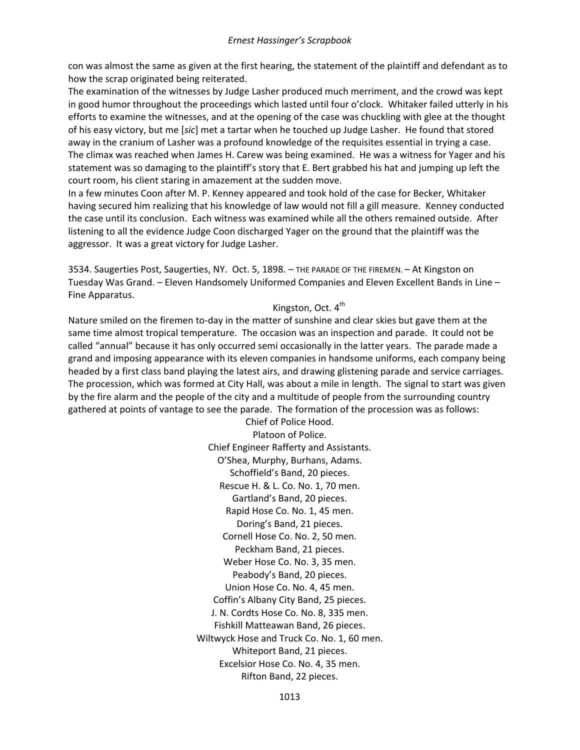con was almost the same as given at the first hearing, the statement of the plaintiff and defendant as to how the scrap originated being reiterated.

The examination of the witnesses by Judge Lasher produced much merriment, and the crowd was kept in good humor throughout the proceedings which lasted until four o'clock. Whitaker failed utterly in his efforts to examine the witnesses, and at the opening of the case was chuckling with glee at the thought of his easy victory, but me [*sic*] met a tartar when he touched up Judge Lasher. He found that stored away in the cranium of Lasher was a profound knowledge of the requisites essential in trying a case. The climax was reached when James H. Carew was being examined. He was a witness for Yager and his statement was so damaging to the plaintiff's story that E. Bert grabbed his hat and jumping up left the court room, his client staring in amazement at the sudden move.

In a few minutes Coon after M. P. Kenney appeared and took hold of the case for Becker, Whitaker having secured him realizing that his knowledge of law would not fill a gill measure. Kenney conducted the case until its conclusion. Each witness was examined while all the others remained outside. After listening to all the evidence Judge Coon discharged Yager on the ground that the plaintiff was the aggressor. It was a great victory for Judge Lasher.

3534. Saugerties Post, Saugerties, NY. Oct. 5, 1898. – THE PARADE OF THE FIREMEN. – At Kingston on Tuesday Was Grand. – Eleven Handsomely Uniformed Companies and Eleven Excellent Bands in Line – Fine Apparatus.

Kingston, Oct. 4th

Nature smiled on the firemen to-day in the matter of sunshine and clear skies but gave them at the same time almost tropical temperature. The occasion was an inspection and parade. It could not be called "annual" because it has only occurred semi occasionally in the latter years. The parade made a grand and imposing appearance with its eleven companies in handsome uniforms, each company being headed by a first class band playing the latest airs, and drawing glistening parade and service carriages. The procession, which was formed at City Hall, was about a mile in length. The signal to start was given by the fire alarm and the people of the city and a multitude of people from the surrounding country gathered at points of vantage to see the parade. The formation of the procession was as follows:

Chief of Police Hood.
Platoon of Police.
Chief Engineer Rafferty and Assistants.
O'Shea, Murphy, Burhans, Adams.
Schoffield's Band, 20 pieces.
Rescue H. & L. Co. No. 1, 70 men.
Gartland's Band, 20 pieces.
Rapid Hose Co. No. 1, 45 men.
Doring's Band, 21 pieces.
Cornell Hose Co. No. 2, 50 men.
Peckham Band, 21 pieces.
Weber Hose Co. No. 3, 35 men.
Peabody's Band, 20 pieces.
Union Hose Co. No. 4, 45 men.
Coffin's Albany City Band, 25 pieces.
J. N. Cordts Hose Co. No. 8, 335 men.
Fishkill Matteawan Band, 26 pieces.
Wiltwyck Hose and Truck Co. No. 1, 60 men.
Whiteport Band, 21 pieces.
Excelsior Hose Co. No. 4, 35 men.
Rifton Band, 22 pieces.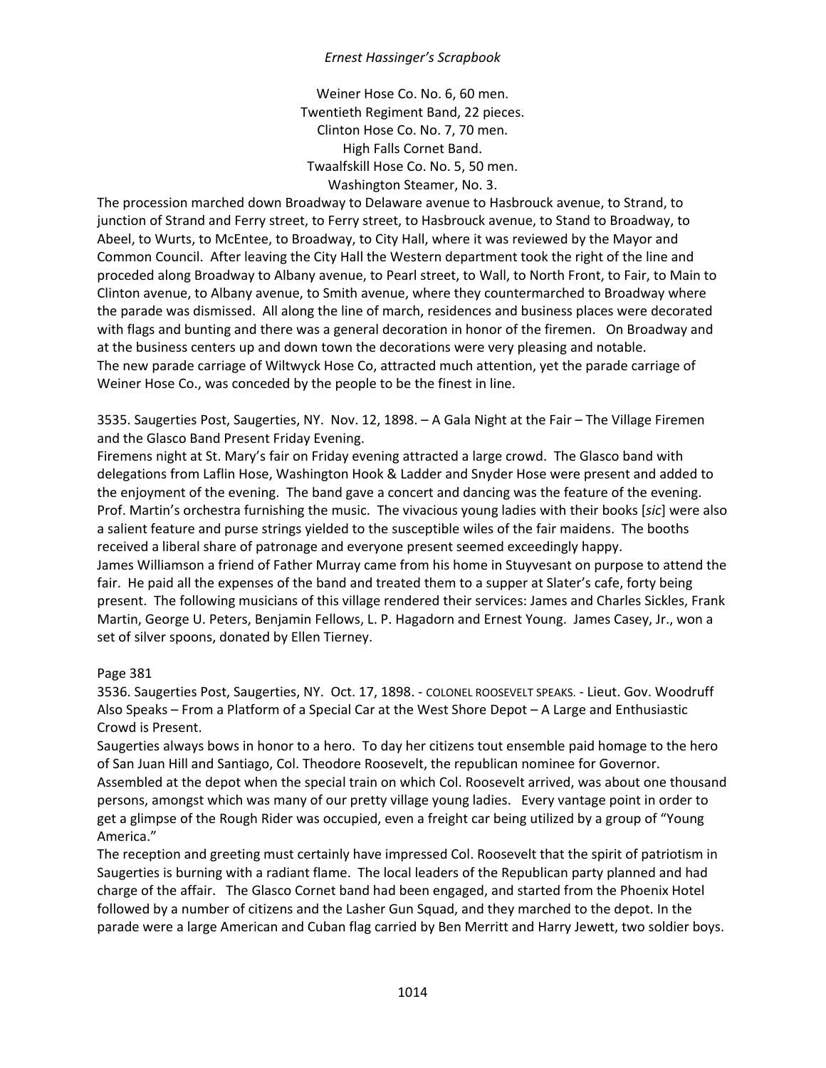Weiner Hose Co. No. 6, 60 men.  
Twentieth Regiment Band, 22 pieces.  
Clinton Hose Co. No. 7, 70 men.  
High Falls Cornet Band.  
Twaalfskill Hose Co. No. 5, 50 men.  
Washington Steamer, No. 3.

The procession marched down Broadway to Delaware avenue to Hasbrouck avenue, to Strand, to junction of Strand and Ferry street, to Ferry street, to Hasbrouck avenue, to Stand to Broadway, to Abeel, to Wurts, to McEntee, to Broadway, to City Hall, where it was reviewed by the Mayor and Common Council. After leaving the City Hall the Western department took the right of the line and proceded along Broadway to Albany avenue, to Pearl street, to Wall, to North Front, to Fair, to Main to Clinton avenue, to Albany avenue, to Smith avenue, where they countermarched to Broadway where the parade was dismissed. All along the line of march, residences and business places were decorated with flags and bunting and there was a general decoration in honor of the firemen. On Broadway and at the business centers up and down town the decorations were very pleasing and notable.
The new parade carriage of Wiltwyck Hose Co, attracted much attention, yet the parade carriage of Weiner Hose Co., was conceded by the people to be the finest in line.

3535. Saugerties Post, Saugerties, NY. Nov. 12, 1898. – A Gala Night at the Fair – The Village Firemen and the Glasco Band Present Friday Evening.
Firemens night at St. Mary's fair on Friday evening attracted a large crowd. The Glasco band with delegations from Laflin Hose, Washington Hook & Ladder and Snyder Hose were present and added to the enjoyment of the evening. The band gave a concert and dancing was the feature of the evening. Prof. Martin's orchestra furnishing the music. The vivacious young ladies with their books [*sic*] were also a salient feature and purse strings yielded to the susceptible wiles of the fair maidens. The booths received a liberal share of patronage and everyone present seemed exceedingly happy.
James Williamson a friend of Father Murray came from his home in Stuyvesant on purpose to attend the fair. He paid all the expenses of the band and treated them to a supper at Slater's cafe, forty being present. The following musicians of this village rendered their services: James and Charles Sickles, Frank Martin, George U. Peters, Benjamin Fellows, L. P. Hagadorn and Ernest Young. James Casey, Jr., won a set of silver spoons, donated by Ellen Tierney.

Page 381

3536. Saugerties Post, Saugerties, NY. Oct. 17, 1898. - COLONEL ROOSEVELT SPEAKS. - Lieut. Gov. Woodruff Also Speaks – From a Platform of a Special Car at the West Shore Depot – A Large and Enthusiastic Crowd is Present.
Saugerties always bows in honor to a hero. To day her citizens tout ensemble paid homage to the hero of San Juan Hill and Santiago, Col. Theodore Roosevelt, the republican nominee for Governor. Assembled at the depot when the special train on which Col. Roosevelt arrived, was about one thousand persons, amongst which was many of our pretty village young ladies. Every vantage point in order to get a glimpse of the Rough Rider was occupied, even a freight car being utilized by a group of "Young America."
The reception and greeting must certainly have impressed Col. Roosevelt that the spirit of patriotism in Saugerties is burning with a radiant flame. The local leaders of the Republican party planned and had charge of the affair. The Glasco Cornet band had been engaged, and started from the Phoenix Hotel followed by a number of citizens and the Lasher Gun Squad, and they marched to the depot. In the parade were a large American and Cuban flag carried by Ben Merritt and Harry Jewett, two soldier boys.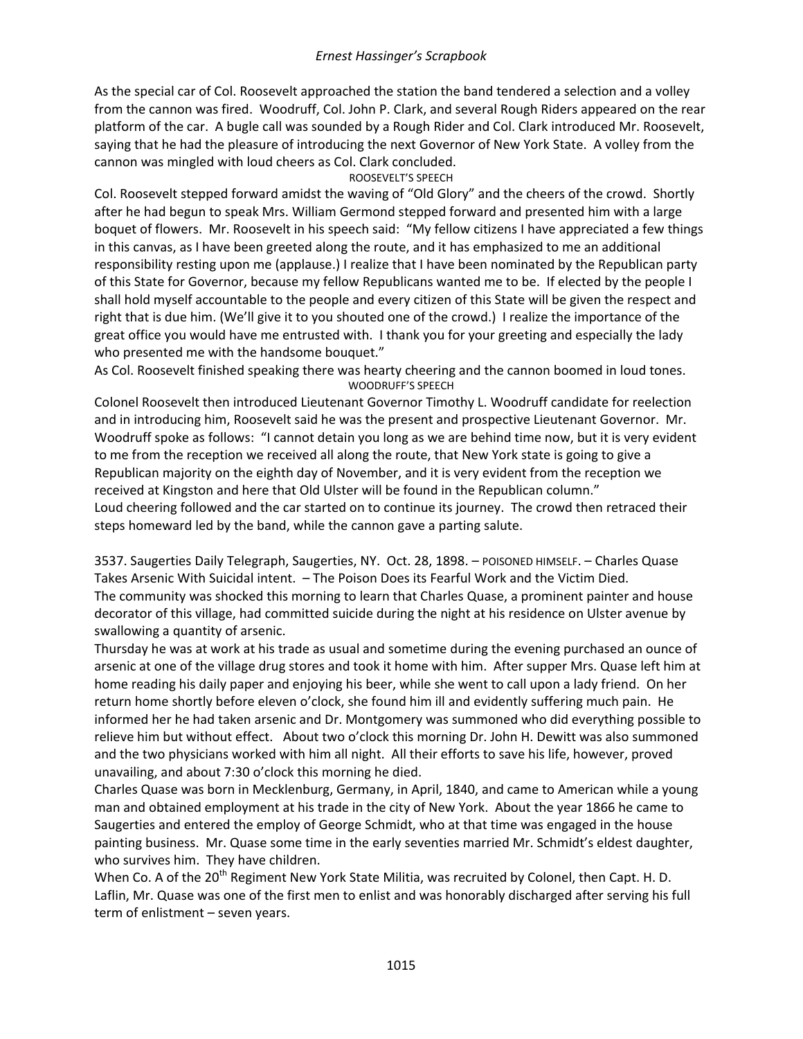As the special car of Col. Roosevelt approached the station the band tendered a selection and a volley from the cannon was fired. Woodruff, Col. John P. Clark, and several Rough Riders appeared on the rear platform of the car. A bugle call was sounded by a Rough Rider and Col. Clark introduced Mr. Roosevelt, saying that he had the pleasure of introducing the next Governor of New York State. A volley from the cannon was mingled with loud cheers as Col. Clark concluded.

ROOSEVELT'S SPEECH

Col. Roosevelt stepped forward amidst the waving of "Old Glory" and the cheers of the crowd. Shortly after he had begun to speak Mrs. William Germond stepped forward and presented him with a large boquet of flowers. Mr. Roosevelt in his speech said: "My fellow citizens I have appreciated a few things in this canvas, as I have been greeted along the route, and it has emphasized to me an additional responsibility resting upon me (applause.) I realize that I have been nominated by the Republican party of this State for Governor, because my fellow Republicans wanted me to be. If elected by the people I shall hold myself accountable to the people and every citizen of this State will be given the respect and right that is due him. (We'll give it to you shouted one of the crowd.) I realize the importance of the great office you would have me entrusted with. I thank you for your greeting and especially the lady who presented me with the handsome bouquet."

As Col. Roosevelt finished speaking there was hearty cheering and the cannon boomed in loud tones.

WOODRUFF'S SPEECH

Colonel Roosevelt then introduced Lieutenant Governor Timothy L. Woodruff candidate for reelection and in introducing him, Roosevelt said he was the present and prospective Lieutenant Governor. Mr. Woodruff spoke as follows: "I cannot detain you long as we are behind time now, but it is very evident to me from the reception we received all along the route, that New York state is going to give a Republican majority on the eighth day of November, and it is very evident from the reception we received at Kingston and here that Old Ulster will be found in the Republican column."

Loud cheering followed and the car started on to continue its journey. The crowd then retraced their steps homeward led by the band, while the cannon gave a parting salute.

3537. Saugerties Daily Telegraph, Saugerties, NY. Oct. 28, 1898. – POISONED HIMSELF. – Charles Quase Takes Arsenic With Suicidal intent. – The Poison Does its Fearful Work and the Victim Died.

The community was shocked this morning to learn that Charles Quase, a prominent painter and house decorator of this village, had committed suicide during the night at his residence on Ulster avenue by swallowing a quantity of arsenic.

Thursday he was at work at his trade as usual and sometime during the evening purchased an ounce of arsenic at one of the village drug stores and took it home with him. After supper Mrs. Quase left him at home reading his daily paper and enjoying his beer, while she went to call upon a lady friend. On her return home shortly before eleven o'clock, she found him ill and evidently suffering much pain. He informed her he had taken arsenic and Dr. Montgomery was summoned who did everything possible to relieve him but without effect. About two o'clock this morning Dr. John H. Dewitt was also summoned and the two physicians worked with him all night. All their efforts to save his life, however, proved unavailing, and about 7:30 o'clock this morning he died.

Charles Quase was born in Mecklenburg, Germany, in April, 1840, and came to American while a young man and obtained employment at his trade in the city of New York. About the year 1866 he came to Saugerties and entered the employ of George Schmidt, who at that time was engaged in the house painting business. Mr. Quase some time in the early seventies married Mr. Schmidt's eldest daughter, who survives him. They have children.

When Co. A of the 20th Regiment New York State Militia, was recruited by Colonel, then Capt. H. D. Laflin, Mr. Quase was one of the first men to enlist and was honorably discharged after serving his full term of enlistment – seven years.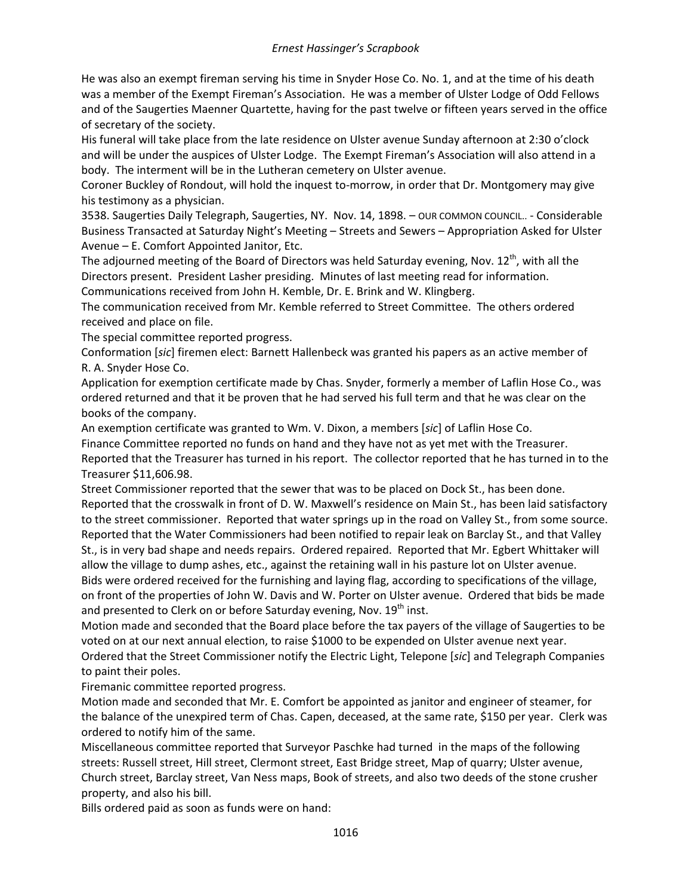He was also an exempt fireman serving his time in Snyder Hose Co. No. 1, and at the time of his death was a member of the Exempt Fireman's Association. He was a member of Ulster Lodge of Odd Fellows and of the Saugerties Maenner Quartette, having for the past twelve or fifteen years served in the office of secretary of the society.

His funeral will take place from the late residence on Ulster avenue Sunday afternoon at 2:30 o'clock and will be under the auspices of Ulster Lodge. The Exempt Fireman's Association will also attend in a body. The interment will be in the Lutheran cemetery on Ulster avenue.

Coroner Buckley of Rondout, will hold the inquest to-morrow, in order that Dr. Montgomery may give his testimony as a physician.

3538. Saugerties Daily Telegraph, Saugerties, NY. Nov. 14, 1898. – OUR COMMON COUNCIL.. - Considerable Business Transacted at Saturday Night's Meeting – Streets and Sewers – Appropriation Asked for Ulster Avenue – E. Comfort Appointed Janitor, Etc.

The adjourned meeting of the Board of Directors was held Saturday evening, Nov. 12th, with all the Directors present. President Lasher presiding. Minutes of last meeting read for information.

Communications received from John H. Kemble, Dr. E. Brink and W. Klingberg.

The communication received from Mr. Kemble referred to Street Committee. The others ordered received and place on file.

The special committee reported progress.

Conformation [*sic*] firemen elect: Barnett Hallenbeck was granted his papers as an active member of R. A. Snyder Hose Co.

Application for exemption certificate made by Chas. Snyder, formerly a member of Laflin Hose Co., was ordered returned and that it be proven that he had served his full term and that he was clear on the books of the company.

An exemption certificate was granted to Wm. V. Dixon, a members [*sic*] of Laflin Hose Co.

Finance Committee reported no funds on hand and they have not as yet met with the Treasurer. Reported that the Treasurer has turned in his report. The collector reported that he has turned in to the Treasurer $11,606.98.

Street Commissioner reported that the sewer that was to be placed on Dock St., has been done. Reported that the crosswalk in front of D. W. Maxwell's residence on Main St., has been laid satisfactory to the street commissioner. Reported that water springs up in the road on Valley St., from some source. Reported that the Water Commissioners had been notified to repair leak on Barclay St., and that Valley St., is in very bad shape and needs repairs. Ordered repaired. Reported that Mr. Egbert Whittaker will allow the village to dump ashes, etc., against the retaining wall in his pasture lot on Ulster avenue.

Bids were ordered received for the furnishing and laying flag, according to specifications of the village, on front of the properties of John W. Davis and W. Porter on Ulster avenue. Ordered that bids be made and presented to Clerk on or before Saturday evening, Nov. 19th inst.

Motion made and seconded that the Board place before the tax payers of the village of Saugerties to be voted on at our next annual election, to raise $1000 to be expended on Ulster avenue next year.

Ordered that the Street Commissioner notify the Electric Light, Telepone [*sic*] and Telegraph Companies to paint their poles.

Firemanic committee reported progress.

Motion made and seconded that Mr. E. Comfort be appointed as janitor and engineer of steamer, for the balance of the unexpired term of Chas. Capen, deceased, at the same rate, $150 per year. Clerk was ordered to notify him of the same.

Miscellaneous committee reported that Surveyor Paschke had turned in the maps of the following streets: Russell street, Hill street, Clermont street, East Bridge street, Map of quarry; Ulster avenue, Church street, Barclay street, Van Ness maps, Book of streets, and also two deeds of the stone crusher property, and also his bill.

Bills ordered paid as soon as funds were on hand: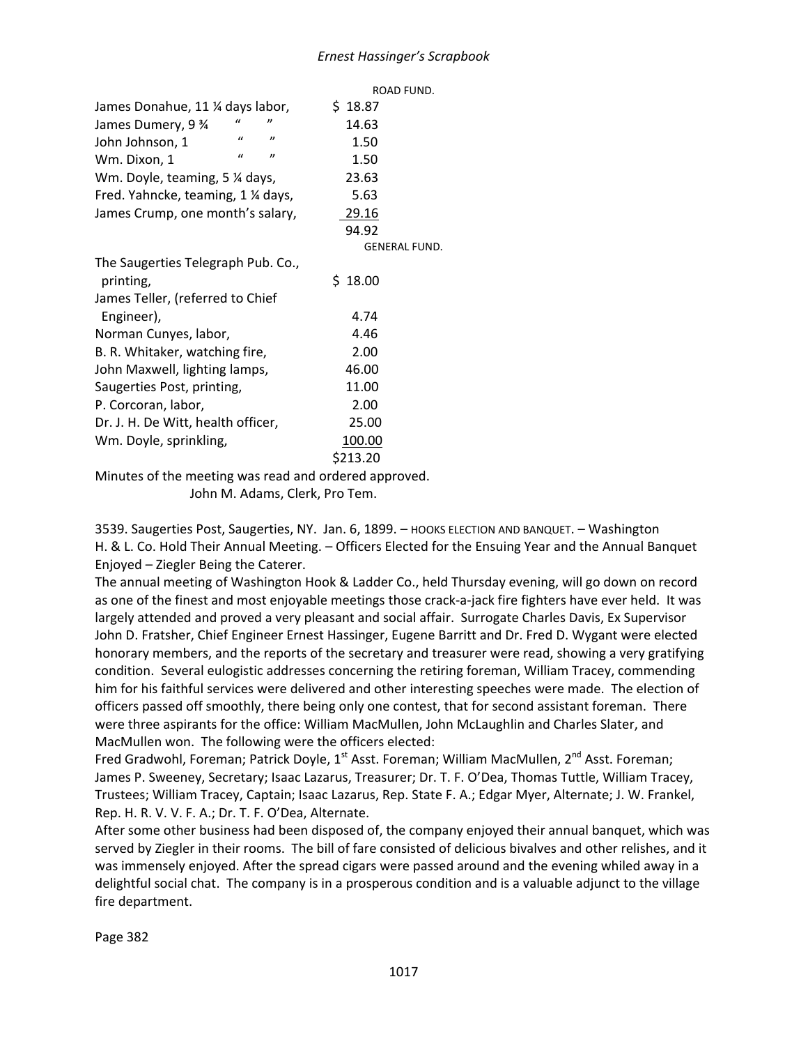ROAD FUND.

| | |
|---|---|
| James Donahue, 11 ¼ days labor, | $ 18.87 |
| James Dumery, 9 ¾ " " | 14.63 |
| John Johnson, 1 " " | 1.50 |
| Wm. Dixon, 1 " " | 1.50 |
| Wm. Doyle, teaming, 5 ¼ days, | 23.63 |
| Fred. Yahncke, teaming, 1 ¼ days, | 5.63 |
| James Crump, one month's salary, | 29.16 |
| | 94.92 |

GENERAL FUND.

| | |
|---|---|
| The Saugerties Telegraph Pub. Co., printing, | $ 18.00 |
| James Teller, (referred to Chief Engineer), | 4.74 |
| Norman Cunyes, labor, | 4.46 |
| B. R. Whitaker, watching fire, | 2.00 |
| John Maxwell, lighting lamps, | 46.00 |
| Saugerties Post, printing, | 11.00 |
| P. Corcoran, labor, | 2.00 |
| Dr. J. H. De Witt, health officer, | 25.00 |
| Wm. Doyle, sprinkling, | 100.00 |
| | $213.20 |

Minutes of the meeting was read and ordered approved.

John M. Adams, Clerk, Pro Tem.

3539. Saugerties Post, Saugerties, NY. Jan. 6, 1899. – HOOKS ELECTION AND BANQUET. – Washington H. & L. Co. Hold Their Annual Meeting. – Officers Elected for the Ensuing Year and the Annual Banquet Enjoyed – Ziegler Being the Caterer.

The annual meeting of Washington Hook & Ladder Co., held Thursday evening, will go down on record as one of the finest and most enjoyable meetings those crack-a-jack fire fighters have ever held. It was largely attended and proved a very pleasant and social affair. Surrogate Charles Davis, Ex Supervisor John D. Fratsher, Chief Engineer Ernest Hassinger, Eugene Barritt and Dr. Fred D. Wygant were elected honorary members, and the reports of the secretary and treasurer were read, showing a very gratifying condition. Several eulogistic addresses concerning the retiring foreman, William Tracey, commending him for his faithful services were delivered and other interesting speeches were made. The election of officers passed off smoothly, there being only one contest, that for second assistant foreman. There were three aspirants for the office: William MacMullen, John McLaughlin and Charles Slater, and MacMullen won. The following were the officers elected:

Fred Gradwohl, Foreman; Patrick Doyle, 1st Asst. Foreman; William MacMullen, 2nd Asst. Foreman; James P. Sweeney, Secretary; Isaac Lazarus, Treasurer; Dr. T. F. O'Dea, Thomas Tuttle, William Tracey, Trustees; William Tracey, Captain; Isaac Lazarus, Rep. State F. A.; Edgar Myer, Alternate; J. W. Frankel, Rep. H. R. V. V. F. A.; Dr. T. F. O'Dea, Alternate.

After some other business had been disposed of, the company enjoyed their annual banquet, which was served by Ziegler in their rooms. The bill of fare consisted of delicious bivalves and other relishes, and it was immensely enjoyed. After the spread cigars were passed around and the evening whiled away in a delightful social chat. The company is in a prosperous condition and is a valuable adjunct to the village fire department.

Page 382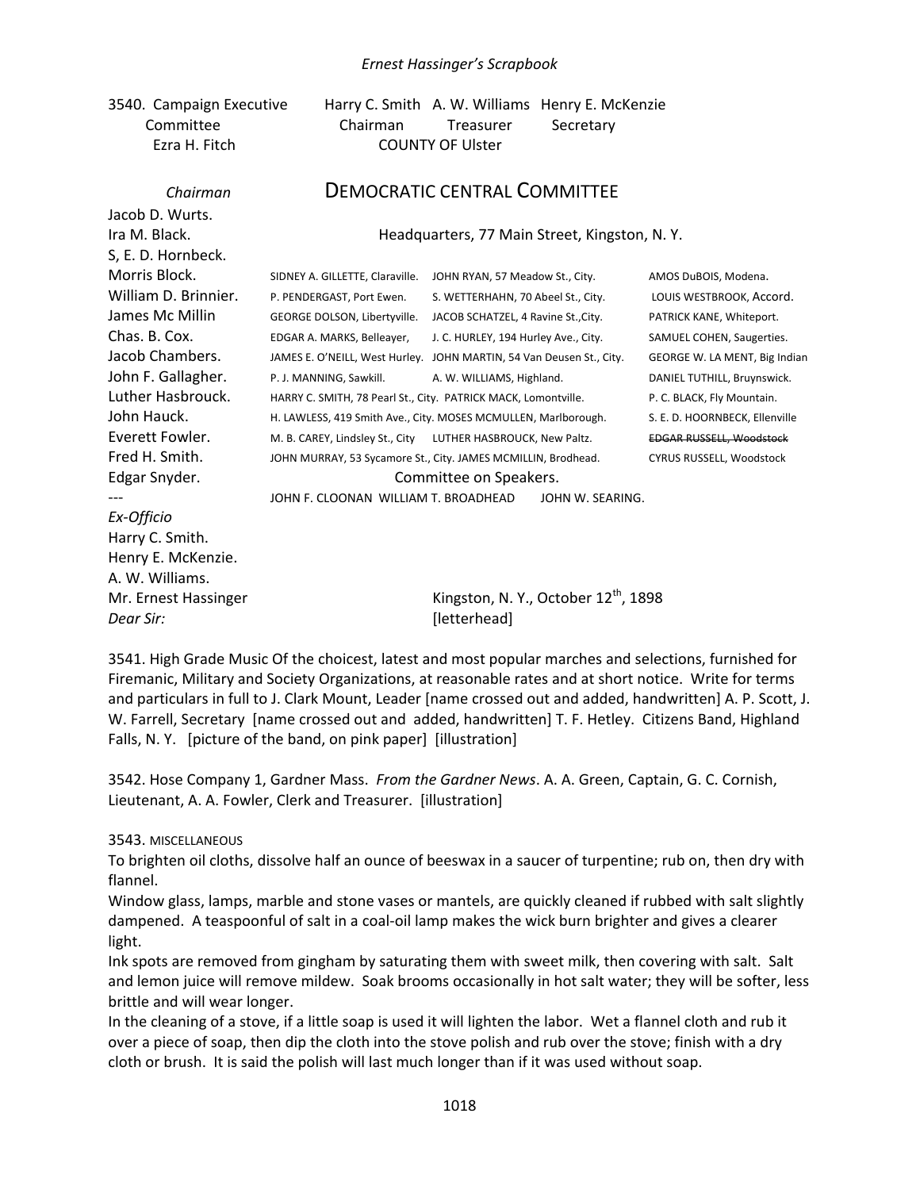3540. Campaign Executive Committee — Harry C. Smith, Chairman; A. W. Williams, Treasurer; Henry E. McKenzie, Secretary

Ezra H. Fitch, *Chairman*

COUNTY OF Ulster

## DEMOCRATIC CENTRAL COMMITTEE

Headquarters, 77 Main Street, Kingston, N. Y.

Jacob D. Wurts.
Ira M. Black.
S, E. D. Hornbeck.
Morris Block.
William D. Brinnier.
James Mc Millin
Chas. B. Cox.
Jacob Chambers.
John F. Gallagher.
Luther Hasbrouck.
John Hauck.
Everett Fowler.
Fred H. Smith.
Edgar Snyder.
---

*Ex-Officio*
Harry C. Smith.
Henry E. McKenzie.
A. W. Williams.

| | | |
|---|---|---|
| SIDNEY A. GILLETTE, Claraville. | JOHN RYAN, 57 Meadow St., City. | AMOS DuBOIS, Modena. |
| P. PENDERGAST, Port Ewen. | S. WETTERHAHN, 70 Abeel St., City. | LOUIS WESTBROOK, Accord. |
| GEORGE DOLSON, Libertyville. | JACOB SCHATZEL, 4 Ravine St.,City. | PATRICK KANE, Whiteport. |
| EDGAR A. MARKS, Belleayer, | J. C. HURLEY, 194 Hurley Ave., City. | SAMUEL COHEN, Saugerties. |
| JAMES E. O'NEILL, West Hurley. | JOHN MARTIN, 54 Van Deusen St., City. | GEORGE W. LA MENT, Big Indian |
| P. J. MANNING, Sawkill. | A. W. WILLIAMS, Highland. | DANIEL TUTHILL, Bruynswick. |
| HARRY C. SMITH, 78 Pearl St., City. | PATRICK MACK, Lomontville. | P. C. BLACK, Fly Mountain. |
| H. LAWLESS, 419 Smith Ave., City. | MOSES MCMULLEN, Marlborough. | S. E. D. HOORNBECK, Ellenville |
| M. B. CAREY, Lindsley St., City | LUTHER HASBROUCK, New Paltz. | ~~EDGAR RUSSELL, Woodstock~~ |
| JOHN MURRAY, 53 Sycamore St., City. | JAMES MCMILLIN, Brodhead. | CYRUS RUSSELL, Woodstock |

Committee on Speakers.
JOHN F. CLOONAN WILLIAM T. BROADHEAD JOHN W. SEARING.

Mr. Ernest Hassinger
*Dear Sir:*

Kingston, N. Y., October 12th, 1898
[letterhead]

3541. High Grade Music Of the choicest, latest and most popular marches and selections, furnished for Firemanic, Military and Society Organizations, at reasonable rates and at short notice. Write for terms and particulars in full to J. Clark Mount, Leader [name crossed out and added, handwritten] A. P. Scott, J. W. Farrell, Secretary [name crossed out and added, handwritten] T. F. Hetley. Citizens Band, Highland Falls, N. Y. [picture of the band, on pink paper] [illustration]

3542. Hose Company 1, Gardner Mass. *From the Gardner News*. A. A. Green, Captain, G. C. Cornish, Lieutenant, A. A. Fowler, Clerk and Treasurer. [illustration]

3543. MISCELLANEOUS

To brighten oil cloths, dissolve half an ounce of beeswax in a saucer of turpentine; rub on, then dry with flannel.

Window glass, lamps, marble and stone vases or mantels, are quickly cleaned if rubbed with salt slightly dampened. A teaspoonful of salt in a coal-oil lamp makes the wick burn brighter and gives a clearer light.

Ink spots are removed from gingham by saturating them with sweet milk, then covering with salt. Salt and lemon juice will remove mildew. Soak brooms occasionally in hot salt water; they will be softer, less brittle and will wear longer.

In the cleaning of a stove, if a little soap is used it will lighten the labor. Wet a flannel cloth and rub it over a piece of soap, then dip the cloth into the stove polish and rub over the stove; finish with a dry cloth or brush. It is said the polish will last much longer than if it was used without soap.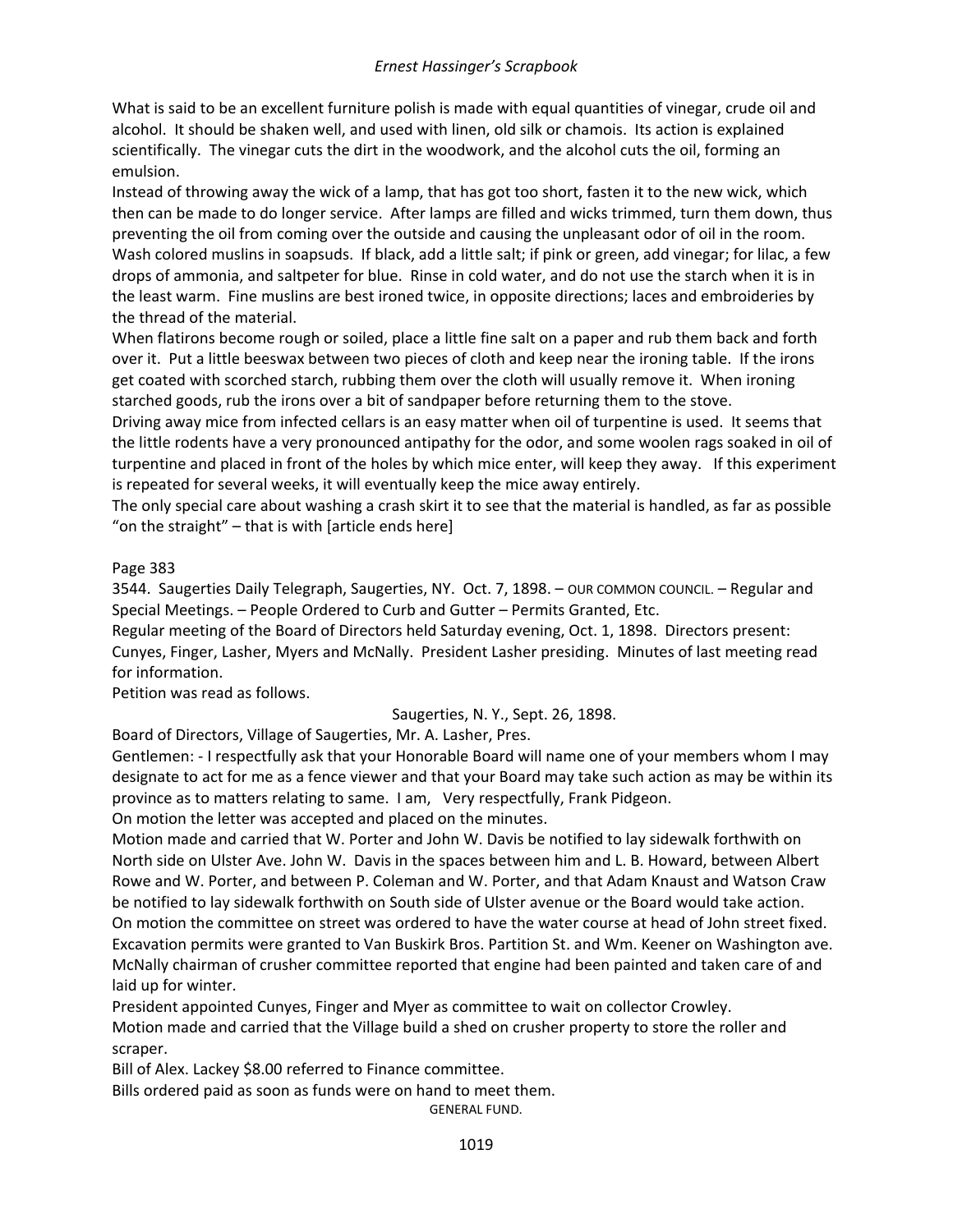What is said to be an excellent furniture polish is made with equal quantities of vinegar, crude oil and alcohol. It should be shaken well, and used with linen, old silk or chamois. Its action is explained scientifically. The vinegar cuts the dirt in the woodwork, and the alcohol cuts the oil, forming an emulsion.

Instead of throwing away the wick of a lamp, that has got too short, fasten it to the new wick, which then can be made to do longer service. After lamps are filled and wicks trimmed, turn them down, thus preventing the oil from coming over the outside and causing the unpleasant odor of oil in the room.

Wash colored muslins in soapsuds. If black, add a little salt; if pink or green, add vinegar; for lilac, a few drops of ammonia, and saltpeter for blue. Rinse in cold water, and do not use the starch when it is in the least warm. Fine muslins are best ironed twice, in opposite directions; laces and embroideries by the thread of the material.

When flatirons become rough or soiled, place a little fine salt on a paper and rub them back and forth over it. Put a little beeswax between two pieces of cloth and keep near the ironing table. If the irons get coated with scorched starch, rubbing them over the cloth will usually remove it. When ironing starched goods, rub the irons over a bit of sandpaper before returning them to the stove.

Driving away mice from infected cellars is an easy matter when oil of turpentine is used. It seems that the little rodents have a very pronounced antipathy for the odor, and some woolen rags soaked in oil of turpentine and placed in front of the holes by which mice enter, will keep they away. If this experiment is repeated for several weeks, it will eventually keep the mice away entirely.

The only special care about washing a crash skirt it to see that the material is handled, as far as possible "on the straight" – that is with [article ends here]

Page 383

3544. Saugerties Daily Telegraph, Saugerties, NY. Oct. 7, 1898. – OUR COMMON COUNCIL. – Regular and Special Meetings. – People Ordered to Curb and Gutter – Permits Granted, Etc.

Regular meeting of the Board of Directors held Saturday evening, Oct. 1, 1898. Directors present: Cunyes, Finger, Lasher, Myers and McNally. President Lasher presiding. Minutes of last meeting read for information.

Petition was read as follows.

Saugerties, N. Y., Sept. 26, 1898.

Board of Directors, Village of Saugerties, Mr. A. Lasher, Pres.

Gentlemen: - I respectfully ask that your Honorable Board will name one of your members whom I may designate to act for me as a fence viewer and that your Board may take such action as may be within its province as to matters relating to same. I am, Very respectfully, Frank Pidgeon.

On motion the letter was accepted and placed on the minutes.

Motion made and carried that W. Porter and John W. Davis be notified to lay sidewalk forthwith on North side on Ulster Ave. John W. Davis in the spaces between him and L. B. Howard, between Albert Rowe and W. Porter, and between P. Coleman and W. Porter, and that Adam Knaust and Watson Craw be notified to lay sidewalk forthwith on South side of Ulster avenue or the Board would take action.

On motion the committee on street was ordered to have the water course at head of John street fixed.

Excavation permits were granted to Van Buskirk Bros. Partition St. and Wm. Keener on Washington ave.

McNally chairman of crusher committee reported that engine had been painted and taken care of and laid up for winter.

President appointed Cunyes, Finger and Myer as committee to wait on collector Crowley.

Motion made and carried that the Village build a shed on crusher property to store the roller and scraper.

Bill of Alex. Lackey $8.00 referred to Finance committee.

Bills ordered paid as soon as funds were on hand to meet them.

GENERAL FUND.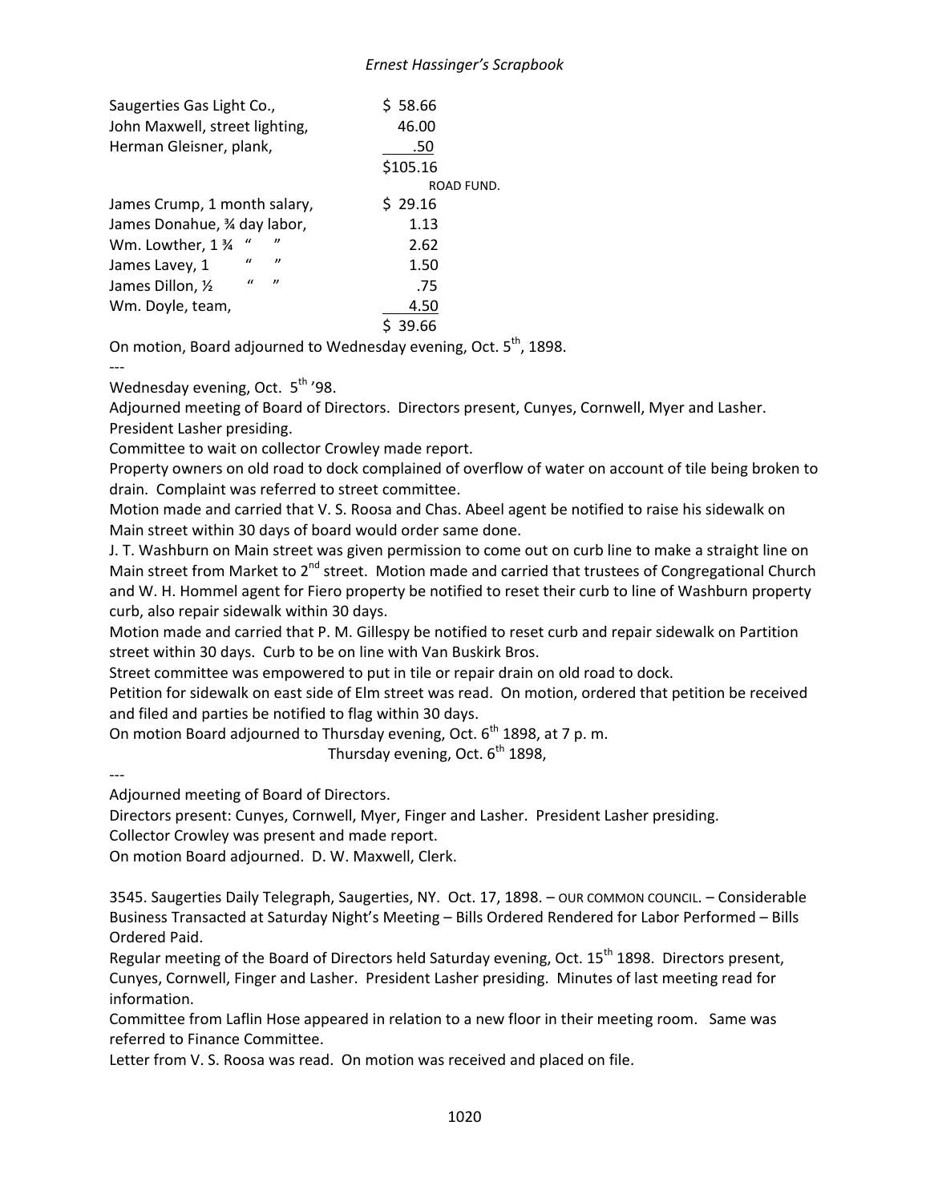| | |
|---|---|
| Saugerties Gas Light Co., | $ 58.66 |
| John Maxwell, street lighting, | 46.00 |
| Herman Gleisner, plank, | .50 |
| | $105.16 |

ROAD FUND.

| | |
|---|---|
| James Crump, 1 month salary, | $ 29.16 |
| James Donahue, ¾ day labor, | 1.13 |
| Wm. Lowther, 1 ¾ " " | 2.62 |
| James Lavey, 1 " " | 1.50 |
| James Dillon, ½ " " | .75 |
| Wm. Doyle, team, | 4.50 |
| | $ 39.66 |

On motion, Board adjourned to Wednesday evening, Oct. 5th, 1898.

---

Wednesday evening, Oct. 5th '98.

Adjourned meeting of Board of Directors. Directors present, Cunyes, Cornwell, Myer and Lasher. President Lasher presiding.

Committee to wait on collector Crowley made report.

Property owners on old road to dock complained of overflow of water on account of tile being broken to drain. Complaint was referred to street committee.

Motion made and carried that V. S. Roosa and Chas. Abeel agent be notified to raise his sidewalk on Main street within 30 days of board would order same done.

J. T. Washburn on Main street was given permission to come out on curb line to make a straight line on Main street from Market to 2nd street. Motion made and carried that trustees of Congregational Church and W. H. Hommel agent for Fiero property be notified to reset their curb to line of Washburn property curb, also repair sidewalk within 30 days.

Motion made and carried that P. M. Gillespy be notified to reset curb and repair sidewalk on Partition street within 30 days. Curb to be on line with Van Buskirk Bros.

Street committee was empowered to put in tile or repair drain on old road to dock.

Petition for sidewalk on east side of Elm street was read. On motion, ordered that petition be received and filed and parties be notified to flag within 30 days.

On motion Board adjourned to Thursday evening, Oct. 6th 1898, at 7 p. m.

Thursday evening, Oct. 6th 1898,

---

Adjourned meeting of Board of Directors.

Directors present: Cunyes, Cornwell, Myer, Finger and Lasher. President Lasher presiding.

Collector Crowley was present and made report.

On motion Board adjourned. D. W. Maxwell, Clerk.

3545. Saugerties Daily Telegraph, Saugerties, NY. Oct. 17, 1898. – OUR COMMON COUNCIL. – Considerable Business Transacted at Saturday Night's Meeting – Bills Ordered Rendered for Labor Performed – Bills Ordered Paid.

Regular meeting of the Board of Directors held Saturday evening, Oct. 15th 1898. Directors present, Cunyes, Cornwell, Finger and Lasher. President Lasher presiding. Minutes of last meeting read for information.

Committee from Laflin Hose appeared in relation to a new floor in their meeting room. Same was referred to Finance Committee.

Letter from V. S. Roosa was read. On motion was received and placed on file.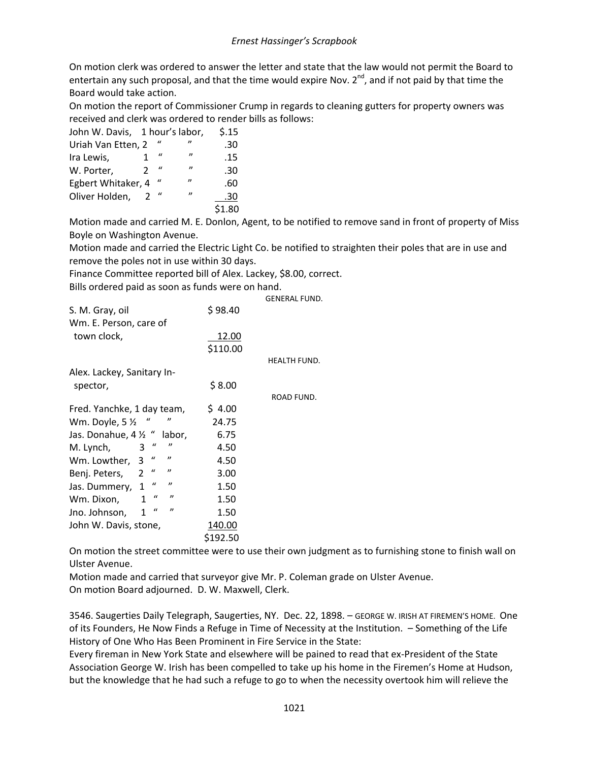On motion clerk was ordered to answer the letter and state that the law would not permit the Board to entertain any such proposal, and that the time would expire Nov. 2nd, and if not paid by that time the Board would take action.

On motion the report of Commissioner Crump in regards to cleaning gutters for property owners was received and clerk was ordered to render bills as follows:

| | | |
|---|---|---|
| John W. Davis, | 1 hour's labor, | $.15 |
| Uriah Van Etten, | 2 " " | .30 |
| Ira Lewis, | 1 " " | .15 |
| W. Porter, | 2 " " | .30 |
| Egbert Whitaker, | 4 " " | .60 |
| Oliver Holden, | 2 " " | .30 |
| | | $1.80 |

Motion made and carried M. E. Donlon, Agent, to be notified to remove sand in front of property of Miss Boyle on Washington Avenue.

Motion made and carried the Electric Light Co. be notified to straighten their poles that are in use and remove the poles not in use within 30 days.

Finance Committee reported bill of Alex. Lackey, $8.00, correct.

Bills ordered paid as soon as funds were on hand.

GENERAL FUND.

| | |
|---|---|
| S. M. Gray, oil | $ 98.40 |
| Wm. E. Person, care of town clock, | 12.00 |
| | $110.00 |

HEALTH FUND.

| | |
|---|---|
| Alex. Lackey, Sanitary Inspector, | $ 8.00 |

ROAD FUND.

| | |
|---|---|
| Fred. Yanchke, 1 day team, | $ 4.00 |
| Wm. Doyle, 5 ½ " " | 24.75 |
| Jas. Donahue, 4 ½ " labor, | 6.75 |
| M. Lynch, 3 " " | 4.50 |
| Wm. Lowther, 3 " " | 4.50 |
| Benj. Peters, 2 " " | 3.00 |
| Jas. Dummery, 1 " " | 1.50 |
| Wm. Dixon, 1 " " | 1.50 |
| Jno. Johnson, 1 " " | 1.50 |
| John W. Davis, stone, | 140.00 |
| | $192.50 |

On motion the street committee were to use their own judgment as to furnishing stone to finish wall on Ulster Avenue.

Motion made and carried that surveyor give Mr. P. Coleman grade on Ulster Avenue.

On motion Board adjourned. D. W. Maxwell, Clerk.

3546. Saugerties Daily Telegraph, Saugerties, NY. Dec. 22, 1898. – GEORGE W. IRISH AT FIREMEN'S HOME. One of its Founders, He Now Finds a Refuge in Time of Necessity at the Institution. – Something of the Life History of One Who Has Been Prominent in Fire Service in the State:

Every fireman in New York State and elsewhere will be pained to read that ex-President of the State Association George W. Irish has been compelled to take up his home in the Firemen's Home at Hudson, but the knowledge that he had such a refuge to go to when the necessity overtook him will relieve the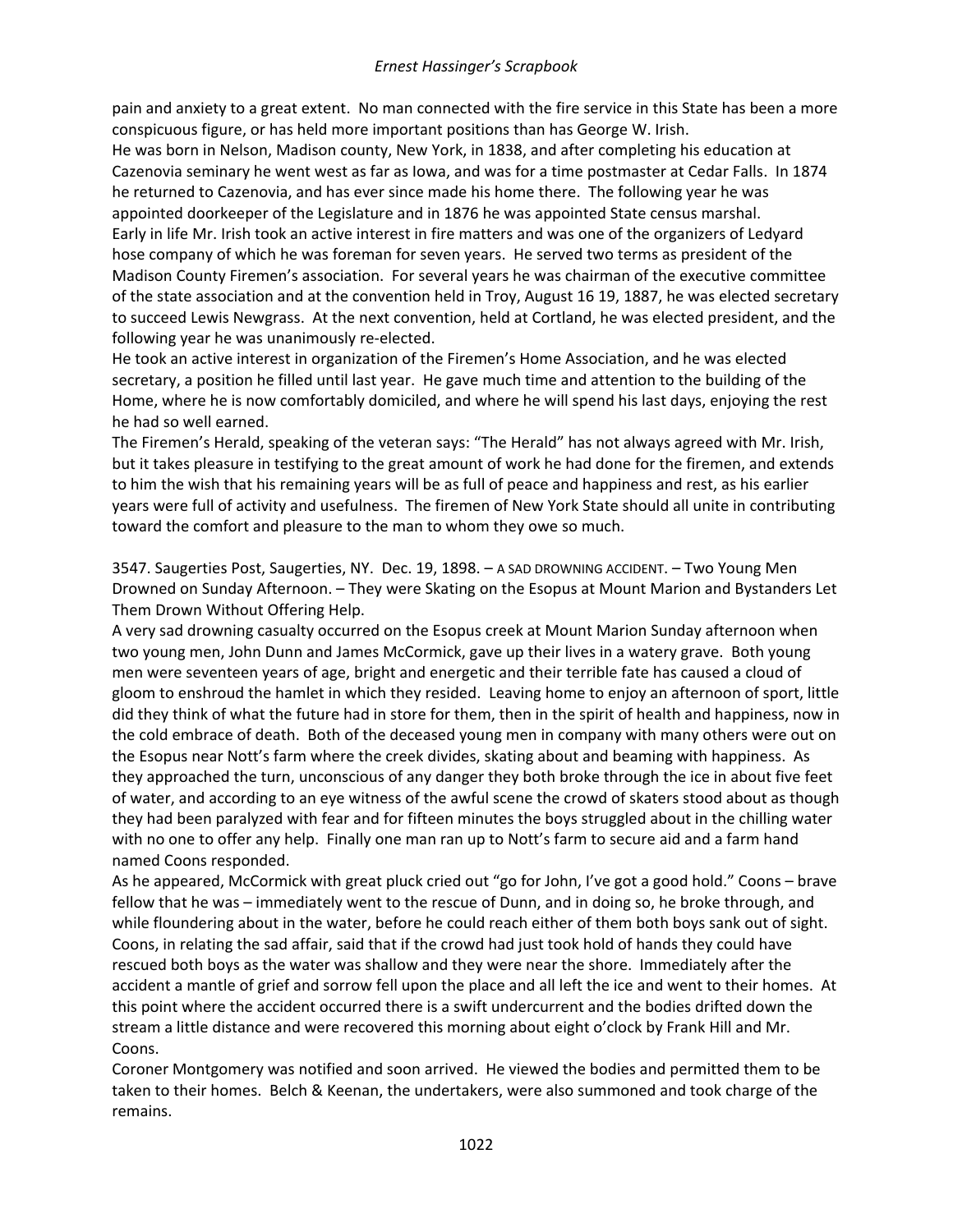pain and anxiety to a great extent. No man connected with the fire service in this State has been a more conspicuous figure, or has held more important positions than has George W. Irish.

He was born in Nelson, Madison county, New York, in 1838, and after completing his education at Cazenovia seminary he went west as far as Iowa, and was for a time postmaster at Cedar Falls. In 1874 he returned to Cazenovia, and has ever since made his home there. The following year he was appointed doorkeeper of the Legislature and in 1876 he was appointed State census marshal.

Early in life Mr. Irish took an active interest in fire matters and was one of the organizers of Ledyard hose company of which he was foreman for seven years. He served two terms as president of the Madison County Firemen's association. For several years he was chairman of the executive committee of the state association and at the convention held in Troy, August 16 19, 1887, he was elected secretary to succeed Lewis Newgrass. At the next convention, held at Cortland, he was elected president, and the following year he was unanimously re-elected.

He took an active interest in organization of the Firemen's Home Association, and he was elected secretary, a position he filled until last year. He gave much time and attention to the building of the Home, where he is now comfortably domiciled, and where he will spend his last days, enjoying the rest he had so well earned.

The Firemen's Herald, speaking of the veteran says: "The Herald" has not always agreed with Mr. Irish, but it takes pleasure in testifying to the great amount of work he had done for the firemen, and extends to him the wish that his remaining years will be as full of peace and happiness and rest, as his earlier years were full of activity and usefulness. The firemen of New York State should all unite in contributing toward the comfort and pleasure to the man to whom they owe so much.

3547. Saugerties Post, Saugerties, NY. Dec. 19, 1898. – A SAD DROWNING ACCIDENT. – Two Young Men Drowned on Sunday Afternoon. – They were Skating on the Esopus at Mount Marion and Bystanders Let Them Drown Without Offering Help.

A very sad drowning casualty occurred on the Esopus creek at Mount Marion Sunday afternoon when two young men, John Dunn and James McCormick, gave up their lives in a watery grave. Both young men were seventeen years of age, bright and energetic and their terrible fate has caused a cloud of gloom to enshroud the hamlet in which they resided. Leaving home to enjoy an afternoon of sport, little did they think of what the future had in store for them, then in the spirit of health and happiness, now in the cold embrace of death. Both of the deceased young men in company with many others were out on the Esopus near Nott's farm where the creek divides, skating about and beaming with happiness. As they approached the turn, unconscious of any danger they both broke through the ice in about five feet of water, and according to an eye witness of the awful scene the crowd of skaters stood about as though they had been paralyzed with fear and for fifteen minutes the boys struggled about in the chilling water with no one to offer any help. Finally one man ran up to Nott's farm to secure aid and a farm hand named Coons responded.

As he appeared, McCormick with great pluck cried out "go for John, I've got a good hold." Coons – brave fellow that he was – immediately went to the rescue of Dunn, and in doing so, he broke through, and while floundering about in the water, before he could reach either of them both boys sank out of sight. Coons, in relating the sad affair, said that if the crowd had just took hold of hands they could have rescued both boys as the water was shallow and they were near the shore. Immediately after the accident a mantle of grief and sorrow fell upon the place and all left the ice and went to their homes. At this point where the accident occurred there is a swift undercurrent and the bodies drifted down the stream a little distance and were recovered this morning about eight o'clock by Frank Hill and Mr. Coons.

Coroner Montgomery was notified and soon arrived. He viewed the bodies and permitted them to be taken to their homes. Belch & Keenan, the undertakers, were also summoned and took charge of the remains.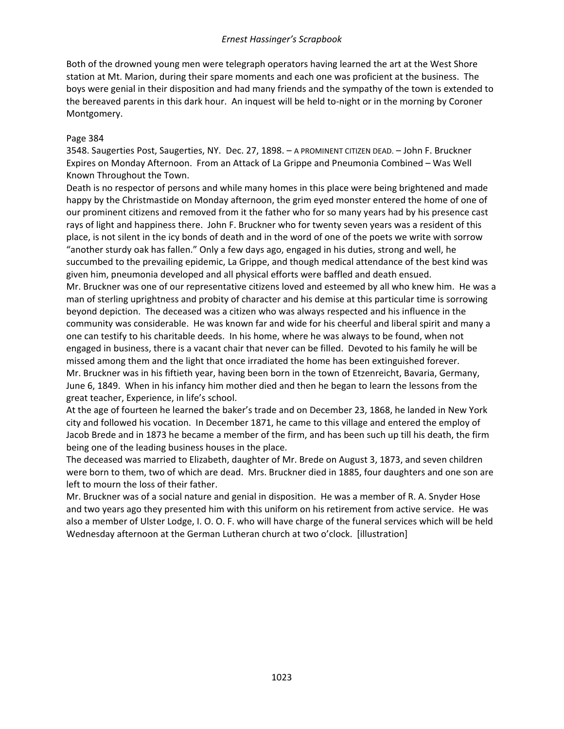Both of the drowned young men were telegraph operators having learned the art at the West Shore station at Mt. Marion, during their spare moments and each one was proficient at the business. The boys were genial in their disposition and had many friends and the sympathy of the town is extended to the bereaved parents in this dark hour. An inquest will be held to-night or in the morning by Coroner Montgomery.

Page 384

3548. Saugerties Post, Saugerties, NY. Dec. 27, 1898. – A PROMINENT CITIZEN DEAD. – John F. Bruckner Expires on Monday Afternoon. From an Attack of La Grippe and Pneumonia Combined – Was Well Known Throughout the Town.

Death is no respector of persons and while many homes in this place were being brightened and made happy by the Christmastide on Monday afternoon, the grim eyed monster entered the home of one of our prominent citizens and removed from it the father who for so many years had by his presence cast rays of light and happiness there. John F. Bruckner who for twenty seven years was a resident of this place, is not silent in the icy bonds of death and in the word of one of the poets we write with sorrow "another sturdy oak has fallen." Only a few days ago, engaged in his duties, strong and well, he succumbed to the prevailing epidemic, La Grippe, and though medical attendance of the best kind was given him, pneumonia developed and all physical efforts were baffled and death ensued.

Mr. Bruckner was one of our representative citizens loved and esteemed by all who knew him. He was a man of sterling uprightness and probity of character and his demise at this particular time is sorrowing beyond depiction. The deceased was a citizen who was always respected and his influence in the community was considerable. He was known far and wide for his cheerful and liberal spirit and many a one can testify to his charitable deeds. In his home, where he was always to be found, when not engaged in business, there is a vacant chair that never can be filled. Devoted to his family he will be missed among them and the light that once irradiated the home has been extinguished forever.

Mr. Bruckner was in his fiftieth year, having been born in the town of Etzenreicht, Bavaria, Germany, June 6, 1849. When in his infancy him mother died and then he began to learn the lessons from the great teacher, Experience, in life's school.

At the age of fourteen he learned the baker's trade and on December 23, 1868, he landed in New York city and followed his vocation. In December 1871, he came to this village and entered the employ of Jacob Brede and in 1873 he became a member of the firm, and has been such up till his death, the firm being one of the leading business houses in the place.

The deceased was married to Elizabeth, daughter of Mr. Brede on August 3, 1873, and seven children were born to them, two of which are dead. Mrs. Bruckner died in 1885, four daughters and one son are left to mourn the loss of their father.

Mr. Bruckner was of a social nature and genial in disposition. He was a member of R. A. Snyder Hose and two years ago they presented him with this uniform on his retirement from active service. He was also a member of Ulster Lodge, I. O. O. F. who will have charge of the funeral services which will be held Wednesday afternoon at the German Lutheran church at two o'clock. [illustration]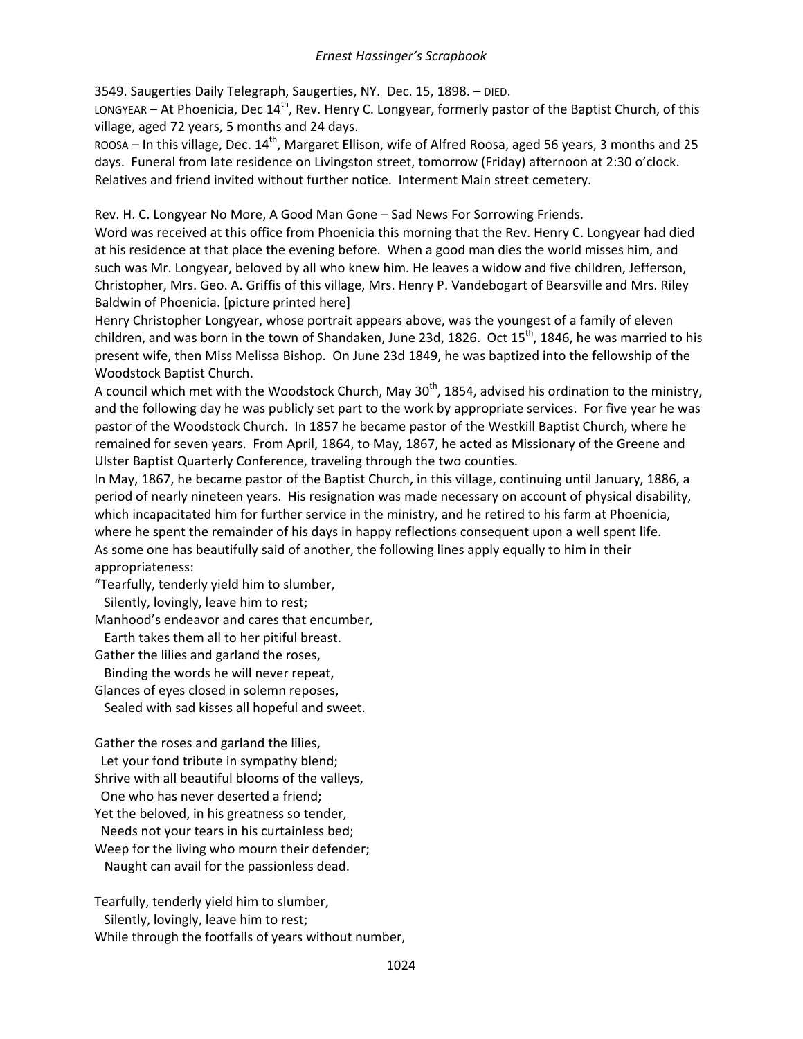3549. Saugerties Daily Telegraph, Saugerties, NY. Dec. 15, 1898. – DIED.

LONGYEAR – At Phoenicia, Dec 14th, Rev. Henry C. Longyear, formerly pastor of the Baptist Church, of this village, aged 72 years, 5 months and 24 days.

ROOSA – In this village, Dec. 14th, Margaret Ellison, wife of Alfred Roosa, aged 56 years, 3 months and 25 days. Funeral from late residence on Livingston street, tomorrow (Friday) afternoon at 2:30 o'clock. Relatives and friend invited without further notice. Interment Main street cemetery.

Rev. H. C. Longyear No More, A Good Man Gone – Sad News For Sorrowing Friends.

Word was received at this office from Phoenicia this morning that the Rev. Henry C. Longyear had died at his residence at that place the evening before. When a good man dies the world misses him, and such was Mr. Longyear, beloved by all who knew him. He leaves a widow and five children, Jefferson, Christopher, Mrs. Geo. A. Griffis of this village, Mrs. Henry P. Vandebogart of Bearsville and Mrs. Riley Baldwin of Phoenicia. [picture printed here]

Henry Christopher Longyear, whose portrait appears above, was the youngest of a family of eleven children, and was born in the town of Shandaken, June 23d, 1826. Oct 15th, 1846, he was married to his present wife, then Miss Melissa Bishop. On June 23d 1849, he was baptized into the fellowship of the Woodstock Baptist Church.

A council which met with the Woodstock Church, May 30th, 1854, advised his ordination to the ministry, and the following day he was publicly set part to the work by appropriate services. For five year he was pastor of the Woodstock Church. In 1857 he became pastor of the Westkill Baptist Church, where he remained for seven years. From April, 1864, to May, 1867, he acted as Missionary of the Greene and Ulster Baptist Quarterly Conference, traveling through the two counties.

In May, 1867, he became pastor of the Baptist Church, in this village, continuing until January, 1886, a period of nearly nineteen years. His resignation was made necessary on account of physical disability, which incapacitated him for further service in the ministry, and he retired to his farm at Phoenicia, where he spent the remainder of his days in happy reflections consequent upon a well spent life.

As some one has beautifully said of another, the following lines apply equally to him in their appropriateness:

"Tearfully, tenderly yield him to slumber,
  Silently, lovingly, leave him to rest;
Manhood's endeavor and cares that encumber,
  Earth takes them all to her pitiful breast.
Gather the lilies and garland the roses,
  Binding the words he will never repeat,
Glances of eyes closed in solemn reposes,
  Sealed with sad kisses all hopeful and sweet.

Gather the roses and garland the lilies,
  Let your fond tribute in sympathy blend;
Shrive with all beautiful blooms of the valleys,
  One who has never deserted a friend;
Yet the beloved, in his greatness so tender,
  Needs not your tears in his curtainless bed;
Weep for the living who mourn their defender;
  Naught can avail for the passionless dead.

Tearfully, tenderly yield him to slumber,
  Silently, lovingly, leave him to rest;
While through the footfalls of years without number,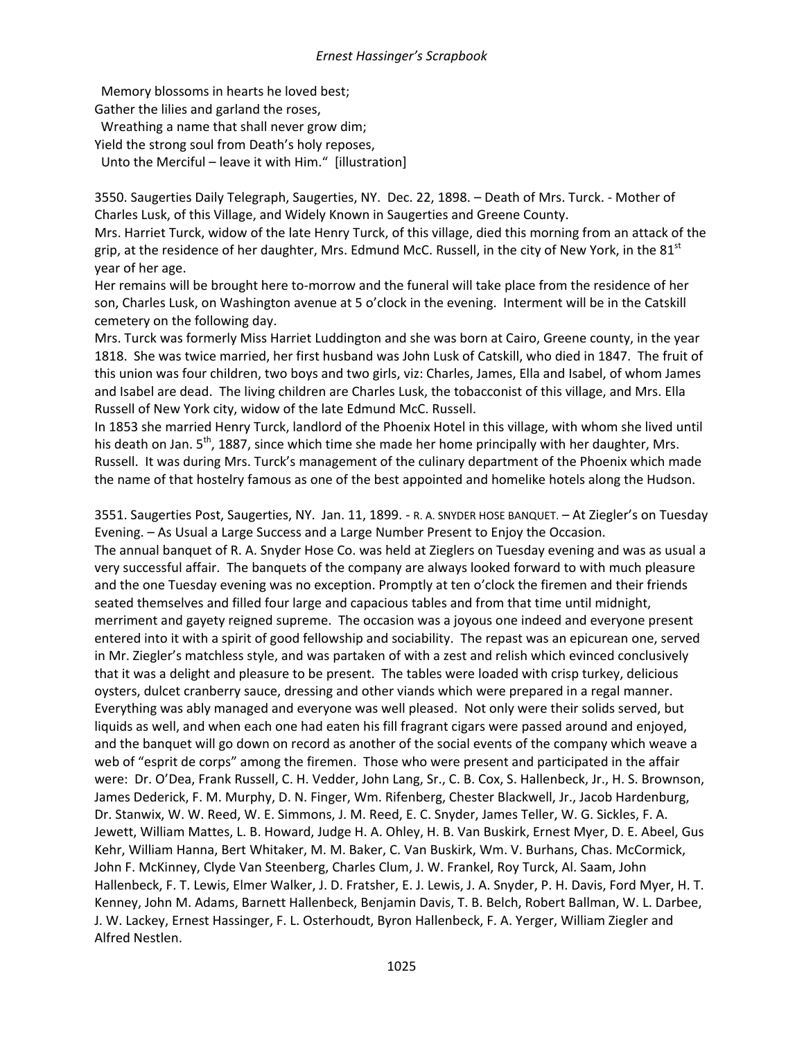Memory blossoms in hearts he loved best;
Gather the lilies and garland the roses,
Wreathing a name that shall never grow dim;
Yield the strong soul from Death's holy reposes,
Unto the Merciful – leave it with Him." [illustration]

3550. Saugerties Daily Telegraph, Saugerties, NY. Dec. 22, 1898. – Death of Mrs. Turck. - Mother of Charles Lusk, of this Village, and Widely Known in Saugerties and Greene County.
Mrs. Harriet Turck, widow of the late Henry Turck, of this village, died this morning from an attack of the grip, at the residence of her daughter, Mrs. Edmund McC. Russell, in the city of New York, in the 81st year of her age.
Her remains will be brought here to-morrow and the funeral will take place from the residence of her son, Charles Lusk, on Washington avenue at 5 o'clock in the evening. Interment will be in the Catskill cemetery on the following day.
Mrs. Turck was formerly Miss Harriet Luddington and she was born at Cairo, Greene county, in the year 1818. She was twice married, her first husband was John Lusk of Catskill, who died in 1847. The fruit of this union was four children, two boys and two girls, viz: Charles, James, Ella and Isabel, of whom James and Isabel are dead. The living children are Charles Lusk, the tobacconist of this village, and Mrs. Ella Russell of New York city, widow of the late Edmund McC. Russell.
In 1853 she married Henry Turck, landlord of the Phoenix Hotel in this village, with whom she lived until his death on Jan. 5th, 1887, since which time she made her home principally with her daughter, Mrs. Russell. It was during Mrs. Turck's management of the culinary department of the Phoenix which made the name of that hostelry famous as one of the best appointed and homelike hotels along the Hudson.

3551. Saugerties Post, Saugerties, NY. Jan. 11, 1899. - R. A. SNYDER HOSE BANQUET. – At Ziegler's on Tuesday Evening. – As Usual a Large Success and a Large Number Present to Enjoy the Occasion.
The annual banquet of R. A. Snyder Hose Co. was held at Zieglers on Tuesday evening and was as usual a very successful affair. The banquets of the company are always looked forward to with much pleasure and the one Tuesday evening was no exception. Promptly at ten o'clock the firemen and their friends seated themselves and filled four large and capacious tables and from that time until midnight, merriment and gayety reigned supreme. The occasion was a joyous one indeed and everyone present entered into it with a spirit of good fellowship and sociability. The repast was an epicurean one, served in Mr. Ziegler's matchless style, and was partaken of with a zest and relish which evinced conclusively that it was a delight and pleasure to be present. The tables were loaded with crisp turkey, delicious oysters, dulcet cranberry sauce, dressing and other viands which were prepared in a regal manner. Everything was ably managed and everyone was well pleased. Not only were their solids served, but liquids as well, and when each one had eaten his fill fragrant cigars were passed around and enjoyed, and the banquet will go down on record as another of the social events of the company which weave a web of "esprit de corps" among the firemen. Those who were present and participated in the affair were: Dr. O'Dea, Frank Russell, C. H. Vedder, John Lang, Sr., C. B. Cox, S. Hallenbeck, Jr., H. S. Brownson, James Dederick, F. M. Murphy, D. N. Finger, Wm. Rifenberg, Chester Blackwell, Jr., Jacob Hardenburg, Dr. Stanwix, W. W. Reed, W. E. Simmons, J. M. Reed, E. C. Snyder, James Teller, W. G. Sickles, F. A. Jewett, William Mattes, L. B. Howard, Judge H. A. Ohley, H. B. Van Buskirk, Ernest Myer, D. E. Abeel, Gus Kehr, William Hanna, Bert Whitaker, M. M. Baker, C. Van Buskirk, Wm. V. Burhans, Chas. McCormick, John F. McKinney, Clyde Van Steenberg, Charles Clum, J. W. Frankel, Roy Turck, Al. Saam, John Hallenbeck, F. T. Lewis, Elmer Walker, J. D. Fratsher, E. J. Lewis, J. A. Snyder, P. H. Davis, Ford Myer, H. T. Kenney, John M. Adams, Barnett Hallenbeck, Benjamin Davis, T. B. Belch, Robert Ballman, W. L. Darbee, J. W. Lackey, Ernest Hassinger, F. L. Osterhoudt, Byron Hallenbeck, F. A. Yerger, William Ziegler and Alfred Nestlen.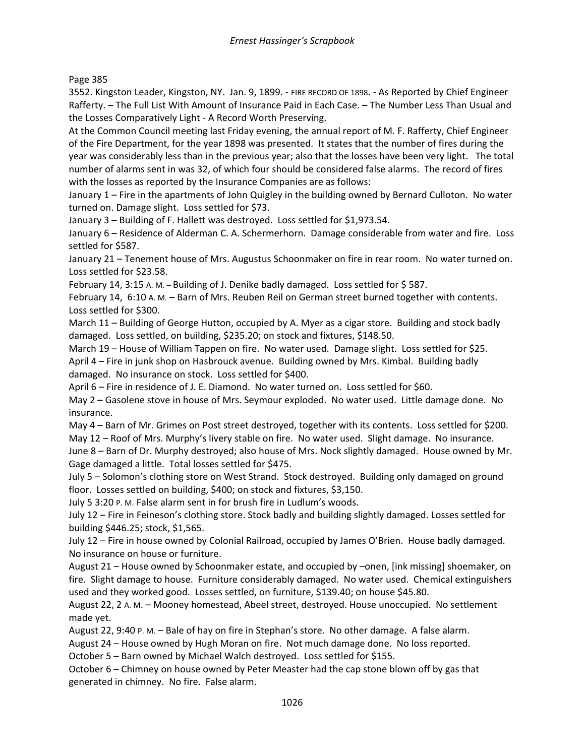Page 385

3552. Kingston Leader, Kingston, NY. Jan. 9, 1899. - FIRE RECORD OF 1898. - As Reported by Chief Engineer Rafferty. – The Full List With Amount of Insurance Paid in Each Case. – The Number Less Than Usual and the Losses Comparatively Light - A Record Worth Preserving.

At the Common Council meeting last Friday evening, the annual report of M. F. Rafferty, Chief Engineer of the Fire Department, for the year 1898 was presented. It states that the number of fires during the year was considerably less than in the previous year; also that the losses have been very light. The total number of alarms sent in was 32, of which four should be considered false alarms. The record of fires with the losses as reported by the Insurance Companies are as follows:

January 1 – Fire in the apartments of John Quigley in the building owned by Bernard Culloton. No water turned on. Damage slight. Loss settled for $73.

January 3 – Building of F. Hallett was destroyed. Loss settled for $1,973.54.

January 6 – Residence of Alderman C. A. Schermerhorn. Damage considerable from water and fire. Loss settled for $587.

January 21 – Tenement house of Mrs. Augustus Schoonmaker on fire in rear room. No water turned on. Loss settled for $23.58.

February 14, 3:15 A. M. – Building of J. Denike badly damaged. Loss settled for $ 587.

February 14, 6:10 A. M. – Barn of Mrs. Reuben Reil on German street burned together with contents. Loss settled for $300.

March 11 – Building of George Hutton, occupied by A. Myer as a cigar store. Building and stock badly damaged. Loss settled, on building, $235.20; on stock and fixtures, $148.50.

March 19 – House of William Tappen on fire. No water used. Damage slight. Loss settled for $25.

April 4 – Fire in junk shop on Hasbrouck avenue. Building owned by Mrs. Kimbal. Building badly damaged. No insurance on stock. Loss settled for $400.

April 6 – Fire in residence of J. E. Diamond. No water turned on. Loss settled for $60.

May 2 – Gasolene stove in house of Mrs. Seymour exploded. No water used. Little damage done. No insurance.

May 4 – Barn of Mr. Grimes on Post street destroyed, together with its contents. Loss settled for $200.

May 12 – Roof of Mrs. Murphy's livery stable on fire. No water used. Slight damage. No insurance.

June 8 – Barn of Dr. Murphy destroyed; also house of Mrs. Nock slightly damaged. House owned by Mr. Gage damaged a little. Total losses settled for $475.

July 5 – Solomon's clothing store on West Strand. Stock destroyed. Building only damaged on ground floor. Losses settled on building, $400; on stock and fixtures, $3,150.

July 5 3:20 P. M. False alarm sent in for brush fire in Ludlum's woods.

July 12 – Fire in Feineson's clothing store. Stock badly and building slightly damaged. Losses settled for building $446.25; stock, $1,565.

July 12 – Fire in house owned by Colonial Railroad, occupied by James O'Brien. House badly damaged. No insurance on house or furniture.

August 21 – House owned by Schoonmaker estate, and occupied by –onen, [ink missing] shoemaker, on fire. Slight damage to house. Furniture considerably damaged. No water used. Chemical extinguishers used and they worked good. Losses settled, on furniture, $139.40; on house $45.80.

August 22, 2 A. M. – Mooney homestead, Abeel street, destroyed. House unoccupied. No settlement made yet.

August 22, 9:40 P. M. – Bale of hay on fire in Stephan's store. No other damage. A false alarm.

August 24 – House owned by Hugh Moran on fire. Not much damage done. No loss reported.

October 5 – Barn owned by Michael Walch destroyed. Loss settled for $155.

October 6 – Chimney on house owned by Peter Measter had the cap stone blown off by gas that generated in chimney. No fire. False alarm.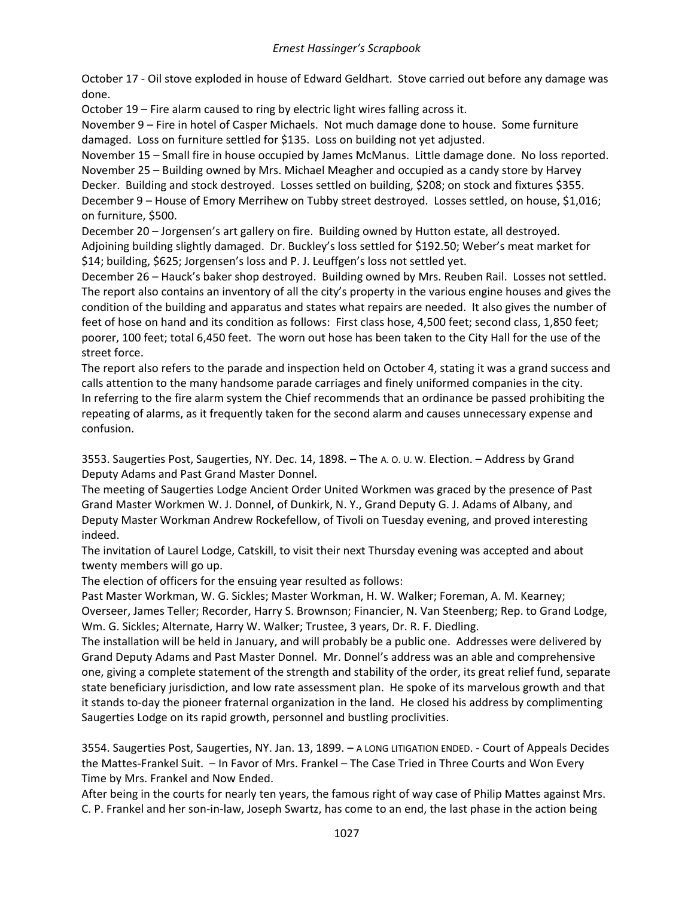October 17 - Oil stove exploded in house of Edward Geldhart. Stove carried out before any damage was done.

October 19 – Fire alarm caused to ring by electric light wires falling across it.

November 9 – Fire in hotel of Casper Michaels. Not much damage done to house. Some furniture damaged. Loss on furniture settled for $135. Loss on building not yet adjusted.

November 15 – Small fire in house occupied by James McManus. Little damage done. No loss reported.

November 25 – Building owned by Mrs. Michael Meagher and occupied as a candy store by Harvey Decker. Building and stock destroyed. Losses settled on building, $208; on stock and fixtures $355.

December 9 – House of Emory Merrihew on Tubby street destroyed. Losses settled, on house, $1,016; on furniture, $500.

December 20 – Jorgensen's art gallery on fire. Building owned by Hutton estate, all destroyed. Adjoining building slightly damaged. Dr. Buckley's loss settled for $192.50; Weber's meat market for $14; building, $625; Jorgensen's loss and P. J. Leuffgen's loss not settled yet.

December 26 – Hauck's baker shop destroyed. Building owned by Mrs. Reuben Rail. Losses not settled.

The report also contains an inventory of all the city's property in the various engine houses and gives the condition of the building and apparatus and states what repairs are needed. It also gives the number of feet of hose on hand and its condition as follows: First class hose, 4,500 feet; second class, 1,850 feet; poorer, 100 feet; total 6,450 feet. The worn out hose has been taken to the City Hall for the use of the street force.

The report also refers to the parade and inspection held on October 4, stating it was a grand success and calls attention to the many handsome parade carriages and finely uniformed companies in the city.

In referring to the fire alarm system the Chief recommends that an ordinance be passed prohibiting the repeating of alarms, as it frequently taken for the second alarm and causes unnecessary expense and confusion.

3553. Saugerties Post, Saugerties, NY. Dec. 14, 1898. – The A. O. U. W. Election. – Address by Grand Deputy Adams and Past Grand Master Donnel.

The meeting of Saugerties Lodge Ancient Order United Workmen was graced by the presence of Past Grand Master Workmen W. J. Donnel, of Dunkirk, N. Y., Grand Deputy G. J. Adams of Albany, and Deputy Master Workman Andrew Rockefellow, of Tivoli on Tuesday evening, and proved interesting indeed.

The invitation of Laurel Lodge, Catskill, to visit their next Thursday evening was accepted and about twenty members will go up.

The election of officers for the ensuing year resulted as follows:

Past Master Workman, W. G. Sickles; Master Workman, H. W. Walker; Foreman, A. M. Kearney; Overseer, James Teller; Recorder, Harry S. Brownson; Financier, N. Van Steenberg; Rep. to Grand Lodge, Wm. G. Sickles; Alternate, Harry W. Walker; Trustee, 3 years, Dr. R. F. Diedling.

The installation will be held in January, and will probably be a public one. Addresses were delivered by Grand Deputy Adams and Past Master Donnel. Mr. Donnel's address was an able and comprehensive one, giving a complete statement of the strength and stability of the order, its great relief fund, separate state beneficiary jurisdiction, and low rate assessment plan. He spoke of its marvelous growth and that it stands to-day the pioneer fraternal organization in the land. He closed his address by complimenting Saugerties Lodge on its rapid growth, personnel and bustling proclivities.

3554. Saugerties Post, Saugerties, NY. Jan. 13, 1899. – A LONG LITIGATION ENDED. - Court of Appeals Decides the Mattes-Frankel Suit. – In Favor of Mrs. Frankel – The Case Tried in Three Courts and Won Every Time by Mrs. Frankel and Now Ended.

After being in the courts for nearly ten years, the famous right of way case of Philip Mattes against Mrs. C. P. Frankel and her son-in-law, Joseph Swartz, has come to an end, the last phase in the action being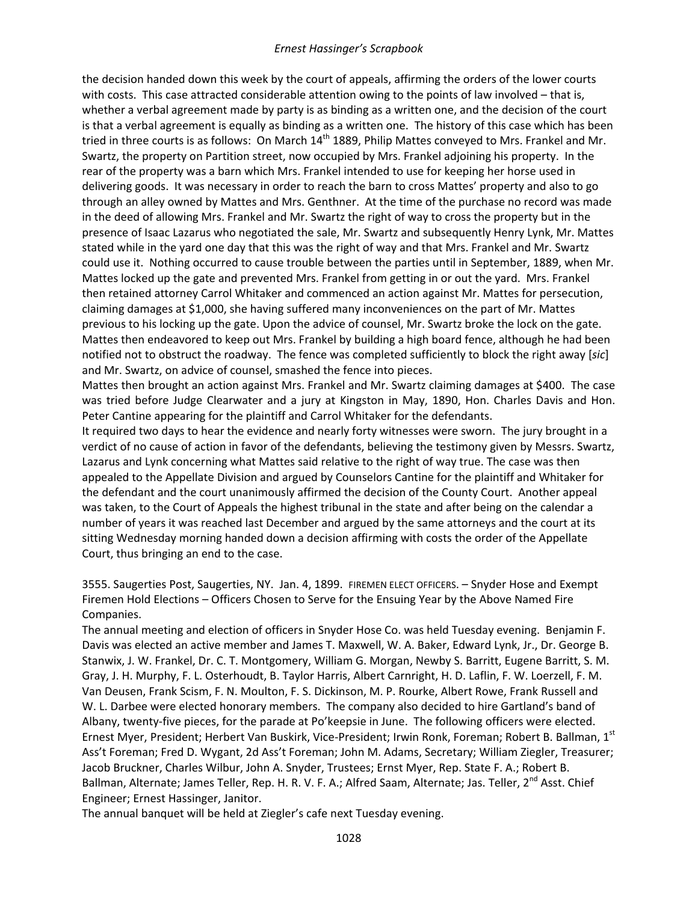the decision handed down this week by the court of appeals, affirming the orders of the lower courts with costs. This case attracted considerable attention owing to the points of law involved – that is, whether a verbal agreement made by party is as binding as a written one, and the decision of the court is that a verbal agreement is equally as binding as a written one. The history of this case which has been tried in three courts is as follows: On March 14th 1889, Philip Mattes conveyed to Mrs. Frankel and Mr. Swartz, the property on Partition street, now occupied by Mrs. Frankel adjoining his property. In the rear of the property was a barn which Mrs. Frankel intended to use for keeping her horse used in delivering goods. It was necessary in order to reach the barn to cross Mattes' property and also to go through an alley owned by Mattes and Mrs. Genthner. At the time of the purchase no record was made in the deed of allowing Mrs. Frankel and Mr. Swartz the right of way to cross the property but in the presence of Isaac Lazarus who negotiated the sale, Mr. Swartz and subsequently Henry Lynk, Mr. Mattes stated while in the yard one day that this was the right of way and that Mrs. Frankel and Mr. Swartz could use it. Nothing occurred to cause trouble between the parties until in September, 1889, when Mr. Mattes locked up the gate and prevented Mrs. Frankel from getting in or out the yard. Mrs. Frankel then retained attorney Carrol Whitaker and commenced an action against Mr. Mattes for persecution, claiming damages at $1,000, she having suffered many inconveniences on the part of Mr. Mattes previous to his locking up the gate. Upon the advice of counsel, Mr. Swartz broke the lock on the gate. Mattes then endeavored to keep out Mrs. Frankel by building a high board fence, although he had been notified not to obstruct the roadway. The fence was completed sufficiently to block the right away [*sic*] and Mr. Swartz, on advice of counsel, smashed the fence into pieces.

Mattes then brought an action against Mrs. Frankel and Mr. Swartz claiming damages at $400. The case was tried before Judge Clearwater and a jury at Kingston in May, 1890, Hon. Charles Davis and Hon. Peter Cantine appearing for the plaintiff and Carrol Whitaker for the defendants.

It required two days to hear the evidence and nearly forty witnesses were sworn. The jury brought in a verdict of no cause of action in favor of the defendants, believing the testimony given by Messrs. Swartz, Lazarus and Lynk concerning what Mattes said relative to the right of way true. The case was then appealed to the Appellate Division and argued by Counselors Cantine for the plaintiff and Whitaker for the defendant and the court unanimously affirmed the decision of the County Court. Another appeal was taken, to the Court of Appeals the highest tribunal in the state and after being on the calendar a number of years it was reached last December and argued by the same attorneys and the court at its sitting Wednesday morning handed down a decision affirming with costs the order of the Appellate Court, thus bringing an end to the case.

3555. Saugerties Post, Saugerties, NY. Jan. 4, 1899. FIREMEN ELECT OFFICERS. – Snyder Hose and Exempt Firemen Hold Elections – Officers Chosen to Serve for the Ensuing Year by the Above Named Fire Companies.

The annual meeting and election of officers in Snyder Hose Co. was held Tuesday evening. Benjamin F. Davis was elected an active member and James T. Maxwell, W. A. Baker, Edward Lynk, Jr., Dr. George B. Stanwix, J. W. Frankel, Dr. C. T. Montgomery, William G. Morgan, Newby S. Barritt, Eugene Barritt, S. M. Gray, J. H. Murphy, F. L. Osterhoudt, B. Taylor Harris, Albert Carnright, H. D. Laflin, F. W. Loerzell, F. M. Van Deusen, Frank Scism, F. N. Moulton, F. S. Dickinson, M. P. Rourke, Albert Rowe, Frank Russell and W. L. Darbee were elected honorary members. The company also decided to hire Gartland's band of Albany, twenty-five pieces, for the parade at Po'keepsie in June. The following officers were elected. Ernest Myer, President; Herbert Van Buskirk, Vice-President; Irwin Ronk, Foreman; Robert B. Ballman, 1st Ass't Foreman; Fred D. Wygant, 2d Ass't Foreman; John M. Adams, Secretary; William Ziegler, Treasurer; Jacob Bruckner, Charles Wilbur, John A. Snyder, Trustees; Ernst Myer, Rep. State F. A.; Robert B. Ballman, Alternate; James Teller, Rep. H. R. V. F. A.; Alfred Saam, Alternate; Jas. Teller, 2nd Asst. Chief Engineer; Ernest Hassinger, Janitor.

The annual banquet will be held at Ziegler's cafe next Tuesday evening.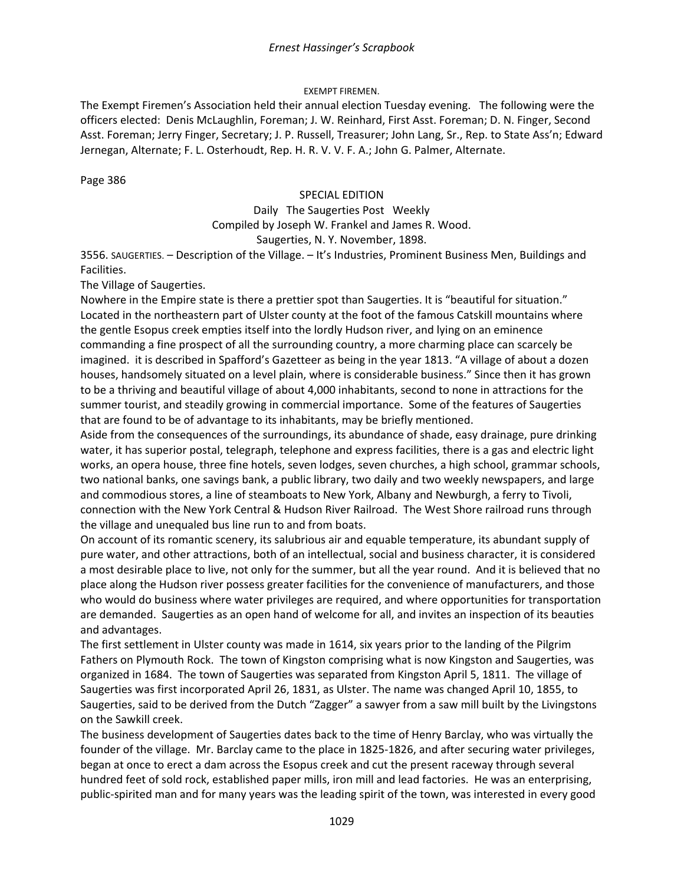EXEMPT FIREMEN.

The Exempt Firemen's Association held their annual election Tuesday evening. The following were the officers elected: Denis McLaughlin, Foreman; J. W. Reinhard, First Asst. Foreman; D. N. Finger, Second Asst. Foreman; Jerry Finger, Secretary; J. P. Russell, Treasurer; John Lang, Sr., Rep. to State Ass'n; Edward Jernegan, Alternate; F. L. Osterhoudt, Rep. H. R. V. V. F. A.; John G. Palmer, Alternate.

Page 386

SPECIAL EDITION

Daily The Saugerties Post Weekly

Compiled by Joseph W. Frankel and James R. Wood.

Saugerties, N. Y. November, 1898.

3556. SAUGERTIES. – Description of the Village. – It's Industries, Prominent Business Men, Buildings and Facilities.

The Village of Saugerties.

Nowhere in the Empire state is there a prettier spot than Saugerties. It is "beautiful for situation." Located in the northeastern part of Ulster county at the foot of the famous Catskill mountains where the gentle Esopus creek empties itself into the lordly Hudson river, and lying on an eminence commanding a fine prospect of all the surrounding country, a more charming place can scarcely be imagined. it is described in Spafford's Gazetteer as being in the year 1813. "A village of about a dozen houses, handsomely situated on a level plain, where is considerable business." Since then it has grown to be a thriving and beautiful village of about 4,000 inhabitants, second to none in attractions for the summer tourist, and steadily growing in commercial importance. Some of the features of Saugerties that are found to be of advantage to its inhabitants, may be briefly mentioned.

Aside from the consequences of the surroundings, its abundance of shade, easy drainage, pure drinking water, it has superior postal, telegraph, telephone and express facilities, there is a gas and electric light works, an opera house, three fine hotels, seven lodges, seven churches, a high school, grammar schools, two national banks, one savings bank, a public library, two daily and two weekly newspapers, and large and commodious stores, a line of steamboats to New York, Albany and Newburgh, a ferry to Tivoli, connection with the New York Central & Hudson River Railroad. The West Shore railroad runs through the village and unequaled bus line run to and from boats.

On account of its romantic scenery, its salubrious air and equable temperature, its abundant supply of pure water, and other attractions, both of an intellectual, social and business character, it is considered a most desirable place to live, not only for the summer, but all the year round. And it is believed that no place along the Hudson river possess greater facilities for the convenience of manufacturers, and those who would do business where water privileges are required, and where opportunities for transportation are demanded. Saugerties as an open hand of welcome for all, and invites an inspection of its beauties and advantages.

The first settlement in Ulster county was made in 1614, six years prior to the landing of the Pilgrim Fathers on Plymouth Rock. The town of Kingston comprising what is now Kingston and Saugerties, was organized in 1684. The town of Saugerties was separated from Kingston April 5, 1811. The village of Saugerties was first incorporated April 26, 1831, as Ulster. The name was changed April 10, 1855, to Saugerties, said to be derived from the Dutch "Zagger" a sawyer from a saw mill built by the Livingstons on the Sawkill creek.

The business development of Saugerties dates back to the time of Henry Barclay, who was virtually the founder of the village. Mr. Barclay came to the place in 1825-1826, and after securing water privileges, began at once to erect a dam across the Esopus creek and cut the present raceway through several hundred feet of sold rock, established paper mills, iron mill and lead factories. He was an enterprising, public-spirited man and for many years was the leading spirit of the town, was interested in every good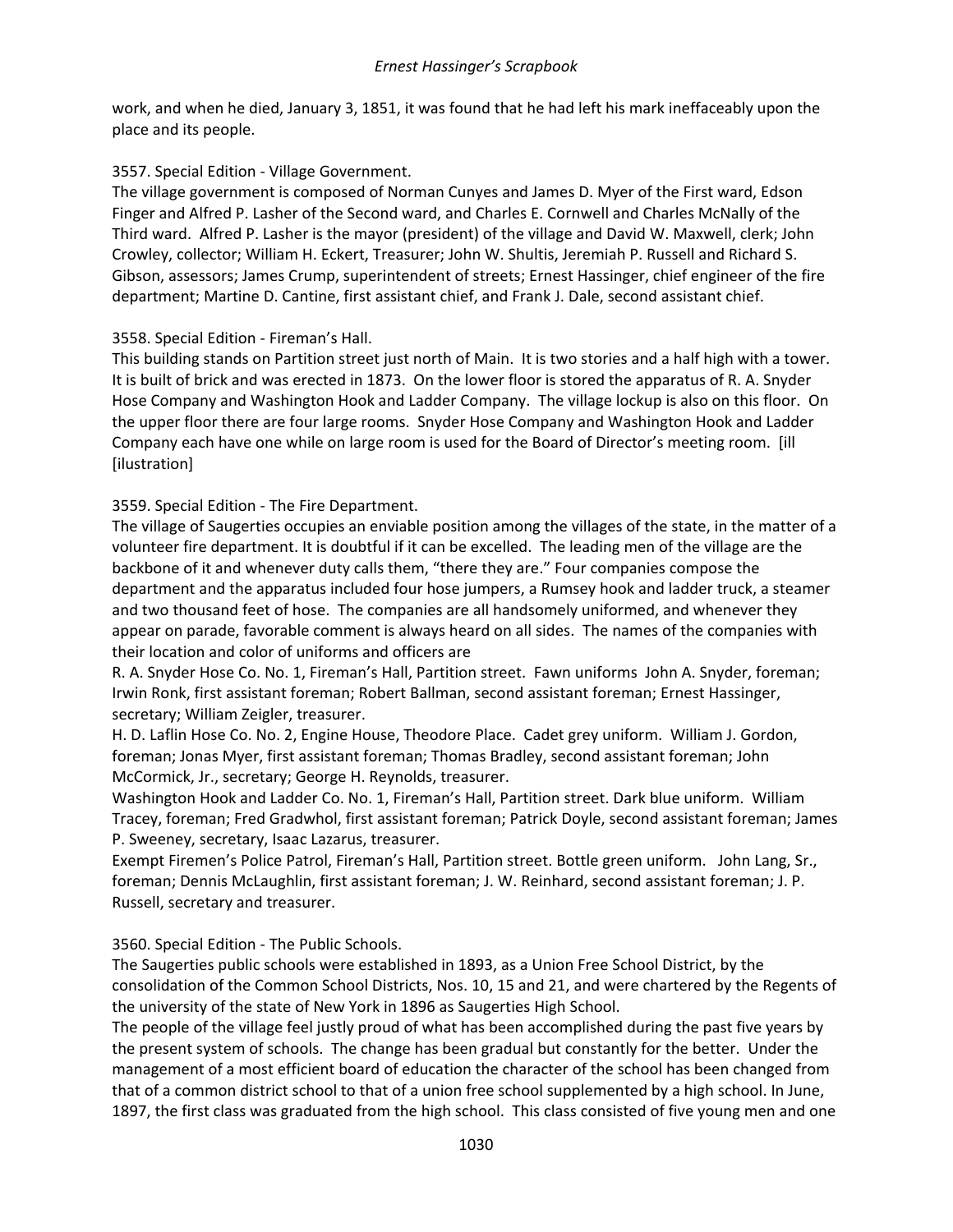work, and when he died, January 3, 1851, it was found that he had left his mark ineffaceably upon the place and its people.

3557. Special Edition - Village Government.
The village government is composed of Norman Cunyes and James D. Myer of the First ward, Edson Finger and Alfred P. Lasher of the Second ward, and Charles E. Cornwell and Charles McNally of the Third ward. Alfred P. Lasher is the mayor (president) of the village and David W. Maxwell, clerk; John Crowley, collector; William H. Eckert, Treasurer; John W. Shultis, Jeremiah P. Russell and Richard S. Gibson, assessors; James Crump, superintendent of streets; Ernest Hassinger, chief engineer of the fire department; Martine D. Cantine, first assistant chief, and Frank J. Dale, second assistant chief.

3558. Special Edition - Fireman's Hall.
This building stands on Partition street just north of Main. It is two stories and a half high with a tower. It is built of brick and was erected in 1873. On the lower floor is stored the apparatus of R. A. Snyder Hose Company and Washington Hook and Ladder Company. The village lockup is also on this floor. On the upper floor there are four large rooms. Snyder Hose Company and Washington Hook and Ladder Company each have one while on large room is used for the Board of Director's meeting room. [ill [illustration]

3559. Special Edition - The Fire Department.
The village of Saugerties occupies an enviable position among the villages of the state, in the matter of a volunteer fire department. It is doubtful if it can be excelled. The leading men of the village are the backbone of it and whenever duty calls them, "there they are." Four companies compose the department and the apparatus included four hose jumpers, a Rumsey hook and ladder truck, a steamer and two thousand feet of hose. The companies are all handsomely uniformed, and whenever they appear on parade, favorable comment is always heard on all sides. The names of the companies with their location and color of uniforms and officers are

R. A. Snyder Hose Co. No. 1, Fireman's Hall, Partition street. Fawn uniforms John A. Snyder, foreman; Irwin Ronk, first assistant foreman; Robert Ballman, second assistant foreman; Ernest Hassinger, secretary; William Zeigler, treasurer.

H. D. Laflin Hose Co. No. 2, Engine House, Theodore Place. Cadet grey uniform. William J. Gordon, foreman; Jonas Myer, first assistant foreman; Thomas Bradley, second assistant foreman; John McCormick, Jr., secretary; George H. Reynolds, treasurer.

Washington Hook and Ladder Co. No. 1, Fireman's Hall, Partition street. Dark blue uniform. William Tracey, foreman; Fred Gradwhol, first assistant foreman; Patrick Doyle, second assistant foreman; James P. Sweeney, secretary, Isaac Lazarus, treasurer.

Exempt Firemen's Police Patrol, Fireman's Hall, Partition street. Bottle green uniform. John Lang, Sr., foreman; Dennis McLaughlin, first assistant foreman; J. W. Reinhard, second assistant foreman; J. P. Russell, secretary and treasurer.

3560. Special Edition - The Public Schools.
The Saugerties public schools were established in 1893, as a Union Free School District, by the consolidation of the Common School Districts, Nos. 10, 15 and 21, and were chartered by the Regents of the university of the state of New York in 1896 as Saugerties High School.

The people of the village feel justly proud of what has been accomplished during the past five years by the present system of schools. The change has been gradual but constantly for the better. Under the management of a most efficient board of education the character of the school has been changed from that of a common district school to that of a union free school supplemented by a high school. In June, 1897, the first class was graduated from the high school. This class consisted of five young men and one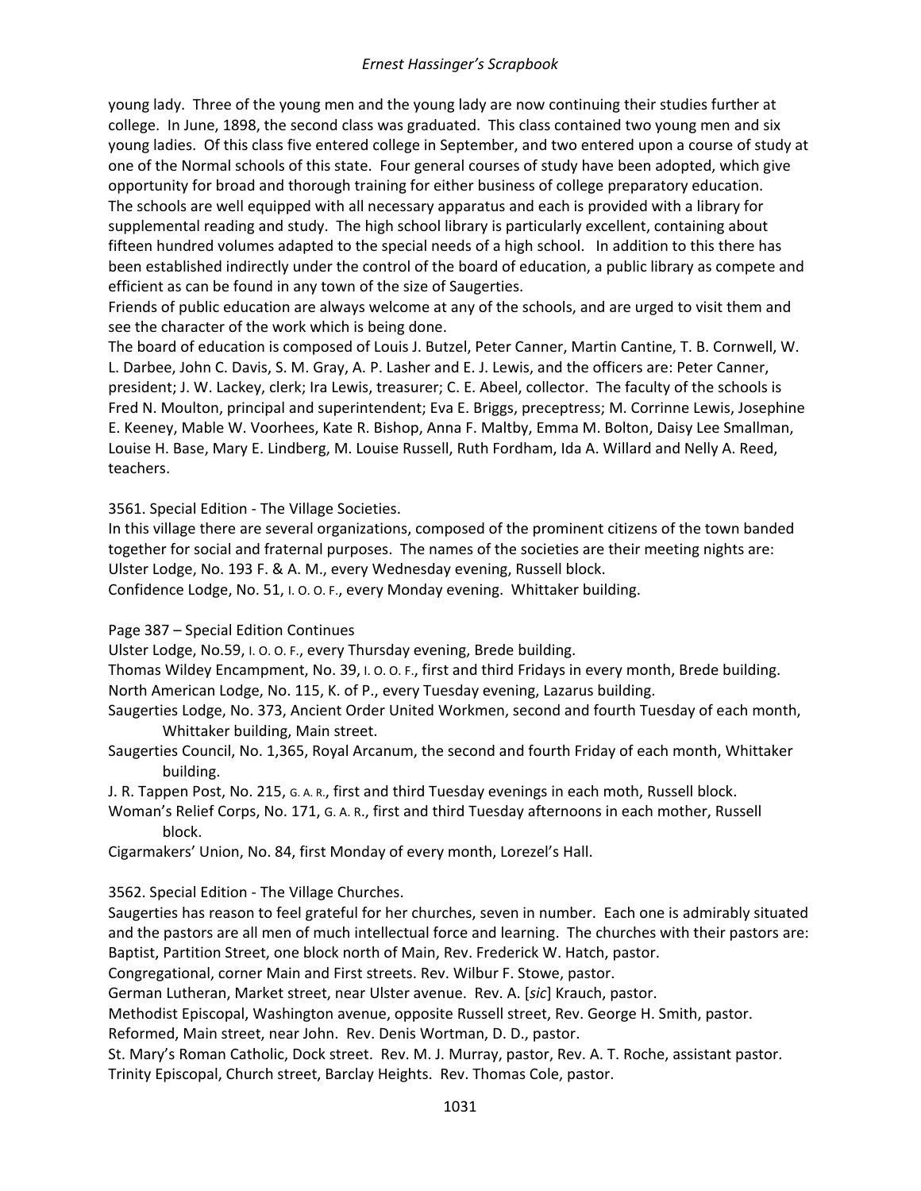young lady. Three of the young men and the young lady are now continuing their studies further at college. In June, 1898, the second class was graduated. This class contained two young men and six young ladies. Of this class five entered college in September, and two entered upon a course of study at one of the Normal schools of this state. Four general courses of study have been adopted, which give opportunity for broad and thorough training for either business of college preparatory education.
The schools are well equipped with all necessary apparatus and each is provided with a library for supplemental reading and study. The high school library is particularly excellent, containing about fifteen hundred volumes adapted to the special needs of a high school. In addition to this there has been established indirectly under the control of the board of education, a public library as compete and efficient as can be found in any town of the size of Saugerties.
Friends of public education are always welcome at any of the schools, and are urged to visit them and see the character of the work which is being done.
The board of education is composed of Louis J. Butzel, Peter Canner, Martin Cantine, T. B. Cornwell, W. L. Darbee, John C. Davis, S. M. Gray, A. P. Lasher and E. J. Lewis, and the officers are: Peter Canner, president; J. W. Lackey, clerk; Ira Lewis, treasurer; C. E. Abeel, collector. The faculty of the schools is Fred N. Moulton, principal and superintendent; Eva E. Briggs, preceptress; M. Corrinne Lewis, Josephine E. Keeney, Mable W. Voorhees, Kate R. Bishop, Anna F. Maltby, Emma M. Bolton, Daisy Lee Smallman, Louise H. Base, Mary E. Lindberg, M. Louise Russell, Ruth Fordham, Ida A. Willard and Nelly A. Reed, teachers.

3561. Special Edition - The Village Societies.
In this village there are several organizations, composed of the prominent citizens of the town banded together for social and fraternal purposes. The names of the societies are their meeting nights are:
Ulster Lodge, No. 193 F. & A. M., every Wednesday evening, Russell block.
Confidence Lodge, No. 51, I. O. O. F., every Monday evening. Whittaker building.

Page 387 – Special Edition Continues
Ulster Lodge, No.59, I. O. O. F., every Thursday evening, Brede building.
Thomas Wildey Encampment, No. 39, I. O. O. F., first and third Fridays in every month, Brede building.
North American Lodge, No. 115, K. of P., every Tuesday evening, Lazarus building.
Saugerties Lodge, No. 373, Ancient Order United Workmen, second and fourth Tuesday of each month, Whittaker building, Main street.
Saugerties Council, No. 1,365, Royal Arcanum, the second and fourth Friday of each month, Whittaker building.
J. R. Tappen Post, No. 215, G. A. R., first and third Tuesday evenings in each moth, Russell block.
Woman's Relief Corps, No. 171, G. A. R., first and third Tuesday afternoons in each mother, Russell block.
Cigarmakers' Union, No. 84, first Monday of every month, Lorezel's Hall.

3562. Special Edition - The Village Churches.
Saugerties has reason to feel grateful for her churches, seven in number. Each one is admirably situated and the pastors are all men of much intellectual force and learning. The churches with their pastors are:
Baptist, Partition Street, one block north of Main, Rev. Frederick W. Hatch, pastor.
Congregational, corner Main and First streets. Rev. Wilbur F. Stowe, pastor.
German Lutheran, Market street, near Ulster avenue. Rev. A. [*sic*] Krauch, pastor.
Methodist Episcopal, Washington avenue, opposite Russell street, Rev. George H. Smith, pastor.
Reformed, Main street, near John. Rev. Denis Wortman, D. D., pastor.
St. Mary's Roman Catholic, Dock street. Rev. M. J. Murray, pastor, Rev. A. T. Roche, assistant pastor.
Trinity Episcopal, Church street, Barclay Heights. Rev. Thomas Cole, pastor.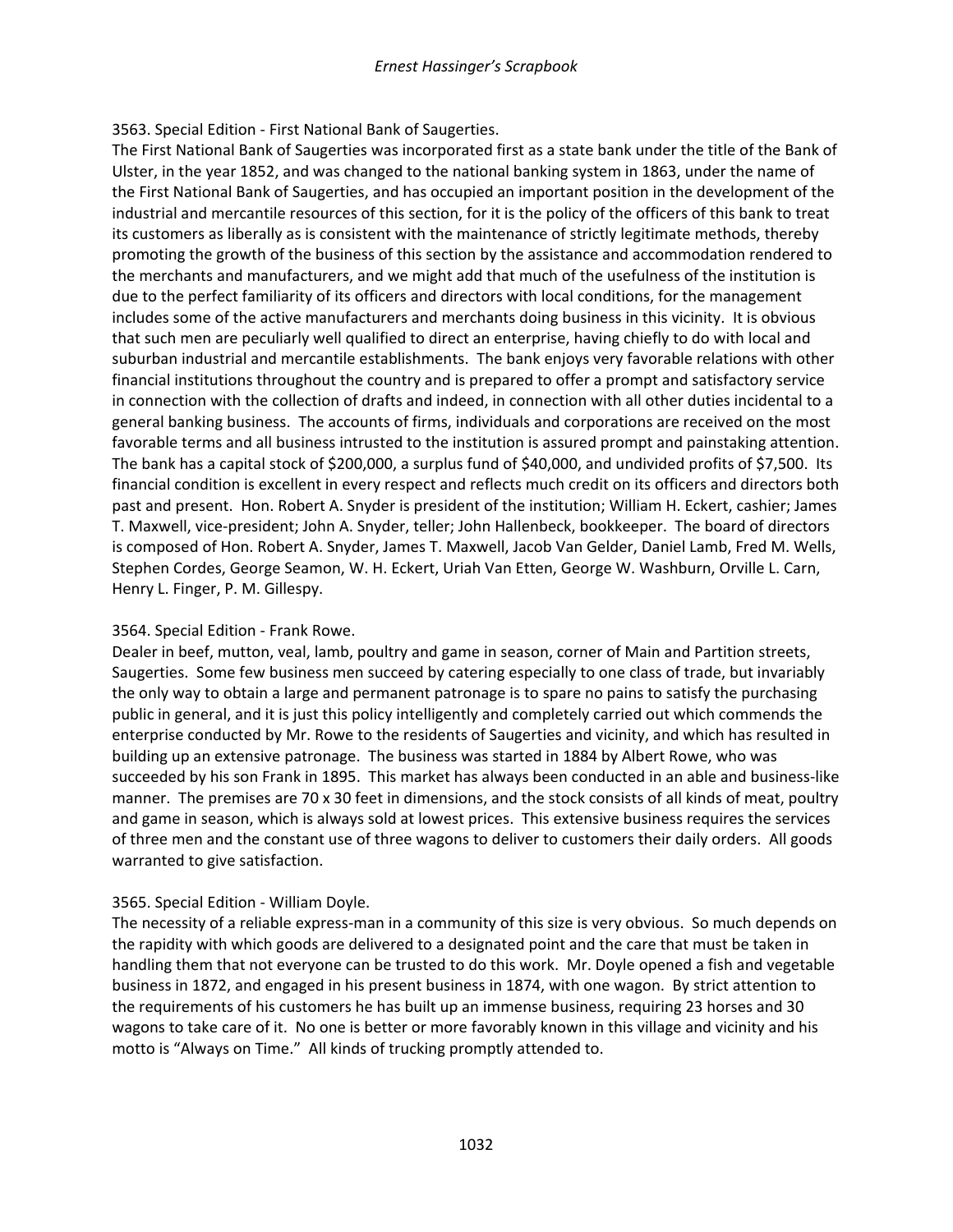3563. Special Edition - First National Bank of Saugerties.

The First National Bank of Saugerties was incorporated first as a state bank under the title of the Bank of Ulster, in the year 1852, and was changed to the national banking system in 1863, under the name of the First National Bank of Saugerties, and has occupied an important position in the development of the industrial and mercantile resources of this section, for it is the policy of the officers of this bank to treat its customers as liberally as is consistent with the maintenance of strictly legitimate methods, thereby promoting the growth of the business of this section by the assistance and accommodation rendered to the merchants and manufacturers, and we might add that much of the usefulness of the institution is due to the perfect familiarity of its officers and directors with local conditions, for the management includes some of the active manufacturers and merchants doing business in this vicinity. It is obvious that such men are peculiarly well qualified to direct an enterprise, having chiefly to do with local and suburban industrial and mercantile establishments. The bank enjoys very favorable relations with other financial institutions throughout the country and is prepared to offer a prompt and satisfactory service in connection with the collection of drafts and indeed, in connection with all other duties incidental to a general banking business. The accounts of firms, individuals and corporations are received on the most favorable terms and all business intrusted to the institution is assured prompt and painstaking attention. The bank has a capital stock of $200,000, a surplus fund of $40,000, and undivided profits of $7,500. Its financial condition is excellent in every respect and reflects much credit on its officers and directors both past and present. Hon. Robert A. Snyder is president of the institution; William H. Eckert, cashier; James T. Maxwell, vice-president; John A. Snyder, teller; John Hallenbeck, bookkeeper. The board of directors is composed of Hon. Robert A. Snyder, James T. Maxwell, Jacob Van Gelder, Daniel Lamb, Fred M. Wells, Stephen Cordes, George Seamon, W. H. Eckert, Uriah Van Etten, George W. Washburn, Orville L. Carn, Henry L. Finger, P. M. Gillespy.

3564. Special Edition - Frank Rowe.

Dealer in beef, mutton, veal, lamb, poultry and game in season, corner of Main and Partition streets, Saugerties. Some few business men succeed by catering especially to one class of trade, but invariably the only way to obtain a large and permanent patronage is to spare no pains to satisfy the purchasing public in general, and it is just this policy intelligently and completely carried out which commends the enterprise conducted by Mr. Rowe to the residents of Saugerties and vicinity, and which has resulted in building up an extensive patronage. The business was started in 1884 by Albert Rowe, who was succeeded by his son Frank in 1895. This market has always been conducted in an able and business-like manner. The premises are 70 x 30 feet in dimensions, and the stock consists of all kinds of meat, poultry and game in season, which is always sold at lowest prices. This extensive business requires the services of three men and the constant use of three wagons to deliver to customers their daily orders. All goods warranted to give satisfaction.

3565. Special Edition - William Doyle.

The necessity of a reliable express-man in a community of this size is very obvious. So much depends on the rapidity with which goods are delivered to a designated point and the care that must be taken in handling them that not everyone can be trusted to do this work. Mr. Doyle opened a fish and vegetable business in 1872, and engaged in his present business in 1874, with one wagon. By strict attention to the requirements of his customers he has built up an immense business, requiring 23 horses and 30 wagons to take care of it. No one is better or more favorably known in this village and vicinity and his motto is "Always on Time." All kinds of trucking promptly attended to.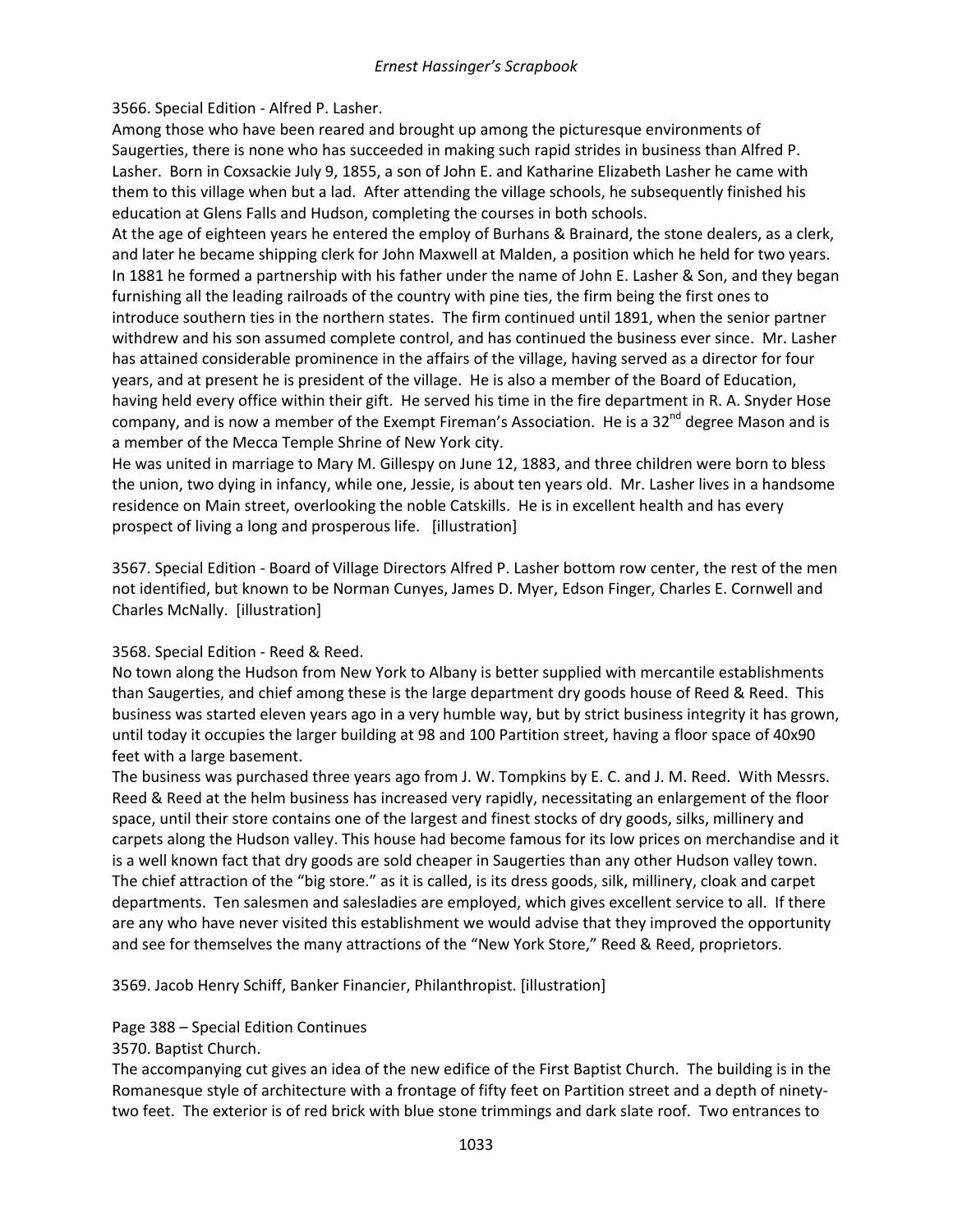3566. Special Edition - Alfred P. Lasher.

Among those who have been reared and brought up among the picturesque environments of Saugerties, there is none who has succeeded in making such rapid strides in business than Alfred P. Lasher. Born in Coxsackie July 9, 1855, a son of John E. and Katharine Elizabeth Lasher he came with them to this village when but a lad. After attending the village schools, he subsequently finished his education at Glens Falls and Hudson, completing the courses in both schools.

At the age of eighteen years he entered the employ of Burhans & Brainard, the stone dealers, as a clerk, and later he became shipping clerk for John Maxwell at Malden, a position which he held for two years. In 1881 he formed a partnership with his father under the name of John E. Lasher & Son, and they began furnishing all the leading railroads of the country with pine ties, the firm being the first ones to introduce southern ties in the northern states. The firm continued until 1891, when the senior partner withdrew and his son assumed complete control, and has continued the business ever since. Mr. Lasher has attained considerable prominence in the affairs of the village, having served as a director for four years, and at present he is president of the village. He is also a member of the Board of Education, having held every office within their gift. He served his time in the fire department in R. A. Snyder Hose company, and is now a member of the Exempt Fireman's Association. He is a 32nd degree Mason and is a member of the Mecca Temple Shrine of New York city.

He was united in marriage to Mary M. Gillespy on June 12, 1883, and three children were born to bless the union, two dying in infancy, while one, Jessie, is about ten years old. Mr. Lasher lives in a handsome residence on Main street, overlooking the noble Catskills. He is in excellent health and has every prospect of living a long and prosperous life. [illustration]

3567. Special Edition - Board of Village Directors Alfred P. Lasher bottom row center, the rest of the men not identified, but known to be Norman Cunyes, James D. Myer, Edson Finger, Charles E. Cornwell and Charles McNally. [illustration]

3568. Special Edition - Reed & Reed.

No town along the Hudson from New York to Albany is better supplied with mercantile establishments than Saugerties, and chief among these is the large department dry goods house of Reed & Reed. This business was started eleven years ago in a very humble way, but by strict business integrity it has grown, until today it occupies the larger building at 98 and 100 Partition street, having a floor space of 40x90 feet with a large basement.

The business was purchased three years ago from J. W. Tompkins by E. C. and J. M. Reed. With Messrs. Reed & Reed at the helm business has increased very rapidly, necessitating an enlargement of the floor space, until their store contains one of the largest and finest stocks of dry goods, silks, millinery and carpets along the Hudson valley. This house had become famous for its low prices on merchandise and it is a well known fact that dry goods are sold cheaper in Saugerties than any other Hudson valley town. The chief attraction of the "big store." as it is called, is its dress goods, silk, millinery, cloak and carpet departments. Ten salesmen and salesladies are employed, which gives excellent service to all. If there are any who have never visited this establishment we would advise that they improved the opportunity and see for themselves the many attractions of the "New York Store," Reed & Reed, proprietors.

3569. Jacob Henry Schiff, Banker Financier, Philanthropist. [illustration]

Page 388 – Special Edition Continues

3570. Baptist Church.

The accompanying cut gives an idea of the new edifice of the First Baptist Church. The building is in the Romanesque style of architecture with a frontage of fifty feet on Partition street and a depth of ninety-two feet. The exterior is of red brick with blue stone trimmings and dark slate roof. Two entrances to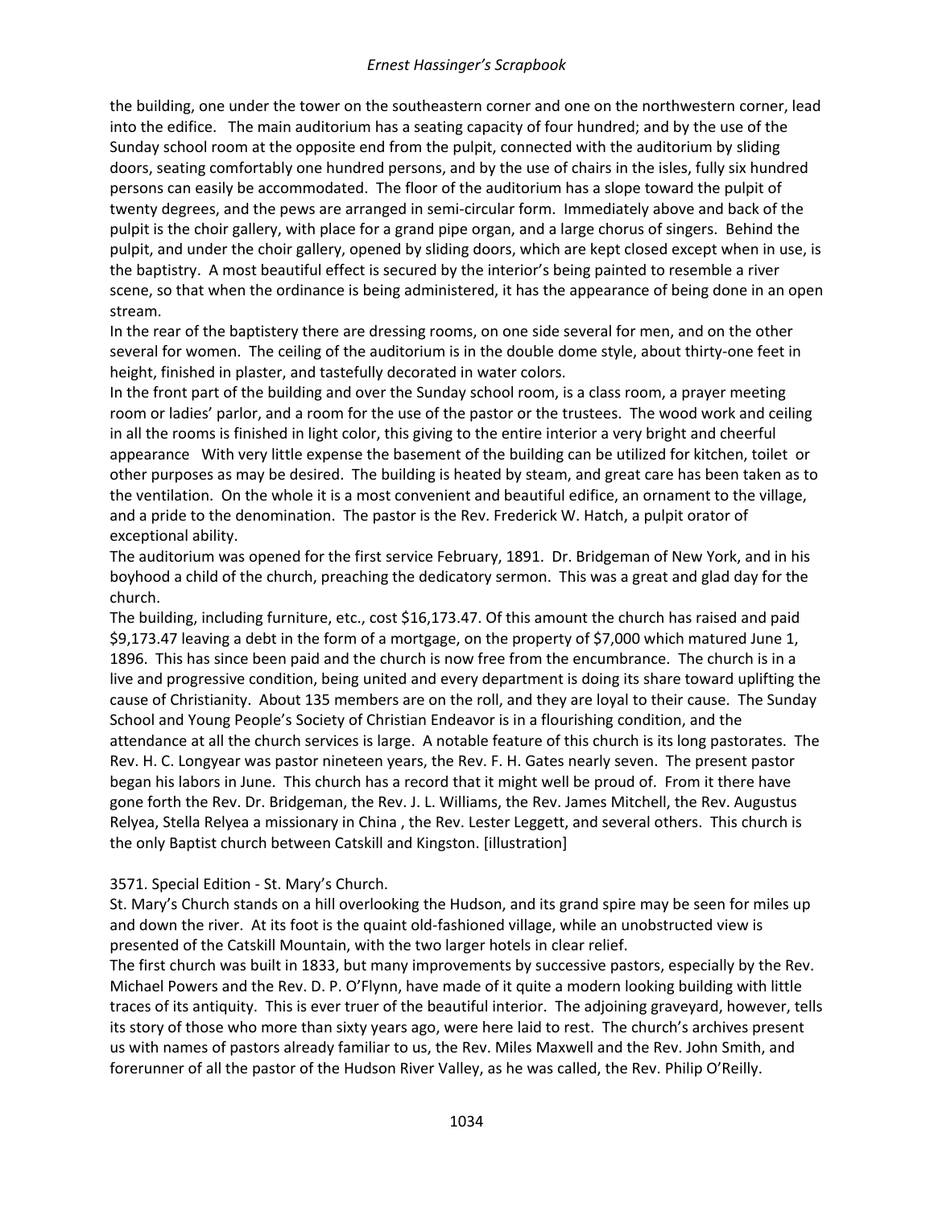the building, one under the tower on the southeastern corner and one on the northwestern corner, lead into the edifice. The main auditorium has a seating capacity of four hundred; and by the use of the Sunday school room at the opposite end from the pulpit, connected with the auditorium by sliding doors, seating comfortably one hundred persons, and by the use of chairs in the isles, fully six hundred persons can easily be accommodated. The floor of the auditorium has a slope toward the pulpit of twenty degrees, and the pews are arranged in semi-circular form. Immediately above and back of the pulpit is the choir gallery, with place for a grand pipe organ, and a large chorus of singers. Behind the pulpit, and under the choir gallery, opened by sliding doors, which are kept closed except when in use, is the baptistry. A most beautiful effect is secured by the interior's being painted to resemble a river scene, so that when the ordinance is being administered, it has the appearance of being done in an open stream.

In the rear of the baptistery there are dressing rooms, on one side several for men, and on the other several for women. The ceiling of the auditorium is in the double dome style, about thirty-one feet in height, finished in plaster, and tastefully decorated in water colors.

In the front part of the building and over the Sunday school room, is a class room, a prayer meeting room or ladies' parlor, and a room for the use of the pastor or the trustees. The wood work and ceiling in all the rooms is finished in light color, this giving to the entire interior a very bright and cheerful appearance With very little expense the basement of the building can be utilized for kitchen, toilet or other purposes as may be desired. The building is heated by steam, and great care has been taken as to the ventilation. On the whole it is a most convenient and beautiful edifice, an ornament to the village, and a pride to the denomination. The pastor is the Rev. Frederick W. Hatch, a pulpit orator of exceptional ability.

The auditorium was opened for the first service February, 1891. Dr. Bridgeman of New York, and in his boyhood a child of the church, preaching the dedicatory sermon. This was a great and glad day for the church.

The building, including furniture, etc., cost $16,173.47. Of this amount the church has raised and paid $9,173.47 leaving a debt in the form of a mortgage, on the property of $7,000 which matured June 1, 1896. This has since been paid and the church is now free from the encumbrance. The church is in a live and progressive condition, being united and every department is doing its share toward uplifting the cause of Christianity. About 135 members are on the roll, and they are loyal to their cause. The Sunday School and Young People's Society of Christian Endeavor is in a flourishing condition, and the attendance at all the church services is large. A notable feature of this church is its long pastorates. The Rev. H. C. Longyear was pastor nineteen years, the Rev. F. H. Gates nearly seven. The present pastor began his labors in June. This church has a record that it might well be proud of. From it there have gone forth the Rev. Dr. Bridgeman, the Rev. J. L. Williams, the Rev. James Mitchell, the Rev. Augustus Relyea, Stella Relyea a missionary in China , the Rev. Lester Leggett, and several others. This church is the only Baptist church between Catskill and Kingston. [illustration]

3571. Special Edition - St. Mary's Church.

St. Mary's Church stands on a hill overlooking the Hudson, and its grand spire may be seen for miles up and down the river. At its foot is the quaint old-fashioned village, while an unobstructed view is presented of the Catskill Mountain, with the two larger hotels in clear relief.

The first church was built in 1833, but many improvements by successive pastors, especially by the Rev. Michael Powers and the Rev. D. P. O'Flynn, have made of it quite a modern looking building with little traces of its antiquity. This is ever truer of the beautiful interior. The adjoining graveyard, however, tells its story of those who more than sixty years ago, were here laid to rest. The church's archives present us with names of pastors already familiar to us, the Rev. Miles Maxwell and the Rev. John Smith, and forerunner of all the pastor of the Hudson River Valley, as he was called, the Rev. Philip O'Reilly.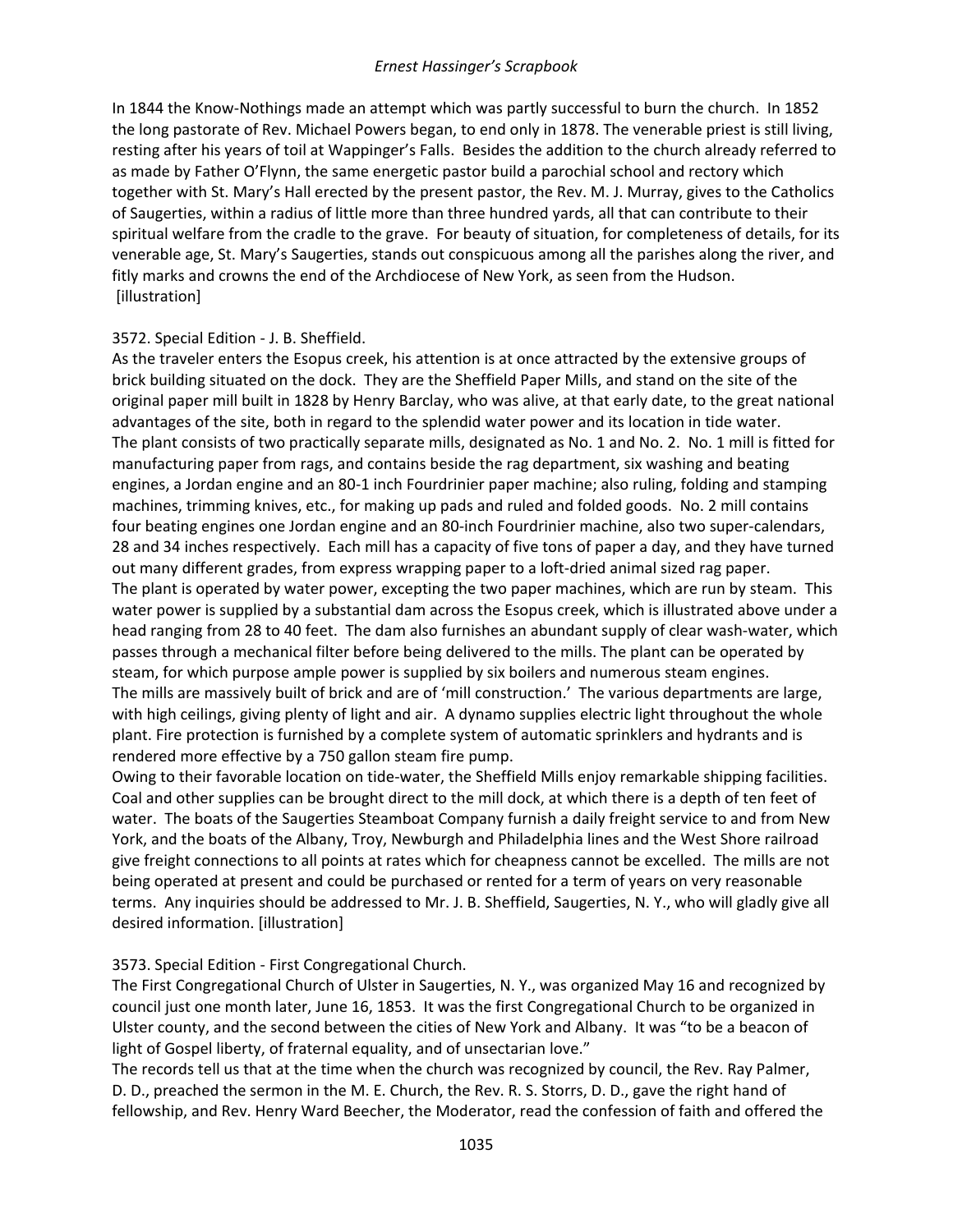In 1844 the Know-Nothings made an attempt which was partly successful to burn the church. In 1852 the long pastorate of Rev. Michael Powers began, to end only in 1878. The venerable priest is still living, resting after his years of toil at Wappinger's Falls. Besides the addition to the church already referred to as made by Father O'Flynn, the same energetic pastor build a parochial school and rectory which together with St. Mary's Hall erected by the present pastor, the Rev. M. J. Murray, gives to the Catholics of Saugerties, within a radius of little more than three hundred yards, all that can contribute to their spiritual welfare from the cradle to the grave. For beauty of situation, for completeness of details, for its venerable age, St. Mary's Saugerties, stands out conspicuous among all the parishes along the river, and fitly marks and crowns the end of the Archdiocese of New York, as seen from the Hudson.
[illustration]

3572. Special Edition - J. B. Sheffield.
As the traveler enters the Esopus creek, his attention is at once attracted by the extensive groups of brick building situated on the dock. They are the Sheffield Paper Mills, and stand on the site of the original paper mill built in 1828 by Henry Barclay, who was alive, at that early date, to the great national advantages of the site, both in regard to the splendid water power and its location in tide water.
The plant consists of two practically separate mills, designated as No. 1 and No. 2. No. 1 mill is fitted for manufacturing paper from rags, and contains beside the rag department, six washing and beating engines, a Jordan engine and an 80-1 inch Fourdrinier paper machine; also ruling, folding and stamping machines, trimming knives, etc., for making up pads and ruled and folded goods. No. 2 mill contains four beating engines one Jordan engine and an 80-inch Fourdrinier machine, also two super-calendars, 28 and 34 inches respectively. Each mill has a capacity of five tons of paper a day, and they have turned out many different grades, from express wrapping paper to a loft-dried animal sized rag paper.
The plant is operated by water power, excepting the two paper machines, which are run by steam. This water power is supplied by a substantial dam across the Esopus creek, which is illustrated above under a head ranging from 28 to 40 feet. The dam also furnishes an abundant supply of clear wash-water, which passes through a mechanical filter before being delivered to the mills. The plant can be operated by steam, for which purpose ample power is supplied by six boilers and numerous steam engines.
The mills are massively built of brick and are of 'mill construction.' The various departments are large, with high ceilings, giving plenty of light and air. A dynamo supplies electric light throughout the whole plant. Fire protection is furnished by a complete system of automatic sprinklers and hydrants and is rendered more effective by a 750 gallon steam fire pump.
Owing to their favorable location on tide-water, the Sheffield Mills enjoy remarkable shipping facilities. Coal and other supplies can be brought direct to the mill dock, at which there is a depth of ten feet of water. The boats of the Saugerties Steamboat Company furnish a daily freight service to and from New York, and the boats of the Albany, Troy, Newburgh and Philadelphia lines and the West Shore railroad give freight connections to all points at rates which for cheapness cannot be excelled. The mills are not being operated at present and could be purchased or rented for a term of years on very reasonable terms. Any inquiries should be addressed to Mr. J. B. Sheffield, Saugerties, N. Y., who will gladly give all desired information. [illustration]

3573. Special Edition - First Congregational Church.
The First Congregational Church of Ulster in Saugerties, N. Y., was organized May 16 and recognized by council just one month later, June 16, 1853. It was the first Congregational Church to be organized in Ulster county, and the second between the cities of New York and Albany. It was "to be a beacon of light of Gospel liberty, of fraternal equality, and of unsectarian love."
The records tell us that at the time when the church was recognized by council, the Rev. Ray Palmer, D. D., preached the sermon in the M. E. Church, the Rev. R. S. Storrs, D. D., gave the right hand of fellowship, and Rev. Henry Ward Beecher, the Moderator, read the confession of faith and offered the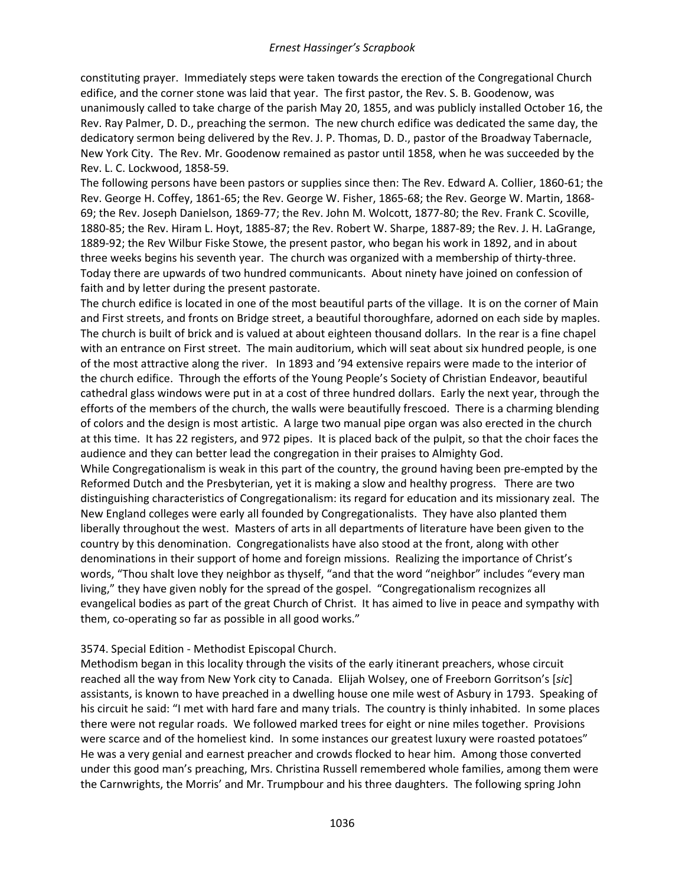constituting prayer. Immediately steps were taken towards the erection of the Congregational Church edifice, and the corner stone was laid that year. The first pastor, the Rev. S. B. Goodenow, was unanimously called to take charge of the parish May 20, 1855, and was publicly installed October 16, the Rev. Ray Palmer, D. D., preaching the sermon. The new church edifice was dedicated the same day, the dedicatory sermon being delivered by the Rev. J. P. Thomas, D. D., pastor of the Broadway Tabernacle, New York City. The Rev. Mr. Goodenow remained as pastor until 1858, when he was succeeded by the Rev. L. C. Lockwood, 1858-59.

The following persons have been pastors or supplies since then: The Rev. Edward A. Collier, 1860-61; the Rev. George H. Coffey, 1861-65; the Rev. George W. Fisher, 1865-68; the Rev. George W. Martin, 1868-69; the Rev. Joseph Danielson, 1869-77; the Rev. John M. Wolcott, 1877-80; the Rev. Frank C. Scoville, 1880-85; the Rev. Hiram L. Hoyt, 1885-87; the Rev. Robert W. Sharpe, 1887-89; the Rev. J. H. LaGrange, 1889-92; the Rev Wilbur Fiske Stowe, the present pastor, who began his work in 1892, and in about three weeks begins his seventh year. The church was organized with a membership of thirty-three. Today there are upwards of two hundred communicants. About ninety have joined on confession of faith and by letter during the present pastorate.

The church edifice is located in one of the most beautiful parts of the village. It is on the corner of Main and First streets, and fronts on Bridge street, a beautiful thoroughfare, adorned on each side by maples. The church is built of brick and is valued at about eighteen thousand dollars. In the rear is a fine chapel with an entrance on First street. The main auditorium, which will seat about six hundred people, is one of the most attractive along the river. In 1893 and '94 extensive repairs were made to the interior of the church edifice. Through the efforts of the Young People's Society of Christian Endeavor, beautiful cathedral glass windows were put in at a cost of three hundred dollars. Early the next year, through the efforts of the members of the church, the walls were beautifully frescoed. There is a charming blending of colors and the design is most artistic. A large two manual pipe organ was also erected in the church at this time. It has 22 registers, and 972 pipes. It is placed back of the pulpit, so that the choir faces the audience and they can better lead the congregation in their praises to Almighty God.

While Congregationalism is weak in this part of the country, the ground having been pre-empted by the Reformed Dutch and the Presbyterian, yet it is making a slow and healthy progress. There are two distinguishing characteristics of Congregationalism: its regard for education and its missionary zeal. The New England colleges were early all founded by Congregationalists. They have also planted them liberally throughout the west. Masters of arts in all departments of literature have been given to the country by this denomination. Congregationalists have also stood at the front, along with other denominations in their support of home and foreign missions. Realizing the importance of Christ's words, "Thou shalt love they neighbor as thyself, "and that the word "neighbor" includes "every man living," they have given nobly for the spread of the gospel. "Congregationalism recognizes all evangelical bodies as part of the great Church of Christ. It has aimed to live in peace and sympathy with them, co-operating so far as possible in all good works."

3574. Special Edition - Methodist Episcopal Church.

Methodism began in this locality through the visits of the early itinerant preachers, whose circuit reached all the way from New York city to Canada. Elijah Wolsey, one of Freeborn Gorritson's [*sic*] assistants, is known to have preached in a dwelling house one mile west of Asbury in 1793. Speaking of his circuit he said: "I met with hard fare and many trials. The country is thinly inhabited. In some places there were not regular roads. We followed marked trees for eight or nine miles together. Provisions were scarce and of the homeliest kind. In some instances our greatest luxury were roasted potatoes" He was a very genial and earnest preacher and crowds flocked to hear him. Among those converted under this good man's preaching, Mrs. Christina Russell remembered whole families, among them were the Carnwrights, the Morris' and Mr. Trumpbour and his three daughters. The following spring John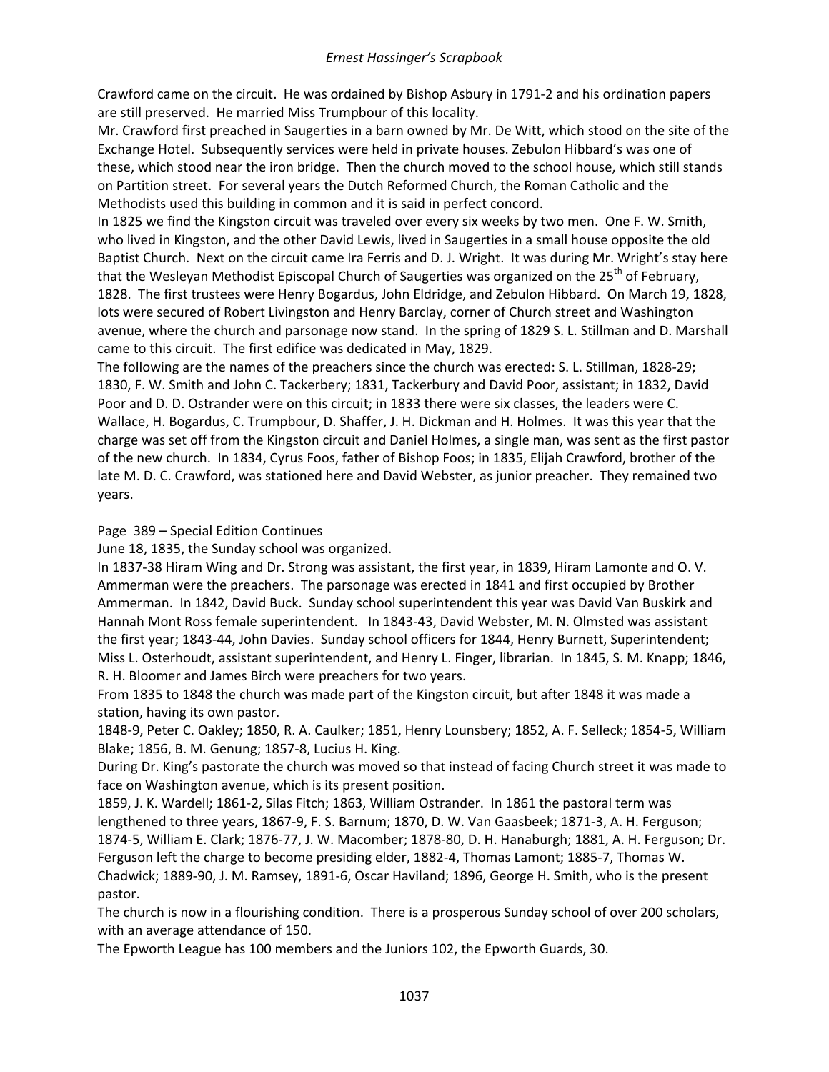Crawford came on the circuit. He was ordained by Bishop Asbury in 1791-2 and his ordination papers are still preserved. He married Miss Trumpbour of this locality.

Mr. Crawford first preached in Saugerties in a barn owned by Mr. De Witt, which stood on the site of the Exchange Hotel. Subsequently services were held in private houses. Zebulon Hibbard's was one of these, which stood near the iron bridge. Then the church moved to the school house, which still stands on Partition street. For several years the Dutch Reformed Church, the Roman Catholic and the Methodists used this building in common and it is said in perfect concord.

In 1825 we find the Kingston circuit was traveled over every six weeks by two men. One F. W. Smith, who lived in Kingston, and the other David Lewis, lived in Saugerties in a small house opposite the old Baptist Church. Next on the circuit came Ira Ferris and D. J. Wright. It was during Mr. Wright's stay here that the Wesleyan Methodist Episcopal Church of Saugerties was organized on the 25th of February, 1828. The first trustees were Henry Bogardus, John Eldridge, and Zebulon Hibbard. On March 19, 1828, lots were secured of Robert Livingston and Henry Barclay, corner of Church street and Washington avenue, where the church and parsonage now stand. In the spring of 1829 S. L. Stillman and D. Marshall came to this circuit. The first edifice was dedicated in May, 1829.

The following are the names of the preachers since the church was erected: S. L. Stillman, 1828-29; 1830, F. W. Smith and John C. Tackerbery; 1831, Tackerbury and David Poor, assistant; in 1832, David Poor and D. D. Ostrander were on this circuit; in 1833 there were six classes, the leaders were C. Wallace, H. Bogardus, C. Trumpbour, D. Shaffer, J. H. Dickman and H. Holmes. It was this year that the charge was set off from the Kingston circuit and Daniel Holmes, a single man, was sent as the first pastor of the new church. In 1834, Cyrus Foos, father of Bishop Foos; in 1835, Elijah Crawford, brother of the late M. D. C. Crawford, was stationed here and David Webster, as junior preacher. They remained two years.

Page 389 – Special Edition Continues

June 18, 1835, the Sunday school was organized.

In 1837-38 Hiram Wing and Dr. Strong was assistant, the first year, in 1839, Hiram Lamonte and O. V. Ammerman were the preachers. The parsonage was erected in 1841 and first occupied by Brother Ammerman. In 1842, David Buck. Sunday school superintendent this year was David Van Buskirk and Hannah Mont Ross female superintendent. In 1843-43, David Webster, M. N. Olmsted was assistant the first year; 1843-44, John Davies. Sunday school officers for 1844, Henry Burnett, Superintendent; Miss L. Osterhoudt, assistant superintendent, and Henry L. Finger, librarian. In 1845, S. M. Knapp; 1846, R. H. Bloomer and James Birch were preachers for two years.

From 1835 to 1848 the church was made part of the Kingston circuit, but after 1848 it was made a station, having its own pastor.

1848-9, Peter C. Oakley; 1850, R. A. Caulker; 1851, Henry Lounsbery; 1852, A. F. Selleck; 1854-5, William Blake; 1856, B. M. Genung; 1857-8, Lucius H. King.

During Dr. King's pastorate the church was moved so that instead of facing Church street it was made to face on Washington avenue, which is its present position.

1859, J. K. Wardell; 1861-2, Silas Fitch; 1863, William Ostrander. In 1861 the pastoral term was lengthened to three years, 1867-9, F. S. Barnum; 1870, D. W. Van Gaasbeek; 1871-3, A. H. Ferguson; 1874-5, William E. Clark; 1876-77, J. W. Macomber; 1878-80, D. H. Hanaburgh; 1881, A. H. Ferguson; Dr. Ferguson left the charge to become presiding elder, 1882-4, Thomas Lamont; 1885-7, Thomas W. Chadwick; 1889-90, J. M. Ramsey, 1891-6, Oscar Haviland; 1896, George H. Smith, who is the present pastor.

The church is now in a flourishing condition. There is a prosperous Sunday school of over 200 scholars, with an average attendance of 150.

The Epworth League has 100 members and the Juniors 102, the Epworth Guards, 30.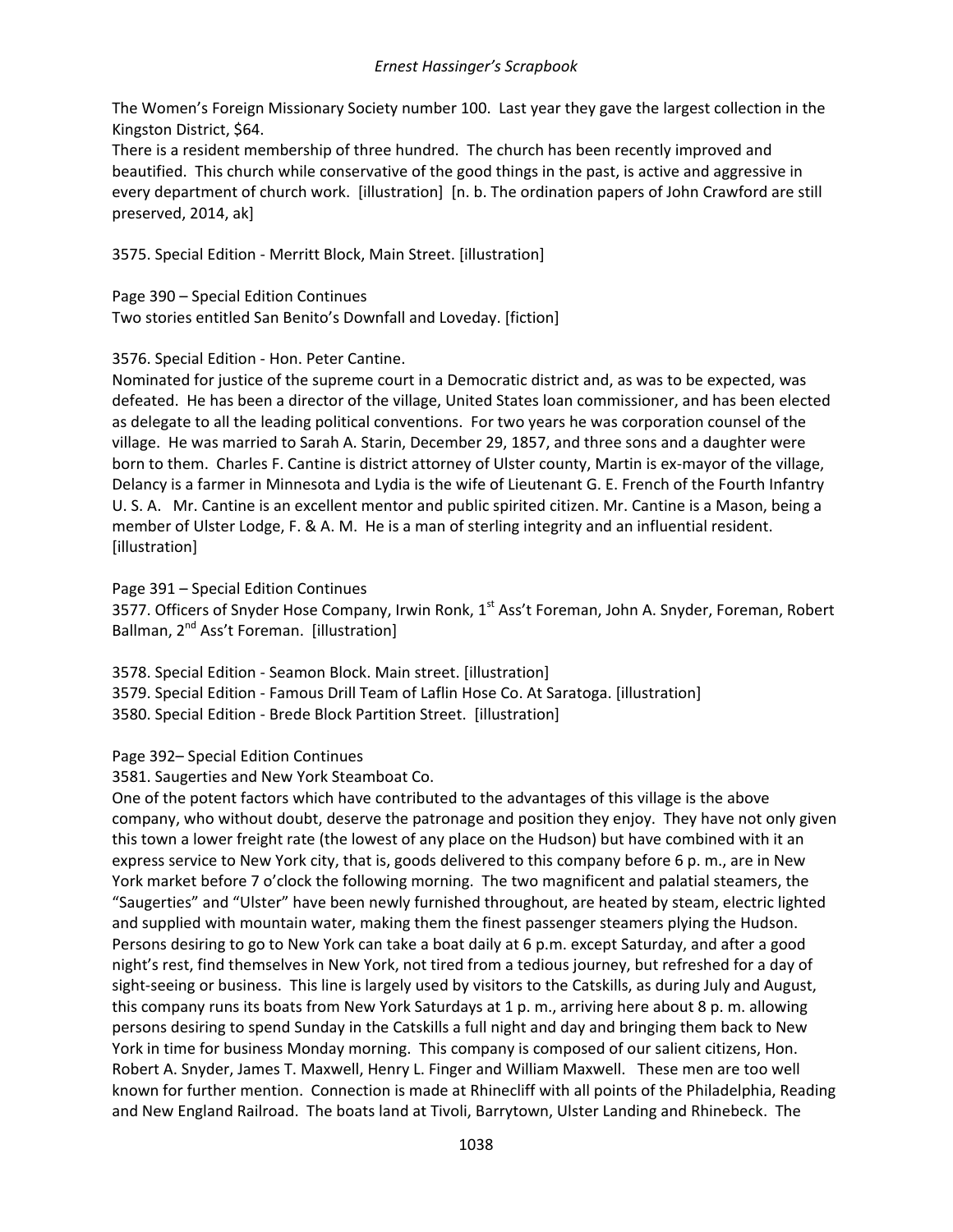The Women's Foreign Missionary Society number 100. Last year they gave the largest collection in the Kingston District, $64.
There is a resident membership of three hundred. The church has been recently improved and beautified. This church while conservative of the good things in the past, is active and aggressive in every department of church work. [illustration] [n. b. The ordination papers of John Crawford are still preserved, 2014, ak]

3575. Special Edition - Merritt Block, Main Street. [illustration]

Page 390 – Special Edition Continues
Two stories entitled San Benito's Downfall and Loveday. [fiction]

3576. Special Edition - Hon. Peter Cantine.
Nominated for justice of the supreme court in a Democratic district and, as was to be expected, was defeated. He has been a director of the village, United States loan commissioner, and has been elected as delegate to all the leading political conventions. For two years he was corporation counsel of the village. He was married to Sarah A. Starin, December 29, 1857, and three sons and a daughter were born to them. Charles F. Cantine is district attorney of Ulster county, Martin is ex-mayor of the village, Delancy is a farmer in Minnesota and Lydia is the wife of Lieutenant G. E. French of the Fourth Infantry U. S. A. Mr. Cantine is an excellent mentor and public spirited citizen. Mr. Cantine is a Mason, being a member of Ulster Lodge, F. & A. M. He is a man of sterling integrity and an influential resident. [illustration]

Page 391 – Special Edition Continues
3577. Officers of Snyder Hose Company, Irwin Ronk, 1st Ass't Foreman, John A. Snyder, Foreman, Robert Ballman, 2nd Ass't Foreman. [illustration]

3578. Special Edition - Seamon Block. Main street. [illustration]
3579. Special Edition - Famous Drill Team of Laflin Hose Co. At Saratoga. [illustration]
3580. Special Edition - Brede Block Partition Street. [illustration]

Page 392– Special Edition Continues
3581. Saugerties and New York Steamboat Co.
One of the potent factors which have contributed to the advantages of this village is the above company, who without doubt, deserve the patronage and position they enjoy. They have not only given this town a lower freight rate (the lowest of any place on the Hudson) but have combined with it an express service to New York city, that is, goods delivered to this company before 6 p. m., are in New York market before 7 o'clock the following morning. The two magnificent and palatial steamers, the "Saugerties" and "Ulster" have been newly furnished throughout, are heated by steam, electric lighted and supplied with mountain water, making them the finest passenger steamers plying the Hudson. Persons desiring to go to New York can take a boat daily at 6 p.m. except Saturday, and after a good night's rest, find themselves in New York, not tired from a tedious journey, but refreshed for a day of sight-seeing or business. This line is largely used by visitors to the Catskills, as during July and August, this company runs its boats from New York Saturdays at 1 p. m., arriving here about 8 p. m. allowing persons desiring to spend Sunday in the Catskills a full night and day and bringing them back to New York in time for business Monday morning. This company is composed of our salient citizens, Hon. Robert A. Snyder, James T. Maxwell, Henry L. Finger and William Maxwell. These men are too well known for further mention. Connection is made at Rhinecliff with all points of the Philadelphia, Reading and New England Railroad. The boats land at Tivoli, Barrytown, Ulster Landing and Rhinebeck. The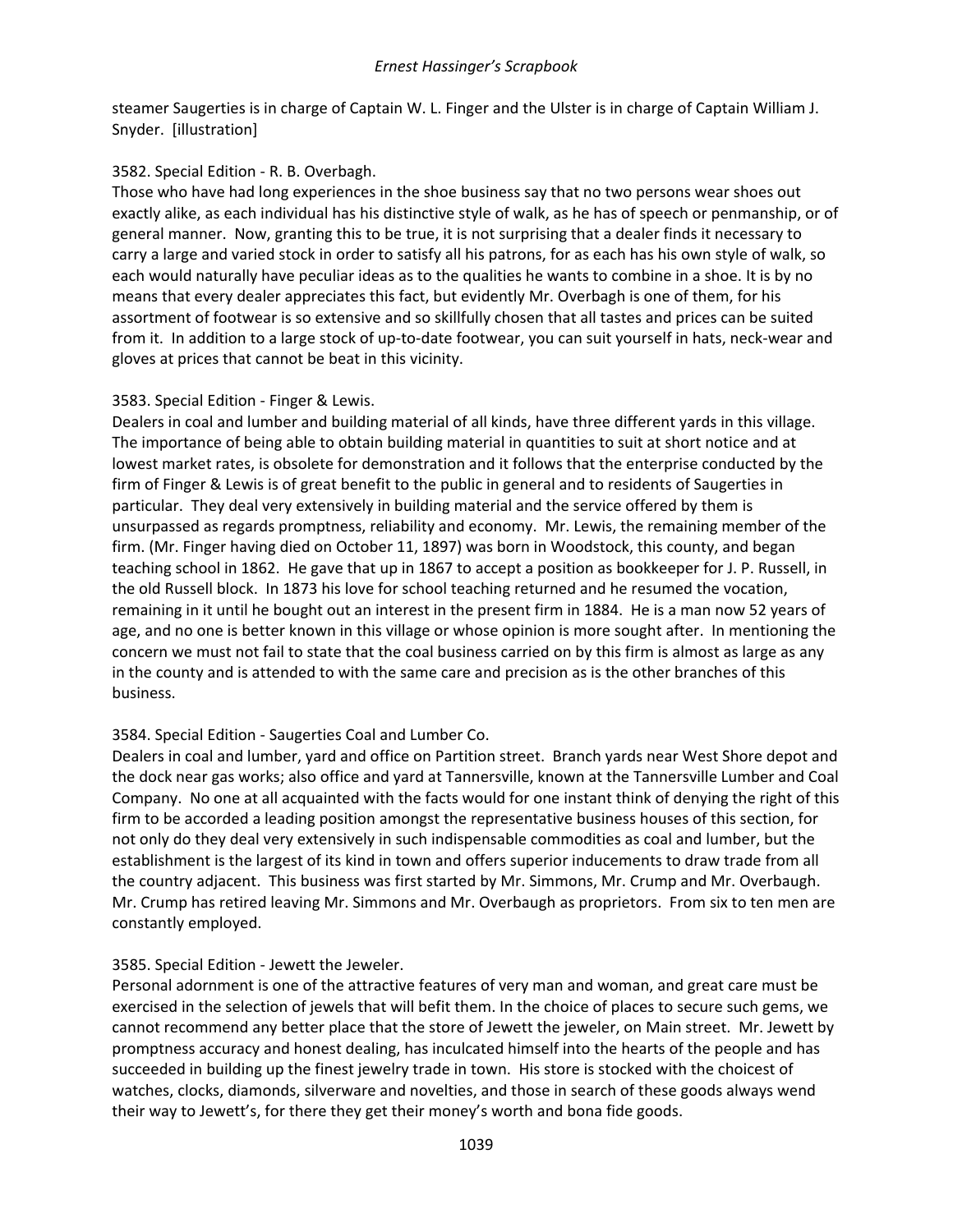steamer Saugerties is in charge of Captain W. L. Finger and the Ulster is in charge of Captain William J. Snyder. [illustration]

3582. Special Edition - R. B. Overbagh.
Those who have had long experiences in the shoe business say that no two persons wear shoes out exactly alike, as each individual has his distinctive style of walk, as he has of speech or penmanship, or of general manner. Now, granting this to be true, it is not surprising that a dealer finds it necessary to carry a large and varied stock in order to satisfy all his patrons, for as each has his own style of walk, so each would naturally have peculiar ideas as to the qualities he wants to combine in a shoe. It is by no means that every dealer appreciates this fact, but evidently Mr. Overbagh is one of them, for his assortment of footwear is so extensive and so skillfully chosen that all tastes and prices can be suited from it. In addition to a large stock of up-to-date footwear, you can suit yourself in hats, neck-wear and gloves at prices that cannot be beat in this vicinity.

3583. Special Edition - Finger & Lewis.
Dealers in coal and lumber and building material of all kinds, have three different yards in this village. The importance of being able to obtain building material in quantities to suit at short notice and at lowest market rates, is obsolete for demonstration and it follows that the enterprise conducted by the firm of Finger & Lewis is of great benefit to the public in general and to residents of Saugerties in particular. They deal very extensively in building material and the service offered by them is unsurpassed as regards promptness, reliability and economy. Mr. Lewis, the remaining member of the firm. (Mr. Finger having died on October 11, 1897) was born in Woodstock, this county, and began teaching school in 1862. He gave that up in 1867 to accept a position as bookkeeper for J. P. Russell, in the old Russell block. In 1873 his love for school teaching returned and he resumed the vocation, remaining in it until he bought out an interest in the present firm in 1884. He is a man now 52 years of age, and no one is better known in this village or whose opinion is more sought after. In mentioning the concern we must not fail to state that the coal business carried on by this firm is almost as large as any in the county and is attended to with the same care and precision as is the other branches of this business.

3584. Special Edition - Saugerties Coal and Lumber Co.
Dealers in coal and lumber, yard and office on Partition street. Branch yards near West Shore depot and the dock near gas works; also office and yard at Tannersville, known at the Tannersville Lumber and Coal Company. No one at all acquainted with the facts would for one instant think of denying the right of this firm to be accorded a leading position amongst the representative business houses of this section, for not only do they deal very extensively in such indispensable commodities as coal and lumber, but the establishment is the largest of its kind in town and offers superior inducements to draw trade from all the country adjacent. This business was first started by Mr. Simmons, Mr. Crump and Mr. Overbaugh. Mr. Crump has retired leaving Mr. Simmons and Mr. Overbaugh as proprietors. From six to ten men are constantly employed.

3585. Special Edition - Jewett the Jeweler.
Personal adornment is one of the attractive features of very man and woman, and great care must be exercised in the selection of jewels that will befit them. In the choice of places to secure such gems, we cannot recommend any better place that the store of Jewett the jeweler, on Main street. Mr. Jewett by promptness accuracy and honest dealing, has inculcated himself into the hearts of the people and has succeeded in building up the finest jewelry trade in town. His store is stocked with the choicest of watches, clocks, diamonds, silverware and novelties, and those in search of these goods always wend their way to Jewett's, for there they get their money's worth and bona fide goods.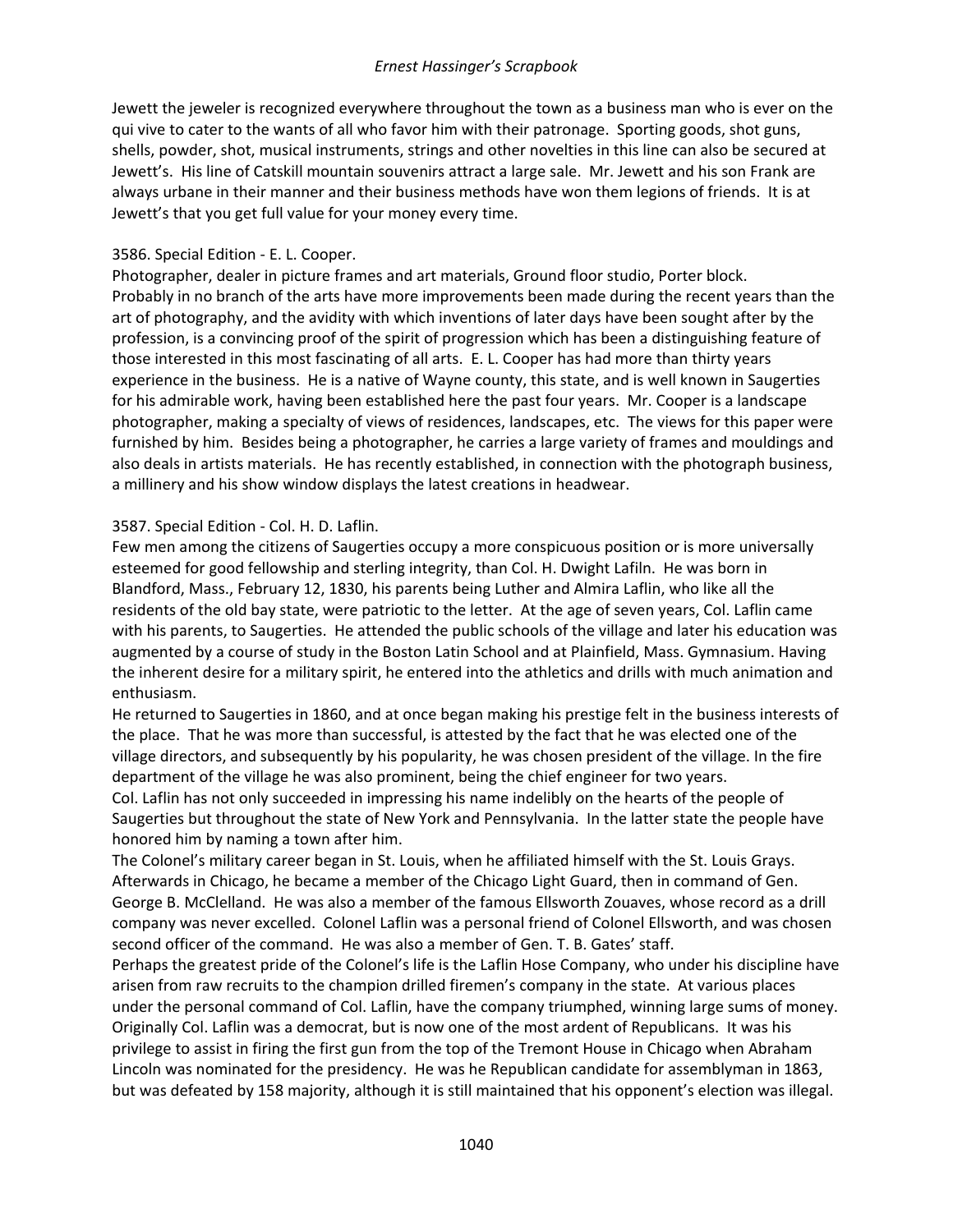Jewett the jeweler is recognized everywhere throughout the town as a business man who is ever on the qui vive to cater to the wants of all who favor him with their patronage. Sporting goods, shot guns, shells, powder, shot, musical instruments, strings and other novelties in this line can also be secured at Jewett's. His line of Catskill mountain souvenirs attract a large sale. Mr. Jewett and his son Frank are always urbane in their manner and their business methods have won them legions of friends. It is at Jewett's that you get full value for your money every time.

3586. Special Edition - E. L. Cooper.
Photographer, dealer in picture frames and art materials, Ground floor studio, Porter block.
Probably in no branch of the arts have more improvements been made during the recent years than the art of photography, and the avidity with which inventions of later days have been sought after by the profession, is a convincing proof of the spirit of progression which has been a distinguishing feature of those interested in this most fascinating of all arts. E. L. Cooper has had more than thirty years experience in the business. He is a native of Wayne county, this state, and is well known in Saugerties for his admirable work, having been established here the past four years. Mr. Cooper is a landscape photographer, making a specialty of views of residences, landscapes, etc. The views for this paper were furnished by him. Besides being a photographer, he carries a large variety of frames and mouldings and also deals in artists materials. He has recently established, in connection with the photograph business, a millinery and his show window displays the latest creations in headwear.

3587. Special Edition - Col. H. D. Laflin.
Few men among the citizens of Saugerties occupy a more conspicuous position or is more universally esteemed for good fellowship and sterling integrity, than Col. H. Dwight Lafiln. He was born in Blandford, Mass., February 12, 1830, his parents being Luther and Almira Laflin, who like all the residents of the old bay state, were patriotic to the letter. At the age of seven years, Col. Laflin came with his parents, to Saugerties. He attended the public schools of the village and later his education was augmented by a course of study in the Boston Latin School and at Plainfield, Mass. Gymnasium. Having the inherent desire for a military spirit, he entered into the athletics and drills with much animation and enthusiasm.
He returned to Saugerties in 1860, and at once began making his prestige felt in the business interests of the place. That he was more than successful, is attested by the fact that he was elected one of the village directors, and subsequently by his popularity, he was chosen president of the village. In the fire department of the village he was also prominent, being the chief engineer for two years.
Col. Laflin has not only succeeded in impressing his name indelibly on the hearts of the people of Saugerties but throughout the state of New York and Pennsylvania. In the latter state the people have honored him by naming a town after him.
The Colonel's military career began in St. Louis, when he affiliated himself with the St. Louis Grays. Afterwards in Chicago, he became a member of the Chicago Light Guard, then in command of Gen. George B. McClelland. He was also a member of the famous Ellsworth Zouaves, whose record as a drill company was never excelled. Colonel Laflin was a personal friend of Colonel Ellsworth, and was chosen second officer of the command. He was also a member of Gen. T. B. Gates' staff.
Perhaps the greatest pride of the Colonel's life is the Laflin Hose Company, who under his discipline have arisen from raw recruits to the champion drilled firemen's company in the state. At various places under the personal command of Col. Laflin, have the company triumphed, winning large sums of money.
Originally Col. Laflin was a democrat, but is now one of the most ardent of Republicans. It was his privilege to assist in firing the first gun from the top of the Tremont House in Chicago when Abraham Lincoln was nominated for the presidency. He was he Republican candidate for assemblyman in 1863, but was defeated by 158 majority, although it is still maintained that his opponent's election was illegal.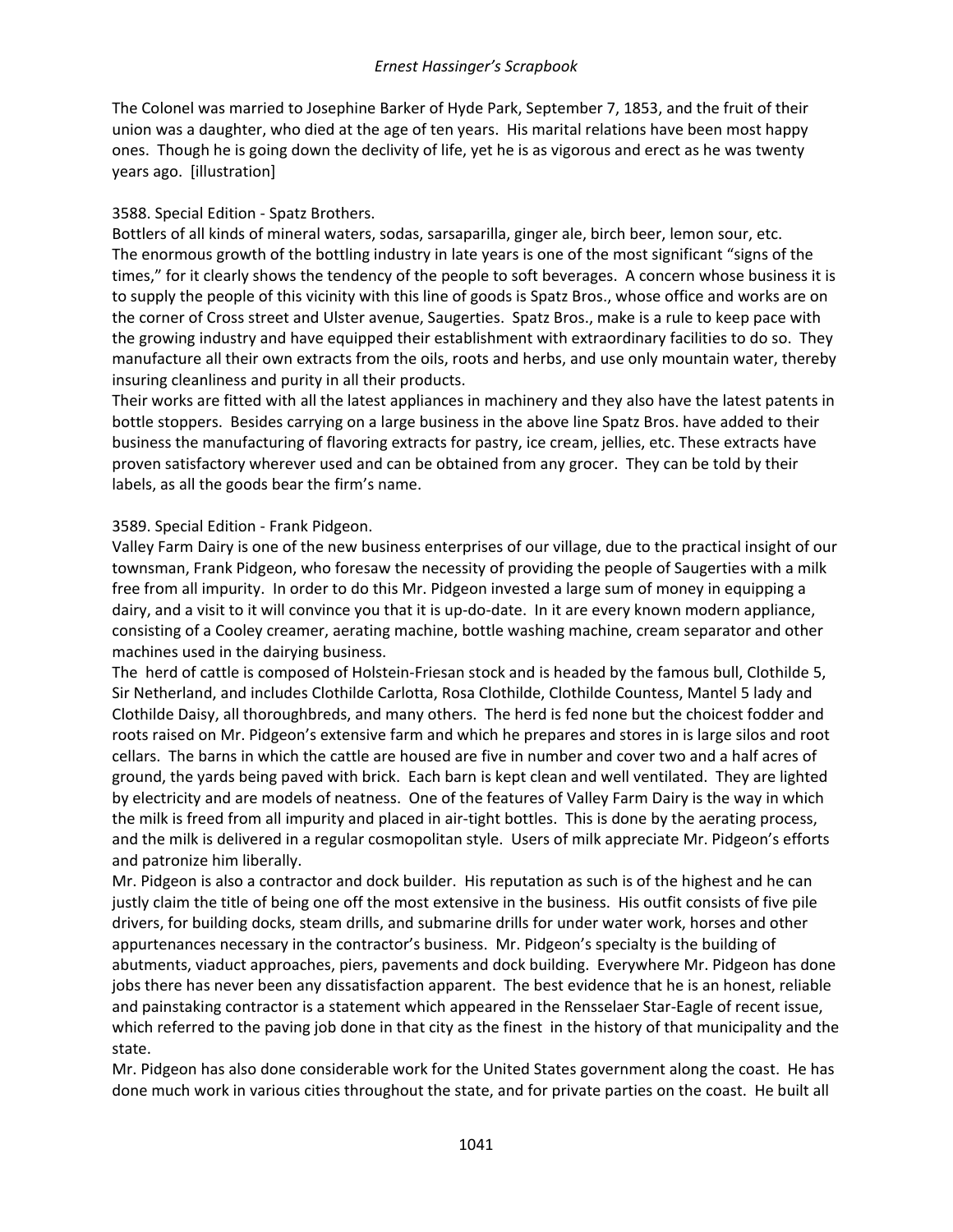The Colonel was married to Josephine Barker of Hyde Park, September 7, 1853, and the fruit of their union was a daughter, who died at the age of ten years. His marital relations have been most happy ones. Though he is going down the declivity of life, yet he is as vigorous and erect as he was twenty years ago. [illustration]

3588. Special Edition - Spatz Brothers.
Bottlers of all kinds of mineral waters, sodas, sarsaparilla, ginger ale, birch beer, lemon sour, etc.
The enormous growth of the bottling industry in late years is one of the most significant "signs of the times," for it clearly shows the tendency of the people to soft beverages. A concern whose business it is to supply the people of this vicinity with this line of goods is Spatz Bros., whose office and works are on the corner of Cross street and Ulster avenue, Saugerties. Spatz Bros., make is a rule to keep pace with the growing industry and have equipped their establishment with extraordinary facilities to do so. They manufacture all their own extracts from the oils, roots and herbs, and use only mountain water, thereby insuring cleanliness and purity in all their products.
Their works are fitted with all the latest appliances in machinery and they also have the latest patents in bottle stoppers. Besides carrying on a large business in the above line Spatz Bros. have added to their business the manufacturing of flavoring extracts for pastry, ice cream, jellies, etc. These extracts have proven satisfactory wherever used and can be obtained from any grocer. They can be told by their labels, as all the goods bear the firm's name.

3589. Special Edition - Frank Pidgeon.
Valley Farm Dairy is one of the new business enterprises of our village, due to the practical insight of our townsman, Frank Pidgeon, who foresaw the necessity of providing the people of Saugerties with a milk free from all impurity. In order to do this Mr. Pidgeon invested a large sum of money in equipping a dairy, and a visit to it will convince you that it is up-do-date. In it are every known modern appliance, consisting of a Cooley creamer, aerating machine, bottle washing machine, cream separator and other machines used in the dairying business.
The herd of cattle is composed of Holstein-Friesan stock and is headed by the famous bull, Clothilde 5, Sir Netherland, and includes Clothilde Carlotta, Rosa Clothilde, Clothilde Countess, Mantel 5 lady and Clothilde Daisy, all thoroughbreds, and many others. The herd is fed none but the choicest fodder and roots raised on Mr. Pidgeon's extensive farm and which he prepares and stores in is large silos and root cellars. The barns in which the cattle are housed are five in number and cover two and a half acres of ground, the yards being paved with brick. Each barn is kept clean and well ventilated. They are lighted by electricity and are models of neatness. One of the features of Valley Farm Dairy is the way in which the milk is freed from all impurity and placed in air-tight bottles. This is done by the aerating process, and the milk is delivered in a regular cosmopolitan style. Users of milk appreciate Mr. Pidgeon's efforts and patronize him liberally.
Mr. Pidgeon is also a contractor and dock builder. His reputation as such is of the highest and he can justly claim the title of being one off the most extensive in the business. His outfit consists of five pile drivers, for building docks, steam drills, and submarine drills for under water work, horses and other appurtenances necessary in the contractor's business. Mr. Pidgeon's specialty is the building of abutments, viaduct approaches, piers, pavements and dock building. Everywhere Mr. Pidgeon has done jobs there has never been any dissatisfaction apparent. The best evidence that he is an honest, reliable and painstaking contractor is a statement which appeared in the Rensselaer Star-Eagle of recent issue, which referred to the paving job done in that city as the finest in the history of that municipality and the state.
Mr. Pidgeon has also done considerable work for the United States government along the coast. He has done much work in various cities throughout the state, and for private parties on the coast. He built all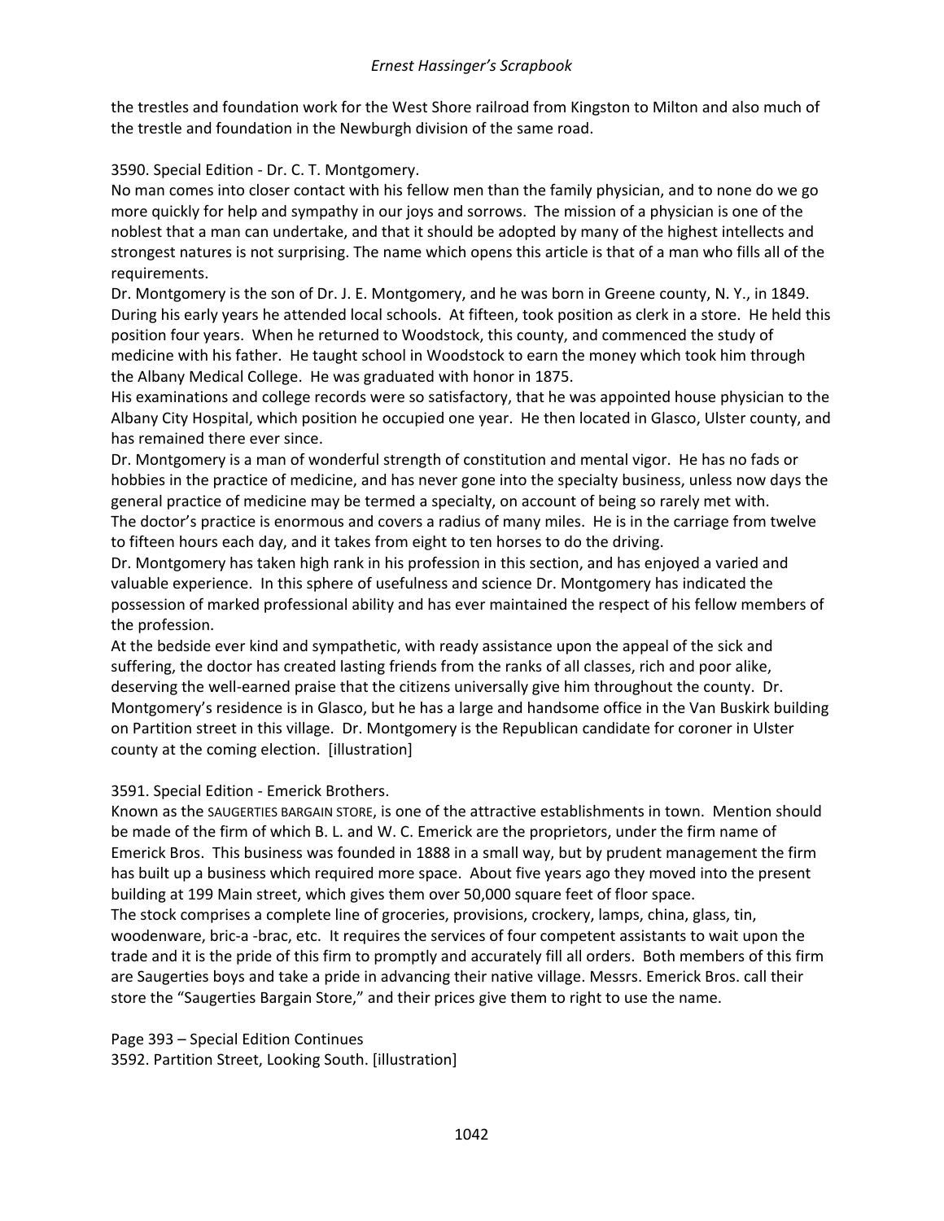the trestles and foundation work for the West Shore railroad from Kingston to Milton and also much of the trestle and foundation in the Newburgh division of the same road.

3590. Special Edition - Dr. C. T. Montgomery.
No man comes into closer contact with his fellow men than the family physician, and to none do we go more quickly for help and sympathy in our joys and sorrows. The mission of a physician is one of the noblest that a man can undertake, and that it should be adopted by many of the highest intellects and strongest natures is not surprising. The name which opens this article is that of a man who fills all of the requirements.
Dr. Montgomery is the son of Dr. J. E. Montgomery, and he was born in Greene county, N. Y., in 1849. During his early years he attended local schools. At fifteen, took position as clerk in a store. He held this position four years. When he returned to Woodstock, this county, and commenced the study of medicine with his father. He taught school in Woodstock to earn the money which took him through the Albany Medical College. He was graduated with honor in 1875.
His examinations and college records were so satisfactory, that he was appointed house physician to the Albany City Hospital, which position he occupied one year. He then located in Glasco, Ulster county, and has remained there ever since.
Dr. Montgomery is a man of wonderful strength of constitution and mental vigor. He has no fads or hobbies in the practice of medicine, and has never gone into the specialty business, unless now days the general practice of medicine may be termed a specialty, on account of being so rarely met with.
The doctor's practice is enormous and covers a radius of many miles. He is in the carriage from twelve to fifteen hours each day, and it takes from eight to ten horses to do the driving.
Dr. Montgomery has taken high rank in his profession in this section, and has enjoyed a varied and valuable experience. In this sphere of usefulness and science Dr. Montgomery has indicated the possession of marked professional ability and has ever maintained the respect of his fellow members of the profession.
At the bedside ever kind and sympathetic, with ready assistance upon the appeal of the sick and suffering, the doctor has created lasting friends from the ranks of all classes, rich and poor alike, deserving the well-earned praise that the citizens universally give him throughout the county. Dr. Montgomery's residence is in Glasco, but he has a large and handsome office in the Van Buskirk building on Partition street in this village. Dr. Montgomery is the Republican candidate for coroner in Ulster county at the coming election. [illustration]

3591. Special Edition - Emerick Brothers.
Known as the SAUGERTIES BARGAIN STORE, is one of the attractive establishments in town. Mention should be made of the firm of which B. L. and W. C. Emerick are the proprietors, under the firm name of Emerick Bros. This business was founded in 1888 in a small way, but by prudent management the firm has built up a business which required more space. About five years ago they moved into the present building at 199 Main street, which gives them over 50,000 square feet of floor space.
The stock comprises a complete line of groceries, provisions, crockery, lamps, china, glass, tin, woodenware, bric-a -brac, etc. It requires the services of four competent assistants to wait upon the trade and it is the pride of this firm to promptly and accurately fill all orders. Both members of this firm are Saugerties boys and take a pride in advancing their native village. Messrs. Emerick Bros. call their store the "Saugerties Bargain Store," and their prices give them to right to use the name.

Page 393 – Special Edition Continues
3592. Partition Street, Looking South. [illustration]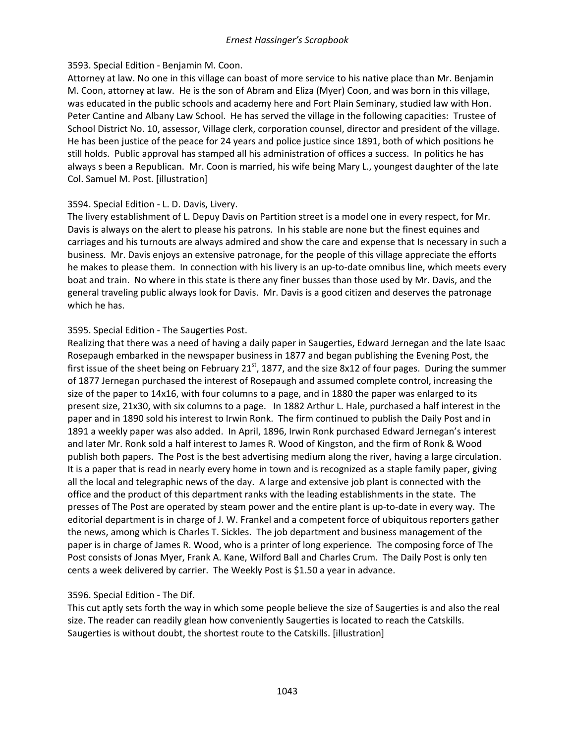3593. Special Edition - Benjamin M. Coon.
Attorney at law. No one in this village can boast of more service to his native place than Mr. Benjamin M. Coon, attorney at law. He is the son of Abram and Eliza (Myer) Coon, and was born in this village, was educated in the public schools and academy here and Fort Plain Seminary, studied law with Hon. Peter Cantine and Albany Law School. He has served the village in the following capacities: Trustee of School District No. 10, assessor, Village clerk, corporation counsel, director and president of the village. He has been justice of the peace for 24 years and police justice since 1891, both of which positions he still holds. Public approval has stamped all his administration of offices a success. In politics he has always s been a Republican. Mr. Coon is married, his wife being Mary L., youngest daughter of the late Col. Samuel M. Post. [illustration]

3594. Special Edition - L. D. Davis, Livery.
The livery establishment of L. Depuy Davis on Partition street is a model one in every respect, for Mr. Davis is always on the alert to please his patrons. In his stable are none but the finest equines and carriages and his turnouts are always admired and show the care and expense that Is necessary in such a business. Mr. Davis enjoys an extensive patronage, for the people of this village appreciate the efforts he makes to please them. In connection with his livery is an up-to-date omnibus line, which meets every boat and train. No where in this state is there any finer busses than those used by Mr. Davis, and the general traveling public always look for Davis. Mr. Davis is a good citizen and deserves the patronage which he has.

3595. Special Edition - The Saugerties Post.
Realizing that there was a need of having a daily paper in Saugerties, Edward Jernegan and the late Isaac Rosepaugh embarked in the newspaper business in 1877 and began publishing the Evening Post, the first issue of the sheet being on February 21st, 1877, and the size 8x12 of four pages. During the summer of 1877 Jernegan purchased the interest of Rosepaugh and assumed complete control, increasing the size of the paper to 14x16, with four columns to a page, and in 1880 the paper was enlarged to its present size, 21x30, with six columns to a page. In 1882 Arthur L. Hale, purchased a half interest in the paper and in 1890 sold his interest to Irwin Ronk. The firm continued to publish the Daily Post and in 1891 a weekly paper was also added. In April, 1896, Irwin Ronk purchased Edward Jernegan's interest and later Mr. Ronk sold a half interest to James R. Wood of Kingston, and the firm of Ronk & Wood publish both papers. The Post is the best advertising medium along the river, having a large circulation. It is a paper that is read in nearly every home in town and is recognized as a staple family paper, giving all the local and telegraphic news of the day. A large and extensive job plant is connected with the office and the product of this department ranks with the leading establishments in the state. The presses of The Post are operated by steam power and the entire plant is up-to-date in every way. The editorial department is in charge of J. W. Frankel and a competent force of ubiquitous reporters gather the news, among which is Charles T. Sickles. The job department and business management of the paper is in charge of James R. Wood, who is a printer of long experience. The composing force of The Post consists of Jonas Myer, Frank A. Kane, Wilford Ball and Charles Crum. The Daily Post is only ten cents a week delivered by carrier. The Weekly Post is $1.50 a year in advance.

3596. Special Edition - The Dif.
This cut aptly sets forth the way in which some people believe the size of Saugerties is and also the real size. The reader can readily glean how conveniently Saugerties is located to reach the Catskills. Saugerties is without doubt, the shortest route to the Catskills. [illustration]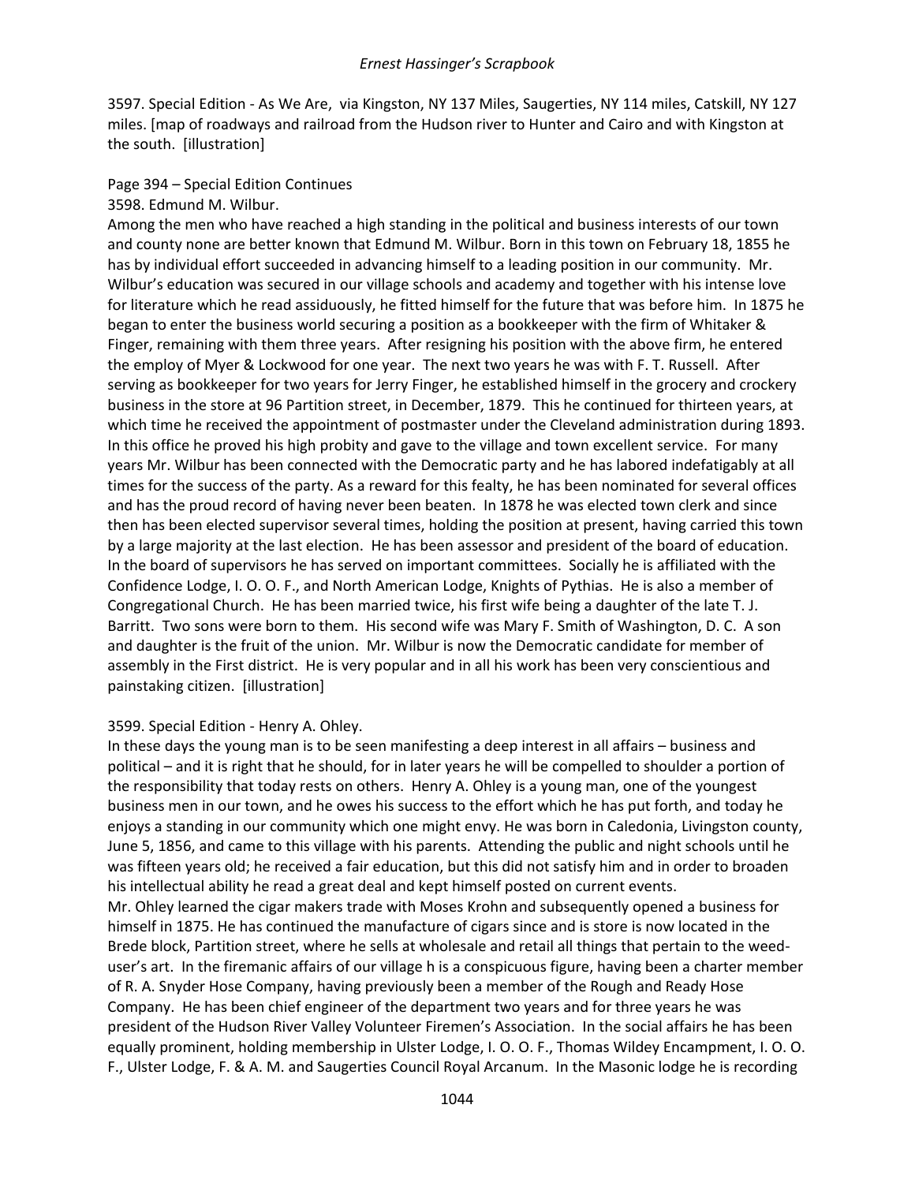3597. Special Edition - As We Are, via Kingston, NY 137 Miles, Saugerties, NY 114 miles, Catskill, NY 127 miles. [map of roadways and railroad from the Hudson river to Hunter and Cairo and with Kingston at the south. [illustration]

Page 394 – Special Edition Continues

3598. Edmund M. Wilbur.

Among the men who have reached a high standing in the political and business interests of our town and county none are better known that Edmund M. Wilbur. Born in this town on February 18, 1855 he has by individual effort succeeded in advancing himself to a leading position in our community. Mr. Wilbur's education was secured in our village schools and academy and together with his intense love for literature which he read assiduously, he fitted himself for the future that was before him. In 1875 he began to enter the business world securing a position as a bookkeeper with the firm of Whitaker & Finger, remaining with them three years. After resigning his position with the above firm, he entered the employ of Myer & Lockwood for one year. The next two years he was with F. T. Russell. After serving as bookkeeper for two years for Jerry Finger, he established himself in the grocery and crockery business in the store at 96 Partition street, in December, 1879. This he continued for thirteen years, at which time he received the appointment of postmaster under the Cleveland administration during 1893. In this office he proved his high probity and gave to the village and town excellent service. For many years Mr. Wilbur has been connected with the Democratic party and he has labored indefatigably at all times for the success of the party. As a reward for this fealty, he has been nominated for several offices and has the proud record of having never been beaten. In 1878 he was elected town clerk and since then has been elected supervisor several times, holding the position at present, having carried this town by a large majority at the last election. He has been assessor and president of the board of education. In the board of supervisors he has served on important committees. Socially he is affiliated with the Confidence Lodge, I. O. O. F., and North American Lodge, Knights of Pythias. He is also a member of Congregational Church. He has been married twice, his first wife being a daughter of the late T. J. Barritt. Two sons were born to them. His second wife was Mary F. Smith of Washington, D. C. A son and daughter is the fruit of the union. Mr. Wilbur is now the Democratic candidate for member of assembly in the First district. He is very popular and in all his work has been very conscientious and painstaking citizen. [illustration]

3599. Special Edition - Henry A. Ohley.

In these days the young man is to be seen manifesting a deep interest in all affairs – business and political – and it is right that he should, for in later years he will be compelled to shoulder a portion of the responsibility that today rests on others. Henry A. Ohley is a young man, one of the youngest business men in our town, and he owes his success to the effort which he has put forth, and today he enjoys a standing in our community which one might envy. He was born in Caledonia, Livingston county, June 5, 1856, and came to this village with his parents. Attending the public and night schools until he was fifteen years old; he received a fair education, but this did not satisfy him and in order to broaden his intellectual ability he read a great deal and kept himself posted on current events.

Mr. Ohley learned the cigar makers trade with Moses Krohn and subsequently opened a business for himself in 1875. He has continued the manufacture of cigars since and is store is now located in the Brede block, Partition street, where he sells at wholesale and retail all things that pertain to the weed-user's art. In the firemanic affairs of our village h is a conspicuous figure, having been a charter member of R. A. Snyder Hose Company, having previously been a member of the Rough and Ready Hose Company. He has been chief engineer of the department two years and for three years he was president of the Hudson River Valley Volunteer Firemen's Association. In the social affairs he has been equally prominent, holding membership in Ulster Lodge, I. O. O. F., Thomas Wildey Encampment, I. O. O. F., Ulster Lodge, F. & A. M. and Saugerties Council Royal Arcanum. In the Masonic lodge he is recording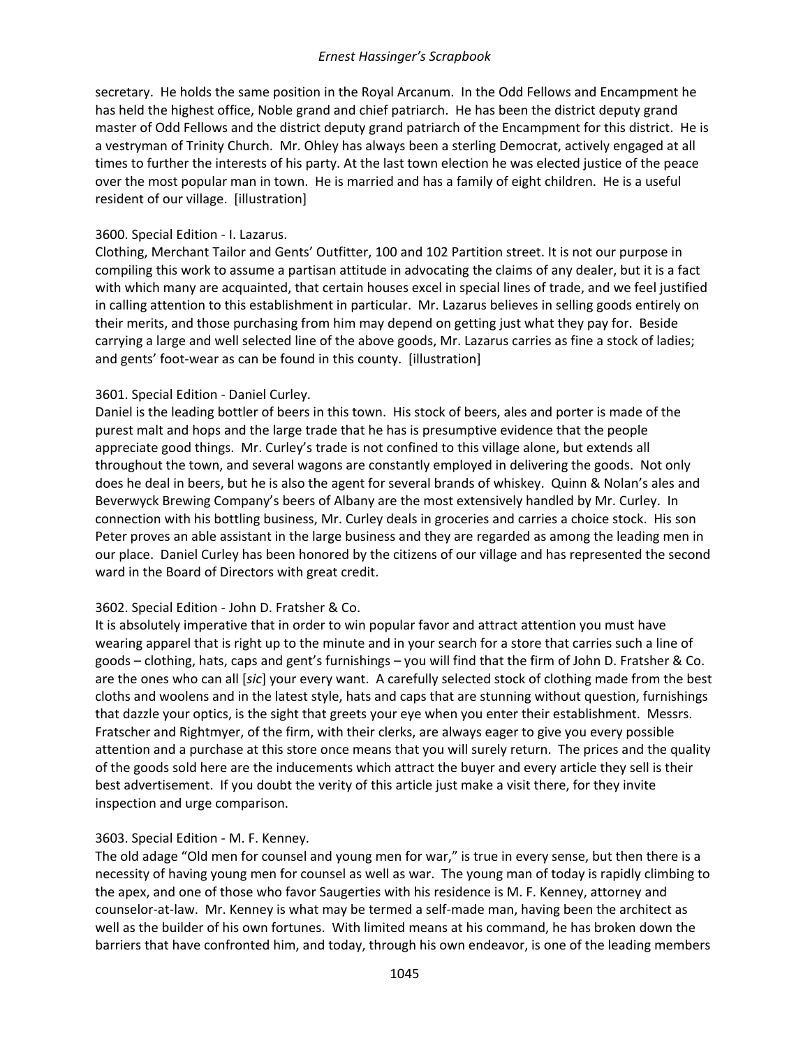secretary. He holds the same position in the Royal Arcanum. In the Odd Fellows and Encampment he has held the highest office, Noble grand and chief patriarch. He has been the district deputy grand master of Odd Fellows and the district deputy grand patriarch of the Encampment for this district. He is a vestryman of Trinity Church. Mr. Ohley has always been a sterling Democrat, actively engaged at all times to further the interests of his party. At the last town election he was elected justice of the peace over the most popular man in town. He is married and has a family of eight children. He is a useful resident of our village. [illustration]

3600. Special Edition - I. Lazarus.
Clothing, Merchant Tailor and Gents' Outfitter, 100 and 102 Partition street. It is not our purpose in compiling this work to assume a partisan attitude in advocating the claims of any dealer, but it is a fact with which many are acquainted, that certain houses excel in special lines of trade, and we feel justified in calling attention to this establishment in particular. Mr. Lazarus believes in selling goods entirely on their merits, and those purchasing from him may depend on getting just what they pay for. Beside carrying a large and well selected line of the above goods, Mr. Lazarus carries as fine a stock of ladies; and gents' foot-wear as can be found in this county. [illustration]

3601. Special Edition - Daniel Curley.
Daniel is the leading bottler of beers in this town. His stock of beers, ales and porter is made of the purest malt and hops and the large trade that he has is presumptive evidence that the people appreciate good things. Mr. Curley's trade is not confined to this village alone, but extends all throughout the town, and several wagons are constantly employed in delivering the goods. Not only does he deal in beers, but he is also the agent for several brands of whiskey. Quinn & Nolan's ales and Beverwyck Brewing Company's beers of Albany are the most extensively handled by Mr. Curley. In connection with his bottling business, Mr. Curley deals in groceries and carries a choice stock. His son Peter proves an able assistant in the large business and they are regarded as among the leading men in our place. Daniel Curley has been honored by the citizens of our village and has represented the second ward in the Board of Directors with great credit.

3602. Special Edition - John D. Fratsher & Co.
It is absolutely imperative that in order to win popular favor and attract attention you must have wearing apparel that is right up to the minute and in your search for a store that carries such a line of goods – clothing, hats, caps and gent's furnishings – you will find that the firm of John D. Fratsher & Co. are the ones who can all [*sic*] your every want. A carefully selected stock of clothing made from the best cloths and woolens and in the latest style, hats and caps that are stunning without question, furnishings that dazzle your optics, is the sight that greets your eye when you enter their establishment. Messrs. Fratscher and Rightmyer, of the firm, with their clerks, are always eager to give you every possible attention and a purchase at this store once means that you will surely return. The prices and the quality of the goods sold here are the inducements which attract the buyer and every article they sell is their best advertisement. If you doubt the verity of this article just make a visit there, for they invite inspection and urge comparison.

3603. Special Edition - M. F. Kenney.
The old adage "Old men for counsel and young men for war," is true in every sense, but then there is a necessity of having young men for counsel as well as war. The young man of today is rapidly climbing to the apex, and one of those who favor Saugerties with his residence is M. F. Kenney, attorney and counselor-at-law. Mr. Kenney is what may be termed a self-made man, having been the architect as well as the builder of his own fortunes. With limited means at his command, he has broken down the barriers that have confronted him, and today, through his own endeavor, is one of the leading members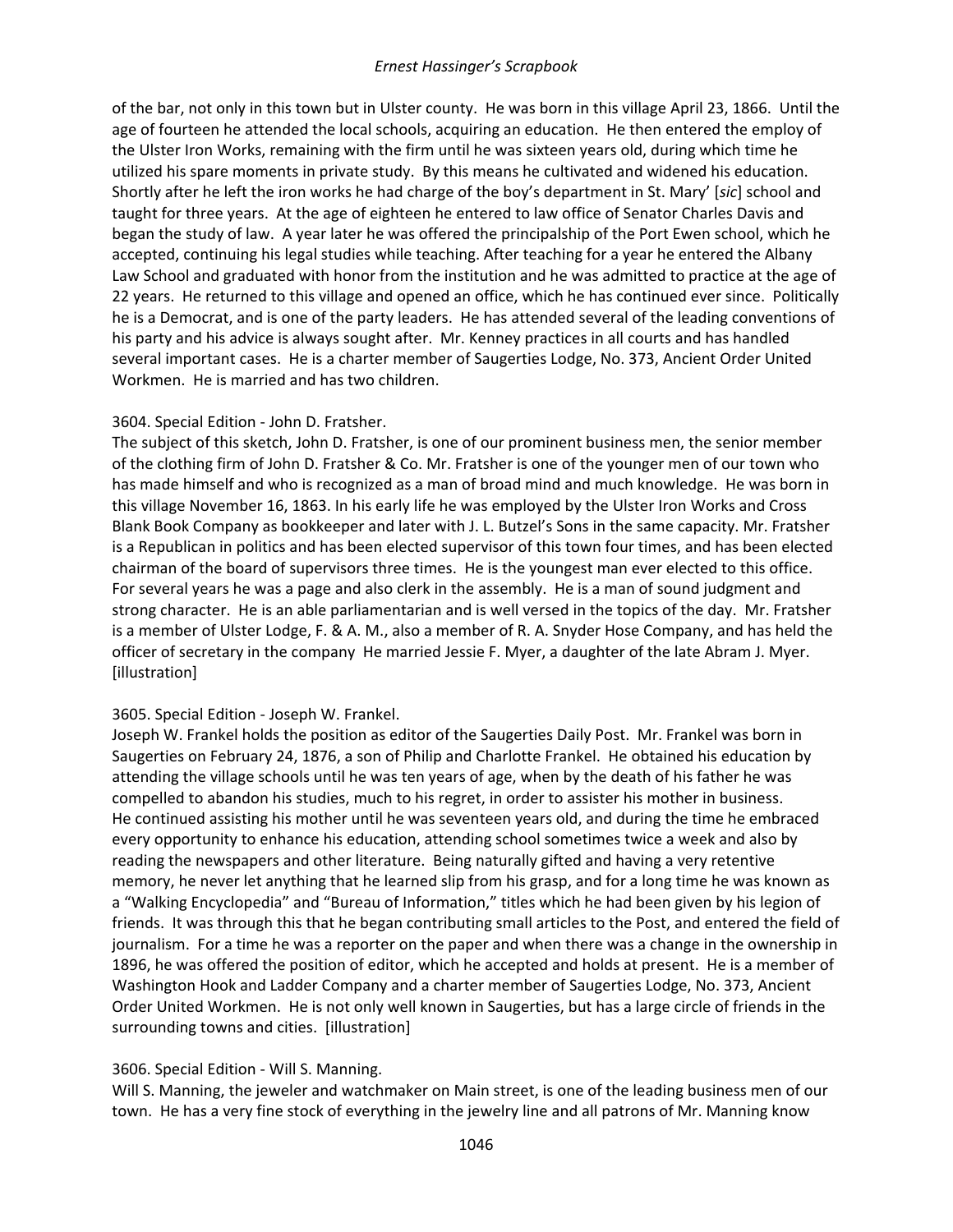of the bar, not only in this town but in Ulster county. He was born in this village April 23, 1866. Until the age of fourteen he attended the local schools, acquiring an education. He then entered the employ of the Ulster Iron Works, remaining with the firm until he was sixteen years old, during which time he utilized his spare moments in private study. By this means he cultivated and widened his education. Shortly after he left the iron works he had charge of the boy's department in St. Mary' [*sic*] school and taught for three years. At the age of eighteen he entered to law office of Senator Charles Davis and began the study of law. A year later he was offered the principalship of the Port Ewen school, which he accepted, continuing his legal studies while teaching. After teaching for a year he entered the Albany Law School and graduated with honor from the institution and he was admitted to practice at the age of 22 years. He returned to this village and opened an office, which he has continued ever since. Politically he is a Democrat, and is one of the party leaders. He has attended several of the leading conventions of his party and his advice is always sought after. Mr. Kenney practices in all courts and has handled several important cases. He is a charter member of Saugerties Lodge, No. 373, Ancient Order United Workmen. He is married and has two children.

3604. Special Edition - John D. Fratsher.
The subject of this sketch, John D. Fratsher, is one of our prominent business men, the senior member of the clothing firm of John D. Fratsher & Co. Mr. Fratsher is one of the younger men of our town who has made himself and who is recognized as a man of broad mind and much knowledge. He was born in this village November 16, 1863. In his early life he was employed by the Ulster Iron Works and Cross Blank Book Company as bookkeeper and later with J. L. Butzel's Sons in the same capacity. Mr. Fratsher is a Republican in politics and has been elected supervisor of this town four times, and has been elected chairman of the board of supervisors three times. He is the youngest man ever elected to this office. For several years he was a page and also clerk in the assembly. He is a man of sound judgment and strong character. He is an able parliamentarian and is well versed in the topics of the day. Mr. Fratsher is a member of Ulster Lodge, F. & A. M., also a member of R. A. Snyder Hose Company, and has held the officer of secretary in the company He married Jessie F. Myer, a daughter of the late Abram J. Myer. [illustration]

3605. Special Edition - Joseph W. Frankel.
Joseph W. Frankel holds the position as editor of the Saugerties Daily Post. Mr. Frankel was born in Saugerties on February 24, 1876, a son of Philip and Charlotte Frankel. He obtained his education by attending the village schools until he was ten years of age, when by the death of his father he was compelled to abandon his studies, much to his regret, in order to assister his mother in business. He continued assisting his mother until he was seventeen years old, and during the time he embraced every opportunity to enhance his education, attending school sometimes twice a week and also by reading the newspapers and other literature. Being naturally gifted and having a very retentive memory, he never let anything that he learned slip from his grasp, and for a long time he was known as a "Walking Encyclopedia" and "Bureau of Information," titles which he had been given by his legion of friends. It was through this that he began contributing small articles to the Post, and entered the field of journalism. For a time he was a reporter on the paper and when there was a change in the ownership in 1896, he was offered the position of editor, which he accepted and holds at present. He is a member of Washington Hook and Ladder Company and a charter member of Saugerties Lodge, No. 373, Ancient Order United Workmen. He is not only well known in Saugerties, but has a large circle of friends in the surrounding towns and cities. [illustration]

3606. Special Edition - Will S. Manning.
Will S. Manning, the jeweler and watchmaker on Main street, is one of the leading business men of our town. He has a very fine stock of everything in the jewelry line and all patrons of Mr. Manning know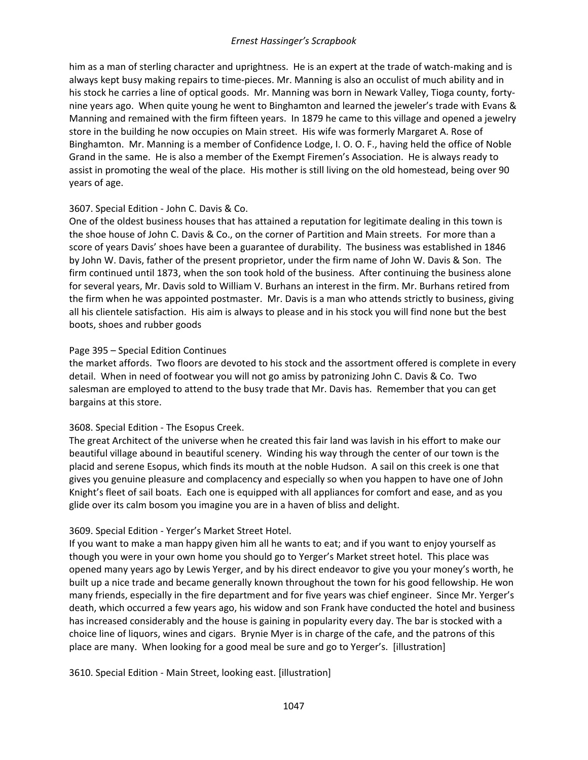him as a man of sterling character and uprightness. He is an expert at the trade of watch-making and is always kept busy making repairs to time-pieces. Mr. Manning is also an occulist of much ability and in his stock he carries a line of optical goods. Mr. Manning was born in Newark Valley, Tioga county, forty-nine years ago. When quite young he went to Binghamton and learned the jeweler's trade with Evans & Manning and remained with the firm fifteen years. In 1879 he came to this village and opened a jewelry store in the building he now occupies on Main street. His wife was formerly Margaret A. Rose of Binghamton. Mr. Manning is a member of Confidence Lodge, I. O. O. F., having held the office of Noble Grand in the same. He is also a member of the Exempt Firemen's Association. He is always ready to assist in promoting the weal of the place. His mother is still living on the old homestead, being over 90 years of age.

3607. Special Edition - John C. Davis & Co.
One of the oldest business houses that has attained a reputation for legitimate dealing in this town is the shoe house of John C. Davis & Co., on the corner of Partition and Main streets. For more than a score of years Davis' shoes have been a guarantee of durability. The business was established in 1846 by John W. Davis, father of the present proprietor, under the firm name of John W. Davis & Son. The firm continued until 1873, when the son took hold of the business. After continuing the business alone for several years, Mr. Davis sold to William V. Burhans an interest in the firm. Mr. Burhans retired from the firm when he was appointed postmaster. Mr. Davis is a man who attends strictly to business, giving all his clientele satisfaction. His aim is always to please and in his stock you will find none but the best boots, shoes and rubber goods

Page 395 – Special Edition Continues
the market affords. Two floors are devoted to his stock and the assortment offered is complete in every detail. When in need of footwear you will not go amiss by patronizing John C. Davis & Co. Two salesman are employed to attend to the busy trade that Mr. Davis has. Remember that you can get bargains at this store.

3608. Special Edition - The Esopus Creek.
The great Architect of the universe when he created this fair land was lavish in his effort to make our beautiful village abound in beautiful scenery. Winding his way through the center of our town is the placid and serene Esopus, which finds its mouth at the noble Hudson. A sail on this creek is one that gives you genuine pleasure and complacency and especially so when you happen to have one of John Knight's fleet of sail boats. Each one is equipped with all appliances for comfort and ease, and as you glide over its calm bosom you imagine you are in a haven of bliss and delight.

3609. Special Edition - Yerger's Market Street Hotel.
If you want to make a man happy given him all he wants to eat; and if you want to enjoy yourself as though you were in your own home you should go to Yerger's Market street hotel. This place was opened many years ago by Lewis Yerger, and by his direct endeavor to give you your money's worth, he built up a nice trade and became generally known throughout the town for his good fellowship. He won many friends, especially in the fire department and for five years was chief engineer. Since Mr. Yerger's death, which occurred a few years ago, his widow and son Frank have conducted the hotel and business has increased considerably and the house is gaining in popularity every day. The bar is stocked with a choice line of liquors, wines and cigars. Brynie Myer is in charge of the cafe, and the patrons of this place are many. When looking for a good meal be sure and go to Yerger's. [illustration]

3610. Special Edition - Main Street, looking east. [illustration]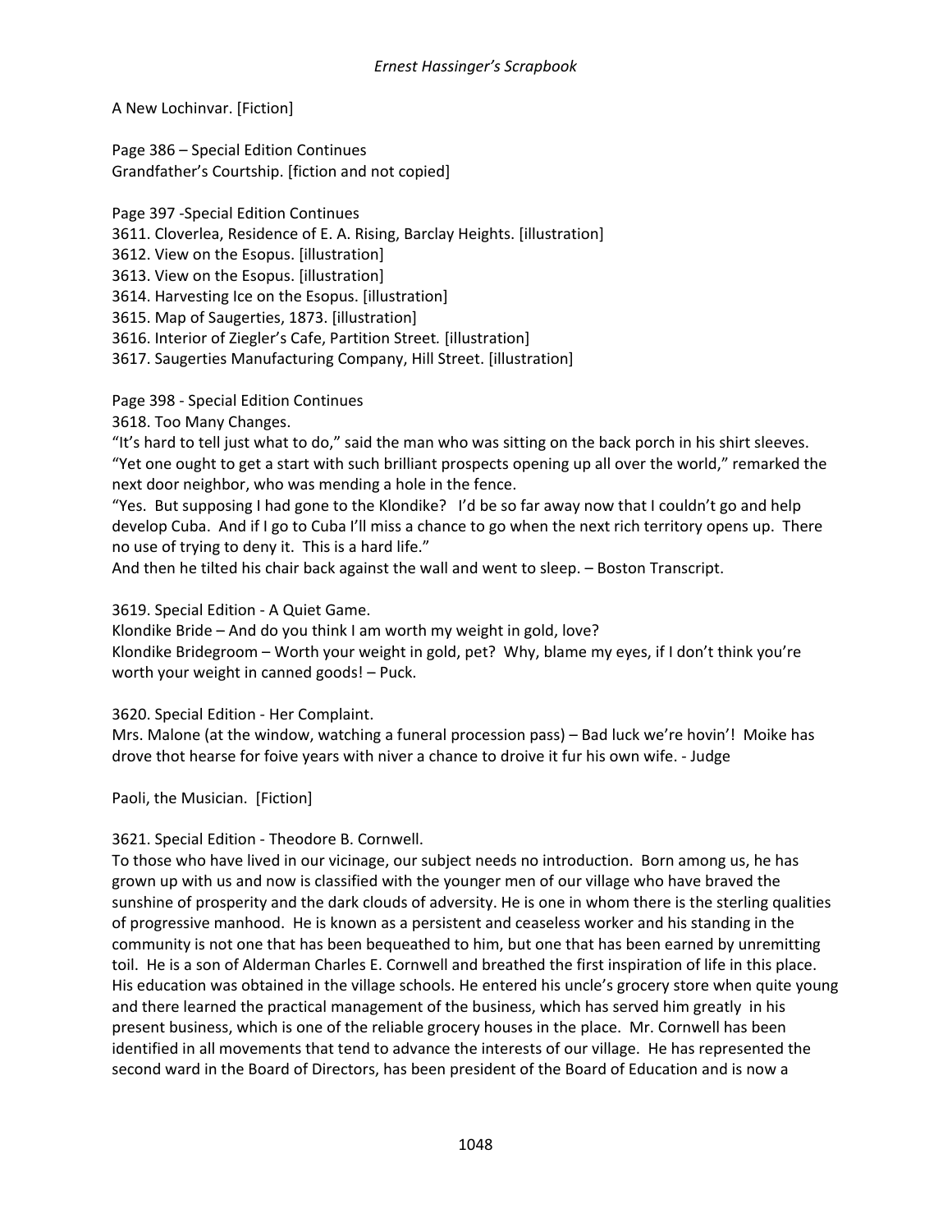A New Lochinvar. [Fiction]

Page 386 – Special Edition Continues
Grandfather's Courtship. [fiction and not copied]

Page 397 -Special Edition Continues
3611. Cloverlea, Residence of E. A. Rising, Barclay Heights. [illustration]
3612. View on the Esopus. [illustration]
3613. View on the Esopus. [illustration]
3614. Harvesting Ice on the Esopus. [illustration]
3615. Map of Saugerties, 1873. [illustration]
3616. Interior of Ziegler's Cafe, Partition Street. [illustration]
3617. Saugerties Manufacturing Company, Hill Street. [illustration]

Page 398 - Special Edition Continues
3618. Too Many Changes.
"It's hard to tell just what to do," said the man who was sitting on the back porch in his shirt sleeves.
"Yet one ought to get a start with such brilliant prospects opening up all over the world," remarked the next door neighbor, who was mending a hole in the fence.
"Yes. But supposing I had gone to the Klondike? I'd be so far away now that I couldn't go and help develop Cuba. And if I go to Cuba I'll miss a chance to go when the next rich territory opens up. There no use of trying to deny it. This is a hard life."
And then he tilted his chair back against the wall and went to sleep. – Boston Transcript.

3619. Special Edition - A Quiet Game.
Klondike Bride – And do you think I am worth my weight in gold, love?
Klondike Bridegroom – Worth your weight in gold, pet? Why, blame my eyes, if I don't think you're worth your weight in canned goods! – Puck.

3620. Special Edition - Her Complaint.
Mrs. Malone (at the window, watching a funeral procession pass) – Bad luck we're hovin'! Moike has drove thot hearse for foive years with niver a chance to droive it fur his own wife. - Judge

Paoli, the Musician. [Fiction]

3621. Special Edition - Theodore B. Cornwell.
To those who have lived in our vicinage, our subject needs no introduction. Born among us, he has grown up with us and now is classified with the younger men of our village who have braved the sunshine of prosperity and the dark clouds of adversity. He is one in whom there is the sterling qualities of progressive manhood. He is known as a persistent and ceaseless worker and his standing in the community is not one that has been bequeathed to him, but one that has been earned by unremitting toil. He is a son of Alderman Charles E. Cornwell and breathed the first inspiration of life in this place. His education was obtained in the village schools. He entered his uncle's grocery store when quite young and there learned the practical management of the business, which has served him greatly in his present business, which is one of the reliable grocery houses in the place. Mr. Cornwell has been identified in all movements that tend to advance the interests of our village. He has represented the second ward in the Board of Directors, has been president of the Board of Education and is now a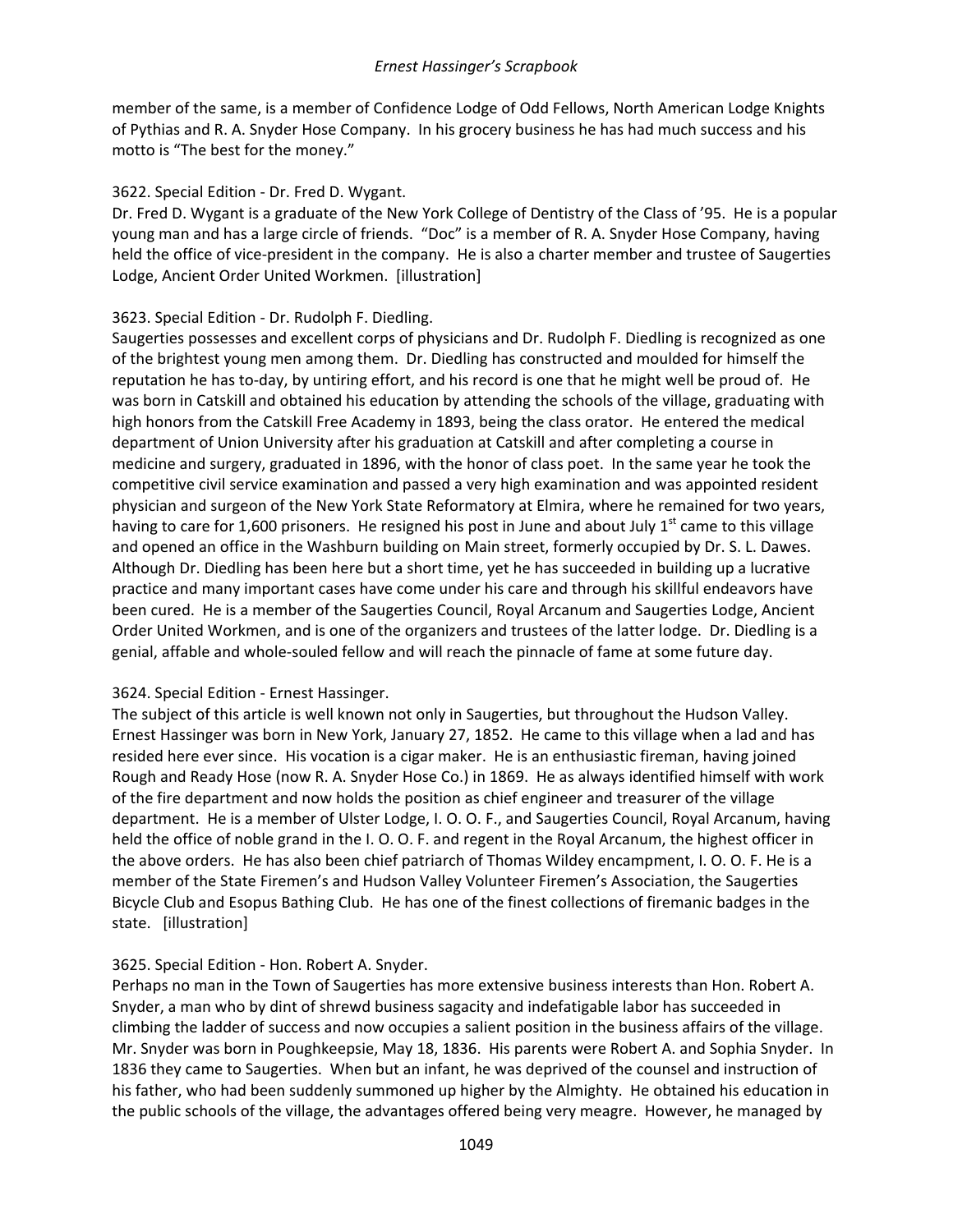member of the same, is a member of Confidence Lodge of Odd Fellows, North American Lodge Knights of Pythias and R. A. Snyder Hose Company. In his grocery business he has had much success and his motto is "The best for the money."

3622. Special Edition - Dr. Fred D. Wygant.
Dr. Fred D. Wygant is a graduate of the New York College of Dentistry of the Class of '95. He is a popular young man and has a large circle of friends. "Doc" is a member of R. A. Snyder Hose Company, having held the office of vice-president in the company. He is also a charter member and trustee of Saugerties Lodge, Ancient Order United Workmen. [illustration]

3623. Special Edition - Dr. Rudolph F. Diedling.
Saugerties possesses and excellent corps of physicians and Dr. Rudolph F. Diedling is recognized as one of the brightest young men among them. Dr. Diedling has constructed and moulded for himself the reputation he has to-day, by untiring effort, and his record is one that he might well be proud of. He was born in Catskill and obtained his education by attending the schools of the village, graduating with high honors from the Catskill Free Academy in 1893, being the class orator. He entered the medical department of Union University after his graduation at Catskill and after completing a course in medicine and surgery, graduated in 1896, with the honor of class poet. In the same year he took the competitive civil service examination and passed a very high examination and was appointed resident physician and surgeon of the New York State Reformatory at Elmira, where he remained for two years, having to care for 1,600 prisoners. He resigned his post in June and about July 1st came to this village and opened an office in the Washburn building on Main street, formerly occupied by Dr. S. L. Dawes. Although Dr. Diedling has been here but a short time, yet he has succeeded in building up a lucrative practice and many important cases have come under his care and through his skillful endeavors have been cured. He is a member of the Saugerties Council, Royal Arcanum and Saugerties Lodge, Ancient Order United Workmen, and is one of the organizers and trustees of the latter lodge. Dr. Diedling is a genial, affable and whole-souled fellow and will reach the pinnacle of fame at some future day.

3624. Special Edition - Ernest Hassinger.
The subject of this article is well known not only in Saugerties, but throughout the Hudson Valley. Ernest Hassinger was born in New York, January 27, 1852. He came to this village when a lad and has resided here ever since. His vocation is a cigar maker. He is an enthusiastic fireman, having joined Rough and Ready Hose (now R. A. Snyder Hose Co.) in 1869. He as always identified himself with work of the fire department and now holds the position as chief engineer and treasurer of the village department. He is a member of Ulster Lodge, I. O. O. F., and Saugerties Council, Royal Arcanum, having held the office of noble grand in the I. O. O. F. and regent in the Royal Arcanum, the highest officer in the above orders. He has also been chief patriarch of Thomas Wildey encampment, I. O. O. F. He is a member of the State Firemen's and Hudson Valley Volunteer Firemen's Association, the Saugerties Bicycle Club and Esopus Bathing Club. He has one of the finest collections of firemanic badges in the state. [illustration]

3625. Special Edition - Hon. Robert A. Snyder.
Perhaps no man in the Town of Saugerties has more extensive business interests than Hon. Robert A. Snyder, a man who by dint of shrewd business sagacity and indefatigable labor has succeeded in climbing the ladder of success and now occupies a salient position in the business affairs of the village. Mr. Snyder was born in Poughkeepsie, May 18, 1836. His parents were Robert A. and Sophia Snyder. In 1836 they came to Saugerties. When but an infant, he was deprived of the counsel and instruction of his father, who had been suddenly summoned up higher by the Almighty. He obtained his education in the public schools of the village, the advantages offered being very meagre. However, he managed by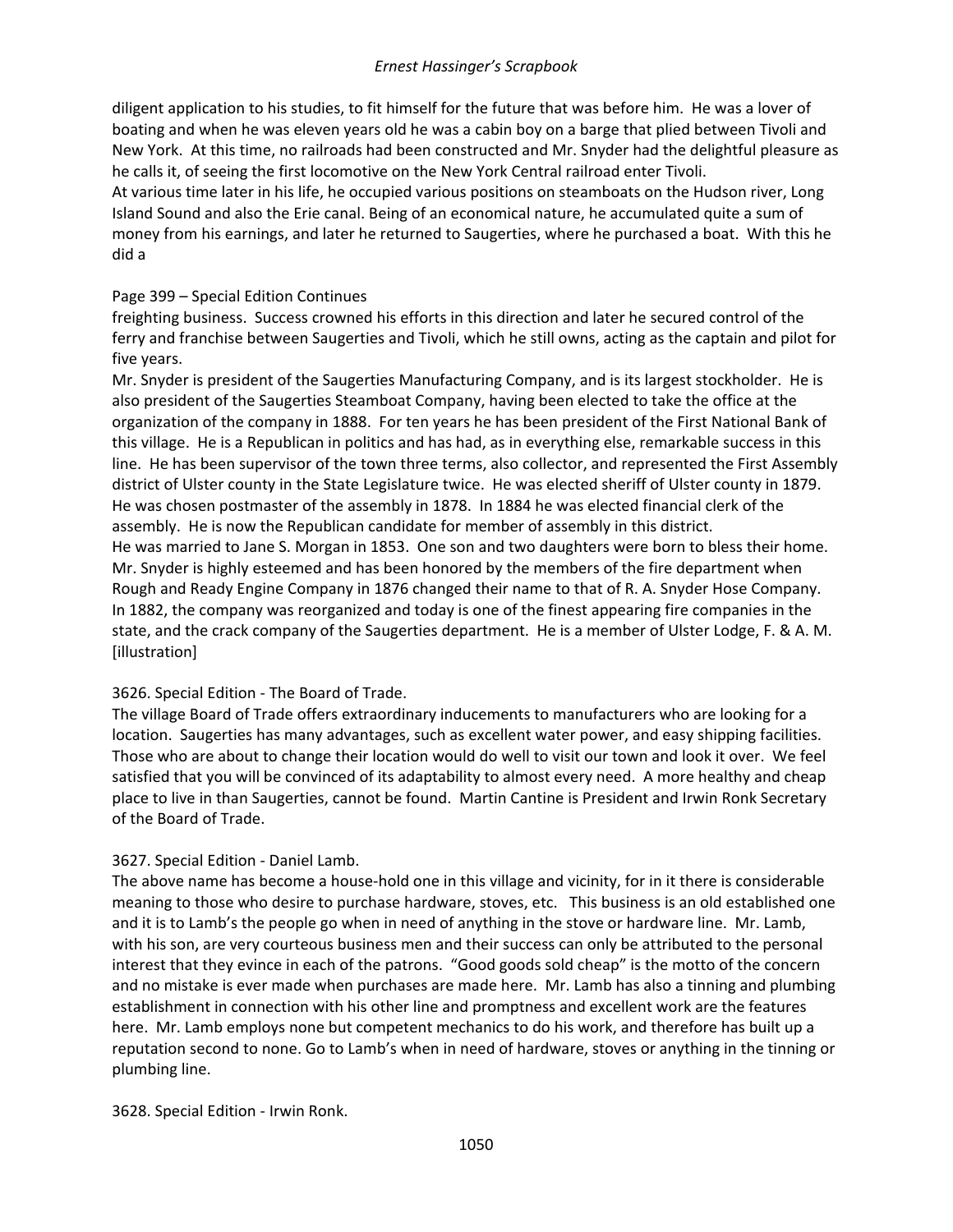diligent application to his studies, to fit himself for the future that was before him. He was a lover of boating and when he was eleven years old he was a cabin boy on a barge that plied between Tivoli and New York. At this time, no railroads had been constructed and Mr. Snyder had the delightful pleasure as he calls it, of seeing the first locomotive on the New York Central railroad enter Tivoli.

At various time later in his life, he occupied various positions on steamboats on the Hudson river, Long Island Sound and also the Erie canal. Being of an economical nature, he accumulated quite a sum of money from his earnings, and later he returned to Saugerties, where he purchased a boat. With this he did a

Page 399 – Special Edition Continues

freighting business. Success crowned his efforts in this direction and later he secured control of the ferry and franchise between Saugerties and Tivoli, which he still owns, acting as the captain and pilot for five years.

Mr. Snyder is president of the Saugerties Manufacturing Company, and is its largest stockholder. He is also president of the Saugerties Steamboat Company, having been elected to take the office at the organization of the company in 1888. For ten years he has been president of the First National Bank of this village. He is a Republican in politics and has had, as in everything else, remarkable success in this line. He has been supervisor of the town three terms, also collector, and represented the First Assembly district of Ulster county in the State Legislature twice. He was elected sheriff of Ulster county in 1879. He was chosen postmaster of the assembly in 1878. In 1884 he was elected financial clerk of the assembly. He is now the Republican candidate for member of assembly in this district.

He was married to Jane S. Morgan in 1853. One son and two daughters were born to bless their home. Mr. Snyder is highly esteemed and has been honored by the members of the fire department when Rough and Ready Engine Company in 1876 changed their name to that of R. A. Snyder Hose Company. In 1882, the company was reorganized and today is one of the finest appearing fire companies in the state, and the crack company of the Saugerties department. He is a member of Ulster Lodge, F. & A. M. [illustration]

3626. Special Edition - The Board of Trade.

The village Board of Trade offers extraordinary inducements to manufacturers who are looking for a location. Saugerties has many advantages, such as excellent water power, and easy shipping facilities. Those who are about to change their location would do well to visit our town and look it over. We feel satisfied that you will be convinced of its adaptability to almost every need. A more healthy and cheap place to live in than Saugerties, cannot be found. Martin Cantine is President and Irwin Ronk Secretary of the Board of Trade.

3627. Special Edition - Daniel Lamb.

The above name has become a house-hold one in this village and vicinity, for in it there is considerable meaning to those who desire to purchase hardware, stoves, etc. This business is an old established one and it is to Lamb's the people go when in need of anything in the stove or hardware line. Mr. Lamb, with his son, are very courteous business men and their success can only be attributed to the personal interest that they evince in each of the patrons. "Good goods sold cheap" is the motto of the concern and no mistake is ever made when purchases are made here. Mr. Lamb has also a tinning and plumbing establishment in connection with his other line and promptness and excellent work are the features here. Mr. Lamb employs none but competent mechanics to do his work, and therefore has built up a reputation second to none. Go to Lamb's when in need of hardware, stoves or anything in the tinning or plumbing line.

3628. Special Edition - Irwin Ronk.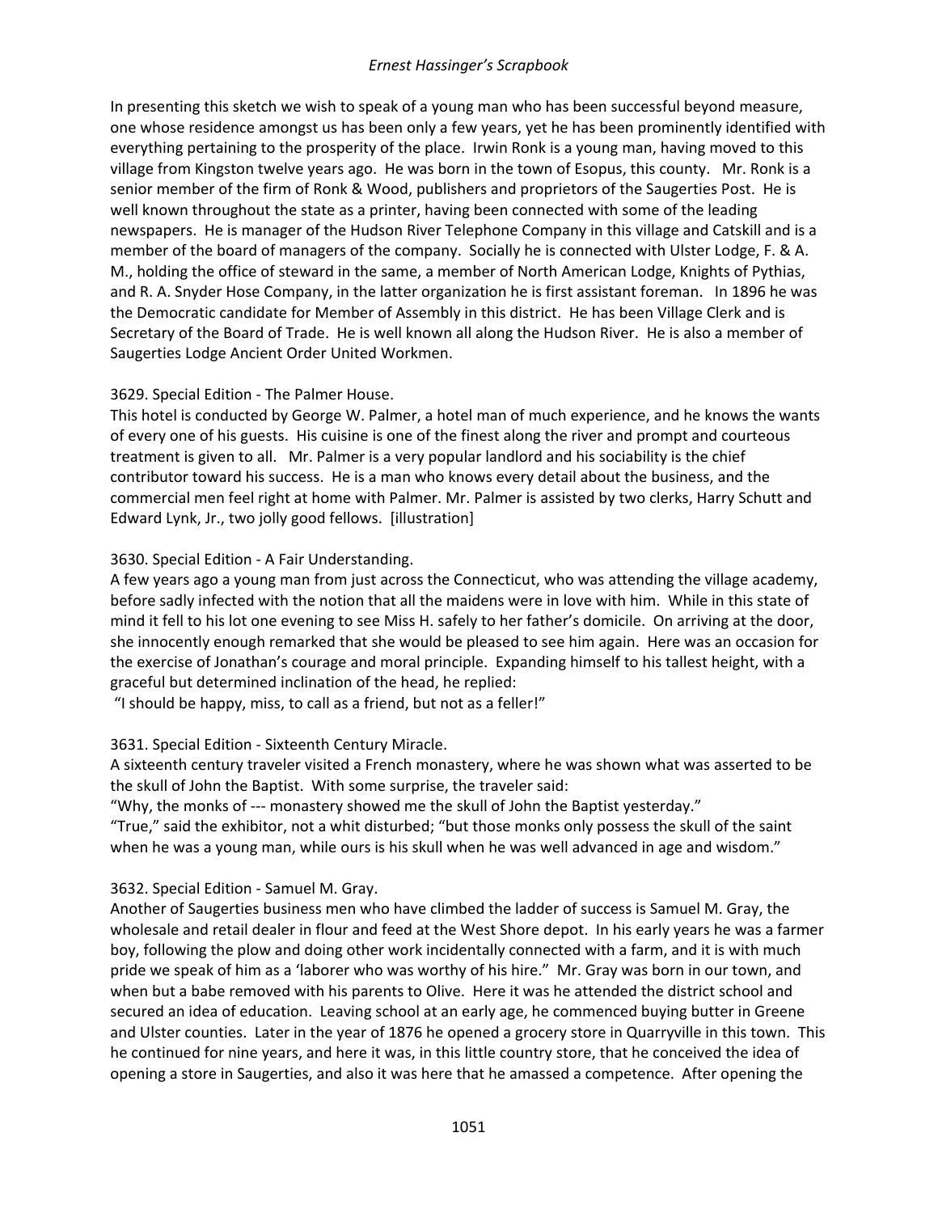In presenting this sketch we wish to speak of a young man who has been successful beyond measure, one whose residence amongst us has been only a few years, yet he has been prominently identified with everything pertaining to the prosperity of the place. Irwin Ronk is a young man, having moved to this village from Kingston twelve years ago. He was born in the town of Esopus, this county. Mr. Ronk is a senior member of the firm of Ronk & Wood, publishers and proprietors of the Saugerties Post. He is well known throughout the state as a printer, having been connected with some of the leading newspapers. He is manager of the Hudson River Telephone Company in this village and Catskill and is a member of the board of managers of the company. Socially he is connected with Ulster Lodge, F. & A. M., holding the office of steward in the same, a member of North American Lodge, Knights of Pythias, and R. A. Snyder Hose Company, in the latter organization he is first assistant foreman. In 1896 he was the Democratic candidate for Member of Assembly in this district. He has been Village Clerk and is Secretary of the Board of Trade. He is well known all along the Hudson River. He is also a member of Saugerties Lodge Ancient Order United Workmen.

3629. Special Edition - The Palmer House.
This hotel is conducted by George W. Palmer, a hotel man of much experience, and he knows the wants of every one of his guests. His cuisine is one of the finest along the river and prompt and courteous treatment is given to all. Mr. Palmer is a very popular landlord and his sociability is the chief contributor toward his success. He is a man who knows every detail about the business, and the commercial men feel right at home with Palmer. Mr. Palmer is assisted by two clerks, Harry Schutt and Edward Lynk, Jr., two jolly good fellows. [illustration]

3630. Special Edition - A Fair Understanding.
A few years ago a young man from just across the Connecticut, who was attending the village academy, before sadly infected with the notion that all the maidens were in love with him. While in this state of mind it fell to his lot one evening to see Miss H. safely to her father's domicile. On arriving at the door, she innocently enough remarked that she would be pleased to see him again. Here was an occasion for the exercise of Jonathan's courage and moral principle. Expanding himself to his tallest height, with a graceful but determined inclination of the head, he replied:
"I should be happy, miss, to call as a friend, but not as a feller!"

3631. Special Edition - Sixteenth Century Miracle.
A sixteenth century traveler visited a French monastery, where he was shown what was asserted to be the skull of John the Baptist. With some surprise, the traveler said:
"Why, the monks of --- monastery showed me the skull of John the Baptist yesterday."
"True," said the exhibitor, not a whit disturbed; "but those monks only possess the skull of the saint when he was a young man, while ours is his skull when he was well advanced in age and wisdom."

3632. Special Edition - Samuel M. Gray.
Another of Saugerties business men who have climbed the ladder of success is Samuel M. Gray, the wholesale and retail dealer in flour and feed at the West Shore depot. In his early years he was a farmer boy, following the plow and doing other work incidentally connected with a farm, and it is with much pride we speak of him as a 'laborer who was worthy of his hire." Mr. Gray was born in our town, and when but a babe removed with his parents to Olive. Here it was he attended the district school and secured an idea of education. Leaving school at an early age, he commenced buying butter in Greene and Ulster counties. Later in the year of 1876 he opened a grocery store in Quarryville in this town. This he continued for nine years, and here it was, in this little country store, that he conceived the idea of opening a store in Saugerties, and also it was here that he amassed a competence. After opening the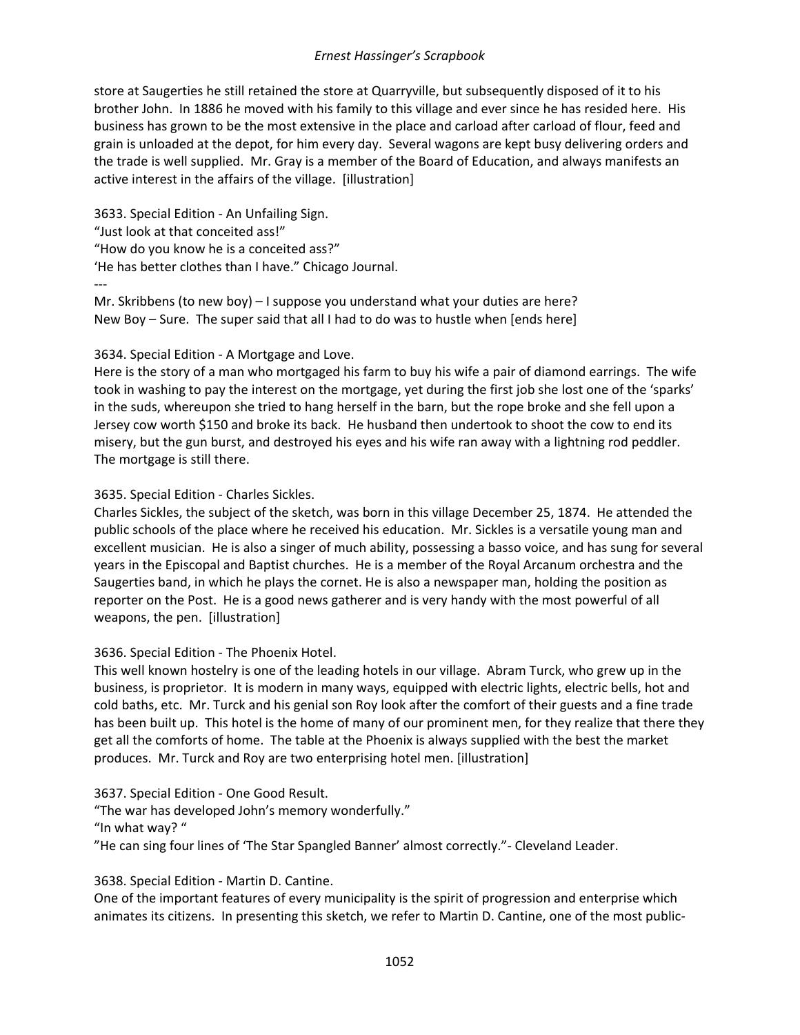store at Saugerties he still retained the store at Quarryville, but subsequently disposed of it to his brother John. In 1886 he moved with his family to this village and ever since he has resided here. His business has grown to be the most extensive in the place and carload after carload of flour, feed and grain is unloaded at the depot, for him every day. Several wagons are kept busy delivering orders and the trade is well supplied. Mr. Gray is a member of the Board of Education, and always manifests an active interest in the affairs of the village. [illustration]

3633. Special Edition - An Unfailing Sign.
"Just look at that conceited ass!"
"How do you know he is a conceited ass?"
'He has better clothes than I have." Chicago Journal.
---
Mr. Skribbens (to new boy) – I suppose you understand what your duties are here?
New Boy – Sure. The super said that all I had to do was to hustle when [ends here]

3634. Special Edition - A Mortgage and Love.
Here is the story of a man who mortgaged his farm to buy his wife a pair of diamond earrings. The wife took in washing to pay the interest on the mortgage, yet during the first job she lost one of the 'sparks' in the suds, whereupon she tried to hang herself in the barn, but the rope broke and she fell upon a Jersey cow worth $150 and broke its back. He husband then undertook to shoot the cow to end its misery, but the gun burst, and destroyed his eyes and his wife ran away with a lightning rod peddler. The mortgage is still there.

3635. Special Edition - Charles Sickles.
Charles Sickles, the subject of the sketch, was born in this village December 25, 1874. He attended the public schools of the place where he received his education. Mr. Sickles is a versatile young man and excellent musician. He is also a singer of much ability, possessing a basso voice, and has sung for several years in the Episcopal and Baptist churches. He is a member of the Royal Arcanum orchestra and the Saugerties band, in which he plays the cornet. He is also a newspaper man, holding the position as reporter on the Post. He is a good news gatherer and is very handy with the most powerful of all weapons, the pen. [illustration]

3636. Special Edition - The Phoenix Hotel.
This well known hostelry is one of the leading hotels in our village. Abram Turck, who grew up in the business, is proprietor. It is modern in many ways, equipped with electric lights, electric bells, hot and cold baths, etc. Mr. Turck and his genial son Roy look after the comfort of their guests and a fine trade has been built up. This hotel is the home of many of our prominent men, for they realize that there they get all the comforts of home. The table at the Phoenix is always supplied with the best the market produces. Mr. Turck and Roy are two enterprising hotel men. [illustration]

3637. Special Edition - One Good Result.
"The war has developed John's memory wonderfully."
"In what way? "
"He can sing four lines of 'The Star Spangled Banner' almost correctly."- Cleveland Leader.

3638. Special Edition - Martin D. Cantine.
One of the important features of every municipality is the spirit of progression and enterprise which animates its citizens. In presenting this sketch, we refer to Martin D. Cantine, one of the most public-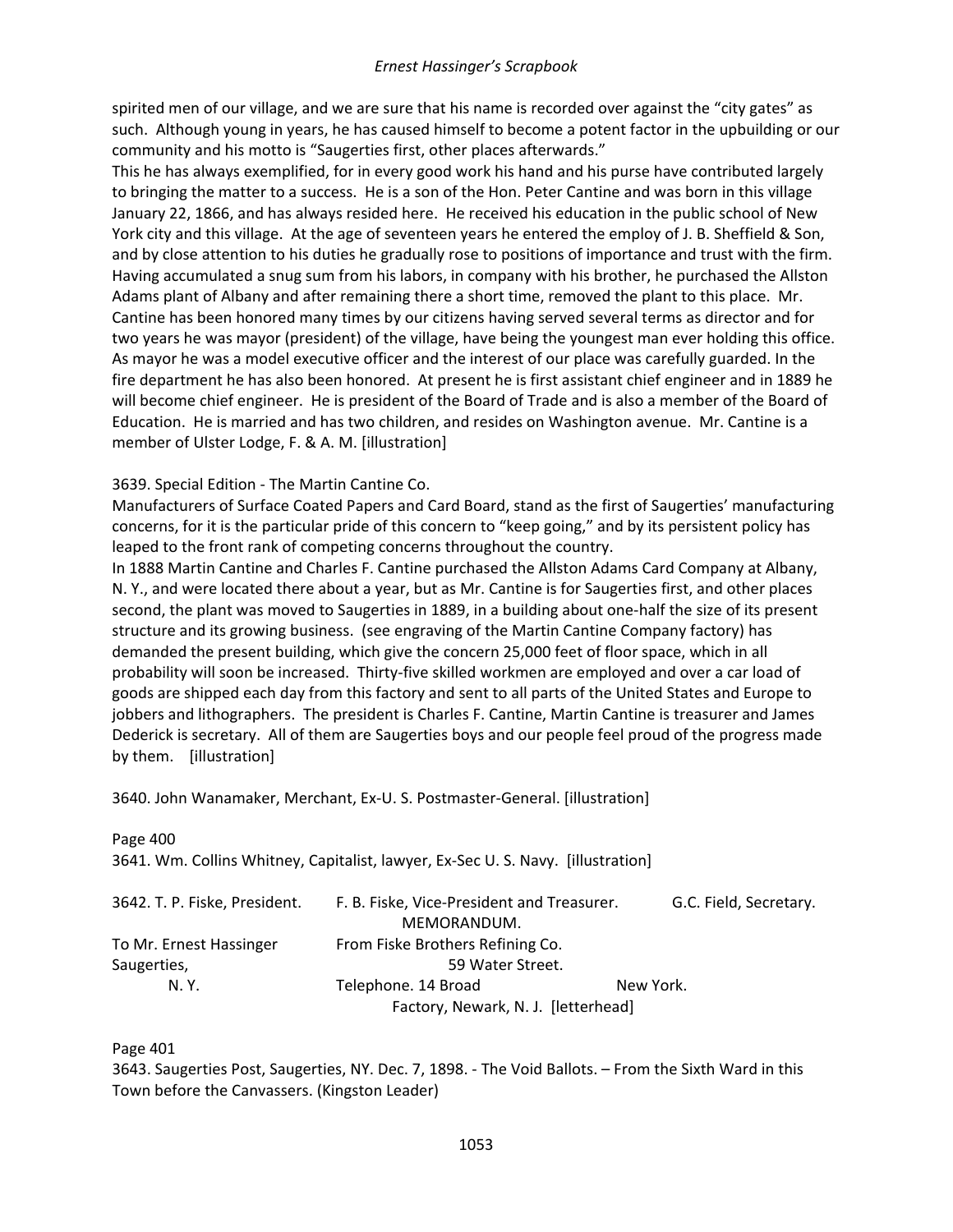spirited men of our village, and we are sure that his name is recorded over against the "city gates" as such. Although young in years, he has caused himself to become a potent factor in the upbuilding or our community and his motto is "Saugerties first, other places afterwards."

This he has always exemplified, for in every good work his hand and his purse have contributed largely to bringing the matter to a success. He is a son of the Hon. Peter Cantine and was born in this village January 22, 1866, and has always resided here. He received his education in the public school of New York city and this village. At the age of seventeen years he entered the employ of J. B. Sheffield & Son, and by close attention to his duties he gradually rose to positions of importance and trust with the firm. Having accumulated a snug sum from his labors, in company with his brother, he purchased the Allston Adams plant of Albany and after remaining there a short time, removed the plant to this place. Mr. Cantine has been honored many times by our citizens having served several terms as director and for two years he was mayor (president) of the village, have being the youngest man ever holding this office. As mayor he was a model executive officer and the interest of our place was carefully guarded. In the fire department he has also been honored. At present he is first assistant chief engineer and in 1889 he will become chief engineer. He is president of the Board of Trade and is also a member of the Board of Education. He is married and has two children, and resides on Washington avenue. Mr. Cantine is a member of Ulster Lodge, F. & A. M. [illustration]

3639. Special Edition - The Martin Cantine Co.

Manufacturers of Surface Coated Papers and Card Board, stand as the first of Saugerties' manufacturing concerns, for it is the particular pride of this concern to "keep going," and by its persistent policy has leaped to the front rank of competing concerns throughout the country.

In 1888 Martin Cantine and Charles F. Cantine purchased the Allston Adams Card Company at Albany, N. Y., and were located there about a year, but as Mr. Cantine is for Saugerties first, and other places second, the plant was moved to Saugerties in 1889, in a building about one-half the size of its present structure and its growing business. (see engraving of the Martin Cantine Company factory) has demanded the present building, which give the concern 25,000 feet of floor space, which in all probability will soon be increased. Thirty-five skilled workmen are employed and over a car load of goods are shipped each day from this factory and sent to all parts of the United States and Europe to jobbers and lithographers. The president is Charles F. Cantine, Martin Cantine is treasurer and James Dederick is secretary. All of them are Saugerties boys and our people feel proud of the progress made by them. [illustration]

3640. John Wanamaker, Merchant, Ex-U. S. Postmaster-General. [illustration]

Page 400

3641. Wm. Collins Whitney, Capitalist, lawyer, Ex-Sec U. S. Navy. [illustration]

3642. T. P. Fiske, President. F. B. Fiske, Vice-President and Treasurer. G.C. Field, Secretary.

MEMORANDUM.

To Mr. Ernest Hassinger
Saugerties,
N. Y.

From Fiske Brothers Refining Co.
59 Water Street.
Telephone. 14 Broad New York.
Factory, Newark, N. J. [letterhead]

Page 401

3643. Saugerties Post, Saugerties, NY. Dec. 7, 1898. - The Void Ballots. – From the Sixth Ward in this Town before the Canvassers. (Kingston Leader)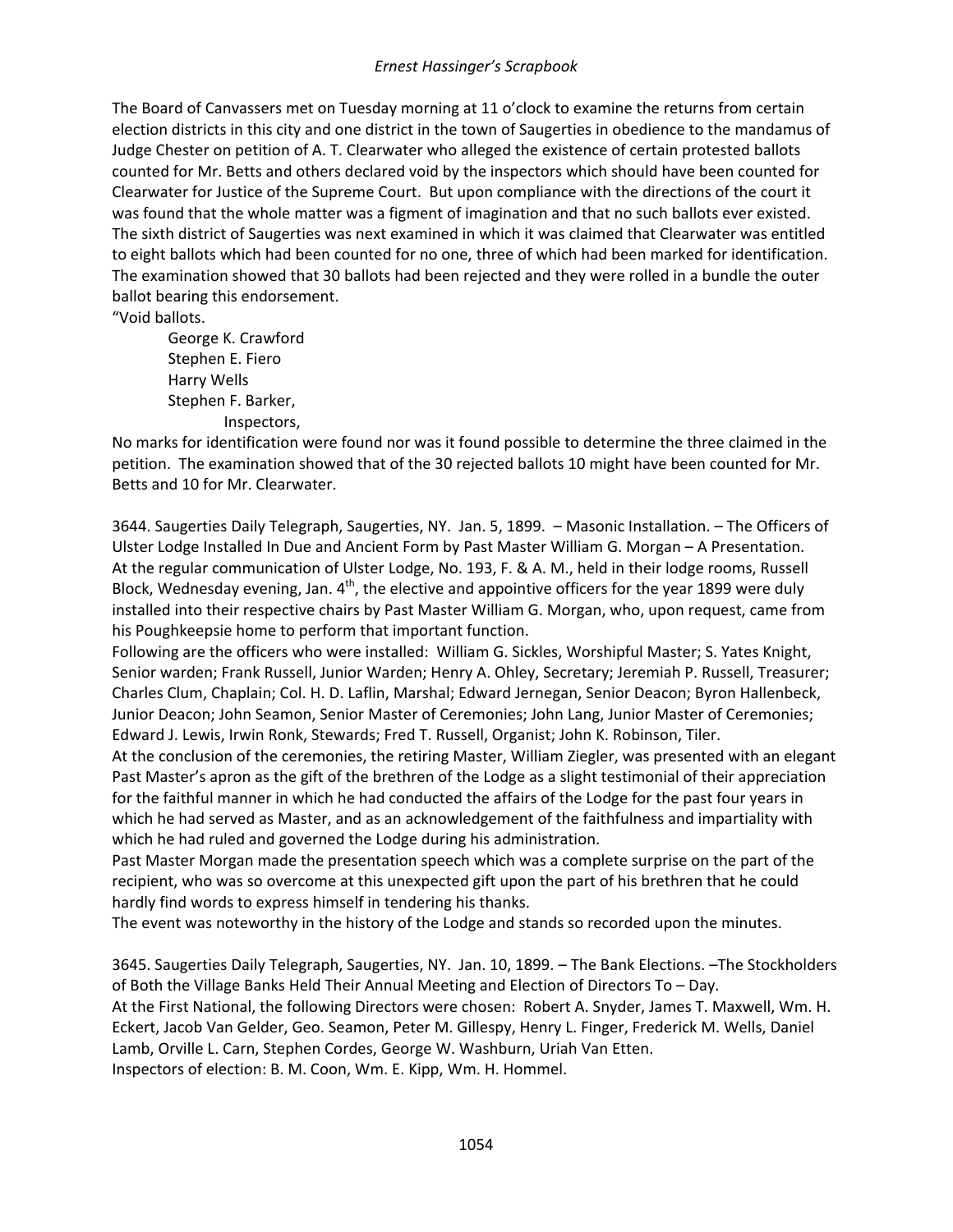The Board of Canvassers met on Tuesday morning at 11 o'clock to examine the returns from certain election districts in this city and one district in the town of Saugerties in obedience to the mandamus of Judge Chester on petition of A. T. Clearwater who alleged the existence of certain protested ballots counted for Mr. Betts and others declared void by the inspectors which should have been counted for Clearwater for Justice of the Supreme Court. But upon compliance with the directions of the court it was found that the whole matter was a figment of imagination and that no such ballots ever existed. The sixth district of Saugerties was next examined in which it was claimed that Clearwater was entitled to eight ballots which had been counted for no one, three of which had been marked for identification. The examination showed that 30 ballots had been rejected and they were rolled in a bundle the outer ballot bearing this endorsement.

"Void ballots.

George K. Crawford
Stephen E. Fiero
Harry Wells
Stephen F. Barker,
Inspectors,

No marks for identification were found nor was it found possible to determine the three claimed in the petition. The examination showed that of the 30 rejected ballots 10 might have been counted for Mr. Betts and 10 for Mr. Clearwater.

3644. Saugerties Daily Telegraph, Saugerties, NY. Jan. 5, 1899. – Masonic Installation. – The Officers of Ulster Lodge Installed In Due and Ancient Form by Past Master William G. Morgan – A Presentation.

At the regular communication of Ulster Lodge, No. 193, F. & A. M., held in their lodge rooms, Russell Block, Wednesday evening, Jan. 4th, the elective and appointive officers for the year 1899 were duly installed into their respective chairs by Past Master William G. Morgan, who, upon request, came from his Poughkeepsie home to perform that important function.

Following are the officers who were installed: William G. Sickles, Worshipful Master; S. Yates Knight, Senior warden; Frank Russell, Junior Warden; Henry A. Ohley, Secretary; Jeremiah P. Russell, Treasurer; Charles Clum, Chaplain; Col. H. D. Laflin, Marshal; Edward Jernegan, Senior Deacon; Byron Hallenbeck, Junior Deacon; John Seamon, Senior Master of Ceremonies; John Lang, Junior Master of Ceremonies; Edward J. Lewis, Irwin Ronk, Stewards; Fred T. Russell, Organist; John K. Robinson, Tiler.

At the conclusion of the ceremonies, the retiring Master, William Ziegler, was presented with an elegant Past Master's apron as the gift of the brethren of the Lodge as a slight testimonial of their appreciation for the faithful manner in which he had conducted the affairs of the Lodge for the past four years in which he had served as Master, and as an acknowledgement of the faithfulness and impartiality with which he had ruled and governed the Lodge during his administration.

Past Master Morgan made the presentation speech which was a complete surprise on the part of the recipient, who was so overcome at this unexpected gift upon the part of his brethren that he could hardly find words to express himself in tendering his thanks.

The event was noteworthy in the history of the Lodge and stands so recorded upon the minutes.

3645. Saugerties Daily Telegraph, Saugerties, NY. Jan. 10, 1899. – The Bank Elections. –The Stockholders of Both the Village Banks Held Their Annual Meeting and Election of Directors To – Day.

At the First National, the following Directors were chosen: Robert A. Snyder, James T. Maxwell, Wm. H. Eckert, Jacob Van Gelder, Geo. Seamon, Peter M. Gillespy, Henry L. Finger, Frederick M. Wells, Daniel Lamb, Orville L. Carn, Stephen Cordes, George W. Washburn, Uriah Van Etten.

Inspectors of election: B. M. Coon, Wm. E. Kipp, Wm. H. Hommel.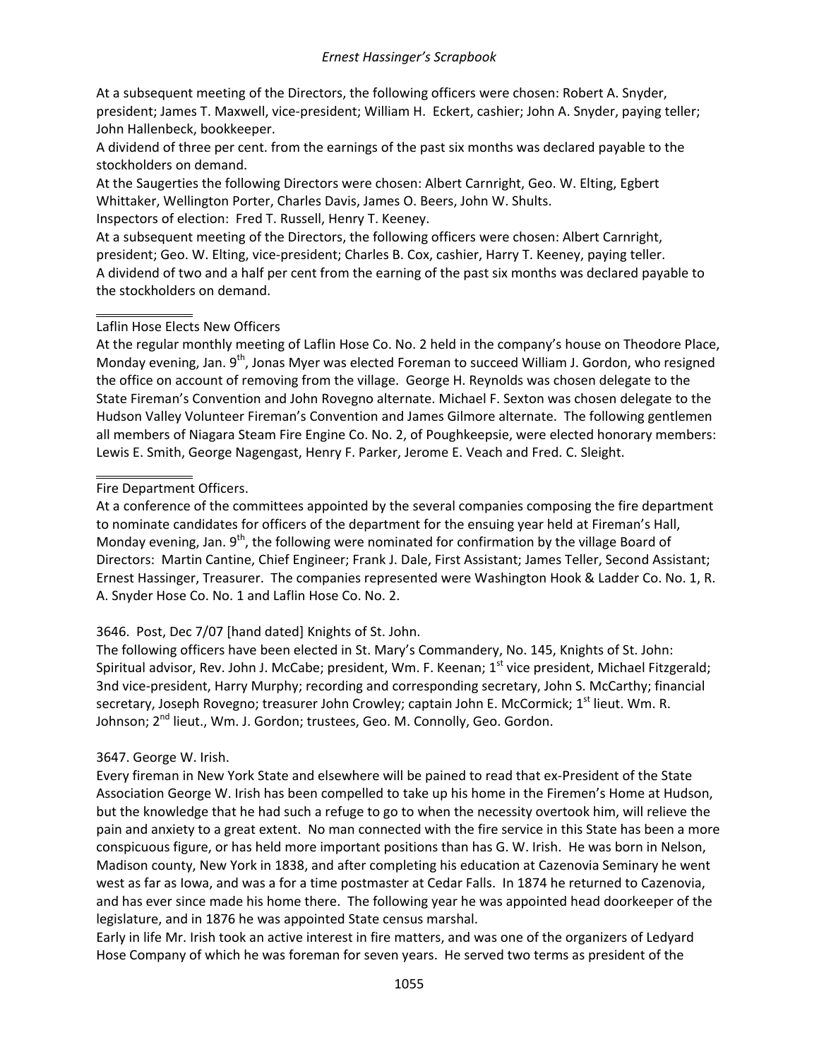At a subsequent meeting of the Directors, the following officers were chosen: Robert A. Snyder, president; James T. Maxwell, vice-president; William H. Eckert, cashier; John A. Snyder, paying teller; John Hallenbeck, bookkeeper.

A dividend of three per cent. from the earnings of the past six months was declared payable to the stockholders on demand.

At the Saugerties the following Directors were chosen: Albert Carnright, Geo. W. Elting, Egbert Whittaker, Wellington Porter, Charles Davis, James O. Beers, John W. Shults.

Inspectors of election: Fred T. Russell, Henry T. Keeney.

At a subsequent meeting of the Directors, the following officers were chosen: Albert Carnright, president; Geo. W. Elting, vice-president; Charles B. Cox, cashier, Harry T. Keeney, paying teller.

A dividend of two and a half per cent from the earning of the past six months was declared payable to the stockholders on demand.

---

Laflin Hose Elects New Officers

At the regular monthly meeting of Laflin Hose Co. No. 2 held in the company's house on Theodore Place, Monday evening, Jan. 9th, Jonas Myer was elected Foreman to succeed William J. Gordon, who resigned the office on account of removing from the village. George H. Reynolds was chosen delegate to the State Fireman's Convention and John Rovegno alternate. Michael F. Sexton was chosen delegate to the Hudson Valley Volunteer Fireman's Convention and James Gilmore alternate. The following gentlemen all members of Niagara Steam Fire Engine Co. No. 2, of Poughkeepsie, were elected honorary members: Lewis E. Smith, George Nagengast, Henry F. Parker, Jerome E. Veach and Fred. C. Sleight.

---

Fire Department Officers.

At a conference of the committees appointed by the several companies composing the fire department to nominate candidates for officers of the department for the ensuing year held at Fireman's Hall, Monday evening, Jan. 9th, the following were nominated for confirmation by the village Board of Directors: Martin Cantine, Chief Engineer; Frank J. Dale, First Assistant; James Teller, Second Assistant; Ernest Hassinger, Treasurer. The companies represented were Washington Hook & Ladder Co. No. 1, R. A. Snyder Hose Co. No. 1 and Laflin Hose Co. No. 2.

3646. Post, Dec 7/07 [hand dated] Knights of St. John.

The following officers have been elected in St. Mary's Commandery, No. 145, Knights of St. John: Spiritual advisor, Rev. John J. McCabe; president, Wm. F. Keenan; 1st vice president, Michael Fitzgerald; 3nd vice-president, Harry Murphy; recording and corresponding secretary, John S. McCarthy; financial secretary, Joseph Rovegno; treasurer John Crowley; captain John E. McCormick; 1st lieut. Wm. R. Johnson; 2nd lieut., Wm. J. Gordon; trustees, Geo. M. Connolly, Geo. Gordon.

3647. George W. Irish.

Every fireman in New York State and elsewhere will be pained to read that ex-President of the State Association George W. Irish has been compelled to take up his home in the Firemen's Home at Hudson, but the knowledge that he had such a refuge to go to when the necessity overtook him, will relieve the pain and anxiety to a great extent. No man connected with the fire service in this State has been a more conspicuous figure, or has held more important positions than has G. W. Irish. He was born in Nelson, Madison county, New York in 1838, and after completing his education at Cazenovia Seminary he went west as far as Iowa, and was a for a time postmaster at Cedar Falls. In 1874 he returned to Cazenovia, and has ever since made his home there. The following year he was appointed head doorkeeper of the legislature, and in 1876 he was appointed State census marshal.

Early in life Mr. Irish took an active interest in fire matters, and was one of the organizers of Ledyard Hose Company of which he was foreman for seven years. He served two terms as president of the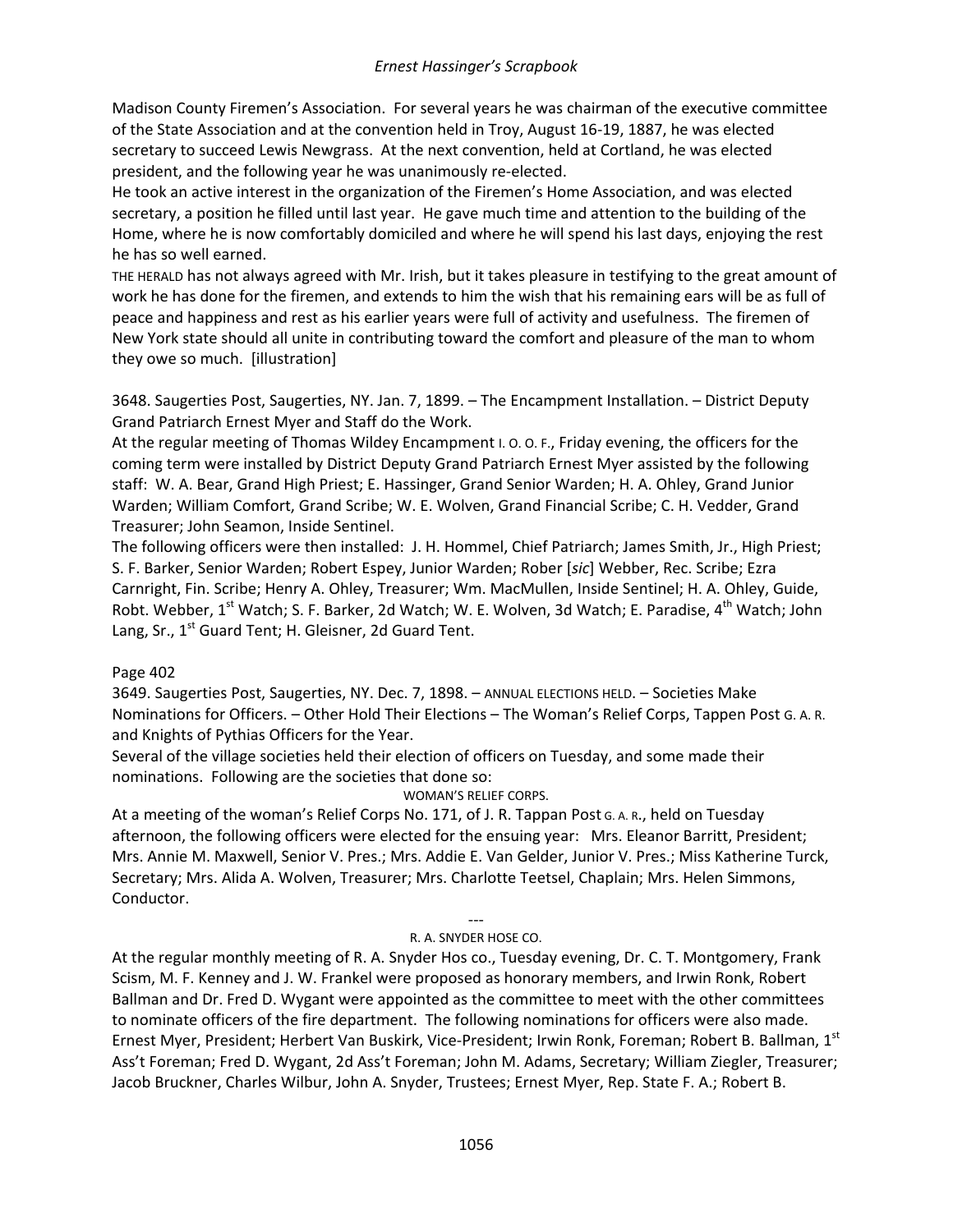Madison County Firemen's Association. For several years he was chairman of the executive committee of the State Association and at the convention held in Troy, August 16-19, 1887, he was elected secretary to succeed Lewis Newgrass. At the next convention, held at Cortland, he was elected president, and the following year he was unanimously re-elected.

He took an active interest in the organization of the Firemen's Home Association, and was elected secretary, a position he filled until last year. He gave much time and attention to the building of the Home, where he is now comfortably domiciled and where he will spend his last days, enjoying the rest he has so well earned.

THE HERALD has not always agreed with Mr. Irish, but it takes pleasure in testifying to the great amount of work he has done for the firemen, and extends to him the wish that his remaining ears will be as full of peace and happiness and rest as his earlier years were full of activity and usefulness. The firemen of New York state should all unite in contributing toward the comfort and pleasure of the man to whom they owe so much. [illustration]

3648. Saugerties Post, Saugerties, NY. Jan. 7, 1899. – The Encampment Installation. – District Deputy Grand Patriarch Ernest Myer and Staff do the Work.

At the regular meeting of Thomas Wildey Encampment I. O. O. F., Friday evening, the officers for the coming term were installed by District Deputy Grand Patriarch Ernest Myer assisted by the following staff: W. A. Bear, Grand High Priest; E. Hassinger, Grand Senior Warden; H. A. Ohley, Grand Junior Warden; William Comfort, Grand Scribe; W. E. Wolven, Grand Financial Scribe; C. H. Vedder, Grand Treasurer; John Seamon, Inside Sentinel.

The following officers were then installed: J. H. Hommel, Chief Patriarch; James Smith, Jr., High Priest; S. F. Barker, Senior Warden; Robert Espey, Junior Warden; Rober [*sic*] Webber, Rec. Scribe; Ezra Carnright, Fin. Scribe; Henry A. Ohley, Treasurer; Wm. MacMullen, Inside Sentinel; H. A. Ohley, Guide, Robt. Webber, 1st Watch; S. F. Barker, 2d Watch; W. E. Wolven, 3d Watch; E. Paradise, 4th Watch; John Lang, Sr., 1st Guard Tent; H. Gleisner, 2d Guard Tent.

Page 402

3649. Saugerties Post, Saugerties, NY. Dec. 7, 1898. – ANNUAL ELECTIONS HELD. – Societies Make Nominations for Officers. – Other Hold Their Elections – The Woman's Relief Corps, Tappen Post G. A. R. and Knights of Pythias Officers for the Year.

Several of the village societies held their election of officers on Tuesday, and some made their nominations. Following are the societies that done so:

WOMAN'S RELIEF CORPS.

At a meeting of the woman's Relief Corps No. 171, of J. R. Tappan Post G. A. R., held on Tuesday afternoon, the following officers were elected for the ensuing year: Mrs. Eleanor Barritt, President; Mrs. Annie M. Maxwell, Senior V. Pres.; Mrs. Addie E. Van Gelder, Junior V. Pres.; Miss Katherine Turck, Secretary; Mrs. Alida A. Wolven, Treasurer; Mrs. Charlotte Teetsel, Chaplain; Mrs. Helen Simmons, Conductor.

---

R. A. SNYDER HOSE CO.

At the regular monthly meeting of R. A. Snyder Hos co., Tuesday evening, Dr. C. T. Montgomery, Frank Scism, M. F. Kenney and J. W. Frankel were proposed as honorary members, and Irwin Ronk, Robert Ballman and Dr. Fred D. Wygant were appointed as the committee to meet with the other committees to nominate officers of the fire department. The following nominations for officers were also made. Ernest Myer, President; Herbert Van Buskirk, Vice-President; Irwin Ronk, Foreman; Robert B. Ballman, 1st Ass't Foreman; Fred D. Wygant, 2d Ass't Foreman; John M. Adams, Secretary; William Ziegler, Treasurer; Jacob Bruckner, Charles Wilbur, John A. Snyder, Trustees; Ernest Myer, Rep. State F. A.; Robert B.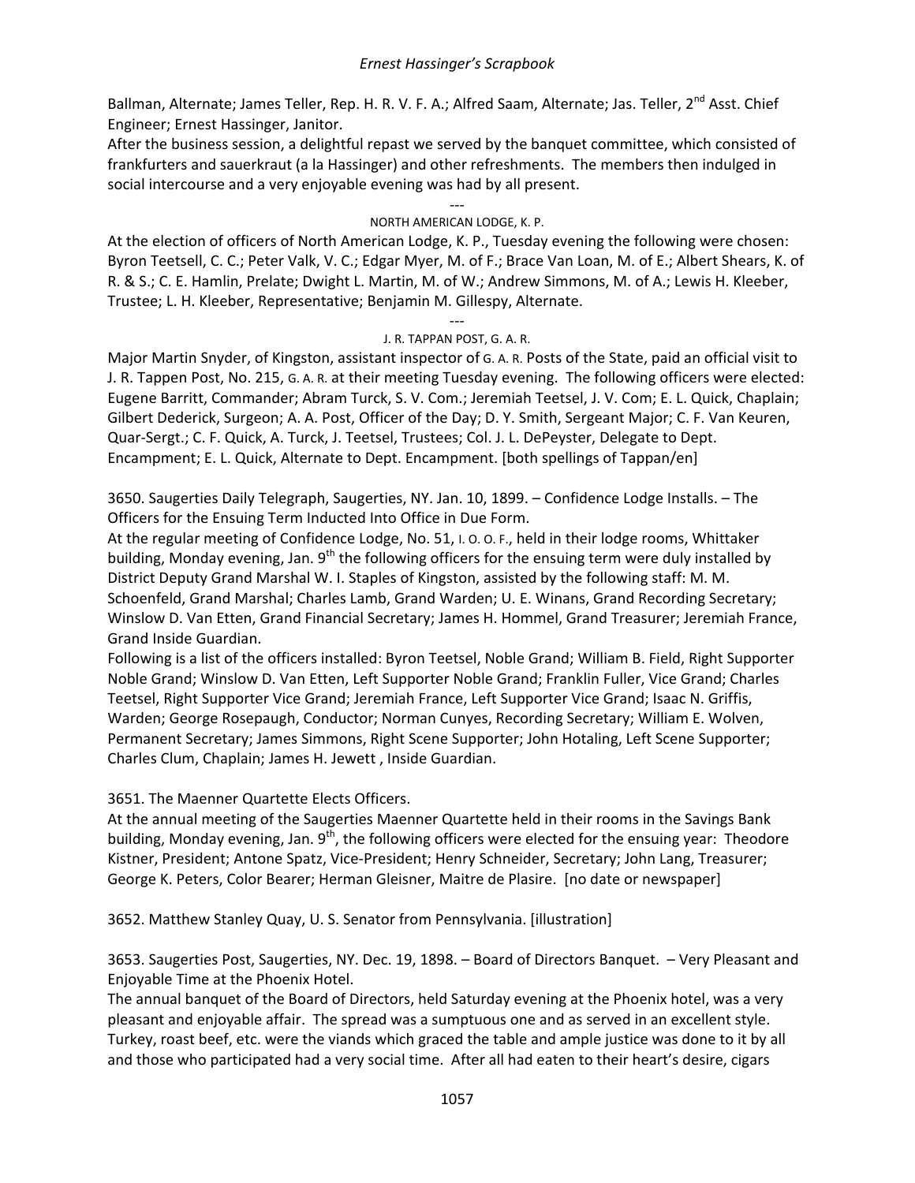Ballman, Alternate; James Teller, Rep. H. R. V. F. A.; Alfred Saam, Alternate; Jas. Teller, 2nd Asst. Chief Engineer; Ernest Hassinger, Janitor.

After the business session, a delightful repast we served by the banquet committee, which consisted of frankfurters and sauerkraut (a la Hassinger) and other refreshments. The members then indulged in social intercourse and a very enjoyable evening was had by all present.

---

NORTH AMERICAN LODGE, K. P.

At the election of officers of North American Lodge, K. P., Tuesday evening the following were chosen: Byron Teetsell, C. C.; Peter Valk, V. C.; Edgar Myer, M. of F.; Brace Van Loan, M. of E.; Albert Shears, K. of R. & S.; C. E. Hamlin, Prelate; Dwight L. Martin, M. of W.; Andrew Simmons, M. of A.; Lewis H. Kleeber, Trustee; L. H. Kleeber, Representative; Benjamin M. Gillespy, Alternate.

---

J. R. TAPPAN POST, G. A. R.

Major Martin Snyder, of Kingston, assistant inspector of G. A. R. Posts of the State, paid an official visit to J. R. Tappen Post, No. 215, G. A. R. at their meeting Tuesday evening. The following officers were elected: Eugene Barritt, Commander; Abram Turck, S. V. Com.; Jeremiah Teetsel, J. V. Com; E. L. Quick, Chaplain; Gilbert Dederick, Surgeon; A. A. Post, Officer of the Day; D. Y. Smith, Sergeant Major; C. F. Van Keuren, Quar-Sergt.; C. F. Quick, A. Turck, J. Teetsel, Trustees; Col. J. L. DePeyster, Delegate to Dept. Encampment; E. L. Quick, Alternate to Dept. Encampment. [both spellings of Tappan/en]

3650. Saugerties Daily Telegraph, Saugerties, NY. Jan. 10, 1899. – Confidence Lodge Installs. – The Officers for the Ensuing Term Inducted Into Office in Due Form.

At the regular meeting of Confidence Lodge, No. 51, I. O. O. F., held in their lodge rooms, Whittaker building, Monday evening, Jan. 9th the following officers for the ensuing term were duly installed by District Deputy Grand Marshal W. I. Staples of Kingston, assisted by the following staff: M. M. Schoenfeld, Grand Marshal; Charles Lamb, Grand Warden; U. E. Winans, Grand Recording Secretary; Winslow D. Van Etten, Grand Financial Secretary; James H. Hommel, Grand Treasurer; Jeremiah France, Grand Inside Guardian.

Following is a list of the officers installed: Byron Teetsel, Noble Grand; William B. Field, Right Supporter Noble Grand; Winslow D. Van Etten, Left Supporter Noble Grand; Franklin Fuller, Vice Grand; Charles Teetsel, Right Supporter Vice Grand; Jeremiah France, Left Supporter Vice Grand; Isaac N. Griffis, Warden; George Rosepaugh, Conductor; Norman Cunyes, Recording Secretary; William E. Wolven, Permanent Secretary; James Simmons, Right Scene Supporter; John Hotaling, Left Scene Supporter; Charles Clum, Chaplain; James H. Jewett , Inside Guardian.

3651. The Maenner Quartette Elects Officers.

At the annual meeting of the Saugerties Maenner Quartette held in their rooms in the Savings Bank building, Monday evening, Jan. 9th, the following officers were elected for the ensuing year: Theodore Kistner, President; Antone Spatz, Vice-President; Henry Schneider, Secretary; John Lang, Treasurer; George K. Peters, Color Bearer; Herman Gleisner, Maitre de Plasire. [no date or newspaper]

3652. Matthew Stanley Quay, U. S. Senator from Pennsylvania. [illustration]

3653. Saugerties Post, Saugerties, NY. Dec. 19, 1898. – Board of Directors Banquet. – Very Pleasant and Enjoyable Time at the Phoenix Hotel.

The annual banquet of the Board of Directors, held Saturday evening at the Phoenix hotel, was a very pleasant and enjoyable affair. The spread was a sumptuous one and as served in an excellent style. Turkey, roast beef, etc. were the viands which graced the table and ample justice was done to it by all and those who participated had a very social time. After all had eaten to their heart's desire, cigars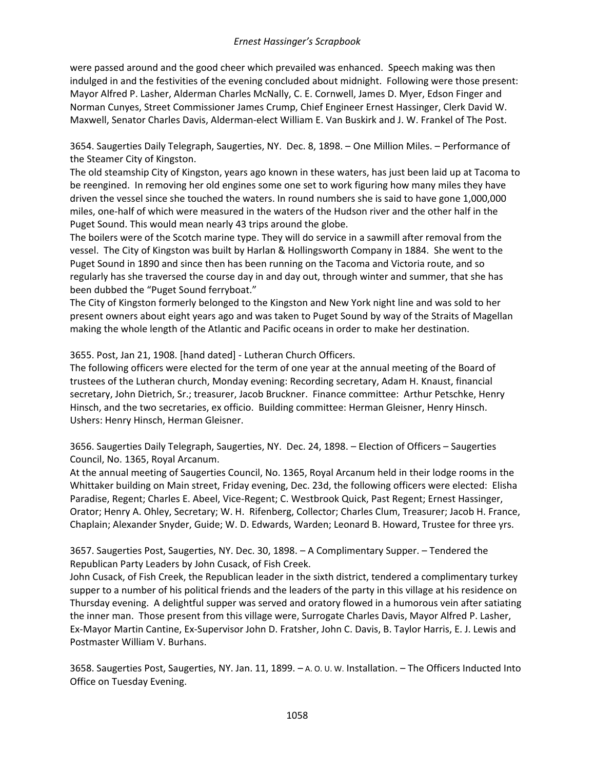were passed around and the good cheer which prevailed was enhanced. Speech making was then indulged in and the festivities of the evening concluded about midnight. Following were those present: Mayor Alfred P. Lasher, Alderman Charles McNally, C. E. Cornwell, James D. Myer, Edson Finger and Norman Cunyes, Street Commissioner James Crump, Chief Engineer Ernest Hassinger, Clerk David W. Maxwell, Senator Charles Davis, Alderman-elect William E. Van Buskirk and J. W. Frankel of The Post.

3654. Saugerties Daily Telegraph, Saugerties, NY. Dec. 8, 1898. – One Million Miles. – Performance of the Steamer City of Kingston.

The old steamship City of Kingston, years ago known in these waters, has just been laid up at Tacoma to be reengined. In removing her old engines some one set to work figuring how many miles they have driven the vessel since she touched the waters. In round numbers she is said to have gone 1,000,000 miles, one-half of which were measured in the waters of the Hudson river and the other half in the Puget Sound. This would mean nearly 43 trips around the globe.

The boilers were of the Scotch marine type. They will do service in a sawmill after removal from the vessel. The City of Kingston was built by Harlan & Hollingsworth Company in 1884. She went to the Puget Sound in 1890 and since then has been running on the Tacoma and Victoria route, and so regularly has she traversed the course day in and day out, through winter and summer, that she has been dubbed the "Puget Sound ferryboat."

The City of Kingston formerly belonged to the Kingston and New York night line and was sold to her present owners about eight years ago and was taken to Puget Sound by way of the Straits of Magellan making the whole length of the Atlantic and Pacific oceans in order to make her destination.

3655. Post, Jan 21, 1908. [hand dated] - Lutheran Church Officers.

The following officers were elected for the term of one year at the annual meeting of the Board of trustees of the Lutheran church, Monday evening: Recording secretary, Adam H. Knaust, financial secretary, John Dietrich, Sr.; treasurer, Jacob Bruckner. Finance committee: Arthur Petschke, Henry Hinsch, and the two secretaries, ex officio. Building committee: Herman Gleisner, Henry Hinsch. Ushers: Henry Hinsch, Herman Gleisner.

3656. Saugerties Daily Telegraph, Saugerties, NY. Dec. 24, 1898. – Election of Officers – Saugerties Council, No. 1365, Royal Arcanum.

At the annual meeting of Saugerties Council, No. 1365, Royal Arcanum held in their lodge rooms in the Whittaker building on Main street, Friday evening, Dec. 23d, the following officers were elected: Elisha Paradise, Regent; Charles E. Abeel, Vice-Regent; C. Westbrook Quick, Past Regent; Ernest Hassinger, Orator; Henry A. Ohley, Secretary; W. H. Rifenberg, Collector; Charles Clum, Treasurer; Jacob H. France, Chaplain; Alexander Snyder, Guide; W. D. Edwards, Warden; Leonard B. Howard, Trustee for three yrs.

3657. Saugerties Post, Saugerties, NY. Dec. 30, 1898. – A Complimentary Supper. – Tendered the Republican Party Leaders by John Cusack, of Fish Creek.

John Cusack, of Fish Creek, the Republican leader in the sixth district, tendered a complimentary turkey supper to a number of his political friends and the leaders of the party in this village at his residence on Thursday evening. A delightful supper was served and oratory flowed in a humorous vein after satiating the inner man. Those present from this village were, Surrogate Charles Davis, Mayor Alfred P. Lasher, Ex-Mayor Martin Cantine, Ex-Supervisor John D. Fratsher, John C. Davis, B. Taylor Harris, E. J. Lewis and Postmaster William V. Burhans.

3658. Saugerties Post, Saugerties, NY. Jan. 11, 1899. – A. O. U. W. Installation. – The Officers Inducted Into Office on Tuesday Evening.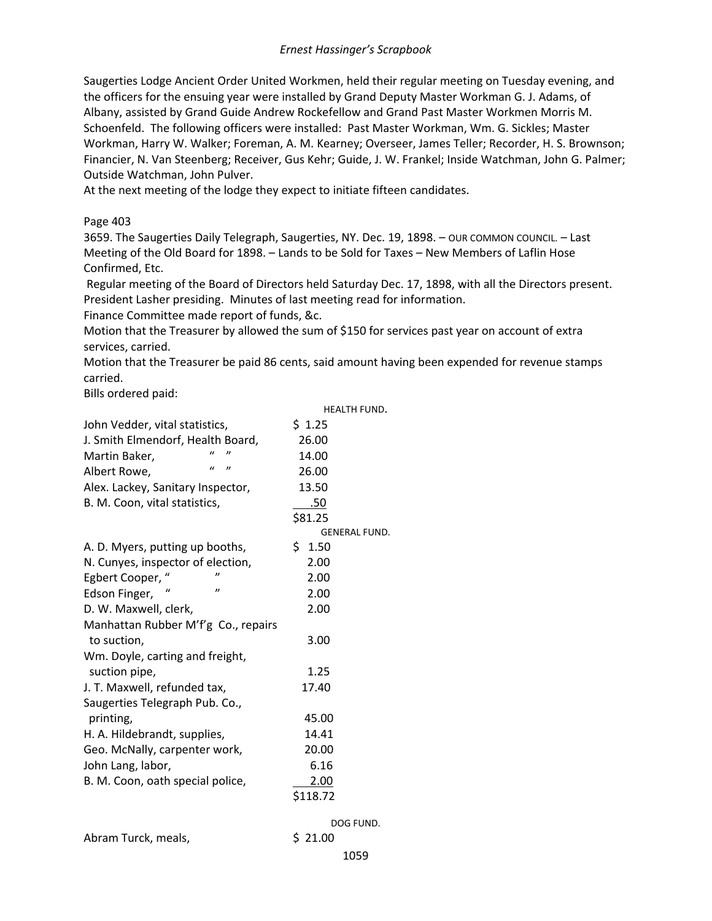Saugerties Lodge Ancient Order United Workmen, held their regular meeting on Tuesday evening, and the officers for the ensuing year were installed by Grand Deputy Master Workman G. J. Adams, of Albany, assisted by Grand Guide Andrew Rockefellow and Grand Past Master Workmen Morris M. Schoenfeld. The following officers were installed: Past Master Workman, Wm. G. Sickles; Master Workman, Harry W. Walker; Foreman, A. M. Kearney; Overseer, James Teller; Recorder, H. S. Brownson; Financier, N. Van Steenberg; Receiver, Gus Kehr; Guide, J. W. Frankel; Inside Watchman, John G. Palmer; Outside Watchman, John Pulver.

At the next meeting of the lodge they expect to initiate fifteen candidates.

Page 403

3659. The Saugerties Daily Telegraph, Saugerties, NY. Dec. 19, 1898. – OUR COMMON COUNCIL. – Last Meeting of the Old Board for 1898. – Lands to be Sold for Taxes – New Members of Laflin Hose Confirmed, Etc.

Regular meeting of the Board of Directors held Saturday Dec. 17, 1898, with all the Directors present. President Lasher presiding. Minutes of last meeting read for information.

Finance Committee made report of funds, &c.

Motion that the Treasurer by allowed the sum of $150 for services past year on account of extra services, carried.

Motion that the Treasurer be paid 86 cents, said amount having been expended for revenue stamps carried.

Bills ordered paid:

| | HEALTH FUND. |
|---|---|
| John Vedder, vital statistics, | $ 1.25 |
| J. Smith Elmendorf, Health Board, | 26.00 |
| Martin Baker, " " | 14.00 |
| Albert Rowe, " " | 26.00 |
| Alex. Lackey, Sanitary Inspector, | 13.50 |
| B. M. Coon, vital statistics, | .50 |
| | $81.25 |

| | GENERAL FUND. |
|---|---|
| A. D. Myers, putting up booths, | $ 1.50 |
| N. Cunyes, inspector of election, | 2.00 |
| Egbert Cooper, " " | 2.00 |
| Edson Finger, " " | 2.00 |
| D. W. Maxwell, clerk, | 2.00 |
| Manhattan Rubber M'f'g Co., repairs to suction, | 3.00 |
| Wm. Doyle, carting and freight, suction pipe, | 1.25 |
| J. T. Maxwell, refunded tax, | 17.40 |
| Saugerties Telegraph Pub. Co., printing, | 45.00 |
| H. A. Hildebrandt, supplies, | 14.41 |
| Geo. McNally, carpenter work, | 20.00 |
| John Lang, labor, | 6.16 |
| B. M. Coon, oath special police, | 2.00 |
| | $118.72 |

| | DOG FUND. |
|---|---|
| Abram Turck, meals, | $ 21.00 |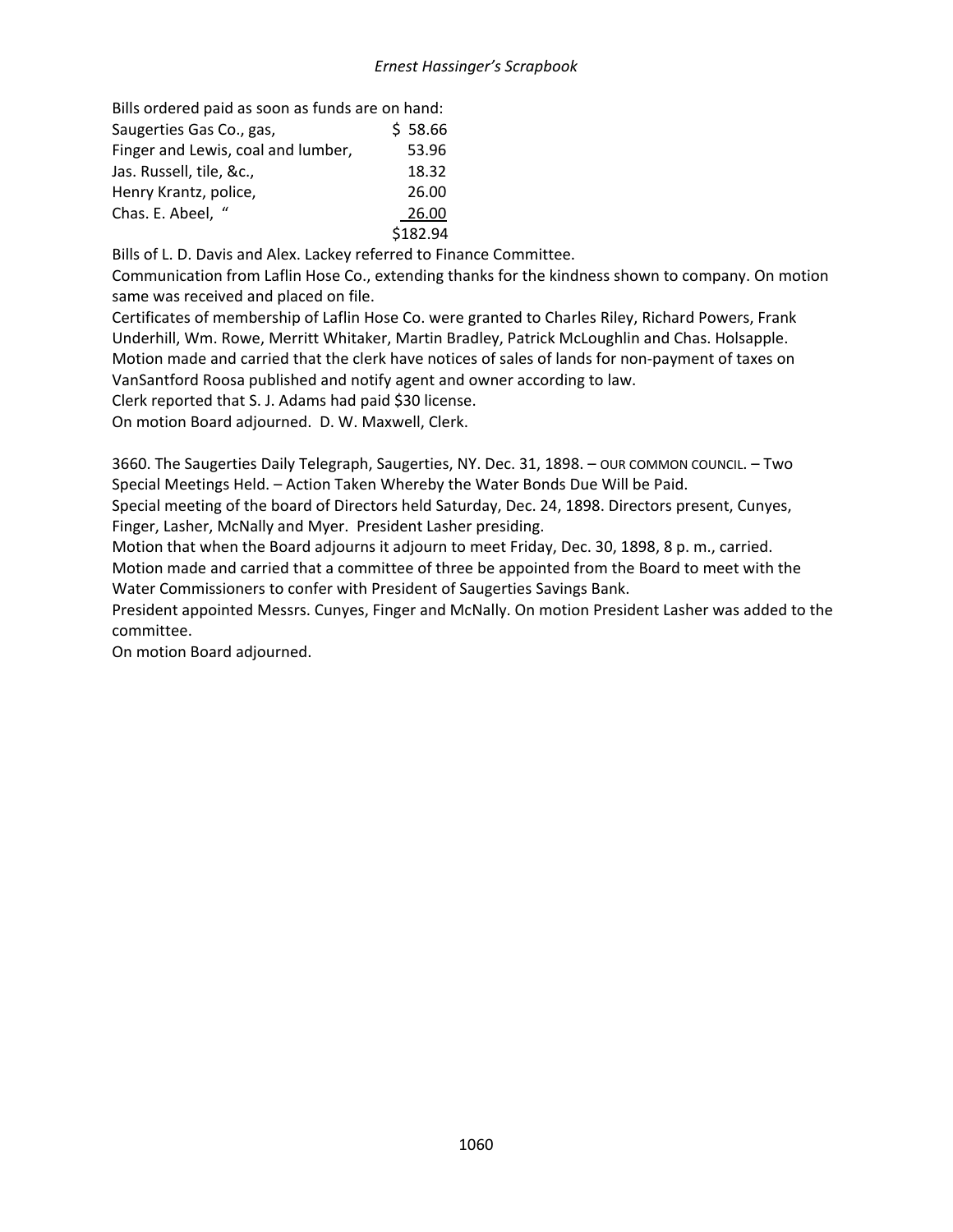Bills ordered paid as soon as funds are on hand:

| | |
|---|---|
| Saugerties Gas Co., gas, | $ 58.66 |
| Finger and Lewis, coal and lumber, | 53.96 |
| Jas. Russell, tile, &c., | 18.32 |
| Henry Krantz, police, | 26.00 |
| Chas. E. Abeel, " | 26.00 |
| | $182.94 |

Bills of L. D. Davis and Alex. Lackey referred to Finance Committee.

Communication from Laflin Hose Co., extending thanks for the kindness shown to company. On motion same was received and placed on file.

Certificates of membership of Laflin Hose Co. were granted to Charles Riley, Richard Powers, Frank Underhill, Wm. Rowe, Merritt Whitaker, Martin Bradley, Patrick McLoughlin and Chas. Holsapple.

Motion made and carried that the clerk have notices of sales of lands for non-payment of taxes on VanSantford Roosa published and notify agent and owner according to law.

Clerk reported that S. J. Adams had paid $30 license.

On motion Board adjourned. D. W. Maxwell, Clerk.

3660. The Saugerties Daily Telegraph, Saugerties, NY. Dec. 31, 1898. – OUR COMMON COUNCIL. – Two Special Meetings Held. – Action Taken Whereby the Water Bonds Due Will be Paid.

Special meeting of the board of Directors held Saturday, Dec. 24, 1898. Directors present, Cunyes, Finger, Lasher, McNally and Myer. President Lasher presiding.

Motion that when the Board adjourns it adjourn to meet Friday, Dec. 30, 1898, 8 p. m., carried.

Motion made and carried that a committee of three be appointed from the Board to meet with the Water Commissioners to confer with President of Saugerties Savings Bank.

President appointed Messrs. Cunyes, Finger and McNally. On motion President Lasher was added to the committee.

On motion Board adjourned.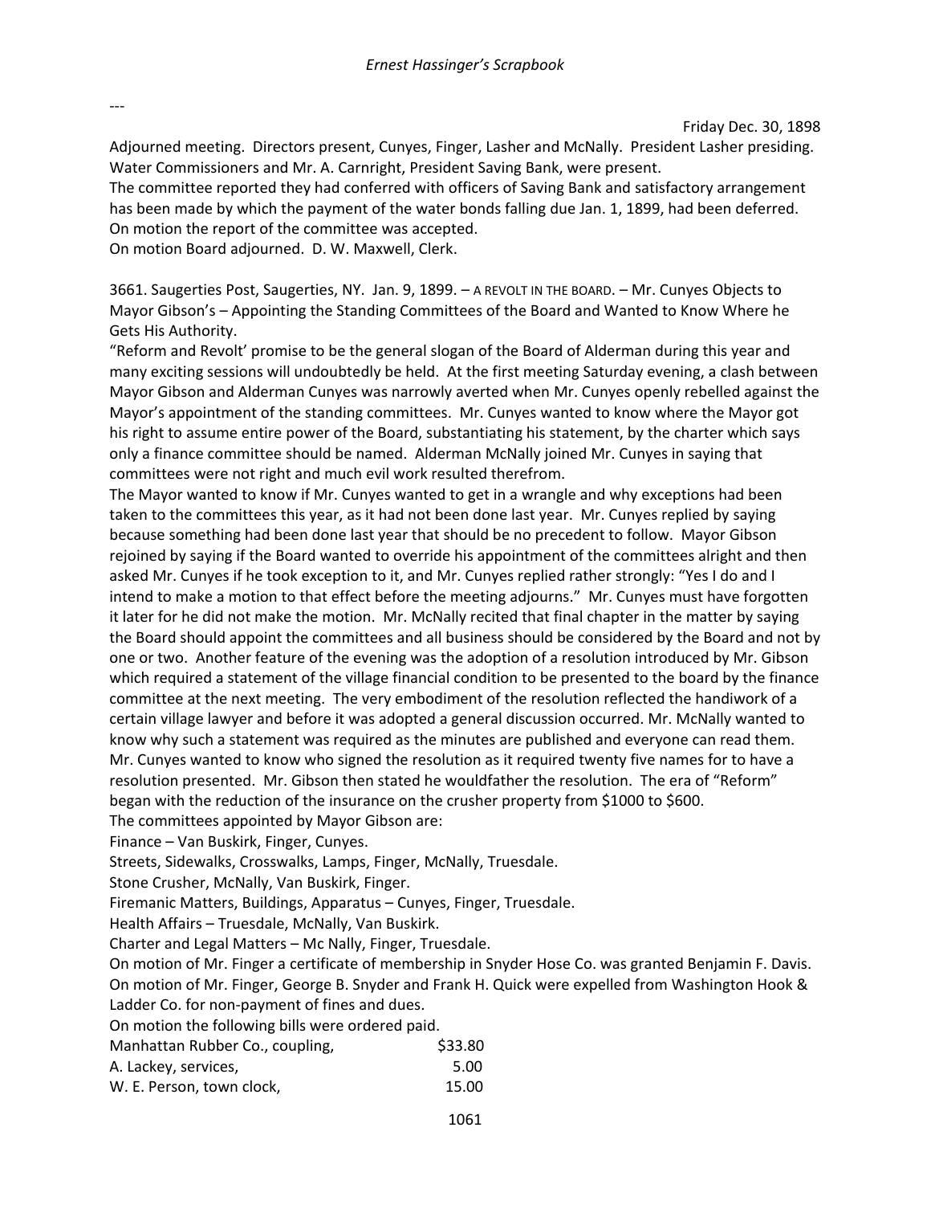---

Friday Dec. 30, 1898

Adjourned meeting. Directors present, Cunyes, Finger, Lasher and McNally. President Lasher presiding. Water Commissioners and Mr. A. Carnright, President Saving Bank, were present.

The committee reported they had conferred with officers of Saving Bank and satisfactory arrangement has been made by which the payment of the water bonds falling due Jan. 1, 1899, had been deferred.

On motion the report of the committee was accepted.

On motion Board adjourned. D. W. Maxwell, Clerk.

3661. Saugerties Post, Saugerties, NY. Jan. 9, 1899. – A REVOLT IN THE BOARD. – Mr. Cunyes Objects to Mayor Gibson's – Appointing the Standing Committees of the Board and Wanted to Know Where he Gets His Authority.

"Reform and Revolt' promise to be the general slogan of the Board of Alderman during this year and many exciting sessions will undoubtedly be held. At the first meeting Saturday evening, a clash between Mayor Gibson and Alderman Cunyes was narrowly averted when Mr. Cunyes openly rebelled against the Mayor's appointment of the standing committees. Mr. Cunyes wanted to know where the Mayor got his right to assume entire power of the Board, substantiating his statement, by the charter which says only a finance committee should be named. Alderman McNally joined Mr. Cunyes in saying that committees were not right and much evil work resulted therefrom.

The Mayor wanted to know if Mr. Cunyes wanted to get in a wrangle and why exceptions had been taken to the committees this year, as it had not been done last year. Mr. Cunyes replied by saying because something had been done last year that should be no precedent to follow. Mayor Gibson rejoined by saying if the Board wanted to override his appointment of the committees alright and then asked Mr. Cunyes if he took exception to it, and Mr. Cunyes replied rather strongly: "Yes I do and I intend to make a motion to that effect before the meeting adjourns." Mr. Cunyes must have forgotten it later for he did not make the motion. Mr. McNally recited that final chapter in the matter by saying the Board should appoint the committees and all business should be considered by the Board and not by one or two. Another feature of the evening was the adoption of a resolution introduced by Mr. Gibson which required a statement of the village financial condition to be presented to the board by the finance committee at the next meeting. The very embodiment of the resolution reflected the handiwork of a certain village lawyer and before it was adopted a general discussion occurred. Mr. McNally wanted to know why such a statement was required as the minutes are published and everyone can read them. Mr. Cunyes wanted to know who signed the resolution as it required twenty five names for to have a resolution presented. Mr. Gibson then stated he wouldfather the resolution. The era of "Reform" began with the reduction of the insurance on the crusher property from $1000 to $600.

The committees appointed by Mayor Gibson are:

Finance – Van Buskirk, Finger, Cunyes.

Streets, Sidewalks, Crosswalks, Lamps, Finger, McNally, Truesdale.

Stone Crusher, McNally, Van Buskirk, Finger.

Firemanic Matters, Buildings, Apparatus – Cunyes, Finger, Truesdale.

Health Affairs – Truesdale, McNally, Van Buskirk.

Charter and Legal Matters – Mc Nally, Finger, Truesdale.

On motion of Mr. Finger a certificate of membership in Snyder Hose Co. was granted Benjamin F. Davis.

On motion of Mr. Finger, George B. Snyder and Frank H. Quick were expelled from Washington Hook & Ladder Co. for non-payment of fines and dues.

On motion the following bills were ordered paid.

| | |
|---|---|
| Manhattan Rubber Co., coupling, | $33.80 |
| A. Lackey, services, | 5.00 |
| W. E. Person, town clock, | 15.00 |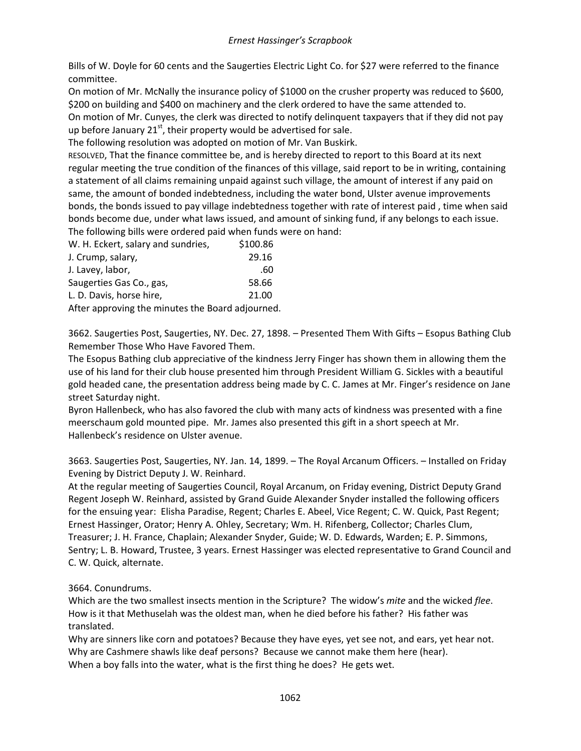Bills of W. Doyle for 60 cents and the Saugerties Electric Light Co. for $27 were referred to the finance committee.

On motion of Mr. McNally the insurance policy of $1000 on the crusher property was reduced to $600, $200 on building and $400 on machinery and the clerk ordered to have the same attended to.

On motion of Mr. Cunyes, the clerk was directed to notify delinquent taxpayers that if they did not pay up before January 21st, their property would be advertised for sale.

The following resolution was adopted on motion of Mr. Van Buskirk.

RESOLVED, That the finance committee be, and is hereby directed to report to this Board at its next regular meeting the true condition of the finances of this village, said report to be in writing, containing a statement of all claims remaining unpaid against such village, the amount of interest if any paid on same, the amount of bonded indebtedness, including the water bond, Ulster avenue improvements bonds, the bonds issued to pay village indebtedness together with rate of interest paid , time when said bonds become due, under what laws issued, and amount of sinking fund, if any belongs to each issue.

The following bills were ordered paid when funds were on hand:

| | |
|---|---|
| W. H. Eckert, salary and sundries, | $100.86 |
| J. Crump, salary, | 29.16 |
| J. Lavey, labor, | .60 |
| Saugerties Gas Co., gas, | 58.66 |
| L. D. Davis, horse hire, | 21.00 |

After approving the minutes the Board adjourned.

3662. Saugerties Post, Saugerties, NY. Dec. 27, 1898. – Presented Them With Gifts – Esopus Bathing Club Remember Those Who Have Favored Them.

The Esopus Bathing club appreciative of the kindness Jerry Finger has shown them in allowing them the use of his land for their club house presented him through President William G. Sickles with a beautiful gold headed cane, the presentation address being made by C. C. James at Mr. Finger's residence on Jane street Saturday night.

Byron Hallenbeck, who has also favored the club with many acts of kindness was presented with a fine meerschaum gold mounted pipe. Mr. James also presented this gift in a short speech at Mr. Hallenbeck's residence on Ulster avenue.

3663. Saugerties Post, Saugerties, NY. Jan. 14, 1899. – The Royal Arcanum Officers. – Installed on Friday Evening by District Deputy J. W. Reinhard.

At the regular meeting of Saugerties Council, Royal Arcanum, on Friday evening, District Deputy Grand Regent Joseph W. Reinhard, assisted by Grand Guide Alexander Snyder installed the following officers for the ensuing year: Elisha Paradise, Regent; Charles E. Abeel, Vice Regent; C. W. Quick, Past Regent; Ernest Hassinger, Orator; Henry A. Ohley, Secretary; Wm. H. Rifenberg, Collector; Charles Clum, Treasurer; J. H. France, Chaplain; Alexander Snyder, Guide; W. D. Edwards, Warden; E. P. Simmons, Sentry; L. B. Howard, Trustee, 3 years. Ernest Hassinger was elected representative to Grand Council and C. W. Quick, alternate.

3664. Conundrums.

Which are the two smallest insects mention in the Scripture? The widow's *mite* and the wicked *flee*.

How is it that Methuselah was the oldest man, when he died before his father? His father was translated.

Why are sinners like corn and potatoes? Because they have eyes, yet see not, and ears, yet hear not.

Why are Cashmere shawls like deaf persons? Because we cannot make them here (hear).

When a boy falls into the water, what is the first thing he does? He gets wet.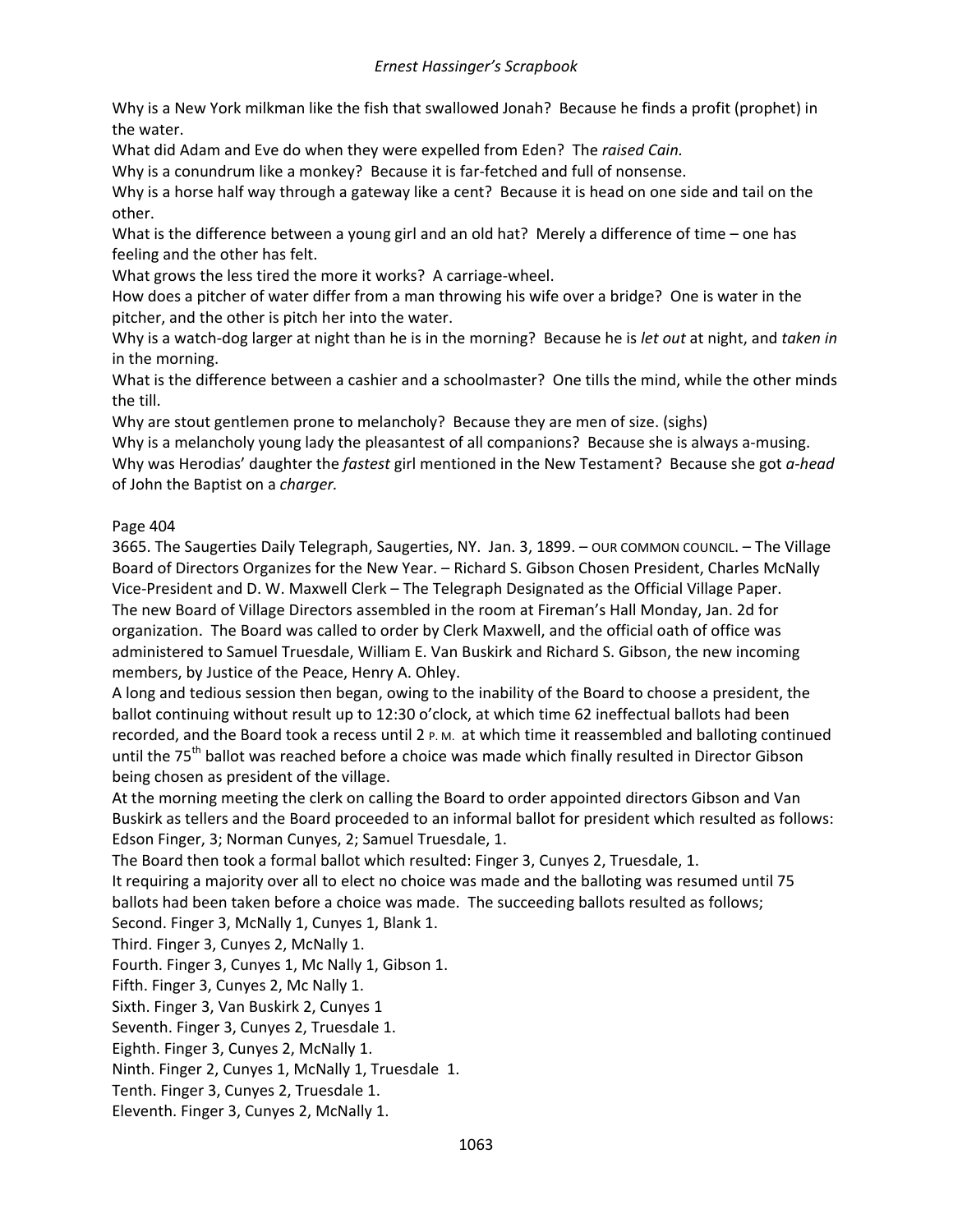Why is a New York milkman like the fish that swallowed Jonah? Because he finds a profit (prophet) in the water.
What did Adam and Eve do when they were expelled from Eden? The *raised Cain*.
Why is a conundrum like a monkey? Because it is far-fetched and full of nonsense.
Why is a horse half way through a gateway like a cent? Because it is head on one side and tail on the other.
What is the difference between a young girl and an old hat? Merely a difference of time – one has feeling and the other has felt.
What grows the less tired the more it works? A carriage-wheel.
How does a pitcher of water differ from a man throwing his wife over a bridge? One is water in the pitcher, and the other is pitch her into the water.
Why is a watch-dog larger at night than he is in the morning? Because he is *let out* at night, and *taken in* in the morning.
What is the difference between a cashier and a schoolmaster? One tills the mind, while the other minds the till.
Why are stout gentlemen prone to melancholy? Because they are men of size. (sighs)
Why is a melancholy young lady the pleasantest of all companions? Because she is always a-musing.
Why was Herodias' daughter the *fastest* girl mentioned in the New Testament? Because she got *a-head* of John the Baptist on a *charger.*

Page 404

3665. The Saugerties Daily Telegraph, Saugerties, NY. Jan. 3, 1899. – OUR COMMON COUNCIL. – The Village Board of Directors Organizes for the New Year. – Richard S. Gibson Chosen President, Charles McNally Vice-President and D. W. Maxwell Clerk – The Telegraph Designated as the Official Village Paper.
The new Board of Village Directors assembled in the room at Fireman's Hall Monday, Jan. 2d for organization. The Board was called to order by Clerk Maxwell, and the official oath of office was administered to Samuel Truesdale, William E. Van Buskirk and Richard S. Gibson, the new incoming members, by Justice of the Peace, Henry A. Ohley.
A long and tedious session then began, owing to the inability of the Board to choose a president, the ballot continuing without result up to 12:30 o'clock, at which time 62 ineffectual ballots had been recorded, and the Board took a recess until 2 P. M. at which time it reassembled and balloting continued until the 75th ballot was reached before a choice was made which finally resulted in Director Gibson being chosen as president of the village.
At the morning meeting the clerk on calling the Board to order appointed directors Gibson and Van Buskirk as tellers and the Board proceeded to an informal ballot for president which resulted as follows: Edson Finger, 3; Norman Cunyes, 2; Samuel Truesdale, 1.
The Board then took a formal ballot which resulted: Finger 3, Cunyes 2, Truesdale, 1.
It requiring a majority over all to elect no choice was made and the balloting was resumed until 75 ballots had been taken before a choice was made. The succeeding ballots resulted as follows;
Second. Finger 3, McNally 1, Cunyes 1, Blank 1.
Third. Finger 3, Cunyes 2, McNally 1.
Fourth. Finger 3, Cunyes 1, Mc Nally 1, Gibson 1.
Fifth. Finger 3, Cunyes 2, Mc Nally 1.
Sixth. Finger 3, Van Buskirk 2, Cunyes 1
Seventh. Finger 3, Cunyes 2, Truesdale 1.
Eighth. Finger 3, Cunyes 2, McNally 1.
Ninth. Finger 2, Cunyes 1, McNally 1, Truesdale 1.
Tenth. Finger 3, Cunyes 2, Truesdale 1.
Eleventh. Finger 3, Cunyes 2, McNally 1.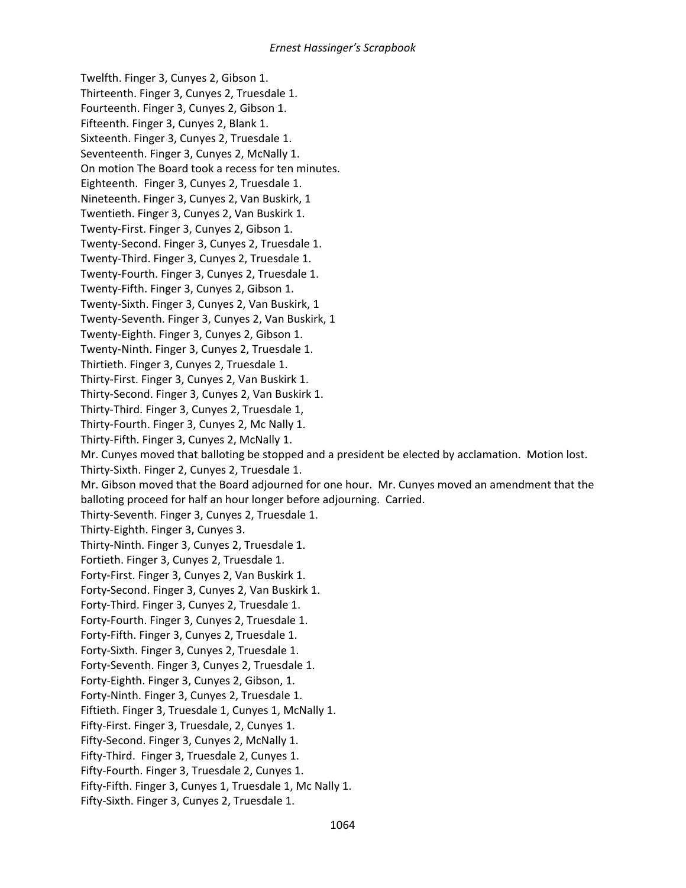Twelfth. Finger 3, Cunyes 2, Gibson 1.
Thirteenth. Finger 3, Cunyes 2, Truesdale 1.
Fourteenth. Finger 3, Cunyes 2, Gibson 1.
Fifteenth. Finger 3, Cunyes 2, Blank 1.
Sixteenth. Finger 3, Cunyes 2, Truesdale 1.
Seventeenth. Finger 3, Cunyes 2, McNally 1.
On motion The Board took a recess for ten minutes.
Eighteenth. Finger 3, Cunyes 2, Truesdale 1.
Nineteenth. Finger 3, Cunyes 2, Van Buskirk, 1
Twentieth. Finger 3, Cunyes 2, Van Buskirk 1.
Twenty-First. Finger 3, Cunyes 2, Gibson 1.
Twenty-Second. Finger 3, Cunyes 2, Truesdale 1.
Twenty-Third. Finger 3, Cunyes 2, Truesdale 1.
Twenty-Fourth. Finger 3, Cunyes 2, Truesdale 1.
Twenty-Fifth. Finger 3, Cunyes 2, Gibson 1.
Twenty-Sixth. Finger 3, Cunyes 2, Van Buskirk, 1
Twenty-Seventh. Finger 3, Cunyes 2, Van Buskirk, 1
Twenty-Eighth. Finger 3, Cunyes 2, Gibson 1.
Twenty-Ninth. Finger 3, Cunyes 2, Truesdale 1.
Thirtieth. Finger 3, Cunyes 2, Truesdale 1.
Thirty-First. Finger 3, Cunyes 2, Van Buskirk 1.
Thirty-Second. Finger 3, Cunyes 2, Van Buskirk 1.
Thirty-Third. Finger 3, Cunyes 2, Truesdale 1,
Thirty-Fourth. Finger 3, Cunyes 2, Mc Nally 1.
Thirty-Fifth. Finger 3, Cunyes 2, McNally 1.
Mr. Cunyes moved that balloting be stopped and a president be elected by acclamation. Motion lost.
Thirty-Sixth. Finger 2, Cunyes 2, Truesdale 1.
Mr. Gibson moved that the Board adjourned for one hour. Mr. Cunyes moved an amendment that the balloting proceed for half an hour longer before adjourning. Carried.
Thirty-Seventh. Finger 3, Cunyes 2, Truesdale 1.
Thirty-Eighth. Finger 3, Cunyes 3.
Thirty-Ninth. Finger 3, Cunyes 2, Truesdale 1.
Fortieth. Finger 3, Cunyes 2, Truesdale 1.
Forty-First. Finger 3, Cunyes 2, Van Buskirk 1.
Forty-Second. Finger 3, Cunyes 2, Van Buskirk 1.
Forty-Third. Finger 3, Cunyes 2, Truesdale 1.
Forty-Fourth. Finger 3, Cunyes 2, Truesdale 1.
Forty-Fifth. Finger 3, Cunyes 2, Truesdale 1.
Forty-Sixth. Finger 3, Cunyes 2, Truesdale 1.
Forty-Seventh. Finger 3, Cunyes 2, Truesdale 1.
Forty-Eighth. Finger 3, Cunyes 2, Gibson, 1.
Forty-Ninth. Finger 3, Cunyes 2, Truesdale 1.
Fiftieth. Finger 3, Truesdale 1, Cunyes 1, McNally 1.
Fifty-First. Finger 3, Truesdale, 2, Cunyes 1.
Fifty-Second. Finger 3, Cunyes 2, McNally 1.
Fifty-Third. Finger 3, Truesdale 2, Cunyes 1.
Fifty-Fourth. Finger 3, Truesdale 2, Cunyes 1.
Fifty-Fifth. Finger 3, Cunyes 1, Truesdale 1, Mc Nally 1.
Fifty-Sixth. Finger 3, Cunyes 2, Truesdale 1.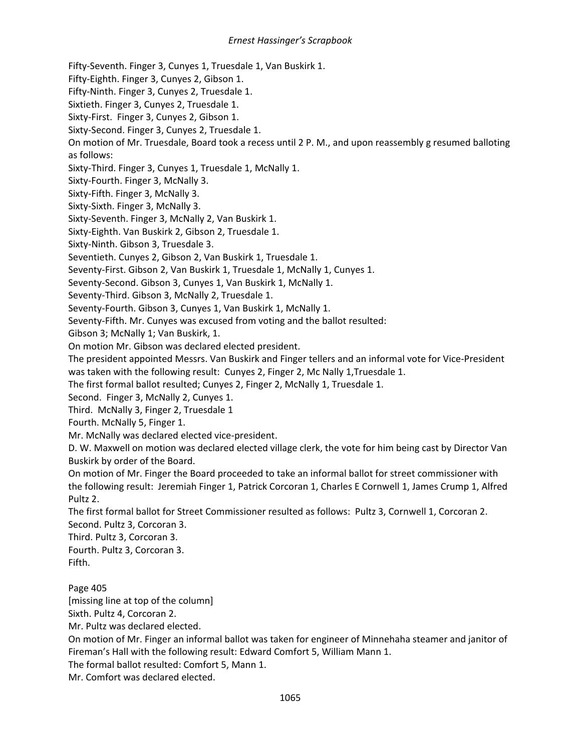Fifty-Seventh. Finger 3, Cunyes 1, Truesdale 1, Van Buskirk 1.
Fifty-Eighth. Finger 3, Cunyes 2, Gibson 1.
Fifty-Ninth. Finger 3, Cunyes 2, Truesdale 1.
Sixtieth. Finger 3, Cunyes 2, Truesdale 1.
Sixty-First. Finger 3, Cunyes 2, Gibson 1.
Sixty-Second. Finger 3, Cunyes 2, Truesdale 1.
On motion of Mr. Truesdale, Board took a recess until 2 P. M., and upon reassembly g resumed balloting as follows:
Sixty-Third. Finger 3, Cunyes 1, Truesdale 1, McNally 1.
Sixty-Fourth. Finger 3, McNally 3.
Sixty-Fifth. Finger 3, McNally 3.
Sixty-Sixth. Finger 3, McNally 3.
Sixty-Seventh. Finger 3, McNally 2, Van Buskirk 1.
Sixty-Eighth. Van Buskirk 2, Gibson 2, Truesdale 1.
Sixty-Ninth. Gibson 3, Truesdale 3.
Seventieth. Cunyes 2, Gibson 2, Van Buskirk 1, Truesdale 1.
Seventy-First. Gibson 2, Van Buskirk 1, Truesdale 1, McNally 1, Cunyes 1.
Seventy-Second. Gibson 3, Cunyes 1, Van Buskirk 1, McNally 1.
Seventy-Third. Gibson 3, McNally 2, Truesdale 1.
Seventy-Fourth. Gibson 3, Cunyes 1, Van Buskirk 1, McNally 1.
Seventy-Fifth. Mr. Cunyes was excused from voting and the ballot resulted:
Gibson 3; McNally 1; Van Buskirk, 1.
On motion Mr. Gibson was declared elected president.
The president appointed Messrs. Van Buskirk and Finger tellers and an informal vote for Vice-President was taken with the following result: Cunyes 2, Finger 2, Mc Nally 1,Truesdale 1.
The first formal ballot resulted; Cunyes 2, Finger 2, McNally 1, Truesdale 1.
Second. Finger 3, McNally 2, Cunyes 1.
Third. McNally 3, Finger 2, Truesdale 1
Fourth. McNally 5, Finger 1.
Mr. McNally was declared elected vice-president.
D. W. Maxwell on motion was declared elected village clerk, the vote for him being cast by Director Van Buskirk by order of the Board.
On motion of Mr. Finger the Board proceeded to take an informal ballot for street commissioner with the following result: Jeremiah Finger 1, Patrick Corcoran 1, Charles E Cornwell 1, James Crump 1, Alfred Pultz 2.
The first formal ballot for Street Commissioner resulted as follows: Pultz 3, Cornwell 1, Corcoran 2.
Second. Pultz 3, Corcoran 3.
Third. Pultz 3, Corcoran 3.
Fourth. Pultz 3, Corcoran 3.
Fifth.

Page 405
[missing line at top of the column]
Sixth. Pultz 4, Corcoran 2.
Mr. Pultz was declared elected.
On motion of Mr. Finger an informal ballot was taken for engineer of Minnehaha steamer and janitor of Fireman's Hall with the following result: Edward Comfort 5, William Mann 1.
The formal ballot resulted: Comfort 5, Mann 1.
Mr. Comfort was declared elected.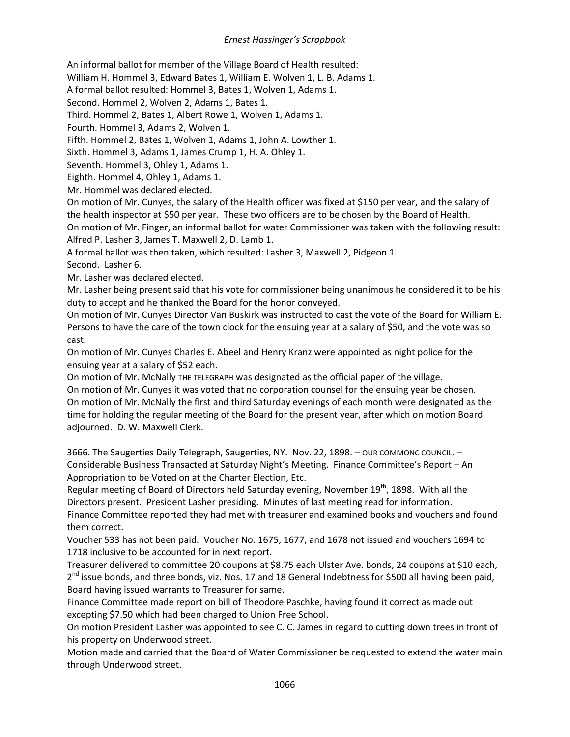An informal ballot for member of the Village Board of Health resulted:
William H. Hommel 3, Edward Bates 1, William E. Wolven 1, L. B. Adams 1.
A formal ballot resulted: Hommel 3, Bates 1, Wolven 1, Adams 1.
Second. Hommel 2, Wolven 2, Adams 1, Bates 1.
Third. Hommel 2, Bates 1, Albert Rowe 1, Wolven 1, Adams 1.
Fourth. Hommel 3, Adams 2, Wolven 1.
Fifth. Hommel 2, Bates 1, Wolven 1, Adams 1, John A. Lowther 1.
Sixth. Hommel 3, Adams 1, James Crump 1, H. A. Ohley 1.
Seventh. Hommel 3, Ohley 1, Adams 1.
Eighth. Hommel 4, Ohley 1, Adams 1.
Mr. Hommel was declared elected.
On motion of Mr. Cunyes, the salary of the Health officer was fixed at $150 per year, and the salary of the health inspector at $50 per year. These two officers are to be chosen by the Board of Health.
On motion of Mr. Finger, an informal ballot for water Commissioner was taken with the following result: Alfred P. Lasher 3, James T. Maxwell 2, D. Lamb 1.
A formal ballot was then taken, which resulted: Lasher 3, Maxwell 2, Pidgeon 1.
Second. Lasher 6.
Mr. Lasher was declared elected.
Mr. Lasher being present said that his vote for commissioner being unanimous he considered it to be his duty to accept and he thanked the Board for the honor conveyed.
On motion of Mr. Cunyes Director Van Buskirk was instructed to cast the vote of the Board for William E. Persons to have the care of the town clock for the ensuing year at a salary of $50, and the vote was so cast.
On motion of Mr. Cunyes Charles E. Abeel and Henry Kranz were appointed as night police for the ensuing year at a salary of $52 each.
On motion of Mr. McNally THE TELEGRAPH was designated as the official paper of the village.
On motion of Mr. Cunyes it was voted that no corporation counsel for the ensuing year be chosen.
On motion of Mr. McNally the first and third Saturday evenings of each month were designated as the time for holding the regular meeting of the Board for the present year, after which on motion Board adjourned. D. W. Maxwell Clerk.

3666. The Saugerties Daily Telegraph, Saugerties, NY. Nov. 22, 1898. – OUR COMMONC COUNCIL. – Considerable Business Transacted at Saturday Night's Meeting. Finance Committee's Report – An Appropriation to be Voted on at the Charter Election, Etc.
Regular meeting of Board of Directors held Saturday evening, November 19th, 1898. With all the Directors present. President Lasher presiding. Minutes of last meeting read for information.
Finance Committee reported they had met with treasurer and examined books and vouchers and found them correct.
Voucher 533 has not been paid. Voucher No. 1675, 1677, and 1678 not issued and vouchers 1694 to 1718 inclusive to be accounted for in next report.
Treasurer delivered to committee 20 coupons at $8.75 each Ulster Ave. bonds, 24 coupons at $10 each, 2nd issue bonds, and three bonds, viz. Nos. 17 and 18 General Indebtness for $500 all having been paid, Board having issued warrants to Treasurer for same.
Finance Committee made report on bill of Theodore Paschke, having found it correct as made out excepting $7.50 which had been charged to Union Free School.
On motion President Lasher was appointed to see C. C. James in regard to cutting down trees in front of his property on Underwood street.
Motion made and carried that the Board of Water Commissioner be requested to extend the water main through Underwood street.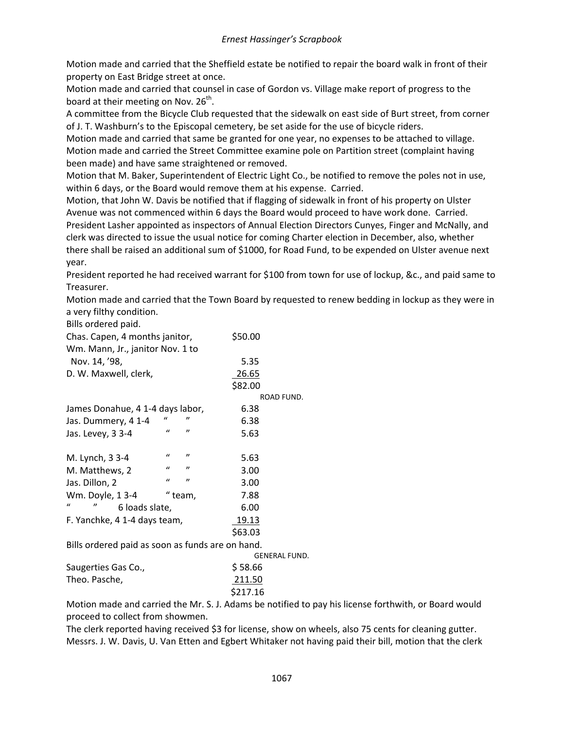Motion made and carried that the Sheffield estate be notified to repair the board walk in front of their property on East Bridge street at once.

Motion made and carried that counsel in case of Gordon vs. Village make report of progress to the board at their meeting on Nov. 26th.

A committee from the Bicycle Club requested that the sidewalk on east side of Burt street, from corner of J. T. Washburn's to the Episcopal cemetery, be set aside for the use of bicycle riders.

Motion made and carried that same be granted for one year, no expenses to be attached to village.

Motion made and carried the Street Committee examine pole on Partition street (complaint having been made) and have same straightened or removed.

Motion that M. Baker, Superintendent of Electric Light Co., be notified to remove the poles not in use, within 6 days, or the Board would remove them at his expense. Carried.

Motion, that John W. Davis be notified that if flagging of sidewalk in front of his property on Ulster Avenue was not commenced within 6 days the Board would proceed to have work done. Carried.

President Lasher appointed as inspectors of Annual Election Directors Cunyes, Finger and McNally, and clerk was directed to issue the usual notice for coming Charter election in December, also, whether there shall be raised an additional sum of $1000, for Road Fund, to be expended on Ulster avenue next year.

President reported he had received warrant for $100 from town for use of lockup, &c., and paid same to Treasurer.

Motion made and carried that the Town Board by requested to renew bedding in lockup as they were in a very filthy condition.

Bills ordered paid.

| | |
|---|---|
| Chas. Capen, 4 months janitor, | $50.00 |
| Wm. Mann, Jr., janitor Nov. 1 to Nov. 14, '98, | 5.35 |
| D. W. Maxwell, clerk, | 26.65 |
| | $82.00 |

ROAD FUND.

| | |
|---|---|
| James Donahue, 4 1-4 days labor, | 6.38 |
| Jas. Dummery, 4 1-4 " " | 6.38 |
| Jas. Levey, 3 3-4 " " | 5.63 |
| M. Lynch, 3 3-4 " " | 5.63 |
| M. Matthews, 2 " " | 3.00 |
| Jas. Dillon, 2 " " | 3.00 |
| Wm. Doyle, 1 3-4 " team, | 7.88 |
| " " 6 loads slate, | 6.00 |
| F. Yanchke, 4 1-4 days team, | 19.13 |
| | $63.03 |

Bills ordered paid as soon as funds are on hand.

GENERAL FUND.

| | |
|---|---|
| Saugerties Gas Co., | $ 58.66 |
| Theo. Pasche, | 211.50 |
| | $217.16 |

Motion made and carried the Mr. S. J. Adams be notified to pay his license forthwith, or Board would proceed to collect from showmen.

The clerk reported having received $3 for license, show on wheels, also 75 cents for cleaning gutter.

Messrs. J. W. Davis, U. Van Etten and Egbert Whitaker not having paid their bill, motion that the clerk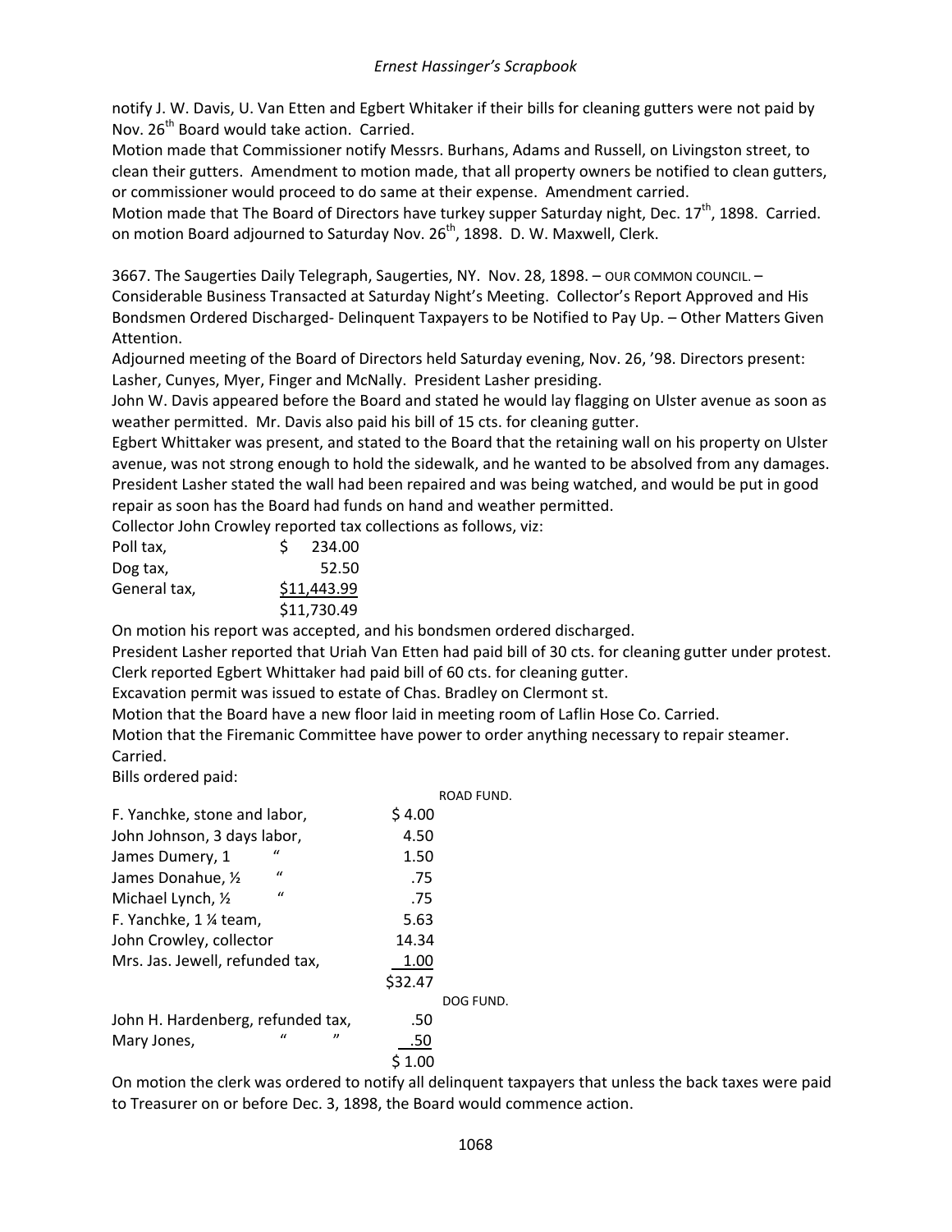notify J. W. Davis, U. Van Etten and Egbert Whitaker if their bills for cleaning gutters were not paid by Nov. 26th Board would take action. Carried.
Motion made that Commissioner notify Messrs. Burhans, Adams and Russell, on Livingston street, to clean their gutters. Amendment to motion made, that all property owners be notified to clean gutters, or commissioner would proceed to do same at their expense. Amendment carried.
Motion made that The Board of Directors have turkey supper Saturday night, Dec. 17th, 1898. Carried.
on motion Board adjourned to Saturday Nov. 26th, 1898. D. W. Maxwell, Clerk.

3667. The Saugerties Daily Telegraph, Saugerties, NY. Nov. 28, 1898. – OUR COMMON COUNCIL. – Considerable Business Transacted at Saturday Night's Meeting. Collector's Report Approved and His Bondsmen Ordered Discharged- Delinquent Taxpayers to be Notified to Pay Up. – Other Matters Given Attention.
Adjourned meeting of the Board of Directors held Saturday evening, Nov. 26, '98. Directors present: Lasher, Cunyes, Myer, Finger and McNally. President Lasher presiding.
John W. Davis appeared before the Board and stated he would lay flagging on Ulster avenue as soon as weather permitted. Mr. Davis also paid his bill of 15 cts. for cleaning gutter.
Egbert Whittaker was present, and stated to the Board that the retaining wall on his property on Ulster avenue, was not strong enough to hold the sidewalk, and he wanted to be absolved from any damages. President Lasher stated the wall had been repaired and was being watched, and would be put in good repair as soon has the Board had funds on hand and weather permitted.
Collector John Crowley reported tax collections as follows, viz:

| | |
|---|---|
| Poll tax, | $ 234.00 |
| Dog tax, | 52.50 |
| General tax, | $11,443.99 |
| | $11,730.49 |

On motion his report was accepted, and his bondsmen ordered discharged.
President Lasher reported that Uriah Van Etten had paid bill of 30 cts. for cleaning gutter under protest.
Clerk reported Egbert Whittaker had paid bill of 60 cts. for cleaning gutter.
Excavation permit was issued to estate of Chas. Bradley on Clermont st.
Motion that the Board have a new floor laid in meeting room of Laflin Hose Co. Carried.
Motion that the Firemanic Committee have power to order anything necessary to repair steamer. Carried.
Bills ordered paid:

| | | |
|---|---|---|
| | | ROAD FUND. |
| F. Yanchke, stone and labor, | $ 4.00 | |
| John Johnson, 3 days labor, | 4.50 | |
| James Dumery, 1 " | 1.50 | |
| James Donahue, ½ " | .75 | |
| Michael Lynch, ½ " | .75 | |
| F. Yanchke, 1 ¼ team, | 5.63 | |
| John Crowley, collector | 14.34 | |
| Mrs. Jas. Jewell, refunded tax, | 1.00 | |
| | $32.47 | |
| | | DOG FUND. |
| John H. Hardenberg, refunded tax, | .50 | |
| Mary Jones, " " | .50 | |
| | $ 1.00 | |

On motion the clerk was ordered to notify all delinquent taxpayers that unless the back taxes were paid to Treasurer on or before Dec. 3, 1898, the Board would commence action.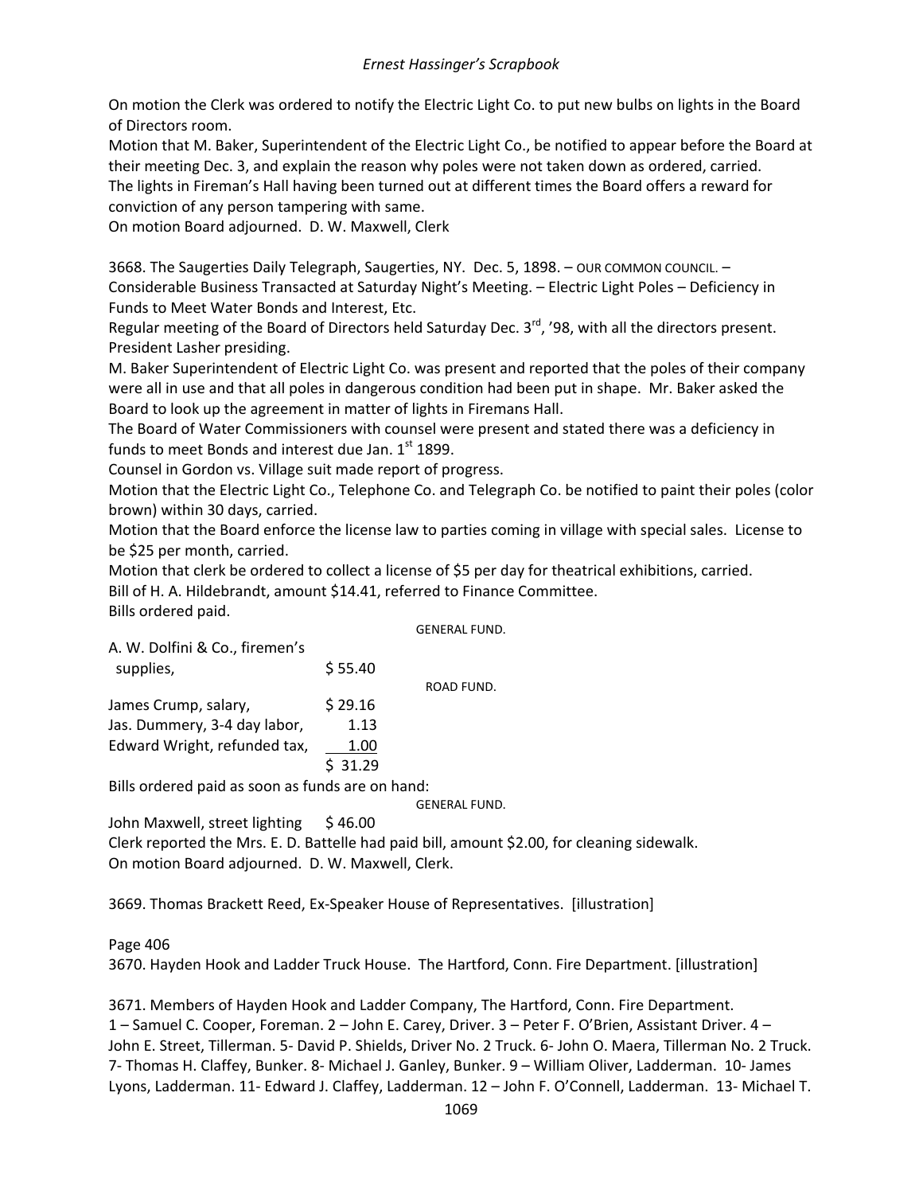On motion the Clerk was ordered to notify the Electric Light Co. to put new bulbs on lights in the Board of Directors room.

Motion that M. Baker, Superintendent of the Electric Light Co., be notified to appear before the Board at their meeting Dec. 3, and explain the reason why poles were not taken down as ordered, carried.

The lights in Fireman's Hall having been turned out at different times the Board offers a reward for conviction of any person tampering with same.

On motion Board adjourned. D. W. Maxwell, Clerk

3668. The Saugerties Daily Telegraph, Saugerties, NY. Dec. 5, 1898. – OUR COMMON COUNCIL. – Considerable Business Transacted at Saturday Night's Meeting. – Electric Light Poles – Deficiency in Funds to Meet Water Bonds and Interest, Etc.

Regular meeting of the Board of Directors held Saturday Dec. 3rd, '98, with all the directors present. President Lasher presiding.

M. Baker Superintendent of Electric Light Co. was present and reported that the poles of their company were all in use and that all poles in dangerous condition had been put in shape. Mr. Baker asked the Board to look up the agreement in matter of lights in Firemans Hall.

The Board of Water Commissioners with counsel were present and stated there was a deficiency in funds to meet Bonds and interest due Jan. 1st 1899.

Counsel in Gordon vs. Village suit made report of progress.

Motion that the Electric Light Co., Telephone Co. and Telegraph Co. be notified to paint their poles (color brown) within 30 days, carried.

Motion that the Board enforce the license law to parties coming in village with special sales. License to be $25 per month, carried.

Motion that clerk be ordered to collect a license of $5 per day for theatrical exhibitions, carried.

Bill of H. A. Hildebrandt, amount $14.41, referred to Finance Committee.

Bills ordered paid.

GENERAL FUND.

| | |
|---|---|
| A. W. Dolfini & Co., firemen's supplies, | $ 55.40 |

ROAD FUND.

| | |
|---|---|
| James Crump, salary, | $ 29.16 |
| Jas. Dummery, 3-4 day labor, | 1.13 |
| Edward Wright, refunded tax, | 1.00 |
| | $ 31.29 |

Bills ordered paid as soon as funds are on hand:

GENERAL FUND.

John Maxwell, street lighting $ 46.00

Clerk reported the Mrs. E. D. Battelle had paid bill, amount $2.00, for cleaning sidewalk.

On motion Board adjourned. D. W. Maxwell, Clerk.

3669. Thomas Brackett Reed, Ex-Speaker House of Representatives. [illustration]

Page 406

3670. Hayden Hook and Ladder Truck House. The Hartford, Conn. Fire Department. [illustration]

3671. Members of Hayden Hook and Ladder Company, The Hartford, Conn. Fire Department.
1 – Samuel C. Cooper, Foreman. 2 – John E. Carey, Driver. 3 – Peter F. O'Brien, Assistant Driver. 4 – John E. Street, Tillerman. 5- David P. Shields, Driver No. 2 Truck. 6- John O. Maera, Tillerman No. 2 Truck. 7- Thomas H. Claffey, Bunker. 8- Michael J. Ganley, Bunker. 9 – William Oliver, Ladderman. 10- James Lyons, Ladderman. 11- Edward J. Claffey, Ladderman. 12 – John F. O'Connell, Ladderman. 13- Michael T.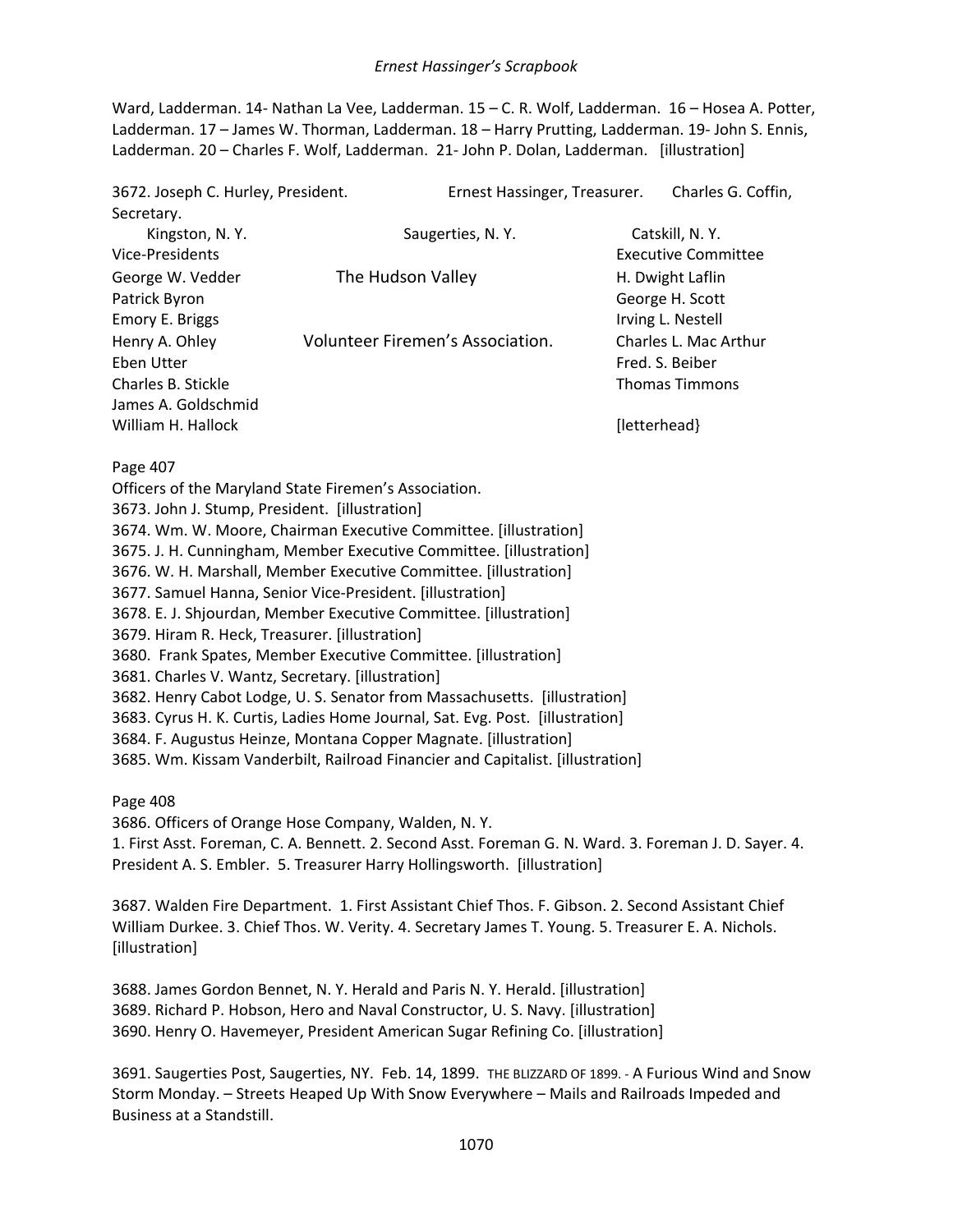Ward, Ladderman. 14- Nathan La Vee, Ladderman. 15 – C. R. Wolf, Ladderman. 16 – Hosea A. Potter, Ladderman. 17 – James W. Thorman, Ladderman. 18 – Harry Prutting, Ladderman. 19- John S. Ennis, Ladderman. 20 – Charles F. Wolf, Ladderman. 21- John P. Dolan, Ladderman. [illustration]

3672. Joseph C. Hurley, President. Ernest Hassinger, Treasurer. Charles G. Coffin, Secretary.

Kingston, N. Y. Saugerties, N. Y. Catskill, N. Y.

The Hudson Valley Volunteer Firemen's Association.

Vice-Presidents
George W. Vedder
Patrick Byron
Emory E. Briggs
Henry A. Ohley
Eben Utter
Charles B. Stickle
James A. Goldschmid
William H. Hallock

Executive Committee
H. Dwight Laflin
George H. Scott
Irving L. Nestell
Charles L. Mac Arthur
Fred. S. Beiber
Thomas Timmons

[letterhead}

Page 407

Officers of the Maryland State Firemen's Association.

3673. John J. Stump, President. [illustration]
3674. Wm. W. Moore, Chairman Executive Committee. [illustration]
3675. J. H. Cunningham, Member Executive Committee. [illustration]
3676. W. H. Marshall, Member Executive Committee. [illustration]
3677. Samuel Hanna, Senior Vice-President. [illustration]
3678. E. J. Shjourdan, Member Executive Committee. [illustration]
3679. Hiram R. Heck, Treasurer. [illustration]
3680. Frank Spates, Member Executive Committee. [illustration]
3681. Charles V. Wantz, Secretary. [illustration]
3682. Henry Cabot Lodge, U. S. Senator from Massachusetts. [illustration]
3683. Cyrus H. K. Curtis, Ladies Home Journal, Sat. Evg. Post. [illustration]
3684. F. Augustus Heinze, Montana Copper Magnate. [illustration]
3685. Wm. Kissam Vanderbilt, Railroad Financier and Capitalist. [illustration]

Page 408

3686. Officers of Orange Hose Company, Walden, N. Y.
1. First Asst. Foreman, C. A. Bennett. 2. Second Asst. Foreman G. N. Ward. 3. Foreman J. D. Sayer. 4. President A. S. Embler. 5. Treasurer Harry Hollingsworth. [illustration]

3687. Walden Fire Department. 1. First Assistant Chief Thos. F. Gibson. 2. Second Assistant Chief William Durkee. 3. Chief Thos. W. Verity. 4. Secretary James T. Young. 5. Treasurer E. A. Nichols. [illustration]

3688. James Gordon Bennet, N. Y. Herald and Paris N. Y. Herald. [illustration]
3689. Richard P. Hobson, Hero and Naval Constructor, U. S. Navy. [illustration]
3690. Henry O. Havemeyer, President American Sugar Refining Co. [illustration]

3691. Saugerties Post, Saugerties, NY. Feb. 14, 1899. THE BLIZZARD OF 1899. - A Furious Wind and Snow Storm Monday. – Streets Heaped Up With Snow Everywhere – Mails and Railroads Impeded and Business at a Standstill.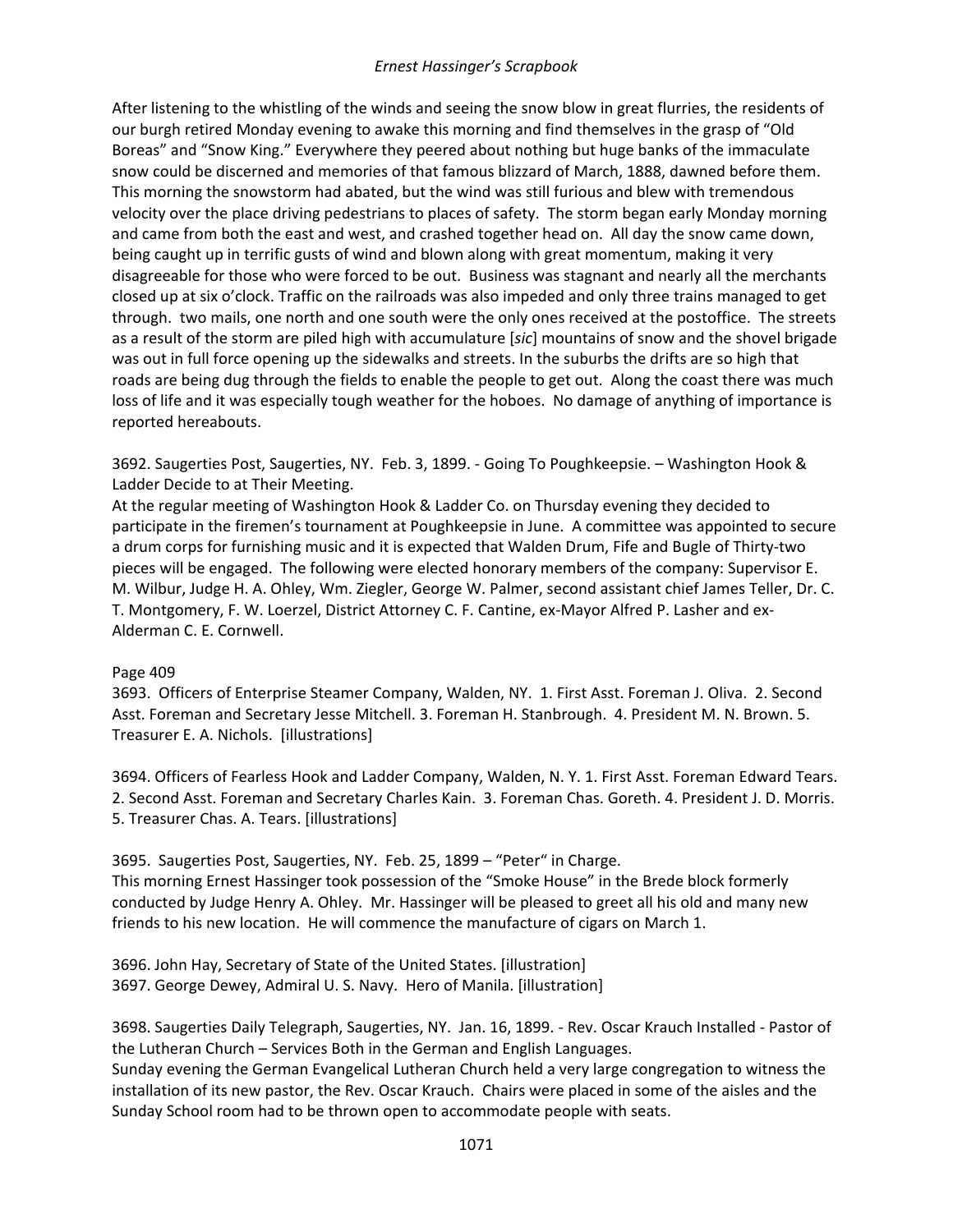After listening to the whistling of the winds and seeing the snow blow in great flurries, the residents of our burgh retired Monday evening to awake this morning and find themselves in the grasp of "Old Boreas" and "Snow King." Everywhere they peered about nothing but huge banks of the immaculate snow could be discerned and memories of that famous blizzard of March, 1888, dawned before them. This morning the snowstorm had abated, but the wind was still furious and blew with tremendous velocity over the place driving pedestrians to places of safety. The storm began early Monday morning and came from both the east and west, and crashed together head on. All day the snow came down, being caught up in terrific gusts of wind and blown along with great momentum, making it very disagreeable for those who were forced to be out. Business was stagnant and nearly all the merchants closed up at six o'clock. Traffic on the railroads was also impeded and only three trains managed to get through. two mails, one north and one south were the only ones received at the postoffice. The streets as a result of the storm are piled high with accumulature [*sic*] mountains of snow and the shovel brigade was out in full force opening up the sidewalks and streets. In the suburbs the drifts are so high that roads are being dug through the fields to enable the people to get out. Along the coast there was much loss of life and it was especially tough weather for the hoboes. No damage of anything of importance is reported hereabouts.

3692. Saugerties Post, Saugerties, NY. Feb. 3, 1899. - Going To Poughkeepsie. – Washington Hook & Ladder Decide to at Their Meeting.
At the regular meeting of Washington Hook & Ladder Co. on Thursday evening they decided to participate in the firemen's tournament at Poughkeepsie in June. A committee was appointed to secure a drum corps for furnishing music and it is expected that Walden Drum, Fife and Bugle of Thirty-two pieces will be engaged. The following were elected honorary members of the company: Supervisor E. M. Wilbur, Judge H. A. Ohley, Wm. Ziegler, George W. Palmer, second assistant chief James Teller, Dr. C. T. Montgomery, F. W. Loerzel, District Attorney C. F. Cantine, ex-Mayor Alfred P. Lasher and ex-Alderman C. E. Cornwell.

Page 409
3693. Officers of Enterprise Steamer Company, Walden, NY. 1. First Asst. Foreman J. Oliva. 2. Second Asst. Foreman and Secretary Jesse Mitchell. 3. Foreman H. Stanbrough. 4. President M. N. Brown. 5. Treasurer E. A. Nichols. [illustrations]

3694. Officers of Fearless Hook and Ladder Company, Walden, N. Y. 1. First Asst. Foreman Edward Tears. 2. Second Asst. Foreman and Secretary Charles Kain. 3. Foreman Chas. Goreth. 4. President J. D. Morris. 5. Treasurer Chas. A. Tears. [illustrations]

3695. Saugerties Post, Saugerties, NY. Feb. 25, 1899 – "Peter" in Charge.
This morning Ernest Hassinger took possession of the "Smoke House" in the Brede block formerly conducted by Judge Henry A. Ohley. Mr. Hassinger will be pleased to greet all his old and many new friends to his new location. He will commence the manufacture of cigars on March 1.

3696. John Hay, Secretary of State of the United States. [illustration]
3697. George Dewey, Admiral U. S. Navy. Hero of Manila. [illustration]

3698. Saugerties Daily Telegraph, Saugerties, NY. Jan. 16, 1899. - Rev. Oscar Krauch Installed - Pastor of the Lutheran Church – Services Both in the German and English Languages.
Sunday evening the German Evangelical Lutheran Church held a very large congregation to witness the installation of its new pastor, the Rev. Oscar Krauch. Chairs were placed in some of the aisles and the Sunday School room had to be thrown open to accommodate people with seats.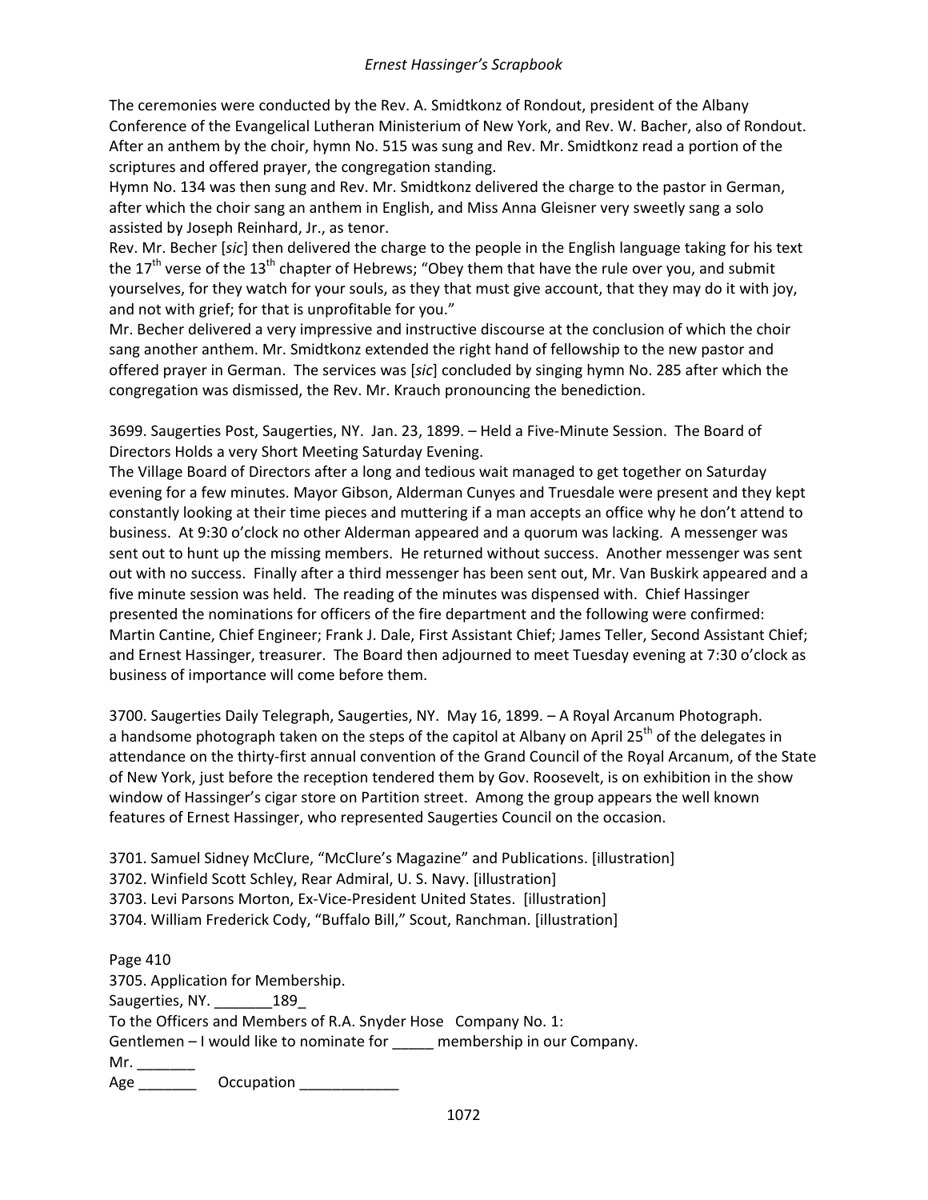The ceremonies were conducted by the Rev. A. Smidtkonz of Rondout, president of the Albany Conference of the Evangelical Lutheran Ministerium of New York, and Rev. W. Bacher, also of Rondout. After an anthem by the choir, hymn No. 515 was sung and Rev. Mr. Smidtkonz read a portion of the scriptures and offered prayer, the congregation standing.

Hymn No. 134 was then sung and Rev. Mr. Smidtkonz delivered the charge to the pastor in German, after which the choir sang an anthem in English, and Miss Anna Gleisner very sweetly sang a solo assisted by Joseph Reinhard, Jr., as tenor.

Rev. Mr. Becher [*sic*] then delivered the charge to the people in the English language taking for his text the 17th verse of the 13th chapter of Hebrews; "Obey them that have the rule over you, and submit yourselves, for they watch for your souls, as they that must give account, that they may do it with joy, and not with grief; for that is unprofitable for you."

Mr. Becher delivered a very impressive and instructive discourse at the conclusion of which the choir sang another anthem. Mr. Smidtkonz extended the right hand of fellowship to the new pastor and offered prayer in German. The services was [*sic*] concluded by singing hymn No. 285 after which the congregation was dismissed, the Rev. Mr. Krauch pronouncing the benediction.

3699. Saugerties Post, Saugerties, NY. Jan. 23, 1899. – Held a Five-Minute Session. The Board of Directors Holds a very Short Meeting Saturday Evening.

The Village Board of Directors after a long and tedious wait managed to get together on Saturday evening for a few minutes. Mayor Gibson, Alderman Cunyes and Truesdale were present and they kept constantly looking at their time pieces and muttering if a man accepts an office why he don't attend to business. At 9:30 o'clock no other Alderman appeared and a quorum was lacking. A messenger was sent out to hunt up the missing members. He returned without success. Another messenger was sent out with no success. Finally after a third messenger has been sent out, Mr. Van Buskirk appeared and a five minute session was held. The reading of the minutes was dispensed with. Chief Hassinger presented the nominations for officers of the fire department and the following were confirmed: Martin Cantine, Chief Engineer; Frank J. Dale, First Assistant Chief; James Teller, Second Assistant Chief; and Ernest Hassinger, treasurer. The Board then adjourned to meet Tuesday evening at 7:30 o'clock as business of importance will come before them.

3700. Saugerties Daily Telegraph, Saugerties, NY. May 16, 1899. – A Royal Arcanum Photograph. a handsome photograph taken on the steps of the capitol at Albany on April 25th of the delegates in attendance on the thirty-first annual convention of the Grand Council of the Royal Arcanum, of the State of New York, just before the reception tendered them by Gov. Roosevelt, is on exhibition in the show window of Hassinger's cigar store on Partition street. Among the group appears the well known features of Ernest Hassinger, who represented Saugerties Council on the occasion.

3701. Samuel Sidney McClure, "McClure's Magazine" and Publications. [illustration]
3702. Winfield Scott Schley, Rear Admiral, U. S. Navy. [illustration]
3703. Levi Parsons Morton, Ex-Vice-President United States. [illustration]
3704. William Frederick Cody, "Buffalo Bill," Scout, Ranchman. [illustration]

Page 410
3705. Application for Membership.
Saugerties, NY. _______189_
To the Officers and Members of R.A. Snyder Hose Company No. 1:
Gentlemen – I would like to nominate for _____ membership in our Company.
Mr. _______
Age _______ Occupation ____________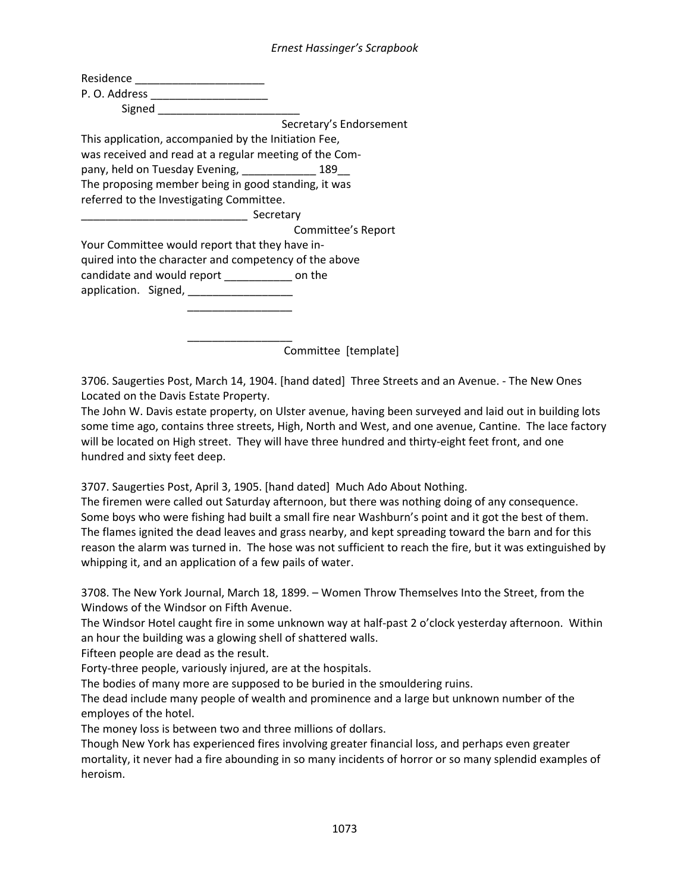Residence _____________________
P. O. Address ___________________
Signed _______________________

Secretary's Endorsement

This application, accompanied by the Initiation Fee, was received and read at a regular meeting of the Company, held on Tuesday Evening, ____________ 189__
The proposing member being in good standing, it was referred to the Investigating Committee.

___________________________ Secretary

Committee's Report

Your Committee would report that they have inquired into the character and competency of the above candidate and would report ___________ on the application. Signed, _________________

_________________

_________________

Committee [template]

3706. Saugerties Post, March 14, 1904. [hand dated] Three Streets and an Avenue. - The New Ones Located on the Davis Estate Property.
The John W. Davis estate property, on Ulster avenue, having been surveyed and laid out in building lots some time ago, contains three streets, High, North and West, and one avenue, Cantine. The lace factory will be located on High street. They will have three hundred and thirty-eight feet front, and one hundred and sixty feet deep.

3707. Saugerties Post, April 3, 1905. [hand dated] Much Ado About Nothing.
The firemen were called out Saturday afternoon, but there was nothing doing of any consequence. Some boys who were fishing had built a small fire near Washburn's point and it got the best of them. The flames ignited the dead leaves and grass nearby, and kept spreading toward the barn and for this reason the alarm was turned in. The hose was not sufficient to reach the fire, but it was extinguished by whipping it, and an application of a few pails of water.

3708. The New York Journal, March 18, 1899. – Women Throw Themselves Into the Street, from the Windows of the Windsor on Fifth Avenue.
The Windsor Hotel caught fire in some unknown way at half-past 2 o'clock yesterday afternoon. Within an hour the building was a glowing shell of shattered walls.
Fifteen people are dead as the result.
Forty-three people, variously injured, are at the hospitals.
The bodies of many more are supposed to be buried in the smouldering ruins.
The dead include many people of wealth and prominence and a large but unknown number of the employes of the hotel.
The money loss is between two and three millions of dollars.
Though New York has experienced fires involving greater financial loss, and perhaps even greater mortality, it never had a fire abounding in so many incidents of horror or so many splendid examples of heroism.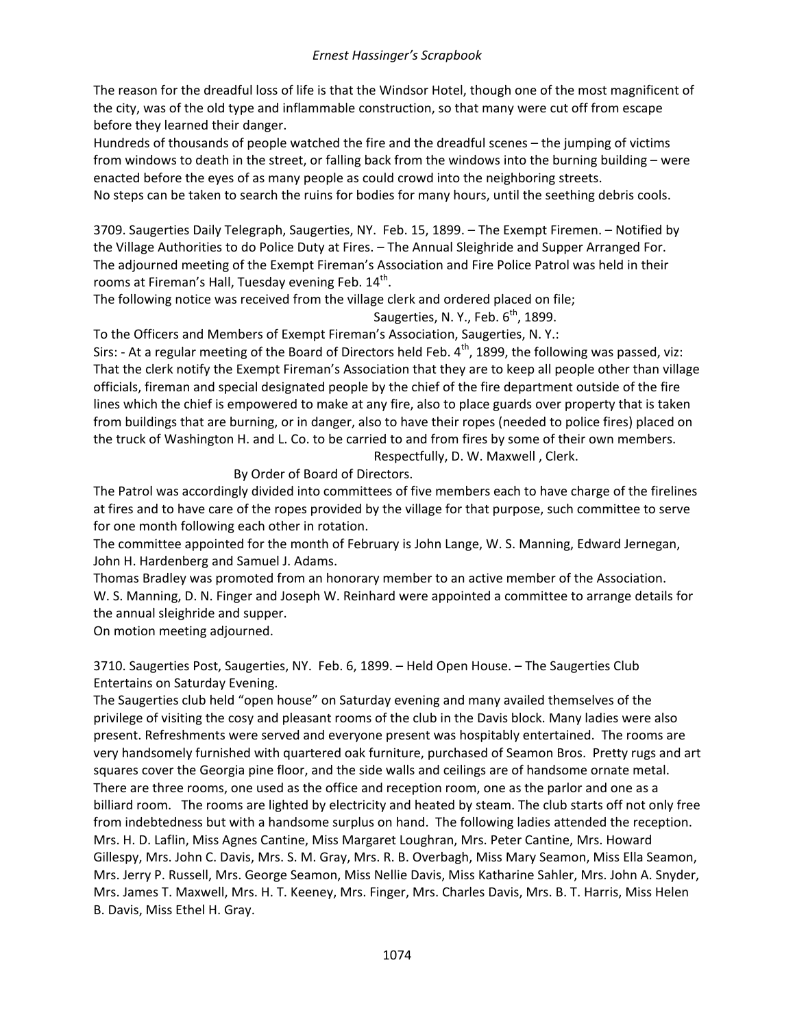The reason for the dreadful loss of life is that the Windsor Hotel, though one of the most magnificent of the city, was of the old type and inflammable construction, so that many were cut off from escape before they learned their danger.

Hundreds of thousands of people watched the fire and the dreadful scenes – the jumping of victims from windows to death in the street, or falling back from the windows into the burning building – were enacted before the eyes of as many people as could crowd into the neighboring streets.

No steps can be taken to search the ruins for bodies for many hours, until the seething debris cools.

3709. Saugerties Daily Telegraph, Saugerties, NY. Feb. 15, 1899. – The Exempt Firemen. – Notified by the Village Authorities to do Police Duty at Fires. – The Annual Sleighride and Supper Arranged For.

The adjourned meeting of the Exempt Fireman's Association and Fire Police Patrol was held in their rooms at Fireman's Hall, Tuesday evening Feb. 14th.

The following notice was received from the village clerk and ordered placed on file;

Saugerties, N. Y., Feb. 6th, 1899.

To the Officers and Members of Exempt Fireman's Association, Saugerties, N. Y.:

Sirs: - At a regular meeting of the Board of Directors held Feb. 4th, 1899, the following was passed, viz: That the clerk notify the Exempt Fireman's Association that they are to keep all people other than village officials, fireman and special designated people by the chief of the fire department outside of the fire lines which the chief is empowered to make at any fire, also to place guards over property that is taken from buildings that are burning, or in danger, also to have their ropes (needed to police fires) placed on the truck of Washington H. and L. Co. to be carried to and from fires by some of their own members.

Respectfully, D. W. Maxwell , Clerk.

By Order of Board of Directors.

The Patrol was accordingly divided into committees of five members each to have charge of the firelines at fires and to have care of the ropes provided by the village for that purpose, such committee to serve for one month following each other in rotation.

The committee appointed for the month of February is John Lange, W. S. Manning, Edward Jernegan, John H. Hardenberg and Samuel J. Adams.

Thomas Bradley was promoted from an honorary member to an active member of the Association.

W. S. Manning, D. N. Finger and Joseph W. Reinhard were appointed a committee to arrange details for the annual sleighride and supper.

On motion meeting adjourned.

3710. Saugerties Post, Saugerties, NY. Feb. 6, 1899. – Held Open House. – The Saugerties Club Entertains on Saturday Evening.

The Saugerties club held "open house" on Saturday evening and many availed themselves of the privilege of visiting the cosy and pleasant rooms of the club in the Davis block. Many ladies were also present. Refreshments were served and everyone present was hospitably entertained. The rooms are very handsomely furnished with quartered oak furniture, purchased of Seamon Bros. Pretty rugs and art squares cover the Georgia pine floor, and the side walls and ceilings are of handsome ornate metal. There are three rooms, one used as the office and reception room, one as the parlor and one as a billiard room. The rooms are lighted by electricity and heated by steam. The club starts off not only free from indebtedness but with a handsome surplus on hand. The following ladies attended the reception. Mrs. H. D. Laflin, Miss Agnes Cantine, Miss Margaret Loughran, Mrs. Peter Cantine, Mrs. Howard Gillespy, Mrs. John C. Davis, Mrs. S. M. Gray, Mrs. R. B. Overbagh, Miss Mary Seamon, Miss Ella Seamon, Mrs. Jerry P. Russell, Mrs. George Seamon, Miss Nellie Davis, Miss Katharine Sahler, Mrs. John A. Snyder, Mrs. James T. Maxwell, Mrs. H. T. Keeney, Mrs. Finger, Mrs. Charles Davis, Mrs. B. T. Harris, Miss Helen B. Davis, Miss Ethel H. Gray.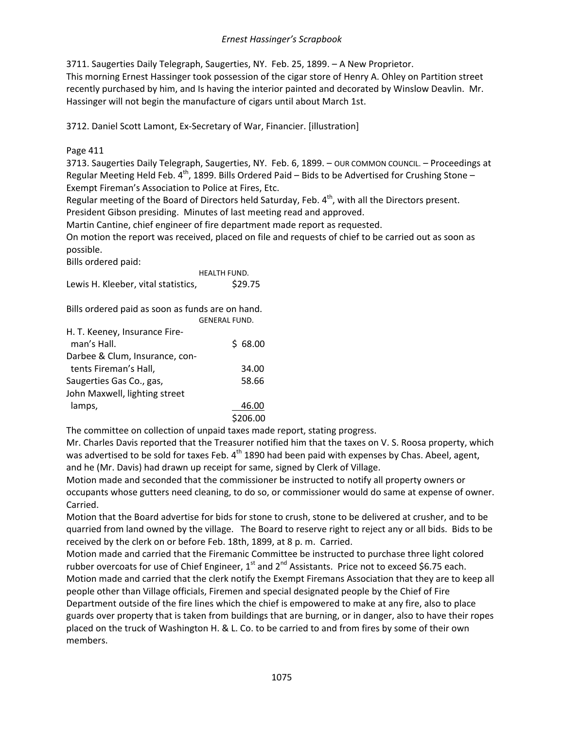3711. Saugerties Daily Telegraph, Saugerties, NY. Feb. 25, 1899. – A New Proprietor.
This morning Ernest Hassinger took possession of the cigar store of Henry A. Ohley on Partition street recently purchased by him, and Is having the interior painted and decorated by Winslow Deavlin. Mr. Hassinger will not begin the manufacture of cigars until about March 1st.

3712. Daniel Scott Lamont, Ex-Secretary of War, Financier. [illustration]

Page 411

3713. Saugerties Daily Telegraph, Saugerties, NY. Feb. 6, 1899. – OUR COMMON COUNCIL. – Proceedings at Regular Meeting Held Feb. 4th, 1899. Bills Ordered Paid – Bids to be Advertised for Crushing Stone – Exempt Fireman's Association to Police at Fires, Etc.

Regular meeting of the Board of Directors held Saturday, Feb. 4th, with all the Directors present. President Gibson presiding. Minutes of last meeting read and approved.

Martin Cantine, chief engineer of fire department made report as requested.

On motion the report was received, placed on file and requests of chief to be carried out as soon as possible.

Bills ordered paid:

HEALTH FUND.

| | |
|---|---|
| Lewis H. Kleeber, vital statistics, | $29.75 |

Bills ordered paid as soon as funds are on hand.

GENERAL FUND.

| | |
|---|---|
| H. T. Keeney, Insurance Fireman's Hall. | $ 68.00 |
| Darbee & Clum, Insurance, contents Fireman's Hall, | 34.00 |
| Saugerties Gas Co., gas, | 58.66 |
| John Maxwell, lighting street lamps, | 46.00 |
| | $206.00 |

The committee on collection of unpaid taxes made report, stating progress.

Mr. Charles Davis reported that the Treasurer notified him that the taxes on V. S. Roosa property, which was advertised to be sold for taxes Feb. 4th 1890 had been paid with expenses by Chas. Abeel, agent, and he (Mr. Davis) had drawn up receipt for same, signed by Clerk of Village.

Motion made and seconded that the commissioner be instructed to notify all property owners or occupants whose gutters need cleaning, to do so, or commissioner would do same at expense of owner. Carried.

Motion that the Board advertise for bids for stone to crush, stone to be delivered at crusher, and to be quarried from land owned by the village. The Board to reserve right to reject any or all bids. Bids to be received by the clerk on or before Feb. 18th, 1899, at 8 p. m. Carried.

Motion made and carried that the Firemanic Committee be instructed to purchase three light colored rubber overcoats for use of Chief Engineer, 1st and 2nd Assistants. Price not to exceed $6.75 each.

Motion made and carried that the clerk notify the Exempt Firemans Association that they are to keep all people other than Village officials, Firemen and special designated people by the Chief of Fire Department outside of the fire lines which the chief is empowered to make at any fire, also to place guards over property that is taken from buildings that are burning, or in danger, also to have their ropes placed on the truck of Washington H. & L. Co. to be carried to and from fires by some of their own members.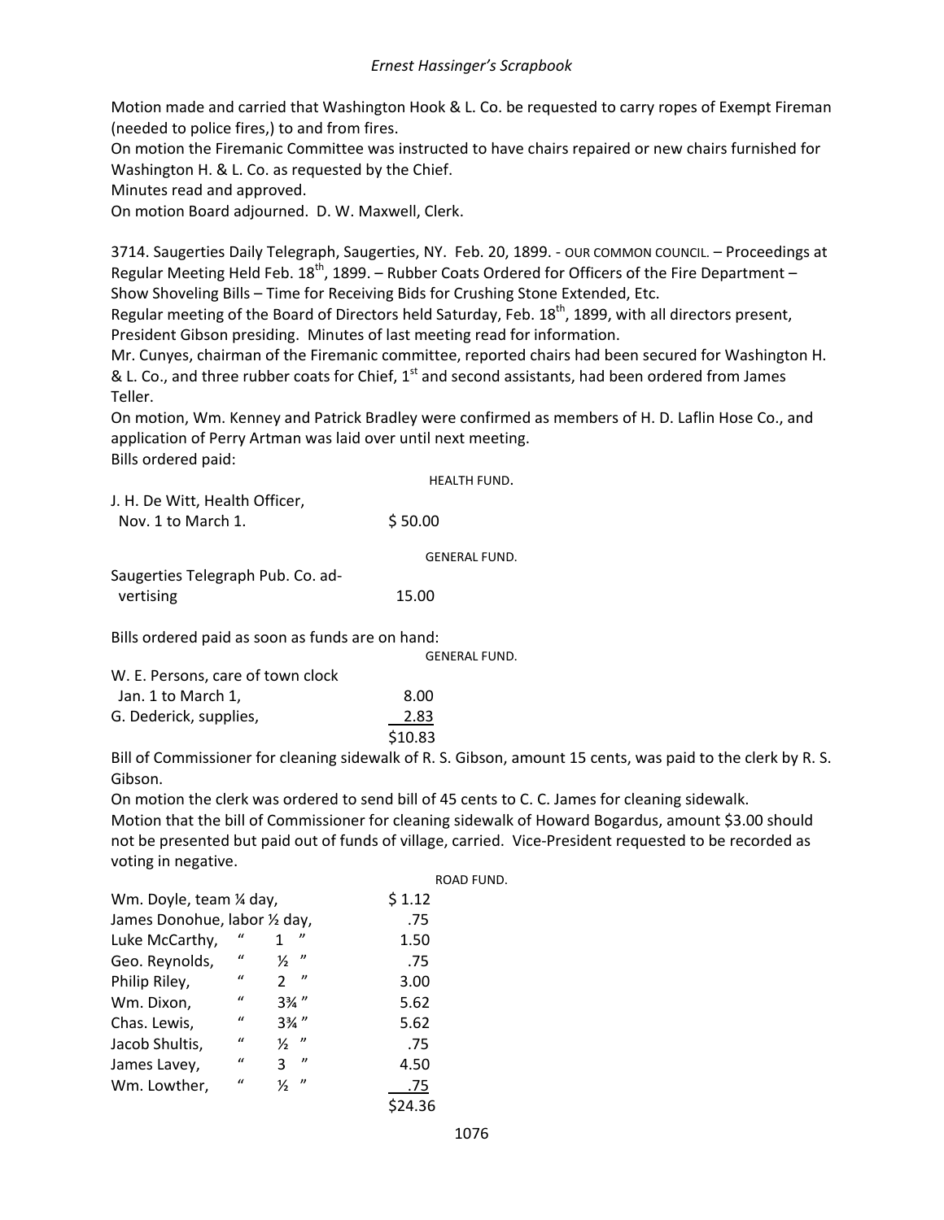Motion made and carried that Washington Hook & L. Co. be requested to carry ropes of Exempt Fireman (needed to police fires,) to and from fires.
On motion the Firemanic Committee was instructed to have chairs repaired or new chairs furnished for Washington H. & L. Co. as requested by the Chief.
Minutes read and approved.
On motion Board adjourned. D. W. Maxwell, Clerk.

3714. Saugerties Daily Telegraph, Saugerties, NY. Feb. 20, 1899. - OUR COMMON COUNCIL. – Proceedings at Regular Meeting Held Feb. 18th, 1899. – Rubber Coats Ordered for Officers of the Fire Department – Show Shoveling Bills – Time for Receiving Bids for Crushing Stone Extended, Etc.
Regular meeting of the Board of Directors held Saturday, Feb. 18th, 1899, with all directors present, President Gibson presiding. Minutes of last meeting read for information.
Mr. Cunyes, chairman of the Firemanic committee, reported chairs had been secured for Washington H. & L. Co., and three rubber coats for Chief, 1st and second assistants, had been ordered from James Teller.
On motion, Wm. Kenney and Patrick Bradley were confirmed as members of H. D. Laflin Hose Co., and application of Perry Artman was laid over until next meeting.
Bills ordered paid:

HEALTH FUND.

| | |
|---|---|
| J. H. De Witt, Health Officer, Nov. 1 to March 1. | $ 50.00 |

GENERAL FUND.

| | |
|---|---|
| Saugerties Telegraph Pub. Co. advertising | 15.00 |

Bills ordered paid as soon as funds are on hand:

GENERAL FUND.

| | |
|---|---|
| W. E. Persons, care of town clock Jan. 1 to March 1, | 8.00 |
| G. Dederick, supplies, | 2.83 |
| | $10.83 |

Bill of Commissioner for cleaning sidewalk of R. S. Gibson, amount 15 cents, was paid to the clerk by R. S. Gibson.
On motion the clerk was ordered to send bill of 45 cents to C. C. James for cleaning sidewalk.
Motion that the bill of Commissioner for cleaning sidewalk of Howard Bogardus, amount $3.00 should not be presented but paid out of funds of village, carried. Vice-President requested to be recorded as voting in negative.

ROAD FUND.

| | | | |
|---|---|---|---|
| Wm. Doyle, team ¼ day, | | | $ 1.12 |
| James Donohue, labor ½ day, | | | .75 |
| Luke McCarthy, | " | 1 " | 1.50 |
| Geo. Reynolds, | " | ½ " | .75 |
| Philip Riley, | " | 2 " | 3.00 |
| Wm. Dixon, | " | 3¾ " | 5.62 |
| Chas. Lewis, | " | 3¾ " | 5.62 |
| Jacob Shultis, | " | ½ " | .75 |
| James Lavey, | " | 3 " | 4.50 |
| Wm. Lowther, | " | ½ " | .75 |
| | | | $24.36 |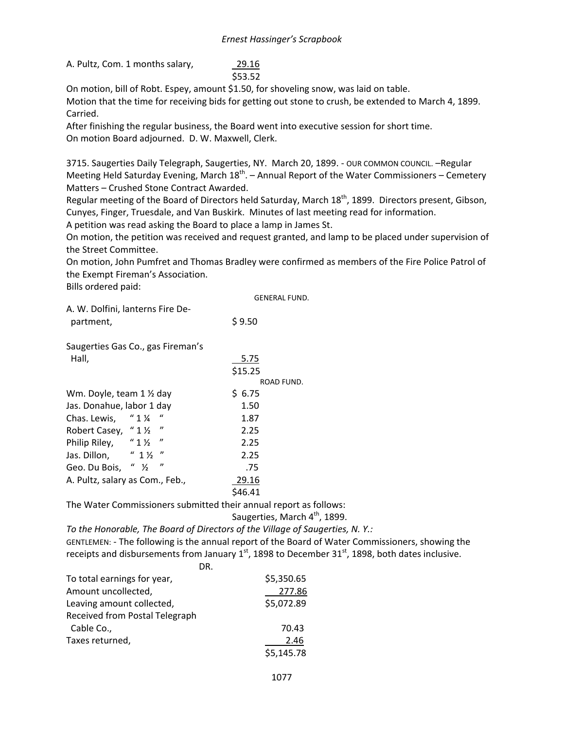| | |
|---|---|
| A. Pultz, Com. 1 months salary, | 29.16 |
| | $53.52 |

On motion, bill of Robt. Espey, amount $1.50, for shoveling snow, was laid on table.
Motion that the time for receiving bids for getting out stone to crush, be extended to March 4, 1899. Carried.
After finishing the regular business, the Board went into executive session for short time.
On motion Board adjourned. D. W. Maxwell, Clerk.

3715. Saugerties Daily Telegraph, Saugerties, NY. March 20, 1899. - OUR COMMON COUNCIL. –Regular Meeting Held Saturday Evening, March 18th. – Annual Report of the Water Commissioners – Cemetery Matters – Crushed Stone Contract Awarded.
Regular meeting of the Board of Directors held Saturday, March 18th, 1899. Directors present, Gibson, Cunyes, Finger, Truesdale, and Van Buskirk. Minutes of last meeting read for information.
A petition was read asking the Board to place a lamp in James St.
On motion, the petition was received and request granted, and lamp to be placed under supervision of the Street Committee.
On motion, John Pumfret and Thomas Bradley were confirmed as members of the Fire Police Patrol of the Exempt Fireman's Association.
Bills ordered paid:

GENERAL FUND.

| | |
|---|---|
| A. W. Dolfini, lanterns Fire Department, | $ 9.50 |
| Saugerties Gas Co., gas Fireman's Hall, | 5.75 |
| | $15.25 |

ROAD FUND.

| | |
|---|---|
| Wm. Doyle, team 1 ½ day | $ 6.75 |
| Jas. Donahue, labor 1 day | 1.50 |
| Chas. Lewis, " 1 ¼ " | 1.87 |
| Robert Casey, " 1 ½ " | 2.25 |
| Philip Riley, " 1 ½ " | 2.25 |
| Jas. Dillon, " 1 ½ " | 2.25 |
| Geo. Du Bois, " ½ " | .75 |
| A. Pultz, salary as Com., Feb., | 29.16 |
| | $46.41 |

The Water Commissioners submitted their annual report as follows:

Saugerties, March 4th, 1899.

*To the Honorable, The Board of Directors of the Village of Saugerties, N. Y.:*

GENTLEMEN: - The following is the annual report of the Board of Water Commissioners, showing the receipts and disbursements from January 1st, 1898 to December 31st, 1898, both dates inclusive.

DR.

| | |
|---|---|
| To total earnings for year, | $5,350.65 |
| Amount uncollected, | 277.86 |
| Leaving amount collected, | $5,072.89 |
| Received from Postal Telegraph Cable Co., | 70.43 |
| Taxes returned, | 2.46 |
| | $5,145.78 |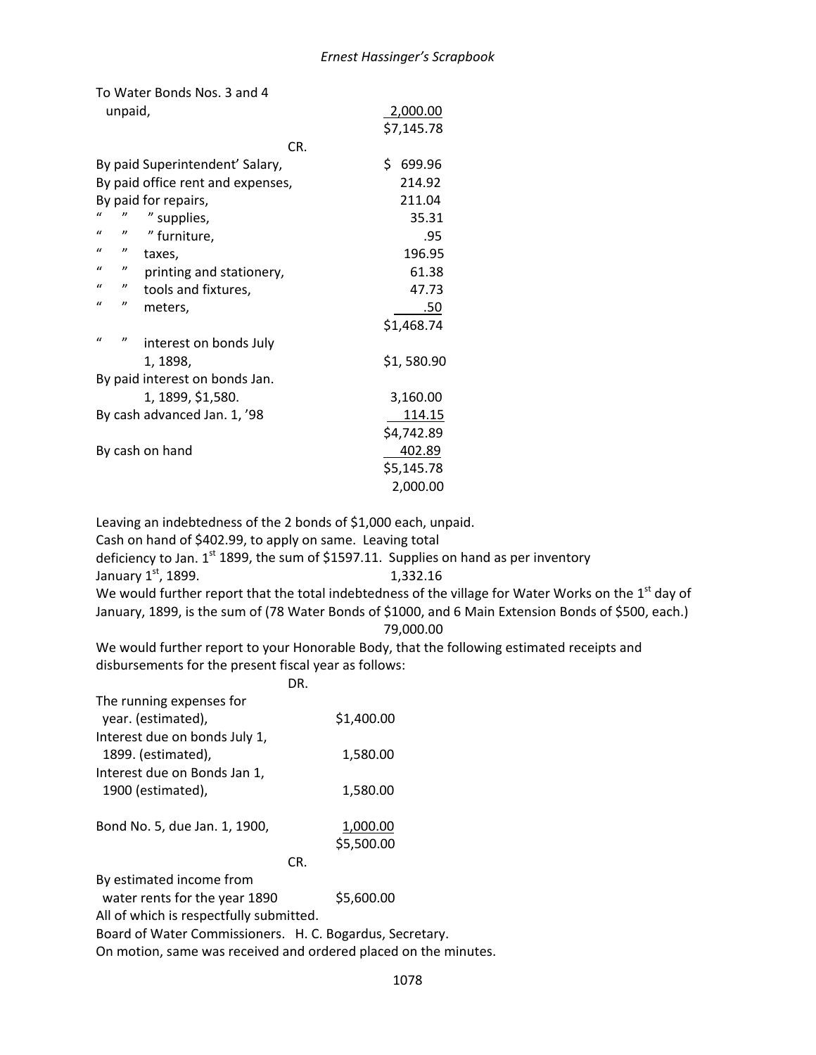| | |
|---|---|
| To Water Bonds Nos. 3 and 4 unpaid, | 2,000.00 |
| | $7,145.78 |

CR.

| | |
|---|---|
| By paid Superintendent' Salary, | $ 699.96 |
| By paid office rent and expenses, | 214.92 |
| By paid for repairs, | 211.04 |
| " " " supplies, | 35.31 |
| " " " furniture, | .95 |
| " " taxes, | 196.95 |
| " " printing and stationery, | 61.38 |
| " " tools and fixtures, | 47.73 |
| " " meters, | .50 |
| | $1,468.74 |
| " " interest on bonds July 1, 1898, | $1, 580.90 |
| By paid interest on bonds Jan. 1, 1899, $1,580. | 3,160.00 |
| By cash advanced Jan. 1, '98 | 114.15 |
| | $4,742.89 |
| By cash on hand | 402.89 |
| | $5,145.78 |
| | 2,000.00 |

Leaving an indebtedness of the 2 bonds of $1,000 each, unpaid.
Cash on hand of $402.99, to apply on same. Leaving total deficiency to Jan. 1st 1899, the sum of $1597.11. Supplies on hand as per inventory January 1st, 1899. 1,332.16

We would further report that the total indebtedness of the village for Water Works on the 1st day of January, 1899, is the sum of (78 Water Bonds of $1000, and 6 Main Extension Bonds of $500, each.) 79,000.00

We would further report to your Honorable Body, that the following estimated receipts and disbursements for the present fiscal year as follows:

DR.

| | |
|---|---|
| The running expenses for year. (estimated), | $1,400.00 |
| Interest due on bonds July 1, 1899. (estimated), | 1,580.00 |
| Interest due on Bonds Jan 1, 1900 (estimated), | 1,580.00 |
| Bond No. 5, due Jan. 1, 1900, | 1,000.00 |
| | $5,500.00 |

CR.

| | |
|---|---|
| By estimated income from water rents for the year 1890 | $5,600.00 |

All of which is respectfully submitted.
Board of Water Commissioners. H. C. Bogardus, Secretary.
On motion, same was received and ordered placed on the minutes.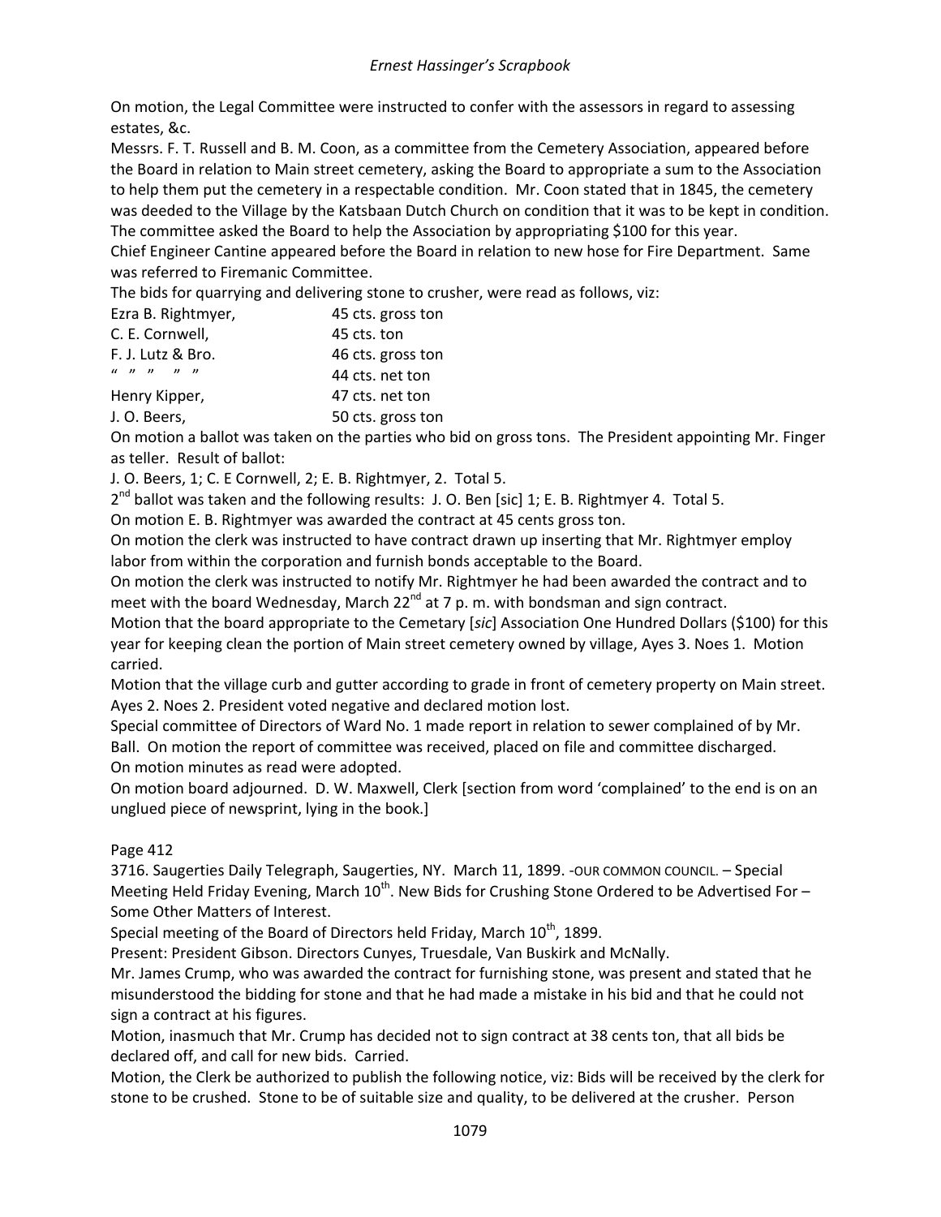On motion, the Legal Committee were instructed to confer with the assessors in regard to assessing estates, &c.

Messrs. F. T. Russell and B. M. Coon, as a committee from the Cemetery Association, appeared before the Board in relation to Main street cemetery, asking the Board to appropriate a sum to the Association to help them put the cemetery in a respectable condition. Mr. Coon stated that in 1845, the cemetery was deeded to the Village by the Katsbaan Dutch Church on condition that it was to be kept in condition. The committee asked the Board to help the Association by appropriating $100 for this year.

Chief Engineer Cantine appeared before the Board in relation to new hose for Fire Department. Same was referred to Firemanic Committee.

The bids for quarrying and delivering stone to crusher, were read as follows, viz:

| | |
|---|---|
| Ezra B. Rightmyer, | 45 cts. gross ton |
| C. E. Cornwell, | 45 cts. ton |
| F. J. Lutz & Bro. | 46 cts. gross ton |
| " " " " " | 44 cts. net ton |
| Henry Kipper, | 47 cts. net ton |
| J. O. Beers, | 50 cts. gross ton |

On motion a ballot was taken on the parties who bid on gross tons. The President appointing Mr. Finger as teller. Result of ballot:

J. O. Beers, 1; C. E Cornwell, 2; E. B. Rightmyer, 2. Total 5.

2nd ballot was taken and the following results: J. O. Ben [sic] 1; E. B. Rightmyer 4. Total 5.

On motion E. B. Rightmyer was awarded the contract at 45 cents gross ton.

On motion the clerk was instructed to have contract drawn up inserting that Mr. Rightmyer employ labor from within the corporation and furnish bonds acceptable to the Board.

On motion the clerk was instructed to notify Mr. Rightmyer he had been awarded the contract and to meet with the board Wednesday, March 22nd at 7 p. m. with bondsman and sign contract.

Motion that the board appropriate to the Cemetary [*sic*] Association One Hundred Dollars ($100) for this year for keeping clean the portion of Main street cemetery owned by village, Ayes 3. Noes 1. Motion carried.

Motion that the village curb and gutter according to grade in front of cemetery property on Main street. Ayes 2. Noes 2. President voted negative and declared motion lost.

Special committee of Directors of Ward No. 1 made report in relation to sewer complained of by Mr. Ball. On motion the report of committee was received, placed on file and committee discharged.

On motion minutes as read were adopted.

On motion board adjourned. D. W. Maxwell, Clerk [section from word 'complained' to the end is on an unglued piece of newsprint, lying in the book.]

Page 412

3716. Saugerties Daily Telegraph, Saugerties, NY. March 11, 1899. -OUR COMMON COUNCIL. – Special Meeting Held Friday Evening, March 10th. New Bids for Crushing Stone Ordered to be Advertised For – Some Other Matters of Interest.

Special meeting of the Board of Directors held Friday, March 10th, 1899.

Present: President Gibson. Directors Cunyes, Truesdale, Van Buskirk and McNally.

Mr. James Crump, who was awarded the contract for furnishing stone, was present and stated that he misunderstood the bidding for stone and that he had made a mistake in his bid and that he could not sign a contract at his figures.

Motion, inasmuch that Mr. Crump has decided not to sign contract at 38 cents ton, that all bids be declared off, and call for new bids. Carried.

Motion, the Clerk be authorized to publish the following notice, viz: Bids will be received by the clerk for stone to be crushed. Stone to be of suitable size and quality, to be delivered at the crusher. Person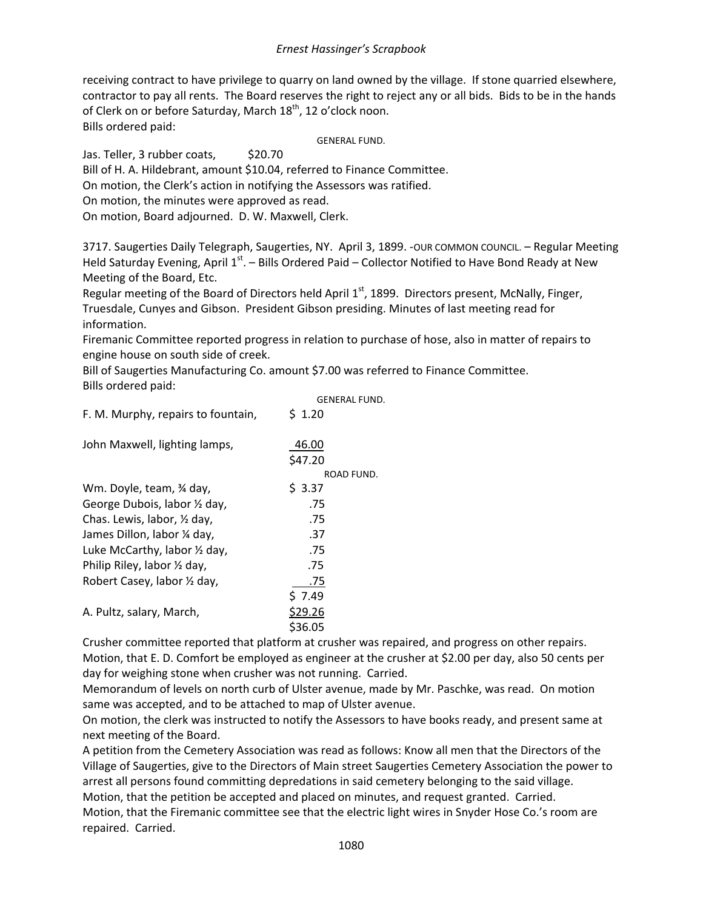receiving contract to have privilege to quarry on land owned by the village. If stone quarried elsewhere, contractor to pay all rents. The Board reserves the right to reject any or all bids. Bids to be in the hands of Clerk on or before Saturday, March 18th, 12 o'clock noon.
Bills ordered paid:

GENERAL FUND.

Jas. Teller, 3 rubber coats, $20.70
Bill of H. A. Hildebrant, amount $10.04, referred to Finance Committee.
On motion, the Clerk's action in notifying the Assessors was ratified.
On motion, the minutes were approved as read.
On motion, Board adjourned. D. W. Maxwell, Clerk.

3717. Saugerties Daily Telegraph, Saugerties, NY. April 3, 1899. -OUR COMMON COUNCIL. – Regular Meeting Held Saturday Evening, April 1st. – Bills Ordered Paid – Collector Notified to Have Bond Ready at New Meeting of the Board, Etc.
Regular meeting of the Board of Directors held April 1st, 1899. Directors present, McNally, Finger, Truesdale, Cunyes and Gibson. President Gibson presiding. Minutes of last meeting read for information.
Firemanic Committee reported progress in relation to purchase of hose, also in matter of repairs to engine house on south side of creek.
Bill of Saugerties Manufacturing Co. amount $7.00 was referred to Finance Committee.
Bills ordered paid:

| | GENERAL FUND. |
|---|---|
| F. M. Murphy, repairs to fountain, | $ 1.20 |
| John Maxwell, lighting lamps, | 46.00 |
| | $47.20 |
| | ROAD FUND. |
| Wm. Doyle, team, ¾ day, | $ 3.37 |
| George Dubois, labor ½ day, | .75 |
| Chas. Lewis, labor, ½ day, | .75 |
| James Dillon, labor ¼ day, | .37 |
| Luke McCarthy, labor ½ day, | .75 |
| Philip Riley, labor ½ day, | .75 |
| Robert Casey, labor ½ day, | .75 |
| | $ 7.49 |
| A. Pultz, salary, March, | $29.26 |
| | $36.05 |

Crusher committee reported that platform at crusher was repaired, and progress on other repairs.
Motion, that E. D. Comfort be employed as engineer at the crusher at $2.00 per day, also 50 cents per day for weighing stone when crusher was not running. Carried.
Memorandum of levels on north curb of Ulster avenue, made by Mr. Paschke, was read. On motion same was accepted, and to be attached to map of Ulster avenue.
On motion, the clerk was instructed to notify the Assessors to have books ready, and present same at next meeting of the Board.
A petition from the Cemetery Association was read as follows: Know all men that the Directors of the Village of Saugerties, give to the Directors of Main street Saugerties Cemetery Association the power to arrest all persons found committing depredations in said cemetery belonging to the said village.
Motion, that the petition be accepted and placed on minutes, and request granted. Carried.
Motion, that the Firemanic committee see that the electric light wires in Snyder Hose Co.'s room are repaired. Carried.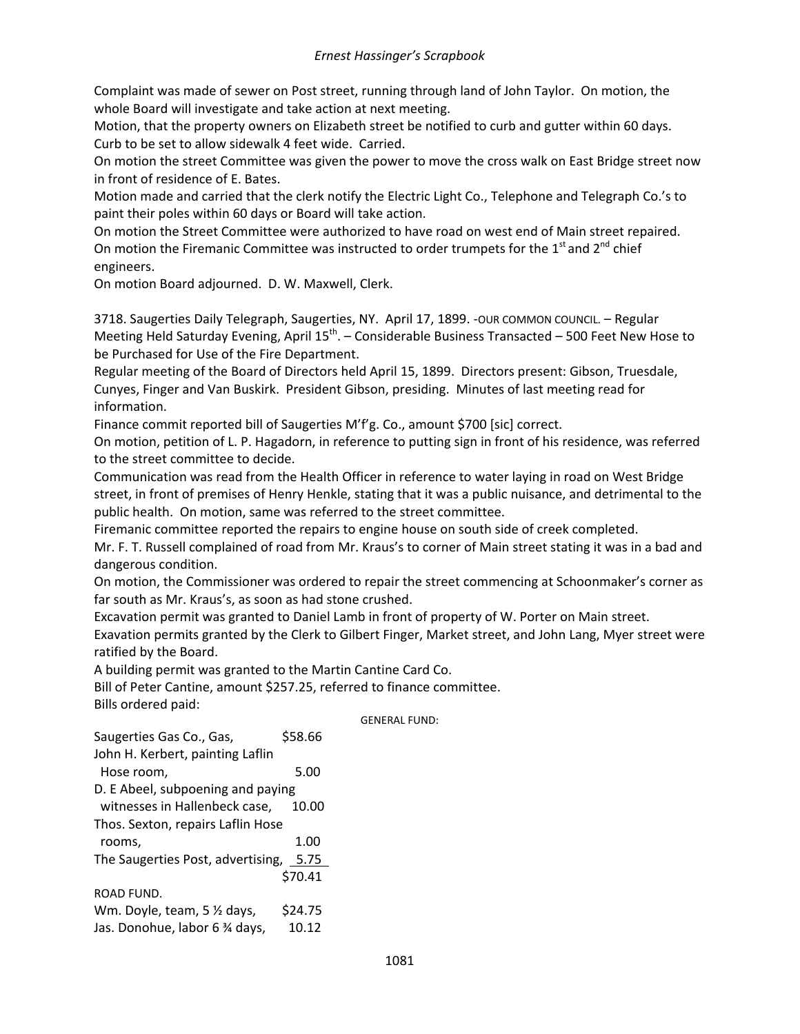Complaint was made of sewer on Post street, running through land of John Taylor. On motion, the whole Board will investigate and take action at next meeting.

Motion, that the property owners on Elizabeth street be notified to curb and gutter within 60 days. Curb to be set to allow sidewalk 4 feet wide. Carried.

On motion the street Committee was given the power to move the cross walk on East Bridge street now in front of residence of E. Bates.

Motion made and carried that the clerk notify the Electric Light Co., Telephone and Telegraph Co.'s to paint their poles within 60 days or Board will take action.

On motion the Street Committee were authorized to have road on west end of Main street repaired.

On motion the Firemanic Committee was instructed to order trumpets for the 1st and 2nd chief engineers.

On motion Board adjourned. D. W. Maxwell, Clerk.

3718. Saugerties Daily Telegraph, Saugerties, NY. April 17, 1899. -OUR COMMON COUNCIL. – Regular Meeting Held Saturday Evening, April 15th. – Considerable Business Transacted – 500 Feet New Hose to be Purchased for Use of the Fire Department.

Regular meeting of the Board of Directors held April 15, 1899. Directors present: Gibson, Truesdale, Cunyes, Finger and Van Buskirk. President Gibson, presiding. Minutes of last meeting read for information.

Finance commit reported bill of Saugerties M'f'g. Co., amount $700 [sic] correct.

On motion, petition of L. P. Hagadorn, in reference to putting sign in front of his residence, was referred to the street committee to decide.

Communication was read from the Health Officer in reference to water laying in road on West Bridge street, in front of premises of Henry Henkle, stating that it was a public nuisance, and detrimental to the public health. On motion, same was referred to the street committee.

Firemanic committee reported the repairs to engine house on south side of creek completed.

Mr. F. T. Russell complained of road from Mr. Kraus's to corner of Main street stating it was in a bad and dangerous condition.

On motion, the Commissioner was ordered to repair the street commencing at Schoonmaker's corner as far south as Mr. Kraus's, as soon as had stone crushed.

Excavation permit was granted to Daniel Lamb in front of property of W. Porter on Main street.

Exavation permits granted by the Clerk to Gilbert Finger, Market street, and John Lang, Myer street were ratified by the Board.

A building permit was granted to the Martin Cantine Card Co.

Bill of Peter Cantine, amount $257.25, referred to finance committee.

Bills ordered paid:

GENERAL FUND:

| | |
|---|---|
| Saugerties Gas Co., Gas, | $58.66 |
| John H. Kerbert, painting Laflin Hose room, | 5.00 |
| D. E Abeel, subpoening and paying witnesses in Hallenbeck case, | 10.00 |
| Thos. Sexton, repairs Laflin Hose rooms, | 1.00 |
| The Saugerties Post, advertising, | 5.75 |
| | $70.41 |

ROAD FUND.

| | |
|---|---|
| Wm. Doyle, team, 5 ½ days, | $24.75 |
| Jas. Donohue, labor 6 ¾ days, | 10.12 |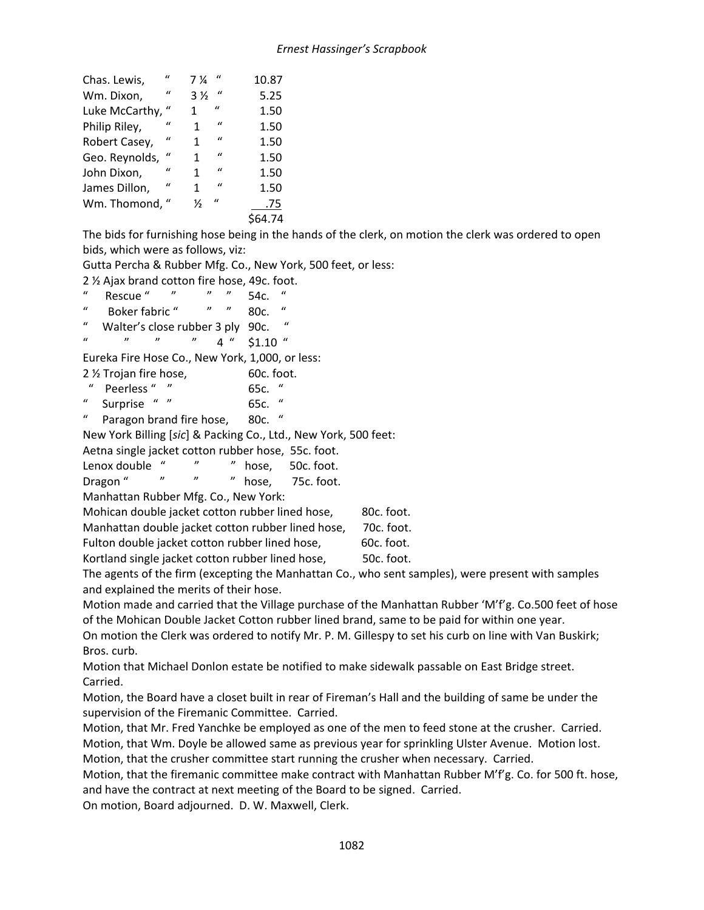| | | | | |
|---|---|---|---|---|
| Chas. Lewis, | " | 7 ¼ | " | 10.87 |
| Wm. Dixon, | " | 3 ½ | " | 5.25 |
| Luke McCarthy, | " | 1 | " | 1.50 |
| Philip Riley, | " | 1 | " | 1.50 |
| Robert Casey, | " | 1 | " | 1.50 |
| Geo. Reynolds, | " | 1 | " | 1.50 |
| John Dixon, | " | 1 | " | 1.50 |
| James Dillon, | " | 1 | " | 1.50 |
| Wm. Thomond, | " | ½ | " | .75 |
| | | | | $64.74 |

The bids for furnishing hose being in the hands of the clerk, on motion the clerk was ordered to open bids, which were as follows, viz:

Gutta Percha & Rubber Mfg. Co., New York, 500 feet, or less:

2 ½ Ajax brand cotton fire hose, 49c. foot.
" Rescue " " " " 54c. "
" Boker fabric " " " 80c. "
" Walter's close rubber 3 ply 90c. "
" " " " 4 " $1.10 "

Eureka Fire Hose Co., New York, 1,000, or less:

2 ½ Trojan fire hose, 60c. foot.
" Peerless " " 65c. "
" Surprise " " 65c. "
" Paragon brand fire hose, 80c. "

New York Billing [*sic*] & Packing Co., Ltd., New York, 500 feet:

Aetna single jacket cotton rubber hose, 55c. foot.
Lenox double " " " hose, 50c. foot.
Dragon " " " " hose, 75c. foot.

Manhattan Rubber Mfg. Co., New York:

Mohican double jacket cotton rubber lined hose, 80c. foot.
Manhattan double jacket cotton rubber lined hose, 70c. foot.
Fulton double jacket cotton rubber lined hose, 60c. foot.
Kortland single jacket cotton rubber lined hose, 50c. foot.

The agents of the firm (excepting the Manhattan Co., who sent samples), were present with samples and explained the merits of their hose.

Motion made and carried that the Village purchase of the Manhattan Rubber 'M'f'g. Co.500 feet of hose of the Mohican Double Jacket Cotton rubber lined brand, same to be paid for within one year.

On motion the Clerk was ordered to notify Mr. P. M. Gillespy to set his curb on line with Van Buskirk; Bros. curb.

Motion that Michael Donlon estate be notified to make sidewalk passable on East Bridge street. Carried.

Motion, the Board have a closet built in rear of Fireman's Hall and the building of same be under the supervision of the Firemanic Committee. Carried.

Motion, that Mr. Fred Yanchke be employed as one of the men to feed stone at the crusher. Carried.

Motion, that Wm. Doyle be allowed same as previous year for sprinkling Ulster Avenue. Motion lost.

Motion, that the crusher committee start running the crusher when necessary. Carried.

Motion, that the firemanic committee make contract with Manhattan Rubber M'f'g. Co. for 500 ft. hose, and have the contract at next meeting of the Board to be signed. Carried.

On motion, Board adjourned. D. W. Maxwell, Clerk.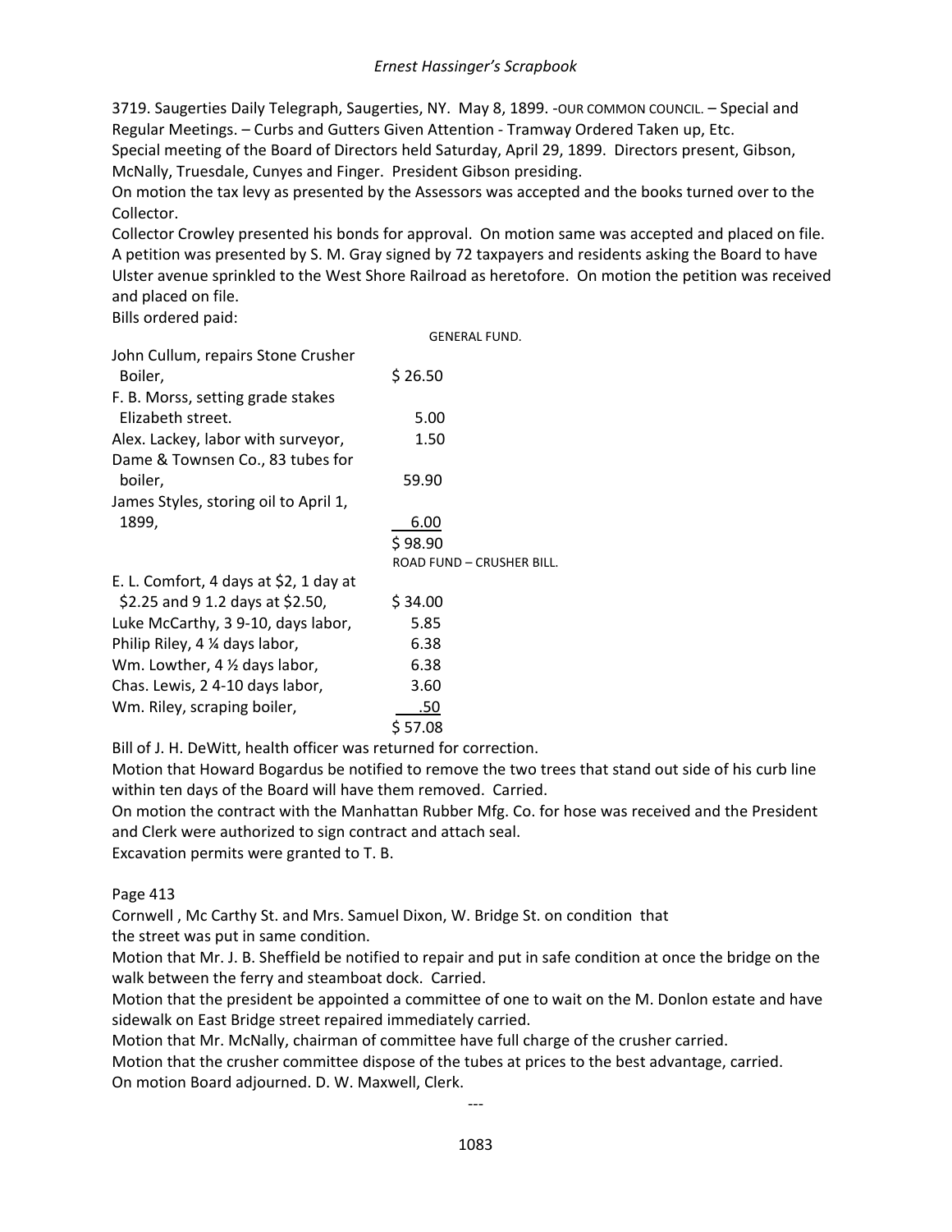3719. Saugerties Daily Telegraph, Saugerties, NY. May 8, 1899. -OUR COMMON COUNCIL. – Special and Regular Meetings. – Curbs and Gutters Given Attention - Tramway Ordered Taken up, Etc.
Special meeting of the Board of Directors held Saturday, April 29, 1899. Directors present, Gibson, McNally, Truesdale, Cunyes and Finger. President Gibson presiding.
On motion the tax levy as presented by the Assessors was accepted and the books turned over to the Collector.
Collector Crowley presented his bonds for approval. On motion same was accepted and placed on file.
A petition was presented by S. M. Gray signed by 72 taxpayers and residents asking the Board to have Ulster avenue sprinkled to the West Shore Railroad as heretofore. On motion the petition was received and placed on file.
Bills ordered paid:

GENERAL FUND.

| | |
|---|---|
| John Cullum, repairs Stone Crusher Boiler, | $ 26.50 |
| F. B. Morss, setting grade stakes Elizabeth street. | 5.00 |
| Alex. Lackey, labor with surveyor, | 1.50 |
| Dame & Townsen Co., 83 tubes for boiler, | 59.90 |
| James Styles, storing oil to April 1, 1899, | 6.00 |
| | $ 98.90 |

ROAD FUND – CRUSHER BILL.

| | |
|---|---|
| E. L. Comfort, 4 days at $2, 1 day at $2.25 and 9 1.2 days at $2.50, | $ 34.00 |
| Luke McCarthy, 3 9-10, days labor, | 5.85 |
| Philip Riley, 4 ¼ days labor, | 6.38 |
| Wm. Lowther, 4 ½ days labor, | 6.38 |
| Chas. Lewis, 2 4-10 days labor, | 3.60 |
| Wm. Riley, scraping boiler, | .50 |
| | $ 57.08 |

Bill of J. H. DeWitt, health officer was returned for correction.
Motion that Howard Bogardus be notified to remove the two trees that stand out side of his curb line within ten days of the Board will have them removed. Carried.
On motion the contract with the Manhattan Rubber Mfg. Co. for hose was received and the President and Clerk were authorized to sign contract and attach seal.
Excavation permits were granted to T. B.

Page 413
Cornwell , Mc Carthy St. and Mrs. Samuel Dixon, W. Bridge St. on condition that the street was put in same condition.
Motion that Mr. J. B. Sheffield be notified to repair and put in safe condition at once the bridge on the walk between the ferry and steamboat dock. Carried.
Motion that the president be appointed a committee of one to wait on the M. Donlon estate and have sidewalk on East Bridge street repaired immediately carried.
Motion that Mr. McNally, chairman of committee have full charge of the crusher carried.
Motion that the crusher committee dispose of the tubes at prices to the best advantage, carried.
On motion Board adjourned. D. W. Maxwell, Clerk.

---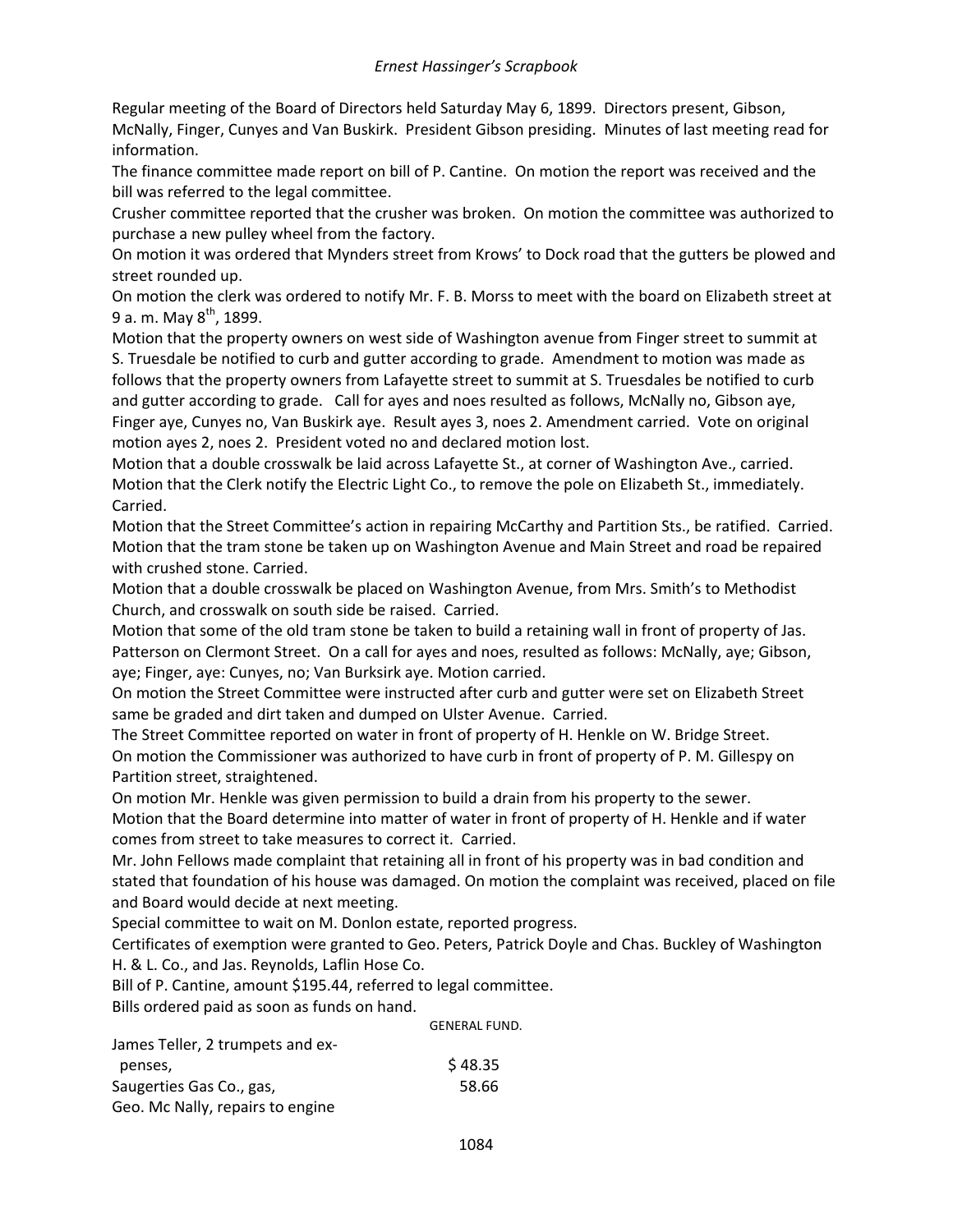Regular meeting of the Board of Directors held Saturday May 6, 1899. Directors present, Gibson, McNally, Finger, Cunyes and Van Buskirk. President Gibson presiding. Minutes of last meeting read for information.

The finance committee made report on bill of P. Cantine. On motion the report was received and the bill was referred to the legal committee.

Crusher committee reported that the crusher was broken. On motion the committee was authorized to purchase a new pulley wheel from the factory.

On motion it was ordered that Mynders street from Krows' to Dock road that the gutters be plowed and street rounded up.

On motion the clerk was ordered to notify Mr. F. B. Morss to meet with the board on Elizabeth street at 9 a. m. May 8th, 1899.

Motion that the property owners on west side of Washington avenue from Finger street to summit at S. Truesdale be notified to curb and gutter according to grade. Amendment to motion was made as follows that the property owners from Lafayette street to summit at S. Truesdales be notified to curb and gutter according to grade. Call for ayes and noes resulted as follows, McNally no, Gibson aye, Finger aye, Cunyes no, Van Buskirk aye. Result ayes 3, noes 2. Amendment carried. Vote on original motion ayes 2, noes 2. President voted no and declared motion lost.

Motion that a double crosswalk be laid across Lafayette St., at corner of Washington Ave., carried.

Motion that the Clerk notify the Electric Light Co., to remove the pole on Elizabeth St., immediately. Carried.

Motion that the Street Committee's action in repairing McCarthy and Partition Sts., be ratified. Carried.

Motion that the tram stone be taken up on Washington Avenue and Main Street and road be repaired with crushed stone. Carried.

Motion that a double crosswalk be placed on Washington Avenue, from Mrs. Smith's to Methodist Church, and crosswalk on south side be raised. Carried.

Motion that some of the old tram stone be taken to build a retaining wall in front of property of Jas. Patterson on Clermont Street. On a call for ayes and noes, resulted as follows: McNally, aye; Gibson, aye; Finger, aye: Cunyes, no; Van Burksirk aye. Motion carried.

On motion the Street Committee were instructed after curb and gutter were set on Elizabeth Street same be graded and dirt taken and dumped on Ulster Avenue. Carried.

The Street Committee reported on water in front of property of H. Henkle on W. Bridge Street.

On motion the Commissioner was authorized to have curb in front of property of P. M. Gillespy on Partition street, straightened.

On motion Mr. Henkle was given permission to build a drain from his property to the sewer.

Motion that the Board determine into matter of water in front of property of H. Henkle and if water comes from street to take measures to correct it. Carried.

Mr. John Fellows made complaint that retaining all in front of his property was in bad condition and stated that foundation of his house was damaged. On motion the complaint was received, placed on file and Board would decide at next meeting.

Special committee to wait on M. Donlon estate, reported progress.

Certificates of exemption were granted to Geo. Peters, Patrick Doyle and Chas. Buckley of Washington H. & L. Co., and Jas. Reynolds, Laflin Hose Co.

Bill of P. Cantine, amount $195.44, referred to legal committee.

Bills ordered paid as soon as funds on hand.

GENERAL FUND.

| | |
|---|---|
| James Teller, 2 trumpets and expenses, | $ 48.35 |
| Saugerties Gas Co., gas, | 58.66 |
| Geo. Mc Nally, repairs to engine | |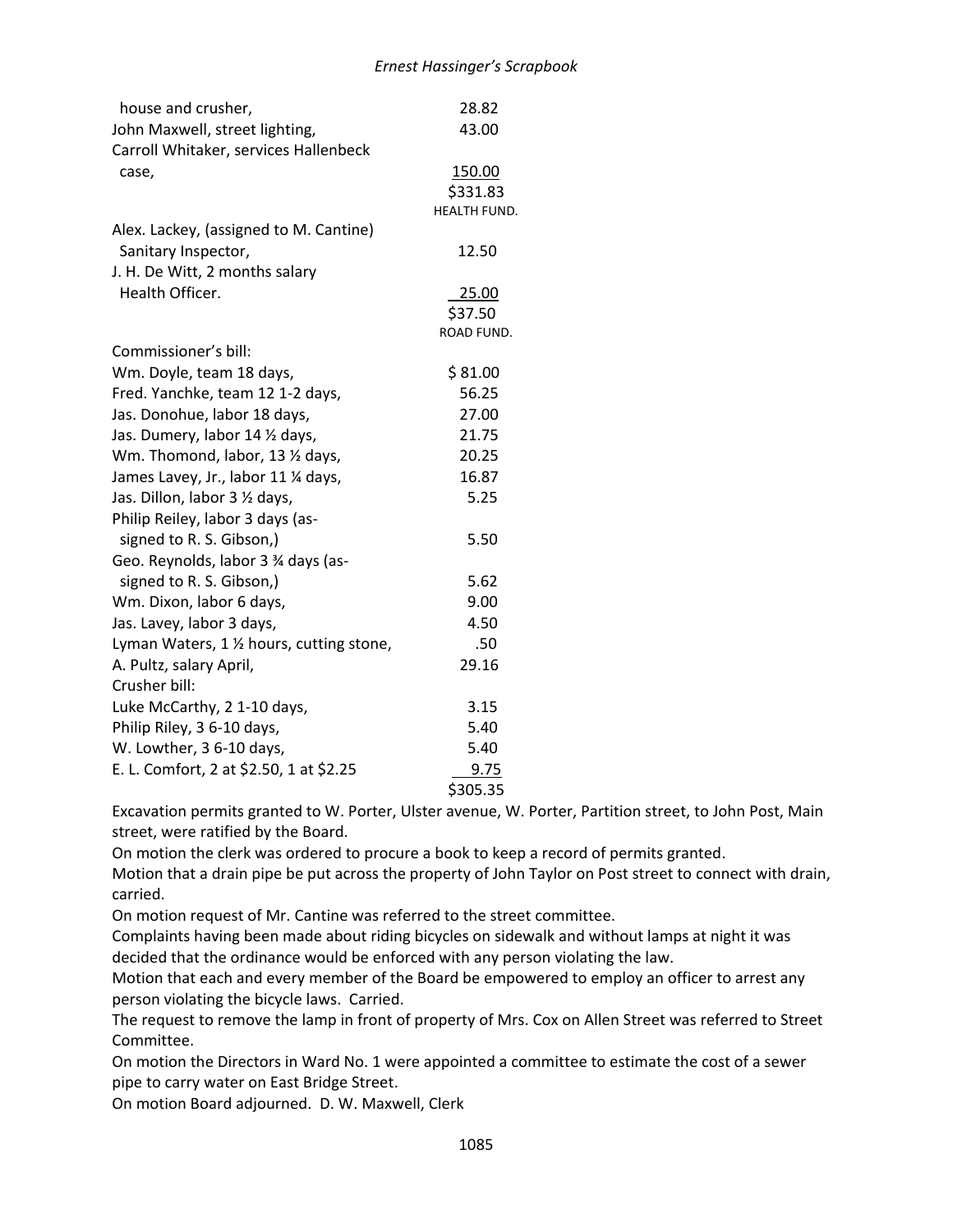| | |
|---|---|
| house and crusher, | 28.82 |
| John Maxwell, street lighting, | 43.00 |
| Carroll Whitaker, services Hallenbeck case, | 150.00 |
| | $331.83 |

HEALTH FUND.

| | |
|---|---|
| Alex. Lackey, (assigned to M. Cantine) Sanitary Inspector, | 12.50 |
| J. H. De Witt, 2 months salary Health Officer. | 25.00 |
| | $37.50 |

ROAD FUND.

| | |
|---|---|
| Commissioner's bill: | |
| Wm. Doyle, team 18 days, | $ 81.00 |
| Fred. Yanchke, team 12 1-2 days, | 56.25 |
| Jas. Donohue, labor 18 days, | 27.00 |
| Jas. Dumery, labor 14 ½ days, | 21.75 |
| Wm. Thomond, labor, 13 ½ days, | 20.25 |
| James Lavey, Jr., labor 11 ¼ days, | 16.87 |
| Jas. Dillon, labor 3 ½ days, | 5.25 |
| Philip Reiley, labor 3 days (assigned to R. S. Gibson,) | 5.50 |
| Geo. Reynolds, labor 3 ¾ days (assigned to R. S. Gibson,) | 5.62 |
| Wm. Dixon, labor 6 days, | 9.00 |
| Jas. Lavey, labor 3 days, | 4.50 |
| Lyman Waters, 1 ½ hours, cutting stone, | .50 |
| A. Pultz, salary April, | 29.16 |
| Crusher bill: | |
| Luke McCarthy, 2 1-10 days, | 3.15 |
| Philip Riley, 3 6-10 days, | 5.40 |
| W. Lowther, 3 6-10 days, | 5.40 |
| E. L. Comfort, 2 at $2.50, 1 at $2.25 | 9.75 |
| | $305.35 |

Excavation permits granted to W. Porter, Ulster avenue, W. Porter, Partition street, to John Post, Main street, were ratified by the Board.

On motion the clerk was ordered to procure a book to keep a record of permits granted.

Motion that a drain pipe be put across the property of John Taylor on Post street to connect with drain, carried.

On motion request of Mr. Cantine was referred to the street committee.

Complaints having been made about riding bicycles on sidewalk and without lamps at night it was decided that the ordinance would be enforced with any person violating the law.

Motion that each and every member of the Board be empowered to employ an officer to arrest any person violating the bicycle laws. Carried.

The request to remove the lamp in front of property of Mrs. Cox on Allen Street was referred to Street Committee.

On motion the Directors in Ward No. 1 were appointed a committee to estimate the cost of a sewer pipe to carry water on East Bridge Street.

On motion Board adjourned. D. W. Maxwell, Clerk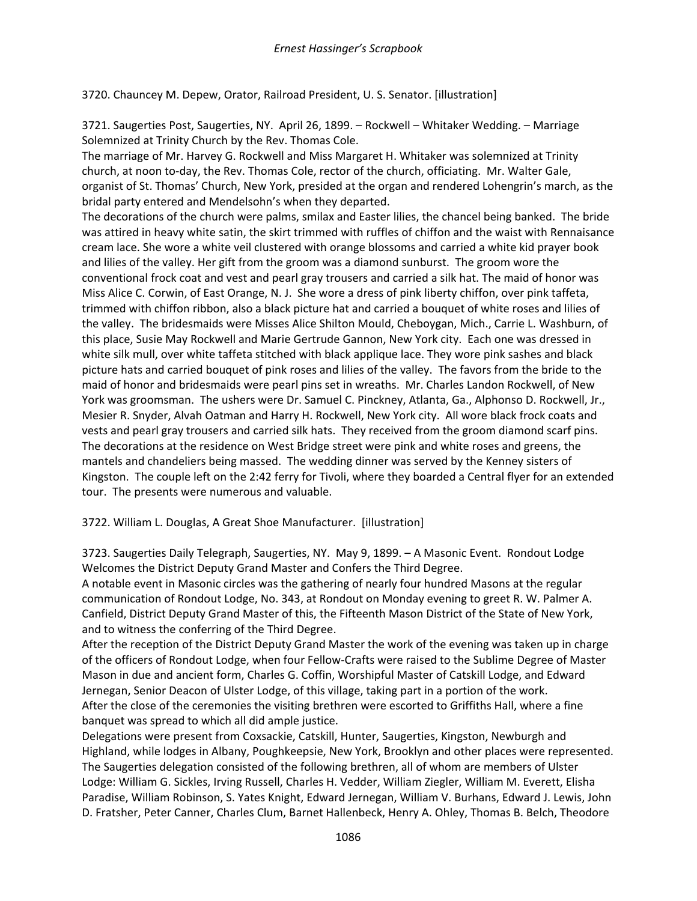3720. Chauncey M. Depew, Orator, Railroad President, U. S. Senator. [illustration]

3721. Saugerties Post, Saugerties, NY. April 26, 1899. – Rockwell – Whitaker Wedding. – Marriage Solemnized at Trinity Church by the Rev. Thomas Cole.

The marriage of Mr. Harvey G. Rockwell and Miss Margaret H. Whitaker was solemnized at Trinity church, at noon to-day, the Rev. Thomas Cole, rector of the church, officiating. Mr. Walter Gale, organist of St. Thomas' Church, New York, presided at the organ and rendered Lohengrin's march, as the bridal party entered and Mendelsohn's when they departed.

The decorations of the church were palms, smilax and Easter lilies, the chancel being banked. The bride was attired in heavy white satin, the skirt trimmed with ruffles of chiffon and the waist with Rennaisance cream lace. She wore a white veil clustered with orange blossoms and carried a white kid prayer book and lilies of the valley. Her gift from the groom was a diamond sunburst. The groom wore the conventional frock coat and vest and pearl gray trousers and carried a silk hat. The maid of honor was Miss Alice C. Corwin, of East Orange, N. J. She wore a dress of pink liberty chiffon, over pink taffeta, trimmed with chiffon ribbon, also a black picture hat and carried a bouquet of white roses and lilies of the valley. The bridesmaids were Misses Alice Shilton Mould, Cheboygan, Mich., Carrie L. Washburn, of this place, Susie May Rockwell and Marie Gertrude Gannon, New York city. Each one was dressed in white silk mull, over white taffeta stitched with black applique lace. They wore pink sashes and black picture hats and carried bouquet of pink roses and lilies of the valley. The favors from the bride to the maid of honor and bridesmaids were pearl pins set in wreaths. Mr. Charles Landon Rockwell, of New York was groomsman. The ushers were Dr. Samuel C. Pinckney, Atlanta, Ga., Alphonso D. Rockwell, Jr., Mesier R. Snyder, Alvah Oatman and Harry H. Rockwell, New York city. All wore black frock coats and vests and pearl gray trousers and carried silk hats. They received from the groom diamond scarf pins. The decorations at the residence on West Bridge street were pink and white roses and greens, the mantels and chandeliers being massed. The wedding dinner was served by the Kenney sisters of Kingston. The couple left on the 2:42 ferry for Tivoli, where they boarded a Central flyer for an extended tour. The presents were numerous and valuable.

3722. William L. Douglas, A Great Shoe Manufacturer. [illustration]

3723. Saugerties Daily Telegraph, Saugerties, NY. May 9, 1899. – A Masonic Event. Rondout Lodge Welcomes the District Deputy Grand Master and Confers the Third Degree.

A notable event in Masonic circles was the gathering of nearly four hundred Masons at the regular communication of Rondout Lodge, No. 343, at Rondout on Monday evening to greet R. W. Palmer A. Canfield, District Deputy Grand Master of this, the Fifteenth Mason District of the State of New York, and to witness the conferring of the Third Degree.

After the reception of the District Deputy Grand Master the work of the evening was taken up in charge of the officers of Rondout Lodge, when four Fellow-Crafts were raised to the Sublime Degree of Master Mason in due and ancient form, Charles G. Coffin, Worshipful Master of Catskill Lodge, and Edward Jernegan, Senior Deacon of Ulster Lodge, of this village, taking part in a portion of the work.

After the close of the ceremonies the visiting brethren were escorted to Griffiths Hall, where a fine banquet was spread to which all did ample justice.

Delegations were present from Coxsackie, Catskill, Hunter, Saugerties, Kingston, Newburgh and Highland, while lodges in Albany, Poughkeepsie, New York, Brooklyn and other places were represented. The Saugerties delegation consisted of the following brethren, all of whom are members of Ulster Lodge: William G. Sickles, Irving Russell, Charles H. Vedder, William Ziegler, William M. Everett, Elisha Paradise, William Robinson, S. Yates Knight, Edward Jernegan, William V. Burhans, Edward J. Lewis, John D. Fratsher, Peter Canner, Charles Clum, Barnet Hallenbeck, Henry A. Ohley, Thomas B. Belch, Theodore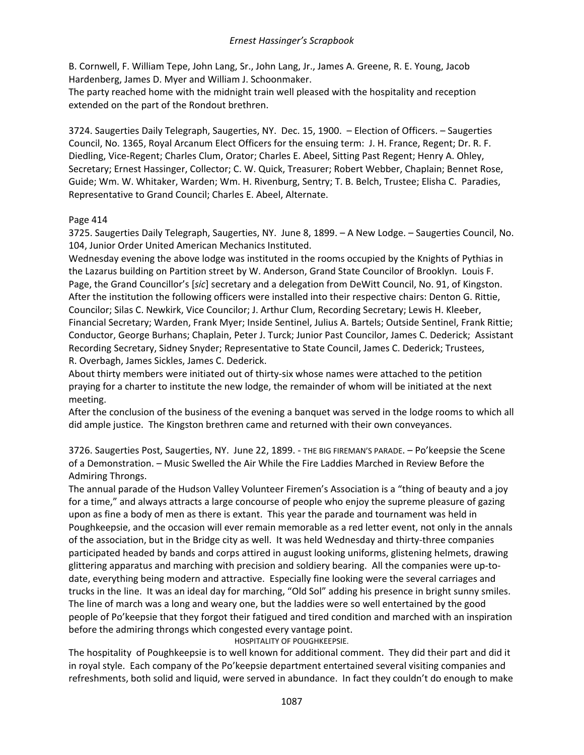B. Cornwell, F. William Tepe, John Lang, Sr., John Lang, Jr., James A. Greene, R. E. Young, Jacob Hardenberg, James D. Myer and William J. Schoonmaker.
The party reached home with the midnight train well pleased with the hospitality and reception extended on the part of the Rondout brethren.

3724. Saugerties Daily Telegraph, Saugerties, NY. Dec. 15, 1900. – Election of Officers. – Saugerties Council, No. 1365, Royal Arcanum Elect Officers for the ensuing term: J. H. France, Regent; Dr. R. F. Diedling, Vice-Regent; Charles Clum, Orator; Charles E. Abeel, Sitting Past Regent; Henry A. Ohley, Secretary; Ernest Hassinger, Collector; C. W. Quick, Treasurer; Robert Webber, Chaplain; Bennet Rose, Guide; Wm. W. Whitaker, Warden; Wm. H. Rivenburg, Sentry; T. B. Belch, Trustee; Elisha C. Paradies, Representative to Grand Council; Charles E. Abeel, Alternate.

Page 414
3725. Saugerties Daily Telegraph, Saugerties, NY. June 8, 1899. – A New Lodge. – Saugerties Council, No. 104, Junior Order United American Mechanics Instituted.
Wednesday evening the above lodge was instituted in the rooms occupied by the Knights of Pythias in the Lazarus building on Partition street by W. Anderson, Grand State Councilor of Brooklyn. Louis F. Page, the Grand Councillor's [*sic*] secretary and a delegation from DeWitt Council, No. 91, of Kingston. After the institution the following officers were installed into their respective chairs: Denton G. Rittie, Councilor; Silas C. Newkirk, Vice Councilor; J. Arthur Clum, Recording Secretary; Lewis H. Kleeber, Financial Secretary; Warden, Frank Myer; Inside Sentinel, Julius A. Bartels; Outside Sentinel, Frank Rittie; Conductor, George Burhans; Chaplain, Peter J. Turck; Junior Past Councilor, James C. Dederick; Assistant Recording Secretary, Sidney Snyder; Representative to State Council, James C. Dederick; Trustees, R. Overbagh, James Sickles, James C. Dederick.
About thirty members were initiated out of thirty-six whose names were attached to the petition praying for a charter to institute the new lodge, the remainder of whom will be initiated at the next meeting.
After the conclusion of the business of the evening a banquet was served in the lodge rooms to which all did ample justice. The Kingston brethren came and returned with their own conveyances.

3726. Saugerties Post, Saugerties, NY. June 22, 1899. - THE BIG FIREMAN'S PARADE. – Po'keepsie the Scene of a Demonstration. – Music Swelled the Air While the Fire Laddies Marched in Review Before the Admiring Throngs.
The annual parade of the Hudson Valley Volunteer Firemen's Association is a "thing of beauty and a joy for a time," and always attracts a large concourse of people who enjoy the supreme pleasure of gazing upon as fine a body of men as there is extant. This year the parade and tournament was held in Poughkeepsie, and the occasion will ever remain memorable as a red letter event, not only in the annals of the association, but in the Bridge city as well. It was held Wednesday and thirty-three companies participated headed by bands and corps attired in august looking uniforms, glistening helmets, drawing glittering apparatus and marching with precision and soldiery bearing. All the companies were up-to-date, everything being modern and attractive. Especially fine looking were the several carriages and trucks in the line. It was an ideal day for marching, "Old Sol" adding his presence in bright sunny smiles. The line of march was a long and weary one, but the laddies were so well entertained by the good people of Po'keepsie that they forgot their fatigued and tired condition and marched with an inspiration before the admiring throngs which congested every vantage point.

HOSPITALITY OF POUGHKEEPSIE.

The hospitality of Poughkeepsie is to well known for additional comment. They did their part and did it in royal style. Each company of the Po'keepsie department entertained several visiting companies and refreshments, both solid and liquid, were served in abundance. In fact they couldn't do enough to make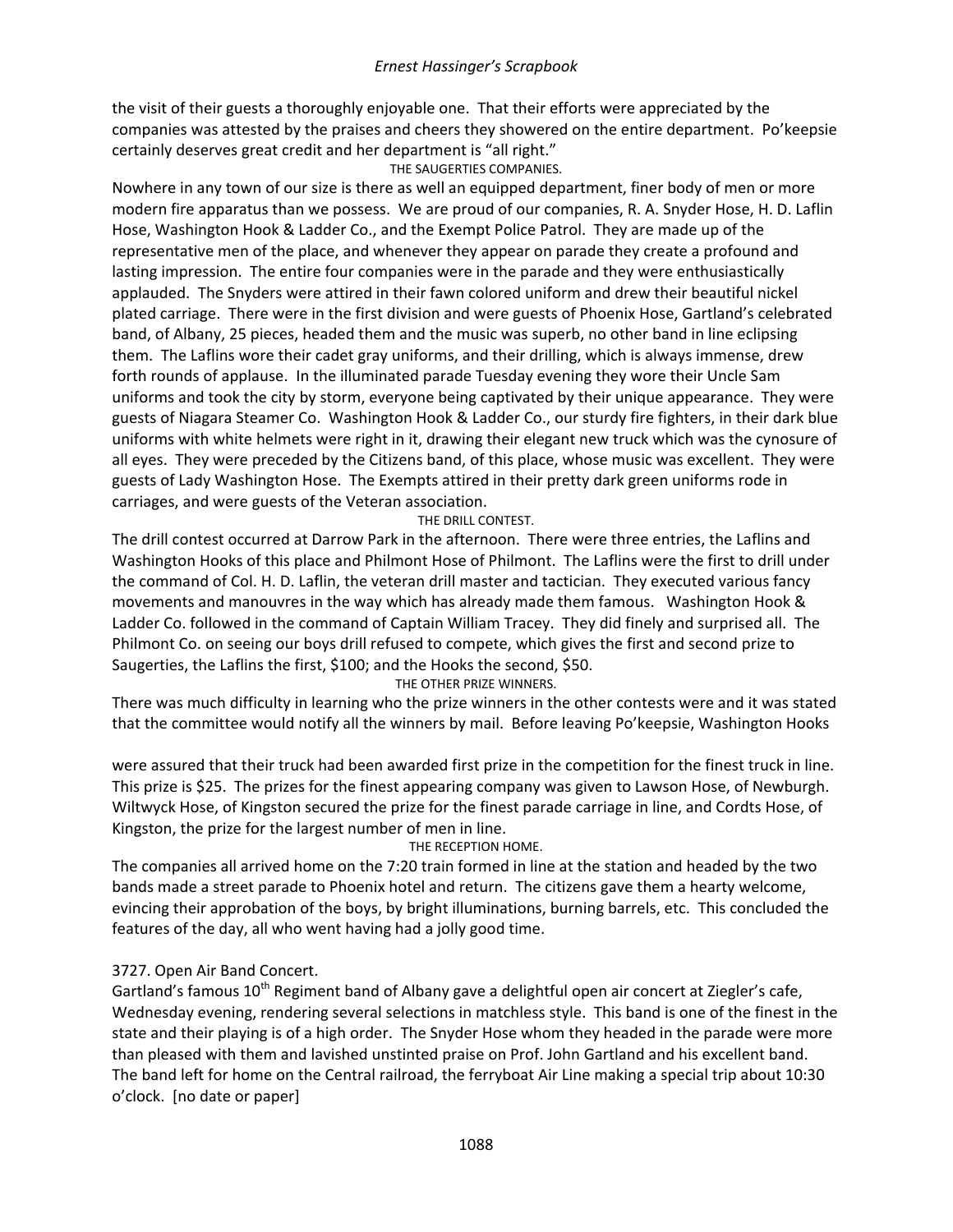the visit of their guests a thoroughly enjoyable one. That their efforts were appreciated by the companies was attested by the praises and cheers they showered on the entire department. Po'keepsie certainly deserves great credit and her department is "all right."

THE SAUGERTIES COMPANIES.

Nowhere in any town of our size is there as well an equipped department, finer body of men or more modern fire apparatus than we possess. We are proud of our companies, R. A. Snyder Hose, H. D. Laflin Hose, Washington Hook & Ladder Co., and the Exempt Police Patrol. They are made up of the representative men of the place, and whenever they appear on parade they create a profound and lasting impression. The entire four companies were in the parade and they were enthusiastically applauded. The Snyders were attired in their fawn colored uniform and drew their beautiful nickel plated carriage. There were in the first division and were guests of Phoenix Hose, Gartland's celebrated band, of Albany, 25 pieces, headed them and the music was superb, no other band in line eclipsing them. The Laflins wore their cadet gray uniforms, and their drilling, which is always immense, drew forth rounds of applause. In the illuminated parade Tuesday evening they wore their Uncle Sam uniforms and took the city by storm, everyone being captivated by their unique appearance. They were guests of Niagara Steamer Co. Washington Hook & Ladder Co., our sturdy fire fighters, in their dark blue uniforms with white helmets were right in it, drawing their elegant new truck which was the cynosure of all eyes. They were preceded by the Citizens band, of this place, whose music was excellent. They were guests of Lady Washington Hose. The Exempts attired in their pretty dark green uniforms rode in carriages, and were guests of the Veteran association.

THE DRILL CONTEST.

The drill contest occurred at Darrow Park in the afternoon. There were three entries, the Laflins and Washington Hooks of this place and Philmont Hose of Philmont. The Laflins were the first to drill under the command of Col. H. D. Laflin, the veteran drill master and tactician. They executed various fancy movements and manouvres in the way which has already made them famous. Washington Hook & Ladder Co. followed in the command of Captain William Tracey. They did finely and surprised all. The Philmont Co. on seeing our boys drill refused to compete, which gives the first and second prize to Saugerties, the Laflins the first, $100; and the Hooks the second, $50.

THE OTHER PRIZE WINNERS.

There was much difficulty in learning who the prize winners in the other contests were and it was stated that the committee would notify all the winners by mail. Before leaving Po'keepsie, Washington Hooks were assured that their truck had been awarded first prize in the competition for the finest truck in line. This prize is $25. The prizes for the finest appearing company was given to Lawson Hose, of Newburgh. Wiltwyck Hose, of Kingston secured the prize for the finest parade carriage in line, and Cordts Hose, of Kingston, the prize for the largest number of men in line.

THE RECEPTION HOME.

The companies all arrived home on the 7:20 train formed in line at the station and headed by the two bands made a street parade to Phoenix hotel and return. The citizens gave them a hearty welcome, evincing their approbation of the boys, by bright illuminations, burning barrels, etc. This concluded the features of the day, all who went having had a jolly good time.

3727. Open Air Band Concert.

Gartland's famous 10th Regiment band of Albany gave a delightful open air concert at Ziegler's cafe, Wednesday evening, rendering several selections in matchless style. This band is one of the finest in the state and their playing is of a high order. The Snyder Hose whom they headed in the parade were more than pleased with them and lavished unstinted praise on Prof. John Gartland and his excellent band. The band left for home on the Central railroad, the ferryboat Air Line making a special trip about 10:30 o'clock. [no date or paper]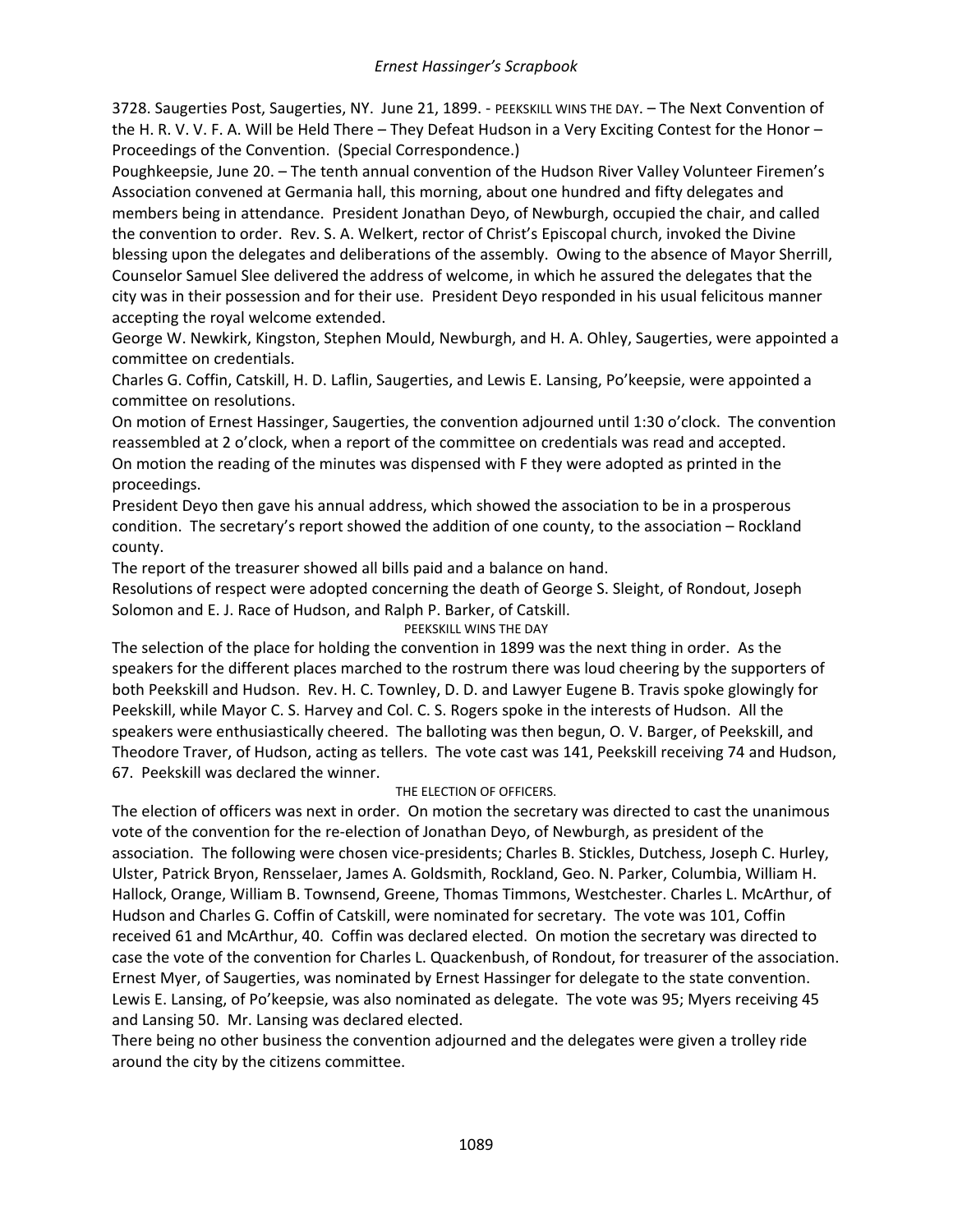3728. Saugerties Post, Saugerties, NY. June 21, 1899. - PEEKSKILL WINS THE DAY. – The Next Convention of the H. R. V. V. F. A. Will be Held There – They Defeat Hudson in a Very Exciting Contest for the Honor – Proceedings of the Convention. (Special Correspondence.)

Poughkeepsie, June 20. – The tenth annual convention of the Hudson River Valley Volunteer Firemen's Association convened at Germania hall, this morning, about one hundred and fifty delegates and members being in attendance. President Jonathan Deyo, of Newburgh, occupied the chair, and called the convention to order. Rev. S. A. Welkert, rector of Christ's Episcopal church, invoked the Divine blessing upon the delegates and deliberations of the assembly. Owing to the absence of Mayor Sherrill, Counselor Samuel Slee delivered the address of welcome, in which he assured the delegates that the city was in their possession and for their use. President Deyo responded in his usual felicitous manner accepting the royal welcome extended.

George W. Newkirk, Kingston, Stephen Mould, Newburgh, and H. A. Ohley, Saugerties, were appointed a committee on credentials.

Charles G. Coffin, Catskill, H. D. Laflin, Saugerties, and Lewis E. Lansing, Po'keepsie, were appointed a committee on resolutions.

On motion of Ernest Hassinger, Saugerties, the convention adjourned until 1:30 o'clock. The convention reassembled at 2 o'clock, when a report of the committee on credentials was read and accepted.

On motion the reading of the minutes was dispensed with F they were adopted as printed in the proceedings.

President Deyo then gave his annual address, which showed the association to be in a prosperous condition. The secretary's report showed the addition of one county, to the association – Rockland county.

The report of the treasurer showed all bills paid and a balance on hand.

Resolutions of respect were adopted concerning the death of George S. Sleight, of Rondout, Joseph Solomon and E. J. Race of Hudson, and Ralph P. Barker, of Catskill.

PEEKSKILL WINS THE DAY

The selection of the place for holding the convention in 1899 was the next thing in order. As the speakers for the different places marched to the rostrum there was loud cheering by the supporters of both Peekskill and Hudson. Rev. H. C. Townley, D. D. and Lawyer Eugene B. Travis spoke glowingly for Peekskill, while Mayor C. S. Harvey and Col. C. S. Rogers spoke in the interests of Hudson. All the speakers were enthusiastically cheered. The balloting was then begun, O. V. Barger, of Peekskill, and Theodore Traver, of Hudson, acting as tellers. The vote cast was 141, Peekskill receiving 74 and Hudson, 67. Peekskill was declared the winner.

THE ELECTION OF OFFICERS.

The election of officers was next in order. On motion the secretary was directed to cast the unanimous vote of the convention for the re-election of Jonathan Deyo, of Newburgh, as president of the association. The following were chosen vice-presidents; Charles B. Stickles, Dutchess, Joseph C. Hurley, Ulster, Patrick Bryon, Rensselaer, James A. Goldsmith, Rockland, Geo. N. Parker, Columbia, William H. Hallock, Orange, William B. Townsend, Greene, Thomas Timmons, Westchester. Charles L. McArthur, of Hudson and Charles G. Coffin of Catskill, were nominated for secretary. The vote was 101, Coffin received 61 and McArthur, 40. Coffin was declared elected. On motion the secretary was directed to case the vote of the convention for Charles L. Quackenbush, of Rondout, for treasurer of the association. Ernest Myer, of Saugerties, was nominated by Ernest Hassinger for delegate to the state convention. Lewis E. Lansing, of Po'keepsie, was also nominated as delegate. The vote was 95; Myers receiving 45 and Lansing 50. Mr. Lansing was declared elected.

There being no other business the convention adjourned and the delegates were given a trolley ride around the city by the citizens committee.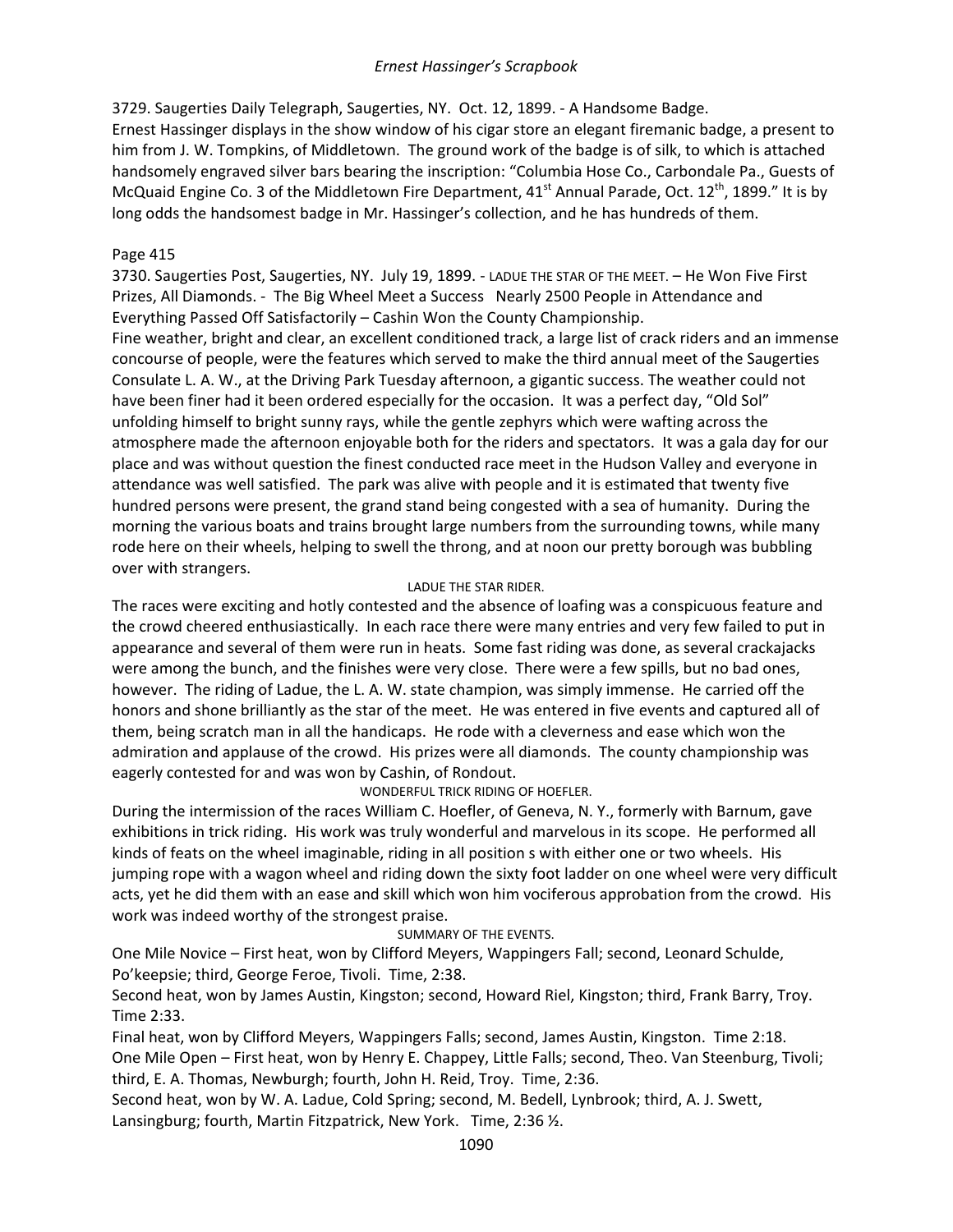3729. Saugerties Daily Telegraph, Saugerties, NY. Oct. 12, 1899. - A Handsome Badge.
Ernest Hassinger displays in the show window of his cigar store an elegant firemanic badge, a present to him from J. W. Tompkins, of Middletown. The ground work of the badge is of silk, to which is attached handsomely engraved silver bars bearing the inscription: "Columbia Hose Co., Carbondale Pa., Guests of McQuaid Engine Co. 3 of the Middletown Fire Department, 41st Annual Parade, Oct. 12th, 1899." It is by long odds the handsomest badge in Mr. Hassinger's collection, and he has hundreds of them.

Page 415
3730. Saugerties Post, Saugerties, NY. July 19, 1899. - LADUE THE STAR OF THE MEET. – He Won Five First Prizes, All Diamonds. - The Big Wheel Meet a Success Nearly 2500 People in Attendance and Everything Passed Off Satisfactorily – Cashin Won the County Championship.
Fine weather, bright and clear, an excellent conditioned track, a large list of crack riders and an immense concourse of people, were the features which served to make the third annual meet of the Saugerties Consulate L. A. W., at the Driving Park Tuesday afternoon, a gigantic success. The weather could not have been finer had it been ordered especially for the occasion. It was a perfect day, "Old Sol" unfolding himself to bright sunny rays, while the gentle zephyrs which were wafting across the atmosphere made the afternoon enjoyable both for the riders and spectators. It was a gala day for our place and was without question the finest conducted race meet in the Hudson Valley and everyone in attendance was well satisfied. The park was alive with people and it is estimated that twenty five hundred persons were present, the grand stand being congested with a sea of humanity. During the morning the various boats and trains brought large numbers from the surrounding towns, while many rode here on their wheels, helping to swell the throng, and at noon our pretty borough was bubbling over with strangers.

LADUE THE STAR RIDER.

The races were exciting and hotly contested and the absence of loafing was a conspicuous feature and the crowd cheered enthusiastically. In each race there were many entries and very few failed to put in appearance and several of them were run in heats. Some fast riding was done, as several crackajacks were among the bunch, and the finishes were very close. There were a few spills, but no bad ones, however. The riding of Ladue, the L. A. W. state champion, was simply immense. He carried off the honors and shone brilliantly as the star of the meet. He was entered in five events and captured all of them, being scratch man in all the handicaps. He rode with a cleverness and ease which won the admiration and applause of the crowd. His prizes were all diamonds. The county championship was eagerly contested for and was won by Cashin, of Rondout.

WONDERFUL TRICK RIDING OF HOEFLER.

During the intermission of the races William C. Hoefler, of Geneva, N. Y., formerly with Barnum, gave exhibitions in trick riding. His work was truly wonderful and marvelous in its scope. He performed all kinds of feats on the wheel imaginable, riding in all position s with either one or two wheels. His jumping rope with a wagon wheel and riding down the sixty foot ladder on one wheel were very difficult acts, yet he did them with an ease and skill which won him vociferous approbation from the crowd. His work was indeed worthy of the strongest praise.

SUMMARY OF THE EVENTS.

One Mile Novice – First heat, won by Clifford Meyers, Wappingers Fall; second, Leonard Schulde, Po'keepsie; third, George Feroe, Tivoli. Time, 2:38.
Second heat, won by James Austin, Kingston; second, Howard Riel, Kingston; third, Frank Barry, Troy. Time 2:33.
Final heat, won by Clifford Meyers, Wappingers Falls; second, James Austin, Kingston. Time 2:18.
One Mile Open – First heat, won by Henry E. Chappey, Little Falls; second, Theo. Van Steenburg, Tivoli; third, E. A. Thomas, Newburgh; fourth, John H. Reid, Troy. Time, 2:36.
Second heat, won by W. A. Ladue, Cold Spring; second, M. Bedell, Lynbrook; third, A. J. Swett, Lansingburg; fourth, Martin Fitzpatrick, New York. Time, 2:36 ½.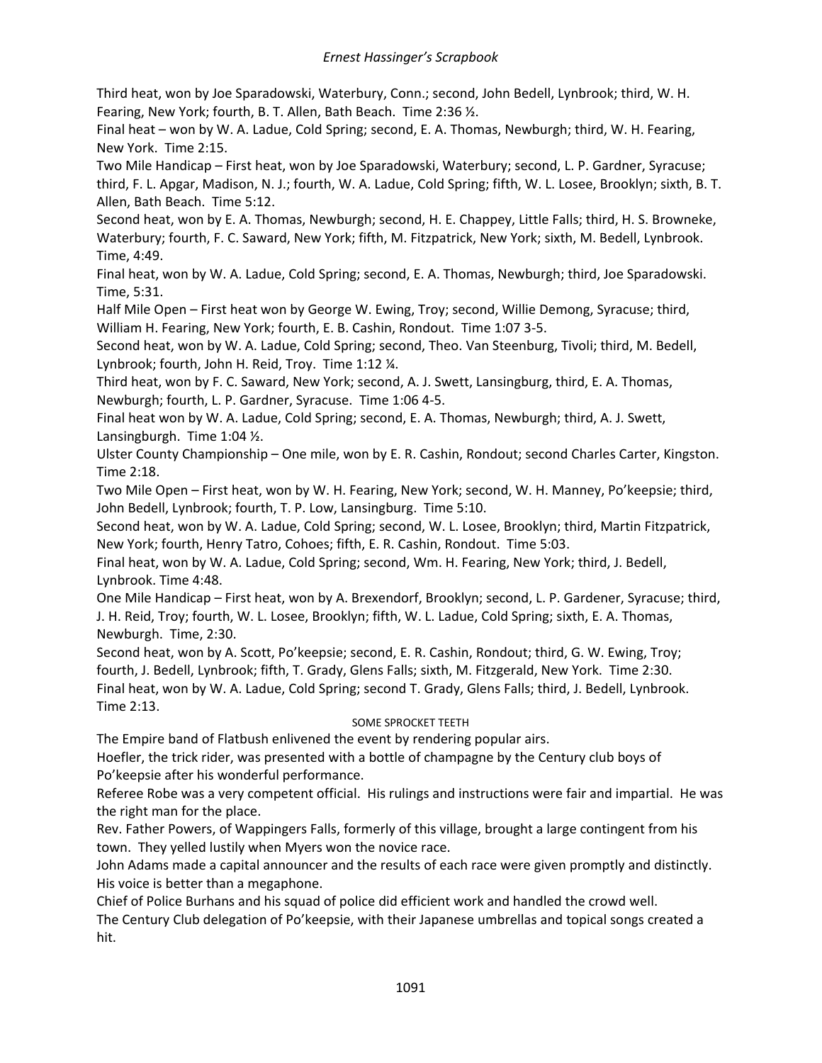Third heat, won by Joe Sparadowski, Waterbury, Conn.; second, John Bedell, Lynbrook; third, W. H. Fearing, New York; fourth, B. T. Allen, Bath Beach. Time 2:36 ½.

Final heat – won by W. A. Ladue, Cold Spring; second, E. A. Thomas, Newburgh; third, W. H. Fearing, New York. Time 2:15.

Two Mile Handicap – First heat, won by Joe Sparadowski, Waterbury; second, L. P. Gardner, Syracuse; third, F. L. Apgar, Madison, N. J.; fourth, W. A. Ladue, Cold Spring; fifth, W. L. Losee, Brooklyn; sixth, B. T. Allen, Bath Beach. Time 5:12.

Second heat, won by E. A. Thomas, Newburgh; second, H. E. Chappey, Little Falls; third, H. S. Browneke, Waterbury; fourth, F. C. Saward, New York; fifth, M. Fitzpatrick, New York; sixth, M. Bedell, Lynbrook. Time, 4:49.

Final heat, won by W. A. Ladue, Cold Spring; second, E. A. Thomas, Newburgh; third, Joe Sparadowski. Time, 5:31.

Half Mile Open – First heat won by George W. Ewing, Troy; second, Willie Demong, Syracuse; third, William H. Fearing, New York; fourth, E. B. Cashin, Rondout. Time 1:07 3-5.

Second heat, won by W. A. Ladue, Cold Spring; second, Theo. Van Steenburg, Tivoli; third, M. Bedell, Lynbrook; fourth, John H. Reid, Troy. Time 1:12 ¼.

Third heat, won by F. C. Saward, New York; second, A. J. Swett, Lansingburg, third, E. A. Thomas, Newburgh; fourth, L. P. Gardner, Syracuse. Time 1:06 4-5.

Final heat won by W. A. Ladue, Cold Spring; second, E. A. Thomas, Newburgh; third, A. J. Swett, Lansingburgh. Time 1:04 ½.

Ulster County Championship – One mile, won by E. R. Cashin, Rondout; second Charles Carter, Kingston. Time 2:18.

Two Mile Open – First heat, won by W. H. Fearing, New York; second, W. H. Manney, Po'keepsie; third, John Bedell, Lynbrook; fourth, T. P. Low, Lansingburg. Time 5:10.

Second heat, won by W. A. Ladue, Cold Spring; second, W. L. Losee, Brooklyn; third, Martin Fitzpatrick, New York; fourth, Henry Tatro, Cohoes; fifth, E. R. Cashin, Rondout. Time 5:03.

Final heat, won by W. A. Ladue, Cold Spring; second, Wm. H. Fearing, New York; third, J. Bedell, Lynbrook. Time 4:48.

One Mile Handicap – First heat, won by A. Brexendorf, Brooklyn; second, L. P. Gardener, Syracuse; third, J. H. Reid, Troy; fourth, W. L. Losee, Brooklyn; fifth, W. L. Ladue, Cold Spring; sixth, E. A. Thomas, Newburgh. Time, 2:30.

Second heat, won by A. Scott, Po'keepsie; second, E. R. Cashin, Rondout; third, G. W. Ewing, Troy; fourth, J. Bedell, Lynbrook; fifth, T. Grady, Glens Falls; sixth, M. Fitzgerald, New York. Time 2:30.

Final heat, won by W. A. Ladue, Cold Spring; second T. Grady, Glens Falls; third, J. Bedell, Lynbrook. Time 2:13.

SOME SPROCKET TEETH

The Empire band of Flatbush enlivened the event by rendering popular airs.

Hoefler, the trick rider, was presented with a bottle of champagne by the Century club boys of Po'keepsie after his wonderful performance.

Referee Robe was a very competent official. His rulings and instructions were fair and impartial. He was the right man for the place.

Rev. Father Powers, of Wappingers Falls, formerly of this village, brought a large contingent from his town. They yelled lustily when Myers won the novice race.

John Adams made a capital announcer and the results of each race were given promptly and distinctly. His voice is better than a megaphone.

Chief of Police Burhans and his squad of police did efficient work and handled the crowd well.

The Century Club delegation of Po'keepsie, with their Japanese umbrellas and topical songs created a hit.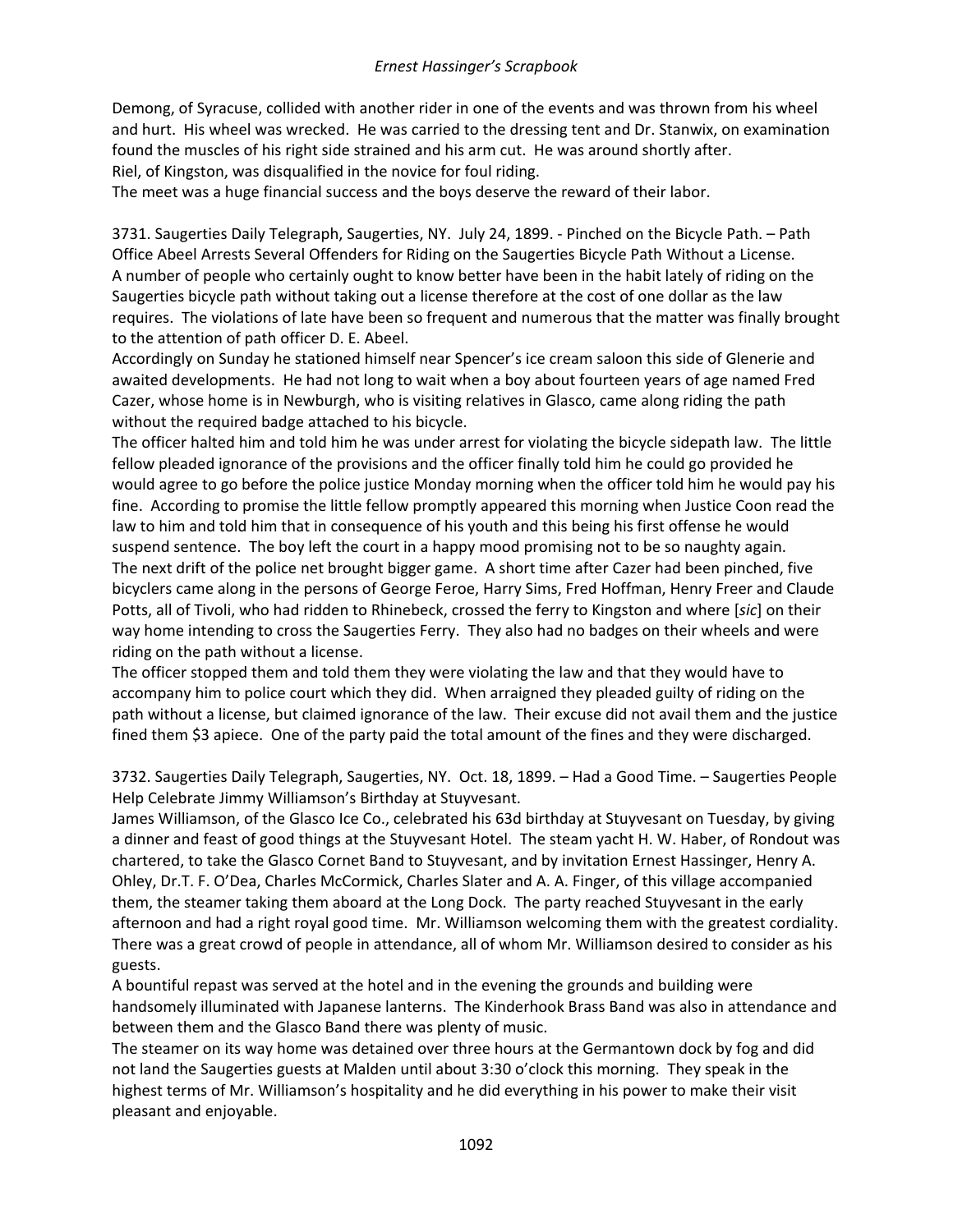Demong, of Syracuse, collided with another rider in one of the events and was thrown from his wheel and hurt. His wheel was wrecked. He was carried to the dressing tent and Dr. Stanwix, on examination found the muscles of his right side strained and his arm cut. He was around shortly after.
Riel, of Kingston, was disqualified in the novice for foul riding.
The meet was a huge financial success and the boys deserve the reward of their labor.

3731. Saugerties Daily Telegraph, Saugerties, NY. July 24, 1899. - Pinched on the Bicycle Path. – Path Office Abeel Arrests Several Offenders for Riding on the Saugerties Bicycle Path Without a License.
A number of people who certainly ought to know better have been in the habit lately of riding on the Saugerties bicycle path without taking out a license therefore at the cost of one dollar as the law requires. The violations of late have been so frequent and numerous that the matter was finally brought to the attention of path officer D. E. Abeel.
Accordingly on Sunday he stationed himself near Spencer's ice cream saloon this side of Glenerie and awaited developments. He had not long to wait when a boy about fourteen years of age named Fred Cazer, whose home is in Newburgh, who is visiting relatives in Glasco, came along riding the path without the required badge attached to his bicycle.
The officer halted him and told him he was under arrest for violating the bicycle sidepath law. The little fellow pleaded ignorance of the provisions and the officer finally told him he could go provided he would agree to go before the police justice Monday morning when the officer told him he would pay his fine. According to promise the little fellow promptly appeared this morning when Justice Coon read the law to him and told him that in consequence of his youth and this being his first offense he would suspend sentence. The boy left the court in a happy mood promising not to be so naughty again.
The next drift of the police net brought bigger game. A short time after Cazer had been pinched, five bicyclers came along in the persons of George Feroe, Harry Sims, Fred Hoffman, Henry Freer and Claude Potts, all of Tivoli, who had ridden to Rhinebeck, crossed the ferry to Kingston and where [*sic*] on their way home intending to cross the Saugerties Ferry. They also had no badges on their wheels and were riding on the path without a license.
The officer stopped them and told them they were violating the law and that they would have to accompany him to police court which they did. When arraigned they pleaded guilty of riding on the path without a license, but claimed ignorance of the law. Their excuse did not avail them and the justice fined them $3 apiece. One of the party paid the total amount of the fines and they were discharged.

3732. Saugerties Daily Telegraph, Saugerties, NY. Oct. 18, 1899. – Had a Good Time. – Saugerties People Help Celebrate Jimmy Williamson's Birthday at Stuyvesant.
James Williamson, of the Glasco Ice Co., celebrated his 63d birthday at Stuyvesant on Tuesday, by giving a dinner and feast of good things at the Stuyvesant Hotel. The steam yacht H. W. Haber, of Rondout was chartered, to take the Glasco Cornet Band to Stuyvesant, and by invitation Ernest Hassinger, Henry A. Ohley, Dr.T. F. O'Dea, Charles McCormick, Charles Slater and A. A. Finger, of this village accompanied them, the steamer taking them aboard at the Long Dock. The party reached Stuyvesant in the early afternoon and had a right royal good time. Mr. Williamson welcoming them with the greatest cordiality. There was a great crowd of people in attendance, all of whom Mr. Williamson desired to consider as his guests.
A bountiful repast was served at the hotel and in the evening the grounds and building were handsomely illuminated with Japanese lanterns. The Kinderhook Brass Band was also in attendance and between them and the Glasco Band there was plenty of music.
The steamer on its way home was detained over three hours at the Germantown dock by fog and did not land the Saugerties guests at Malden until about 3:30 o'clock this morning. They speak in the highest terms of Mr. Williamson's hospitality and he did everything in his power to make their visit pleasant and enjoyable.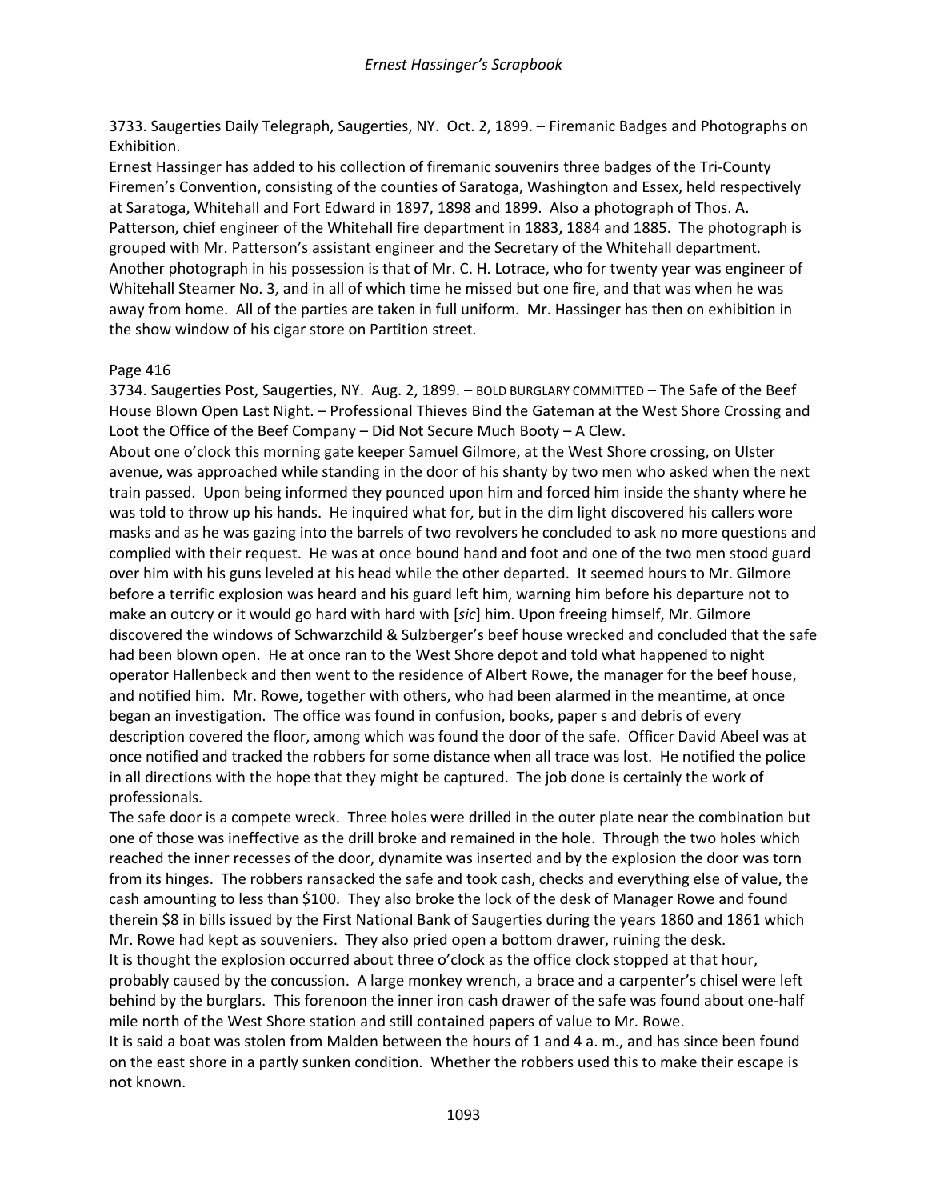3733. Saugerties Daily Telegraph, Saugerties, NY. Oct. 2, 1899. – Firemanic Badges and Photographs on Exhibition.

Ernest Hassinger has added to his collection of firemanic souvenirs three badges of the Tri-County Firemen's Convention, consisting of the counties of Saratoga, Washington and Essex, held respectively at Saratoga, Whitehall and Fort Edward in 1897, 1898 and 1899. Also a photograph of Thos. A. Patterson, chief engineer of the Whitehall fire department in 1883, 1884 and 1885. The photograph is grouped with Mr. Patterson's assistant engineer and the Secretary of the Whitehall department. Another photograph in his possession is that of Mr. C. H. Lotrace, who for twenty year was engineer of Whitehall Steamer No. 3, and in all of which time he missed but one fire, and that was when he was away from home. All of the parties are taken in full uniform. Mr. Hassinger has then on exhibition in the show window of his cigar store on Partition street.

Page 416

3734. Saugerties Post, Saugerties, NY. Aug. 2, 1899. – BOLD BURGLARY COMMITTED – The Safe of the Beef House Blown Open Last Night. – Professional Thieves Bind the Gateman at the West Shore Crossing and Loot the Office of the Beef Company – Did Not Secure Much Booty – A Clew.

About one o'clock this morning gate keeper Samuel Gilmore, at the West Shore crossing, on Ulster avenue, was approached while standing in the door of his shanty by two men who asked when the next train passed. Upon being informed they pounced upon him and forced him inside the shanty where he was told to throw up his hands. He inquired what for, but in the dim light discovered his callers wore masks and as he was gazing into the barrels of two revolvers he concluded to ask no more questions and complied with their request. He was at once bound hand and foot and one of the two men stood guard over him with his guns leveled at his head while the other departed. It seemed hours to Mr. Gilmore before a terrific explosion was heard and his guard left him, warning him before his departure not to make an outcry or it would go hard with hard with [*sic*] him. Upon freeing himself, Mr. Gilmore discovered the windows of Schwarzchild & Sulzberger's beef house wrecked and concluded that the safe had been blown open. He at once ran to the West Shore depot and told what happened to night operator Hallenbeck and then went to the residence of Albert Rowe, the manager for the beef house, and notified him. Mr. Rowe, together with others, who had been alarmed in the meantime, at once began an investigation. The office was found in confusion, books, paper s and debris of every description covered the floor, among which was found the door of the safe. Officer David Abeel was at once notified and tracked the robbers for some distance when all trace was lost. He notified the police in all directions with the hope that they might be captured. The job done is certainly the work of professionals.

The safe door is a compete wreck. Three holes were drilled in the outer plate near the combination but one of those was ineffective as the drill broke and remained in the hole. Through the two holes which reached the inner recesses of the door, dynamite was inserted and by the explosion the door was torn from its hinges. The robbers ransacked the safe and took cash, checks and everything else of value, the cash amounting to less than $100. They also broke the lock of the desk of Manager Rowe and found therein $8 in bills issued by the First National Bank of Saugerties during the years 1860 and 1861 which Mr. Rowe had kept as souveniers. They also pried open a bottom drawer, ruining the desk.

It is thought the explosion occurred about three o'clock as the office clock stopped at that hour, probably caused by the concussion. A large monkey wrench, a brace and a carpenter's chisel were left behind by the burglars. This forenoon the inner iron cash drawer of the safe was found about one-half mile north of the West Shore station and still contained papers of value to Mr. Rowe.

It is said a boat was stolen from Malden between the hours of 1 and 4 a. m., and has since been found on the east shore in a partly sunken condition. Whether the robbers used this to make their escape is not known.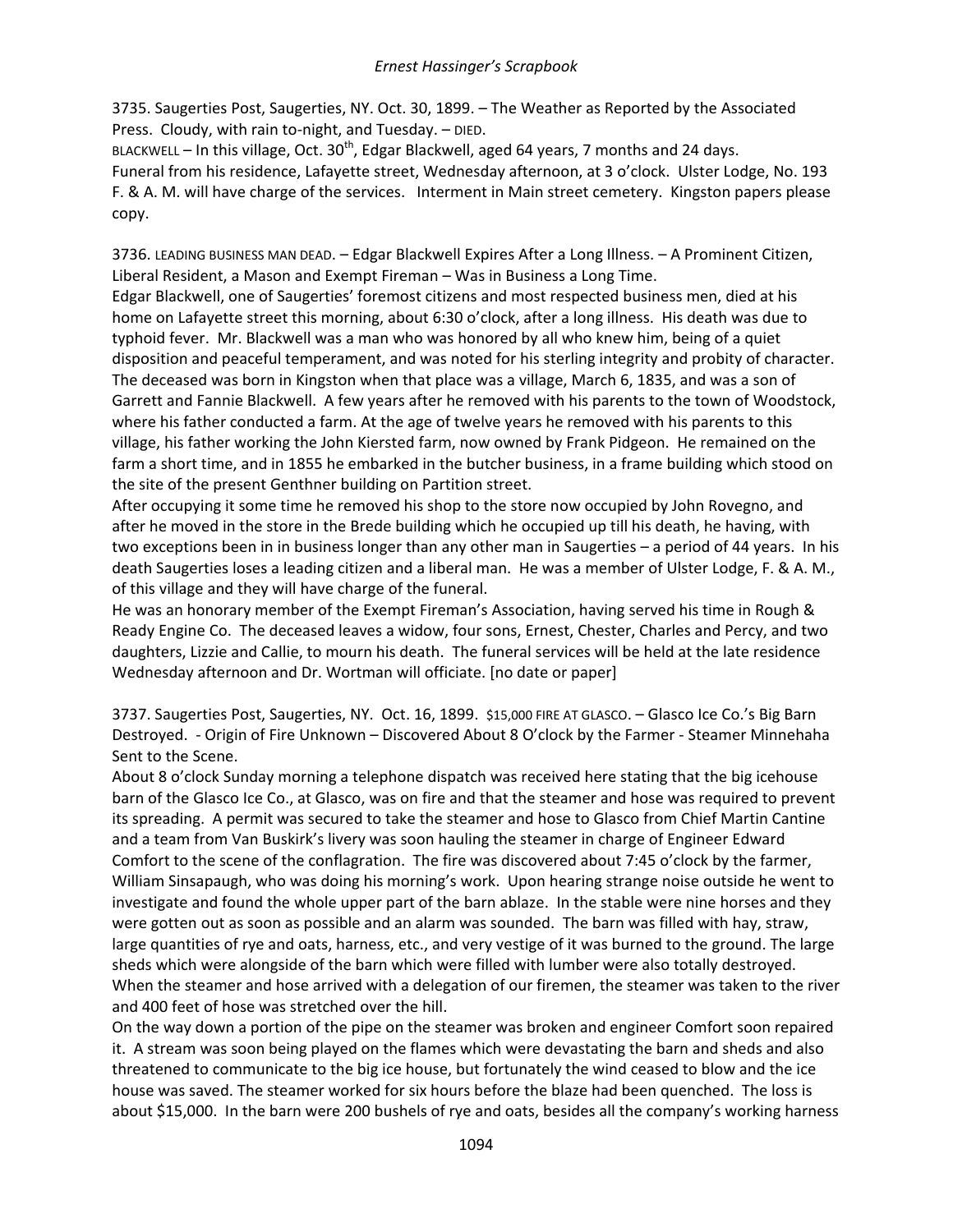3735. Saugerties Post, Saugerties, NY. Oct. 30, 1899. – The Weather as Reported by the Associated Press. Cloudy, with rain to-night, and Tuesday. – DIED.

BLACKWELL – In this village, Oct. 30th, Edgar Blackwell, aged 64 years, 7 months and 24 days. Funeral from his residence, Lafayette street, Wednesday afternoon, at 3 o'clock. Ulster Lodge, No. 193 F. & A. M. will have charge of the services. Interment in Main street cemetery. Kingston papers please copy.

3736. LEADING BUSINESS MAN DEAD. – Edgar Blackwell Expires After a Long Illness. – A Prominent Citizen, Liberal Resident, a Mason and Exempt Fireman – Was in Business a Long Time.

Edgar Blackwell, one of Saugerties' foremost citizens and most respected business men, died at his home on Lafayette street this morning, about 6:30 o'clock, after a long illness. His death was due to typhoid fever. Mr. Blackwell was a man who was honored by all who knew him, being of a quiet disposition and peaceful temperament, and was noted for his sterling integrity and probity of character. The deceased was born in Kingston when that place was a village, March 6, 1835, and was a son of Garrett and Fannie Blackwell. A few years after he removed with his parents to the town of Woodstock, where his father conducted a farm. At the age of twelve years he removed with his parents to this village, his father working the John Kiersted farm, now owned by Frank Pidgeon. He remained on the farm a short time, and in 1855 he embarked in the butcher business, in a frame building which stood on the site of the present Genthner building on Partition street.

After occupying it some time he removed his shop to the store now occupied by John Rovegno, and after he moved in the store in the Brede building which he occupied up till his death, he having, with two exceptions been in in business longer than any other man in Saugerties – a period of 44 years. In his death Saugerties loses a leading citizen and a liberal man. He was a member of Ulster Lodge, F. & A. M., of this village and they will have charge of the funeral.

He was an honorary member of the Exempt Fireman's Association, having served his time in Rough & Ready Engine Co. The deceased leaves a widow, four sons, Ernest, Chester, Charles and Percy, and two daughters, Lizzie and Callie, to mourn his death. The funeral services will be held at the late residence Wednesday afternoon and Dr. Wortman will officiate. [no date or paper]

3737. Saugerties Post, Saugerties, NY. Oct. 16, 1899. $15,000 FIRE AT GLASCO. – Glasco Ice Co.'s Big Barn Destroyed. - Origin of Fire Unknown – Discovered About 8 O'clock by the Farmer - Steamer Minnehaha Sent to the Scene.

About 8 o'clock Sunday morning a telephone dispatch was received here stating that the big icehouse barn of the Glasco Ice Co., at Glasco, was on fire and that the steamer and hose was required to prevent its spreading. A permit was secured to take the steamer and hose to Glasco from Chief Martin Cantine and a team from Van Buskirk's livery was soon hauling the steamer in charge of Engineer Edward Comfort to the scene of the conflagration. The fire was discovered about 7:45 o'clock by the farmer, William Sinsapaugh, who was doing his morning's work. Upon hearing strange noise outside he went to investigate and found the whole upper part of the barn ablaze. In the stable were nine horses and they were gotten out as soon as possible and an alarm was sounded. The barn was filled with hay, straw, large quantities of rye and oats, harness, etc., and very vestige of it was burned to the ground. The large sheds which were alongside of the barn which were filled with lumber were also totally destroyed. When the steamer and hose arrived with a delegation of our firemen, the steamer was taken to the river and 400 feet of hose was stretched over the hill.

On the way down a portion of the pipe on the steamer was broken and engineer Comfort soon repaired it. A stream was soon being played on the flames which were devastating the barn and sheds and also threatened to communicate to the big ice house, but fortunately the wind ceased to blow and the ice house was saved. The steamer worked for six hours before the blaze had been quenched. The loss is about $15,000. In the barn were 200 bushels of rye and oats, besides all the company's working harness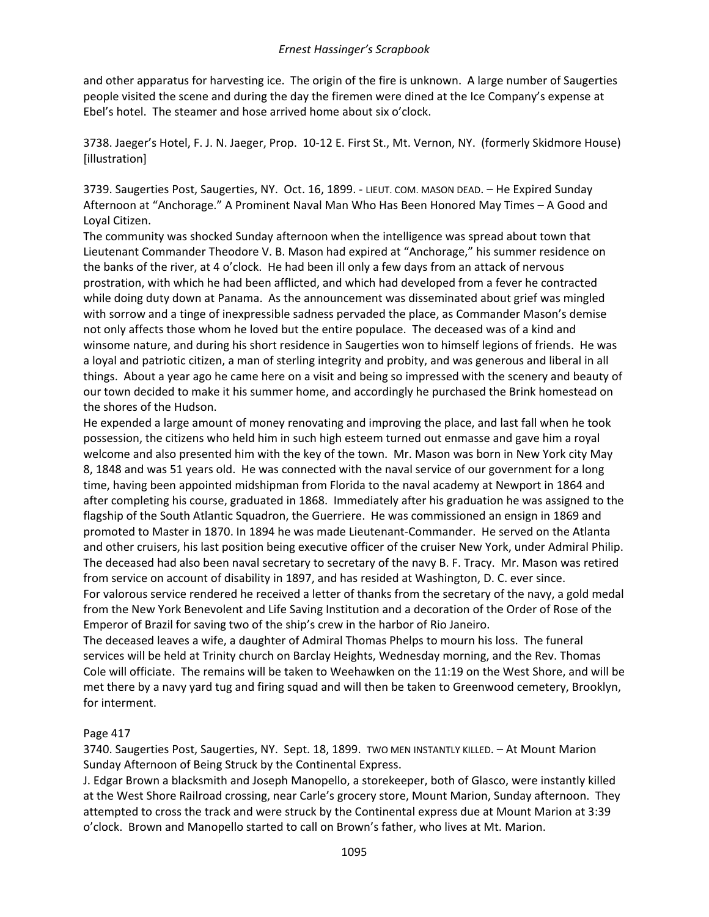and other apparatus for harvesting ice. The origin of the fire is unknown. A large number of Saugerties people visited the scene and during the day the firemen were dined at the Ice Company's expense at Ebel's hotel. The steamer and hose arrived home about six o'clock.

3738. Jaeger's Hotel, F. J. N. Jaeger, Prop. 10-12 E. First St., Mt. Vernon, NY. (formerly Skidmore House) [illustration]

3739. Saugerties Post, Saugerties, NY. Oct. 16, 1899. - LIEUT. COM. MASON DEAD. – He Expired Sunday Afternoon at "Anchorage." A Prominent Naval Man Who Has Been Honored May Times – A Good and Loyal Citizen.

The community was shocked Sunday afternoon when the intelligence was spread about town that Lieutenant Commander Theodore V. B. Mason had expired at "Anchorage," his summer residence on the banks of the river, at 4 o'clock. He had been ill only a few days from an attack of nervous prostration, with which he had been afflicted, and which had developed from a fever he contracted while doing duty down at Panama. As the announcement was disseminated about grief was mingled with sorrow and a tinge of inexpressible sadness pervaded the place, as Commander Mason's demise not only affects those whom he loved but the entire populace. The deceased was of a kind and winsome nature, and during his short residence in Saugerties won to himself legions of friends. He was a loyal and patriotic citizen, a man of sterling integrity and probity, and was generous and liberal in all things. About a year ago he came here on a visit and being so impressed with the scenery and beauty of our town decided to make it his summer home, and accordingly he purchased the Brink homestead on the shores of the Hudson.

He expended a large amount of money renovating and improving the place, and last fall when he took possession, the citizens who held him in such high esteem turned out enmasse and gave him a royal welcome and also presented him with the key of the town. Mr. Mason was born in New York city May 8, 1848 and was 51 years old. He was connected with the naval service of our government for a long time, having been appointed midshipman from Florida to the naval academy at Newport in 1864 and after completing his course, graduated in 1868. Immediately after his graduation he was assigned to the flagship of the South Atlantic Squadron, the Guerriere. He was commissioned an ensign in 1869 and promoted to Master in 1870. In 1894 he was made Lieutenant-Commander. He served on the Atlanta and other cruisers, his last position being executive officer of the cruiser New York, under Admiral Philip. The deceased had also been naval secretary to secretary of the navy B. F. Tracy. Mr. Mason was retired from service on account of disability in 1897, and has resided at Washington, D. C. ever since.

For valorous service rendered he received a letter of thanks from the secretary of the navy, a gold medal from the New York Benevolent and Life Saving Institution and a decoration of the Order of Rose of the Emperor of Brazil for saving two of the ship's crew in the harbor of Rio Janeiro.

The deceased leaves a wife, a daughter of Admiral Thomas Phelps to mourn his loss. The funeral services will be held at Trinity church on Barclay Heights, Wednesday morning, and the Rev. Thomas Cole will officiate. The remains will be taken to Weehawken on the 11:19 on the West Shore, and will be met there by a navy yard tug and firing squad and will then be taken to Greenwood cemetery, Brooklyn, for interment.

Page 417

3740. Saugerties Post, Saugerties, NY. Sept. 18, 1899. TWO MEN INSTANTLY KILLED. – At Mount Marion Sunday Afternoon of Being Struck by the Continental Express.

J. Edgar Brown a blacksmith and Joseph Manopello, a storekeeper, both of Glasco, were instantly killed at the West Shore Railroad crossing, near Carle's grocery store, Mount Marion, Sunday afternoon. They attempted to cross the track and were struck by the Continental express due at Mount Marion at 3:39 o'clock. Brown and Manopello started to call on Brown's father, who lives at Mt. Marion.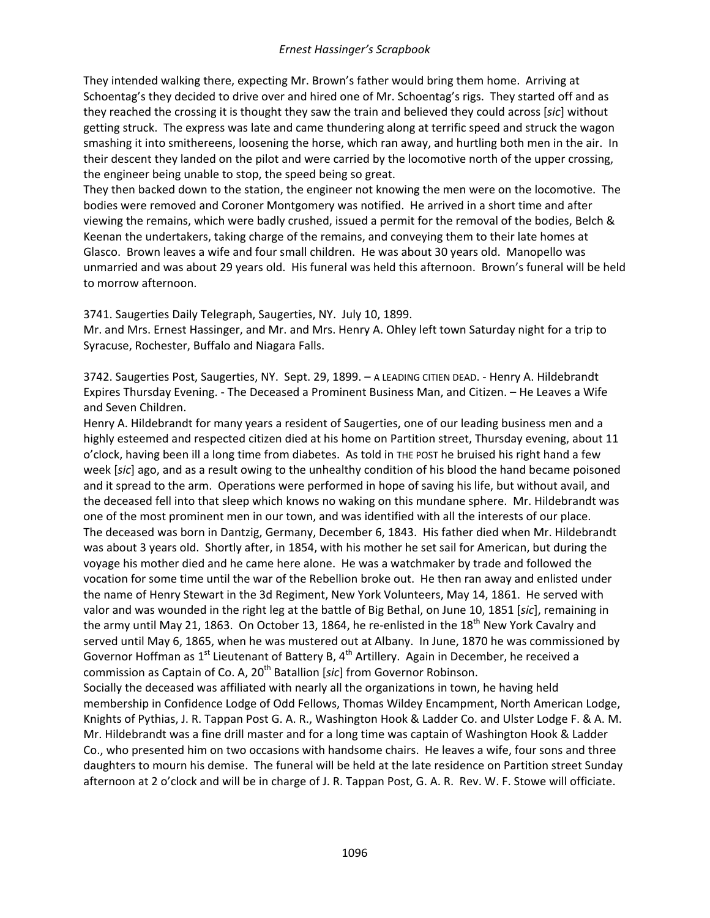They intended walking there, expecting Mr. Brown's father would bring them home. Arriving at Schoentag's they decided to drive over and hired one of Mr. Schoentag's rigs. They started off and as they reached the crossing it is thought they saw the train and believed they could across [*sic*] without getting struck. The express was late and came thundering along at terrific speed and struck the wagon smashing it into smithereens, loosening the horse, which ran away, and hurtling both men in the air. In their descent they landed on the pilot and were carried by the locomotive north of the upper crossing, the engineer being unable to stop, the speed being so great.

They then backed down to the station, the engineer not knowing the men were on the locomotive. The bodies were removed and Coroner Montgomery was notified. He arrived in a short time and after viewing the remains, which were badly crushed, issued a permit for the removal of the bodies, Belch & Keenan the undertakers, taking charge of the remains, and conveying them to their late homes at Glasco. Brown leaves a wife and four small children. He was about 30 years old. Manopello was unmarried and was about 29 years old. His funeral was held this afternoon. Brown's funeral will be held to morrow afternoon.

3741. Saugerties Daily Telegraph, Saugerties, NY. July 10, 1899.
Mr. and Mrs. Ernest Hassinger, and Mr. and Mrs. Henry A. Ohley left town Saturday night for a trip to Syracuse, Rochester, Buffalo and Niagara Falls.

3742. Saugerties Post, Saugerties, NY. Sept. 29, 1899. – A LEADING CITIEN DEAD. - Henry A. Hildebrandt Expires Thursday Evening. - The Deceased a Prominent Business Man, and Citizen. – He Leaves a Wife and Seven Children.

Henry A. Hildebrandt for many years a resident of Saugerties, one of our leading business men and a highly esteemed and respected citizen died at his home on Partition street, Thursday evening, about 11 o'clock, having been ill a long time from diabetes. As told in THE POST he bruised his right hand a few week [*sic*] ago, and as a result owing to the unhealthy condition of his blood the hand became poisoned and it spread to the arm. Operations were performed in hope of saving his life, but without avail, and the deceased fell into that sleep which knows no waking on this mundane sphere. Mr. Hildebrandt was one of the most prominent men in our town, and was identified with all the interests of our place.

The deceased was born in Dantzig, Germany, December 6, 1843. His father died when Mr. Hildebrandt was about 3 years old. Shortly after, in 1854, with his mother he set sail for American, but during the voyage his mother died and he came here alone. He was a watchmaker by trade and followed the vocation for some time until the war of the Rebellion broke out. He then ran away and enlisted under the name of Henry Stewart in the 3d Regiment, New York Volunteers, May 14, 1861. He served with valor and was wounded in the right leg at the battle of Big Bethal, on June 10, 1851 [*sic*], remaining in the army until May 21, 1863. On October 13, 1864, he re-enlisted in the 18th New York Cavalry and served until May 6, 1865, when he was mustered out at Albany. In June, 1870 he was commissioned by Governor Hoffman as 1st Lieutenant of Battery B, 4th Artillery. Again in December, he received a commission as Captain of Co. A, 20th Batallion [*sic*] from Governor Robinson.

Socially the deceased was affiliated with nearly all the organizations in town, he having held membership in Confidence Lodge of Odd Fellows, Thomas Wildey Encampment, North American Lodge, Knights of Pythias, J. R. Tappan Post G. A. R., Washington Hook & Ladder Co. and Ulster Lodge F. & A. M. Mr. Hildebrandt was a fine drill master and for a long time was captain of Washington Hook & Ladder Co., who presented him on two occasions with handsome chairs. He leaves a wife, four sons and three daughters to mourn his demise. The funeral will be held at the late residence on Partition street Sunday afternoon at 2 o'clock and will be in charge of J. R. Tappan Post, G. A. R. Rev. W. F. Stowe will officiate.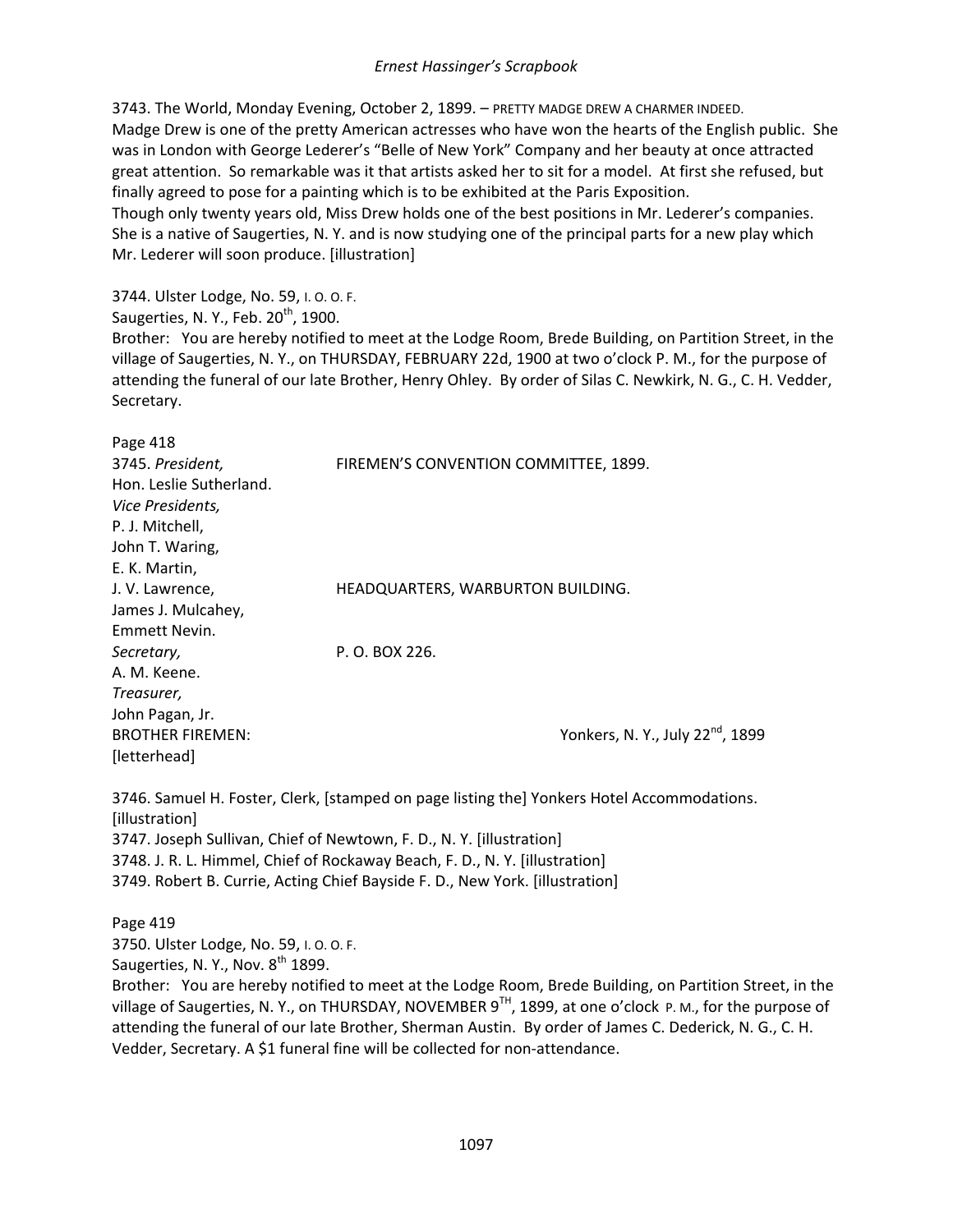3743. The World, Monday Evening, October 2, 1899. – PRETTY MADGE DREW A CHARMER INDEED.
Madge Drew is one of the pretty American actresses who have won the hearts of the English public. She was in London with George Lederer's "Belle of New York" Company and her beauty at once attracted great attention. So remarkable was it that artists asked her to sit for a model. At first she refused, but finally agreed to pose for a painting which is to be exhibited at the Paris Exposition.
Though only twenty years old, Miss Drew holds one of the best positions in Mr. Lederer's companies. She is a native of Saugerties, N. Y. and is now studying one of the principal parts for a new play which Mr. Lederer will soon produce. [illustration]

3744. Ulster Lodge, No. 59, I. O. O. F.
Saugerties, N. Y., Feb. 20th, 1900.
Brother: You are hereby notified to meet at the Lodge Room, Brede Building, on Partition Street, in the village of Saugerties, N. Y., on THURSDAY, FEBRUARY 22d, 1900 at two o'clock P. M., for the purpose of attending the funeral of our late Brother, Henry Ohley. By order of Silas C. Newkirk, N. G., C. H. Vedder, Secretary.

Page 418
3745. *President,* FIREMEN'S CONVENTION COMMITTEE, 1899.
Hon. Leslie Sutherland.
*Vice Presidents,*
P. J. Mitchell,
John T. Waring,
E. K. Martin,
J. V. Lawrence, HEADQUARTERS, WARBURTON BUILDING.
James J. Mulcahey,
Emmett Nevin.
*Secretary,* P. O. BOX 226.
A. M. Keene.
*Treasurer,*
John Pagan, Jr.
BROTHER FIREMEN: Yonkers, N. Y., July 22nd, 1899
[letterhead]

3746. Samuel H. Foster, Clerk, [stamped on page listing the] Yonkers Hotel Accommodations. [illustration]
3747. Joseph Sullivan, Chief of Newtown, F. D., N. Y. [illustration]
3748. J. R. L. Himmel, Chief of Rockaway Beach, F. D., N. Y. [illustration]
3749. Robert B. Currie, Acting Chief Bayside F. D., New York. [illustration]

Page 419
3750. Ulster Lodge, No. 59, I. O. O. F.
Saugerties, N. Y., Nov. 8th 1899.
Brother: You are hereby notified to meet at the Lodge Room, Brede Building, on Partition Street, in the village of Saugerties, N. Y., on THURSDAY, NOVEMBER 9TH, 1899, at one o'clock P. M., for the purpose of attending the funeral of our late Brother, Sherman Austin. By order of James C. Dederick, N. G., C. H. Vedder, Secretary. A $1 funeral fine will be collected for non-attendance.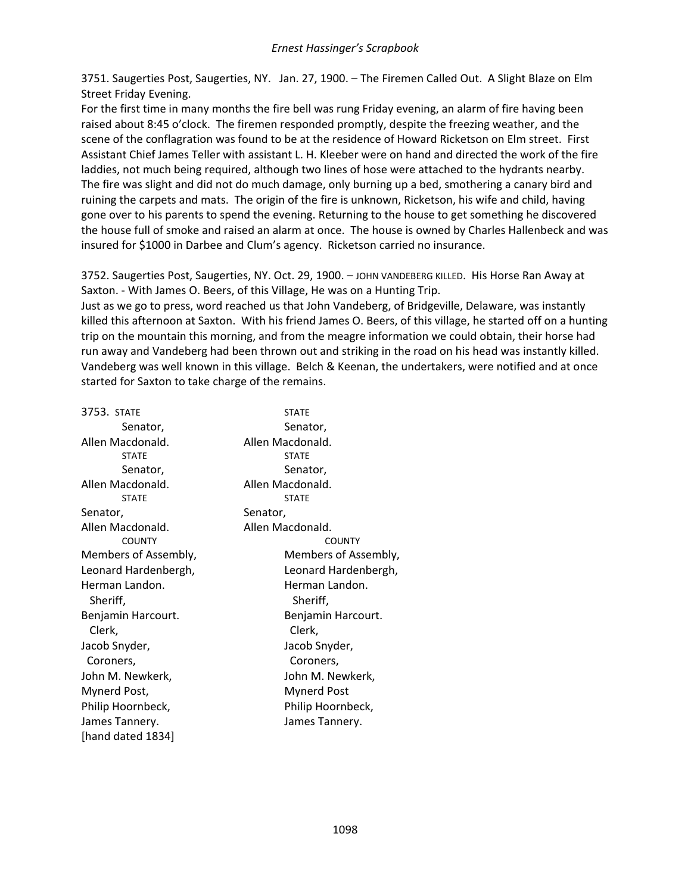3751. Saugerties Post, Saugerties, NY. Jan. 27, 1900. – The Firemen Called Out. A Slight Blaze on Elm Street Friday Evening.
For the first time in many months the fire bell was rung Friday evening, an alarm of fire having been raised about 8:45 o'clock. The firemen responded promptly, despite the freezing weather, and the scene of the conflagration was found to be at the residence of Howard Ricketson on Elm street. First Assistant Chief James Teller with assistant L. H. Kleeber were on hand and directed the work of the fire laddies, not much being required, although two lines of hose were attached to the hydrants nearby. The fire was slight and did not do much damage, only burning up a bed, smothering a canary bird and ruining the carpets and mats. The origin of the fire is unknown, Ricketson, his wife and child, having gone over to his parents to spend the evening. Returning to the house to get something he discovered the house full of smoke and raised an alarm at once. The house is owned by Charles Hallenbeck and was insured for $1000 in Darbee and Clum's agency. Ricketson carried no insurance.

3752. Saugerties Post, Saugerties, NY. Oct. 29, 1900. – JOHN VANDEBERG KILLED. His Horse Ran Away at Saxton. - With James O. Beers, of this Village, He was on a Hunting Trip.
Just as we go to press, word reached us that John Vandeberg, of Bridgeville, Delaware, was instantly killed this afternoon at Saxton. With his friend James O. Beers, of this village, he started off on a hunting trip on the mountain this morning, and from the meagre information we could obtain, their horse had run away and Vandeberg had been thrown out and striking in the road on his head was instantly killed. Vandeberg was well known in this village. Belch & Keenan, the undertakers, were notified and at once started for Saxton to take charge of the remains.

| 3753. STATE | STATE |
|---|---|
| Senator, | Senator, |
| Allen Macdonald. | Allen Macdonald. |
| STATE | STATE |
| Senator, | Senator, |
| Allen Macdonald. | Allen Macdonald. |
| STATE | STATE |
| Senator, | Senator, |
| Allen Macdonald. | Allen Macdonald. |
| COUNTY | COUNTY |
| Members of Assembly, | Members of Assembly, |
| Leonard Hardenbergh, | Leonard Hardenbergh, |
| Herman Landon. | Herman Landon. |
| Sheriff, | Sheriff, |
| Benjamin Harcourt. | Benjamin Harcourt. |
| Clerk, | Clerk, |
| Jacob Snyder, | Jacob Snyder, |
| Coroners, | Coroners, |
| John M. Newkerk, | John M. Newkerk, |
| Mynerd Post, | Mynerd Post |
| Philip Hoornbeck, | Philip Hoornbeck, |
| James Tannery. | James Tannery. |

[hand dated 1834]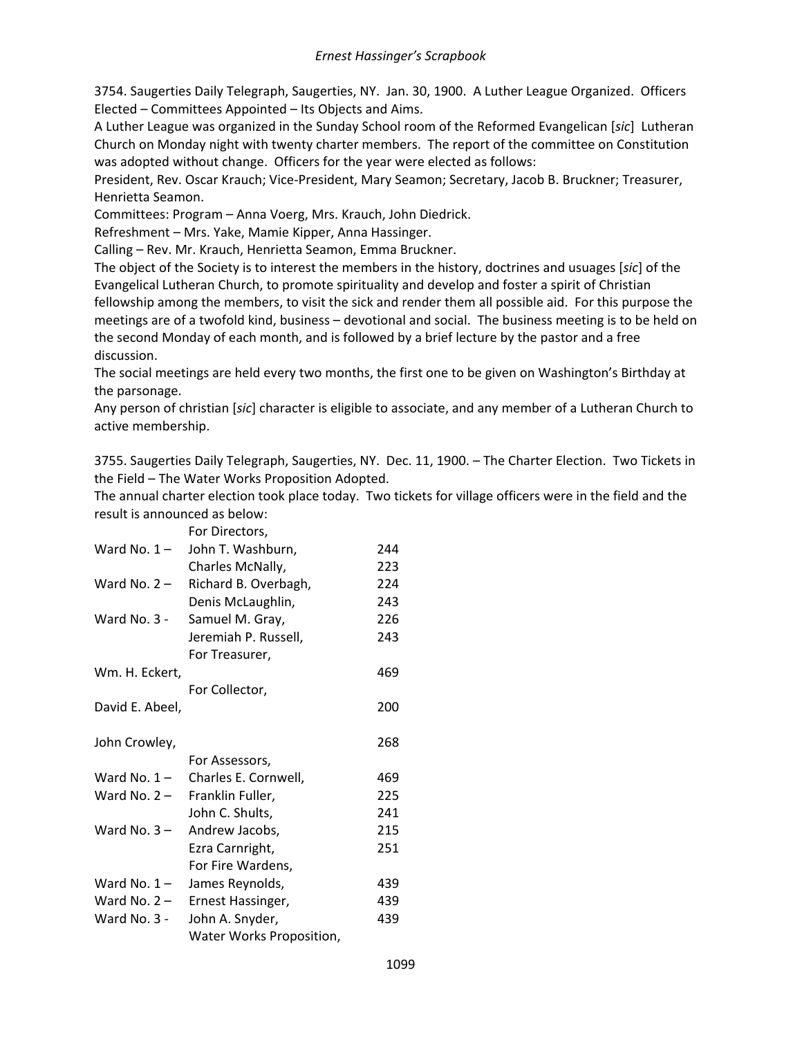3754. Saugerties Daily Telegraph, Saugerties, NY. Jan. 30, 1900. A Luther League Organized. Officers Elected – Committees Appointed – Its Objects and Aims.

A Luther League was organized in the Sunday School room of the Reformed Evangelican [*sic*] Lutheran Church on Monday night with twenty charter members. The report of the committee on Constitution was adopted without change. Officers for the year were elected as follows:

President, Rev. Oscar Krauch; Vice-President, Mary Seamon; Secretary, Jacob B. Bruckner; Treasurer, Henrietta Seamon.

Committees: Program – Anna Voerg, Mrs. Krauch, John Diedrick.

Refreshment – Mrs. Yake, Mamie Kipper, Anna Hassinger.

Calling – Rev. Mr. Krauch, Henrietta Seamon, Emma Bruckner.

The object of the Society is to interest the members in the history, doctrines and usuages [*sic*] of the Evangelical Lutheran Church, to promote spirituality and develop and foster a spirit of Christian fellowship among the members, to visit the sick and render them all possible aid. For this purpose the meetings are of a twofold kind, business – devotional and social. The business meeting is to be held on the second Monday of each month, and is followed by a brief lecture by the pastor and a free discussion.

The social meetings are held every two months, the first one to be given on Washington's Birthday at the parsonage.

Any person of christian [*sic*] character is eligible to associate, and any member of a Lutheran Church to active membership.

3755. Saugerties Daily Telegraph, Saugerties, NY. Dec. 11, 1900. – The Charter Election. Two Tickets in the Field – The Water Works Proposition Adopted.

The annual charter election took place today. Two tickets for village officers were in the field and the result is announced as below:

| | | |
|---|---|---|
| | For Directors, | |
| Ward No. 1 – | John T. Washburn, | 244 |
| | Charles McNally, | 223 |
| Ward No. 2 – | Richard B. Overbagh, | 224 |
| | Denis McLaughlin, | 243 |
| Ward No. 3 - | Samuel M. Gray, | 226 |
| | Jeremiah P. Russell, | 243 |
| | For Treasurer, | |
| Wm. H. Eckert, | | 469 |
| | For Collector, | |
| David E. Abeel, | | 200 |
| John Crowley, | | 268 |
| | For Assessors, | |
| Ward No. 1 – | Charles E. Cornwell, | 469 |
| Ward No. 2 – | Franklin Fuller, | 225 |
| | John C. Shults, | 241 |
| Ward No. 3 – | Andrew Jacobs, | 215 |
| | Ezra Carnright, | 251 |
| | For Fire Wardens, | |
| Ward No. 1 – | James Reynolds, | 439 |
| Ward No. 2 – | Ernest Hassinger, | 439 |
| Ward No. 3 - | John A. Snyder, | 439 |
| | Water Works Proposition, | |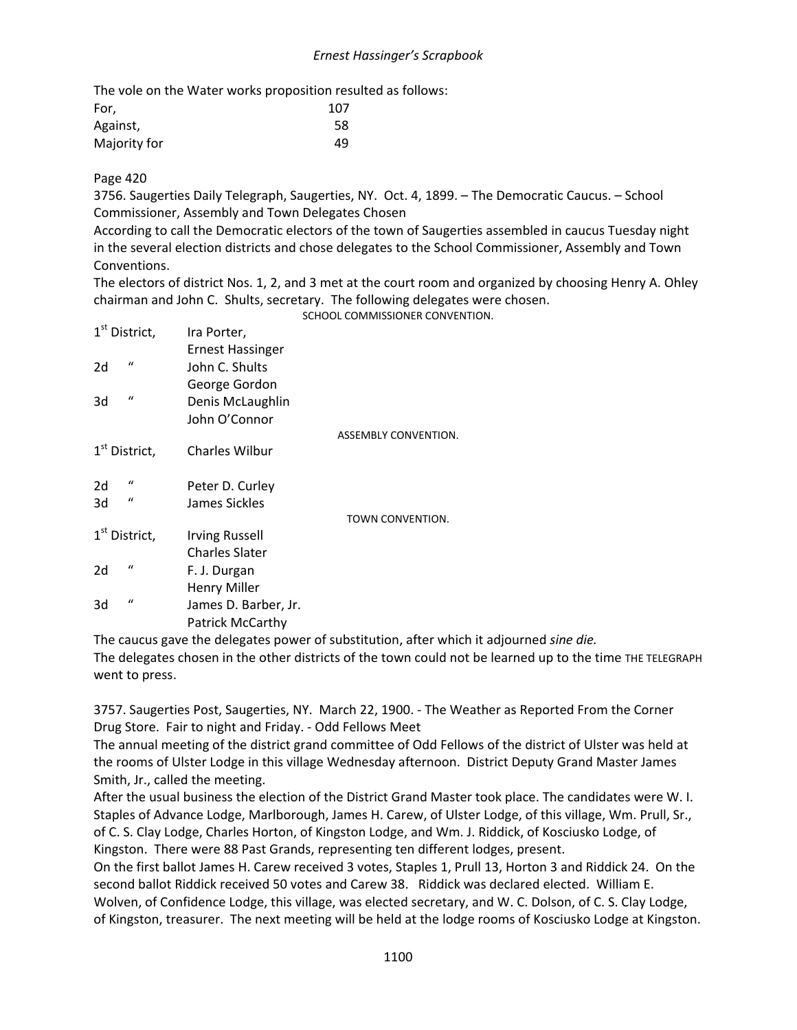The vole on the Water works proposition resulted as follows:

| | |
|---|---|
| For, | 107 |
| Against, | 58 |
| Majority for | 49 |

Page 420

3756. Saugerties Daily Telegraph, Saugerties, NY. Oct. 4, 1899. – The Democratic Caucus. – School Commissioner, Assembly and Town Delegates Chosen

According to call the Democratic electors of the town of Saugerties assembled in caucus Tuesday night in the several election districts and chose delegates to the School Commissioner, Assembly and Town Conventions.

The electors of district Nos. 1, 2, and 3 met at the court room and organized by choosing Henry A. Ohley chairman and John C. Shults, secretary. The following delegates were chosen.

SCHOOL COMMISSIONER CONVENTION.

| | |
|---|---|
| 1st District, | Ira Porter, |
| | Ernest Hassinger |
| 2d " | John C. Shults |
| | George Gordon |
| 3d " | Denis McLaughlin |
| | John O'Connor |

ASSEMBLY CONVENTION.

| | |
|---|---|
| 1st District, | Charles Wilbur |
| 2d " | Peter D. Curley |
| 3d " | James Sickles |

TOWN CONVENTION.

| | |
|---|---|
| 1st District, | Irving Russell |
| | Charles Slater |
| 2d " | F. J. Durgan |
| | Henry Miller |
| 3d " | James D. Barber, Jr. |
| | Patrick McCarthy |

The caucus gave the delegates power of substitution, after which it adjourned *sine die.*

The delegates chosen in the other districts of the town could not be learned up to the time THE TELEGRAPH went to press.

3757. Saugerties Post, Saugerties, NY. March 22, 1900. - The Weather as Reported From the Corner Drug Store. Fair to night and Friday. - Odd Fellows Meet

The annual meeting of the district grand committee of Odd Fellows of the district of Ulster was held at the rooms of Ulster Lodge in this village Wednesday afternoon. District Deputy Grand Master James Smith, Jr., called the meeting.

After the usual business the election of the District Grand Master took place. The candidates were W. I. Staples of Advance Lodge, Marlborough, James H. Carew, of Ulster Lodge, of this village, Wm. Prull, Sr., of C. S. Clay Lodge, Charles Horton, of Kingston Lodge, and Wm. J. Riddick, of Kosciusko Lodge, of Kingston. There were 88 Past Grands, representing ten different lodges, present.

On the first ballot James H. Carew received 3 votes, Staples 1, Prull 13, Horton 3 and Riddick 24. On the second ballot Riddick received 50 votes and Carew 38. Riddick was declared elected. William E. Wolven, of Confidence Lodge, this village, was elected secretary, and W. C. Dolson, of C. S. Clay Lodge, of Kingston, treasurer. The next meeting will be held at the lodge rooms of Kosciusko Lodge at Kingston.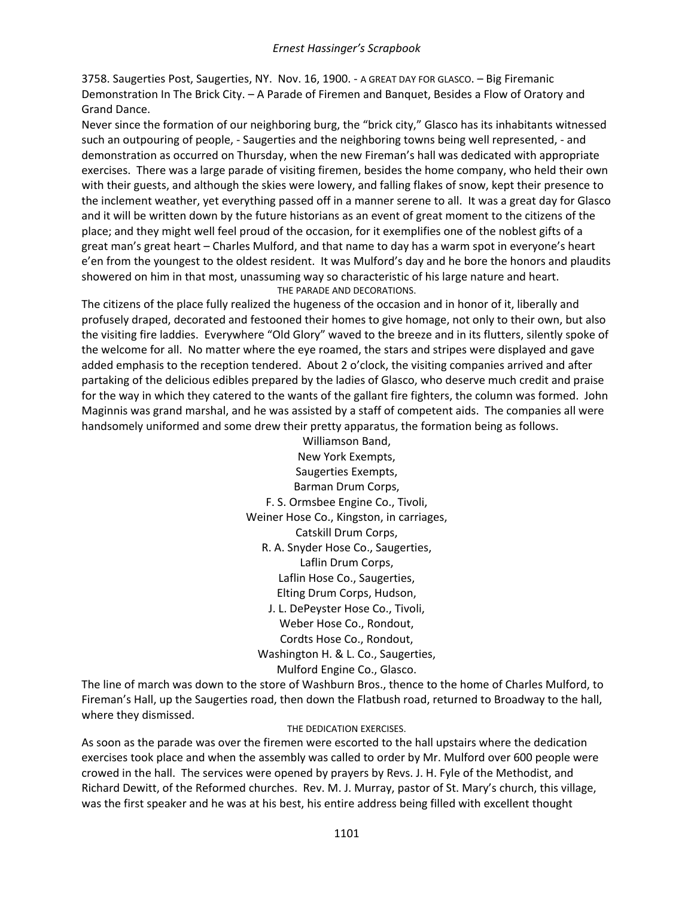3758. Saugerties Post, Saugerties, NY. Nov. 16, 1900. - A GREAT DAY FOR GLASCO. – Big Firemanic Demonstration In The Brick City. – A Parade of Firemen and Banquet, Besides a Flow of Oratory and Grand Dance.

Never since the formation of our neighboring burg, the "brick city," Glasco has its inhabitants witnessed such an outpouring of people, - Saugerties and the neighboring towns being well represented, - and demonstration as occurred on Thursday, when the new Fireman's hall was dedicated with appropriate exercises. There was a large parade of visiting firemen, besides the home company, who held their own with their guests, and although the skies were lowery, and falling flakes of snow, kept their presence to the inclement weather, yet everything passed off in a manner serene to all. It was a great day for Glasco and it will be written down by the future historians as an event of great moment to the citizens of the place; and they might well feel proud of the occasion, for it exemplifies one of the noblest gifts of a great man's great heart – Charles Mulford, and that name to day has a warm spot in everyone's heart e'en from the youngest to the oldest resident. It was Mulford's day and he bore the honors and plaudits showered on him in that most, unassuming way so characteristic of his large nature and heart.

THE PARADE AND DECORATIONS.

The citizens of the place fully realized the hugeness of the occasion and in honor of it, liberally and profusely draped, decorated and festooned their homes to give homage, not only to their own, but also the visiting fire laddies. Everywhere "Old Glory" waved to the breeze and in its flutters, silently spoke of the welcome for all. No matter where the eye roamed, the stars and stripes were displayed and gave added emphasis to the reception tendered. About 2 o'clock, the visiting companies arrived and after partaking of the delicious edibles prepared by the ladies of Glasco, who deserve much credit and praise for the way in which they catered to the wants of the gallant fire fighters, the column was formed. John Maginnis was grand marshal, and he was assisted by a staff of competent aids. The companies all were handsomely uniformed and some drew their pretty apparatus, the formation being as follows.

Williamson Band,
New York Exempts,
Saugerties Exempts,
Barman Drum Corps,
F. S. Ormsbee Engine Co., Tivoli,
Weiner Hose Co., Kingston, in carriages,
Catskill Drum Corps,
R. A. Snyder Hose Co., Saugerties,
Laflin Drum Corps,
Laflin Hose Co., Saugerties,
Elting Drum Corps, Hudson,
J. L. DePeyster Hose Co., Tivoli,
Weber Hose Co., Rondout,
Cordts Hose Co., Rondout,
Washington H. & L. Co., Saugerties,
Mulford Engine Co., Glasco.

The line of march was down to the store of Washburn Bros., thence to the home of Charles Mulford, to Fireman's Hall, up the Saugerties road, then down the Flatbush road, returned to Broadway to the hall, where they dismissed.

THE DEDICATION EXERCISES.

As soon as the parade was over the firemen were escorted to the hall upstairs where the dedication exercises took place and when the assembly was called to order by Mr. Mulford over 600 people were crowed in the hall. The services were opened by prayers by Revs. J. H. Fyle of the Methodist, and Richard Dewitt, of the Reformed churches. Rev. M. J. Murray, pastor of St. Mary's church, this village, was the first speaker and he was at his best, his entire address being filled with excellent thought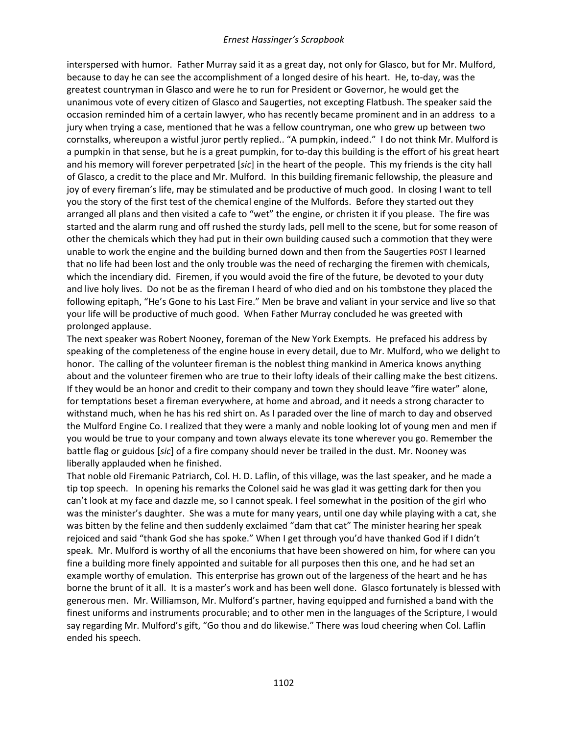interspersed with humor. Father Murray said it as a great day, not only for Glasco, but for Mr. Mulford, because to day he can see the accomplishment of a longed desire of his heart. He, to-day, was the greatest countryman in Glasco and were he to run for President or Governor, he would get the unanimous vote of every citizen of Glasco and Saugerties, not excepting Flatbush. The speaker said the occasion reminded him of a certain lawyer, who has recently became prominent and in an address to a jury when trying a case, mentioned that he was a fellow countryman, one who grew up between two cornstalks, whereupon a wistful juror pertly replied.. "A pumpkin, indeed." I do not think Mr. Mulford is a pumpkin in that sense, but he is a great pumpkin, for to-day this building is the effort of his great heart and his memory will forever perpetrated [*sic*] in the heart of the people. This my friends is the city hall of Glasco, a credit to the place and Mr. Mulford. In this building firemanic fellowship, the pleasure and joy of every fireman's life, may be stimulated and be productive of much good. In closing I want to tell you the story of the first test of the chemical engine of the Mulfords. Before they started out they arranged all plans and then visited a cafe to "wet" the engine, or christen it if you please. The fire was started and the alarm rung and off rushed the sturdy lads, pell mell to the scene, but for some reason of other the chemicals which they had put in their own building caused such a commotion that they were unable to work the engine and the building burned down and then from the Saugerties POST I learned that no life had been lost and the only trouble was the need of recharging the firemen with chemicals, which the incendiary did. Firemen, if you would avoid the fire of the future, be devoted to your duty and live holy lives. Do not be as the fireman I heard of who died and on his tombstone they placed the following epitaph, "He's Gone to his Last Fire." Men be brave and valiant in your service and live so that your life will be productive of much good. When Father Murray concluded he was greeted with prolonged applause.

The next speaker was Robert Nooney, foreman of the New York Exempts. He prefaced his address by speaking of the completeness of the engine house in every detail, due to Mr. Mulford, who we delight to honor. The calling of the volunteer fireman is the noblest thing mankind in America knows anything about and the volunteer firemen who are true to their lofty ideals of their calling make the best citizens. If they would be an honor and credit to their company and town they should leave "fire water" alone, for temptations beset a fireman everywhere, at home and abroad, and it needs a strong character to withstand much, when he has his red shirt on. As I paraded over the line of march to day and observed the Mulford Engine Co. I realized that they were a manly and noble looking lot of young men and men if you would be true to your company and town always elevate its tone wherever you go. Remember the battle flag or guidous [*sic*] of a fire company should never be trailed in the dust. Mr. Nooney was liberally applauded when he finished.

That noble old Firemanic Patriarch, Col. H. D. Laflin, of this village, was the last speaker, and he made a tip top speech. In opening his remarks the Colonel said he was glad it was getting dark for then you can't look at my face and dazzle me, so I cannot speak. I feel somewhat in the position of the girl who was the minister's daughter. She was a mute for many years, until one day while playing with a cat, she was bitten by the feline and then suddenly exclaimed "dam that cat" The minister hearing her speak rejoiced and said "thank God she has spoke." When I get through you'd have thanked God if I didn't speak. Mr. Mulford is worthy of all the enconiums that have been showered on him, for where can you fine a building more finely appointed and suitable for all purposes then this one, and he had set an example worthy of emulation. This enterprise has grown out of the largeness of the heart and he has borne the brunt of it all. It is a master's work and has been well done. Glasco fortunately is blessed with generous men. Mr. Williamson, Mr. Mulford's partner, having equipped and furnished a band with the finest uniforms and instruments procurable; and to other men in the languages of the Scripture, I would say regarding Mr. Mulford's gift, "Go thou and do likewise." There was loud cheering when Col. Laflin ended his speech.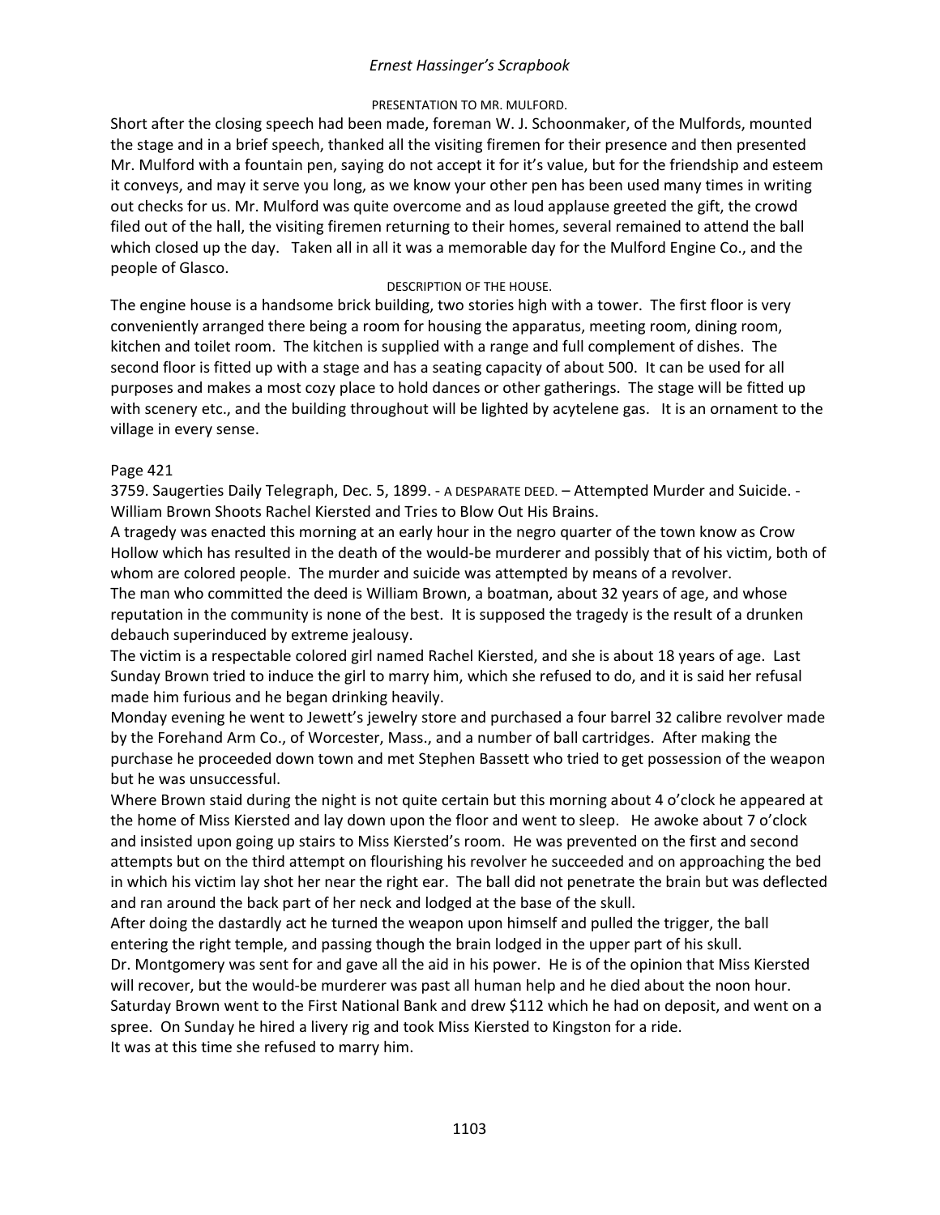PRESENTATION TO MR. MULFORD.

Short after the closing speech had been made, foreman W. J. Schoonmaker, of the Mulfords, mounted the stage and in a brief speech, thanked all the visiting firemen for their presence and then presented Mr. Mulford with a fountain pen, saying do not accept it for it's value, but for the friendship and esteem it conveys, and may it serve you long, as we know your other pen has been used many times in writing out checks for us. Mr. Mulford was quite overcome and as loud applause greeted the gift, the crowd filed out of the hall, the visiting firemen returning to their homes, several remained to attend the ball which closed up the day. Taken all in all it was a memorable day for the Mulford Engine Co., and the people of Glasco.

DESCRIPTION OF THE HOUSE.

The engine house is a handsome brick building, two stories high with a tower. The first floor is very conveniently arranged there being a room for housing the apparatus, meeting room, dining room, kitchen and toilet room. The kitchen is supplied with a range and full complement of dishes. The second floor is fitted up with a stage and has a seating capacity of about 500. It can be used for all purposes and makes a most cozy place to hold dances or other gatherings. The stage will be fitted up with scenery etc., and the building throughout will be lighted by acytelene gas. It is an ornament to the village in every sense.

Page 421

3759. Saugerties Daily Telegraph, Dec. 5, 1899. - A DESPARATE DEED. – Attempted Murder and Suicide. - William Brown Shoots Rachel Kiersted and Tries to Blow Out His Brains.

A tragedy was enacted this morning at an early hour in the negro quarter of the town know as Crow Hollow which has resulted in the death of the would-be murderer and possibly that of his victim, both of whom are colored people. The murder and suicide was attempted by means of a revolver.

The man who committed the deed is William Brown, a boatman, about 32 years of age, and whose reputation in the community is none of the best. It is supposed the tragedy is the result of a drunken debauch superinduced by extreme jealousy.

The victim is a respectable colored girl named Rachel Kiersted, and she is about 18 years of age. Last Sunday Brown tried to induce the girl to marry him, which she refused to do, and it is said her refusal made him furious and he began drinking heavily.

Monday evening he went to Jewett's jewelry store and purchased a four barrel 32 calibre revolver made by the Forehand Arm Co., of Worcester, Mass., and a number of ball cartridges. After making the purchase he proceeded down town and met Stephen Bassett who tried to get possession of the weapon but he was unsuccessful.

Where Brown staid during the night is not quite certain but this morning about 4 o'clock he appeared at the home of Miss Kiersted and lay down upon the floor and went to sleep. He awoke about 7 o'clock and insisted upon going up stairs to Miss Kiersted's room. He was prevented on the first and second attempts but on the third attempt on flourishing his revolver he succeeded and on approaching the bed in which his victim lay shot her near the right ear. The ball did not penetrate the brain but was deflected and ran around the back part of her neck and lodged at the base of the skull.

After doing the dastardly act he turned the weapon upon himself and pulled the trigger, the ball entering the right temple, and passing though the brain lodged in the upper part of his skull.

Dr. Montgomery was sent for and gave all the aid in his power. He is of the opinion that Miss Kiersted will recover, but the would-be murderer was past all human help and he died about the noon hour.

Saturday Brown went to the First National Bank and drew $112 which he had on deposit, and went on a spree. On Sunday he hired a livery rig and took Miss Kiersted to Kingston for a ride.

It was at this time she refused to marry him.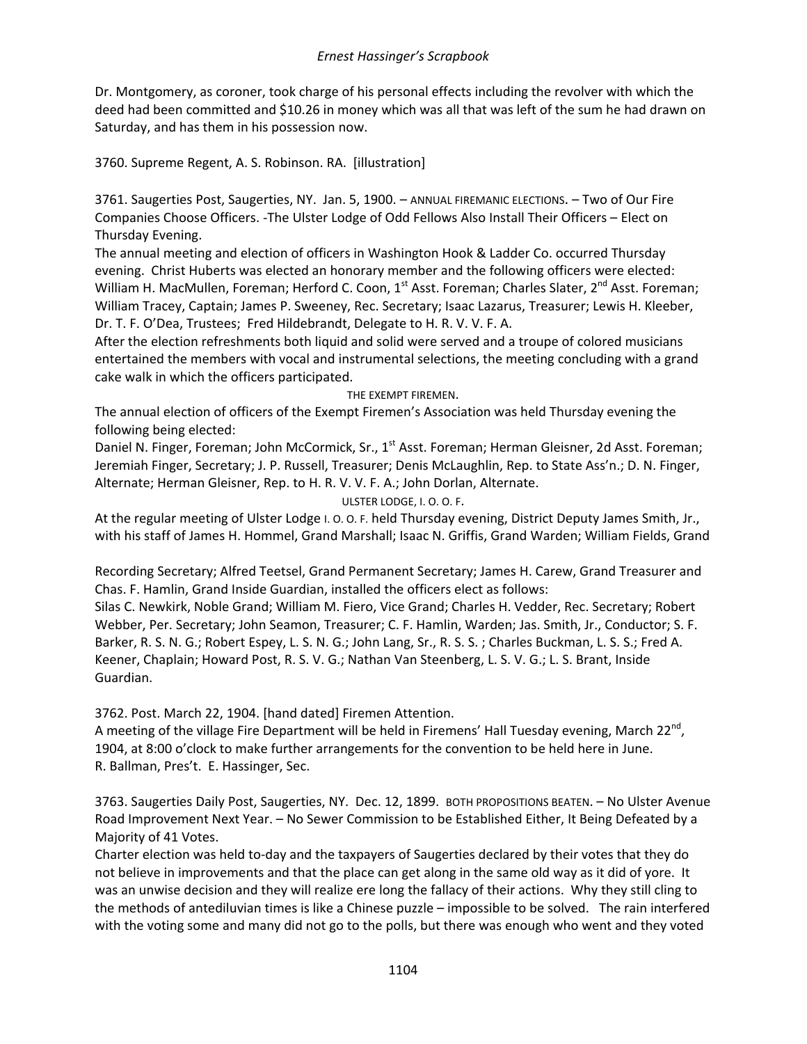Dr. Montgomery, as coroner, took charge of his personal effects including the revolver with which the deed had been committed and $10.26 in money which was all that was left of the sum he had drawn on Saturday, and has them in his possession now.

3760. Supreme Regent, A. S. Robinson. RA. [illustration]

3761. Saugerties Post, Saugerties, NY. Jan. 5, 1900. – ANNUAL FIREMANIC ELECTIONS. – Two of Our Fire Companies Choose Officers. -The Ulster Lodge of Odd Fellows Also Install Their Officers – Elect on Thursday Evening.

The annual meeting and election of officers in Washington Hook & Ladder Co. occurred Thursday evening. Christ Huberts was elected an honorary member and the following officers were elected: William H. MacMullen, Foreman; Herford C. Coon, 1st Asst. Foreman; Charles Slater, 2nd Asst. Foreman; William Tracey, Captain; James P. Sweeney, Rec. Secretary; Isaac Lazarus, Treasurer; Lewis H. Kleeber, Dr. T. F. O'Dea, Trustees; Fred Hildebrandt, Delegate to H. R. V. V. F. A.

After the election refreshments both liquid and solid were served and a troupe of colored musicians entertained the members with vocal and instrumental selections, the meeting concluding with a grand cake walk in which the officers participated.

THE EXEMPT FIREMEN.

The annual election of officers of the Exempt Firemen's Association was held Thursday evening the following being elected:

Daniel N. Finger, Foreman; John McCormick, Sr., 1st Asst. Foreman; Herman Gleisner, 2d Asst. Foreman; Jeremiah Finger, Secretary; J. P. Russell, Treasurer; Denis McLaughlin, Rep. to State Ass'n.; D. N. Finger, Alternate; Herman Gleisner, Rep. to H. R. V. V. F. A.; John Dorlan, Alternate.

ULSTER LODGE, I. O. O. F.

At the regular meeting of Ulster Lodge I. O. O. F. held Thursday evening, District Deputy James Smith, Jr., with his staff of James H. Hommel, Grand Marshall; Isaac N. Griffis, Grand Warden; William Fields, Grand Recording Secretary; Alfred Teetsel, Grand Permanent Secretary; James H. Carew, Grand Treasurer and Chas. F. Hamlin, Grand Inside Guardian, installed the officers elect as follows:

Silas C. Newkirk, Noble Grand; William M. Fiero, Vice Grand; Charles H. Vedder, Rec. Secretary; Robert Webber, Per. Secretary; John Seamon, Treasurer; C. F. Hamlin, Warden; Jas. Smith, Jr., Conductor; S. F. Barker, R. S. N. G.; Robert Espey, L. S. N. G.; John Lang, Sr., R. S. S. ; Charles Buckman, L. S. S.; Fred A. Keener, Chaplain; Howard Post, R. S. V. G.; Nathan Van Steenberg, L. S. V. G.; L. S. Brant, Inside Guardian.

3762. Post. March 22, 1904. [hand dated] Firemen Attention.

A meeting of the village Fire Department will be held in Firemens' Hall Tuesday evening, March 22nd, 1904, at 8:00 o'clock to make further arrangements for the convention to be held here in June.
R. Ballman, Pres't. E. Hassinger, Sec.

3763. Saugerties Daily Post, Saugerties, NY. Dec. 12, 1899. BOTH PROPOSITIONS BEATEN. – No Ulster Avenue Road Improvement Next Year. – No Sewer Commission to be Established Either, It Being Defeated by a Majority of 41 Votes.

Charter election was held to-day and the taxpayers of Saugerties declared by their votes that they do not believe in improvements and that the place can get along in the same old way as it did of yore. It was an unwise decision and they will realize ere long the fallacy of their actions. Why they still cling to the methods of antediluvian times is like a Chinese puzzle – impossible to be solved. The rain interfered with the voting some and many did not go to the polls, but there was enough who went and they voted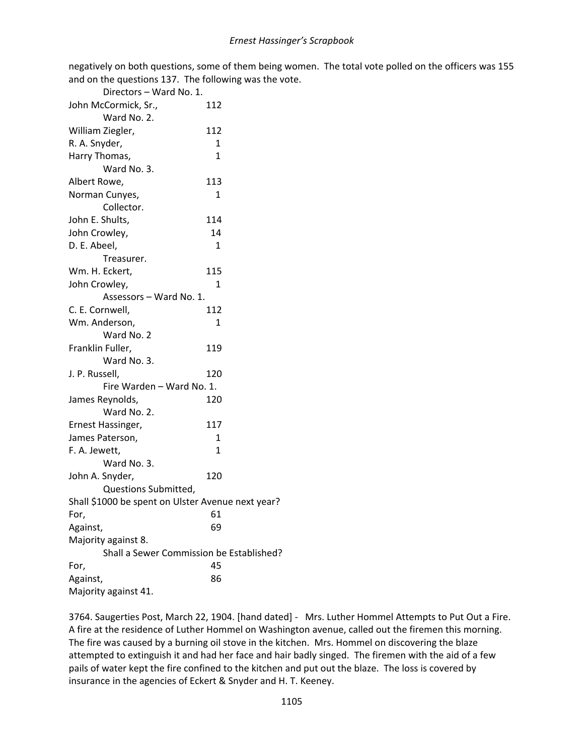negatively on both questions, some of them being women. The total vote polled on the officers was 155 and on the questions 137. The following was the vote.

Directors – Ward No. 1.

| | |
|---|---|
| John McCormick, Sr., | 112 |
| Ward No. 2. | |
| William Ziegler, | 112 |
| R. A. Snyder, | 1 |
| Harry Thomas, | 1 |
| Ward No. 3. | |
| Albert Rowe, | 113 |
| Norman Cunyes, | 1 |
| Collector. | |
| John E. Shults, | 114 |
| John Crowley, | 14 |
| D. E. Abeel, | 1 |
| Treasurer. | |
| Wm. H. Eckert, | 115 |
| John Crowley, | 1 |
| Assessors – Ward No. 1. | |
| C. E. Cornwell, | 112 |
| Wm. Anderson, | 1 |
| Ward No. 2 | |
| Franklin Fuller, | 119 |
| Ward No. 3. | |
| J. P. Russell, | 120 |
| Fire Warden – Ward No. 1. | |
| James Reynolds, | 120 |
| Ward No. 2. | |
| Ernest Hassinger, | 117 |
| James Paterson, | 1 |
| F. A. Jewett, | 1 |
| Ward No. 3. | |
| John A. Snyder, | 120 |

Questions Submitted,

Shall $1000 be spent on Ulster Avenue next year?

| | |
|---|---|
| For, | 61 |
| Against, | 69 |

Majority against 8.

Shall a Sewer Commission be Established?

| | |
|---|---|
| For, | 45 |
| Against, | 86 |

Majority against 41.

3764. Saugerties Post, March 22, 1904. [hand dated] - Mrs. Luther Hommel Attempts to Put Out a Fire. A fire at the residence of Luther Hommel on Washington avenue, called out the firemen this morning. The fire was caused by a burning oil stove in the kitchen. Mrs. Hommel on discovering the blaze attempted to extinguish it and had her face and hair badly singed. The firemen with the aid of a few pails of water kept the fire confined to the kitchen and put out the blaze. The loss is covered by insurance in the agencies of Eckert & Snyder and H. T. Keeney.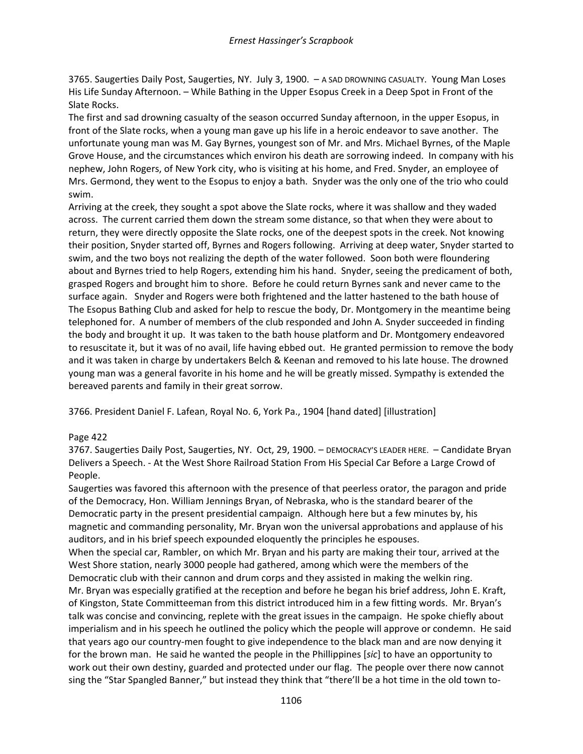3765. Saugerties Daily Post, Saugerties, NY. July 3, 1900. – A SAD DROWNING CASUALTY. Young Man Loses His Life Sunday Afternoon. – While Bathing in the Upper Esopus Creek in a Deep Spot in Front of the Slate Rocks.

The first and sad drowning casualty of the season occurred Sunday afternoon, in the upper Esopus, in front of the Slate rocks, when a young man gave up his life in a heroic endeavor to save another. The unfortunate young man was M. Gay Byrnes, youngest son of Mr. and Mrs. Michael Byrnes, of the Maple Grove House, and the circumstances which environ his death are sorrowing indeed. In company with his nephew, John Rogers, of New York city, who is visiting at his home, and Fred. Snyder, an employee of Mrs. Germond, they went to the Esopus to enjoy a bath. Snyder was the only one of the trio who could swim.

Arriving at the creek, they sought a spot above the Slate rocks, where it was shallow and they waded across. The current carried them down the stream some distance, so that when they were about to return, they were directly opposite the Slate rocks, one of the deepest spots in the creek. Not knowing their position, Snyder started off, Byrnes and Rogers following. Arriving at deep water, Snyder started to swim, and the two boys not realizing the depth of the water followed. Soon both were floundering about and Byrnes tried to help Rogers, extending him his hand. Snyder, seeing the predicament of both, grasped Rogers and brought him to shore. Before he could return Byrnes sank and never came to the surface again. Snyder and Rogers were both frightened and the latter hastened to the bath house of The Esopus Bathing Club and asked for help to rescue the body, Dr. Montgomery in the meantime being telephoned for. A number of members of the club responded and John A. Snyder succeeded in finding the body and brought it up. It was taken to the bath house platform and Dr. Montgomery endeavored to resuscitate it, but it was of no avail, life having ebbed out. He granted permission to remove the body and it was taken in charge by undertakers Belch & Keenan and removed to his late house. The drowned young man was a general favorite in his home and he will be greatly missed. Sympathy is extended the bereaved parents and family in their great sorrow.

3766. President Daniel F. Lafean, Royal No. 6, York Pa., 1904 [hand dated] [illustration]

Page 422

3767. Saugerties Daily Post, Saugerties, NY. Oct, 29, 1900. – DEMOCRACY'S LEADER HERE. – Candidate Bryan Delivers a Speech. - At the West Shore Railroad Station From His Special Car Before a Large Crowd of People.

Saugerties was favored this afternoon with the presence of that peerless orator, the paragon and pride of the Democracy, Hon. William Jennings Bryan, of Nebraska, who is the standard bearer of the Democratic party in the present presidential campaign. Although here but a few minutes by, his magnetic and commanding personality, Mr. Bryan won the universal approbations and applause of his auditors, and in his brief speech expounded eloquently the principles he espouses.

When the special car, Rambler, on which Mr. Bryan and his party are making their tour, arrived at the West Shore station, nearly 3000 people had gathered, among which were the members of the Democratic club with their cannon and drum corps and they assisted in making the welkin ring.

Mr. Bryan was especially gratified at the reception and before he began his brief address, John E. Kraft, of Kingston, State Committeeman from this district introduced him in a few fitting words. Mr. Bryan's talk was concise and convincing, replete with the great issues in the campaign. He spoke chiefly about imperialism and in his speech he outlined the policy which the people will approve or condemn. He said that years ago our country-men fought to give independence to the black man and are now denying it for the brown man. He said he wanted the people in the Phillippines [*sic*] to have an opportunity to work out their own destiny, guarded and protected under our flag. The people over there now cannot sing the "Star Spangled Banner," but instead they think that "there'll be a hot time in the old town to-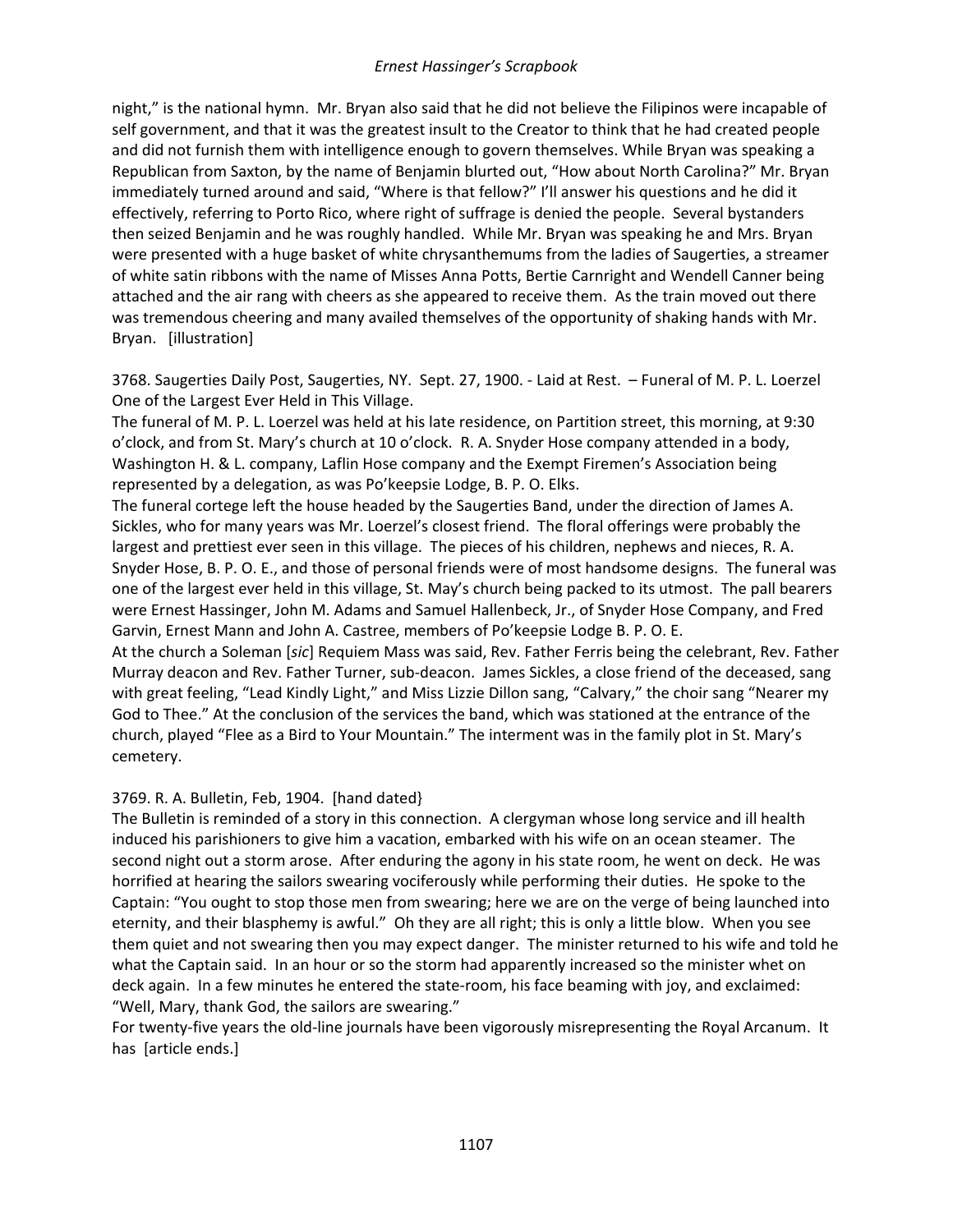night," is the national hymn. Mr. Bryan also said that he did not believe the Filipinos were incapable of self government, and that it was the greatest insult to the Creator to think that he had created people and did not furnish them with intelligence enough to govern themselves. While Bryan was speaking a Republican from Saxton, by the name of Benjamin blurted out, "How about North Carolina?" Mr. Bryan immediately turned around and said, "Where is that fellow?" I'll answer his questions and he did it effectively, referring to Porto Rico, where right of suffrage is denied the people. Several bystanders then seized Benjamin and he was roughly handled. While Mr. Bryan was speaking he and Mrs. Bryan were presented with a huge basket of white chrysanthemums from the ladies of Saugerties, a streamer of white satin ribbons with the name of Misses Anna Potts, Bertie Carnright and Wendell Canner being attached and the air rang with cheers as she appeared to receive them. As the train moved out there was tremendous cheering and many availed themselves of the opportunity of shaking hands with Mr. Bryan. [illustration]

3768. Saugerties Daily Post, Saugerties, NY. Sept. 27, 1900. - Laid at Rest. – Funeral of M. P. L. Loerzel One of the Largest Ever Held in This Village.

The funeral of M. P. L. Loerzel was held at his late residence, on Partition street, this morning, at 9:30 o'clock, and from St. Mary's church at 10 o'clock. R. A. Snyder Hose company attended in a body, Washington H. & L. company, Laflin Hose company and the Exempt Firemen's Association being represented by a delegation, as was Po'keepsie Lodge, B. P. O. Elks.

The funeral cortege left the house headed by the Saugerties Band, under the direction of James A. Sickles, who for many years was Mr. Loerzel's closest friend. The floral offerings were probably the largest and prettiest ever seen in this village. The pieces of his children, nephews and nieces, R. A. Snyder Hose, B. P. O. E., and those of personal friends were of most handsome designs. The funeral was one of the largest ever held in this village, St. May's church being packed to its utmost. The pall bearers were Ernest Hassinger, John M. Adams and Samuel Hallenbeck, Jr., of Snyder Hose Company, and Fred Garvin, Ernest Mann and John A. Castree, members of Po'keepsie Lodge B. P. O. E.

At the church a Soleman [*sic*] Requiem Mass was said, Rev. Father Ferris being the celebrant, Rev. Father Murray deacon and Rev. Father Turner, sub-deacon. James Sickles, a close friend of the deceased, sang with great feeling, "Lead Kindly Light," and Miss Lizzie Dillon sang, "Calvary," the choir sang "Nearer my God to Thee." At the conclusion of the services the band, which was stationed at the entrance of the church, played "Flee as a Bird to Your Mountain." The interment was in the family plot in St. Mary's cemetery.

3769. R. A. Bulletin, Feb, 1904. [hand dated}

The Bulletin is reminded of a story in this connection. A clergyman whose long service and ill health induced his parishioners to give him a vacation, embarked with his wife on an ocean steamer. The second night out a storm arose. After enduring the agony in his state room, he went on deck. He was horrified at hearing the sailors swearing vociferously while performing their duties. He spoke to the Captain: "You ought to stop those men from swearing; here we are on the verge of being launched into eternity, and their blasphemy is awful." Oh they are all right; this is only a little blow. When you see them quiet and not swearing then you may expect danger. The minister returned to his wife and told he what the Captain said. In an hour or so the storm had apparently increased so the minister whet on deck again. In a few minutes he entered the state-room, his face beaming with joy, and exclaimed: "Well, Mary, thank God, the sailors are swearing."

For twenty-five years the old-line journals have been vigorously misrepresenting the Royal Arcanum. It has [article ends.]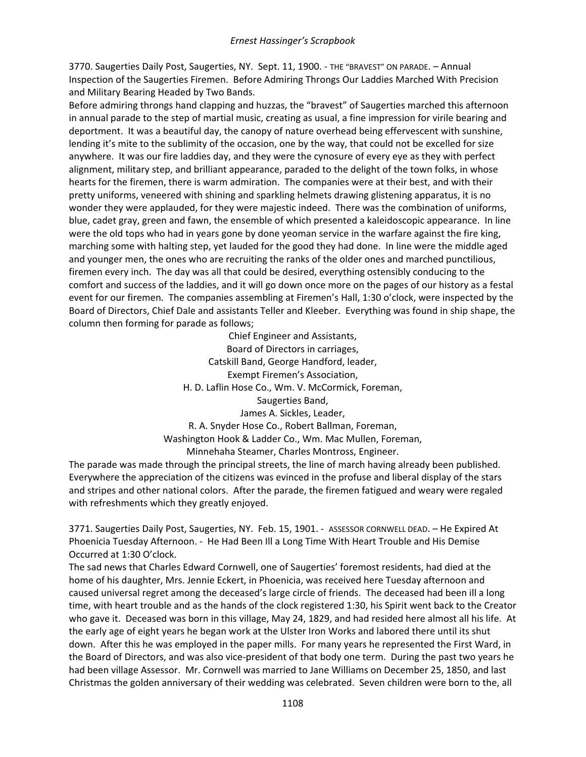3770. Saugerties Daily Post, Saugerties, NY. Sept. 11, 1900. - THE "BRAVEST" ON PARADE. – Annual Inspection of the Saugerties Firemen. Before Admiring Throngs Our Laddies Marched With Precision and Military Bearing Headed by Two Bands.

Before admiring throngs hand clapping and huzzas, the "bravest" of Saugerties marched this afternoon in annual parade to the step of martial music, creating as usual, a fine impression for virile bearing and deportment. It was a beautiful day, the canopy of nature overhead being effervescent with sunshine, lending it's mite to the sublimity of the occasion, one by the way, that could not be excelled for size anywhere. It was our fire laddies day, and they were the cynosure of every eye as they with perfect alignment, military step, and brilliant appearance, paraded to the delight of the town folks, in whose hearts for the firemen, there is warm admiration. The companies were at their best, and with their pretty uniforms, veneered with shining and sparkling helmets drawing glistening apparatus, it is no wonder they were applauded, for they were majestic indeed. There was the combination of uniforms, blue, cadet gray, green and fawn, the ensemble of which presented a kaleidoscopic appearance. In line were the old tops who had in years gone by done yeoman service in the warfare against the fire king, marching some with halting step, yet lauded for the good they had done. In line were the middle aged and younger men, the ones who are recruiting the ranks of the older ones and marched punctilious, firemen every inch. The day was all that could be desired, everything ostensibly conducing to the comfort and success of the laddies, and it will go down once more on the pages of our history as a festal event for our firemen. The companies assembling at Firemen's Hall, 1:30 o'clock, were inspected by the Board of Directors, Chief Dale and assistants Teller and Kleeber. Everything was found in ship shape, the column then forming for parade as follows;

Chief Engineer and Assistants,  
Board of Directors in carriages,  
Catskill Band, George Handford, leader,  
Exempt Firemen's Association,  
H. D. Laflin Hose Co., Wm. V. McCormick, Foreman,  
Saugerties Band,  
James A. Sickles, Leader,  
R. A. Snyder Hose Co., Robert Ballman, Foreman,  
Washington Hook & Ladder Co., Wm. Mac Mullen, Foreman,  
Minnehaha Steamer, Charles Montross, Engineer.

The parade was made through the principal streets, the line of march having already been published. Everywhere the appreciation of the citizens was evinced in the profuse and liberal display of the stars and stripes and other national colors. After the parade, the firemen fatigued and weary were regaled with refreshments which they greatly enjoyed.

3771. Saugerties Daily Post, Saugerties, NY. Feb. 15, 1901. - ASSESSOR CORNWELL DEAD. – He Expired At Phoenicia Tuesday Afternoon. - He Had Been Ill a Long Time With Heart Trouble and His Demise Occurred at 1:30 O'clock.

The sad news that Charles Edward Cornwell, one of Saugerties' foremost residents, had died at the home of his daughter, Mrs. Jennie Eckert, in Phoenicia, was received here Tuesday afternoon and caused universal regret among the deceased's large circle of friends. The deceased had been ill a long time, with heart trouble and as the hands of the clock registered 1:30, his Spirit went back to the Creator who gave it. Deceased was born in this village, May 24, 1829, and had resided here almost all his life. At the early age of eight years he began work at the Ulster Iron Works and labored there until its shut down. After this he was employed in the paper mills. For many years he represented the First Ward, in the Board of Directors, and was also vice-president of that body one term. During the past two years he had been village Assessor. Mr. Cornwell was married to Jane Williams on December 25, 1850, and last Christmas the golden anniversary of their wedding was celebrated. Seven children were born to the, all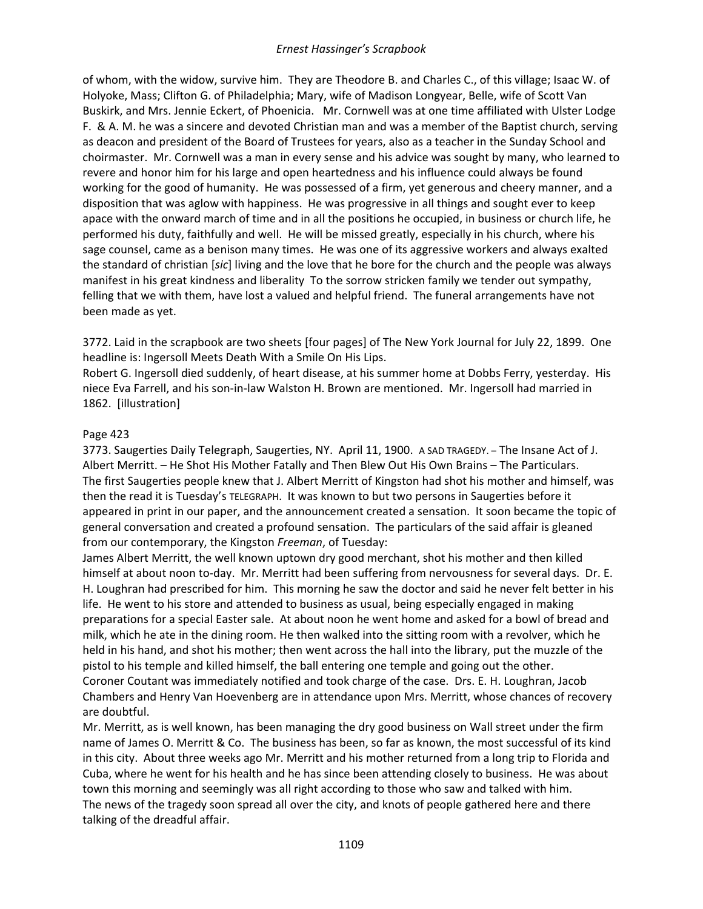of whom, with the widow, survive him. They are Theodore B. and Charles C., of this village; Isaac W. of Holyoke, Mass; Clifton G. of Philadelphia; Mary, wife of Madison Longyear, Belle, wife of Scott Van Buskirk, and Mrs. Jennie Eckert, of Phoenicia. Mr. Cornwell was at one time affiliated with Ulster Lodge F. & A. M. he was a sincere and devoted Christian man and was a member of the Baptist church, serving as deacon and president of the Board of Trustees for years, also as a teacher in the Sunday School and choirmaster. Mr. Cornwell was a man in every sense and his advice was sought by many, who learned to revere and honor him for his large and open heartedness and his influence could always be found working for the good of humanity. He was possessed of a firm, yet generous and cheery manner, and a disposition that was aglow with happiness. He was progressive in all things and sought ever to keep apace with the onward march of time and in all the positions he occupied, in business or church life, he performed his duty, faithfully and well. He will be missed greatly, especially in his church, where his sage counsel, came as a benison many times. He was one of its aggressive workers and always exalted the standard of christian [*sic*] living and the love that he bore for the church and the people was always manifest in his great kindness and liberality To the sorrow stricken family we tender out sympathy, felling that we with them, have lost a valued and helpful friend. The funeral arrangements have not been made as yet.

3772. Laid in the scrapbook are two sheets [four pages] of The New York Journal for July 22, 1899. One headline is: Ingersoll Meets Death With a Smile On His Lips.
Robert G. Ingersoll died suddenly, of heart disease, at his summer home at Dobbs Ferry, yesterday. His niece Eva Farrell, and his son-in-law Walston H. Brown are mentioned. Mr. Ingersoll had married in 1862. [illustration]

Page 423

3773. Saugerties Daily Telegraph, Saugerties, NY. April 11, 1900. A SAD TRAGEDY. – The Insane Act of J. Albert Merritt. – He Shot His Mother Fatally and Then Blew Out His Own Brains – The Particulars.
The first Saugerties people knew that J. Albert Merritt of Kingston had shot his mother and himself, was then the read it is Tuesday's TELEGRAPH. It was known to but two persons in Saugerties before it appeared in print in our paper, and the announcement created a sensation. It soon became the topic of general conversation and created a profound sensation. The particulars of the said affair is gleaned from our contemporary, the Kingston *Freeman*, of Tuesday:
James Albert Merritt, the well known uptown dry good merchant, shot his mother and then killed himself at about noon to-day. Mr. Merritt had been suffering from nervousness for several days. Dr. E. H. Loughran had prescribed for him. This morning he saw the doctor and said he never felt better in his life. He went to his store and attended to business as usual, being especially engaged in making preparations for a special Easter sale. At about noon he went home and asked for a bowl of bread and milk, which he ate in the dining room. He then walked into the sitting room with a revolver, which he held in his hand, and shot his mother; then went across the hall into the library, put the muzzle of the pistol to his temple and killed himself, the ball entering one temple and going out the other.
Coroner Coutant was immediately notified and took charge of the case. Drs. E. H. Loughran, Jacob Chambers and Henry Van Hoevenberg are in attendance upon Mrs. Merritt, whose chances of recovery are doubtful.
Mr. Merritt, as is well known, has been managing the dry good business on Wall street under the firm name of James O. Merritt & Co. The business has been, so far as known, the most successful of its kind in this city. About three weeks ago Mr. Merritt and his mother returned from a long trip to Florida and Cuba, where he went for his health and he has since been attending closely to business. He was about town this morning and seemingly was all right according to those who saw and talked with him.
The news of the tragedy soon spread all over the city, and knots of people gathered here and there talking of the dreadful affair.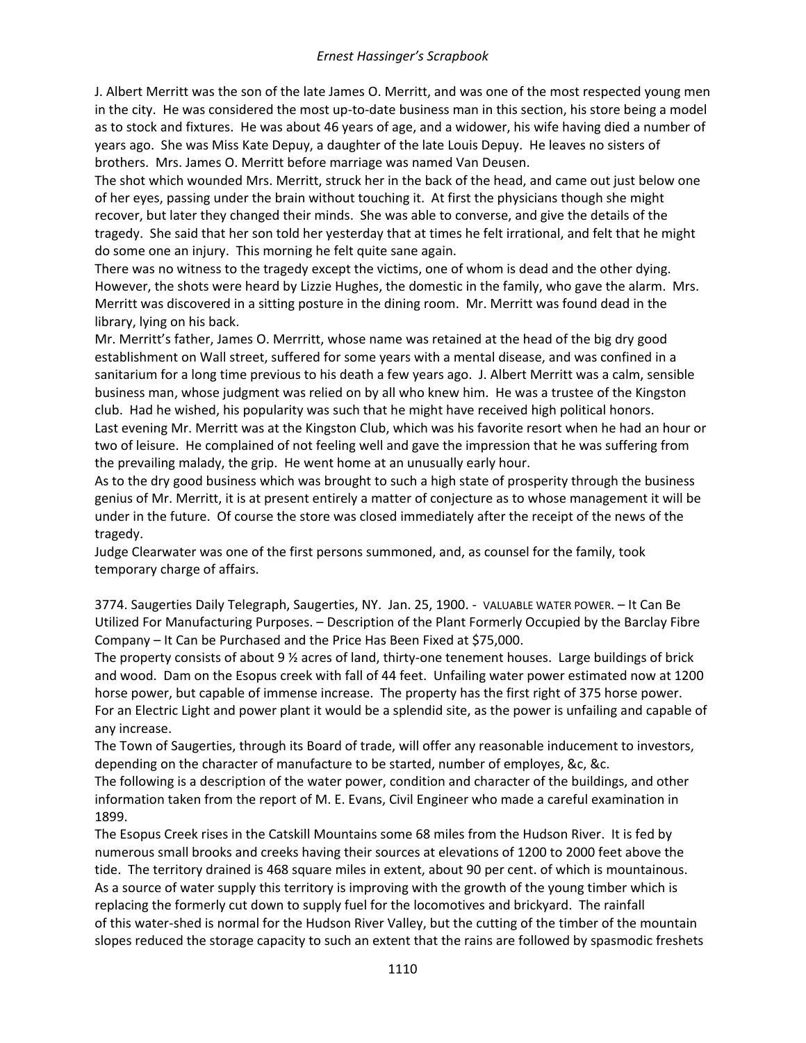J. Albert Merritt was the son of the late James O. Merritt, and was one of the most respected young men in the city. He was considered the most up-to-date business man in this section, his store being a model as to stock and fixtures. He was about 46 years of age, and a widower, his wife having died a number of years ago. She was Miss Kate Depuy, a daughter of the late Louis Depuy. He leaves no sisters of brothers. Mrs. James O. Merritt before marriage was named Van Deusen.

The shot which wounded Mrs. Merritt, struck her in the back of the head, and came out just below one of her eyes, passing under the brain without touching it. At first the physicians though she might recover, but later they changed their minds. She was able to converse, and give the details of the tragedy. She said that her son told her yesterday that at times he felt irrational, and felt that he might do some one an injury. This morning he felt quite sane again.

There was no witness to the tragedy except the victims, one of whom is dead and the other dying. However, the shots were heard by Lizzie Hughes, the domestic in the family, who gave the alarm. Mrs. Merritt was discovered in a sitting posture in the dining room. Mr. Merritt was found dead in the library, lying on his back.

Mr. Merritt's father, James O. Merrritt, whose name was retained at the head of the big dry good establishment on Wall street, suffered for some years with a mental disease, and was confined in a sanitarium for a long time previous to his death a few years ago. J. Albert Merritt was a calm, sensible business man, whose judgment was relied on by all who knew him. He was a trustee of the Kingston club. Had he wished, his popularity was such that he might have received high political honors.

Last evening Mr. Merritt was at the Kingston Club, which was his favorite resort when he had an hour or two of leisure. He complained of not feeling well and gave the impression that he was suffering from the prevailing malady, the grip. He went home at an unusually early hour.

As to the dry good business which was brought to such a high state of prosperity through the business genius of Mr. Merritt, it is at present entirely a matter of conjecture as to whose management it will be under in the future. Of course the store was closed immediately after the receipt of the news of the tragedy.

Judge Clearwater was one of the first persons summoned, and, as counsel for the family, took temporary charge of affairs.

3774. Saugerties Daily Telegraph, Saugerties, NY. Jan. 25, 1900. - VALUABLE WATER POWER. – It Can Be Utilized For Manufacturing Purposes. – Description of the Plant Formerly Occupied by the Barclay Fibre Company – It Can be Purchased and the Price Has Been Fixed at $75,000.

The property consists of about 9 ½ acres of land, thirty-one tenement houses. Large buildings of brick and wood. Dam on the Esopus creek with fall of 44 feet. Unfailing water power estimated now at 1200 horse power, but capable of immense increase. The property has the first right of 375 horse power. For an Electric Light and power plant it would be a splendid site, as the power is unfailing and capable of any increase.

The Town of Saugerties, through its Board of trade, will offer any reasonable inducement to investors, depending on the character of manufacture to be started, number of employes, &c, &c.

The following is a description of the water power, condition and character of the buildings, and other information taken from the report of M. E. Evans, Civil Engineer who made a careful examination in 1899.

The Esopus Creek rises in the Catskill Mountains some 68 miles from the Hudson River. It is fed by numerous small brooks and creeks having their sources at elevations of 1200 to 2000 feet above the tide. The territory drained is 468 square miles in extent, about 90 per cent. of which is mountainous. As a source of water supply this territory is improving with the growth of the young timber which is replacing the formerly cut down to supply fuel for the locomotives and brickyard. The rainfall of this water-shed is normal for the Hudson River Valley, but the cutting of the timber of the mountain slopes reduced the storage capacity to such an extent that the rains are followed by spasmodic freshets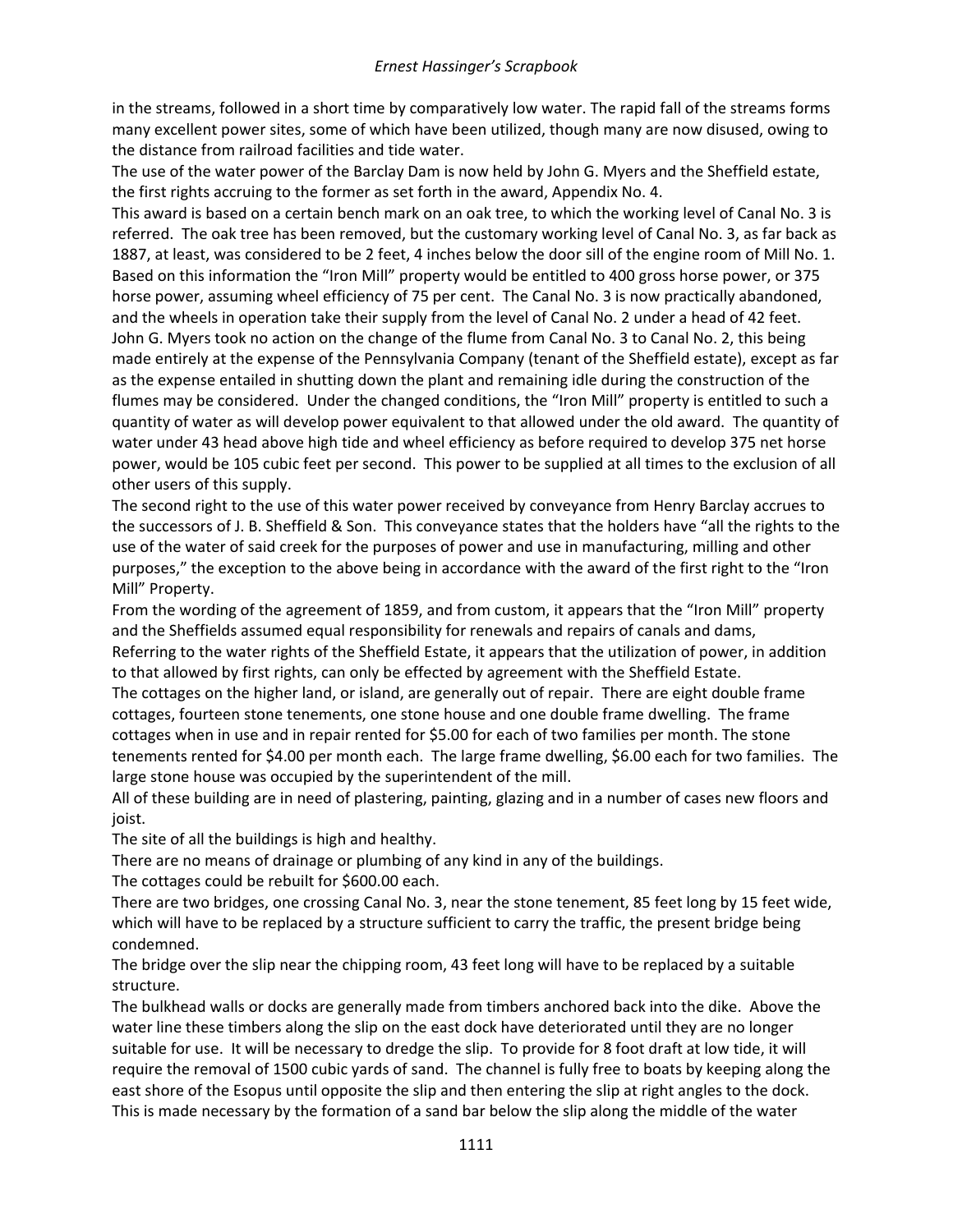in the streams, followed in a short time by comparatively low water. The rapid fall of the streams forms many excellent power sites, some of which have been utilized, though many are now disused, owing to the distance from railroad facilities and tide water.

The use of the water power of the Barclay Dam is now held by John G. Myers and the Sheffield estate, the first rights accruing to the former as set forth in the award, Appendix No. 4.

This award is based on a certain bench mark on an oak tree, to which the working level of Canal No. 3 is referred. The oak tree has been removed, but the customary working level of Canal No. 3, as far back as 1887, at least, was considered to be 2 feet, 4 inches below the door sill of the engine room of Mill No. 1. Based on this information the "Iron Mill" property would be entitled to 400 gross horse power, or 375 horse power, assuming wheel efficiency of 75 per cent. The Canal No. 3 is now practically abandoned, and the wheels in operation take their supply from the level of Canal No. 2 under a head of 42 feet. John G. Myers took no action on the change of the flume from Canal No. 3 to Canal No. 2, this being made entirely at the expense of the Pennsylvania Company (tenant of the Sheffield estate), except as far as the expense entailed in shutting down the plant and remaining idle during the construction of the flumes may be considered. Under the changed conditions, the "Iron Mill" property is entitled to such a quantity of water as will develop power equivalent to that allowed under the old award. The quantity of water under 43 head above high tide and wheel efficiency as before required to develop 375 net horse power, would be 105 cubic feet per second. This power to be supplied at all times to the exclusion of all other users of this supply.

The second right to the use of this water power received by conveyance from Henry Barclay accrues to the successors of J. B. Sheffield & Son. This conveyance states that the holders have "all the rights to the use of the water of said creek for the purposes of power and use in manufacturing, milling and other purposes," the exception to the above being in accordance with the award of the first right to the "Iron Mill" Property.

From the wording of the agreement of 1859, and from custom, it appears that the "Iron Mill" property and the Sheffields assumed equal responsibility for renewals and repairs of canals and dams,

Referring to the water rights of the Sheffield Estate, it appears that the utilization of power, in addition to that allowed by first rights, can only be effected by agreement with the Sheffield Estate.

The cottages on the higher land, or island, are generally out of repair. There are eight double frame cottages, fourteen stone tenements, one stone house and one double frame dwelling. The frame cottages when in use and in repair rented for $5.00 for each of two families per month. The stone tenements rented for $4.00 per month each. The large frame dwelling, $6.00 each for two families. The large stone house was occupied by the superintendent of the mill.

All of these building are in need of plastering, painting, glazing and in a number of cases new floors and joist.

The site of all the buildings is high and healthy.

There are no means of drainage or plumbing of any kind in any of the buildings.

The cottages could be rebuilt for $600.00 each.

There are two bridges, one crossing Canal No. 3, near the stone tenement, 85 feet long by 15 feet wide, which will have to be replaced by a structure sufficient to carry the traffic, the present bridge being condemned.

The bridge over the slip near the chipping room, 43 feet long will have to be replaced by a suitable structure.

The bulkhead walls or docks are generally made from timbers anchored back into the dike. Above the water line these timbers along the slip on the east dock have deteriorated until they are no longer suitable for use. It will be necessary to dredge the slip. To provide for 8 foot draft at low tide, it will require the removal of 1500 cubic yards of sand. The channel is fully free to boats by keeping along the east shore of the Esopus until opposite the slip and then entering the slip at right angles to the dock. This is made necessary by the formation of a sand bar below the slip along the middle of the water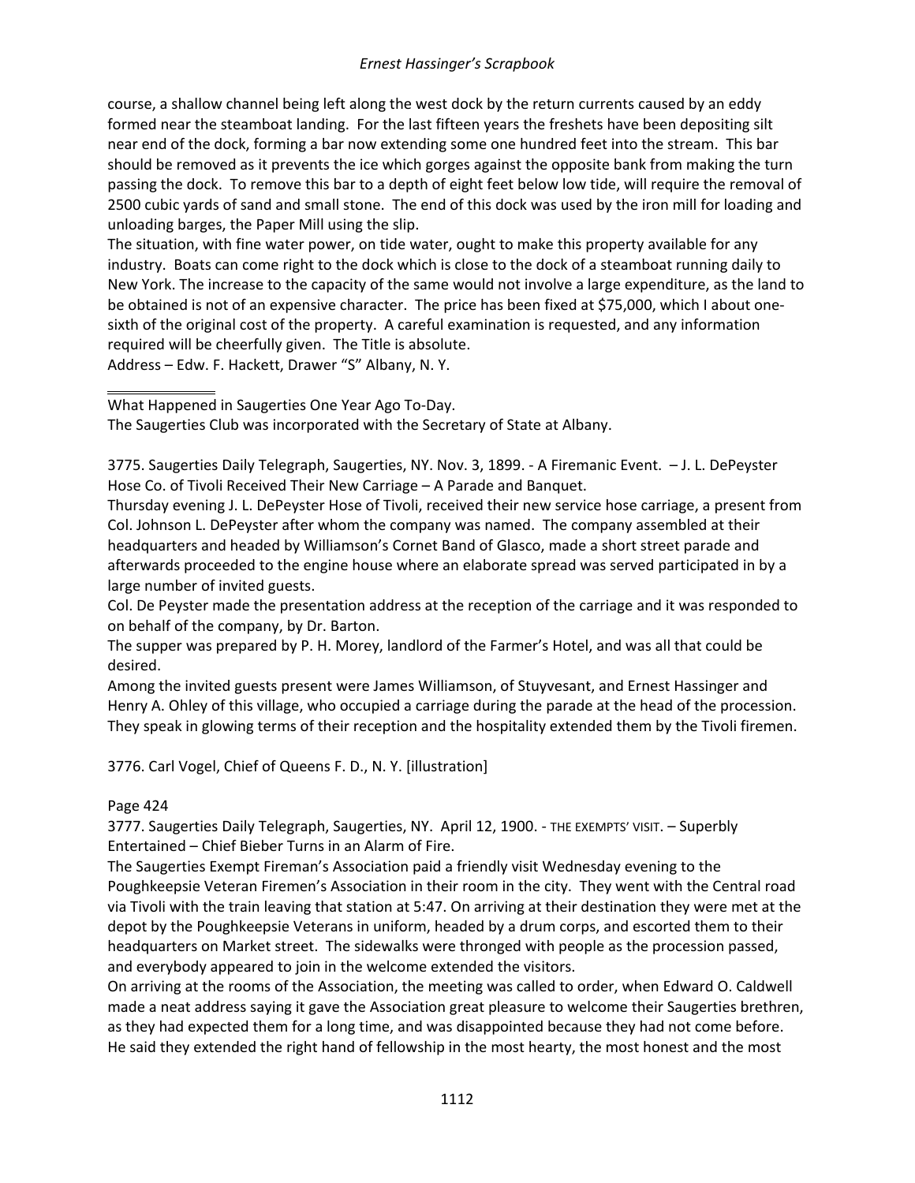course, a shallow channel being left along the west dock by the return currents caused by an eddy formed near the steamboat landing. For the last fifteen years the freshets have been depositing silt near end of the dock, forming a bar now extending some one hundred feet into the stream. This bar should be removed as it prevents the ice which gorges against the opposite bank from making the turn passing the dock. To remove this bar to a depth of eight feet below low tide, will require the removal of 2500 cubic yards of sand and small stone. The end of this dock was used by the iron mill for loading and unloading barges, the Paper Mill using the slip.

The situation, with fine water power, on tide water, ought to make this property available for any industry. Boats can come right to the dock which is close to the dock of a steamboat running daily to New York. The increase to the capacity of the same would not involve a large expenditure, as the land to be obtained is not of an expensive character. The price has been fixed at $75,000, which I about one-sixth of the original cost of the property. A careful examination is requested, and any information required will be cheerfully given. The Title is absolute.

Address – Edw. F. Hackett, Drawer "S" Albany, N. Y.

---

What Happened in Saugerties One Year Ago To-Day.

The Saugerties Club was incorporated with the Secretary of State at Albany.

3775. Saugerties Daily Telegraph, Saugerties, NY. Nov. 3, 1899. - A Firemanic Event. – J. L. DePeyster Hose Co. of Tivoli Received Their New Carriage – A Parade and Banquet.

Thursday evening J. L. DePeyster Hose of Tivoli, received their new service hose carriage, a present from Col. Johnson L. DePeyster after whom the company was named. The company assembled at their headquarters and headed by Williamson's Cornet Band of Glasco, made a short street parade and afterwards proceeded to the engine house where an elaborate spread was served participated in by a large number of invited guests.

Col. De Peyster made the presentation address at the reception of the carriage and it was responded to on behalf of the company, by Dr. Barton.

The supper was prepared by P. H. Morey, landlord of the Farmer's Hotel, and was all that could be desired.

Among the invited guests present were James Williamson, of Stuyvesant, and Ernest Hassinger and Henry A. Ohley of this village, who occupied a carriage during the parade at the head of the procession. They speak in glowing terms of their reception and the hospitality extended them by the Tivoli firemen.

3776. Carl Vogel, Chief of Queens F. D., N. Y. [illustration]

Page 424

3777. Saugerties Daily Telegraph, Saugerties, NY. April 12, 1900. - THE EXEMPTS' VISIT. – Superbly Entertained – Chief Bieber Turns in an Alarm of Fire.

The Saugerties Exempt Fireman's Association paid a friendly visit Wednesday evening to the Poughkeepsie Veteran Firemen's Association in their room in the city. They went with the Central road via Tivoli with the train leaving that station at 5:47. On arriving at their destination they were met at the depot by the Poughkeepsie Veterans in uniform, headed by a drum corps, and escorted them to their headquarters on Market street. The sidewalks were thronged with people as the procession passed, and everybody appeared to join in the welcome extended the visitors.

On arriving at the rooms of the Association, the meeting was called to order, when Edward O. Caldwell made a neat address saying it gave the Association great pleasure to welcome their Saugerties brethren, as they had expected them for a long time, and was disappointed because they had not come before. He said they extended the right hand of fellowship in the most hearty, the most honest and the most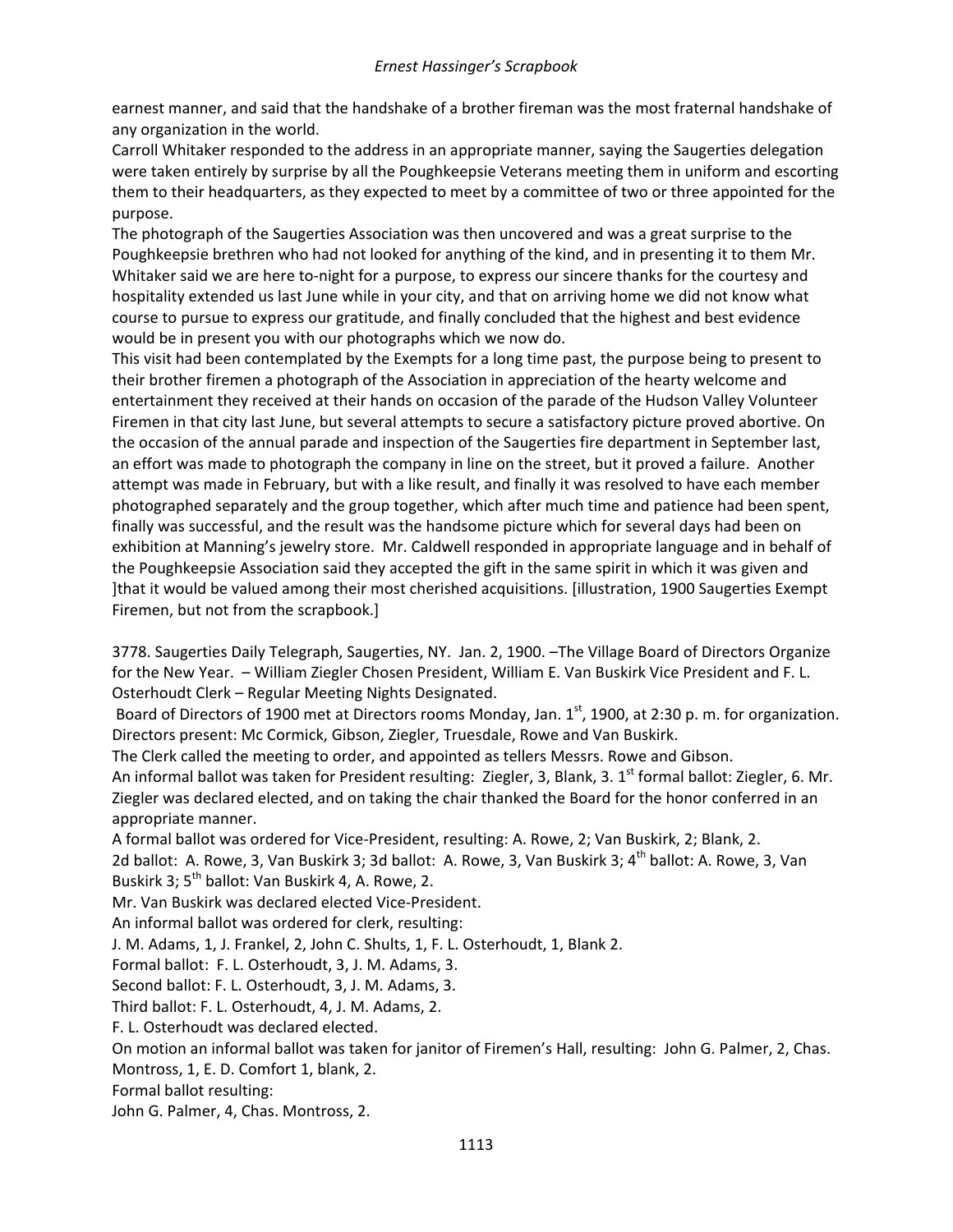earnest manner, and said that the handshake of a brother fireman was the most fraternal handshake of any organization in the world.

Carroll Whitaker responded to the address in an appropriate manner, saying the Saugerties delegation were taken entirely by surprise by all the Poughkeepsie Veterans meeting them in uniform and escorting them to their headquarters, as they expected to meet by a committee of two or three appointed for the purpose.

The photograph of the Saugerties Association was then uncovered and was a great surprise to the Poughkeepsie brethren who had not looked for anything of the kind, and in presenting it to them Mr. Whitaker said we are here to-night for a purpose, to express our sincere thanks for the courtesy and hospitality extended us last June while in your city, and that on arriving home we did not know what course to pursue to express our gratitude, and finally concluded that the highest and best evidence would be in present you with our photographs which we now do.

This visit had been contemplated by the Exempts for a long time past, the purpose being to present to their brother firemen a photograph of the Association in appreciation of the hearty welcome and entertainment they received at their hands on occasion of the parade of the Hudson Valley Volunteer Firemen in that city last June, but several attempts to secure a satisfactory picture proved abortive. On the occasion of the annual parade and inspection of the Saugerties fire department in September last, an effort was made to photograph the company in line on the street, but it proved a failure. Another attempt was made in February, but with a like result, and finally it was resolved to have each member photographed separately and the group together, which after much time and patience had been spent, finally was successful, and the result was the handsome picture which for several days had been on exhibition at Manning's jewelry store. Mr. Caldwell responded in appropriate language and in behalf of the Poughkeepsie Association said they accepted the gift in the same spirit in which it was given and ]that it would be valued among their most cherished acquisitions. [illustration, 1900 Saugerties Exempt Firemen, but not from the scrapbook.]

3778. Saugerties Daily Telegraph, Saugerties, NY. Jan. 2, 1900. –The Village Board of Directors Organize for the New Year. – William Ziegler Chosen President, William E. Van Buskirk Vice President and F. L. Osterhoudt Clerk – Regular Meeting Nights Designated.

Board of Directors of 1900 met at Directors rooms Monday, Jan. 1st, 1900, at 2:30 p. m. for organization. Directors present: Mc Cormick, Gibson, Ziegler, Truesdale, Rowe and Van Buskirk.

The Clerk called the meeting to order, and appointed as tellers Messrs. Rowe and Gibson.

An informal ballot was taken for President resulting: Ziegler, 3, Blank, 3. 1st formal ballot: Ziegler, 6. Mr. Ziegler was declared elected, and on taking the chair thanked the Board for the honor conferred in an appropriate manner.

A formal ballot was ordered for Vice-President, resulting: A. Rowe, 2; Van Buskirk, 2; Blank, 2.

2d ballot: A. Rowe, 3, Van Buskirk 3; 3d ballot: A. Rowe, 3, Van Buskirk 3; 4th ballot: A. Rowe, 3, Van Buskirk 3; 5th ballot: Van Buskirk 4, A. Rowe, 2.

Mr. Van Buskirk was declared elected Vice-President.

An informal ballot was ordered for clerk, resulting:

J. M. Adams, 1, J. Frankel, 2, John C. Shults, 1, F. L. Osterhoudt, 1, Blank 2.

Formal ballot: F. L. Osterhoudt, 3, J. M. Adams, 3.

Second ballot: F. L. Osterhoudt, 3, J. M. Adams, 3.

Third ballot: F. L. Osterhoudt, 4, J. M. Adams, 2.

F. L. Osterhoudt was declared elected.

On motion an informal ballot was taken for janitor of Firemen's Hall, resulting: John G. Palmer, 2, Chas. Montross, 1, E. D. Comfort 1, blank, 2.

Formal ballot resulting:

John G. Palmer, 4, Chas. Montross, 2.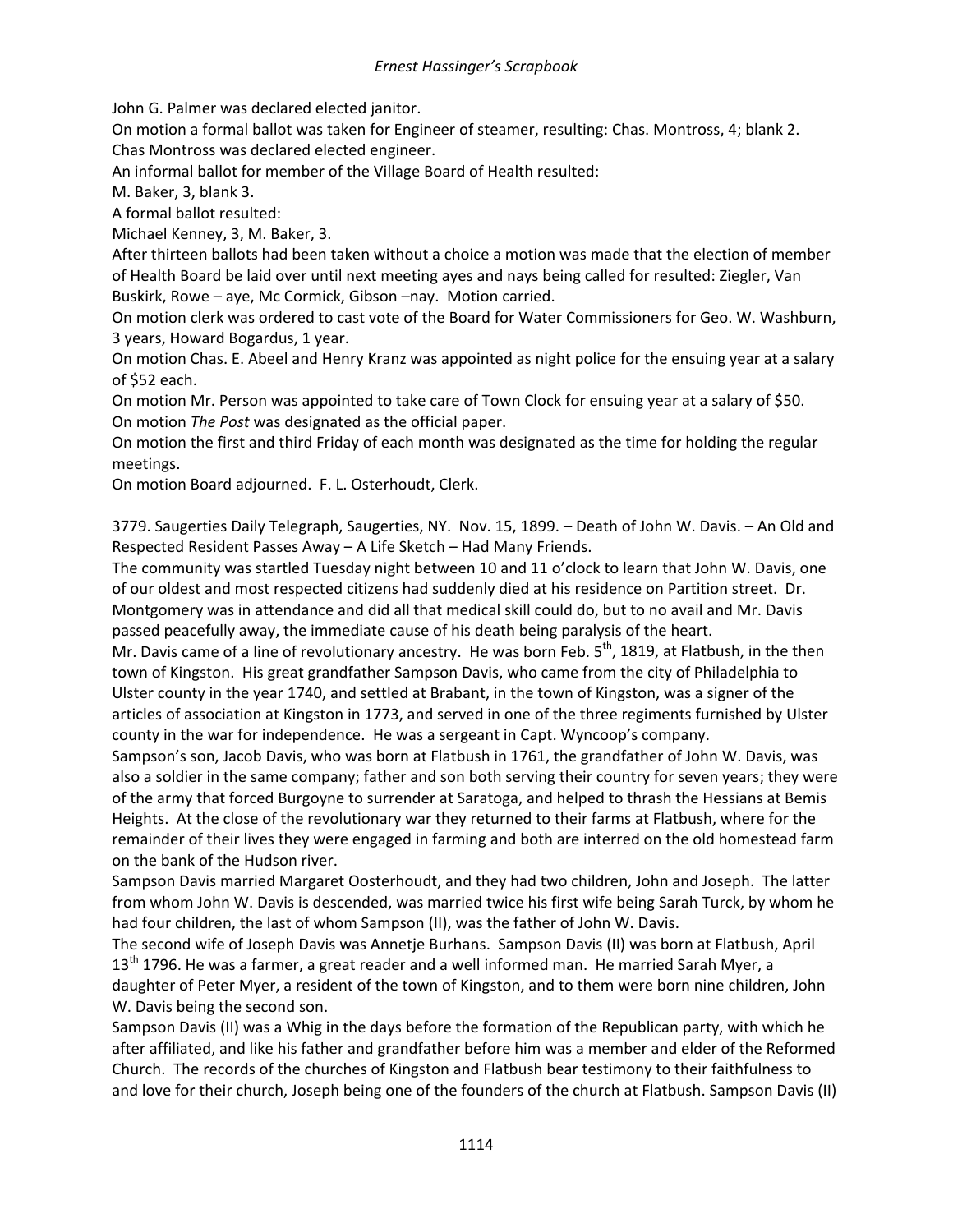John G. Palmer was declared elected janitor.

On motion a formal ballot was taken for Engineer of steamer, resulting: Chas. Montross, 4; blank 2.

Chas Montross was declared elected engineer.

An informal ballot for member of the Village Board of Health resulted:

M. Baker, 3, blank 3.

A formal ballot resulted:

Michael Kenney, 3, M. Baker, 3.

After thirteen ballots had been taken without a choice a motion was made that the election of member of Health Board be laid over until next meeting ayes and nays being called for resulted: Ziegler, Van Buskirk, Rowe – aye, Mc Cormick, Gibson –nay. Motion carried.

On motion clerk was ordered to cast vote of the Board for Water Commissioners for Geo. W. Washburn, 3 years, Howard Bogardus, 1 year.

On motion Chas. E. Abeel and Henry Kranz was appointed as night police for the ensuing year at a salary of $52 each.

On motion Mr. Person was appointed to take care of Town Clock for ensuing year at a salary of $50.

On motion *The Post* was designated as the official paper.

On motion the first and third Friday of each month was designated as the time for holding the regular meetings.

On motion Board adjourned. F. L. Osterhoudt, Clerk.

3779. Saugerties Daily Telegraph, Saugerties, NY. Nov. 15, 1899. – Death of John W. Davis. – An Old and Respected Resident Passes Away – A Life Sketch – Had Many Friends.

The community was startled Tuesday night between 10 and 11 o'clock to learn that John W. Davis, one of our oldest and most respected citizens had suddenly died at his residence on Partition street. Dr. Montgomery was in attendance and did all that medical skill could do, but to no avail and Mr. Davis passed peacefully away, the immediate cause of his death being paralysis of the heart.

Mr. Davis came of a line of revolutionary ancestry. He was born Feb. 5th, 1819, at Flatbush, in the then town of Kingston. His great grandfather Sampson Davis, who came from the city of Philadelphia to Ulster county in the year 1740, and settled at Brabant, in the town of Kingston, was a signer of the articles of association at Kingston in 1773, and served in one of the three regiments furnished by Ulster county in the war for independence. He was a sergeant in Capt. Wyncoop's company.

Sampson's son, Jacob Davis, who was born at Flatbush in 1761, the grandfather of John W. Davis, was also a soldier in the same company; father and son both serving their country for seven years; they were of the army that forced Burgoyne to surrender at Saratoga, and helped to thrash the Hessians at Bemis Heights. At the close of the revolutionary war they returned to their farms at Flatbush, where for the remainder of their lives they were engaged in farming and both are interred on the old homestead farm on the bank of the Hudson river.

Sampson Davis married Margaret Oosterhoudt, and they had two children, John and Joseph. The latter from whom John W. Davis is descended, was married twice his first wife being Sarah Turck, by whom he had four children, the last of whom Sampson (II), was the father of John W. Davis.

The second wife of Joseph Davis was Annetje Burhans. Sampson Davis (II) was born at Flatbush, April 13th 1796. He was a farmer, a great reader and a well informed man. He married Sarah Myer, a daughter of Peter Myer, a resident of the town of Kingston, and to them were born nine children, John W. Davis being the second son.

Sampson Davis (II) was a Whig in the days before the formation of the Republican party, with which he after affiliated, and like his father and grandfather before him was a member and elder of the Reformed Church. The records of the churches of Kingston and Flatbush bear testimony to their faithfulness to and love for their church, Joseph being one of the founders of the church at Flatbush. Sampson Davis (II)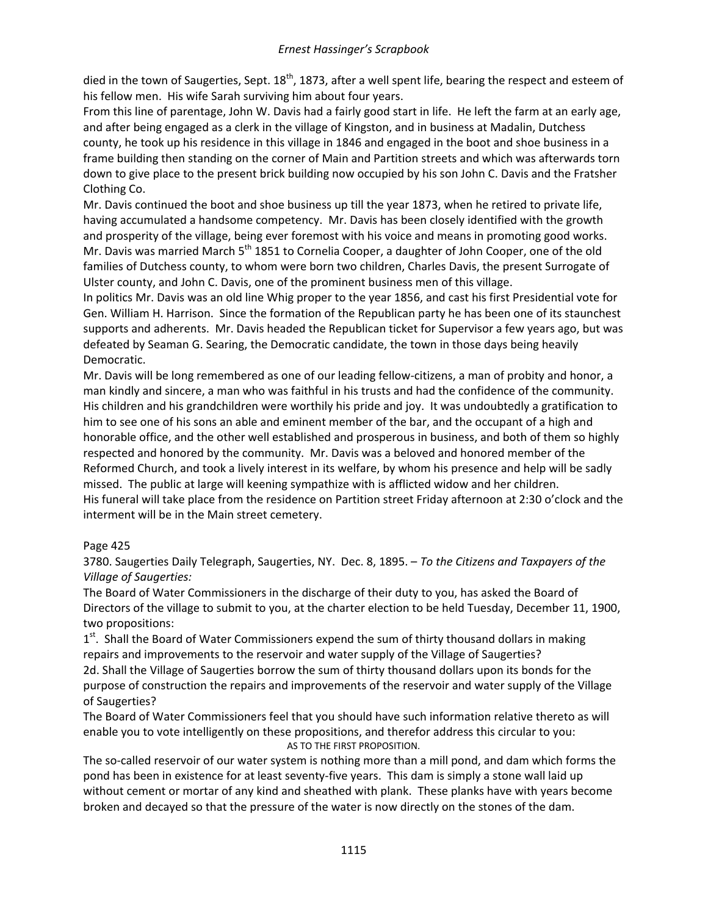died in the town of Saugerties, Sept. 18th, 1873, after a well spent life, bearing the respect and esteem of his fellow men. His wife Sarah surviving him about four years.

From this line of parentage, John W. Davis had a fairly good start in life. He left the farm at an early age, and after being engaged as a clerk in the village of Kingston, and in business at Madalin, Dutchess county, he took up his residence in this village in 1846 and engaged in the boot and shoe business in a frame building then standing on the corner of Main and Partition streets and which was afterwards torn down to give place to the present brick building now occupied by his son John C. Davis and the Fratsher Clothing Co.

Mr. Davis continued the boot and shoe business up till the year 1873, when he retired to private life, having accumulated a handsome competency. Mr. Davis has been closely identified with the growth and prosperity of the village, being ever foremost with his voice and means in promoting good works. Mr. Davis was married March 5th 1851 to Cornelia Cooper, a daughter of John Cooper, one of the old families of Dutchess county, to whom were born two children, Charles Davis, the present Surrogate of Ulster county, and John C. Davis, one of the prominent business men of this village.

In politics Mr. Davis was an old line Whig proper to the year 1856, and cast his first Presidential vote for Gen. William H. Harrison. Since the formation of the Republican party he has been one of its staunchest supports and adherents. Mr. Davis headed the Republican ticket for Supervisor a few years ago, but was defeated by Seaman G. Searing, the Democratic candidate, the town in those days being heavily Democratic.

Mr. Davis will be long remembered as one of our leading fellow-citizens, a man of probity and honor, a man kindly and sincere, a man who was faithful in his trusts and had the confidence of the community. His children and his grandchildren were worthily his pride and joy. It was undoubtedly a gratification to him to see one of his sons an able and eminent member of the bar, and the occupant of a high and honorable office, and the other well established and prosperous in business, and both of them so highly respected and honored by the community. Mr. Davis was a beloved and honored member of the Reformed Church, and took a lively interest in its welfare, by whom his presence and help will be sadly missed. The public at large will keening sympathize with is afflicted widow and her children.

His funeral will take place from the residence on Partition street Friday afternoon at 2:30 o'clock and the interment will be in the Main street cemetery.

Page 425

3780. Saugerties Daily Telegraph, Saugerties, NY. Dec. 8, 1895. – *To the Citizens and Taxpayers of the Village of Saugerties:*

The Board of Water Commissioners in the discharge of their duty to you, has asked the Board of Directors of the village to submit to you, at the charter election to be held Tuesday, December 11, 1900, two propositions:

1st. Shall the Board of Water Commissioners expend the sum of thirty thousand dollars in making repairs and improvements to the reservoir and water supply of the Village of Saugerties?

2d. Shall the Village of Saugerties borrow the sum of thirty thousand dollars upon its bonds for the purpose of construction the repairs and improvements of the reservoir and water supply of the Village of Saugerties?

The Board of Water Commissioners feel that you should have such information relative thereto as will enable you to vote intelligently on these propositions, and therefor address this circular to you:

AS TO THE FIRST PROPOSITION.

The so-called reservoir of our water system is nothing more than a mill pond, and dam which forms the pond has been in existence for at least seventy-five years. This dam is simply a stone wall laid up without cement or mortar of any kind and sheathed with plank. These planks have with years become broken and decayed so that the pressure of the water is now directly on the stones of the dam.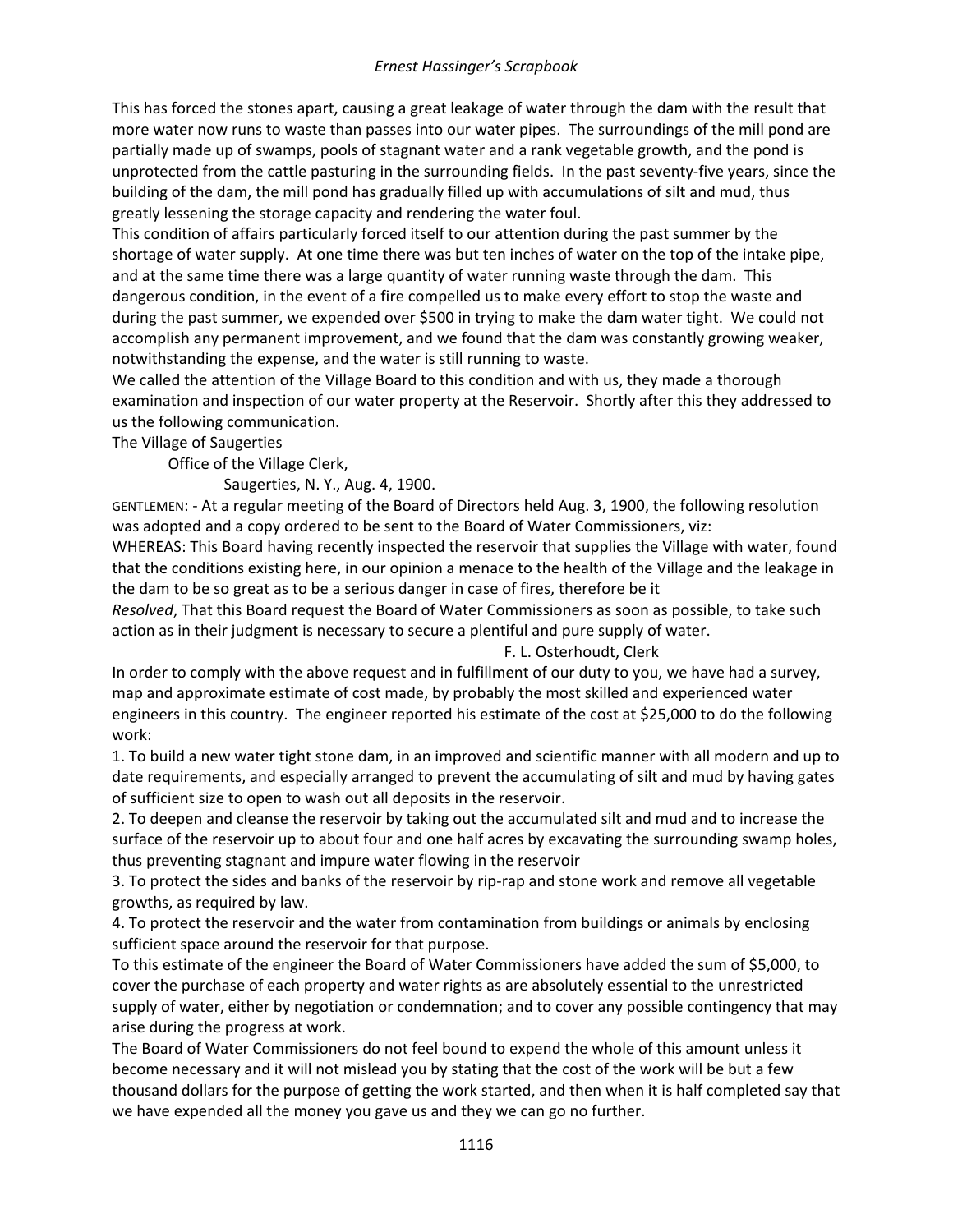This has forced the stones apart, causing a great leakage of water through the dam with the result that more water now runs to waste than passes into our water pipes. The surroundings of the mill pond are partially made up of swamps, pools of stagnant water and a rank vegetable growth, and the pond is unprotected from the cattle pasturing in the surrounding fields. In the past seventy-five years, since the building of the dam, the mill pond has gradually filled up with accumulations of silt and mud, thus greatly lessening the storage capacity and rendering the water foul.

This condition of affairs particularly forced itself to our attention during the past summer by the shortage of water supply. At one time there was but ten inches of water on the top of the intake pipe, and at the same time there was a large quantity of water running waste through the dam. This dangerous condition, in the event of a fire compelled us to make every effort to stop the waste and during the past summer, we expended over $500 in trying to make the dam water tight. We could not accomplish any permanent improvement, and we found that the dam was constantly growing weaker, notwithstanding the expense, and the water is still running to waste.

We called the attention of the Village Board to this condition and with us, they made a thorough examination and inspection of our water property at the Reservoir. Shortly after this they addressed to us the following communication.

The Village of Saugerties

Office of the Village Clerk,

Saugerties, N. Y., Aug. 4, 1900.

GENTLEMEN: - At a regular meeting of the Board of Directors held Aug. 3, 1900, the following resolution was adopted and a copy ordered to be sent to the Board of Water Commissioners, viz:

WHEREAS: This Board having recently inspected the reservoir that supplies the Village with water, found that the conditions existing here, in our opinion a menace to the health of the Village and the leakage in the dam to be so great as to be a serious danger in case of fires, therefore be it

*Resolved*, That this Board request the Board of Water Commissioners as soon as possible, to take such action as in their judgment is necessary to secure a plentiful and pure supply of water.

F. L. Osterhoudt, Clerk

In order to comply with the above request and in fulfillment of our duty to you, we have had a survey, map and approximate estimate of cost made, by probably the most skilled and experienced water engineers in this country. The engineer reported his estimate of the cost at $25,000 to do the following work:

1. To build a new water tight stone dam, in an improved and scientific manner with all modern and up to date requirements, and especially arranged to prevent the accumulating of silt and mud by having gates of sufficient size to open to wash out all deposits in the reservoir.
2. To deepen and cleanse the reservoir by taking out the accumulated silt and mud and to increase the surface of the reservoir up to about four and one half acres by excavating the surrounding swamp holes, thus preventing stagnant and impure water flowing in the reservoir
3. To protect the sides and banks of the reservoir by rip-rap and stone work and remove all vegetable growths, as required by law.
4. To protect the reservoir and the water from contamination from buildings or animals by enclosing sufficient space around the reservoir for that purpose.

To this estimate of the engineer the Board of Water Commissioners have added the sum of $5,000, to cover the purchase of each property and water rights as are absolutely essential to the unrestricted supply of water, either by negotiation or condemnation; and to cover any possible contingency that may arise during the progress at work.

The Board of Water Commissioners do not feel bound to expend the whole of this amount unless it become necessary and it will not mislead you by stating that the cost of the work will be but a few thousand dollars for the purpose of getting the work started, and then when it is half completed say that we have expended all the money you gave us and they we can go no further.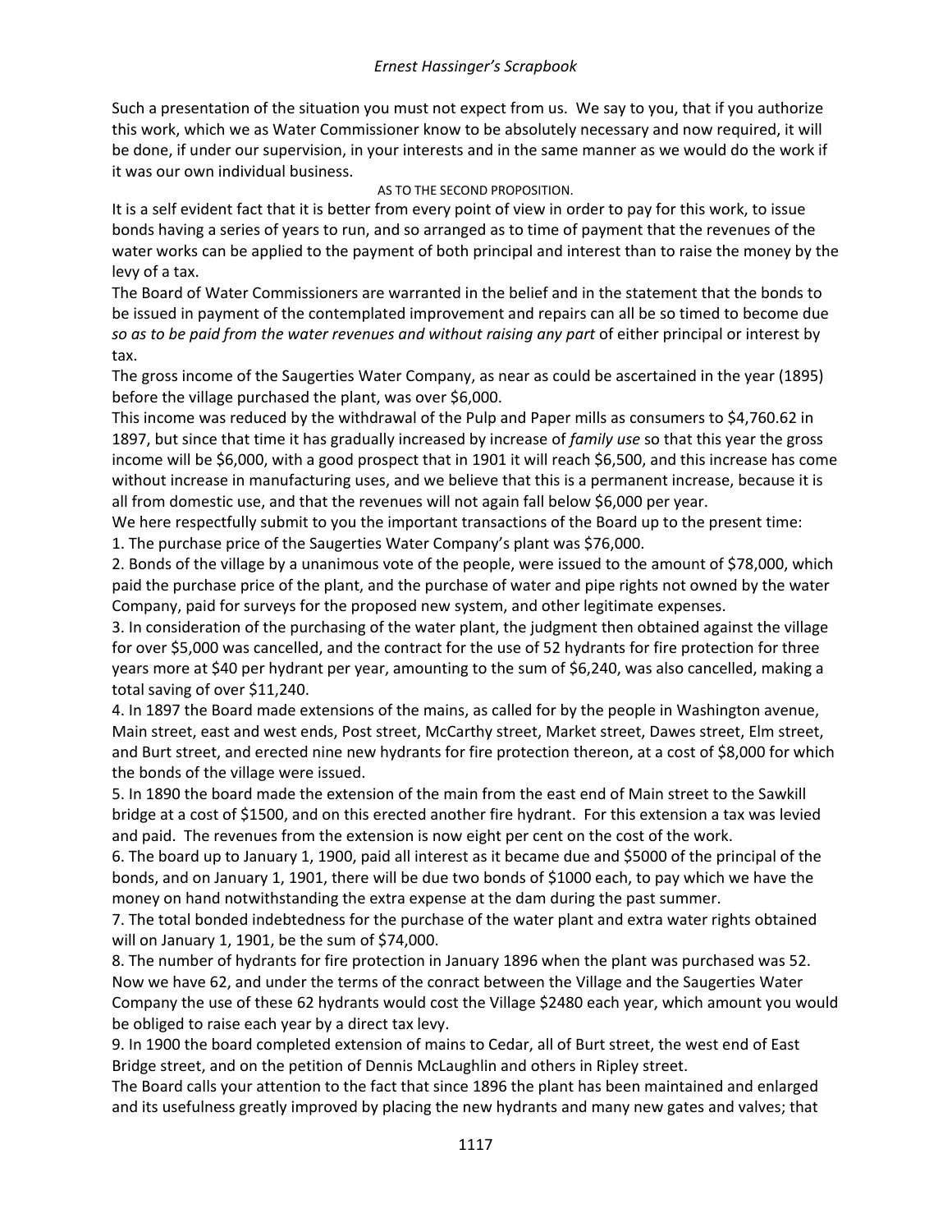Such a presentation of the situation you must not expect from us. We say to you, that if you authorize this work, which we as Water Commissioner know to be absolutely necessary and now required, it will be done, if under our supervision, in your interests and in the same manner as we would do the work if it was our own individual business.

AS TO THE SECOND PROPOSITION.

It is a self evident fact that it is better from every point of view in order to pay for this work, to issue bonds having a series of years to run, and so arranged as to time of payment that the revenues of the water works can be applied to the payment of both principal and interest than to raise the money by the levy of a tax.

The Board of Water Commissioners are warranted in the belief and in the statement that the bonds to be issued in payment of the contemplated improvement and repairs can all be so timed to become due *so as to be paid from the water revenues and without raising any part* of either principal or interest by tax.

The gross income of the Saugerties Water Company, as near as could be ascertained in the year (1895) before the village purchased the plant, was over $6,000.

This income was reduced by the withdrawal of the Pulp and Paper mills as consumers to $4,760.62 in 1897, but since that time it has gradually increased by increase of *family use* so that this year the gross income will be $6,000, with a good prospect that in 1901 it will reach $6,500, and this increase has come without increase in manufacturing uses, and we believe that this is a permanent increase, because it is all from domestic use, and that the revenues will not again fall below $6,000 per year.

We here respectfully submit to you the important transactions of the Board up to the present time:

1. The purchase price of the Saugerties Water Company's plant was $76,000.
2. Bonds of the village by a unanimous vote of the people, were issued to the amount of $78,000, which paid the purchase price of the plant, and the purchase of water and pipe rights not owned by the water Company, paid for surveys for the proposed new system, and other legitimate expenses.
3. In consideration of the purchasing of the water plant, the judgment then obtained against the village for over $5,000 was cancelled, and the contract for the use of 52 hydrants for fire protection for three years more at $40 per hydrant per year, amounting to the sum of $6,240, was also cancelled, making a total saving of over $11,240.
4. In 1897 the Board made extensions of the mains, as called for by the people in Washington avenue, Main street, east and west ends, Post street, McCarthy street, Market street, Dawes street, Elm street, and Burt street, and erected nine new hydrants for fire protection thereon, at a cost of $8,000 for which the bonds of the village were issued.
5. In 1890 the board made the extension of the main from the east end of Main street to the Sawkill bridge at a cost of $1500, and on this erected another fire hydrant. For this extension a tax was levied and paid. The revenues from the extension is now eight per cent on the cost of the work.
6. The board up to January 1, 1900, paid all interest as it became due and $5000 of the principal of the bonds, and on January 1, 1901, there will be due two bonds of $1000 each, to pay which we have the money on hand notwithstanding the extra expense at the dam during the past summer.
7. The total bonded indebtedness for the purchase of the water plant and extra water rights obtained will on January 1, 1901, be the sum of $74,000.
8. The number of hydrants for fire protection in January 1896 when the plant was purchased was 52. Now we have 62, and under the terms of the conract between the Village and the Saugerties Water Company the use of these 62 hydrants would cost the Village $2480 each year, which amount you would be obliged to raise each year by a direct tax levy.
9. In 1900 the board completed extension of mains to Cedar, all of Burt street, the west end of East Bridge street, and on the petition of Dennis McLaughlin and others in Ripley street.

The Board calls your attention to the fact that since 1896 the plant has been maintained and enlarged and its usefulness greatly improved by placing the new hydrants and many new gates and valves; that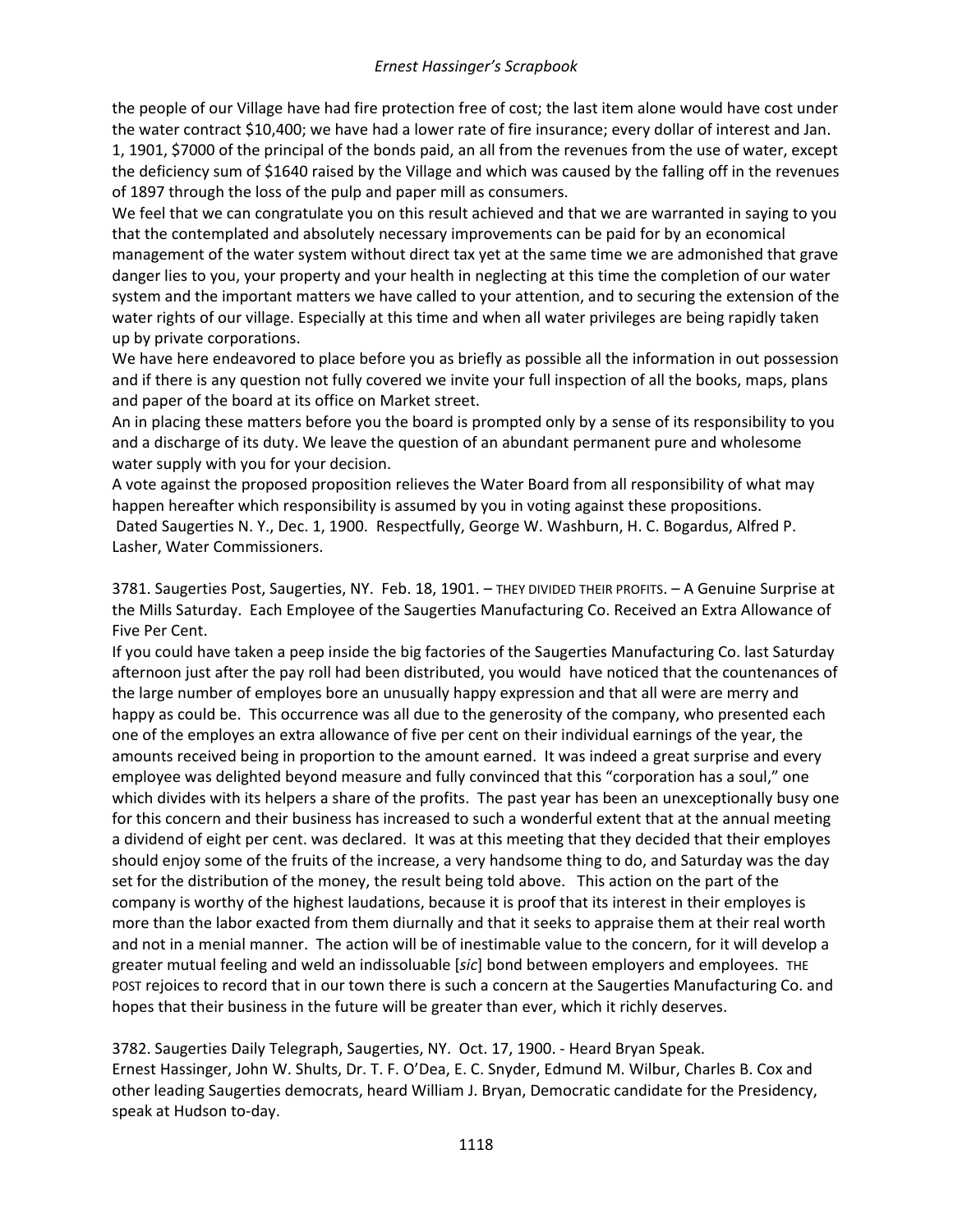the people of our Village have had fire protection free of cost; the last item alone would have cost under the water contract $10,400; we have had a lower rate of fire insurance; every dollar of interest and Jan. 1, 1901, $7000 of the principal of the bonds paid, an all from the revenues from the use of water, except the deficiency sum of $1640 raised by the Village and which was caused by the falling off in the revenues of 1897 through the loss of the pulp and paper mill as consumers.

We feel that we can congratulate you on this result achieved and that we are warranted in saying to you that the contemplated and absolutely necessary improvements can be paid for by an economical management of the water system without direct tax yet at the same time we are admonished that grave danger lies to you, your property and your health in neglecting at this time the completion of our water system and the important matters we have called to your attention, and to securing the extension of the water rights of our village. Especially at this time and when all water privileges are being rapidly taken up by private corporations.

We have here endeavored to place before you as briefly as possible all the information in out possession and if there is any question not fully covered we invite your full inspection of all the books, maps, plans and paper of the board at its office on Market street.

An in placing these matters before you the board is prompted only by a sense of its responsibility to you and a discharge of its duty. We leave the question of an abundant permanent pure and wholesome water supply with you for your decision.

A vote against the proposed proposition relieves the Water Board from all responsibility of what may happen hereafter which responsibility is assumed by you in voting against these propositions.

Dated Saugerties N. Y., Dec. 1, 1900. Respectfully, George W. Washburn, H. C. Bogardus, Alfred P. Lasher, Water Commissioners.

3781. Saugerties Post, Saugerties, NY. Feb. 18, 1901. – THEY DIVIDED THEIR PROFITS. – A Genuine Surprise at the Mills Saturday. Each Employee of the Saugerties Manufacturing Co. Received an Extra Allowance of Five Per Cent.

If you could have taken a peep inside the big factories of the Saugerties Manufacturing Co. last Saturday afternoon just after the pay roll had been distributed, you would have noticed that the countenances of the large number of employes bore an unusually happy expression and that all were are merry and happy as could be. This occurrence was all due to the generosity of the company, who presented each one of the employes an extra allowance of five per cent on their individual earnings of the year, the amounts received being in proportion to the amount earned. It was indeed a great surprise and every employee was delighted beyond measure and fully convinced that this "corporation has a soul," one which divides with its helpers a share of the profits. The past year has been an unexceptionally busy one for this concern and their business has increased to such a wonderful extent that at the annual meeting a dividend of eight per cent. was declared. It was at this meeting that they decided that their employes should enjoy some of the fruits of the increase, a very handsome thing to do, and Saturday was the day set for the distribution of the money, the result being told above. This action on the part of the company is worthy of the highest laudations, because it is proof that its interest in their employes is more than the labor exacted from them diurnally and that it seeks to appraise them at their real worth and not in a menial manner. The action will be of inestimable value to the concern, for it will develop a greater mutual feeling and weld an indissoluable [*sic*] bond between employers and employees. THE POST rejoices to record that in our town there is such a concern at the Saugerties Manufacturing Co. and hopes that their business in the future will be greater than ever, which it richly deserves.

3782. Saugerties Daily Telegraph, Saugerties, NY. Oct. 17, 1900. - Heard Bryan Speak.

Ernest Hassinger, John W. Shults, Dr. T. F. O'Dea, E. C. Snyder, Edmund M. Wilbur, Charles B. Cox and other leading Saugerties democrats, heard William J. Bryan, Democratic candidate for the Presidency, speak at Hudson to-day.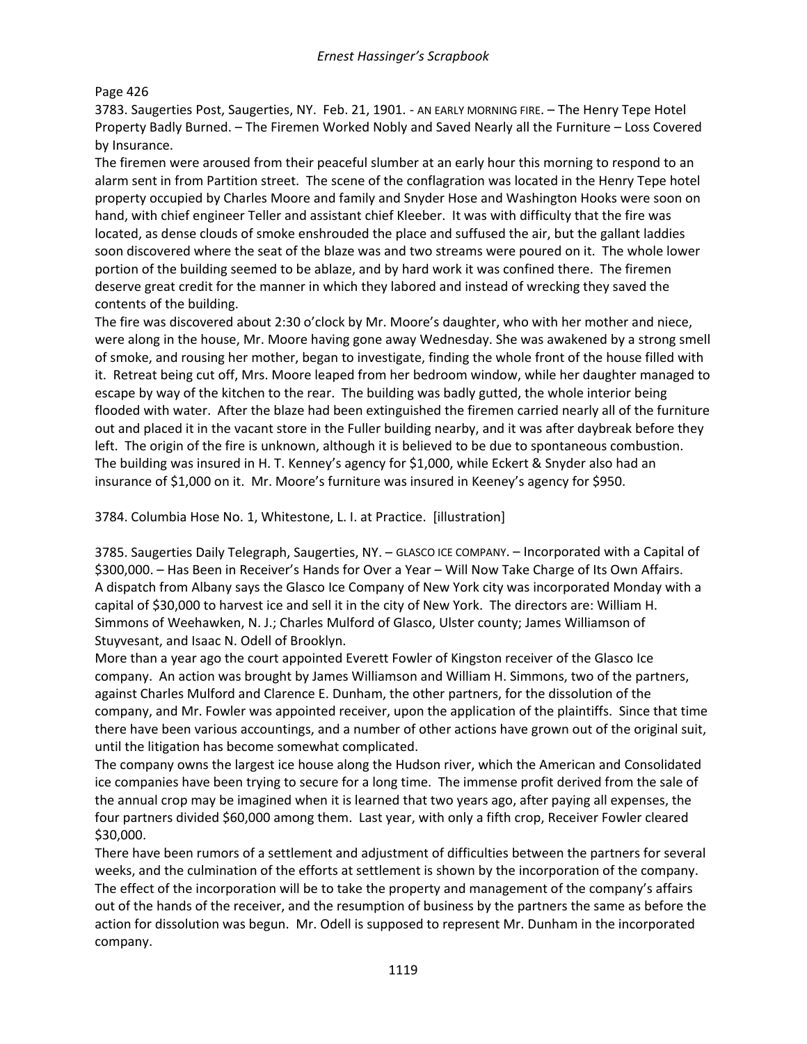Page 426

3783. Saugerties Post, Saugerties, NY. Feb. 21, 1901. - AN EARLY MORNING FIRE. – The Henry Tepe Hotel Property Badly Burned. – The Firemen Worked Nobly and Saved Nearly all the Furniture – Loss Covered by Insurance.

The firemen were aroused from their peaceful slumber at an early hour this morning to respond to an alarm sent in from Partition street. The scene of the conflagration was located in the Henry Tepe hotel property occupied by Charles Moore and family and Snyder Hose and Washington Hooks were soon on hand, with chief engineer Teller and assistant chief Kleeber. It was with difficulty that the fire was located, as dense clouds of smoke enshrouded the place and suffused the air, but the gallant laddies soon discovered where the seat of the blaze was and two streams were poured on it. The whole lower portion of the building seemed to be ablaze, and by hard work it was confined there. The firemen deserve great credit for the manner in which they labored and instead of wrecking they saved the contents of the building.

The fire was discovered about 2:30 o'clock by Mr. Moore's daughter, who with her mother and niece, were along in the house, Mr. Moore having gone away Wednesday. She was awakened by a strong smell of smoke, and rousing her mother, began to investigate, finding the whole front of the house filled with it. Retreat being cut off, Mrs. Moore leaped from her bedroom window, while her daughter managed to escape by way of the kitchen to the rear. The building was badly gutted, the whole interior being flooded with water. After the blaze had been extinguished the firemen carried nearly all of the furniture out and placed it in the vacant store in the Fuller building nearby, and it was after daybreak before they left. The origin of the fire is unknown, although it is believed to be due to spontaneous combustion. The building was insured in H. T. Kenney's agency for $1,000, while Eckert & Snyder also had an insurance of $1,000 on it. Mr. Moore's furniture was insured in Keeney's agency for $950.

3784. Columbia Hose No. 1, Whitestone, L. I. at Practice. [illustration]

3785. Saugerties Daily Telegraph, Saugerties, NY. – GLASCO ICE COMPANY. – Incorporated with a Capital of $300,000. – Has Been in Receiver's Hands for Over a Year – Will Now Take Charge of Its Own Affairs.

A dispatch from Albany says the Glasco Ice Company of New York city was incorporated Monday with a capital of $30,000 to harvest ice and sell it in the city of New York. The directors are: William H. Simmons of Weehawken, N. J.; Charles Mulford of Glasco, Ulster county; James Williamson of Stuyvesant, and Isaac N. Odell of Brooklyn.

More than a year ago the court appointed Everett Fowler of Kingston receiver of the Glasco Ice company. An action was brought by James Williamson and William H. Simmons, two of the partners, against Charles Mulford and Clarence E. Dunham, the other partners, for the dissolution of the company, and Mr. Fowler was appointed receiver, upon the application of the plaintiffs. Since that time there have been various accountings, and a number of other actions have grown out of the original suit, until the litigation has become somewhat complicated.

The company owns the largest ice house along the Hudson river, which the American and Consolidated ice companies have been trying to secure for a long time. The immense profit derived from the sale of the annual crop may be imagined when it is learned that two years ago, after paying all expenses, the four partners divided $60,000 among them. Last year, with only a fifth crop, Receiver Fowler cleared $30,000.

There have been rumors of a settlement and adjustment of difficulties between the partners for several weeks, and the culmination of the efforts at settlement is shown by the incorporation of the company. The effect of the incorporation will be to take the property and management of the company's affairs out of the hands of the receiver, and the resumption of business by the partners the same as before the action for dissolution was begun. Mr. Odell is supposed to represent Mr. Dunham in the incorporated company.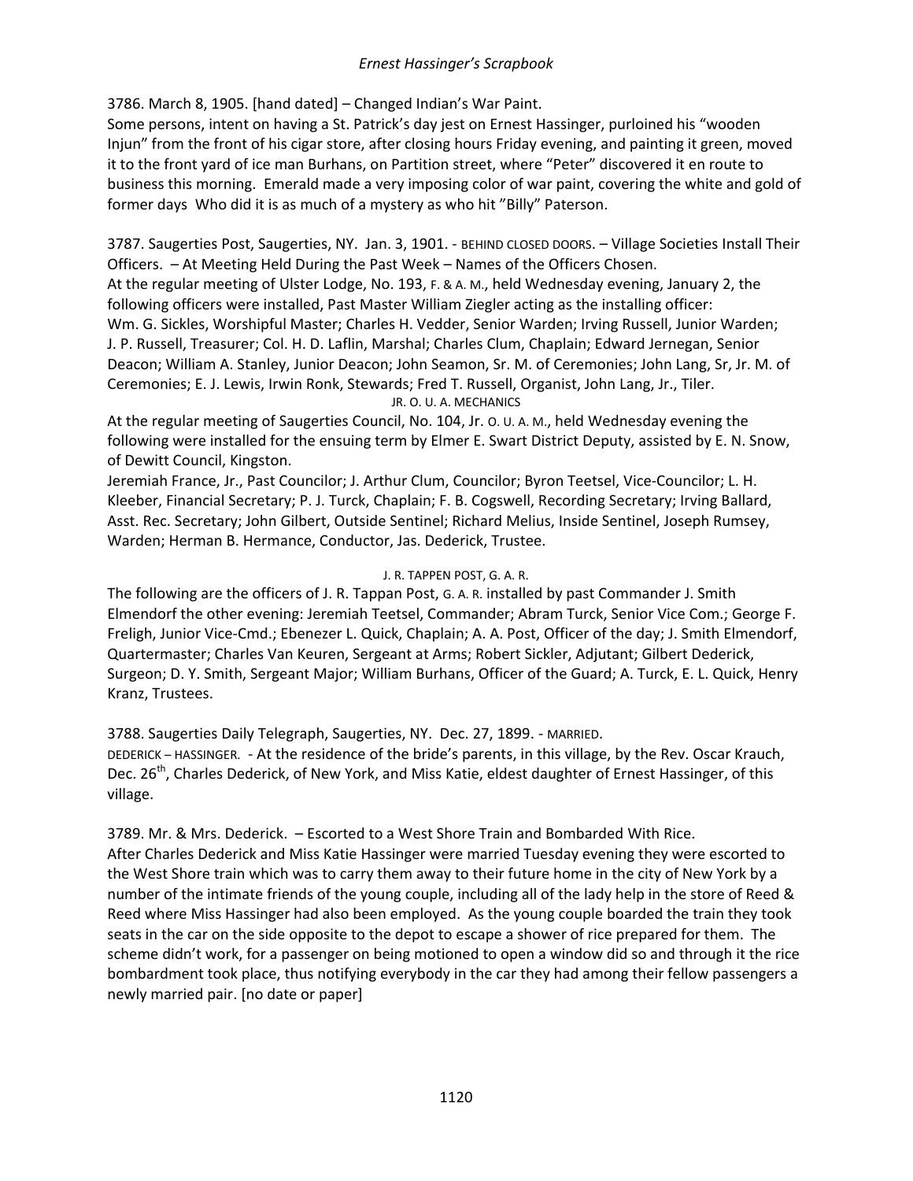3786. March 8, 1905. [hand dated] – Changed Indian's War Paint.
Some persons, intent on having a St. Patrick's day jest on Ernest Hassinger, purloined his "wooden Injun" from the front of his cigar store, after closing hours Friday evening, and painting it green, moved it to the front yard of ice man Burhans, on Partition street, where "Peter" discovered it en route to business this morning. Emerald made a very imposing color of war paint, covering the white and gold of former days Who did it is as much of a mystery as who hit "Billy" Paterson.

3787. Saugerties Post, Saugerties, NY. Jan. 3, 1901. - BEHIND CLOSED DOORS. – Village Societies Install Their Officers. – At Meeting Held During the Past Week – Names of the Officers Chosen.
At the regular meeting of Ulster Lodge, No. 193, F. & A. M., held Wednesday evening, January 2, the following officers were installed, Past Master William Ziegler acting as the installing officer:
Wm. G. Sickles, Worshipful Master; Charles H. Vedder, Senior Warden; Irving Russell, Junior Warden; J. P. Russell, Treasurer; Col. H. D. Laflin, Marshal; Charles Clum, Chaplain; Edward Jernegan, Senior Deacon; William A. Stanley, Junior Deacon; John Seamon, Sr. M. of Ceremonies; John Lang, Sr, Jr. M. of Ceremonies; E. J. Lewis, Irwin Ronk, Stewards; Fred T. Russell, Organist, John Lang, Jr., Tiler.

JR. O. U. A. MECHANICS

At the regular meeting of Saugerties Council, No. 104, Jr. O. U. A. M., held Wednesday evening the following were installed for the ensuing term by Elmer E. Swart District Deputy, assisted by E. N. Snow, of Dewitt Council, Kingston.
Jeremiah France, Jr., Past Councilor; J. Arthur Clum, Councilor; Byron Teetsel, Vice-Councilor; L. H. Kleeber, Financial Secretary; P. J. Turck, Chaplain; F. B. Cogswell, Recording Secretary; Irving Ballard, Asst. Rec. Secretary; John Gilbert, Outside Sentinel; Richard Melius, Inside Sentinel, Joseph Rumsey, Warden; Herman B. Hermance, Conductor, Jas. Dederick, Trustee.

J. R. TAPPEN POST, G. A. R.

The following are the officers of J. R. Tappan Post, G. A. R. installed by past Commander J. Smith Elmendorf the other evening: Jeremiah Teetsel, Commander; Abram Turck, Senior Vice Com.; George F. Freligh, Junior Vice-Cmd.; Ebenezer L. Quick, Chaplain; A. A. Post, Officer of the day; J. Smith Elmendorf, Quartermaster; Charles Van Keuren, Sergeant at Arms; Robert Sickler, Adjutant; Gilbert Dederick, Surgeon; D. Y. Smith, Sergeant Major; William Burhans, Officer of the Guard; A. Turck, E. L. Quick, Henry Kranz, Trustees.

3788. Saugerties Daily Telegraph, Saugerties, NY. Dec. 27, 1899. - MARRIED.
DEDERICK – HASSINGER. - At the residence of the bride's parents, in this village, by the Rev. Oscar Krauch, Dec. 26th, Charles Dederick, of New York, and Miss Katie, eldest daughter of Ernest Hassinger, of this village.

3789. Mr. & Mrs. Dederick. – Escorted to a West Shore Train and Bombarded With Rice.
After Charles Dederick and Miss Katie Hassinger were married Tuesday evening they were escorted to the West Shore train which was to carry them away to their future home in the city of New York by a number of the intimate friends of the young couple, including all of the lady help in the store of Reed & Reed where Miss Hassinger had also been employed. As the young couple boarded the train they took seats in the car on the side opposite to the depot to escape a shower of rice prepared for them. The scheme didn't work, for a passenger on being motioned to open a window did so and through it the rice bombardment took place, thus notifying everybody in the car they had among their fellow passengers a newly married pair. [no date or paper]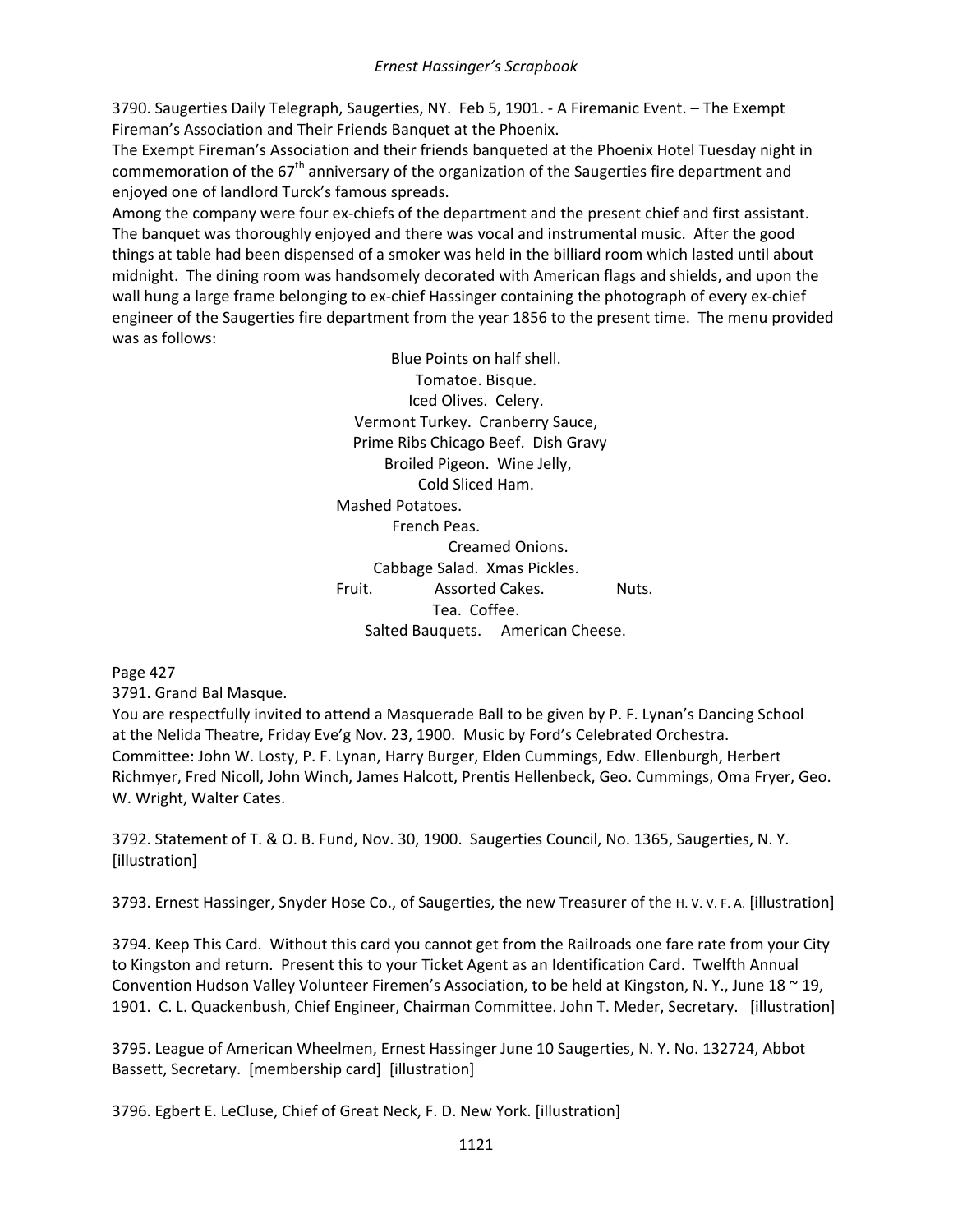3790. Saugerties Daily Telegraph, Saugerties, NY. Feb 5, 1901. - A Firemanic Event. – The Exempt Fireman's Association and Their Friends Banquet at the Phoenix.

The Exempt Fireman's Association and their friends banqueted at the Phoenix Hotel Tuesday night in commemoration of the 67th anniversary of the organization of the Saugerties fire department and enjoyed one of landlord Turck's famous spreads.

Among the company were four ex-chiefs of the department and the present chief and first assistant. The banquet was thoroughly enjoyed and there was vocal and instrumental music. After the good things at table had been dispensed of a smoker was held in the billiard room which lasted until about midnight. The dining room was handsomely decorated with American flags and shields, and upon the wall hung a large frame belonging to ex-chief Hassinger containing the photograph of every ex-chief engineer of the Saugerties fire department from the year 1856 to the present time. The menu provided was as follows:

Blue Points on half shell.
Tomatoe. Bisque.
Iced Olives. Celery.
Vermont Turkey. Cranberry Sauce,
Prime Ribs Chicago Beef. Dish Gravy
Broiled Pigeon. Wine Jelly,
Cold Sliced Ham.
Mashed Potatoes.
French Peas.
Creamed Onions.
Cabbage Salad. Xmas Pickles.
Fruit. Assorted Cakes. Nuts.
Tea. Coffee.
Salted Bauquets. American Cheese.

Page 427

3791. Grand Bal Masque.

You are respectfully invited to attend a Masquerade Ball to be given by P. F. Lynan's Dancing School at the Nelida Theatre, Friday Eve'g Nov. 23, 1900. Music by Ford's Celebrated Orchestra. Committee: John W. Losty, P. F. Lynan, Harry Burger, Elden Cummings, Edw. Ellenburgh, Herbert Richmyer, Fred Nicoll, John Winch, James Halcott, Prentis Hellenbeck, Geo. Cummings, Oma Fryer, Geo. W. Wright, Walter Cates.

3792. Statement of T. & O. B. Fund, Nov. 30, 1900. Saugerties Council, No. 1365, Saugerties, N. Y. [illustration]

3793. Ernest Hassinger, Snyder Hose Co., of Saugerties, the new Treasurer of the H. V. V. F. A. [illustration]

3794. Keep This Card. Without this card you cannot get from the Railroads one fare rate from your City to Kingston and return. Present this to your Ticket Agent as an Identification Card. Twelfth Annual Convention Hudson Valley Volunteer Firemen's Association, to be held at Kingston, N. Y., June 18 ~ 19, 1901. C. L. Quackenbush, Chief Engineer, Chairman Committee. John T. Meder, Secretary. [illustration]

3795. League of American Wheelmen, Ernest Hassinger June 10 Saugerties, N. Y. No. 132724, Abbot Bassett, Secretary. [membership card] [illustration]

3796. Egbert E. LeCluse, Chief of Great Neck, F. D. New York. [illustration]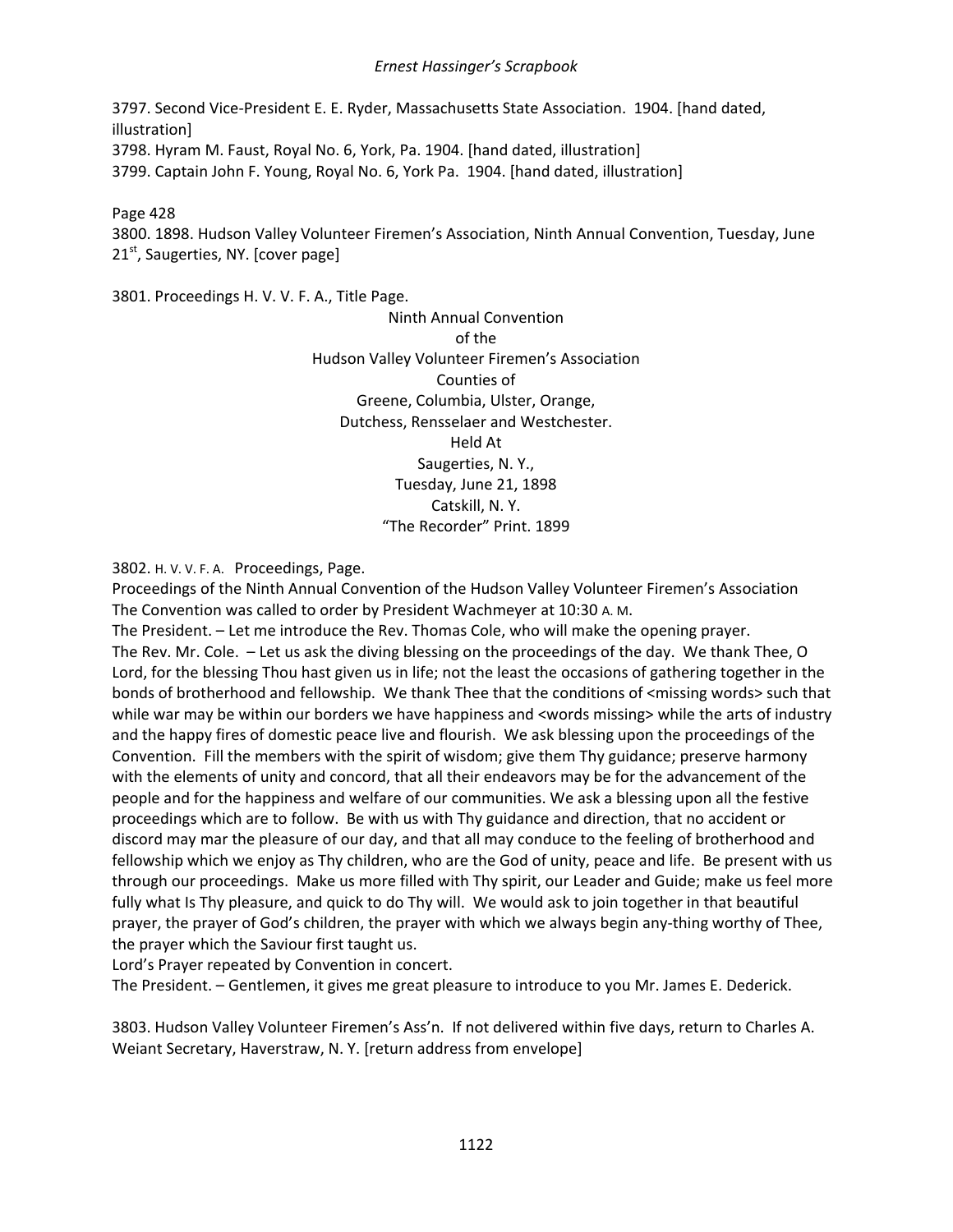3797. Second Vice-President E. E. Ryder, Massachusetts State Association. 1904. [hand dated, illustration]
3798. Hyram M. Faust, Royal No. 6, York, Pa. 1904. [hand dated, illustration]
3799. Captain John F. Young, Royal No. 6, York Pa. 1904. [hand dated, illustration]

Page 428
3800. 1898. Hudson Valley Volunteer Firemen's Association, Ninth Annual Convention, Tuesday, June 21st, Saugerties, NY. [cover page]

3801. Proceedings H. V. V. F. A., Title Page.

Ninth Annual Convention
of the
Hudson Valley Volunteer Firemen's Association
Counties of
Greene, Columbia, Ulster, Orange,
Dutchess, Rensselaer and Westchester.
Held At
Saugerties, N. Y.,
Tuesday, June 21, 1898
Catskill, N. Y.
"The Recorder" Print. 1899

3802. H. V. V. F. A. Proceedings, Page.
Proceedings of the Ninth Annual Convention of the Hudson Valley Volunteer Firemen's Association
The Convention was called to order by President Wachmeyer at 10:30 A. M.
The President. – Let me introduce the Rev. Thomas Cole, who will make the opening prayer.
The Rev. Mr. Cole. – Let us ask the diving blessing on the proceedings of the day. We thank Thee, O Lord, for the blessing Thou hast given us in life; not the least the occasions of gathering together in the bonds of brotherhood and fellowship. We thank Thee that the conditions of <missing words> such that while war may be within our borders we have happiness and <words missing> while the arts of industry and the happy fires of domestic peace live and flourish. We ask blessing upon the proceedings of the Convention. Fill the members with the spirit of wisdom; give them Thy guidance; preserve harmony with the elements of unity and concord, that all their endeavors may be for the advancement of the people and for the happiness and welfare of our communities. We ask a blessing upon all the festive proceedings which are to follow. Be with us with Thy guidance and direction, that no accident or discord may mar the pleasure of our day, and that all may conduce to the feeling of brotherhood and fellowship which we enjoy as Thy children, who are the God of unity, peace and life. Be present with us through our proceedings. Make us more filled with Thy spirit, our Leader and Guide; make us feel more fully what Is Thy pleasure, and quick to do Thy will. We would ask to join together in that beautiful prayer, the prayer of God's children, the prayer with which we always begin any-thing worthy of Thee, the prayer which the Saviour first taught us.
Lord's Prayer repeated by Convention in concert.
The President. – Gentlemen, it gives me great pleasure to introduce to you Mr. James E. Dederick.

3803. Hudson Valley Volunteer Firemen's Ass'n. If not delivered within five days, return to Charles A. Weiant Secretary, Haverstraw, N. Y. [return address from envelope]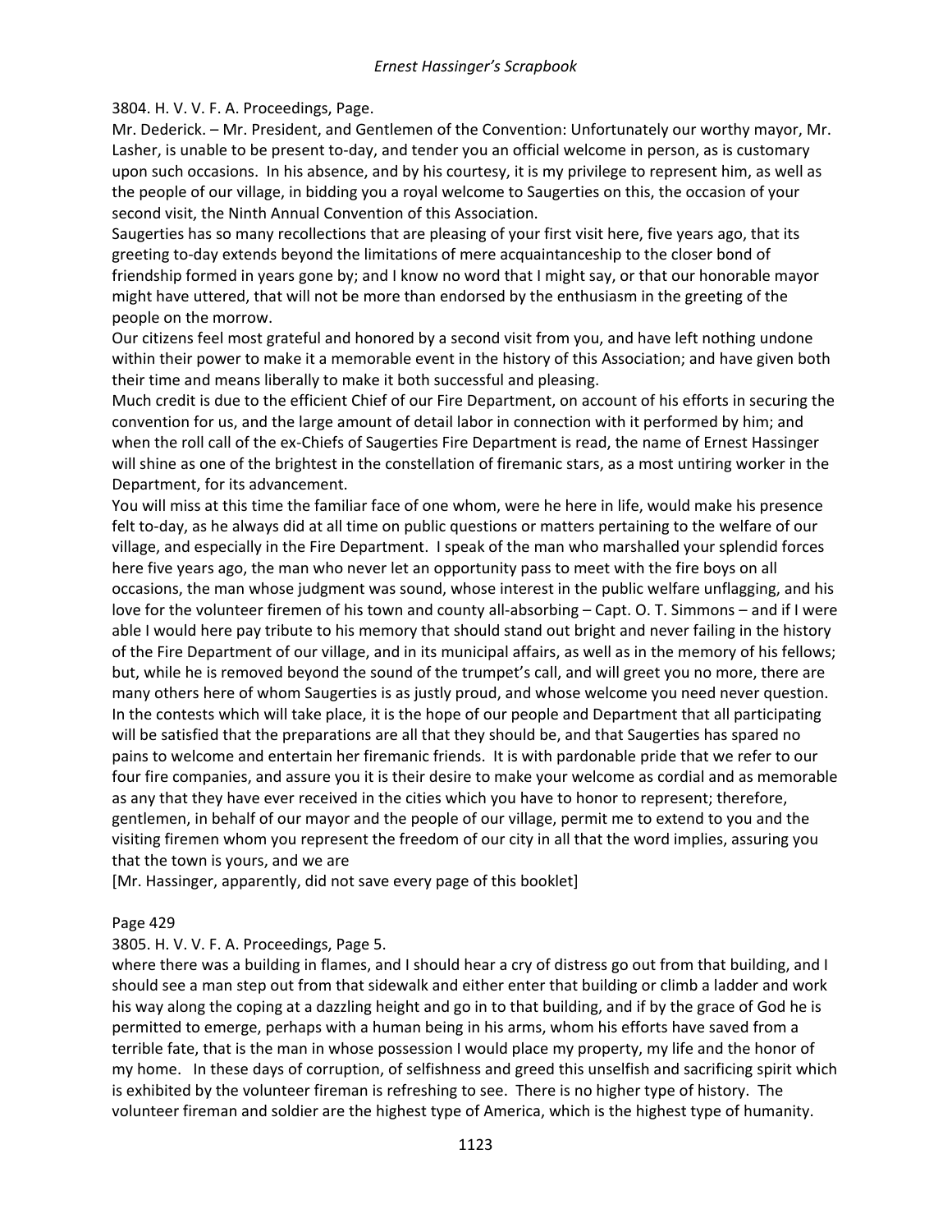3804. H. V. V. F. A. Proceedings, Page.

Mr. Dederick. – Mr. President, and Gentlemen of the Convention: Unfortunately our worthy mayor, Mr. Lasher, is unable to be present to-day, and tender you an official welcome in person, as is customary upon such occasions. In his absence, and by his courtesy, it is my privilege to represent him, as well as the people of our village, in bidding you a royal welcome to Saugerties on this, the occasion of your second visit, the Ninth Annual Convention of this Association.

Saugerties has so many recollections that are pleasing of your first visit here, five years ago, that its greeting to-day extends beyond the limitations of mere acquaintanceship to the closer bond of friendship formed in years gone by; and I know no word that I might say, or that our honorable mayor might have uttered, that will not be more than endorsed by the enthusiasm in the greeting of the people on the morrow.

Our citizens feel most grateful and honored by a second visit from you, and have left nothing undone within their power to make it a memorable event in the history of this Association; and have given both their time and means liberally to make it both successful and pleasing.

Much credit is due to the efficient Chief of our Fire Department, on account of his efforts in securing the convention for us, and the large amount of detail labor in connection with it performed by him; and when the roll call of the ex-Chiefs of Saugerties Fire Department is read, the name of Ernest Hassinger will shine as one of the brightest in the constellation of firemanic stars, as a most untiring worker in the Department, for its advancement.

You will miss at this time the familiar face of one whom, were he here in life, would make his presence felt to-day, as he always did at all time on public questions or matters pertaining to the welfare of our village, and especially in the Fire Department. I speak of the man who marshalled your splendid forces here five years ago, the man who never let an opportunity pass to meet with the fire boys on all occasions, the man whose judgment was sound, whose interest in the public welfare unflagging, and his love for the volunteer firemen of his town and county all-absorbing – Capt. O. T. Simmons – and if I were able I would here pay tribute to his memory that should stand out bright and never failing in the history of the Fire Department of our village, and in its municipal affairs, as well as in the memory of his fellows; but, while he is removed beyond the sound of the trumpet's call, and will greet you no more, there are many others here of whom Saugerties is as justly proud, and whose welcome you need never question.

In the contests which will take place, it is the hope of our people and Department that all participating will be satisfied that the preparations are all that they should be, and that Saugerties has spared no pains to welcome and entertain her firemanic friends. It is with pardonable pride that we refer to our four fire companies, and assure you it is their desire to make your welcome as cordial and as memorable as any that they have ever received in the cities which you have to honor to represent; therefore, gentlemen, in behalf of our mayor and the people of our village, permit me to extend to you and the visiting firemen whom you represent the freedom of our city in all that the word implies, assuring you that the town is yours, and we are

[Mr. Hassinger, apparently, did not save every page of this booklet]

Page 429

3805. H. V. V. F. A. Proceedings, Page 5.

where there was a building in flames, and I should hear a cry of distress go out from that building, and I should see a man step out from that sidewalk and either enter that building or climb a ladder and work his way along the coping at a dazzling height and go in to that building, and if by the grace of God he is permitted to emerge, perhaps with a human being in his arms, whom his efforts have saved from a terrible fate, that is the man in whose possession I would place my property, my life and the honor of my home. In these days of corruption, of selfishness and greed this unselfish and sacrificing spirit which is exhibited by the volunteer fireman is refreshing to see. There is no higher type of history. The volunteer fireman and soldier are the highest type of America, which is the highest type of humanity.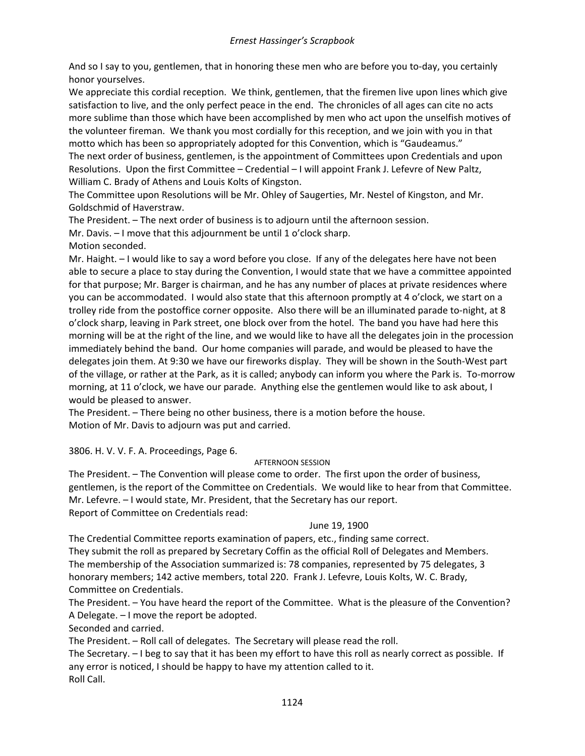And so I say to you, gentlemen, that in honoring these men who are before you to-day, you certainly honor yourselves.

We appreciate this cordial reception. We think, gentlemen, that the firemen live upon lines which give satisfaction to live, and the only perfect peace in the end. The chronicles of all ages can cite no acts more sublime than those which have been accomplished by men who act upon the unselfish motives of the volunteer fireman. We thank you most cordially for this reception, and we join with you in that motto which has been so appropriately adopted for this Convention, which is "Gaudeamus."

The next order of business, gentlemen, is the appointment of Committees upon Credentials and upon Resolutions. Upon the first Committee – Credential – I will appoint Frank J. Lefevre of New Paltz, William C. Brady of Athens and Louis Kolts of Kingston.

The Committee upon Resolutions will be Mr. Ohley of Saugerties, Mr. Nestel of Kingston, and Mr. Goldschmid of Haverstraw.

The President. – The next order of business is to adjourn until the afternoon session.

Mr. Davis. – I move that this adjournment be until 1 o'clock sharp.

Motion seconded.

Mr. Haight. – I would like to say a word before you close. If any of the delegates here have not been able to secure a place to stay during the Convention, I would state that we have a committee appointed for that purpose; Mr. Barger is chairman, and he has any number of places at private residences where you can be accommodated. I would also state that this afternoon promptly at 4 o'clock, we start on a trolley ride from the postoffice corner opposite. Also there will be an illuminated parade to-night, at 8 o'clock sharp, leaving in Park street, one block over from the hotel. The band you have had here this morning will be at the right of the line, and we would like to have all the delegates join in the procession immediately behind the band. Our home companies will parade, and would be pleased to have the delegates join them. At 9:30 we have our fireworks display. They will be shown in the South-West part of the village, or rather at the Park, as it is called; anybody can inform you where the Park is. To-morrow morning, at 11 o'clock, we have our parade. Anything else the gentlemen would like to ask about, I would be pleased to answer.

The President. – There being no other business, there is a motion before the house.

Motion of Mr. Davis to adjourn was put and carried.

3806. H. V. V. F. A. Proceedings, Page 6.

AFTERNOON SESSION

The President. – The Convention will please come to order. The first upon the order of business, gentlemen, is the report of the Committee on Credentials. We would like to hear from that Committee.

Mr. Lefevre. – I would state, Mr. President, that the Secretary has our report.

Report of Committee on Credentials read:

June 19, 1900

The Credential Committee reports examination of papers, etc., finding same correct.

They submit the roll as prepared by Secretary Coffin as the official Roll of Delegates and Members.

The membership of the Association summarized is: 78 companies, represented by 75 delegates, 3 honorary members; 142 active members, total 220. Frank J. Lefevre, Louis Kolts, W. C. Brady, Committee on Credentials.

The President. – You have heard the report of the Committee. What is the pleasure of the Convention?

A Delegate. – I move the report be adopted.

Seconded and carried.

The President. – Roll call of delegates. The Secretary will please read the roll.

The Secretary. – I beg to say that it has been my effort to have this roll as nearly correct as possible. If any error is noticed, I should be happy to have my attention called to it.

Roll Call.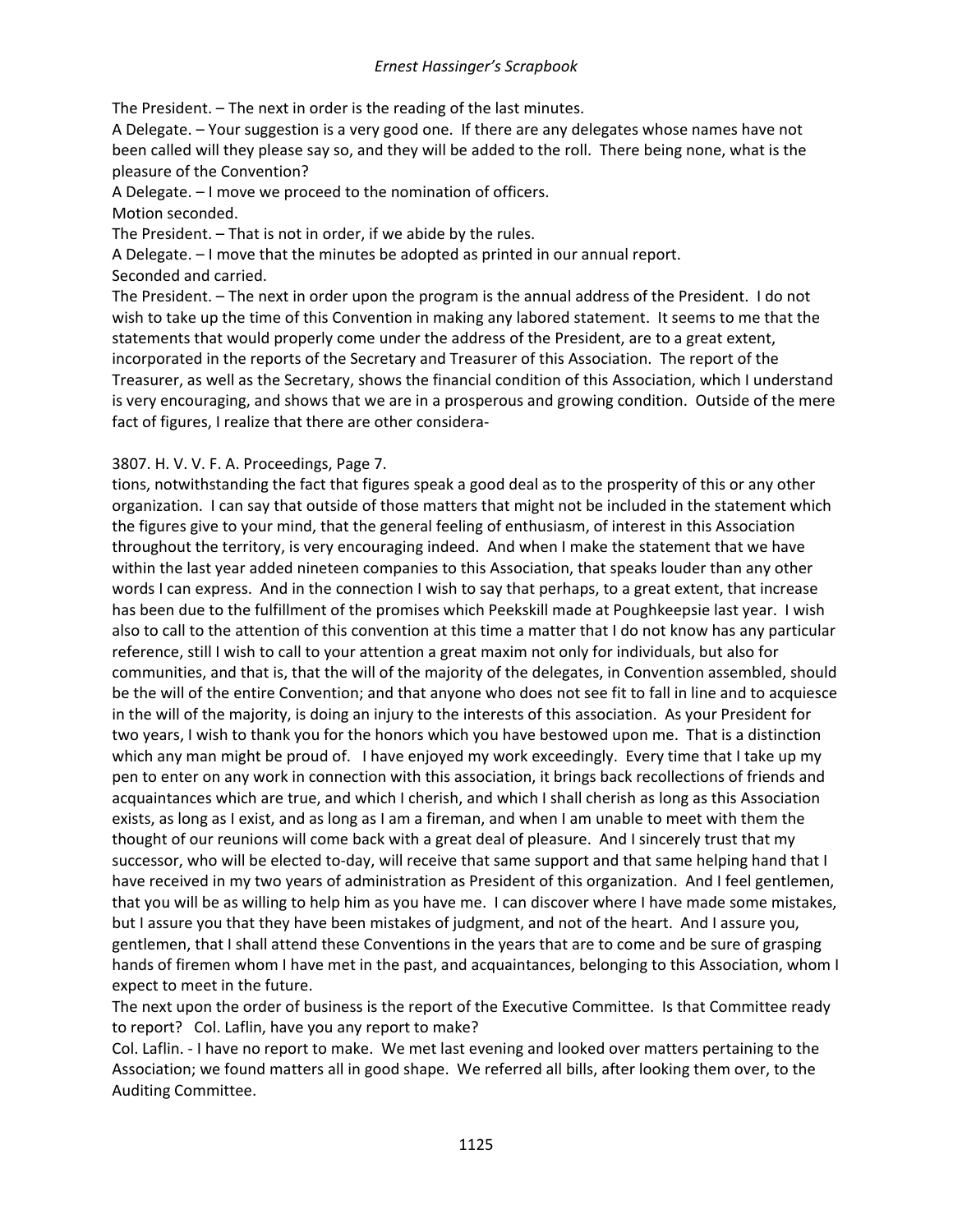The President. – The next in order is the reading of the last minutes.
A Delegate. – Your suggestion is a very good one. If there are any delegates whose names have not been called will they please say so, and they will be added to the roll. There being none, what is the pleasure of the Convention?
A Delegate. – I move we proceed to the nomination of officers.
Motion seconded.
The President. – That is not in order, if we abide by the rules.
A Delegate. – I move that the minutes be adopted as printed in our annual report.
Seconded and carried.
The President. – The next in order upon the program is the annual address of the President. I do not wish to take up the time of this Convention in making any labored statement. It seems to me that the statements that would properly come under the address of the President, are to a great extent, incorporated in the reports of the Secretary and Treasurer of this Association. The report of the Treasurer, as well as the Secretary, shows the financial condition of this Association, which I understand is very encouraging, and shows that we are in a prosperous and growing condition. Outside of the mere fact of figures, I realize that there are other considera-

3807. H. V. V. F. A. Proceedings, Page 7.
tions, notwithstanding the fact that figures speak a good deal as to the prosperity of this or any other organization. I can say that outside of those matters that might not be included in the statement which the figures give to your mind, that the general feeling of enthusiasm, of interest in this Association throughout the territory, is very encouraging indeed. And when I make the statement that we have within the last year added nineteen companies to this Association, that speaks louder than any other words I can express. And in the connection I wish to say that perhaps, to a great extent, that increase has been due to the fulfillment of the promises which Peekskill made at Poughkeepsie last year. I wish also to call to the attention of this convention at this time a matter that I do not know has any particular reference, still I wish to call to your attention a great maxim not only for individuals, but also for communities, and that is, that the will of the majority of the delegates, in Convention assembled, should be the will of the entire Convention; and that anyone who does not see fit to fall in line and to acquiesce in the will of the majority, is doing an injury to the interests of this association. As your President for two years, I wish to thank you for the honors which you have bestowed upon me. That is a distinction which any man might be proud of. I have enjoyed my work exceedingly. Every time that I take up my pen to enter on any work in connection with this association, it brings back recollections of friends and acquaintances which are true, and which I cherish, and which I shall cherish as long as this Association exists, as long as I exist, and as long as I am a fireman, and when I am unable to meet with them the thought of our reunions will come back with a great deal of pleasure. And I sincerely trust that my successor, who will be elected to-day, will receive that same support and that same helping hand that I have received in my two years of administration as President of this organization. And I feel gentlemen, that you will be as willing to help him as you have me. I can discover where I have made some mistakes, but I assure you that they have been mistakes of judgment, and not of the heart. And I assure you, gentlemen, that I shall attend these Conventions in the years that are to come and be sure of grasping hands of firemen whom I have met in the past, and acquaintances, belonging to this Association, whom I expect to meet in the future.
The next upon the order of business is the report of the Executive Committee. Is that Committee ready to report? Col. Laflin, have you any report to make?
Col. Laflin. - I have no report to make. We met last evening and looked over matters pertaining to the Association; we found matters all in good shape. We referred all bills, after looking them over, to the Auditing Committee.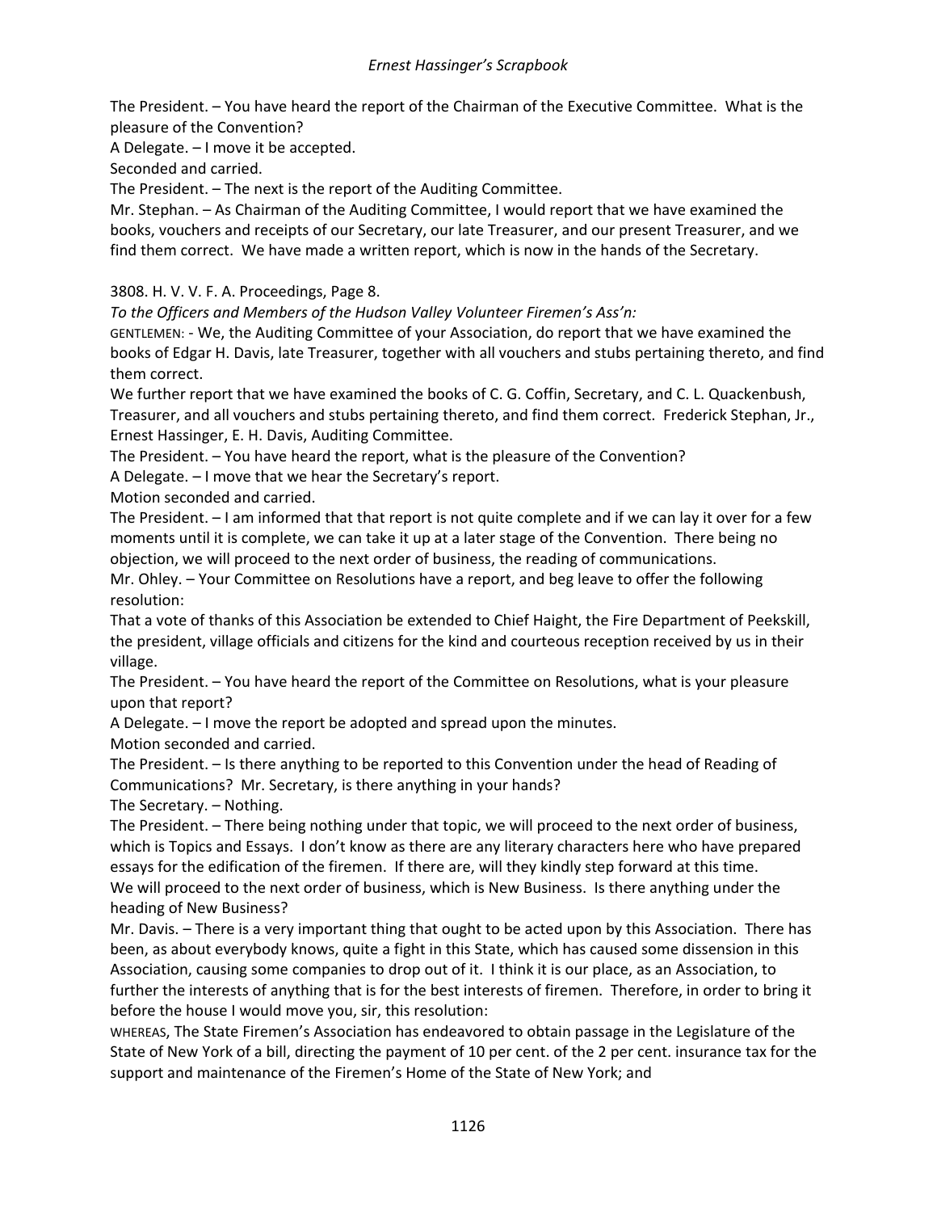The President. – You have heard the report of the Chairman of the Executive Committee. What is the pleasure of the Convention?

A Delegate. – I move it be accepted.

Seconded and carried.

The President. – The next is the report of the Auditing Committee.

Mr. Stephan. – As Chairman of the Auditing Committee, I would report that we have examined the books, vouchers and receipts of our Secretary, our late Treasurer, and our present Treasurer, and we find them correct. We have made a written report, which is now in the hands of the Secretary.

3808. H. V. V. F. A. Proceedings, Page 8.

*To the Officers and Members of the Hudson Valley Volunteer Firemen's Ass'n:*

GENTLEMEN: - We, the Auditing Committee of your Association, do report that we have examined the books of Edgar H. Davis, late Treasurer, together with all vouchers and stubs pertaining thereto, and find them correct.

We further report that we have examined the books of C. G. Coffin, Secretary, and C. L. Quackenbush, Treasurer, and all vouchers and stubs pertaining thereto, and find them correct. Frederick Stephan, Jr., Ernest Hassinger, E. H. Davis, Auditing Committee.

The President. – You have heard the report, what is the pleasure of the Convention?

A Delegate. – I move that we hear the Secretary's report.

Motion seconded and carried.

The President. – I am informed that that report is not quite complete and if we can lay it over for a few moments until it is complete, we can take it up at a later stage of the Convention. There being no objection, we will proceed to the next order of business, the reading of communications.

Mr. Ohley. – Your Committee on Resolutions have a report, and beg leave to offer the following resolution:

That a vote of thanks of this Association be extended to Chief Haight, the Fire Department of Peekskill, the president, village officials and citizens for the kind and courteous reception received by us in their village.

The President. – You have heard the report of the Committee on Resolutions, what is your pleasure upon that report?

A Delegate. – I move the report be adopted and spread upon the minutes.

Motion seconded and carried.

The President. – Is there anything to be reported to this Convention under the head of Reading of Communications? Mr. Secretary, is there anything in your hands?

The Secretary. – Nothing.

The President. – There being nothing under that topic, we will proceed to the next order of business, which is Topics and Essays. I don't know as there are any literary characters here who have prepared essays for the edification of the firemen. If there are, will they kindly step forward at this time.

We will proceed to the next order of business, which is New Business. Is there anything under the heading of New Business?

Mr. Davis. – There is a very important thing that ought to be acted upon by this Association. There has been, as about everybody knows, quite a fight in this State, which has caused some dissension in this Association, causing some companies to drop out of it. I think it is our place, as an Association, to further the interests of anything that is for the best interests of firemen. Therefore, in order to bring it before the house I would move you, sir, this resolution:

WHEREAS, The State Firemen's Association has endeavored to obtain passage in the Legislature of the State of New York of a bill, directing the payment of 10 per cent. of the 2 per cent. insurance tax for the support and maintenance of the Firemen's Home of the State of New York; and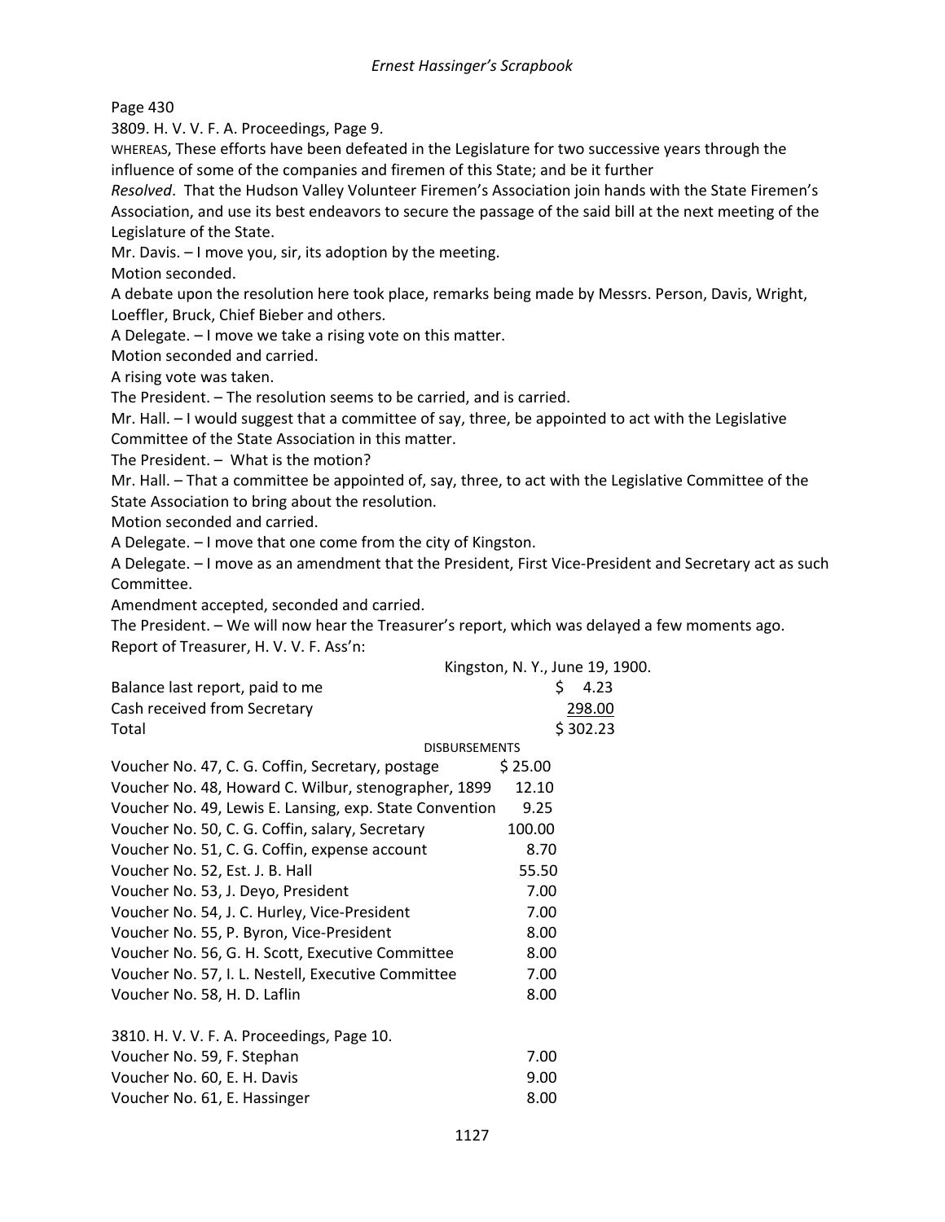Page 430

3809. H. V. V. F. A. Proceedings, Page 9.

WHEREAS, These efforts have been defeated in the Legislature for two successive years through the influence of some of the companies and firemen of this State; and be it further

*Resolved*. That the Hudson Valley Volunteer Firemen's Association join hands with the State Firemen's Association, and use its best endeavors to secure the passage of the said bill at the next meeting of the Legislature of the State.

Mr. Davis. – I move you, sir, its adoption by the meeting.

Motion seconded.

A debate upon the resolution here took place, remarks being made by Messrs. Person, Davis, Wright, Loeffler, Bruck, Chief Bieber and others.

A Delegate. – I move we take a rising vote on this matter.

Motion seconded and carried.

A rising vote was taken.

The President. – The resolution seems to be carried, and is carried.

Mr. Hall. – I would suggest that a committee of say, three, be appointed to act with the Legislative Committee of the State Association in this matter.

The President. – What is the motion?

Mr. Hall. – That a committee be appointed of, say, three, to act with the Legislative Committee of the State Association to bring about the resolution.

Motion seconded and carried.

A Delegate. – I move that one come from the city of Kingston.

A Delegate. – I move as an amendment that the President, First Vice-President and Secretary act as such Committee.

Amendment accepted, seconded and carried.

The President. – We will now hear the Treasurer's report, which was delayed a few moments ago.

Report of Treasurer, H. V. V. F. Ass'n:

Kingston, N. Y., June 19, 1900.

| | | |
|---|---|---|
| Balance last report, paid to me | | $ 4.23 |
| Cash received from Secretary | | 298.00 |
| Total | | $ 302.23 |

DISBURSEMENTS

| | |
|---|---|
| Voucher No. 47, C. G. Coffin, Secretary, postage | $ 25.00 |
| Voucher No. 48, Howard C. Wilbur, stenographer, 1899 | 12.10 |
| Voucher No. 49, Lewis E. Lansing, exp. State Convention | 9.25 |
| Voucher No. 50, C. G. Coffin, salary, Secretary | 100.00 |
| Voucher No. 51, C. G. Coffin, expense account | 8.70 |
| Voucher No. 52, Est. J. B. Hall | 55.50 |
| Voucher No. 53, J. Deyo, President | 7.00 |
| Voucher No. 54, J. C. Hurley, Vice-President | 7.00 |
| Voucher No. 55, P. Byron, Vice-President | 8.00 |
| Voucher No. 56, G. H. Scott, Executive Committee | 8.00 |
| Voucher No. 57, I. L. Nestell, Executive Committee | 7.00 |
| Voucher No. 58, H. D. Laflin | 8.00 |

3810. H. V. V. F. A. Proceedings, Page 10.

| | |
|---|---|
| Voucher No. 59, F. Stephan | 7.00 |
| Voucher No. 60, E. H. Davis | 9.00 |
| Voucher No. 61, E. Hassinger | 8.00 |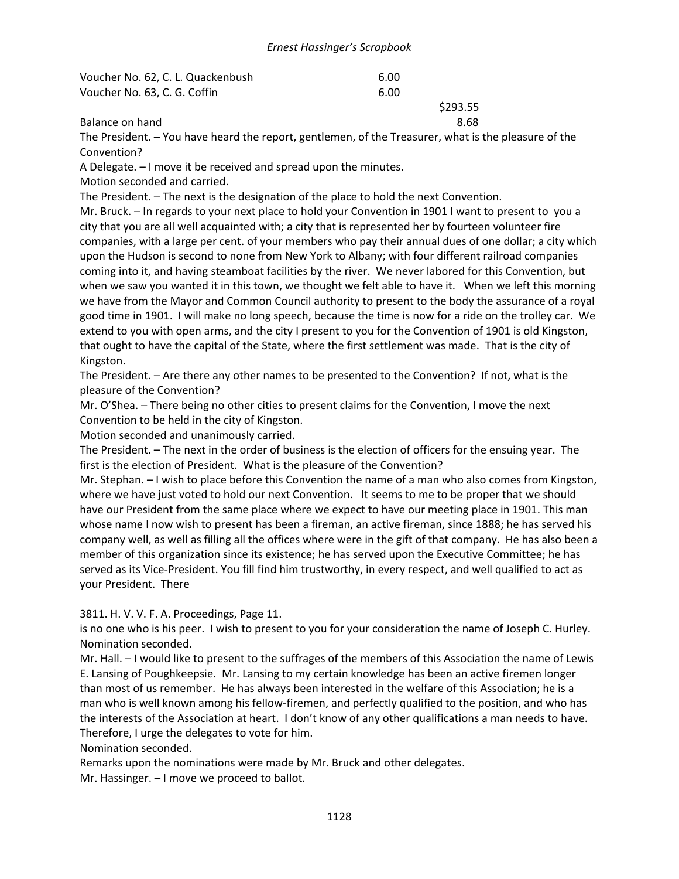| | | |
|---|---|---|
| Voucher No. 62, C. L. Quackenbush | 6.00 | |
| Voucher No. 63, C. G. Coffin | 6.00 | |
| | | $293.55 |
| Balance on hand | | 8.68 |

The President. – You have heard the report, gentlemen, of the Treasurer, what is the pleasure of the Convention?

A Delegate. – I move it be received and spread upon the minutes.

Motion seconded and carried.

The President. – The next is the designation of the place to hold the next Convention.

Mr. Bruck. – In regards to your next place to hold your Convention in 1901 I want to present to you a city that you are all well acquainted with; a city that is represented her by fourteen volunteer fire companies, with a large per cent. of your members who pay their annual dues of one dollar; a city which upon the Hudson is second to none from New York to Albany; with four different railroad companies coming into it, and having steamboat facilities by the river. We never labored for this Convention, but when we saw you wanted it in this town, we thought we felt able to have it. When we left this morning we have from the Mayor and Common Council authority to present to the body the assurance of a royal good time in 1901. I will make no long speech, because the time is now for a ride on the trolley car. We extend to you with open arms, and the city I present to you for the Convention of 1901 is old Kingston, that ought to have the capital of the State, where the first settlement was made. That is the city of Kingston.

The President. – Are there any other names to be presented to the Convention? If not, what is the pleasure of the Convention?

Mr. O'Shea. – There being no other cities to present claims for the Convention, I move the next Convention to be held in the city of Kingston.

Motion seconded and unanimously carried.

The President. – The next in the order of business is the election of officers for the ensuing year. The first is the election of President. What is the pleasure of the Convention?

Mr. Stephan. – I wish to place before this Convention the name of a man who also comes from Kingston, where we have just voted to hold our next Convention. It seems to me to be proper that we should have our President from the same place where we expect to have our meeting place in 1901. This man whose name I now wish to present has been a fireman, an active fireman, since 1888; he has served his company well, as well as filling all the offices where were in the gift of that company. He has also been a member of this organization since its existence; he has served upon the Executive Committee; he has served as its Vice-President. You fill find him trustworthy, in every respect, and well qualified to act as your President. There

3811. H. V. V. F. A. Proceedings, Page 11.

is no one who is his peer. I wish to present to you for your consideration the name of Joseph C. Hurley.

Nomination seconded.

Mr. Hall. – I would like to present to the suffrages of the members of this Association the name of Lewis E. Lansing of Poughkeepsie. Mr. Lansing to my certain knowledge has been an active firemen longer than most of us remember. He has always been interested in the welfare of this Association; he is a man who is well known among his fellow-firemen, and perfectly qualified to the position, and who has the interests of the Association at heart. I don't know of any other qualifications a man needs to have. Therefore, I urge the delegates to vote for him.

Nomination seconded.

Remarks upon the nominations were made by Mr. Bruck and other delegates.

Mr. Hassinger. – I move we proceed to ballot.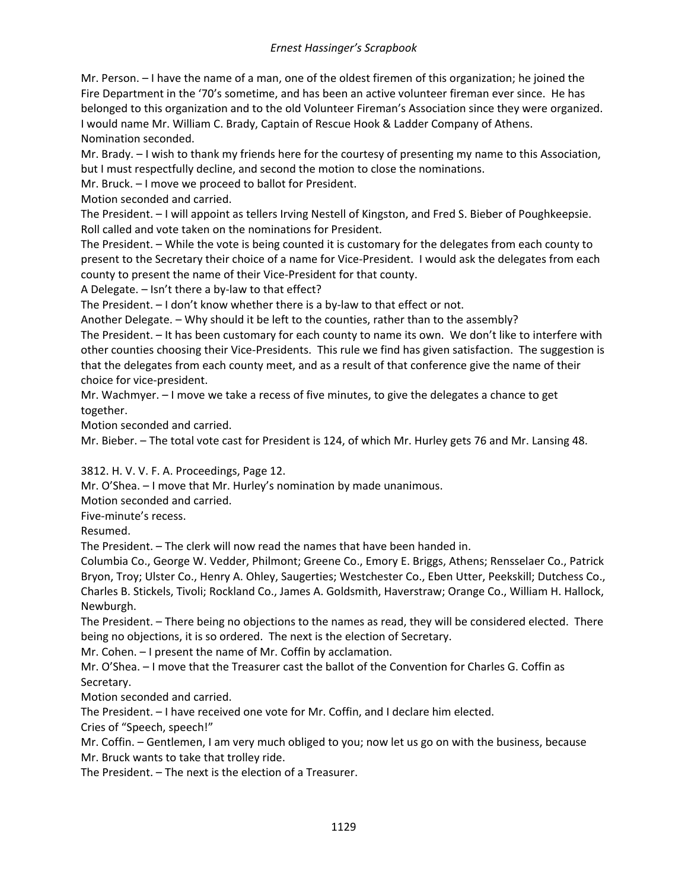Mr. Person. – I have the name of a man, one of the oldest firemen of this organization; he joined the Fire Department in the '70's sometime, and has been an active volunteer fireman ever since. He has belonged to this organization and to the old Volunteer Fireman's Association since they were organized. I would name Mr. William C. Brady, Captain of Rescue Hook & Ladder Company of Athens.
Nomination seconded.
Mr. Brady. – I wish to thank my friends here for the courtesy of presenting my name to this Association, but I must respectfully decline, and second the motion to close the nominations.
Mr. Bruck. – I move we proceed to ballot for President.
Motion seconded and carried.
The President. – I will appoint as tellers Irving Nestell of Kingston, and Fred S. Bieber of Poughkeepsie.
Roll called and vote taken on the nominations for President.
The President. – While the vote is being counted it is customary for the delegates from each county to present to the Secretary their choice of a name for Vice-President. I would ask the delegates from each county to present the name of their Vice-President for that county.
A Delegate. – Isn't there a by-law to that effect?
The President. – I don't know whether there is a by-law to that effect or not.
Another Delegate. – Why should it be left to the counties, rather than to the assembly?
The President. – It has been customary for each county to name its own. We don't like to interfere with other counties choosing their Vice-Presidents. This rule we find has given satisfaction. The suggestion is that the delegates from each county meet, and as a result of that conference give the name of their choice for vice-president.
Mr. Wachmyer. – I move we take a recess of five minutes, to give the delegates a chance to get together.
Motion seconded and carried.
Mr. Bieber. – The total vote cast for President is 124, of which Mr. Hurley gets 76 and Mr. Lansing 48.

3812. H. V. V. F. A. Proceedings, Page 12.
Mr. O'Shea. – I move that Mr. Hurley's nomination by made unanimous.
Motion seconded and carried.
Five-minute's recess.
Resumed.
The President. – The clerk will now read the names that have been handed in.
Columbia Co., George W. Vedder, Philmont; Greene Co., Emory E. Briggs, Athens; Rensselaer Co., Patrick Bryon, Troy; Ulster Co., Henry A. Ohley, Saugerties; Westchester Co., Eben Utter, Peekskill; Dutchess Co., Charles B. Stickels, Tivoli; Rockland Co., James A. Goldsmith, Haverstraw; Orange Co., William H. Hallock, Newburgh.
The President. – There being no objections to the names as read, they will be considered elected. There being no objections, it is so ordered. The next is the election of Secretary.
Mr. Cohen. – I present the name of Mr. Coffin by acclamation.
Mr. O'Shea. – I move that the Treasurer cast the ballot of the Convention for Charles G. Coffin as Secretary.
Motion seconded and carried.
The President. – I have received one vote for Mr. Coffin, and I declare him elected.
Cries of "Speech, speech!"
Mr. Coffin. – Gentlemen, I am very much obliged to you; now let us go on with the business, because Mr. Bruck wants to take that trolley ride.
The President. – The next is the election of a Treasurer.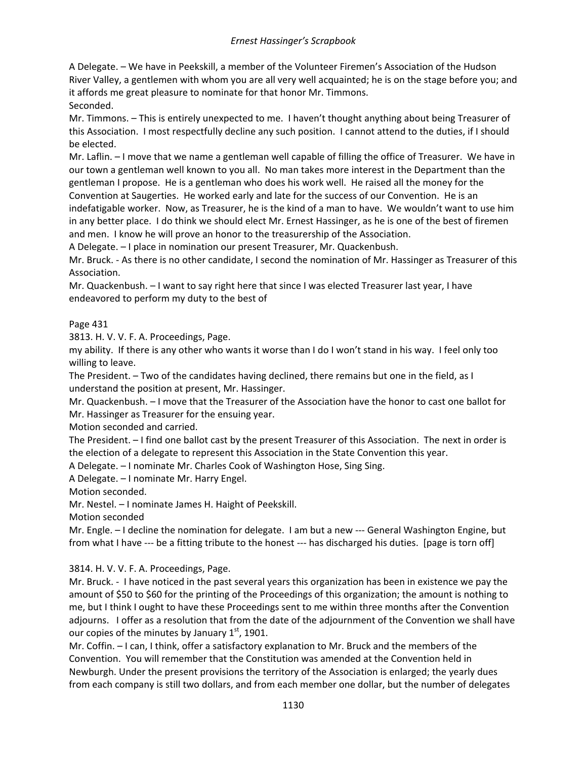A Delegate. – We have in Peekskill, a member of the Volunteer Firemen's Association of the Hudson River Valley, a gentlemen with whom you are all very well acquainted; he is on the stage before you; and it affords me great pleasure to nominate for that honor Mr. Timmons.

Seconded.

Mr. Timmons. – This is entirely unexpected to me. I haven't thought anything about being Treasurer of this Association. I most respectfully decline any such position. I cannot attend to the duties, if I should be elected.

Mr. Laflin. – I move that we name a gentleman well capable of filling the office of Treasurer. We have in our town a gentleman well known to you all. No man takes more interest in the Department than the gentleman I propose. He is a gentleman who does his work well. He raised all the money for the Convention at Saugerties. He worked early and late for the success of our Convention. He is an indefatigable worker. Now, as Treasurer, he is the kind of a man to have. We wouldn't want to use him in any better place. I do think we should elect Mr. Ernest Hassinger, as he is one of the best of firemen and men. I know he will prove an honor to the treasurership of the Association.

A Delegate. – I place in nomination our present Treasurer, Mr. Quackenbush.

Mr. Bruck. - As there is no other candidate, I second the nomination of Mr. Hassinger as Treasurer of this Association.

Mr. Quackenbush. – I want to say right here that since I was elected Treasurer last year, I have endeavored to perform my duty to the best of

Page 431

3813. H. V. V. F. A. Proceedings, Page.

my ability. If there is any other who wants it worse than I do I won't stand in his way. I feel only too willing to leave.

The President. – Two of the candidates having declined, there remains but one in the field, as I understand the position at present, Mr. Hassinger.

Mr. Quackenbush. – I move that the Treasurer of the Association have the honor to cast one ballot for Mr. Hassinger as Treasurer for the ensuing year.

Motion seconded and carried.

The President. – I find one ballot cast by the present Treasurer of this Association. The next in order is the election of a delegate to represent this Association in the State Convention this year.

A Delegate. – I nominate Mr. Charles Cook of Washington Hose, Sing Sing.

A Delegate. – I nominate Mr. Harry Engel.

Motion seconded.

Mr. Nestel. – I nominate James H. Haight of Peekskill.

Motion seconded

Mr. Engle. – I decline the nomination for delegate. I am but a new --- General Washington Engine, but from what I have --- be a fitting tribute to the honest --- has discharged his duties. [page is torn off]

3814. H. V. V. F. A. Proceedings, Page.

Mr. Bruck. - I have noticed in the past several years this organization has been in existence we pay the amount of $50 to $60 for the printing of the Proceedings of this organization; the amount is nothing to me, but I think I ought to have these Proceedings sent to me within three months after the Convention adjourns. I offer as a resolution that from the date of the adjournment of the Convention we shall have our copies of the minutes by January 1st, 1901.

Mr. Coffin. – I can, I think, offer a satisfactory explanation to Mr. Bruck and the members of the Convention. You will remember that the Constitution was amended at the Convention held in Newburgh. Under the present provisions the territory of the Association is enlarged; the yearly dues from each company is still two dollars, and from each member one dollar, but the number of delegates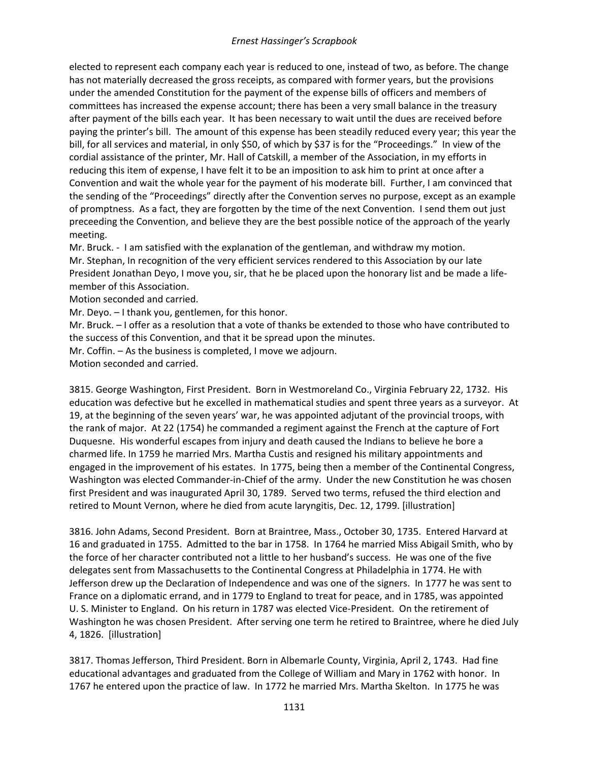elected to represent each company each year is reduced to one, instead of two, as before. The change has not materially decreased the gross receipts, as compared with former years, but the provisions under the amended Constitution for the payment of the expense bills of officers and members of committees has increased the expense account; there has been a very small balance in the treasury after payment of the bills each year. It has been necessary to wait until the dues are received before paying the printer's bill. The amount of this expense has been steadily reduced every year; this year the bill, for all services and material, in only $50, of which by $37 is for the "Proceedings." In view of the cordial assistance of the printer, Mr. Hall of Catskill, a member of the Association, in my efforts in reducing this item of expense, I have felt it to be an imposition to ask him to print at once after a Convention and wait the whole year for the payment of his moderate bill. Further, I am convinced that the sending of the "Proceedings" directly after the Convention serves no purpose, except as an example of promptness. As a fact, they are forgotten by the time of the next Convention. I send them out just preceeding the Convention, and believe they are the best possible notice of the approach of the yearly meeting.

Mr. Bruck. - I am satisfied with the explanation of the gentleman, and withdraw my motion.

Mr. Stephan, In recognition of the very efficient services rendered to this Association by our late President Jonathan Deyo, I move you, sir, that he be placed upon the honorary list and be made a life-member of this Association.

Motion seconded and carried.

Mr. Deyo. – I thank you, gentlemen, for this honor.

Mr. Bruck. – I offer as a resolution that a vote of thanks be extended to those who have contributed to the success of this Convention, and that it be spread upon the minutes.

Mr. Coffin. – As the business is completed, I move we adjourn.

Motion seconded and carried.

3815. George Washington, First President. Born in Westmoreland Co., Virginia February 22, 1732. His education was defective but he excelled in mathematical studies and spent three years as a surveyor. At 19, at the beginning of the seven years' war, he was appointed adjutant of the provincial troops, with the rank of major. At 22 (1754) he commanded a regiment against the French at the capture of Fort Duquesne. His wonderful escapes from injury and death caused the Indians to believe he bore a charmed life. In 1759 he married Mrs. Martha Custis and resigned his military appointments and engaged in the improvement of his estates. In 1775, being then a member of the Continental Congress, Washington was elected Commander-in-Chief of the army. Under the new Constitution he was chosen first President and was inaugurated April 30, 1789. Served two terms, refused the third election and retired to Mount Vernon, where he died from acute laryngitis, Dec. 12, 1799. [illustration]

3816. John Adams, Second President. Born at Braintree, Mass., October 30, 1735. Entered Harvard at 16 and graduated in 1755. Admitted to the bar in 1758. In 1764 he married Miss Abigail Smith, who by the force of her character contributed not a little to her husband's success. He was one of the five delegates sent from Massachusetts to the Continental Congress at Philadelphia in 1774. He with Jefferson drew up the Declaration of Independence and was one of the signers. In 1777 he was sent to France on a diplomatic errand, and in 1779 to England to treat for peace, and in 1785, was appointed U. S. Minister to England. On his return in 1787 was elected Vice-President. On the retirement of Washington he was chosen President. After serving one term he retired to Braintree, where he died July 4, 1826. [illustration]

3817. Thomas Jefferson, Third President. Born in Albemarle County, Virginia, April 2, 1743. Had fine educational advantages and graduated from the College of William and Mary in 1762 with honor. In 1767 he entered upon the practice of law. In 1772 he married Mrs. Martha Skelton. In 1775 he was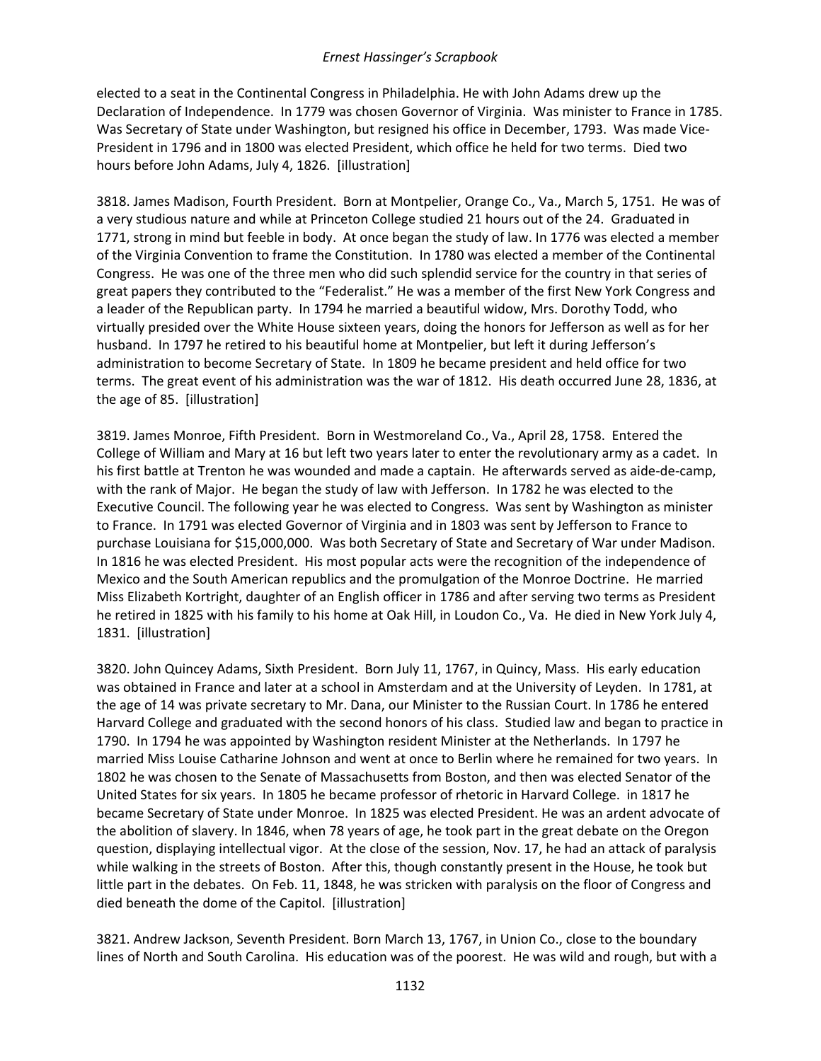elected to a seat in the Continental Congress in Philadelphia. He with John Adams drew up the Declaration of Independence. In 1779 was chosen Governor of Virginia. Was minister to France in 1785. Was Secretary of State under Washington, but resigned his office in December, 1793. Was made Vice-President in 1796 and in 1800 was elected President, which office he held for two terms. Died two hours before John Adams, July 4, 1826. [illustration]

3818. James Madison, Fourth President. Born at Montpelier, Orange Co., Va., March 5, 1751. He was of a very studious nature and while at Princeton College studied 21 hours out of the 24. Graduated in 1771, strong in mind but feeble in body. At once began the study of law. In 1776 was elected a member of the Virginia Convention to frame the Constitution. In 1780 was elected a member of the Continental Congress. He was one of the three men who did such splendid service for the country in that series of great papers they contributed to the "Federalist." He was a member of the first New York Congress and a leader of the Republican party. In 1794 he married a beautiful widow, Mrs. Dorothy Todd, who virtually presided over the White House sixteen years, doing the honors for Jefferson as well as for her husband. In 1797 he retired to his beautiful home at Montpelier, but left it during Jefferson's administration to become Secretary of State. In 1809 he became president and held office for two terms. The great event of his administration was the war of 1812. His death occurred June 28, 1836, at the age of 85. [illustration]

3819. James Monroe, Fifth President. Born in Westmoreland Co., Va., April 28, 1758. Entered the College of William and Mary at 16 but left two years later to enter the revolutionary army as a cadet. In his first battle at Trenton he was wounded and made a captain. He afterwards served as aide-de-camp, with the rank of Major. He began the study of law with Jefferson. In 1782 he was elected to the Executive Council. The following year he was elected to Congress. Was sent by Washington as minister to France. In 1791 was elected Governor of Virginia and in 1803 was sent by Jefferson to France to purchase Louisiana for $15,000,000. Was both Secretary of State and Secretary of War under Madison. In 1816 he was elected President. His most popular acts were the recognition of the independence of Mexico and the South American republics and the promulgation of the Monroe Doctrine. He married Miss Elizabeth Kortright, daughter of an English officer in 1786 and after serving two terms as President he retired in 1825 with his family to his home at Oak Hill, in Loudon Co., Va. He died in New York July 4, 1831. [illustration]

3820. John Quincey Adams, Sixth President. Born July 11, 1767, in Quincy, Mass. His early education was obtained in France and later at a school in Amsterdam and at the University of Leyden. In 1781, at the age of 14 was private secretary to Mr. Dana, our Minister to the Russian Court. In 1786 he entered Harvard College and graduated with the second honors of his class. Studied law and began to practice in 1790. In 1794 he was appointed by Washington resident Minister at the Netherlands. In 1797 he married Miss Louise Catharine Johnson and went at once to Berlin where he remained for two years. In 1802 he was chosen to the Senate of Massachusetts from Boston, and then was elected Senator of the United States for six years. In 1805 he became professor of rhetoric in Harvard College. in 1817 he became Secretary of State under Monroe. In 1825 was elected President. He was an ardent advocate of the abolition of slavery. In 1846, when 78 years of age, he took part in the great debate on the Oregon question, displaying intellectual vigor. At the close of the session, Nov. 17, he had an attack of paralysis while walking in the streets of Boston. After this, though constantly present in the House, he took but little part in the debates. On Feb. 11, 1848, he was stricken with paralysis on the floor of Congress and died beneath the dome of the Capitol. [illustration]

3821. Andrew Jackson, Seventh President. Born March 13, 1767, in Union Co., close to the boundary lines of North and South Carolina. His education was of the poorest. He was wild and rough, but with a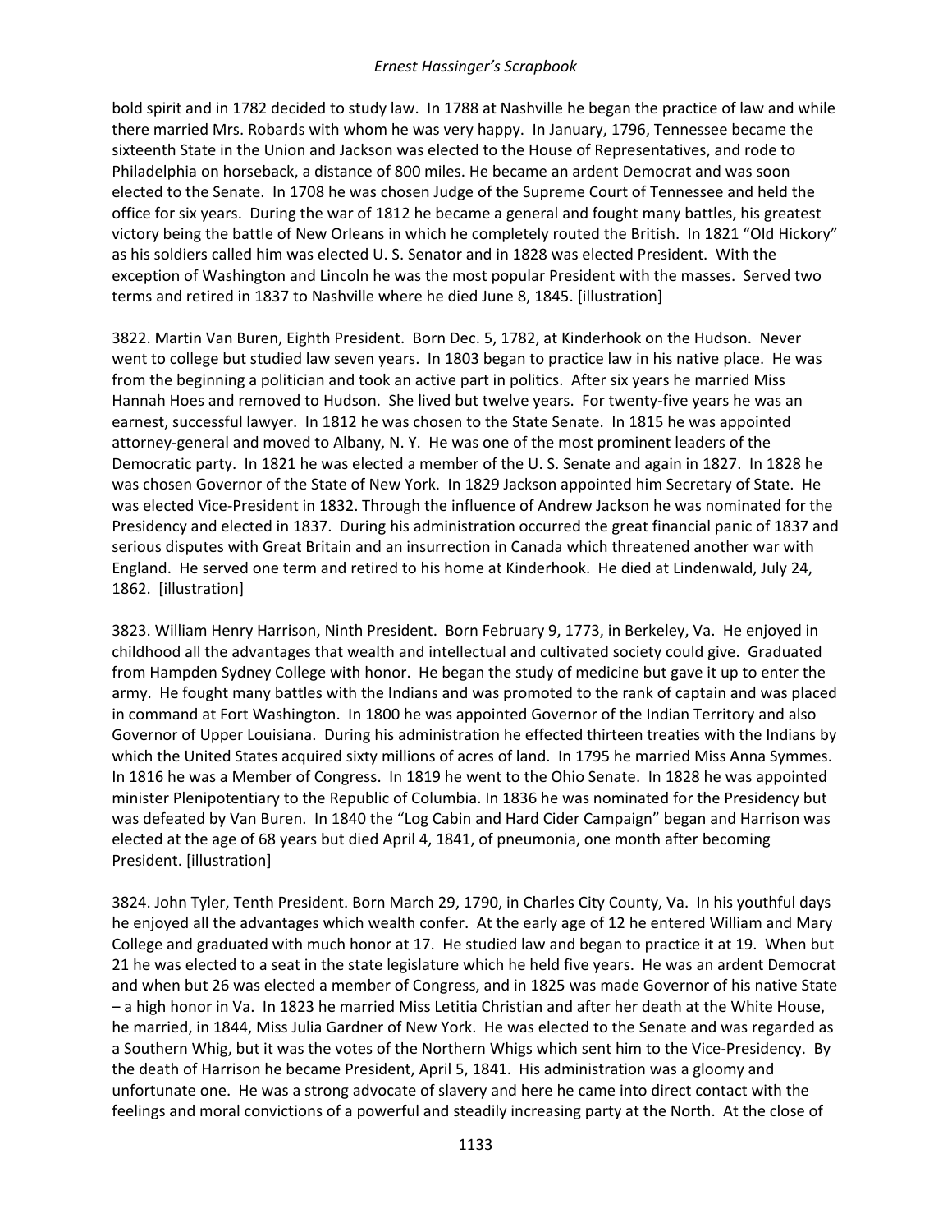bold spirit and in 1782 decided to study law. In 1788 at Nashville he began the practice of law and while there married Mrs. Robards with whom he was very happy. In January, 1796, Tennessee became the sixteenth State in the Union and Jackson was elected to the House of Representatives, and rode to Philadelphia on horseback, a distance of 800 miles. He became an ardent Democrat and was soon elected to the Senate. In 1708 he was chosen Judge of the Supreme Court of Tennessee and held the office for six years. During the war of 1812 he became a general and fought many battles, his greatest victory being the battle of New Orleans in which he completely routed the British. In 1821 "Old Hickory" as his soldiers called him was elected U. S. Senator and in 1828 was elected President. With the exception of Washington and Lincoln he was the most popular President with the masses. Served two terms and retired in 1837 to Nashville where he died June 8, 1845. [illustration]

3822. Martin Van Buren, Eighth President. Born Dec. 5, 1782, at Kinderhook on the Hudson. Never went to college but studied law seven years. In 1803 began to practice law in his native place. He was from the beginning a politician and took an active part in politics. After six years he married Miss Hannah Hoes and removed to Hudson. She lived but twelve years. For twenty-five years he was an earnest, successful lawyer. In 1812 he was chosen to the State Senate. In 1815 he was appointed attorney-general and moved to Albany, N. Y. He was one of the most prominent leaders of the Democratic party. In 1821 he was elected a member of the U. S. Senate and again in 1827. In 1828 he was chosen Governor of the State of New York. In 1829 Jackson appointed him Secretary of State. He was elected Vice-President in 1832. Through the influence of Andrew Jackson he was nominated for the Presidency and elected in 1837. During his administration occurred the great financial panic of 1837 and serious disputes with Great Britain and an insurrection in Canada which threatened another war with England. He served one term and retired to his home at Kinderhook. He died at Lindenwald, July 24, 1862. [illustration]

3823. William Henry Harrison, Ninth President. Born February 9, 1773, in Berkeley, Va. He enjoyed in childhood all the advantages that wealth and intellectual and cultivated society could give. Graduated from Hampden Sydney College with honor. He began the study of medicine but gave it up to enter the army. He fought many battles with the Indians and was promoted to the rank of captain and was placed in command at Fort Washington. In 1800 he was appointed Governor of the Indian Territory and also Governor of Upper Louisiana. During his administration he effected thirteen treaties with the Indians by which the United States acquired sixty millions of acres of land. In 1795 he married Miss Anna Symmes. In 1816 he was a Member of Congress. In 1819 he went to the Ohio Senate. In 1828 he was appointed minister Plenipotentiary to the Republic of Columbia. In 1836 he was nominated for the Presidency but was defeated by Van Buren. In 1840 the "Log Cabin and Hard Cider Campaign" began and Harrison was elected at the age of 68 years but died April 4, 1841, of pneumonia, one month after becoming President. [illustration]

3824. John Tyler, Tenth President. Born March 29, 1790, in Charles City County, Va. In his youthful days he enjoyed all the advantages which wealth confer. At the early age of 12 he entered William and Mary College and graduated with much honor at 17. He studied law and began to practice it at 19. When but 21 he was elected to a seat in the state legislature which he held five years. He was an ardent Democrat and when but 26 was elected a member of Congress, and in 1825 was made Governor of his native State – a high honor in Va. In 1823 he married Miss Letitia Christian and after her death at the White House, he married, in 1844, Miss Julia Gardner of New York. He was elected to the Senate and was regarded as a Southern Whig, but it was the votes of the Northern Whigs which sent him to the Vice-Presidency. By the death of Harrison he became President, April 5, 1841. His administration was a gloomy and unfortunate one. He was a strong advocate of slavery and here he came into direct contact with the feelings and moral convictions of a powerful and steadily increasing party at the North. At the close of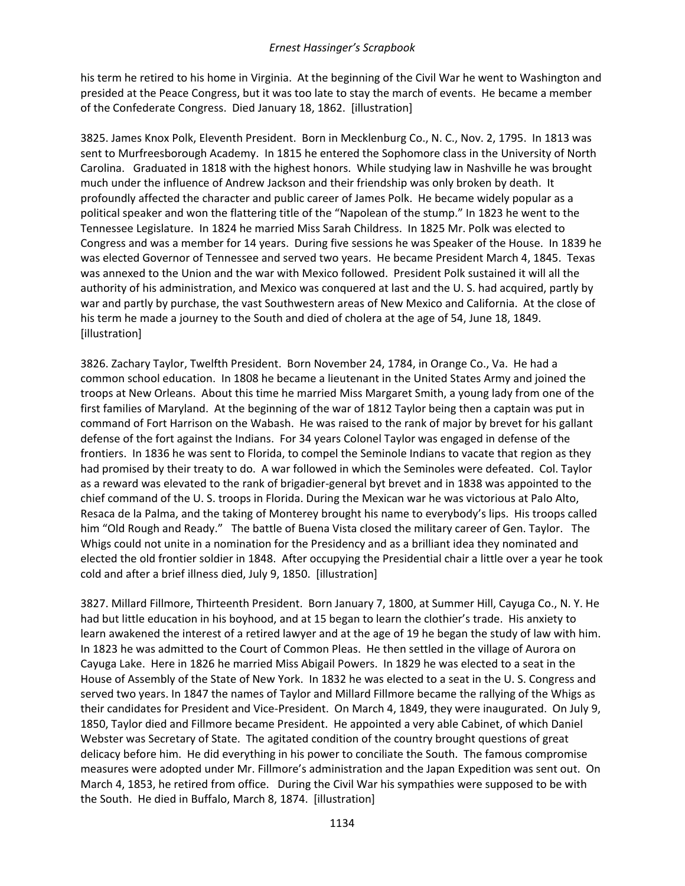his term he retired to his home in Virginia. At the beginning of the Civil War he went to Washington and presided at the Peace Congress, but it was too late to stay the march of events. He became a member of the Confederate Congress. Died January 18, 1862. [illustration]

3825. James Knox Polk, Eleventh President. Born in Mecklenburg Co., N. C., Nov. 2, 1795. In 1813 was sent to Murfreesborough Academy. In 1815 he entered the Sophomore class in the University of North Carolina. Graduated in 1818 with the highest honors. While studying law in Nashville he was brought much under the influence of Andrew Jackson and their friendship was only broken by death. It profoundly affected the character and public career of James Polk. He became widely popular as a political speaker and won the flattering title of the "Napolean of the stump." In 1823 he went to the Tennessee Legislature. In 1824 he married Miss Sarah Childress. In 1825 Mr. Polk was elected to Congress and was a member for 14 years. During five sessions he was Speaker of the House. In 1839 he was elected Governor of Tennessee and served two years. He became President March 4, 1845. Texas was annexed to the Union and the war with Mexico followed. President Polk sustained it will all the authority of his administration, and Mexico was conquered at last and the U. S. had acquired, partly by war and partly by purchase, the vast Southwestern areas of New Mexico and California. At the close of his term he made a journey to the South and died of cholera at the age of 54, June 18, 1849. [illustration]

3826. Zachary Taylor, Twelfth President. Born November 24, 1784, in Orange Co., Va. He had a common school education. In 1808 he became a lieutenant in the United States Army and joined the troops at New Orleans. About this time he married Miss Margaret Smith, a young lady from one of the first families of Maryland. At the beginning of the war of 1812 Taylor being then a captain was put in command of Fort Harrison on the Wabash. He was raised to the rank of major by brevet for his gallant defense of the fort against the Indians. For 34 years Colonel Taylor was engaged in defense of the frontiers. In 1836 he was sent to Florida, to compel the Seminole Indians to vacate that region as they had promised by their treaty to do. A war followed in which the Seminoles were defeated. Col. Taylor as a reward was elevated to the rank of brigadier-general byt brevet and in 1838 was appointed to the chief command of the U. S. troops in Florida. During the Mexican war he was victorious at Palo Alto, Resaca de la Palma, and the taking of Monterey brought his name to everybody's lips. His troops called him "Old Rough and Ready." The battle of Buena Vista closed the military career of Gen. Taylor. The Whigs could not unite in a nomination for the Presidency and as a brilliant idea they nominated and elected the old frontier soldier in 1848. After occupying the Presidential chair a little over a year he took cold and after a brief illness died, July 9, 1850. [illustration]

3827. Millard Fillmore, Thirteenth President. Born January 7, 1800, at Summer Hill, Cayuga Co., N. Y. He had but little education in his boyhood, and at 15 began to learn the clothier's trade. His anxiety to learn awakened the interest of a retired lawyer and at the age of 19 he began the study of law with him. In 1823 he was admitted to the Court of Common Pleas. He then settled in the village of Aurora on Cayuga Lake. Here in 1826 he married Miss Abigail Powers. In 1829 he was elected to a seat in the House of Assembly of the State of New York. In 1832 he was elected to a seat in the U. S. Congress and served two years. In 1847 the names of Taylor and Millard Fillmore became the rallying of the Whigs as their candidates for President and Vice-President. On March 4, 1849, they were inaugurated. On July 9, 1850, Taylor died and Fillmore became President. He appointed a very able Cabinet, of which Daniel Webster was Secretary of State. The agitated condition of the country brought questions of great delicacy before him. He did everything in his power to conciliate the South. The famous compromise measures were adopted under Mr. Fillmore's administration and the Japan Expedition was sent out. On March 4, 1853, he retired from office. During the Civil War his sympathies were supposed to be with the South. He died in Buffalo, March 8, 1874. [illustration]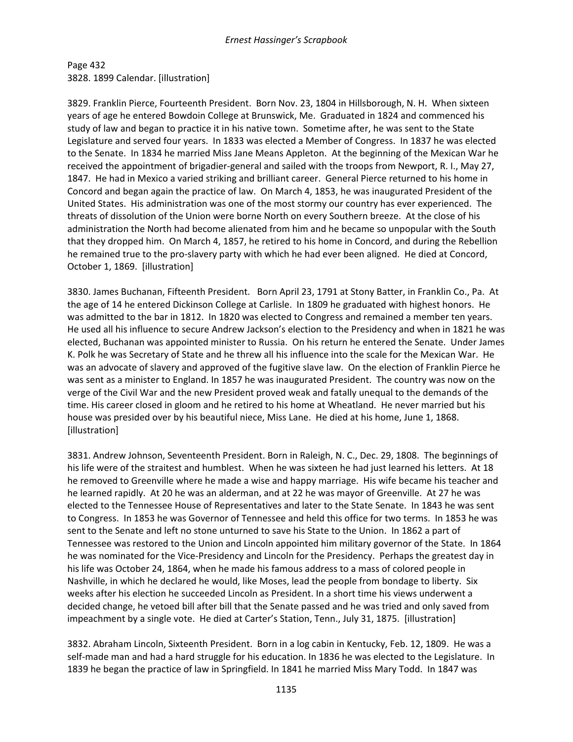Page 432
3828. 1899 Calendar. [illustration]

3829. Franklin Pierce, Fourteenth President. Born Nov. 23, 1804 in Hillsborough, N. H. When sixteen years of age he entered Bowdoin College at Brunswick, Me. Graduated in 1824 and commenced his study of law and began to practice it in his native town. Sometime after, he was sent to the State Legislature and served four years. In 1833 was elected a Member of Congress. In 1837 he was elected to the Senate. In 1834 he married Miss Jane Means Appleton. At the beginning of the Mexican War he received the appointment of brigadier-general and sailed with the troops from Newport, R. I., May 27, 1847. He had in Mexico a varied striking and brilliant career. General Pierce returned to his home in Concord and began again the practice of law. On March 4, 1853, he was inaugurated President of the United States. His administration was one of the most stormy our country has ever experienced. The threats of dissolution of the Union were borne North on every Southern breeze. At the close of his administration the North had become alienated from him and he became so unpopular with the South that they dropped him. On March 4, 1857, he retired to his home in Concord, and during the Rebellion he remained true to the pro-slavery party with which he had ever been aligned. He died at Concord, October 1, 1869. [illustration]

3830. James Buchanan, Fifteenth President. Born April 23, 1791 at Stony Batter, in Franklin Co., Pa. At the age of 14 he entered Dickinson College at Carlisle. In 1809 he graduated with highest honors. He was admitted to the bar in 1812. In 1820 was elected to Congress and remained a member ten years. He used all his influence to secure Andrew Jackson's election to the Presidency and when in 1821 he was elected, Buchanan was appointed minister to Russia. On his return he entered the Senate. Under James K. Polk he was Secretary of State and he threw all his influence into the scale for the Mexican War. He was an advocate of slavery and approved of the fugitive slave law. On the election of Franklin Pierce he was sent as a minister to England. In 1857 he was inaugurated President. The country was now on the verge of the Civil War and the new President proved weak and fatally unequal to the demands of the time. His career closed in gloom and he retired to his home at Wheatland. He never married but his house was presided over by his beautiful niece, Miss Lane. He died at his home, June 1, 1868. [illustration]

3831. Andrew Johnson, Seventeenth President. Born in Raleigh, N. C., Dec. 29, 1808. The beginnings of his life were of the straitest and humblest. When he was sixteen he had just learned his letters. At 18 he removed to Greenville where he made a wise and happy marriage. His wife became his teacher and he learned rapidly. At 20 he was an alderman, and at 22 he was mayor of Greenville. At 27 he was elected to the Tennessee House of Representatives and later to the State Senate. In 1843 he was sent to Congress. In 1853 he was Governor of Tennessee and held this office for two terms. In 1853 he was sent to the Senate and left no stone unturned to save his State to the Union. In 1862 a part of Tennessee was restored to the Union and Lincoln appointed him military governor of the State. In 1864 he was nominated for the Vice-Presidency and Lincoln for the Presidency. Perhaps the greatest day in his life was October 24, 1864, when he made his famous address to a mass of colored people in Nashville, in which he declared he would, like Moses, lead the people from bondage to liberty. Six weeks after his election he succeeded Lincoln as President. In a short time his views underwent a decided change, he vetoed bill after bill that the Senate passed and he was tried and only saved from impeachment by a single vote. He died at Carter's Station, Tenn., July 31, 1875. [illustration]

3832. Abraham Lincoln, Sixteenth President. Born in a log cabin in Kentucky, Feb. 12, 1809. He was a self-made man and had a hard struggle for his education. In 1836 he was elected to the Legislature. In 1839 he began the practice of law in Springfield. In 1841 he married Miss Mary Todd. In 1847 was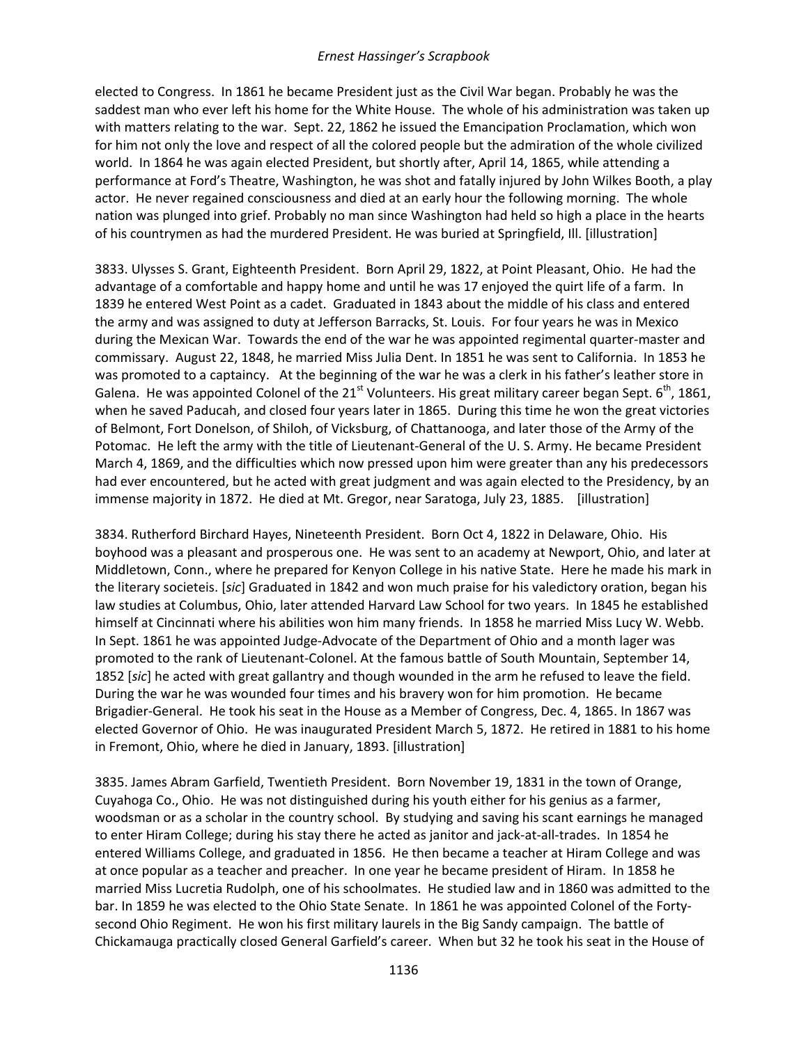elected to Congress. In 1861 he became President just as the Civil War began. Probably he was the saddest man who ever left his home for the White House. The whole of his administration was taken up with matters relating to the war. Sept. 22, 1862 he issued the Emancipation Proclamation, which won for him not only the love and respect of all the colored people but the admiration of the whole civilized world. In 1864 he was again elected President, but shortly after, April 14, 1865, while attending a performance at Ford's Theatre, Washington, he was shot and fatally injured by John Wilkes Booth, a play actor. He never regained consciousness and died at an early hour the following morning. The whole nation was plunged into grief. Probably no man since Washington had held so high a place in the hearts of his countrymen as had the murdered President. He was buried at Springfield, Ill. [illustration]

3833. Ulysses S. Grant, Eighteenth President. Born April 29, 1822, at Point Pleasant, Ohio. He had the advantage of a comfortable and happy home and until he was 17 enjoyed the quirt life of a farm. In 1839 he entered West Point as a cadet. Graduated in 1843 about the middle of his class and entered the army and was assigned to duty at Jefferson Barracks, St. Louis. For four years he was in Mexico during the Mexican War. Towards the end of the war he was appointed regimental quarter-master and commissary. August 22, 1848, he married Miss Julia Dent. In 1851 he was sent to California. In 1853 he was promoted to a captaincy. At the beginning of the war he was a clerk in his father's leather store in Galena. He was appointed Colonel of the 21st Volunteers. His great military career began Sept. 6th, 1861, when he saved Paducah, and closed four years later in 1865. During this time he won the great victories of Belmont, Fort Donelson, of Shiloh, of Vicksburg, of Chattanooga, and later those of the Army of the Potomac. He left the army with the title of Lieutenant-General of the U. S. Army. He became President March 4, 1869, and the difficulties which now pressed upon him were greater than any his predecessors had ever encountered, but he acted with great judgment and was again elected to the Presidency, by an immense majority in 1872. He died at Mt. Gregor, near Saratoga, July 23, 1885. [illustration]

3834. Rutherford Birchard Hayes, Nineteenth President. Born Oct 4, 1822 in Delaware, Ohio. His boyhood was a pleasant and prosperous one. He was sent to an academy at Newport, Ohio, and later at Middletown, Conn., where he prepared for Kenyon College in his native State. Here he made his mark in the literary societeis. [*sic*] Graduated in 1842 and won much praise for his valedictory oration, began his law studies at Columbus, Ohio, later attended Harvard Law School for two years. In 1845 he established himself at Cincinnati where his abilities won him many friends. In 1858 he married Miss Lucy W. Webb. In Sept. 1861 he was appointed Judge-Advocate of the Department of Ohio and a month lager was promoted to the rank of Lieutenant-Colonel. At the famous battle of South Mountain, September 14, 1852 [*sic*] he acted with great gallantry and though wounded in the arm he refused to leave the field. During the war he was wounded four times and his bravery won for him promotion. He became Brigadier-General. He took his seat in the House as a Member of Congress, Dec. 4, 1865. In 1867 was elected Governor of Ohio. He was inaugurated President March 5, 1872. He retired in 1881 to his home in Fremont, Ohio, where he died in January, 1893. [illustration]

3835. James Abram Garfield, Twentieth President. Born November 19, 1831 in the town of Orange, Cuyahoga Co., Ohio. He was not distinguished during his youth either for his genius as a farmer, woodsman or as a scholar in the country school. By studying and saving his scant earnings he managed to enter Hiram College; during his stay there he acted as janitor and jack-at-all-trades. In 1854 he entered Williams College, and graduated in 1856. He then became a teacher at Hiram College and was at once popular as a teacher and preacher. In one year he became president of Hiram. In 1858 he married Miss Lucretia Rudolph, one of his schoolmates. He studied law and in 1860 was admitted to the bar. In 1859 he was elected to the Ohio State Senate. In 1861 he was appointed Colonel of the Forty-second Ohio Regiment. He won his first military laurels in the Big Sandy campaign. The battle of Chickamauga practically closed General Garfield's career. When but 32 he took his seat in the House of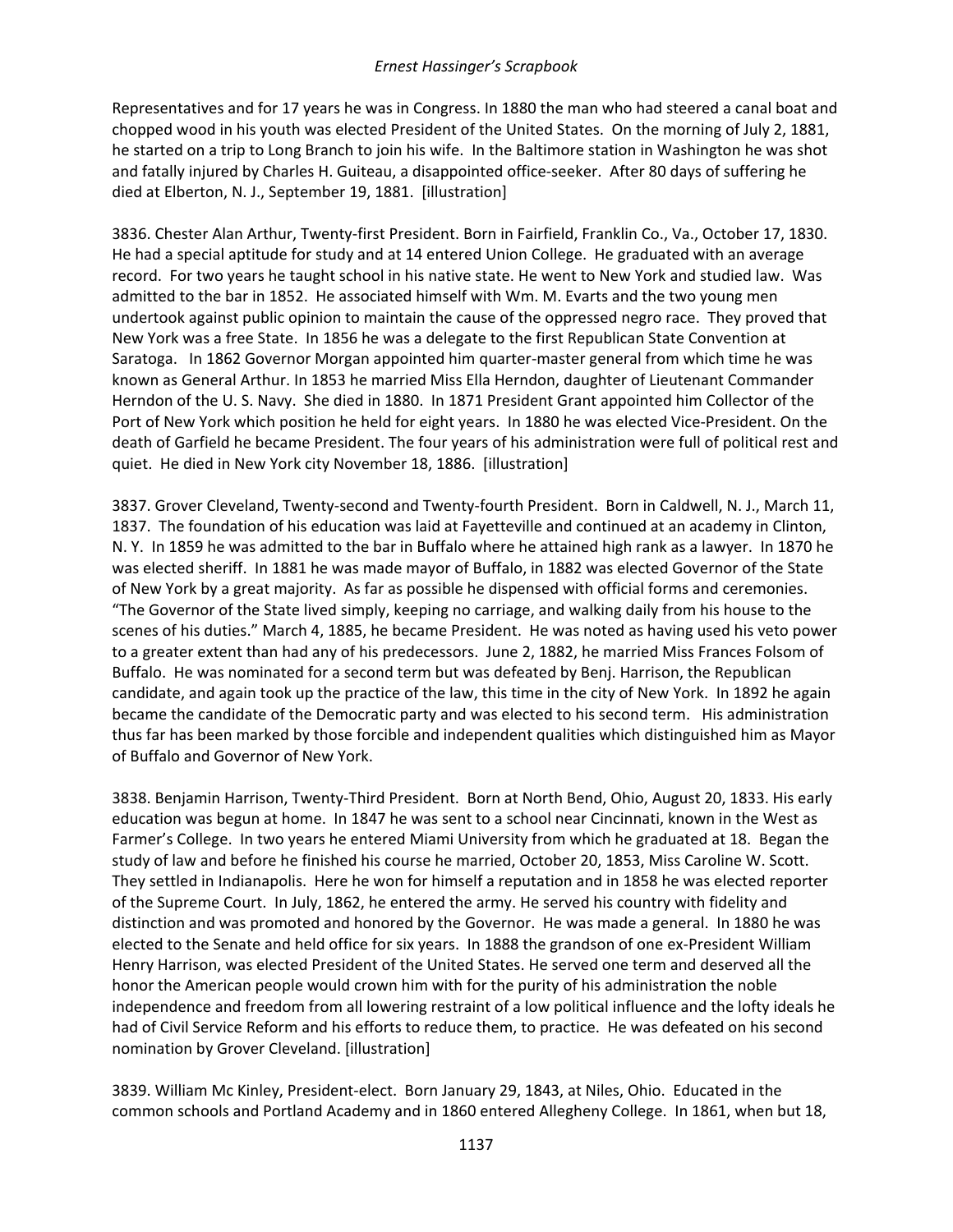Representatives and for 17 years he was in Congress. In 1880 the man who had steered a canal boat and chopped wood in his youth was elected President of the United States. On the morning of July 2, 1881, he started on a trip to Long Branch to join his wife. In the Baltimore station in Washington he was shot and fatally injured by Charles H. Guiteau, a disappointed office-seeker. After 80 days of suffering he died at Elberton, N. J., September 19, 1881. [illustration]

3836. Chester Alan Arthur, Twenty-first President. Born in Fairfield, Franklin Co., Va., October 17, 1830. He had a special aptitude for study and at 14 entered Union College. He graduated with an average record. For two years he taught school in his native state. He went to New York and studied law. Was admitted to the bar in 1852. He associated himself with Wm. M. Evarts and the two young men undertook against public opinion to maintain the cause of the oppressed negro race. They proved that New York was a free State. In 1856 he was a delegate to the first Republican State Convention at Saratoga. In 1862 Governor Morgan appointed him quarter-master general from which time he was known as General Arthur. In 1853 he married Miss Ella Herndon, daughter of Lieutenant Commander Herndon of the U. S. Navy. She died in 1880. In 1871 President Grant appointed him Collector of the Port of New York which position he held for eight years. In 1880 he was elected Vice-President. On the death of Garfield he became President. The four years of his administration were full of political rest and quiet. He died in New York city November 18, 1886. [illustration]

3837. Grover Cleveland, Twenty-second and Twenty-fourth President. Born in Caldwell, N. J., March 11, 1837. The foundation of his education was laid at Fayetteville and continued at an academy in Clinton, N. Y. In 1859 he was admitted to the bar in Buffalo where he attained high rank as a lawyer. In 1870 he was elected sheriff. In 1881 he was made mayor of Buffalo, in 1882 was elected Governor of the State of New York by a great majority. As far as possible he dispensed with official forms and ceremonies. "The Governor of the State lived simply, keeping no carriage, and walking daily from his house to the scenes of his duties." March 4, 1885, he became President. He was noted as having used his veto power to a greater extent than had any of his predecessors. June 2, 1882, he married Miss Frances Folsom of Buffalo. He was nominated for a second term but was defeated by Benj. Harrison, the Republican candidate, and again took up the practice of the law, this time in the city of New York. In 1892 he again became the candidate of the Democratic party and was elected to his second term. His administration thus far has been marked by those forcible and independent qualities which distinguished him as Mayor of Buffalo and Governor of New York.

3838. Benjamin Harrison, Twenty-Third President. Born at North Bend, Ohio, August 20, 1833. His early education was begun at home. In 1847 he was sent to a school near Cincinnati, known in the West as Farmer's College. In two years he entered Miami University from which he graduated at 18. Began the study of law and before he finished his course he married, October 20, 1853, Miss Caroline W. Scott. They settled in Indianapolis. Here he won for himself a reputation and in 1858 he was elected reporter of the Supreme Court. In July, 1862, he entered the army. He served his country with fidelity and distinction and was promoted and honored by the Governor. He was made a general. In 1880 he was elected to the Senate and held office for six years. In 1888 the grandson of one ex-President William Henry Harrison, was elected President of the United States. He served one term and deserved all the honor the American people would crown him with for the purity of his administration the noble independence and freedom from all lowering restraint of a low political influence and the lofty ideals he had of Civil Service Reform and his efforts to reduce them, to practice. He was defeated on his second nomination by Grover Cleveland. [illustration]

3839. William Mc Kinley, President-elect. Born January 29, 1843, at Niles, Ohio. Educated in the common schools and Portland Academy and in 1860 entered Allegheny College. In 1861, when but 18,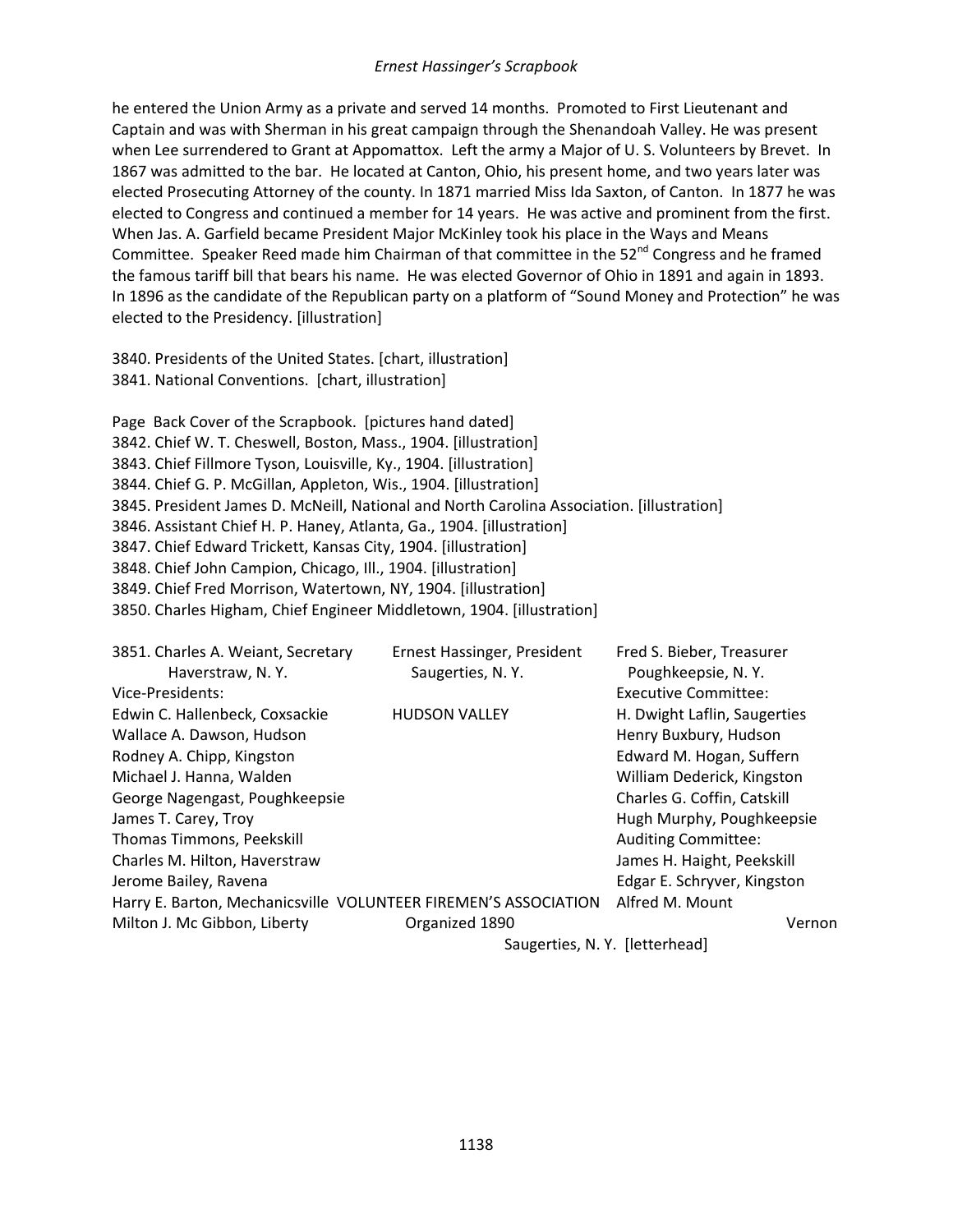he entered the Union Army as a private and served 14 months. Promoted to First Lieutenant and Captain and was with Sherman in his great campaign through the Shenandoah Valley. He was present when Lee surrendered to Grant at Appomattox. Left the army a Major of U. S. Volunteers by Brevet. In 1867 was admitted to the bar. He located at Canton, Ohio, his present home, and two years later was elected Prosecuting Attorney of the county. In 1871 married Miss Ida Saxton, of Canton. In 1877 he was elected to Congress and continued a member for 14 years. He was active and prominent from the first. When Jas. A. Garfield became President Major McKinley took his place in the Ways and Means Committee. Speaker Reed made him Chairman of that committee in the 52nd Congress and he framed the famous tariff bill that bears his name. He was elected Governor of Ohio in 1891 and again in 1893. In 1896 as the candidate of the Republican party on a platform of "Sound Money and Protection" he was elected to the Presidency. [illustration]

3840. Presidents of the United States. [chart, illustration]
3841. National Conventions. [chart, illustration]

Page Back Cover of the Scrapbook. [pictures hand dated]
3842. Chief W. T. Cheswell, Boston, Mass., 1904. [illustration]
3843. Chief Fillmore Tyson, Louisville, Ky., 1904. [illustration]
3844. Chief G. P. McGillan, Appleton, Wis., 1904. [illustration]
3845. President James D. McNeill, National and North Carolina Association. [illustration]
3846. Assistant Chief H. P. Haney, Atlanta, Ga., 1904. [illustration]
3847. Chief Edward Trickett, Kansas City, 1904. [illustration]
3848. Chief John Campion, Chicago, Ill., 1904. [illustration]
3849. Chief Fred Morrison, Watertown, NY, 1904. [illustration]
3850. Charles Higham, Chief Engineer Middletown, 1904. [illustration]

3851. Charles A. Weiant, Secretary, Haverstraw, N. Y.    Ernest Hassinger, President, Saugerties, N. Y.    Fred S. Bieber, Treasurer, Poughkeepsie, N. Y.

HUDSON VALLEY
VOLUNTEER FIREMEN'S ASSOCIATION
Organized 1890

Vice-Presidents:
Edwin C. Hallenbeck, Coxsackie
Wallace A. Dawson, Hudson
Rodney A. Chipp, Kingston
Michael J. Hanna, Walden
George Nagengast, Poughkeepsie
James T. Carey, Troy
Thomas Timmons, Peekskill
Charles M. Hilton, Haverstraw
Jerome Bailey, Ravena
Harry E. Barton, Mechanicsville
Milton J. Mc Gibbon, Liberty

Executive Committee:
H. Dwight Laflin, Saugerties
Henry Buxbury, Hudson
Edward M. Hogan, Suffern
William Dederick, Kingston
Charles G. Coffin, Catskill
Hugh Murphy, Poughkeepsie

Auditing Committee:
James H. Haight, Peekskill
Edgar E. Schryver, Kingston
Alfred M. Mount, Vernon

Saugerties, N. Y. [letterhead]